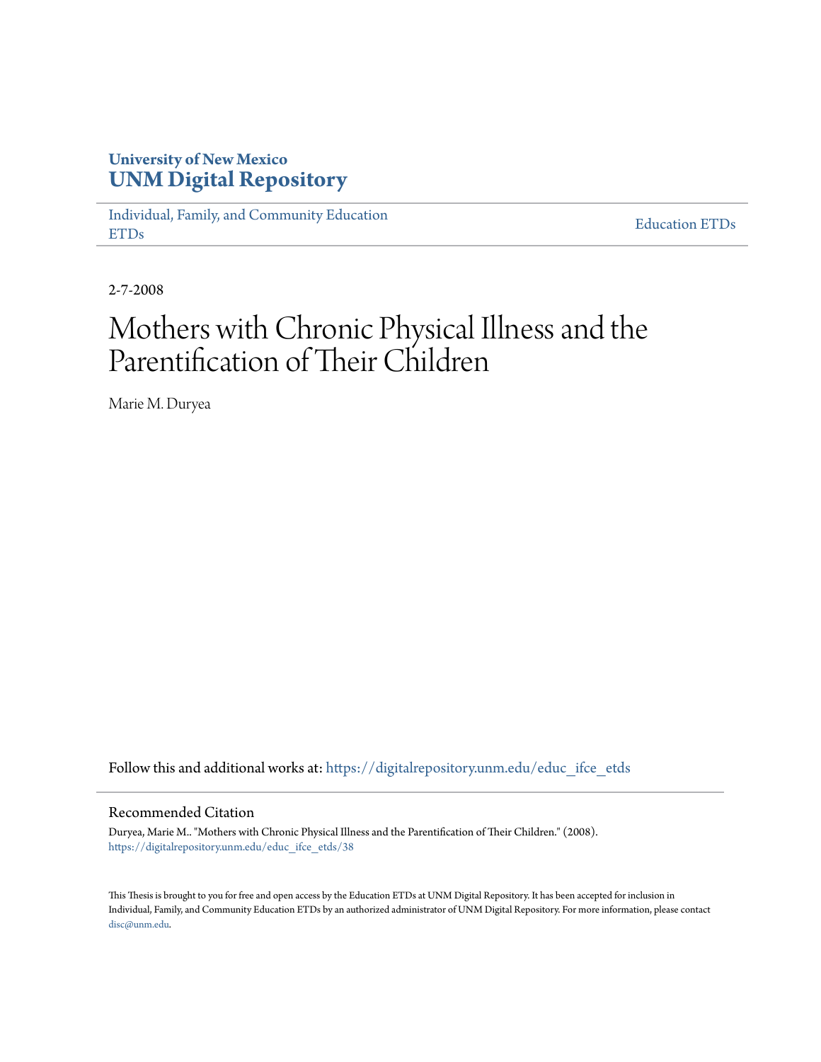University of New Mexico
**UNM Digital Repository**

Individual, Family, and Community Education ETDs

Education ETDs

2-7-2008

# Mothers with Chronic Physical Illness and the Parentification of Their Children

Marie M. Duryea

Follow this and additional works at: https://digitalrepository.unm.edu/educ_ifce_etds

## Recommended Citation

Duryea, Marie M.. "Mothers with Chronic Physical Illness and the Parentification of Their Children." (2008). https://digitalrepository.unm.edu/educ_ifce_etds/38

This Thesis is brought to you for free and open access by the Education ETDs at UNM Digital Repository. It has been accepted for inclusion in Individual, Family, and Community Education ETDs by an authorized administrator of UNM Digital Repository. For more information, please contact disc@unm.edu.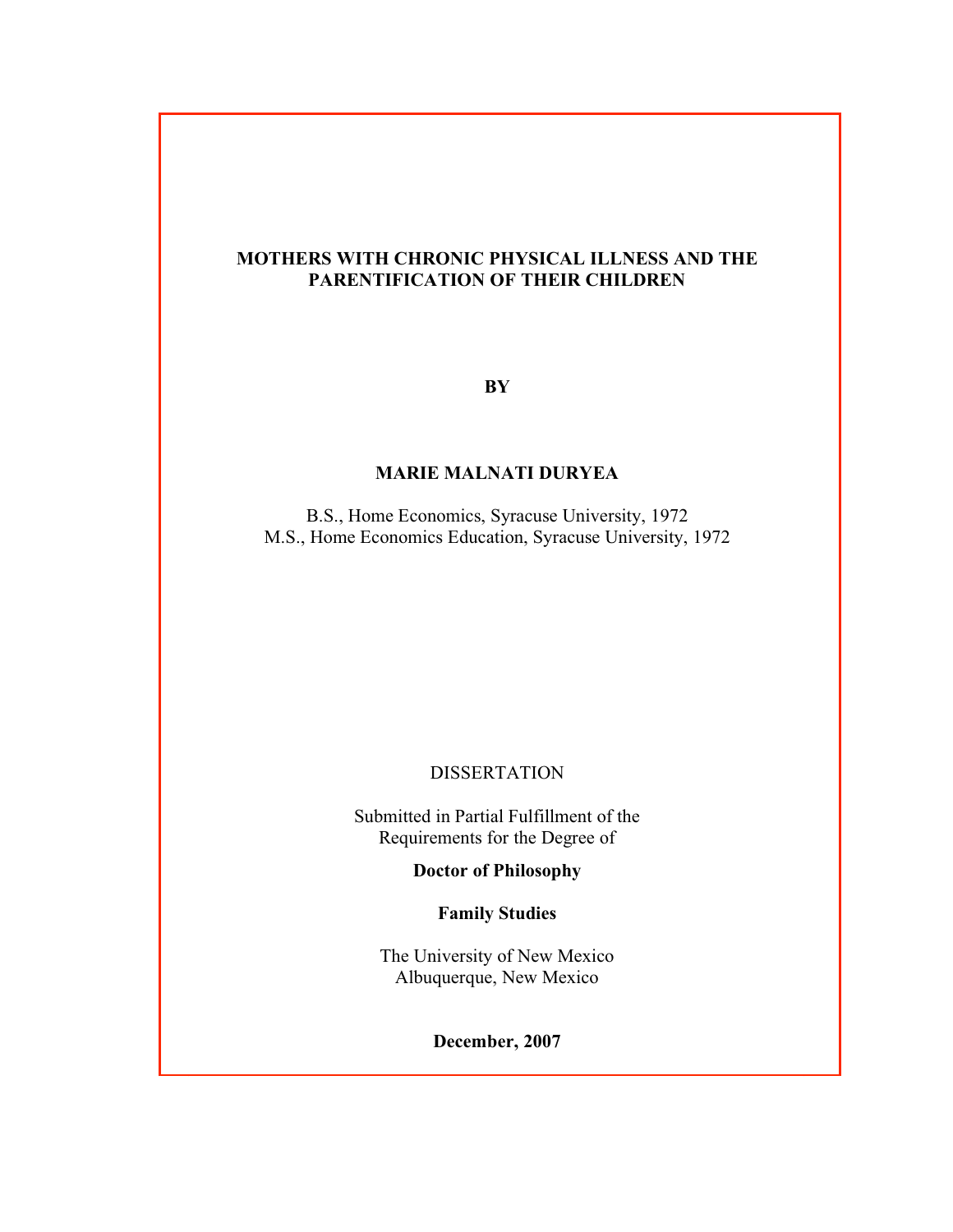# MOTHERS WITH CHRONIC PHYSICAL ILLNESS AND THE PARENTIFICATION OF THEIR CHILDREN

**BY**

**MARIE MALNATI DURYEA**

B.S., Home Economics, Syracuse University, 1972
M.S., Home Economics Education, Syracuse University, 1972

DISSERTATION

Submitted in Partial Fulfillment of the Requirements for the Degree of

**Doctor of Philosophy**

**Family Studies**

The University of New Mexico
Albuquerque, New Mexico

**December, 2007**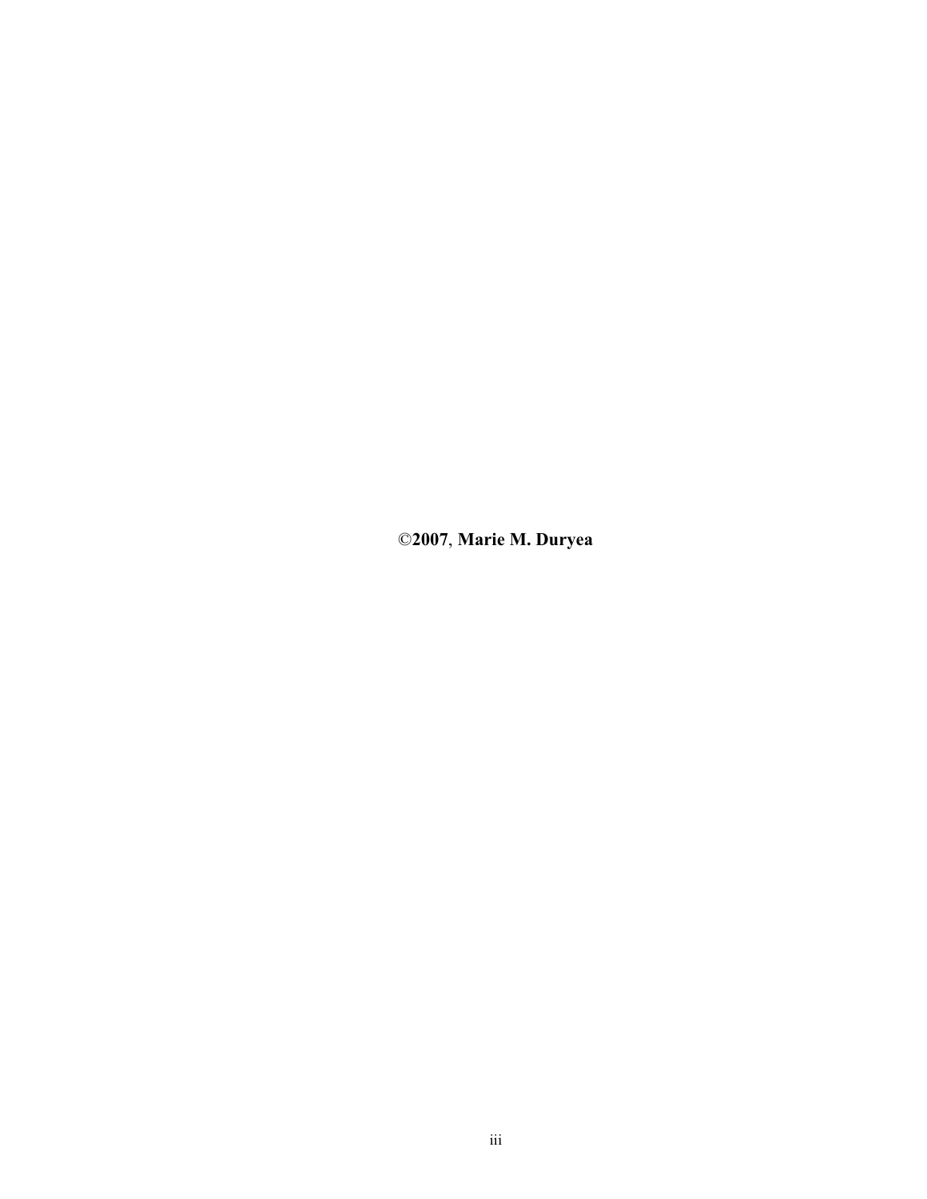**©2007, Marie M. Duryea**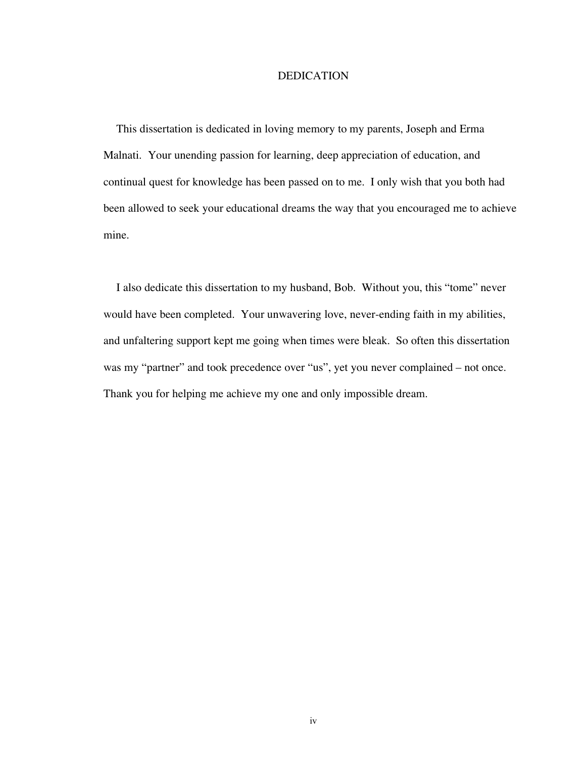# DEDICATION

This dissertation is dedicated in loving memory to my parents, Joseph and Erma Malnati. Your unending passion for learning, deep appreciation of education, and continual quest for knowledge has been passed on to me. I only wish that you both had been allowed to seek your educational dreams the way that you encouraged me to achieve mine.

I also dedicate this dissertation to my husband, Bob. Without you, this "tome" never would have been completed. Your unwavering love, never-ending faith in my abilities, and unfaltering support kept me going when times were bleak. So often this dissertation was my "partner" and took precedence over "us", yet you never complained – not once. Thank you for helping me achieve my one and only impossible dream.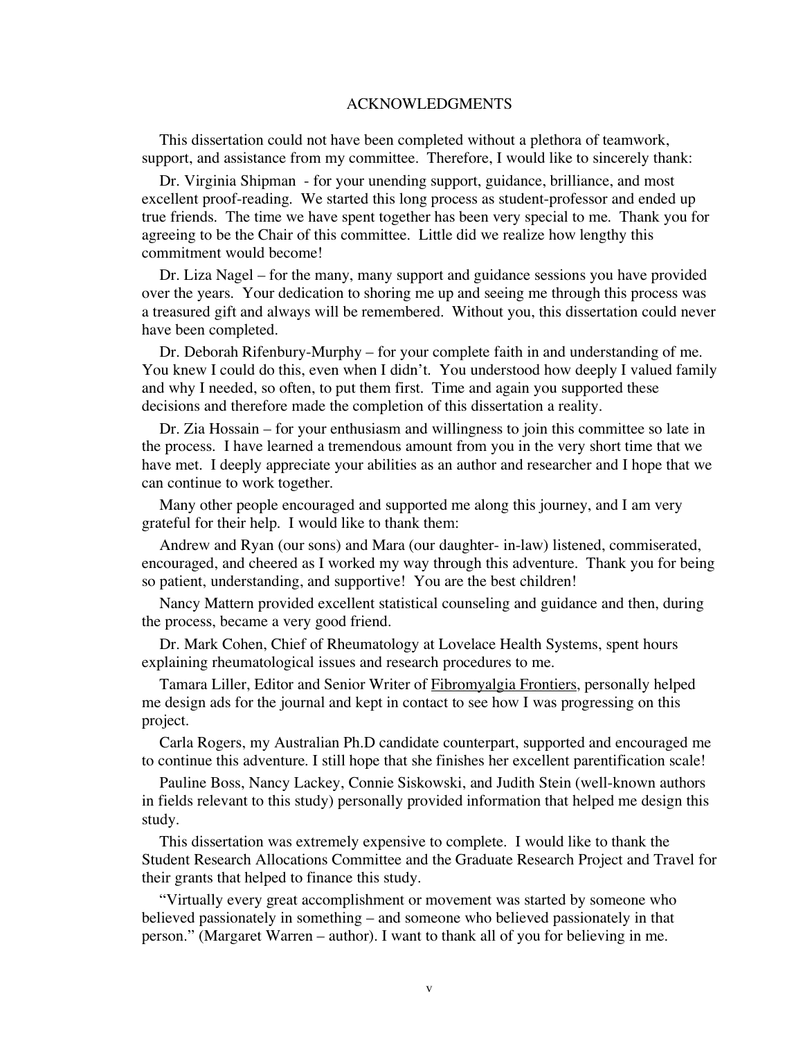## ACKNOWLEDGMENTS

This dissertation could not have been completed without a plethora of teamwork, support, and assistance from my committee. Therefore, I would like to sincerely thank:

Dr. Virginia Shipman - for your unending support, guidance, brilliance, and most excellent proof-reading. We started this long process as student-professor and ended up true friends. The time we have spent together has been very special to me. Thank you for agreeing to be the Chair of this committee. Little did we realize how lengthy this commitment would become!

Dr. Liza Nagel – for the many, many support and guidance sessions you have provided over the years. Your dedication to shoring me up and seeing me through this process was a treasured gift and always will be remembered. Without you, this dissertation could never have been completed.

Dr. Deborah Rifenbury-Murphy – for your complete faith in and understanding of me. You knew I could do this, even when I didn't. You understood how deeply I valued family and why I needed, so often, to put them first. Time and again you supported these decisions and therefore made the completion of this dissertation a reality.

Dr. Zia Hossain – for your enthusiasm and willingness to join this committee so late in the process. I have learned a tremendous amount from you in the very short time that we have met. I deeply appreciate your abilities as an author and researcher and I hope that we can continue to work together.

Many other people encouraged and supported me along this journey, and I am very grateful for their help. I would like to thank them:

Andrew and Ryan (our sons) and Mara (our daughter- in-law) listened, commiserated, encouraged, and cheered as I worked my way through this adventure. Thank you for being so patient, understanding, and supportive! You are the best children!

Nancy Mattern provided excellent statistical counseling and guidance and then, during the process, became a very good friend.

Dr. Mark Cohen, Chief of Rheumatology at Lovelace Health Systems, spent hours explaining rheumatological issues and research procedures to me.

Tamara Liller, Editor and Senior Writer of Fibromyalgia Frontiers, personally helped me design ads for the journal and kept in contact to see how I was progressing on this project.

Carla Rogers, my Australian Ph.D candidate counterpart, supported and encouraged me to continue this adventure. I still hope that she finishes her excellent parentification scale!

Pauline Boss, Nancy Lackey, Connie Siskowski, and Judith Stein (well-known authors in fields relevant to this study) personally provided information that helped me design this study.

This dissertation was extremely expensive to complete. I would like to thank the Student Research Allocations Committee and the Graduate Research Project and Travel for their grants that helped to finance this study.

"Virtually every great accomplishment or movement was started by someone who believed passionately in something – and someone who believed passionately in that person." (Margaret Warren – author). I want to thank all of you for believing in me.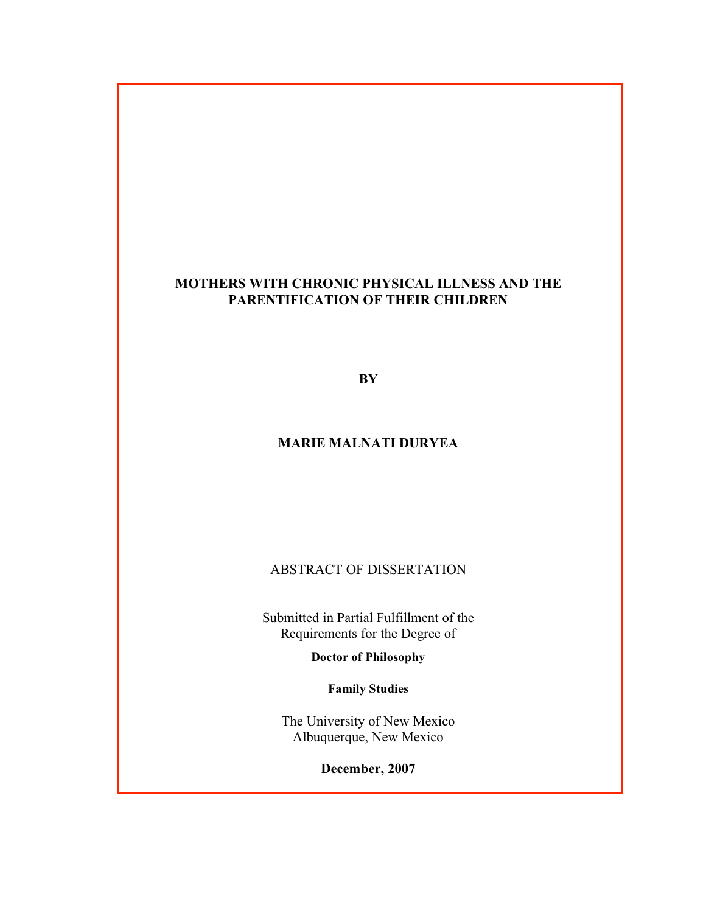**MOTHERS WITH CHRONIC PHYSICAL ILLNESS AND THE PARENTIFICATION OF THEIR CHILDREN**

**BY**

**MARIE MALNATI DURYEA**

ABSTRACT OF DISSERTATION

Submitted in Partial Fulfillment of the Requirements for the Degree of

**Doctor of Philosophy**

**Family Studies**

The University of New Mexico
Albuquerque, New Mexico

**December, 2007**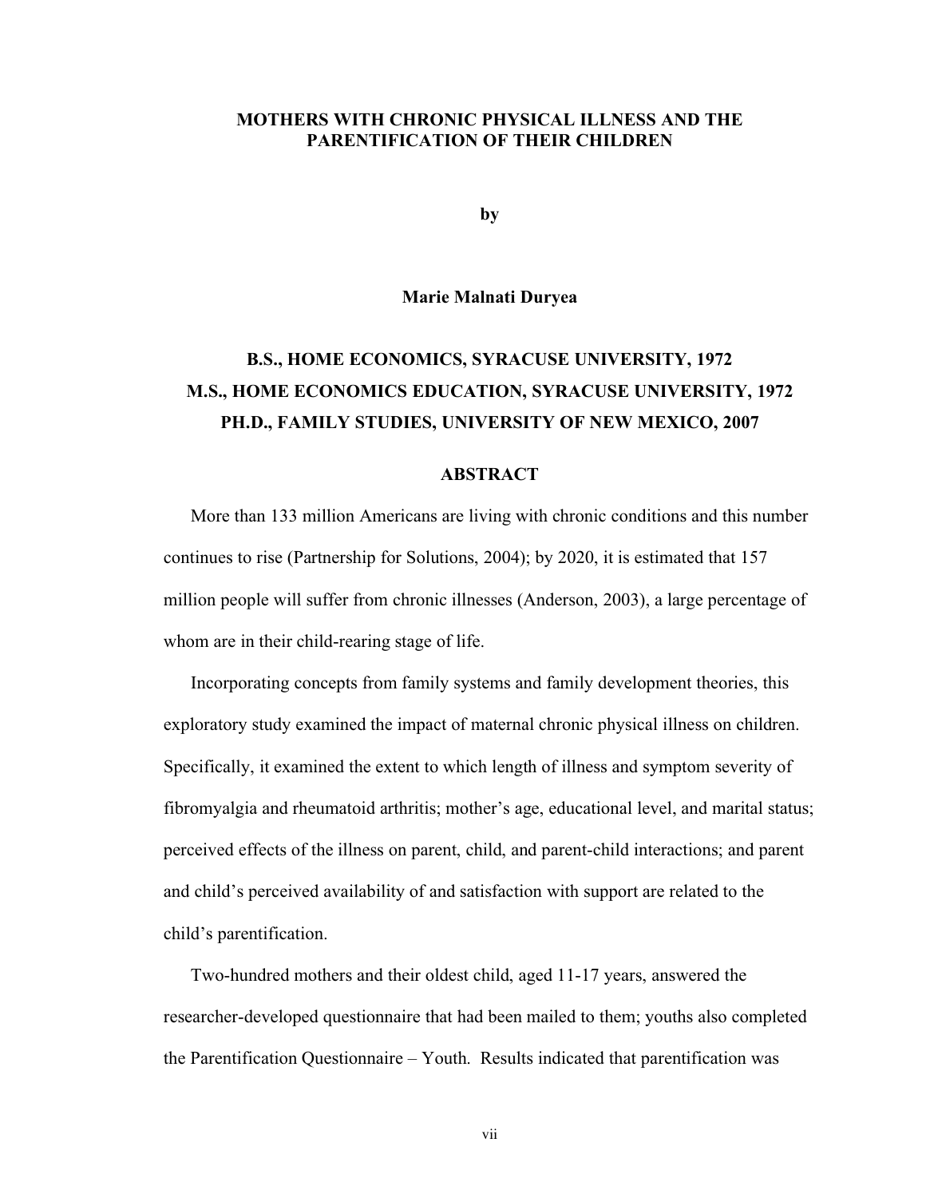**MOTHERS WITH CHRONIC PHYSICAL ILLNESS AND THE PARENTIFICATION OF THEIR CHILDREN**

**by**

**Marie Malnati Duryea**

**B.S., HOME ECONOMICS, SYRACUSE UNIVERSITY, 1972**
**M.S., HOME ECONOMICS EDUCATION, SYRACUSE UNIVERSITY, 1972**
**PH.D., FAMILY STUDIES, UNIVERSITY OF NEW MEXICO, 2007**

## ABSTRACT

More than 133 million Americans are living with chronic conditions and this number continues to rise (Partnership for Solutions, 2004); by 2020, it is estimated that 157 million people will suffer from chronic illnesses (Anderson, 2003), a large percentage of whom are in their child-rearing stage of life.

Incorporating concepts from family systems and family development theories, this exploratory study examined the impact of maternal chronic physical illness on children. Specifically, it examined the extent to which length of illness and symptom severity of fibromyalgia and rheumatoid arthritis; mother's age, educational level, and marital status; perceived effects of the illness on parent, child, and parent-child interactions; and parent and child's perceived availability of and satisfaction with support are related to the child's parentification.

Two-hundred mothers and their oldest child, aged 11-17 years, answered the researcher-developed questionnaire that had been mailed to them; youths also completed the Parentification Questionnaire – Youth. Results indicated that parentification was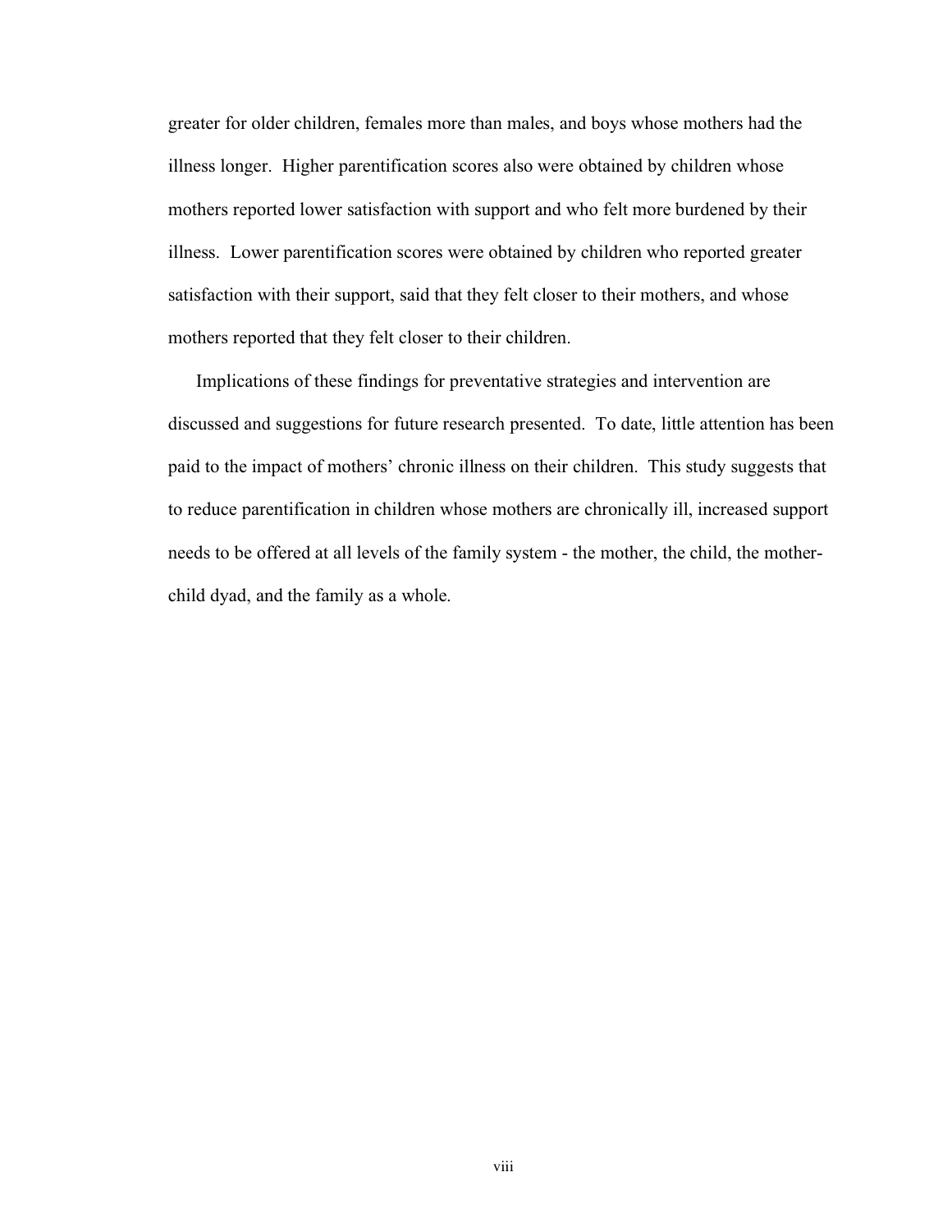greater for older children, females more than males, and boys whose mothers had the illness longer. Higher parentification scores also were obtained by children whose mothers reported lower satisfaction with support and who felt more burdened by their illness. Lower parentification scores were obtained by children who reported greater satisfaction with their support, said that they felt closer to their mothers, and whose mothers reported that they felt closer to their children.

Implications of these findings for preventative strategies and intervention are discussed and suggestions for future research presented. To date, little attention has been paid to the impact of mothers' chronic illness on their children. This study suggests that to reduce parentification in children whose mothers are chronically ill, increased support needs to be offered at all levels of the family system - the mother, the child, the mother-child dyad, and the family as a whole.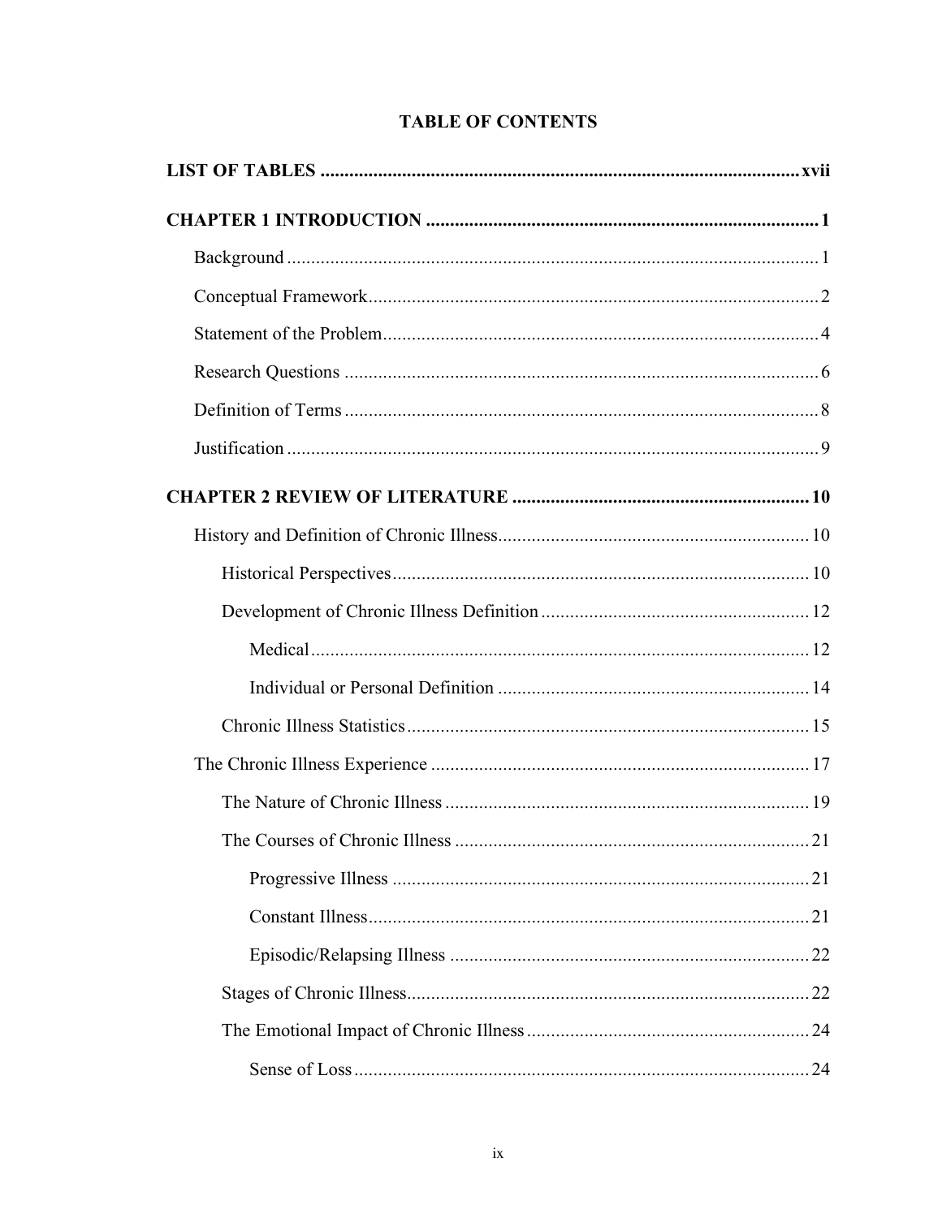# TABLE OF CONTENTS

**LIST OF TABLES** .......... xvii

**CHAPTER 1 INTRODUCTION** .......... 1

- Background .......... 1
- Conceptual Framework .......... 2
- Statement of the Problem .......... 4
- Research Questions .......... 6
- Definition of Terms .......... 8
- Justification .......... 9

**CHAPTER 2 REVIEW OF LITERATURE** .......... 10

- History and Definition of Chronic Illness .......... 10
  - Historical Perspectives .......... 10
  - Development of Chronic Illness Definition .......... 12
    - Medical .......... 12
    - Individual or Personal Definition .......... 14
  - Chronic Illness Statistics .......... 15
- The Chronic Illness Experience .......... 17
  - The Nature of Chronic Illness .......... 19
  - The Courses of Chronic Illness .......... 21
    - Progressive Illness .......... 21
    - Constant Illness .......... 21
    - Episodic/Relapsing Illness .......... 22
  - Stages of Chronic Illness .......... 22
  - The Emotional Impact of Chronic Illness .......... 24
    - Sense of Loss .......... 24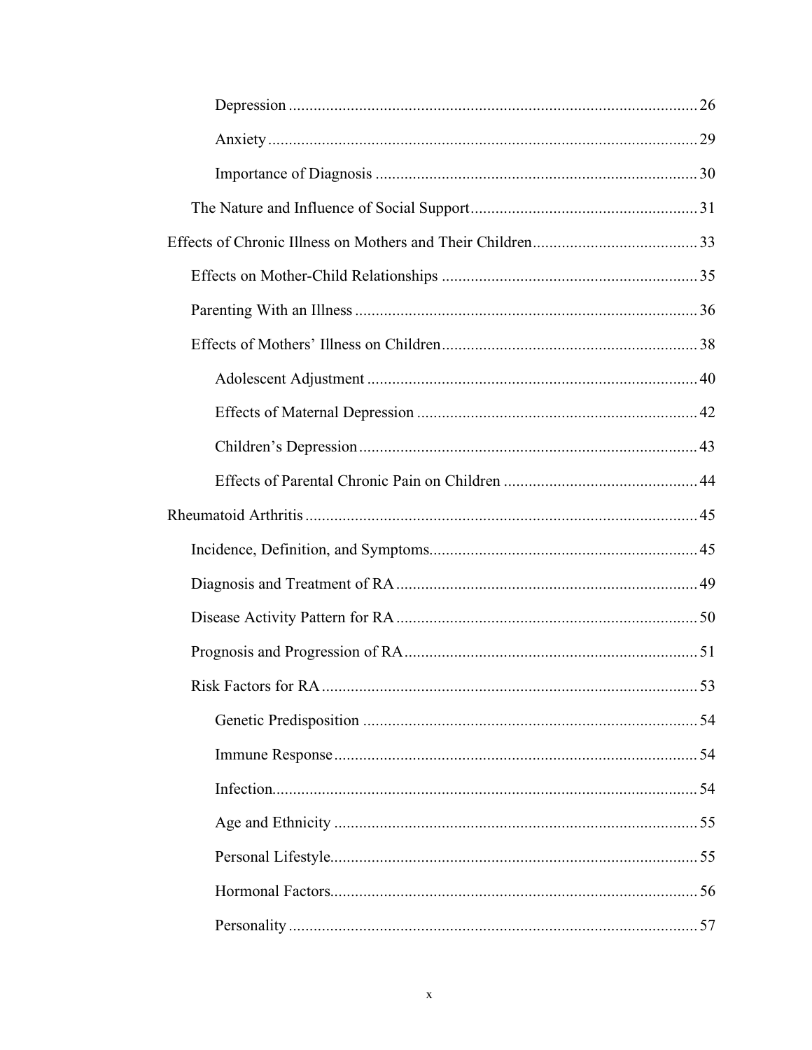Depression ........ 26

Anxiety ........ 29

Importance of Diagnosis ........ 30

The Nature and Influence of Social Support ........ 31

Effects of Chronic Illness on Mothers and Their Children ........ 33

Effects on Mother-Child Relationships ........ 35

Parenting With an Illness ........ 36

Effects of Mothers' Illness on Children ........ 38

Adolescent Adjustment ........ 40

Effects of Maternal Depression ........ 42

Children's Depression ........ 43

Effects of Parental Chronic Pain on Children ........ 44

Rheumatoid Arthritis ........ 45

Incidence, Definition, and Symptoms ........ 45

Diagnosis and Treatment of RA ........ 49

Disease Activity Pattern for RA ........ 50

Prognosis and Progression of RA ........ 51

Risk Factors for RA ........ 53

Genetic Predisposition ........ 54

Immune Response ........ 54

Infection ........ 54

Age and Ethnicity ........ 55

Personal Lifestyle ........ 55

Hormonal Factors ........ 56

Personality ........ 57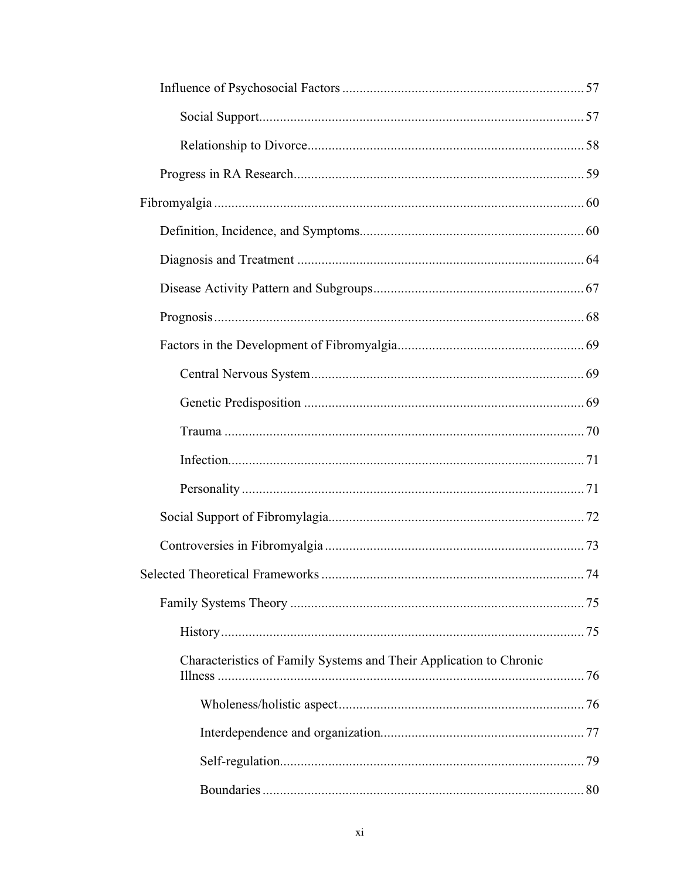Influence of Psychosocial Factors .................................................................... 57

Social Support............................................................................................ 57

Relationship to Divorce............................................................................... 58

Progress in RA Research................................................................................... 59

Fibromyalgia .......................................................................................................... 60

Definition, Incidence, and Symptoms................................................................ 60

Diagnosis and Treatment .................................................................................. 64

Disease Activity Pattern and Subgroups............................................................ 67

Prognosis.......................................................................................................... 68

Factors in the Development of Fibromyalgia..................................................... 69

Central Nervous System.............................................................................. 69

Genetic Predisposition ................................................................................ 69

Trauma ....................................................................................................... 70

Infection...................................................................................................... 71

Personality .................................................................................................. 71

Social Support of Fibromylagia........................................................................ 72

Controversies in Fibromyalgia .......................................................................... 73

Selected Theoretical Frameworks ........................................................................... 74

Family Systems Theory .................................................................................... 75

History........................................................................................................ 75

Characteristics of Family Systems and Their Application to Chronic Illness ......................................................................................................... 76

Wholeness/holistic aspect...................................................................... 76

Interdependence and organization.......................................................... 77

Self-regulation....................................................................................... 79

Boundaries ............................................................................................ 80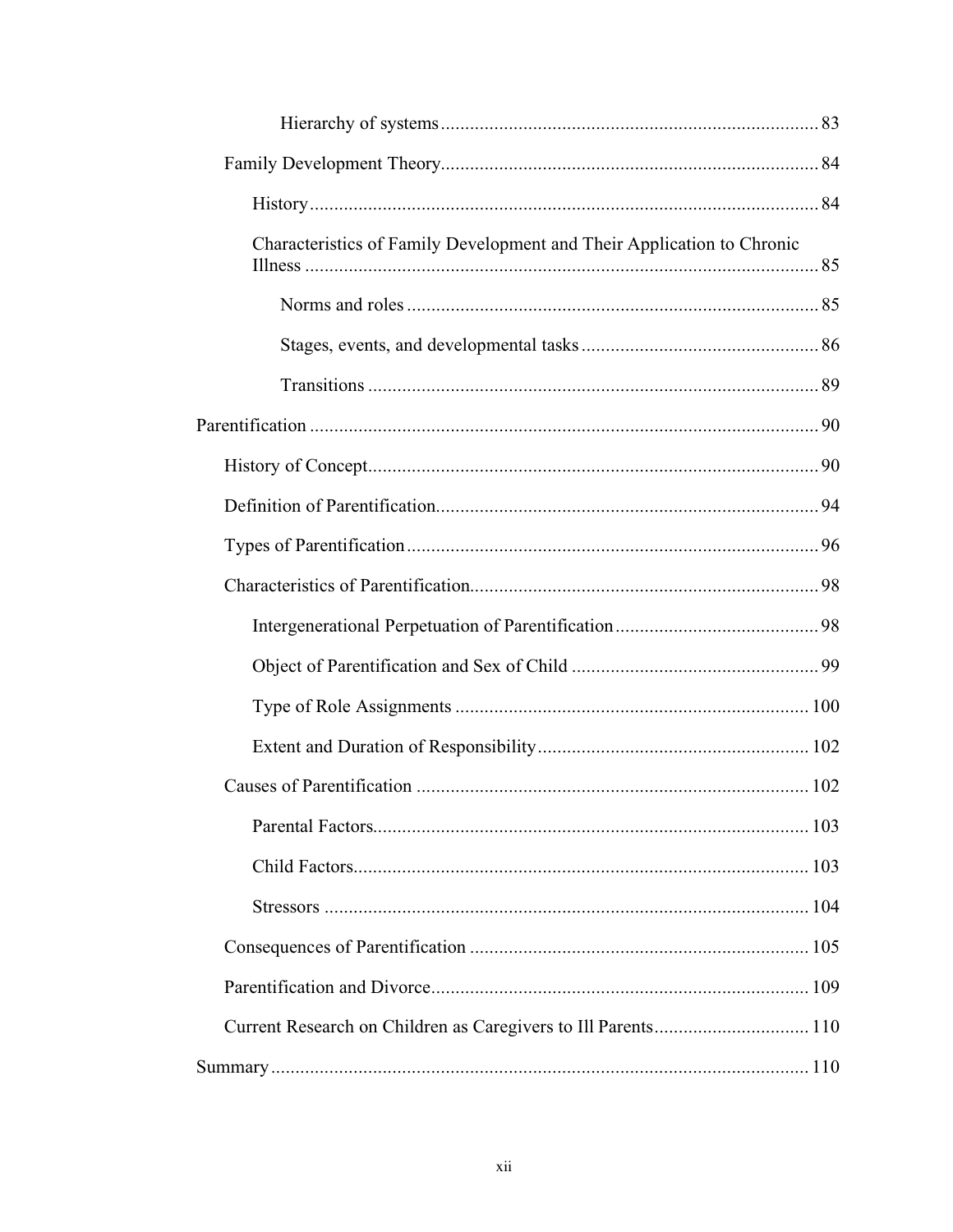Hierarchy of systems ... 83

Family Development Theory ... 84

History ... 84

Characteristics of Family Development and Their Application to Chronic Illness ... 85

Norms and roles ... 85

Stages, events, and developmental tasks ... 86

Transitions ... 89

Parentification ... 90

History of Concept ... 90

Definition of Parentification ... 94

Types of Parentification ... 96

Characteristics of Parentification ... 98

Intergenerational Perpetuation of Parentification ... 98

Object of Parentification and Sex of Child ... 99

Type of Role Assignments ... 100

Extent and Duration of Responsibility ... 102

Causes of Parentification ... 102

Parental Factors ... 103

Child Factors ... 103

Stressors ... 104

Consequences of Parentification ... 105

Parentification and Divorce ... 109

Current Research on Children as Caregivers to Ill Parents ... 110

Summary ... 110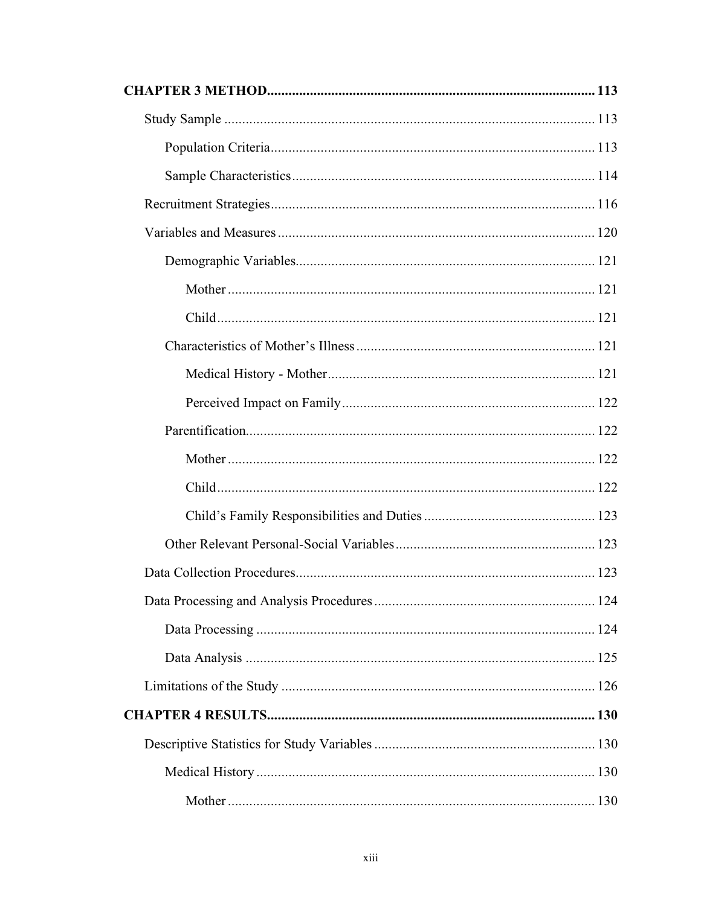**CHAPTER 3 METHOD** ........................................................................................... **113**

Study Sample ....................................................................................................... 113

Population Criteria .......................................................................................... 113

Sample Characteristics .................................................................................... 114

Recruitment Strategies .......................................................................................... 116

Variables and Measures ........................................................................................ 120

Demographic Variables ................................................................................... 121

Mother ........................................................................................................ 121

Child ........................................................................................................... 121

Characteristics of Mother's Illness .................................................................. 121

Medical History - Mother ........................................................................... 121

Perceived Impact on Family ....................................................................... 122

Parentification ................................................................................................. 122

Mother ........................................................................................................ 122

Child ........................................................................................................... 122

Child's Family Responsibilities and Duties ................................................ 123

Other Relevant Personal-Social Variables ....................................................... 123

Data Collection Procedures ................................................................................... 123

Data Processing and Analysis Procedures ............................................................. 124

Data Processing .............................................................................................. 124

Data Analysis .................................................................................................. 125

Limitations of the Study ....................................................................................... 126

**CHAPTER 4 RESULTS** ........................................................................................... **130**

Descriptive Statistics for Study Variables ............................................................. 130

Medical History .............................................................................................. 130

Mother ........................................................................................................ 130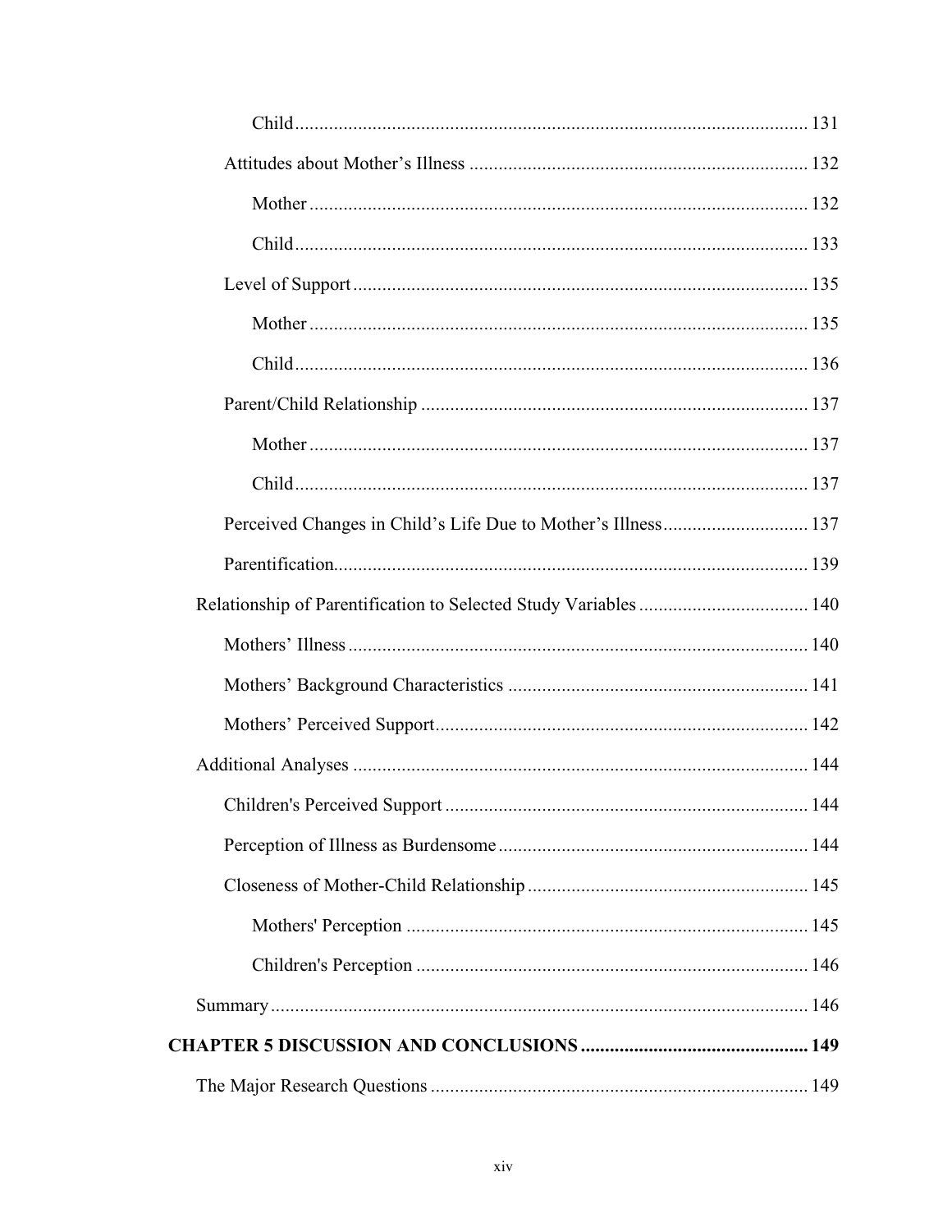Child ......................................................................................................... 131

Attitudes about Mother's Illness ..................................................................... 132

Mother ...................................................................................................... 132

Child ......................................................................................................... 133

Level of Support ............................................................................................. 135

Mother ...................................................................................................... 135

Child ......................................................................................................... 136

Parent/Child Relationship ............................................................................... 137

Mother ...................................................................................................... 137

Child ......................................................................................................... 137

Perceived Changes in Child's Life Due to Mother's Illness ............................. 137

Parentification.................................................................................................. 139

Relationship of Parentification to Selected Study Variables ................................... 140

Mothers' Illness ............................................................................................... 140

Mothers' Background Characteristics ............................................................. 141

Mothers' Perceived Support ............................................................................. 142

Additional Analyses ............................................................................................. 144

Children's Perceived Support ........................................................................... 144

Perception of Illness as Burdensome ............................................................... 144

Closeness of Mother-Child Relationship ......................................................... 145

Mothers' Perception .................................................................................. 145

Children's Perception ................................................................................ 146

Summary ............................................................................................................... 146

**CHAPTER 5 DISCUSSION AND CONCLUSIONS .............................................. 149**

The Major Research Questions ............................................................................. 149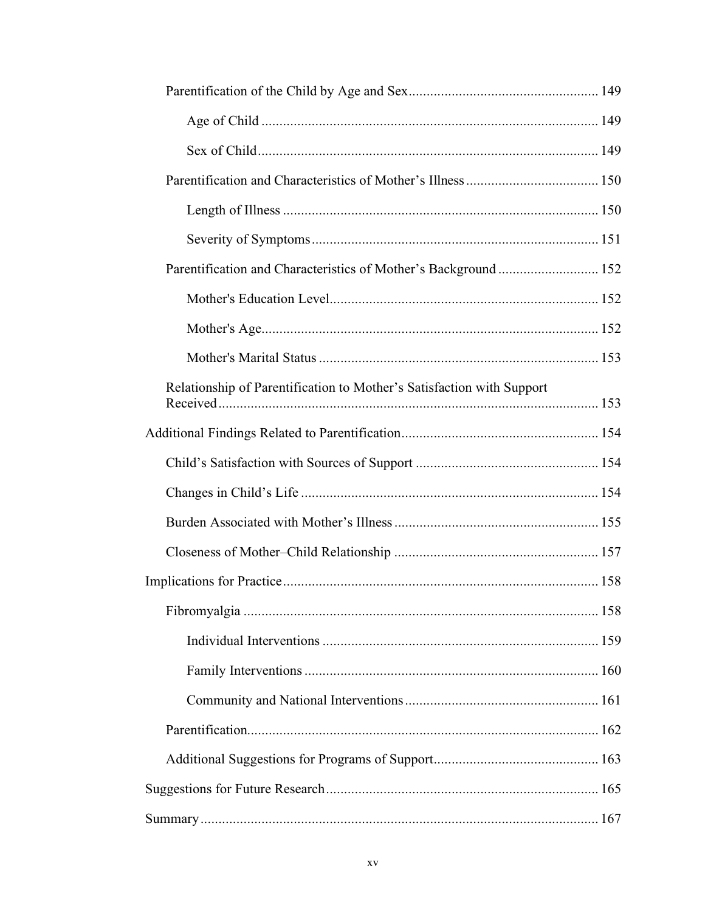Parentification of the Child by Age and Sex .................................................... 149

Age of Child ............................................................................................ 149

Sex of Child ............................................................................................. 149

Parentification and Characteristics of Mother's Illness ..................................... 150

Length of Illness ...................................................................................... 150

Severity of Symptoms .............................................................................. 151

Parentification and Characteristics of Mother's Background ............................ 152

Mother's Education Level ......................................................................... 152

Mother's Age ............................................................................................ 152

Mother's Marital Status ............................................................................ 153

Relationship of Parentification to Mother's Satisfaction with Support Received ........................................................................................................ 153

Additional Findings Related to Parentification ...................................................... 154

Child's Satisfaction with Sources of Support ................................................... 154

Changes in Child's Life .................................................................................. 154

Burden Associated with Mother's Illness ........................................................ 155

Closeness of Mother–Child Relationship ........................................................ 157

Implications for Practice ....................................................................................... 158

Fibromyalgia .................................................................................................. 158

Individual Interventions ............................................................................ 159

Family Interventions ................................................................................. 160

Community and National Interventions ..................................................... 161

Parentification ................................................................................................. 162

Additional Suggestions for Programs of Support ............................................. 163

Suggestions for Future Research ........................................................................... 165

Summary .............................................................................................................. 167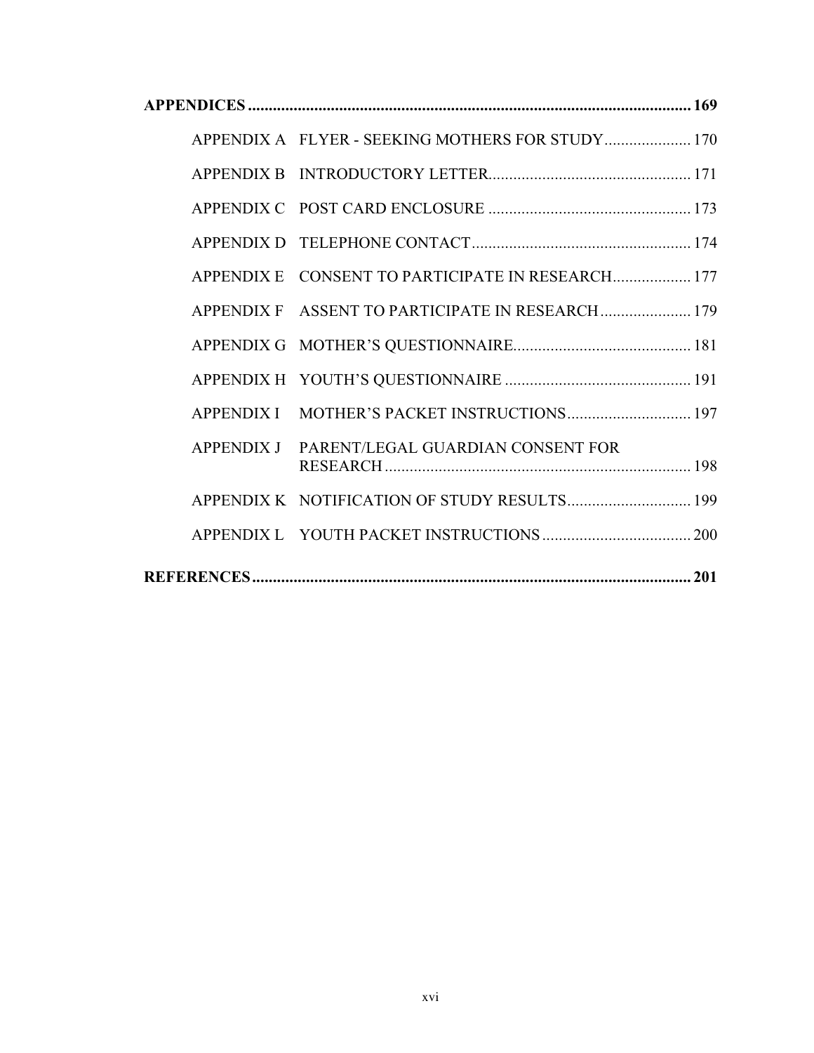**APPENDICES ........................................................................................................... 169**

APPENDIX A FLYER - SEEKING MOTHERS FOR STUDY..................... 170

APPENDIX B INTRODUCTORY LETTER................................................. 171

APPENDIX C POST CARD ENCLOSURE ................................................. 173

APPENDIX D TELEPHONE CONTACT..................................................... 174

APPENDIX E CONSENT TO PARTICIPATE IN RESEARCH................... 177

APPENDIX F ASSENT TO PARTICIPATE IN RESEARCH...................... 179

APPENDIX G MOTHER'S QUESTIONNAIRE........................................... 181

APPENDIX H YOUTH'S QUESTIONNAIRE ............................................. 191

APPENDIX I MOTHER'S PACKET INSTRUCTIONS.............................. 197

APPENDIX J PARENT/LEGAL GUARDIAN CONSENT FOR RESEARCH ........................................................................... 198

APPENDIX K NOTIFICATION OF STUDY RESULTS.............................. 199

APPENDIX L YOUTH PACKET INSTRUCTIONS.................................... 200

**REFERENCES........................................................................................................... 201**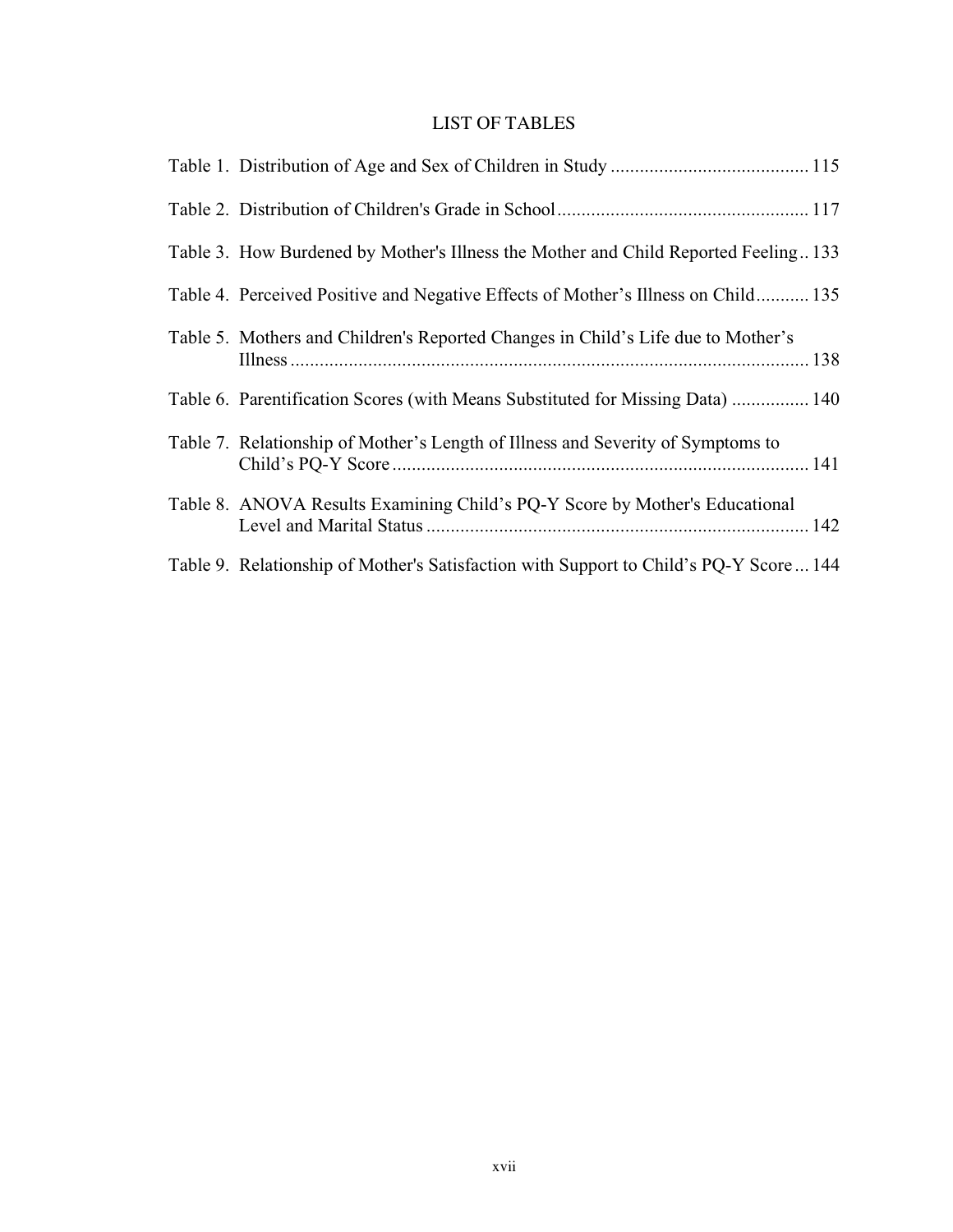# LIST OF TABLES

Table 1. Distribution of Age and Sex of Children in Study ........................................ 115

Table 2. Distribution of Children's Grade in School ................................................... 117

Table 3. How Burdened by Mother's Illness the Mother and Child Reported Feeling .. 133

Table 4. Perceived Positive and Negative Effects of Mother's Illness on Child ........... 135

Table 5. Mothers and Children's Reported Changes in Child's Life due to Mother's Illness ........................................................................................................ 138

Table 6. Parentification Scores (with Means Substituted for Missing Data) ................ 140

Table 7. Relationship of Mother's Length of Illness and Severity of Symptoms to Child's PQ-Y Score ..................................................................................... 141

Table 8. ANOVA Results Examining Child's PQ-Y Score by Mother's Educational Level and Marital Status .............................................................................. 142

Table 9. Relationship of Mother's Satisfaction with Support to Child's PQ-Y Score ... 144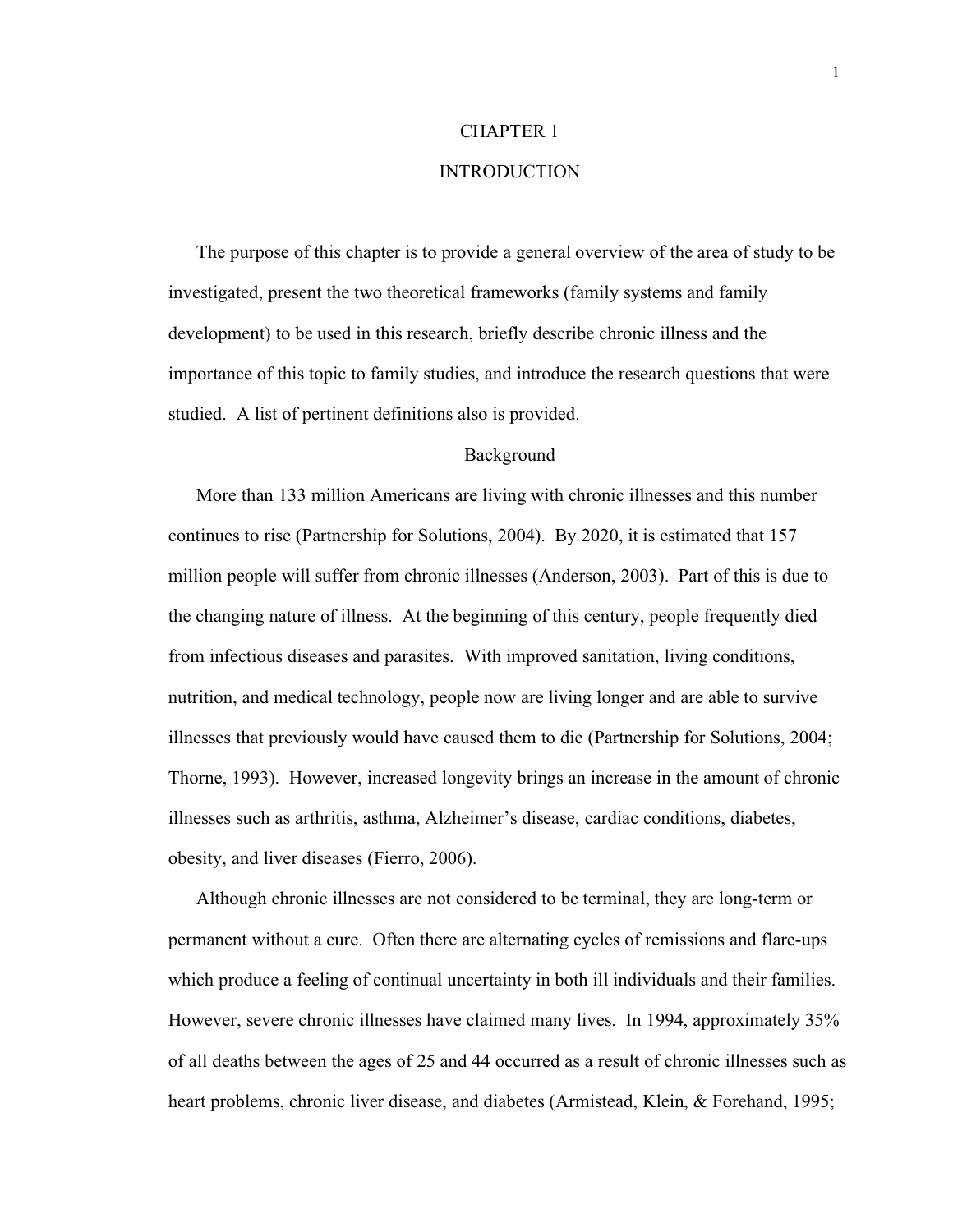# CHAPTER 1

# INTRODUCTION

The purpose of this chapter is to provide a general overview of the area of study to be investigated, present the two theoretical frameworks (family systems and family development) to be used in this research, briefly describe chronic illness and the importance of this topic to family studies, and introduce the research questions that were studied. A list of pertinent definitions also is provided.

## Background

More than 133 million Americans are living with chronic illnesses and this number continues to rise (Partnership for Solutions, 2004). By 2020, it is estimated that 157 million people will suffer from chronic illnesses (Anderson, 2003). Part of this is due to the changing nature of illness. At the beginning of this century, people frequently died from infectious diseases and parasites. With improved sanitation, living conditions, nutrition, and medical technology, people now are living longer and are able to survive illnesses that previously would have caused them to die (Partnership for Solutions, 2004; Thorne, 1993). However, increased longevity brings an increase in the amount of chronic illnesses such as arthritis, asthma, Alzheimer's disease, cardiac conditions, diabetes, obesity, and liver diseases (Fierro, 2006).

Although chronic illnesses are not considered to be terminal, they are long-term or permanent without a cure. Often there are alternating cycles of remissions and flare-ups which produce a feeling of continual uncertainty in both ill individuals and their families. However, severe chronic illnesses have claimed many lives. In 1994, approximately 35% of all deaths between the ages of 25 and 44 occurred as a result of chronic illnesses such as heart problems, chronic liver disease, and diabetes (Armistead, Klein, & Forehand, 1995;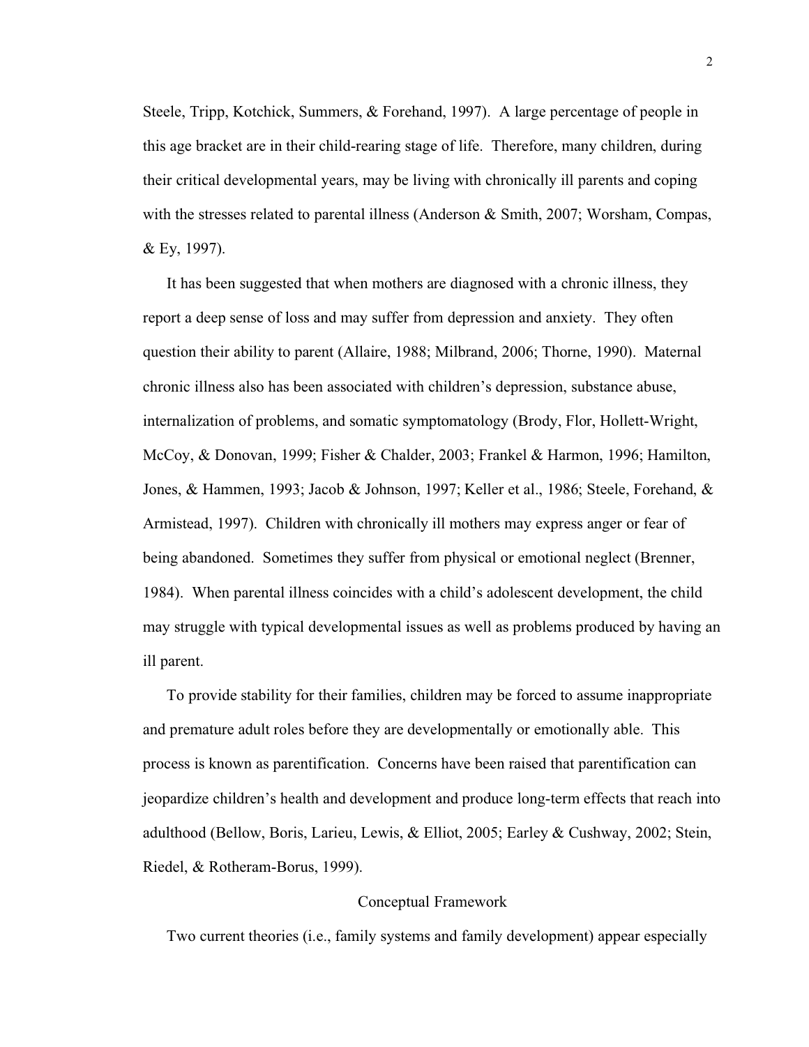Steele, Tripp, Kotchick, Summers, & Forehand, 1997). A large percentage of people in this age bracket are in their child-rearing stage of life. Therefore, many children, during their critical developmental years, may be living with chronically ill parents and coping with the stresses related to parental illness (Anderson & Smith, 2007; Worsham, Compas, & Ey, 1997).

It has been suggested that when mothers are diagnosed with a chronic illness, they report a deep sense of loss and may suffer from depression and anxiety. They often question their ability to parent (Allaire, 1988; Milbrand, 2006; Thorne, 1990). Maternal chronic illness also has been associated with children's depression, substance abuse, internalization of problems, and somatic symptomatology (Brody, Flor, Hollett-Wright, McCoy, & Donovan, 1999; Fisher & Chalder, 2003; Frankel & Harmon, 1996; Hamilton, Jones, & Hammen, 1993; Jacob & Johnson, 1997; Keller et al., 1986; Steele, Forehand, & Armistead, 1997). Children with chronically ill mothers may express anger or fear of being abandoned. Sometimes they suffer from physical or emotional neglect (Brenner, 1984). When parental illness coincides with a child's adolescent development, the child may struggle with typical developmental issues as well as problems produced by having an ill parent.

To provide stability for their families, children may be forced to assume inappropriate and premature adult roles before they are developmentally or emotionally able. This process is known as parentification. Concerns have been raised that parentification can jeopardize children's health and development and produce long-term effects that reach into adulthood (Bellow, Boris, Larieu, Lewis, & Elliot, 2005; Earley & Cushway, 2002; Stein, Riedel, & Rotheram-Borus, 1999).

## Conceptual Framework

Two current theories (i.e., family systems and family development) appear especially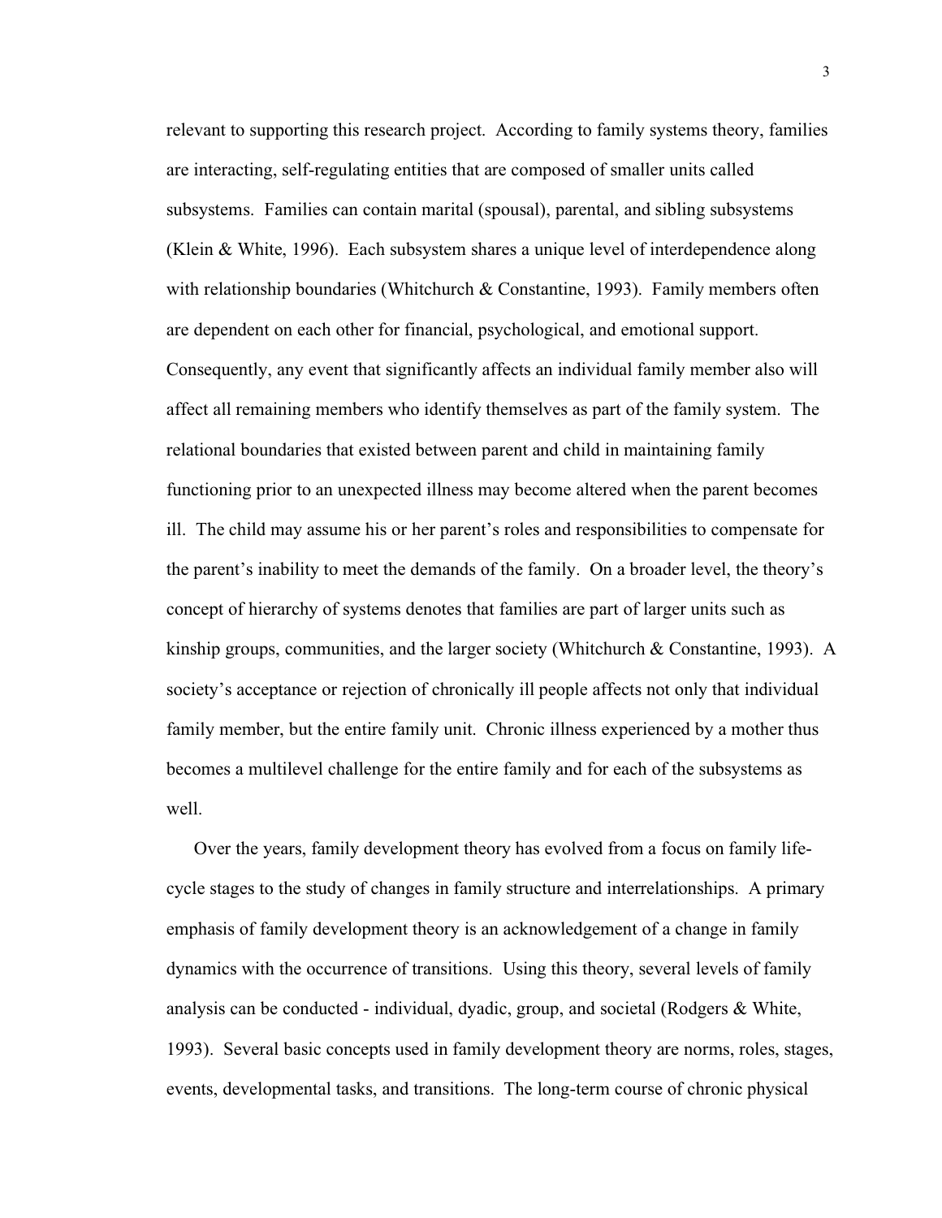relevant to supporting this research project. According to family systems theory, families are interacting, self-regulating entities that are composed of smaller units called subsystems. Families can contain marital (spousal), parental, and sibling subsystems (Klein & White, 1996). Each subsystem shares a unique level of interdependence along with relationship boundaries (Whitchurch & Constantine, 1993). Family members often are dependent on each other for financial, psychological, and emotional support. Consequently, any event that significantly affects an individual family member also will affect all remaining members who identify themselves as part of the family system. The relational boundaries that existed between parent and child in maintaining family functioning prior to an unexpected illness may become altered when the parent becomes ill. The child may assume his or her parent's roles and responsibilities to compensate for the parent's inability to meet the demands of the family. On a broader level, the theory's concept of hierarchy of systems denotes that families are part of larger units such as kinship groups, communities, and the larger society (Whitchurch & Constantine, 1993). A society's acceptance or rejection of chronically ill people affects not only that individual family member, but the entire family unit. Chronic illness experienced by a mother thus becomes a multilevel challenge for the entire family and for each of the subsystems as well.

Over the years, family development theory has evolved from a focus on family life-cycle stages to the study of changes in family structure and interrelationships. A primary emphasis of family development theory is an acknowledgement of a change in family dynamics with the occurrence of transitions. Using this theory, several levels of family analysis can be conducted - individual, dyadic, group, and societal (Rodgers & White, 1993). Several basic concepts used in family development theory are norms, roles, stages, events, developmental tasks, and transitions. The long-term course of chronic physical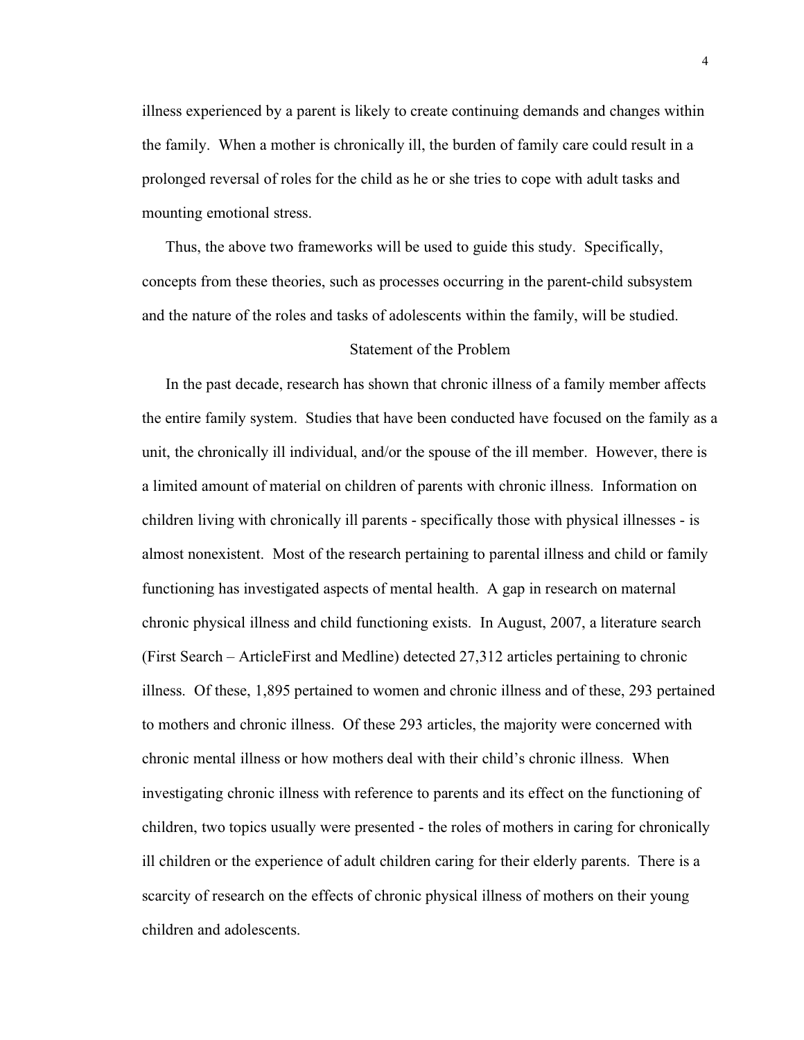illness experienced by a parent is likely to create continuing demands and changes within the family. When a mother is chronically ill, the burden of family care could result in a prolonged reversal of roles for the child as he or she tries to cope with adult tasks and mounting emotional stress.

Thus, the above two frameworks will be used to guide this study. Specifically, concepts from these theories, such as processes occurring in the parent-child subsystem and the nature of the roles and tasks of adolescents within the family, will be studied.

## Statement of the Problem

In the past decade, research has shown that chronic illness of a family member affects the entire family system. Studies that have been conducted have focused on the family as a unit, the chronically ill individual, and/or the spouse of the ill member. However, there is a limited amount of material on children of parents with chronic illness. Information on children living with chronically ill parents - specifically those with physical illnesses - is almost nonexistent. Most of the research pertaining to parental illness and child or family functioning has investigated aspects of mental health. A gap in research on maternal chronic physical illness and child functioning exists. In August, 2007, a literature search (First Search – ArticleFirst and Medline) detected 27,312 articles pertaining to chronic illness. Of these, 1,895 pertained to women and chronic illness and of these, 293 pertained to mothers and chronic illness. Of these 293 articles, the majority were concerned with chronic mental illness or how mothers deal with their child's chronic illness. When investigating chronic illness with reference to parents and its effect on the functioning of children, two topics usually were presented - the roles of mothers in caring for chronically ill children or the experience of adult children caring for their elderly parents. There is a scarcity of research on the effects of chronic physical illness of mothers on their young children and adolescents.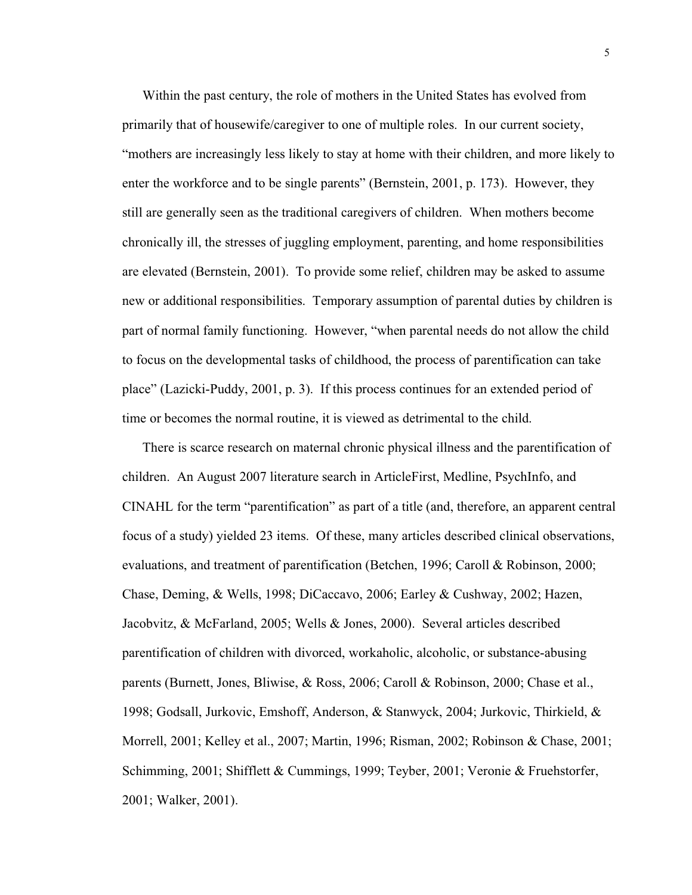Within the past century, the role of mothers in the United States has evolved from primarily that of housewife/caregiver to one of multiple roles. In our current society, "mothers are increasingly less likely to stay at home with their children, and more likely to enter the workforce and to be single parents" (Bernstein, 2001, p. 173). However, they still are generally seen as the traditional caregivers of children. When mothers become chronically ill, the stresses of juggling employment, parenting, and home responsibilities are elevated (Bernstein, 2001). To provide some relief, children may be asked to assume new or additional responsibilities. Temporary assumption of parental duties by children is part of normal family functioning. However, "when parental needs do not allow the child to focus on the developmental tasks of childhood, the process of parentification can take place" (Lazicki-Puddy, 2001, p. 3). If this process continues for an extended period of time or becomes the normal routine, it is viewed as detrimental to the child.

There is scarce research on maternal chronic physical illness and the parentification of children. An August 2007 literature search in ArticleFirst, Medline, PsychInfo, and CINAHL for the term "parentification" as part of a title (and, therefore, an apparent central focus of a study) yielded 23 items. Of these, many articles described clinical observations, evaluations, and treatment of parentification (Betchen, 1996; Caroll & Robinson, 2000; Chase, Deming, & Wells, 1998; DiCaccavo, 2006; Earley & Cushway, 2002; Hazen, Jacobvitz, & McFarland, 2005; Wells & Jones, 2000). Several articles described parentification of children with divorced, workaholic, alcoholic, or substance-abusing parents (Burnett, Jones, Bliwise, & Ross, 2006; Caroll & Robinson, 2000; Chase et al., 1998; Godsall, Jurkovic, Emshoff, Anderson, & Stanwyck, 2004; Jurkovic, Thirkield, & Morrell, 2001; Kelley et al., 2007; Martin, 1996; Risman, 2002; Robinson & Chase, 2001; Schimming, 2001; Shifflett & Cummings, 1999; Teyber, 2001; Veronie & Fruehstorfer, 2001; Walker, 2001).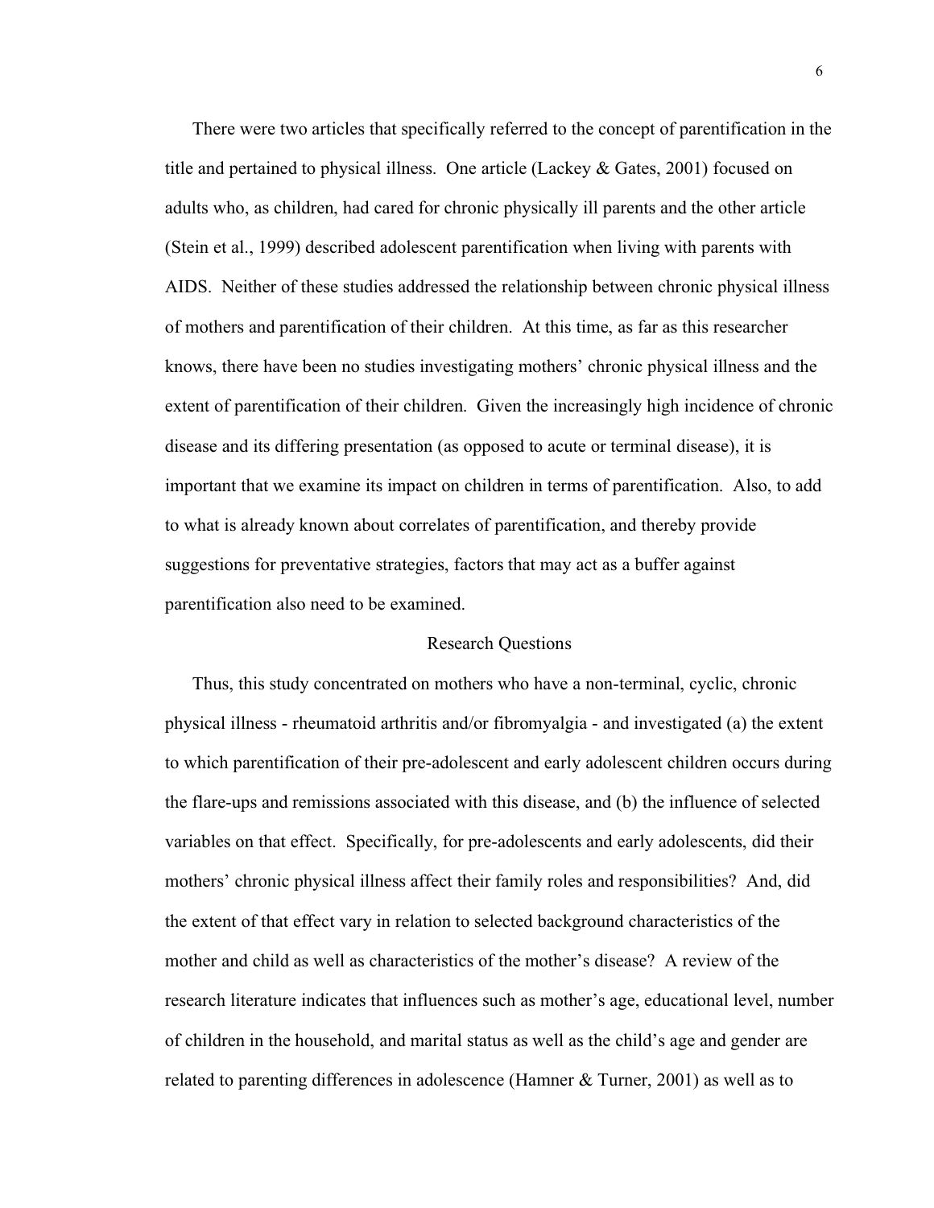There were two articles that specifically referred to the concept of parentification in the title and pertained to physical illness. One article (Lackey & Gates, 2001) focused on adults who, as children, had cared for chronic physically ill parents and the other article (Stein et al., 1999) described adolescent parentification when living with parents with AIDS. Neither of these studies addressed the relationship between chronic physical illness of mothers and parentification of their children. At this time, as far as this researcher knows, there have been no studies investigating mothers' chronic physical illness and the extent of parentification of their children. Given the increasingly high incidence of chronic disease and its differing presentation (as opposed to acute or terminal disease), it is important that we examine its impact on children in terms of parentification. Also, to add to what is already known about correlates of parentification, and thereby provide suggestions for preventative strategies, factors that may act as a buffer against parentification also need to be examined.

## Research Questions

Thus, this study concentrated on mothers who have a non-terminal, cyclic, chronic physical illness - rheumatoid arthritis and/or fibromyalgia - and investigated (a) the extent to which parentification of their pre-adolescent and early adolescent children occurs during the flare-ups and remissions associated with this disease, and (b) the influence of selected variables on that effect. Specifically, for pre-adolescents and early adolescents, did their mothers' chronic physical illness affect their family roles and responsibilities? And, did the extent of that effect vary in relation to selected background characteristics of the mother and child as well as characteristics of the mother's disease? A review of the research literature indicates that influences such as mother's age, educational level, number of children in the household, and marital status as well as the child's age and gender are related to parenting differences in adolescence (Hamner & Turner, 2001) as well as to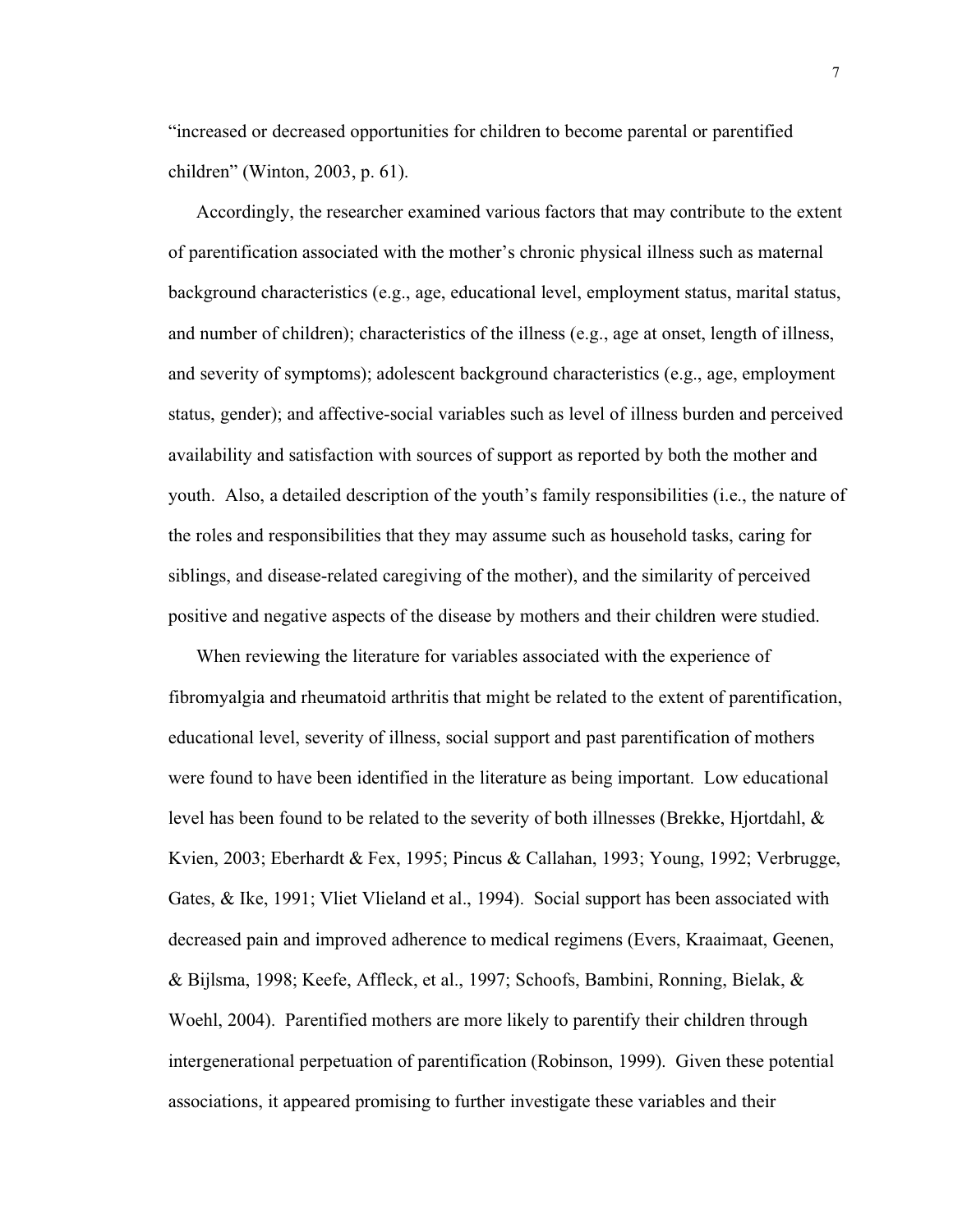"increased or decreased opportunities for children to become parental or parentified children" (Winton, 2003, p. 61).

Accordingly, the researcher examined various factors that may contribute to the extent of parentification associated with the mother's chronic physical illness such as maternal background characteristics (e.g., age, educational level, employment status, marital status, and number of children); characteristics of the illness (e.g., age at onset, length of illness, and severity of symptoms); adolescent background characteristics (e.g., age, employment status, gender); and affective-social variables such as level of illness burden and perceived availability and satisfaction with sources of support as reported by both the mother and youth. Also, a detailed description of the youth's family responsibilities (i.e., the nature of the roles and responsibilities that they may assume such as household tasks, caring for siblings, and disease-related caregiving of the mother), and the similarity of perceived positive and negative aspects of the disease by mothers and their children were studied.

When reviewing the literature for variables associated with the experience of fibromyalgia and rheumatoid arthritis that might be related to the extent of parentification, educational level, severity of illness, social support and past parentification of mothers were found to have been identified in the literature as being important. Low educational level has been found to be related to the severity of both illnesses (Brekke, Hjortdahl, & Kvien, 2003; Eberhardt & Fex, 1995; Pincus & Callahan, 1993; Young, 1992; Verbrugge, Gates, & Ike, 1991; Vliet Vlieland et al., 1994). Social support has been associated with decreased pain and improved adherence to medical regimens (Evers, Kraaimaat, Geenen, & Bijlsma, 1998; Keefe, Affleck, et al., 1997; Schoofs, Bambini, Ronning, Bielak, & Woehl, 2004). Parentified mothers are more likely to parentify their children through intergenerational perpetuation of parentification (Robinson, 1999). Given these potential associations, it appeared promising to further investigate these variables and their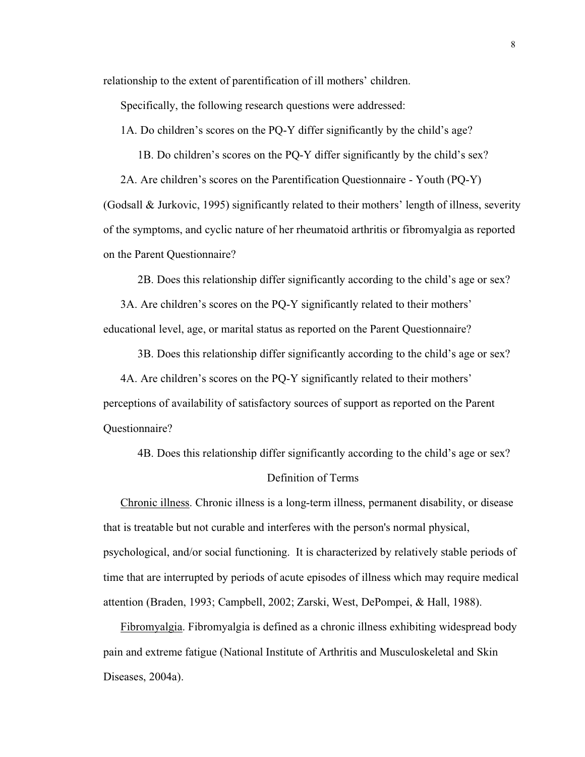relationship to the extent of parentification of ill mothers' children.

Specifically, the following research questions were addressed:

1A. Do children's scores on the PQ-Y differ significantly by the child's age?

1B. Do children's scores on the PQ-Y differ significantly by the child's sex?

2A. Are children's scores on the Parentification Questionnaire - Youth (PQ-Y) (Godsall & Jurkovic, 1995) significantly related to their mothers' length of illness, severity of the symptoms, and cyclic nature of her rheumatoid arthritis or fibromyalgia as reported on the Parent Questionnaire?

2B. Does this relationship differ significantly according to the child's age or sex?

3A. Are children's scores on the PQ-Y significantly related to their mothers' educational level, age, or marital status as reported on the Parent Questionnaire?

3B. Does this relationship differ significantly according to the child's age or sex?

4A. Are children's scores on the PQ-Y significantly related to their mothers' perceptions of availability of satisfactory sources of support as reported on the Parent Questionnaire?

4B. Does this relationship differ significantly according to the child's age or sex?

## Definition of Terms

Chronic illness. Chronic illness is a long-term illness, permanent disability, or disease that is treatable but not curable and interferes with the person's normal physical, psychological, and/or social functioning. It is characterized by relatively stable periods of time that are interrupted by periods of acute episodes of illness which may require medical attention (Braden, 1993; Campbell, 2002; Zarski, West, DePompei, & Hall, 1988).

Fibromyalgia. Fibromyalgia is defined as a chronic illness exhibiting widespread body pain and extreme fatigue (National Institute of Arthritis and Musculoskeletal and Skin Diseases, 2004a).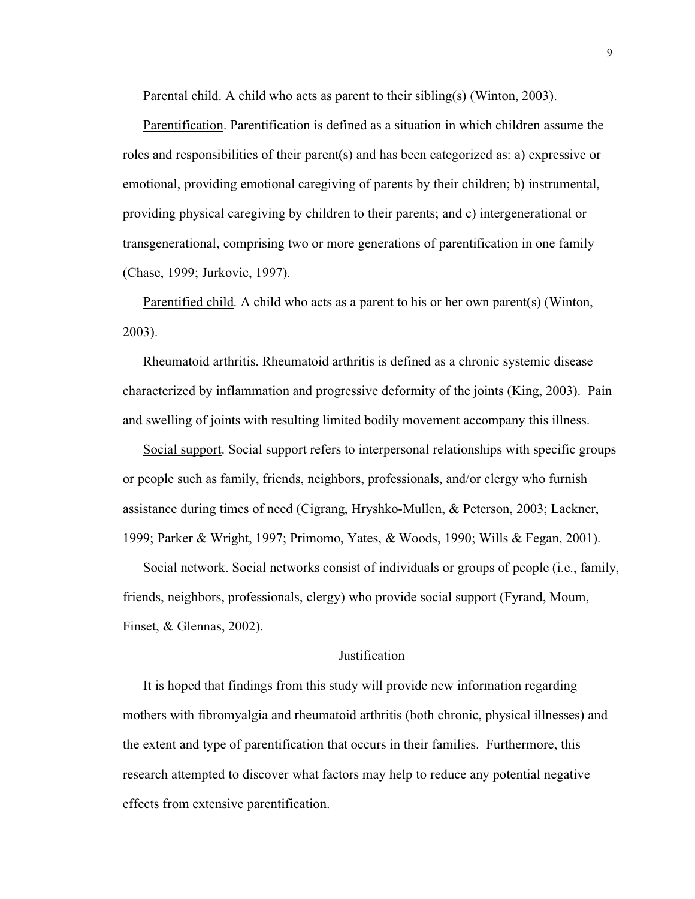Parental child. A child who acts as parent to their sibling(s) (Winton, 2003).

Parentification. Parentification is defined as a situation in which children assume the roles and responsibilities of their parent(s) and has been categorized as: a) expressive or emotional, providing emotional caregiving of parents by their children; b) instrumental, providing physical caregiving by children to their parents; and c) intergenerational or transgenerational, comprising two or more generations of parentification in one family (Chase, 1999; Jurkovic, 1997).

Parentified child. A child who acts as a parent to his or her own parent(s) (Winton, 2003).

Rheumatoid arthritis. Rheumatoid arthritis is defined as a chronic systemic disease characterized by inflammation and progressive deformity of the joints (King, 2003). Pain and swelling of joints with resulting limited bodily movement accompany this illness.

Social support. Social support refers to interpersonal relationships with specific groups or people such as family, friends, neighbors, professionals, and/or clergy who furnish assistance during times of need (Cigrang, Hryshko-Mullen, & Peterson, 2003; Lackner, 1999; Parker & Wright, 1997; Primomo, Yates, & Woods, 1990; Wills & Fegan, 2001).

Social network. Social networks consist of individuals or groups of people (i.e., family, friends, neighbors, professionals, clergy) who provide social support (Fyrand, Moum, Finset, & Glennas, 2002).

## Justification

It is hoped that findings from this study will provide new information regarding mothers with fibromyalgia and rheumatoid arthritis (both chronic, physical illnesses) and the extent and type of parentification that occurs in their families. Furthermore, this research attempted to discover what factors may help to reduce any potential negative effects from extensive parentification.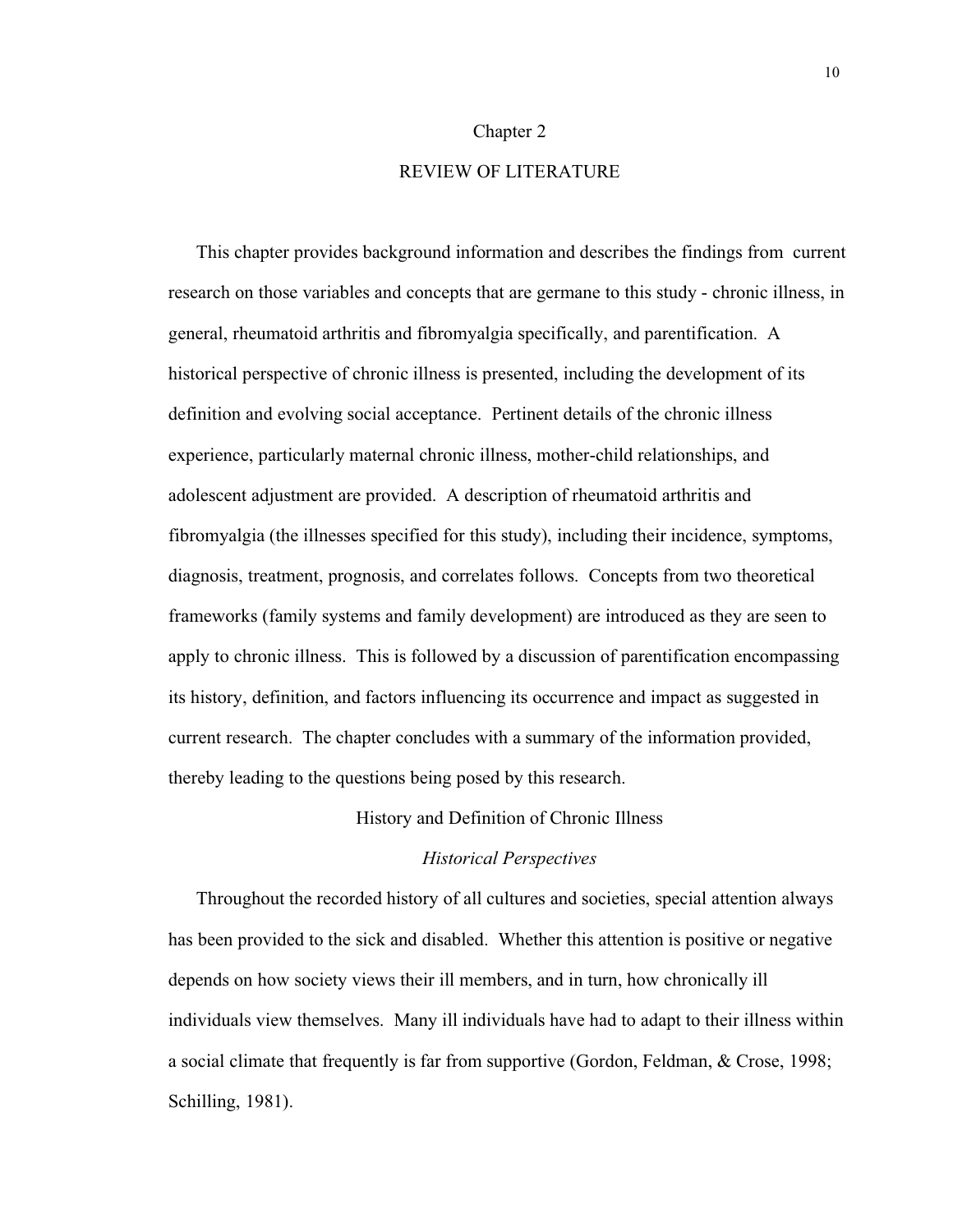# Chapter 2

# REVIEW OF LITERATURE

This chapter provides background information and describes the findings from current research on those variables and concepts that are germane to this study - chronic illness, in general, rheumatoid arthritis and fibromyalgia specifically, and parentification. A historical perspective of chronic illness is presented, including the development of its definition and evolving social acceptance. Pertinent details of the chronic illness experience, particularly maternal chronic illness, mother-child relationships, and adolescent adjustment are provided. A description of rheumatoid arthritis and fibromyalgia (the illnesses specified for this study), including their incidence, symptoms, diagnosis, treatment, prognosis, and correlates follows. Concepts from two theoretical frameworks (family systems and family development) are introduced as they are seen to apply to chronic illness. This is followed by a discussion of parentification encompassing its history, definition, and factors influencing its occurrence and impact as suggested in current research. The chapter concludes with a summary of the information provided, thereby leading to the questions being posed by this research.

## History and Definition of Chronic Illness

### *Historical Perspectives*

Throughout the recorded history of all cultures and societies, special attention always has been provided to the sick and disabled. Whether this attention is positive or negative depends on how society views their ill members, and in turn, how chronically ill individuals view themselves. Many ill individuals have had to adapt to their illness within a social climate that frequently is far from supportive (Gordon, Feldman, & Crose, 1998; Schilling, 1981).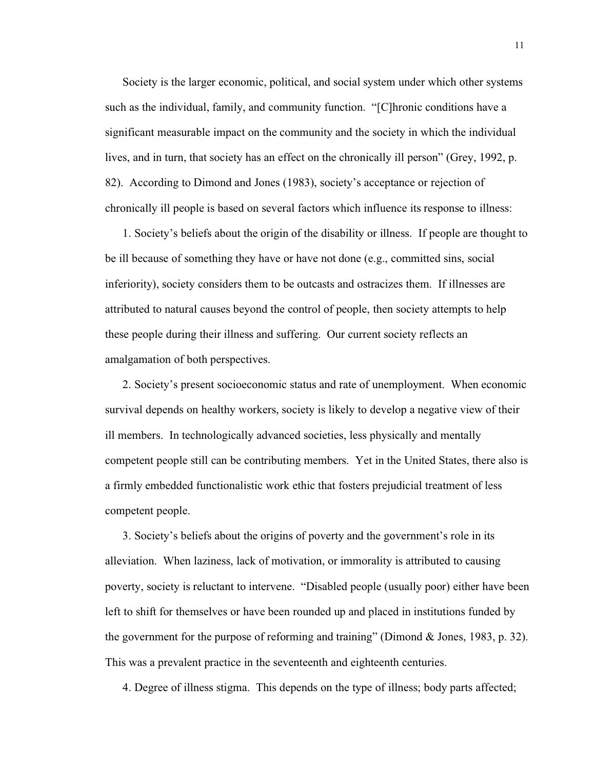Society is the larger economic, political, and social system under which other systems such as the individual, family, and community function. "[C]hronic conditions have a significant measurable impact on the community and the society in which the individual lives, and in turn, that society has an effect on the chronically ill person" (Grey, 1992, p. 82). According to Dimond and Jones (1983), society's acceptance or rejection of chronically ill people is based on several factors which influence its response to illness:

1. Society's beliefs about the origin of the disability or illness. If people are thought to be ill because of something they have or have not done (e.g., committed sins, social inferiority), society considers them to be outcasts and ostracizes them. If illnesses are attributed to natural causes beyond the control of people, then society attempts to help these people during their illness and suffering. Our current society reflects an amalgamation of both perspectives.

2. Society's present socioeconomic status and rate of unemployment. When economic survival depends on healthy workers, society is likely to develop a negative view of their ill members. In technologically advanced societies, less physically and mentally competent people still can be contributing members. Yet in the United States, there also is a firmly embedded functionalistic work ethic that fosters prejudicial treatment of less competent people.

3. Society's beliefs about the origins of poverty and the government's role in its alleviation. When laziness, lack of motivation, or immorality is attributed to causing poverty, society is reluctant to intervene. "Disabled people (usually poor) either have been left to shift for themselves or have been rounded up and placed in institutions funded by the government for the purpose of reforming and training" (Dimond & Jones, 1983, p. 32). This was a prevalent practice in the seventeenth and eighteenth centuries.

4. Degree of illness stigma. This depends on the type of illness; body parts affected;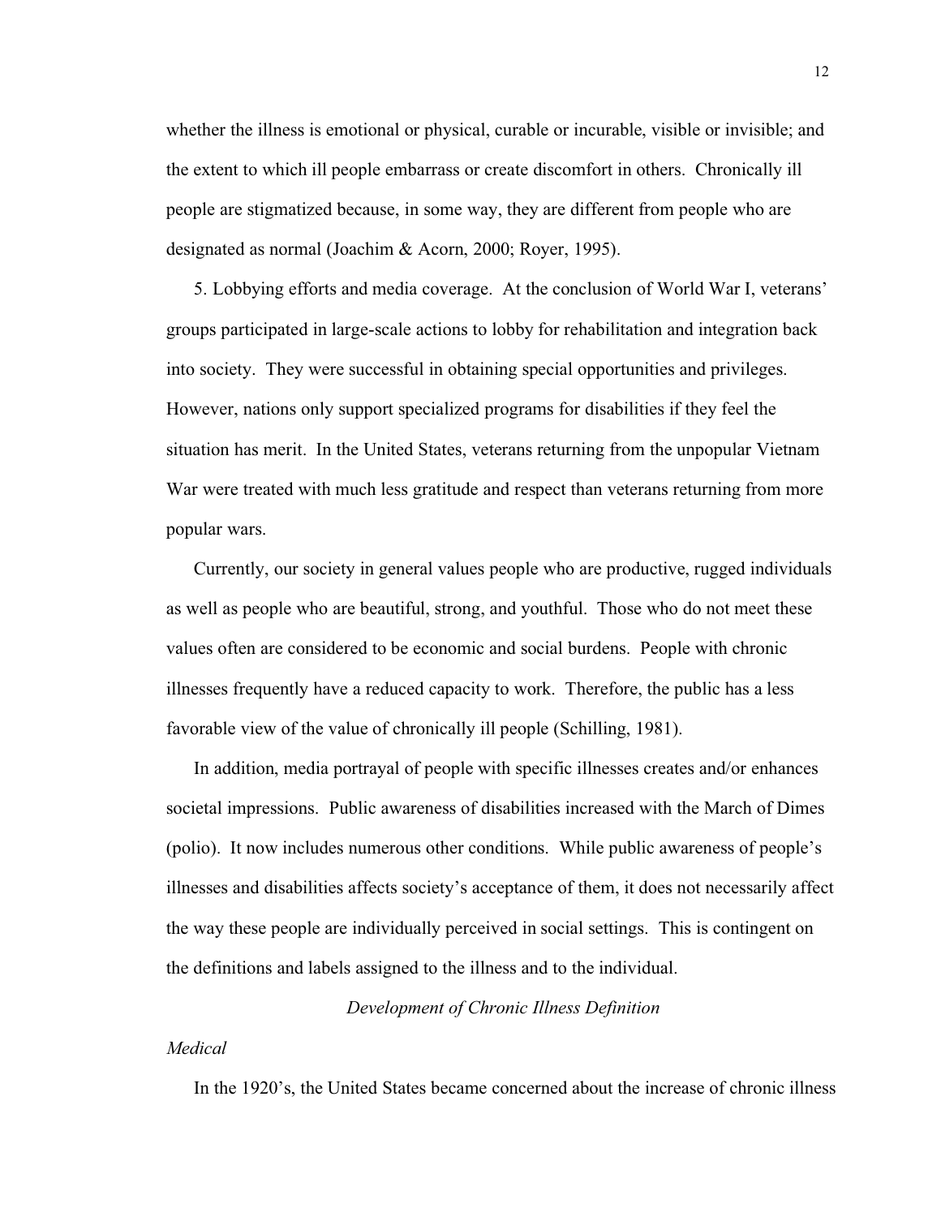whether the illness is emotional or physical, curable or incurable, visible or invisible; and the extent to which ill people embarrass or create discomfort in others. Chronically ill people are stigmatized because, in some way, they are different from people who are designated as normal (Joachim & Acorn, 2000; Royer, 1995).

5. Lobbying efforts and media coverage. At the conclusion of World War I, veterans' groups participated in large-scale actions to lobby for rehabilitation and integration back into society. They were successful in obtaining special opportunities and privileges. However, nations only support specialized programs for disabilities if they feel the situation has merit. In the United States, veterans returning from the unpopular Vietnam War were treated with much less gratitude and respect than veterans returning from more popular wars.

Currently, our society in general values people who are productive, rugged individuals as well as people who are beautiful, strong, and youthful. Those who do not meet these values often are considered to be economic and social burdens. People with chronic illnesses frequently have a reduced capacity to work. Therefore, the public has a less favorable view of the value of chronically ill people (Schilling, 1981).

In addition, media portrayal of people with specific illnesses creates and/or enhances societal impressions. Public awareness of disabilities increased with the March of Dimes (polio). It now includes numerous other conditions. While public awareness of people's illnesses and disabilities affects society's acceptance of them, it does not necessarily affect the way these people are individually perceived in social settings. This is contingent on the definitions and labels assigned to the illness and to the individual.

## *Development of Chronic Illness Definition*

### *Medical*

In the 1920's, the United States became concerned about the increase of chronic illness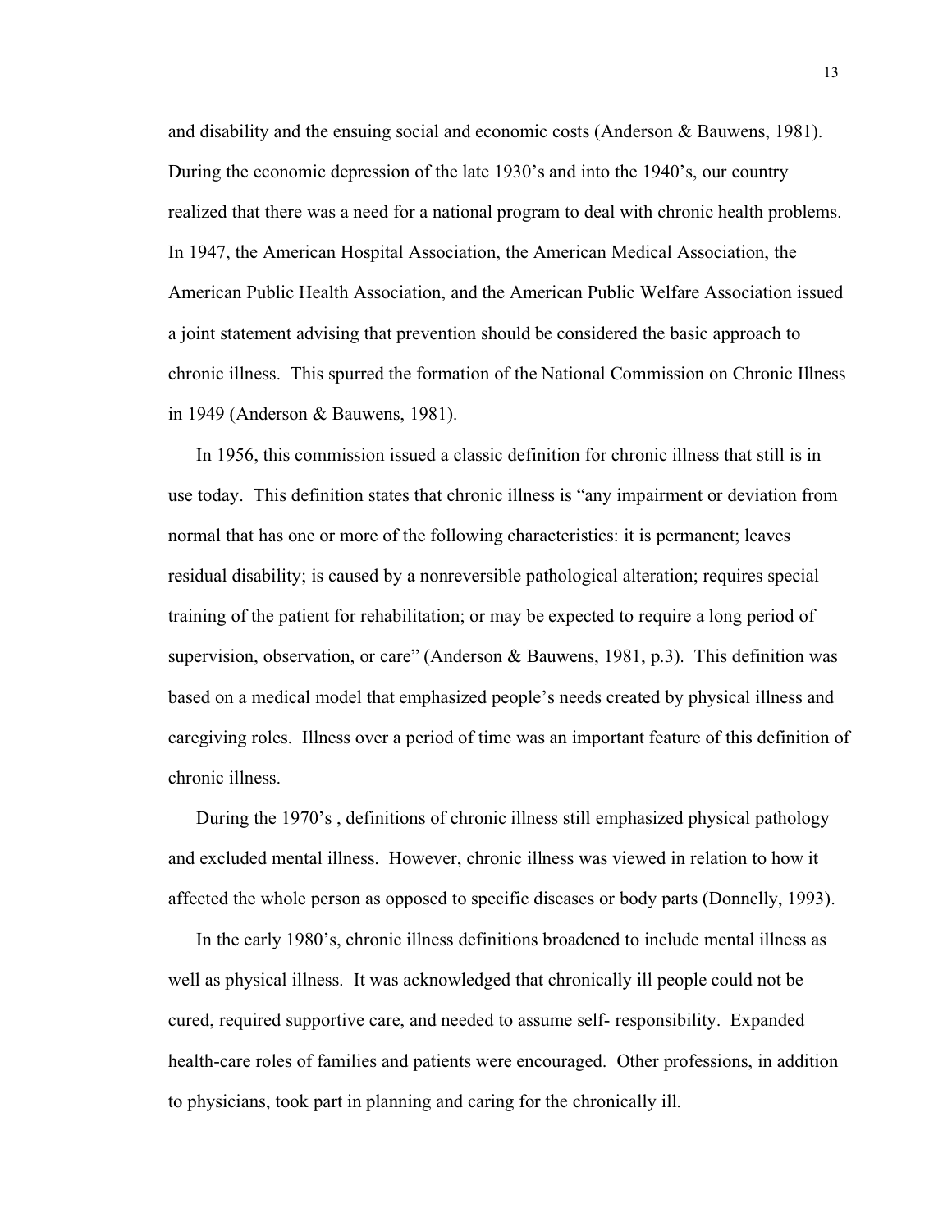and disability and the ensuing social and economic costs (Anderson & Bauwens, 1981). During the economic depression of the late 1930's and into the 1940's, our country realized that there was a need for a national program to deal with chronic health problems. In 1947, the American Hospital Association, the American Medical Association, the American Public Health Association, and the American Public Welfare Association issued a joint statement advising that prevention should be considered the basic approach to chronic illness. This spurred the formation of the National Commission on Chronic Illness in 1949 (Anderson & Bauwens, 1981).

In 1956, this commission issued a classic definition for chronic illness that still is in use today. This definition states that chronic illness is "any impairment or deviation from normal that has one or more of the following characteristics: it is permanent; leaves residual disability; is caused by a nonreversible pathological alteration; requires special training of the patient for rehabilitation; or may be expected to require a long period of supervision, observation, or care" (Anderson & Bauwens, 1981, p.3). This definition was based on a medical model that emphasized people's needs created by physical illness and caregiving roles. Illness over a period of time was an important feature of this definition of chronic illness.

During the 1970's , definitions of chronic illness still emphasized physical pathology and excluded mental illness. However, chronic illness was viewed in relation to how it affected the whole person as opposed to specific diseases or body parts (Donnelly, 1993).

In the early 1980's, chronic illness definitions broadened to include mental illness as well as physical illness. It was acknowledged that chronically ill people could not be cured, required supportive care, and needed to assume self- responsibility. Expanded health-care roles of families and patients were encouraged. Other professions, in addition to physicians, took part in planning and caring for the chronically ill.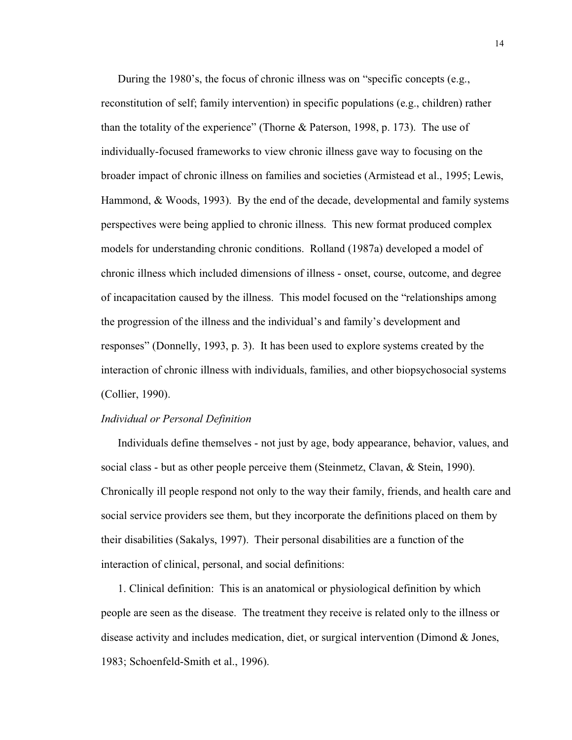During the 1980's, the focus of chronic illness was on "specific concepts (e.g., reconstitution of self; family intervention) in specific populations (e.g., children) rather than the totality of the experience" (Thorne & Paterson, 1998, p. 173). The use of individually-focused frameworks to view chronic illness gave way to focusing on the broader impact of chronic illness on families and societies (Armistead et al., 1995; Lewis, Hammond, & Woods, 1993). By the end of the decade, developmental and family systems perspectives were being applied to chronic illness. This new format produced complex models for understanding chronic conditions. Rolland (1987a) developed a model of chronic illness which included dimensions of illness - onset, course, outcome, and degree of incapacitation caused by the illness. This model focused on the "relationships among the progression of the illness and the individual's and family's development and responses" (Donnelly, 1993, p. 3). It has been used to explore systems created by the interaction of chronic illness with individuals, families, and other biopsychosocial systems (Collier, 1990).

*Individual or Personal Definition*

Individuals define themselves - not just by age, body appearance, behavior, values, and social class - but as other people perceive them (Steinmetz, Clavan, & Stein, 1990). Chronically ill people respond not only to the way their family, friends, and health care and social service providers see them, but they incorporate the definitions placed on them by their disabilities (Sakalys, 1997). Their personal disabilities are a function of the interaction of clinical, personal, and social definitions:

1. Clinical definition: This is an anatomical or physiological definition by which people are seen as the disease. The treatment they receive is related only to the illness or disease activity and includes medication, diet, or surgical intervention (Dimond & Jones, 1983; Schoenfeld-Smith et al., 1996).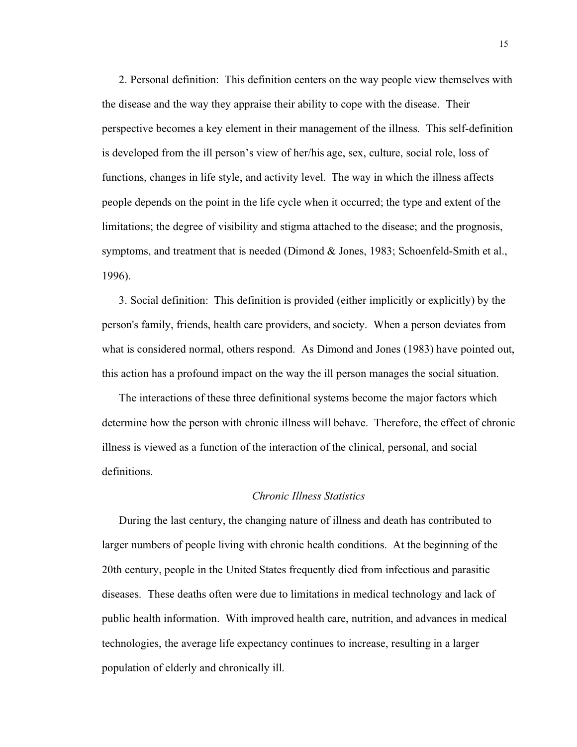2. Personal definition: This definition centers on the way people view themselves with the disease and the way they appraise their ability to cope with the disease. Their perspective becomes a key element in their management of the illness. This self-definition is developed from the ill person's view of her/his age, sex, culture, social role, loss of functions, changes in life style, and activity level. The way in which the illness affects people depends on the point in the life cycle when it occurred; the type and extent of the limitations; the degree of visibility and stigma attached to the disease; and the prognosis, symptoms, and treatment that is needed (Dimond & Jones, 1983; Schoenfeld-Smith et al., 1996).

3. Social definition: This definition is provided (either implicitly or explicitly) by the person's family, friends, health care providers, and society. When a person deviates from what is considered normal, others respond. As Dimond and Jones (1983) have pointed out, this action has a profound impact on the way the ill person manages the social situation.

The interactions of these three definitional systems become the major factors which determine how the person with chronic illness will behave. Therefore, the effect of chronic illness is viewed as a function of the interaction of the clinical, personal, and social definitions.

### *Chronic Illness Statistics*

During the last century, the changing nature of illness and death has contributed to larger numbers of people living with chronic health conditions. At the beginning of the 20th century, people in the United States frequently died from infectious and parasitic diseases. These deaths often were due to limitations in medical technology and lack of public health information. With improved health care, nutrition, and advances in medical technologies, the average life expectancy continues to increase, resulting in a larger population of elderly and chronically ill.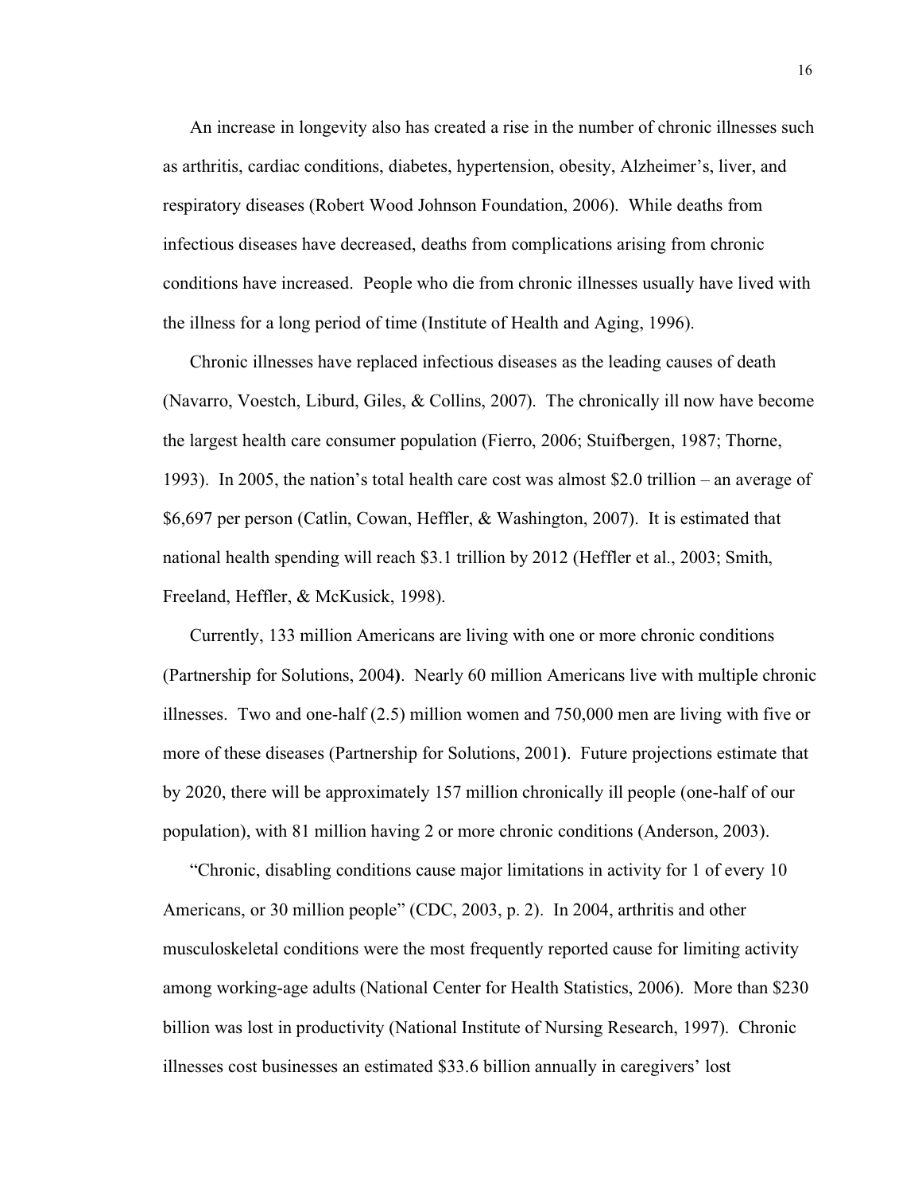An increase in longevity also has created a rise in the number of chronic illnesses such as arthritis, cardiac conditions, diabetes, hypertension, obesity, Alzheimer's, liver, and respiratory diseases (Robert Wood Johnson Foundation, 2006). While deaths from infectious diseases have decreased, deaths from complications arising from chronic conditions have increased. People who die from chronic illnesses usually have lived with the illness for a long period of time (Institute of Health and Aging, 1996).

Chronic illnesses have replaced infectious diseases as the leading causes of death (Navarro, Voestch, Liburd, Giles, & Collins, 2007). The chronically ill now have become the largest health care consumer population (Fierro, 2006; Stuifbergen, 1987; Thorne, 1993). In 2005, the nation's total health care cost was almost $2.0 trillion – an average of $6,697 per person (Catlin, Cowan, Heffler, & Washington, 2007). It is estimated that national health spending will reach $3.1 trillion by 2012 (Heffler et al., 2003; Smith, Freeland, Heffler, & McKusick, 1998).

Currently, 133 million Americans are living with one or more chronic conditions (Partnership for Solutions, 2004). Nearly 60 million Americans live with multiple chronic illnesses. Two and one-half (2.5) million women and 750,000 men are living with five or more of these diseases (Partnership for Solutions, 2001). Future projections estimate that by 2020, there will be approximately 157 million chronically ill people (one-half of our population), with 81 million having 2 or more chronic conditions (Anderson, 2003).

"Chronic, disabling conditions cause major limitations in activity for 1 of every 10 Americans, or 30 million people" (CDC, 2003, p. 2). In 2004, arthritis and other musculoskeletal conditions were the most frequently reported cause for limiting activity among working-age adults (National Center for Health Statistics, 2006). More than $230 billion was lost in productivity (National Institute of Nursing Research, 1997). Chronic illnesses cost businesses an estimated $33.6 billion annually in caregivers' lost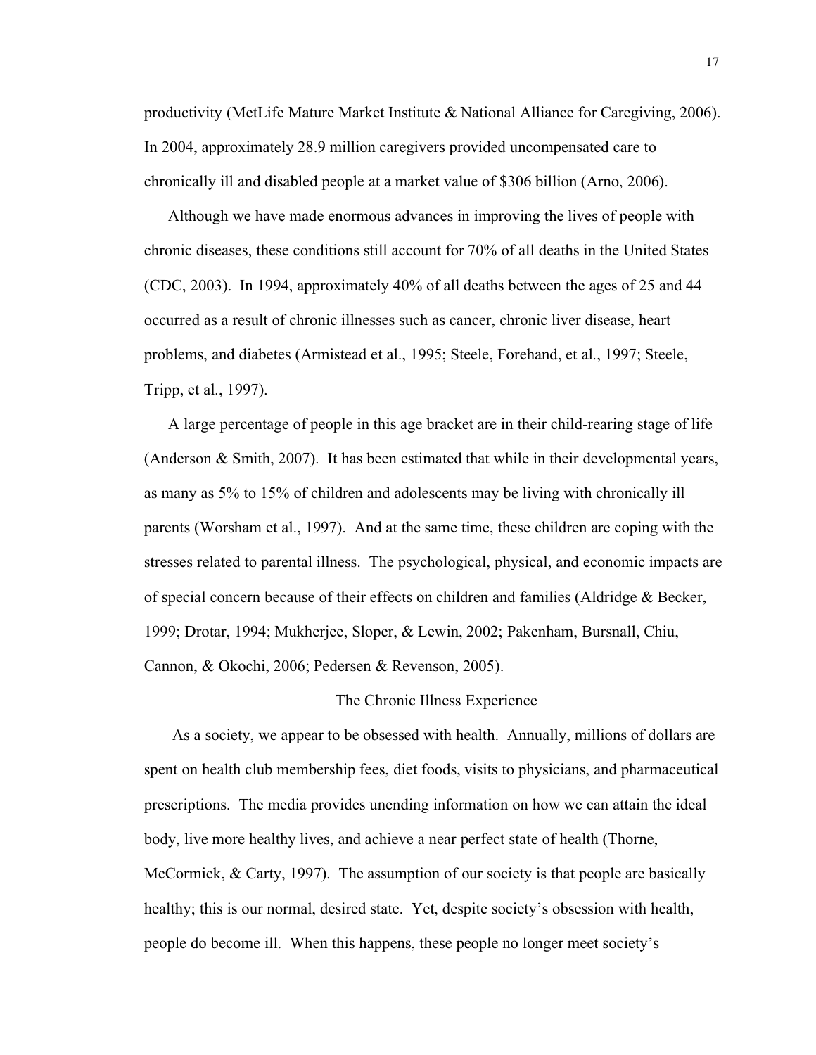productivity (MetLife Mature Market Institute & National Alliance for Caregiving, 2006). In 2004, approximately 28.9 million caregivers provided uncompensated care to chronically ill and disabled people at a market value of $306 billion (Arno, 2006).

Although we have made enormous advances in improving the lives of people with chronic diseases, these conditions still account for 70% of all deaths in the United States (CDC, 2003). In 1994, approximately 40% of all deaths between the ages of 25 and 44 occurred as a result of chronic illnesses such as cancer, chronic liver disease, heart problems, and diabetes (Armistead et al., 1995; Steele, Forehand, et al., 1997; Steele, Tripp, et al., 1997).

A large percentage of people in this age bracket are in their child-rearing stage of life (Anderson & Smith, 2007). It has been estimated that while in their developmental years, as many as 5% to 15% of children and adolescents may be living with chronically ill parents (Worsham et al., 1997). And at the same time, these children are coping with the stresses related to parental illness. The psychological, physical, and economic impacts are of special concern because of their effects on children and families (Aldridge & Becker, 1999; Drotar, 1994; Mukherjee, Sloper, & Lewin, 2002; Pakenham, Bursnall, Chiu, Cannon, & Okochi, 2006; Pedersen & Revenson, 2005).

## The Chronic Illness Experience

As a society, we appear to be obsessed with health. Annually, millions of dollars are spent on health club membership fees, diet foods, visits to physicians, and pharmaceutical prescriptions. The media provides unending information on how we can attain the ideal body, live more healthy lives, and achieve a near perfect state of health (Thorne, McCormick, & Carty, 1997). The assumption of our society is that people are basically healthy; this is our normal, desired state. Yet, despite society's obsession with health, people do become ill. When this happens, these people no longer meet society's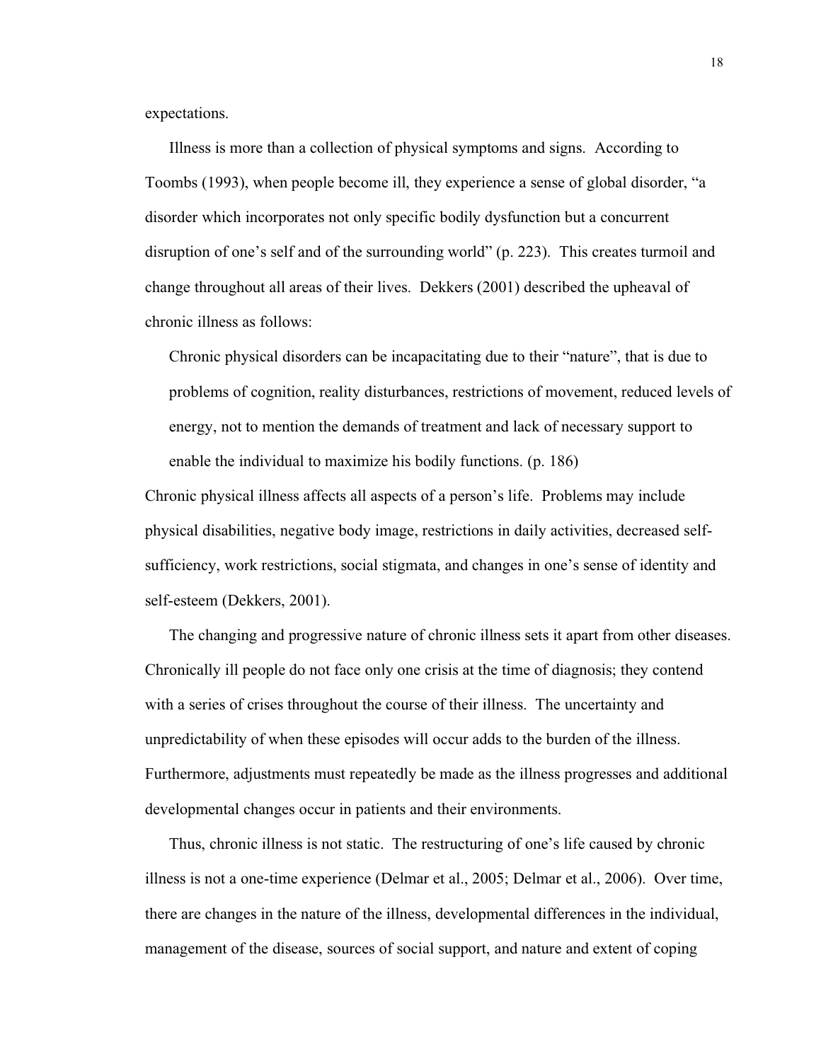expectations.

Illness is more than a collection of physical symptoms and signs. According to Toombs (1993), when people become ill, they experience a sense of global disorder, "a disorder which incorporates not only specific bodily dysfunction but a concurrent disruption of one's self and of the surrounding world" (p. 223). This creates turmoil and change throughout all areas of their lives. Dekkers (2001) described the upheaval of chronic illness as follows:

> Chronic physical disorders can be incapacitating due to their "nature", that is due to problems of cognition, reality disturbances, restrictions of movement, reduced levels of energy, not to mention the demands of treatment and lack of necessary support to enable the individual to maximize his bodily functions. (p. 186)

Chronic physical illness affects all aspects of a person's life. Problems may include physical disabilities, negative body image, restrictions in daily activities, decreased self-sufficiency, work restrictions, social stigmata, and changes in one's sense of identity and self-esteem (Dekkers, 2001).

The changing and progressive nature of chronic illness sets it apart from other diseases. Chronically ill people do not face only one crisis at the time of diagnosis; they contend with a series of crises throughout the course of their illness. The uncertainty and unpredictability of when these episodes will occur adds to the burden of the illness. Furthermore, adjustments must repeatedly be made as the illness progresses and additional developmental changes occur in patients and their environments.

Thus, chronic illness is not static. The restructuring of one's life caused by chronic illness is not a one-time experience (Delmar et al., 2005; Delmar et al., 2006). Over time, there are changes in the nature of the illness, developmental differences in the individual, management of the disease, sources of social support, and nature and extent of coping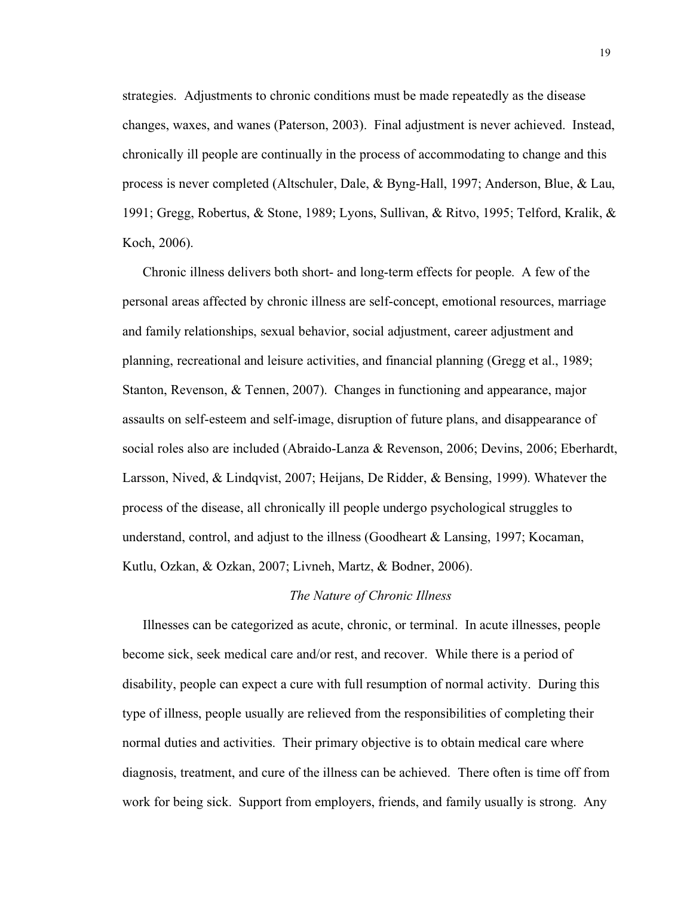strategies. Adjustments to chronic conditions must be made repeatedly as the disease changes, waxes, and wanes (Paterson, 2003). Final adjustment is never achieved. Instead, chronically ill people are continually in the process of accommodating to change and this process is never completed (Altschuler, Dale, & Byng-Hall, 1997; Anderson, Blue, & Lau, 1991; Gregg, Robertus, & Stone, 1989; Lyons, Sullivan, & Ritvo, 1995; Telford, Kralik, & Koch, 2006).

Chronic illness delivers both short- and long-term effects for people. A few of the personal areas affected by chronic illness are self-concept, emotional resources, marriage and family relationships, sexual behavior, social adjustment, career adjustment and planning, recreational and leisure activities, and financial planning (Gregg et al., 1989; Stanton, Revenson, & Tennen, 2007). Changes in functioning and appearance, major assaults on self-esteem and self-image, disruption of future plans, and disappearance of social roles also are included (Abraido-Lanza & Revenson, 2006; Devins, 2006; Eberhardt, Larsson, Nived, & Lindqvist, 2007; Heijans, De Ridder, & Bensing, 1999). Whatever the process of the disease, all chronically ill people undergo psychological struggles to understand, control, and adjust to the illness (Goodheart & Lansing, 1997; Kocaman, Kutlu, Ozkan, & Ozkan, 2007; Livneh, Martz, & Bodner, 2006).

### *The Nature of Chronic Illness*

Illnesses can be categorized as acute, chronic, or terminal. In acute illnesses, people become sick, seek medical care and/or rest, and recover. While there is a period of disability, people can expect a cure with full resumption of normal activity. During this type of illness, people usually are relieved from the responsibilities of completing their normal duties and activities. Their primary objective is to obtain medical care where diagnosis, treatment, and cure of the illness can be achieved. There often is time off from work for being sick. Support from employers, friends, and family usually is strong. Any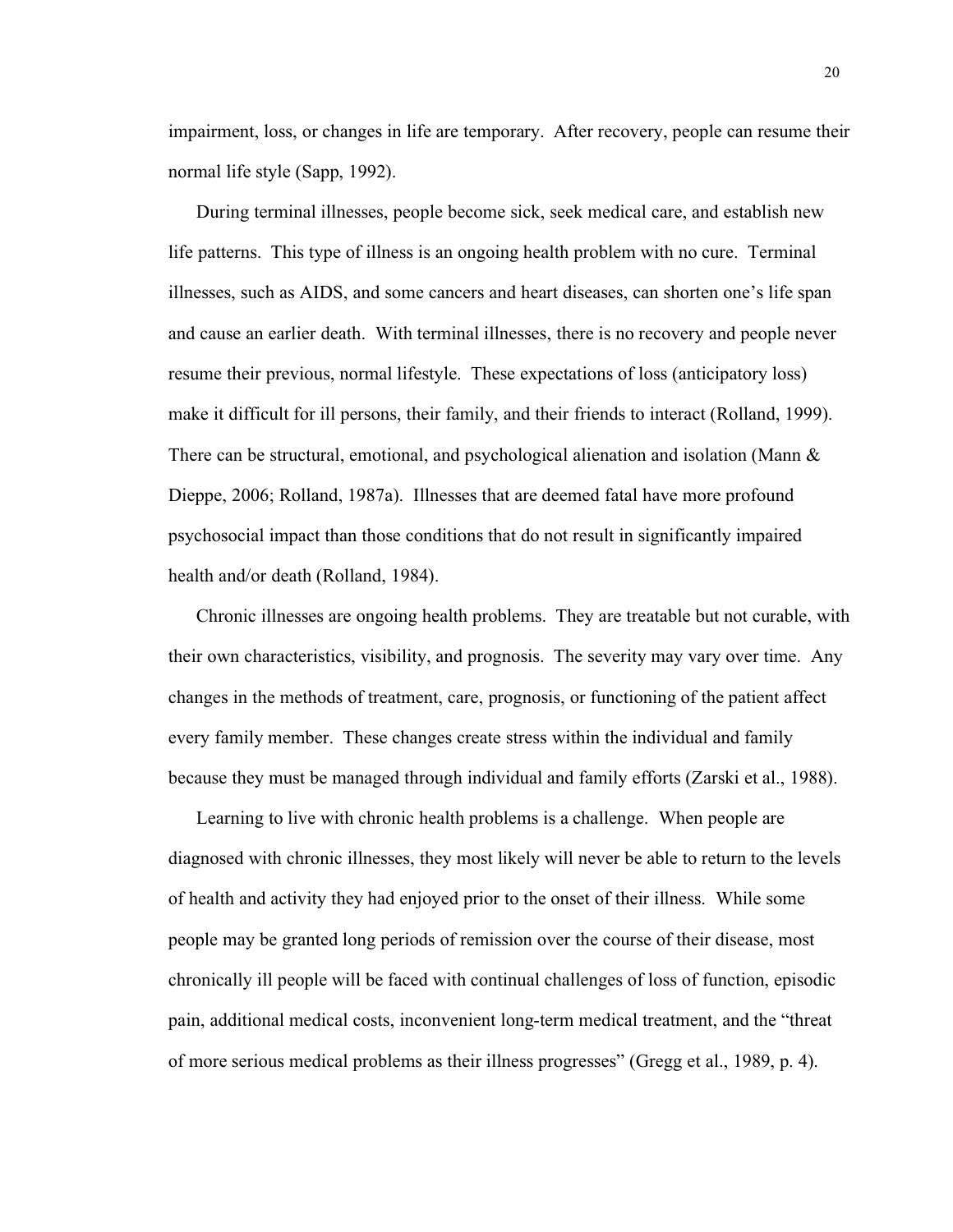impairment, loss, or changes in life are temporary. After recovery, people can resume their normal life style (Sapp, 1992).

During terminal illnesses, people become sick, seek medical care, and establish new life patterns. This type of illness is an ongoing health problem with no cure. Terminal illnesses, such as AIDS, and some cancers and heart diseases, can shorten one's life span and cause an earlier death. With terminal illnesses, there is no recovery and people never resume their previous, normal lifestyle. These expectations of loss (anticipatory loss) make it difficult for ill persons, their family, and their friends to interact (Rolland, 1999). There can be structural, emotional, and psychological alienation and isolation (Mann & Dieppe, 2006; Rolland, 1987a). Illnesses that are deemed fatal have more profound psychosocial impact than those conditions that do not result in significantly impaired health and/or death (Rolland, 1984).

Chronic illnesses are ongoing health problems. They are treatable but not curable, with their own characteristics, visibility, and prognosis. The severity may vary over time. Any changes in the methods of treatment, care, prognosis, or functioning of the patient affect every family member. These changes create stress within the individual and family because they must be managed through individual and family efforts (Zarski et al., 1988).

Learning to live with chronic health problems is a challenge. When people are diagnosed with chronic illnesses, they most likely will never be able to return to the levels of health and activity they had enjoyed prior to the onset of their illness. While some people may be granted long periods of remission over the course of their disease, most chronically ill people will be faced with continual challenges of loss of function, episodic pain, additional medical costs, inconvenient long-term medical treatment, and the "threat of more serious medical problems as their illness progresses" (Gregg et al., 1989, p. 4).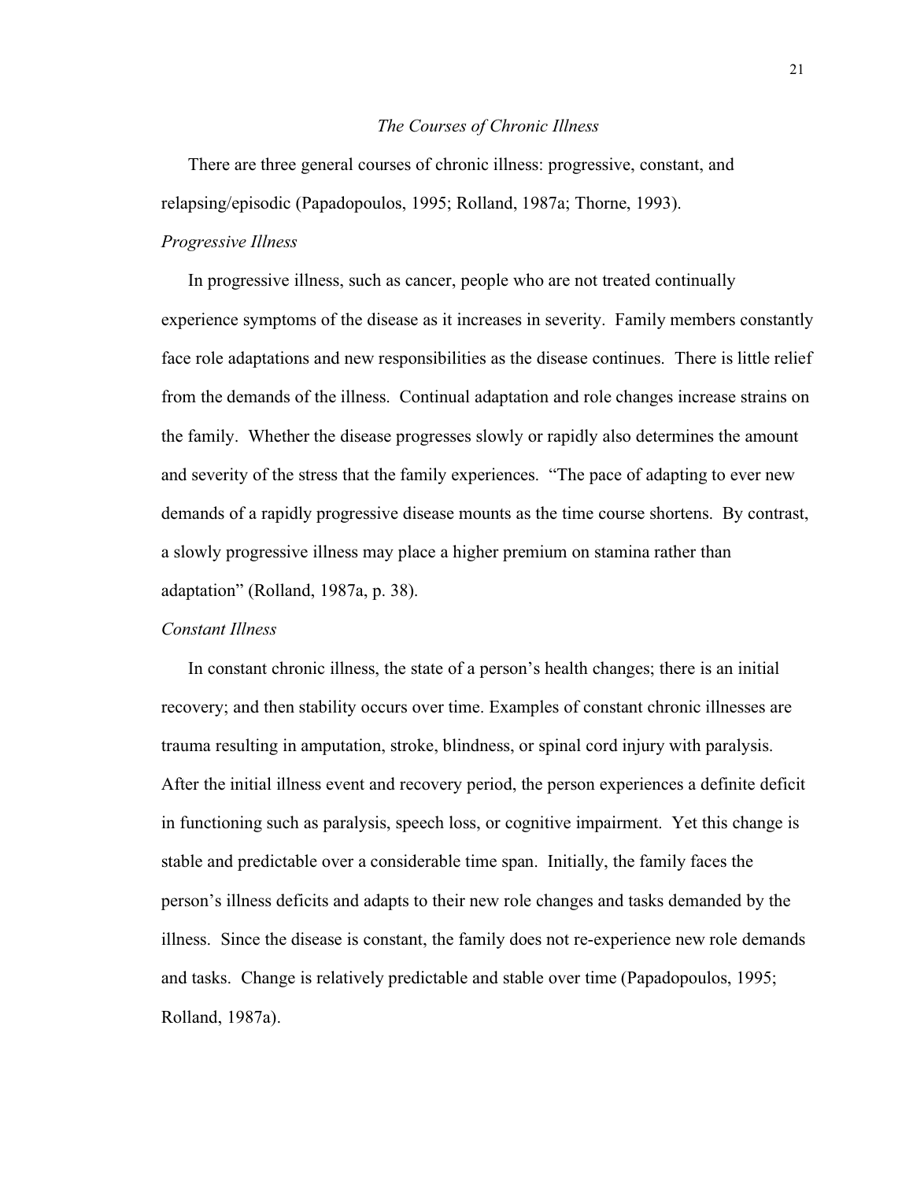## *The Courses of Chronic Illness*

There are three general courses of chronic illness: progressive, constant, and relapsing/episodic (Papadopoulos, 1995; Rolland, 1987a; Thorne, 1993).

### *Progressive Illness*

In progressive illness, such as cancer, people who are not treated continually experience symptoms of the disease as it increases in severity. Family members constantly face role adaptations and new responsibilities as the disease continues. There is little relief from the demands of the illness. Continual adaptation and role changes increase strains on the family. Whether the disease progresses slowly or rapidly also determines the amount and severity of the stress that the family experiences. "The pace of adapting to ever new demands of a rapidly progressive disease mounts as the time course shortens. By contrast, a slowly progressive illness may place a higher premium on stamina rather than adaptation" (Rolland, 1987a, p. 38).

### *Constant Illness*

In constant chronic illness, the state of a person's health changes; there is an initial recovery; and then stability occurs over time. Examples of constant chronic illnesses are trauma resulting in amputation, stroke, blindness, or spinal cord injury with paralysis. After the initial illness event and recovery period, the person experiences a definite deficit in functioning such as paralysis, speech loss, or cognitive impairment. Yet this change is stable and predictable over a considerable time span. Initially, the family faces the person's illness deficits and adapts to their new role changes and tasks demanded by the illness. Since the disease is constant, the family does not re-experience new role demands and tasks. Change is relatively predictable and stable over time (Papadopoulos, 1995; Rolland, 1987a).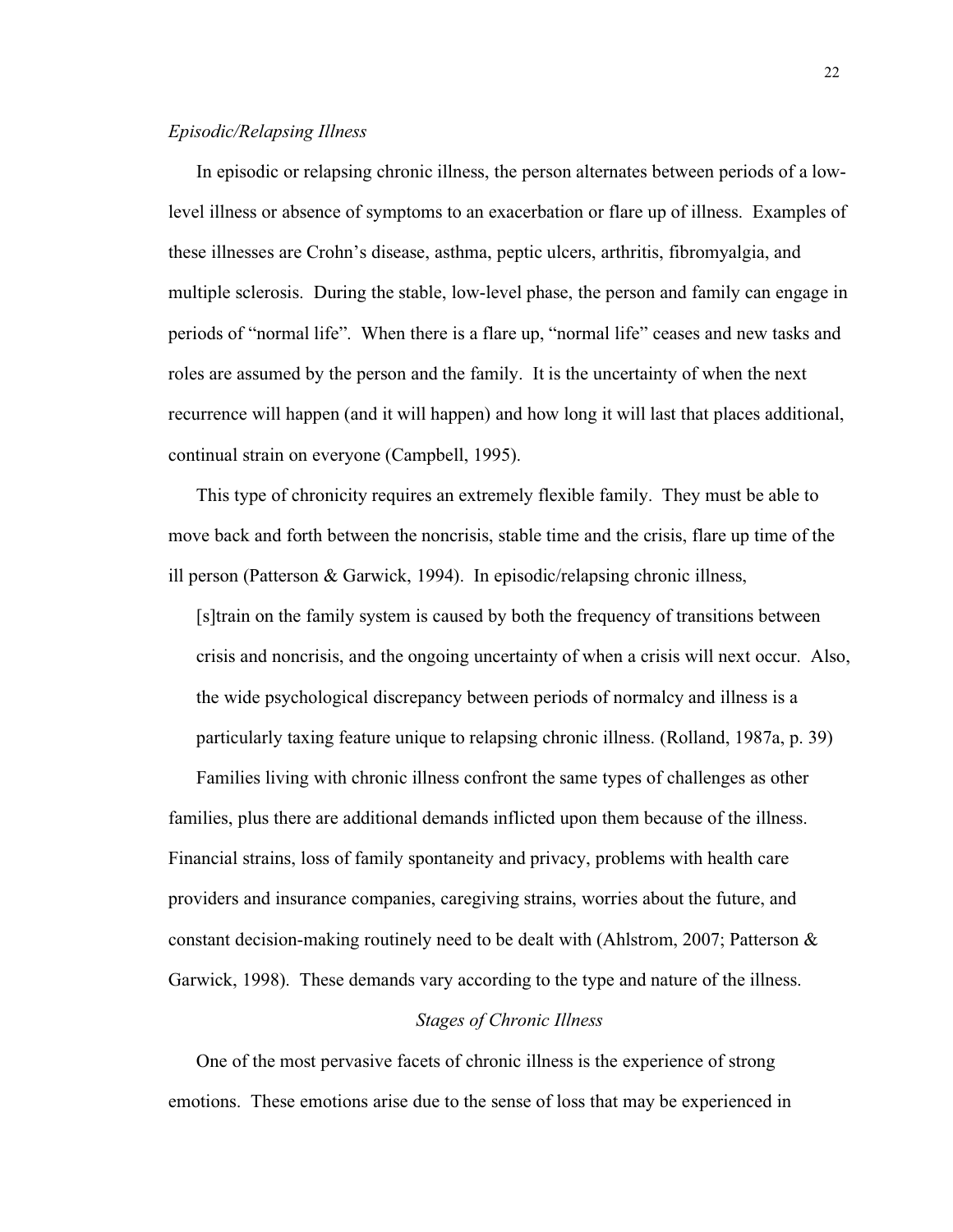*Episodic/Relapsing Illness*

In episodic or relapsing chronic illness, the person alternates between periods of a low-level illness or absence of symptoms to an exacerbation or flare up of illness. Examples of these illnesses are Crohn's disease, asthma, peptic ulcers, arthritis, fibromyalgia, and multiple sclerosis. During the stable, low-level phase, the person and family can engage in periods of "normal life". When there is a flare up, "normal life" ceases and new tasks and roles are assumed by the person and the family. It is the uncertainty of when the next recurrence will happen (and it will happen) and how long it will last that places additional, continual strain on everyone (Campbell, 1995).

This type of chronicity requires an extremely flexible family. They must be able to move back and forth between the noncrisis, stable time and the crisis, flare up time of the ill person (Patterson & Garwick, 1994). In episodic/relapsing chronic illness,

> [s]train on the family system is caused by both the frequency of transitions between crisis and noncrisis, and the ongoing uncertainty of when a crisis will next occur. Also, the wide psychological discrepancy between periods of normalcy and illness is a particularly taxing feature unique to relapsing chronic illness. (Rolland, 1987a, p. 39)

Families living with chronic illness confront the same types of challenges as other families, plus there are additional demands inflicted upon them because of the illness. Financial strains, loss of family spontaneity and privacy, problems with health care providers and insurance companies, caregiving strains, worries about the future, and constant decision-making routinely need to be dealt with (Ahlstrom, 2007; Patterson & Garwick, 1998). These demands vary according to the type and nature of the illness.

## *Stages of Chronic Illness*

One of the most pervasive facets of chronic illness is the experience of strong emotions. These emotions arise due to the sense of loss that may be experienced in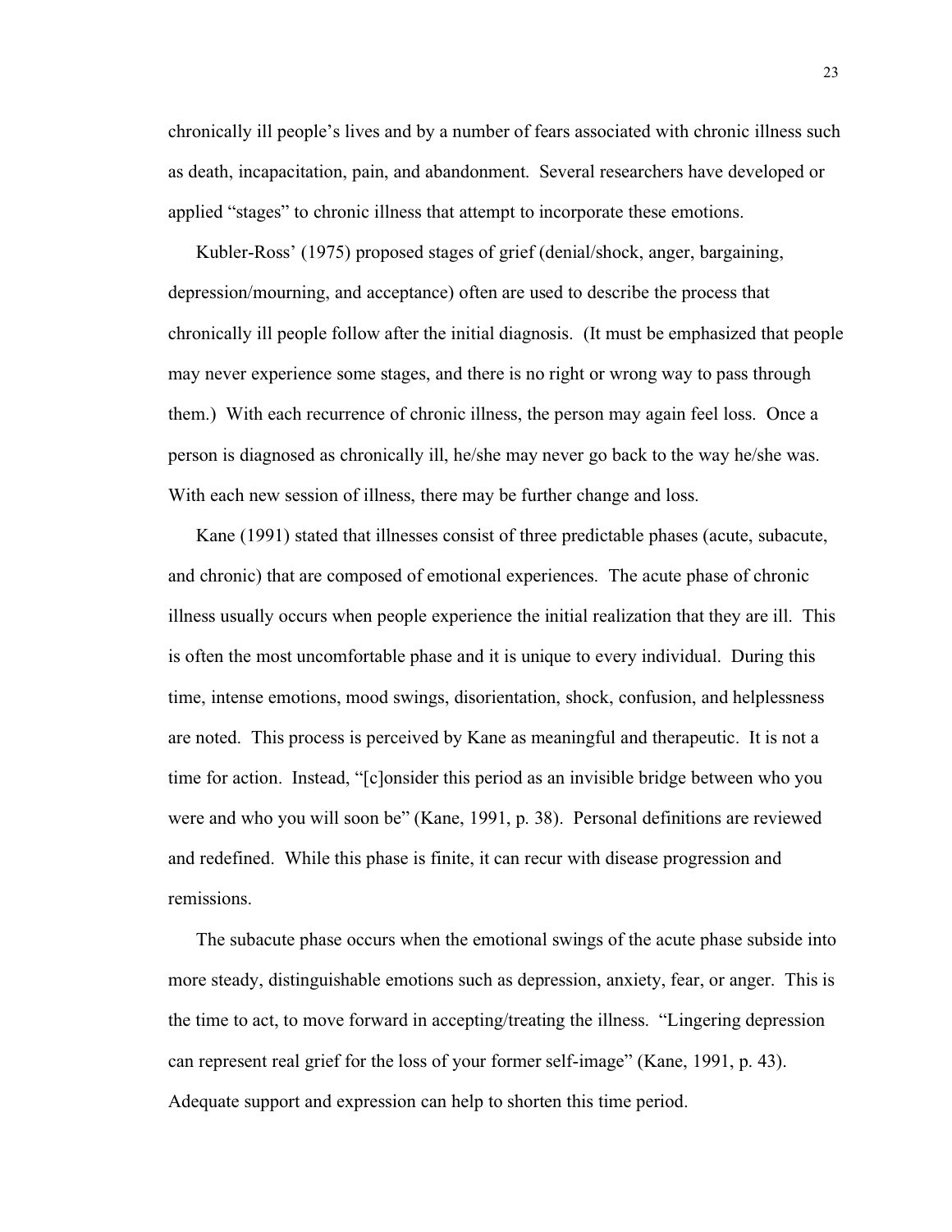chronically ill people's lives and by a number of fears associated with chronic illness such as death, incapacitation, pain, and abandonment. Several researchers have developed or applied "stages" to chronic illness that attempt to incorporate these emotions.

Kubler-Ross' (1975) proposed stages of grief (denial/shock, anger, bargaining, depression/mourning, and acceptance) often are used to describe the process that chronically ill people follow after the initial diagnosis. (It must be emphasized that people may never experience some stages, and there is no right or wrong way to pass through them.) With each recurrence of chronic illness, the person may again feel loss. Once a person is diagnosed as chronically ill, he/she may never go back to the way he/she was. With each new session of illness, there may be further change and loss.

Kane (1991) stated that illnesses consist of three predictable phases (acute, subacute, and chronic) that are composed of emotional experiences. The acute phase of chronic illness usually occurs when people experience the initial realization that they are ill. This is often the most uncomfortable phase and it is unique to every individual. During this time, intense emotions, mood swings, disorientation, shock, confusion, and helplessness are noted. This process is perceived by Kane as meaningful and therapeutic. It is not a time for action. Instead, "[c]onsider this period as an invisible bridge between who you were and who you will soon be" (Kane, 1991, p. 38). Personal definitions are reviewed and redefined. While this phase is finite, it can recur with disease progression and remissions.

The subacute phase occurs when the emotional swings of the acute phase subside into more steady, distinguishable emotions such as depression, anxiety, fear, or anger. This is the time to act, to move forward in accepting/treating the illness. "Lingering depression can represent real grief for the loss of your former self-image" (Kane, 1991, p. 43). Adequate support and expression can help to shorten this time period.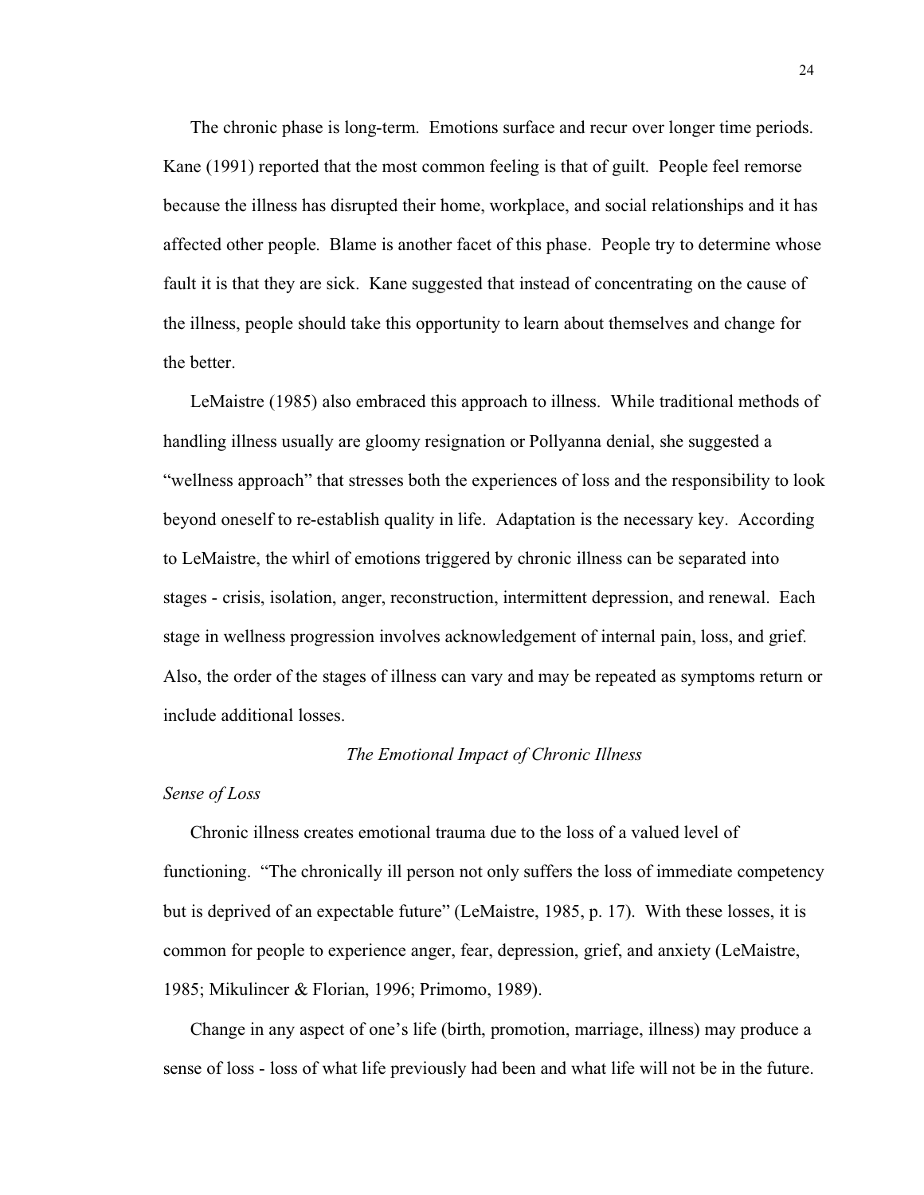The chronic phase is long-term. Emotions surface and recur over longer time periods. Kane (1991) reported that the most common feeling is that of guilt. People feel remorse because the illness has disrupted their home, workplace, and social relationships and it has affected other people. Blame is another facet of this phase. People try to determine whose fault it is that they are sick. Kane suggested that instead of concentrating on the cause of the illness, people should take this opportunity to learn about themselves and change for the better.

LeMaistre (1985) also embraced this approach to illness. While traditional methods of handling illness usually are gloomy resignation or Pollyanna denial, she suggested a "wellness approach" that stresses both the experiences of loss and the responsibility to look beyond oneself to re-establish quality in life. Adaptation is the necessary key. According to LeMaistre, the whirl of emotions triggered by chronic illness can be separated into stages - crisis, isolation, anger, reconstruction, intermittent depression, and renewal. Each stage in wellness progression involves acknowledgement of internal pain, loss, and grief. Also, the order of the stages of illness can vary and may be repeated as symptoms return or include additional losses.

## *The Emotional Impact of Chronic Illness*

### *Sense of Loss*

Chronic illness creates emotional trauma due to the loss of a valued level of functioning. "The chronically ill person not only suffers the loss of immediate competency but is deprived of an expectable future" (LeMaistre, 1985, p. 17). With these losses, it is common for people to experience anger, fear, depression, grief, and anxiety (LeMaistre, 1985; Mikulincer & Florian, 1996; Primomo, 1989).

Change in any aspect of one's life (birth, promotion, marriage, illness) may produce a sense of loss - loss of what life previously had been and what life will not be in the future.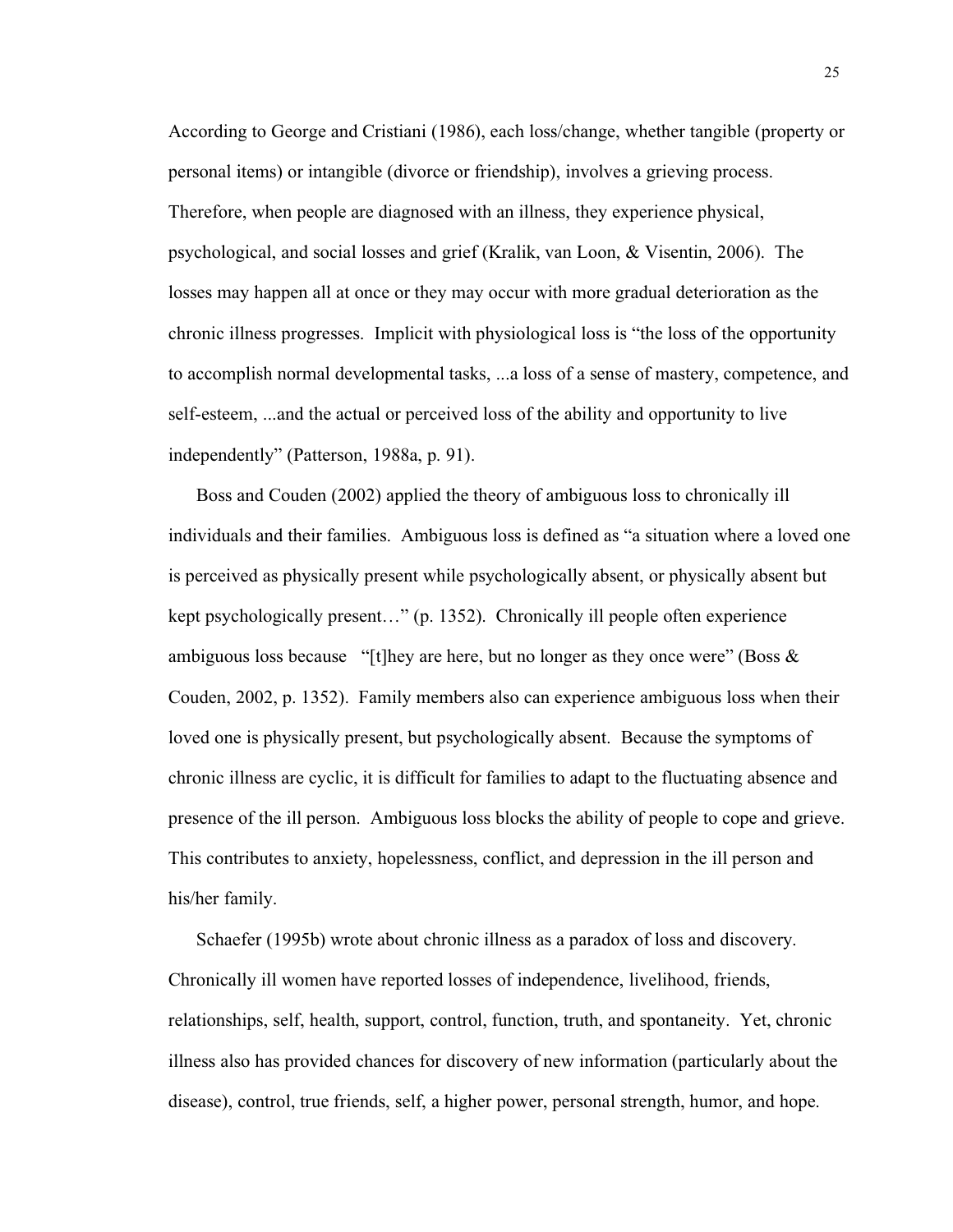According to George and Cristiani (1986), each loss/change, whether tangible (property or personal items) or intangible (divorce or friendship), involves a grieving process. Therefore, when people are diagnosed with an illness, they experience physical, psychological, and social losses and grief (Kralik, van Loon, & Visentin, 2006). The losses may happen all at once or they may occur with more gradual deterioration as the chronic illness progresses. Implicit with physiological loss is "the loss of the opportunity to accomplish normal developmental tasks, ...a loss of a sense of mastery, competence, and self-esteem, ...and the actual or perceived loss of the ability and opportunity to live independently" (Patterson, 1988a, p. 91).

Boss and Couden (2002) applied the theory of ambiguous loss to chronically ill individuals and their families. Ambiguous loss is defined as "a situation where a loved one is perceived as physically present while psychologically absent, or physically absent but kept psychologically present…" (p. 1352). Chronically ill people often experience ambiguous loss because "[t]hey are here, but no longer as they once were" (Boss & Couden, 2002, p. 1352). Family members also can experience ambiguous loss when their loved one is physically present, but psychologically absent. Because the symptoms of chronic illness are cyclic, it is difficult for families to adapt to the fluctuating absence and presence of the ill person. Ambiguous loss blocks the ability of people to cope and grieve. This contributes to anxiety, hopelessness, conflict, and depression in the ill person and his/her family.

Schaefer (1995b) wrote about chronic illness as a paradox of loss and discovery. Chronically ill women have reported losses of independence, livelihood, friends, relationships, self, health, support, control, function, truth, and spontaneity. Yet, chronic illness also has provided chances for discovery of new information (particularly about the disease), control, true friends, self, a higher power, personal strength, humor, and hope.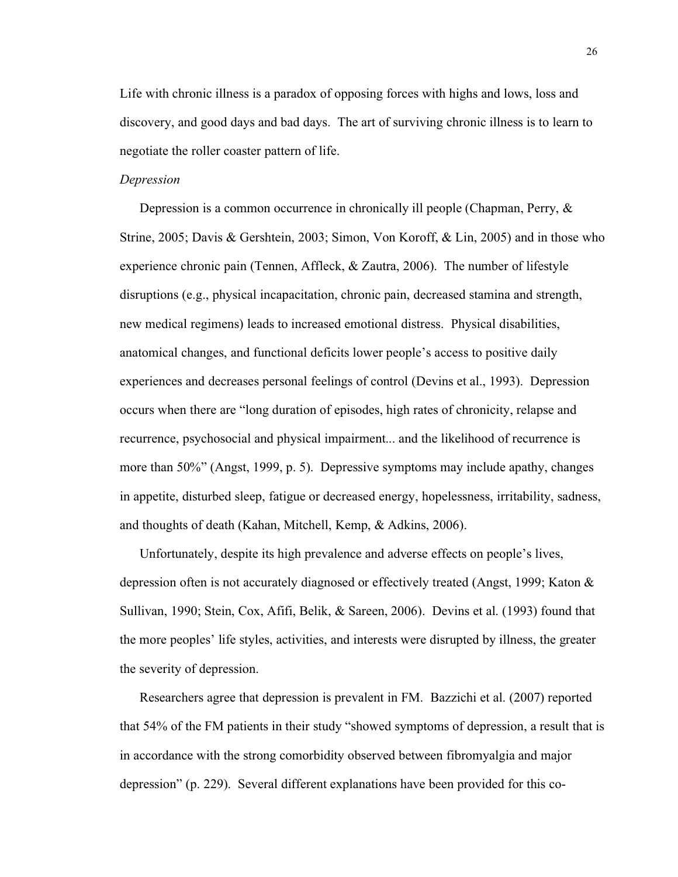Life with chronic illness is a paradox of opposing forces with highs and lows, loss and discovery, and good days and bad days. The art of surviving chronic illness is to learn to negotiate the roller coaster pattern of life.

*Depression*

Depression is a common occurrence in chronically ill people (Chapman, Perry, & Strine, 2005; Davis & Gershtein, 2003; Simon, Von Koroff, & Lin, 2005) and in those who experience chronic pain (Tennen, Affleck, & Zautra, 2006). The number of lifestyle disruptions (e.g., physical incapacitation, chronic pain, decreased stamina and strength, new medical regimens) leads to increased emotional distress. Physical disabilities, anatomical changes, and functional deficits lower people's access to positive daily experiences and decreases personal feelings of control (Devins et al., 1993). Depression occurs when there are "long duration of episodes, high rates of chronicity, relapse and recurrence, psychosocial and physical impairment... and the likelihood of recurrence is more than 50%" (Angst, 1999, p. 5). Depressive symptoms may include apathy, changes in appetite, disturbed sleep, fatigue or decreased energy, hopelessness, irritability, sadness, and thoughts of death (Kahan, Mitchell, Kemp, & Adkins, 2006).

Unfortunately, despite its high prevalence and adverse effects on people's lives, depression often is not accurately diagnosed or effectively treated (Angst, 1999; Katon & Sullivan, 1990; Stein, Cox, Afifi, Belik, & Sareen, 2006). Devins et al. (1993) found that the more peoples' life styles, activities, and interests were disrupted by illness, the greater the severity of depression.

Researchers agree that depression is prevalent in FM. Bazzichi et al. (2007) reported that 54% of the FM patients in their study "showed symptoms of depression, a result that is in accordance with the strong comorbidity observed between fibromyalgia and major depression" (p. 229). Several different explanations have been provided for this co-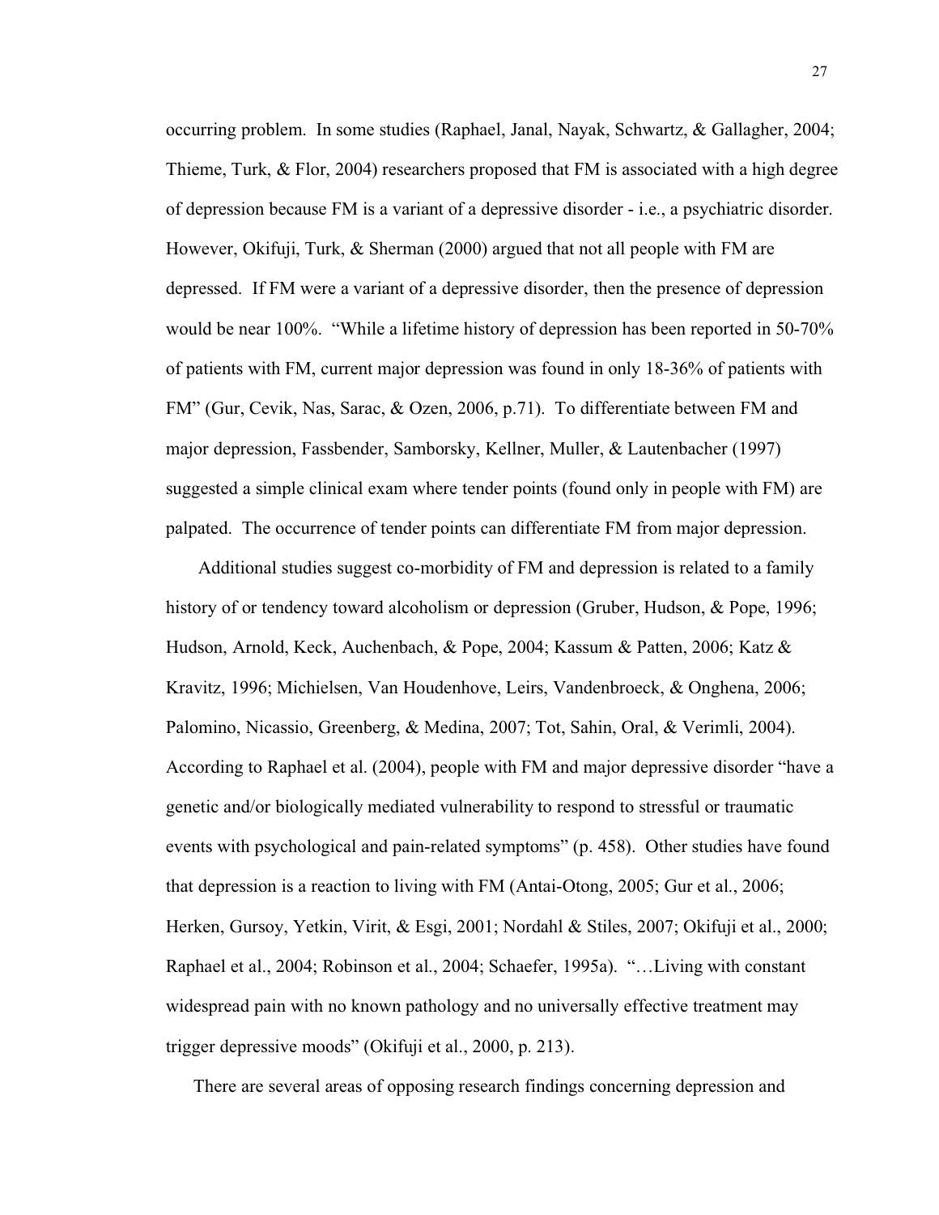occurring problem. In some studies (Raphael, Janal, Nayak, Schwartz, & Gallagher, 2004; Thieme, Turk, & Flor, 2004) researchers proposed that FM is associated with a high degree of depression because FM is a variant of a depressive disorder - i.e., a psychiatric disorder. However, Okifuji, Turk, & Sherman (2000) argued that not all people with FM are depressed. If FM were a variant of a depressive disorder, then the presence of depression would be near 100%. "While a lifetime history of depression has been reported in 50-70% of patients with FM, current major depression was found in only 18-36% of patients with FM" (Gur, Cevik, Nas, Sarac, & Ozen, 2006, p.71). To differentiate between FM and major depression, Fassbender, Samborsky, Kellner, Muller, & Lautenbacher (1997) suggested a simple clinical exam where tender points (found only in people with FM) are palpated. The occurrence of tender points can differentiate FM from major depression.

Additional studies suggest co-morbidity of FM and depression is related to a family history of or tendency toward alcoholism or depression (Gruber, Hudson, & Pope, 1996; Hudson, Arnold, Keck, Auchenbach, & Pope, 2004; Kassum & Patten, 2006; Katz & Kravitz, 1996; Michielsen, Van Houdenhove, Leirs, Vandenbroeck, & Onghena, 2006; Palomino, Nicassio, Greenberg, & Medina, 2007; Tot, Sahin, Oral, & Verimli, 2004). According to Raphael et al. (2004), people with FM and major depressive disorder "have a genetic and/or biologically mediated vulnerability to respond to stressful or traumatic events with psychological and pain-related symptoms" (p. 458). Other studies have found that depression is a reaction to living with FM (Antai-Otong, 2005; Gur et al., 2006; Herken, Gursoy, Yetkin, Virit, & Esgi, 2001; Nordahl & Stiles, 2007; Okifuji et al., 2000; Raphael et al., 2004; Robinson et al., 2004; Schaefer, 1995a). "…Living with constant widespread pain with no known pathology and no universally effective treatment may trigger depressive moods" (Okifuji et al., 2000, p. 213).

There are several areas of opposing research findings concerning depression and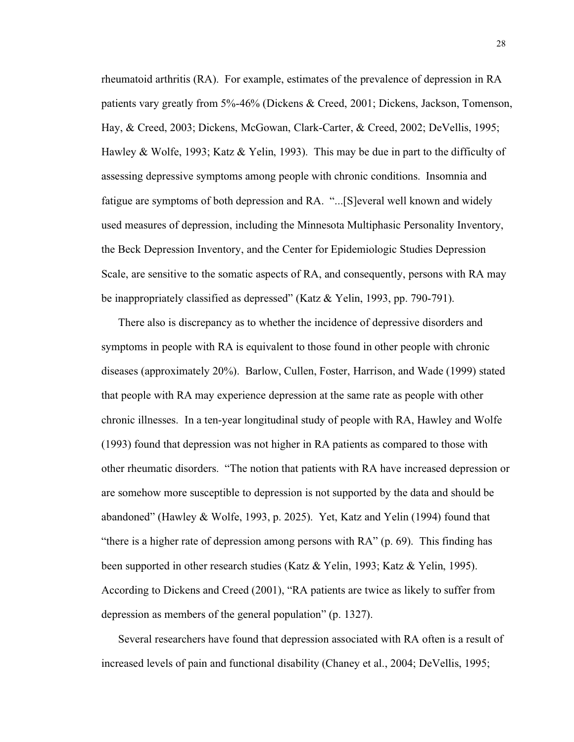rheumatoid arthritis (RA). For example, estimates of the prevalence of depression in RA patients vary greatly from 5%-46% (Dickens & Creed, 2001; Dickens, Jackson, Tomenson, Hay, & Creed, 2003; Dickens, McGowan, Clark-Carter, & Creed, 2002; DeVellis, 1995; Hawley & Wolfe, 1993; Katz & Yelin, 1993). This may be due in part to the difficulty of assessing depressive symptoms among people with chronic conditions. Insomnia and fatigue are symptoms of both depression and RA. "...[S]everal well known and widely used measures of depression, including the Minnesota Multiphasic Personality Inventory, the Beck Depression Inventory, and the Center for Epidemiologic Studies Depression Scale, are sensitive to the somatic aspects of RA, and consequently, persons with RA may be inappropriately classified as depressed" (Katz & Yelin, 1993, pp. 790-791).

There also is discrepancy as to whether the incidence of depressive disorders and symptoms in people with RA is equivalent to those found in other people with chronic diseases (approximately 20%). Barlow, Cullen, Foster, Harrison, and Wade (1999) stated that people with RA may experience depression at the same rate as people with other chronic illnesses. In a ten-year longitudinal study of people with RA, Hawley and Wolfe (1993) found that depression was not higher in RA patients as compared to those with other rheumatic disorders. "The notion that patients with RA have increased depression or are somehow more susceptible to depression is not supported by the data and should be abandoned" (Hawley & Wolfe, 1993, p. 2025). Yet, Katz and Yelin (1994) found that "there is a higher rate of depression among persons with RA" (p. 69). This finding has been supported in other research studies (Katz & Yelin, 1993; Katz & Yelin, 1995). According to Dickens and Creed (2001), "RA patients are twice as likely to suffer from depression as members of the general population" (p. 1327).

Several researchers have found that depression associated with RA often is a result of increased levels of pain and functional disability (Chaney et al., 2004; DeVellis, 1995;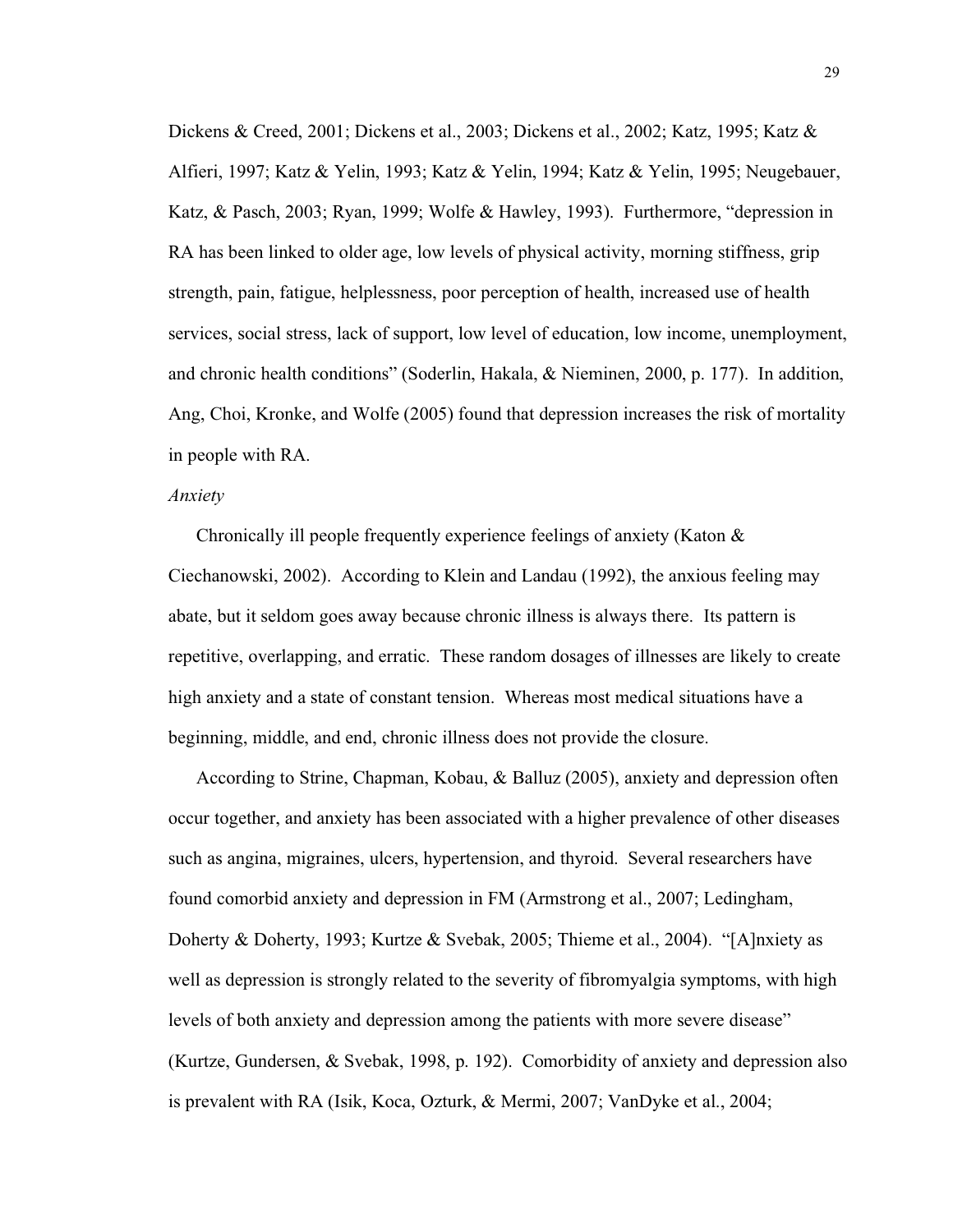Dickens & Creed, 2001; Dickens et al., 2003; Dickens et al., 2002; Katz, 1995; Katz & Alfieri, 1997; Katz & Yelin, 1993; Katz & Yelin, 1994; Katz & Yelin, 1995; Neugebauer, Katz, & Pasch, 2003; Ryan, 1999; Wolfe & Hawley, 1993). Furthermore, "depression in RA has been linked to older age, low levels of physical activity, morning stiffness, grip strength, pain, fatigue, helplessness, poor perception of health, increased use of health services, social stress, lack of support, low level of education, low income, unemployment, and chronic health conditions" (Soderlin, Hakala, & Nieminen, 2000, p. 177). In addition, Ang, Choi, Kronke, and Wolfe (2005) found that depression increases the risk of mortality in people with RA.

*Anxiety*

Chronically ill people frequently experience feelings of anxiety (Katon & Ciechanowski, 2002). According to Klein and Landau (1992), the anxious feeling may abate, but it seldom goes away because chronic illness is always there. Its pattern is repetitive, overlapping, and erratic. These random dosages of illnesses are likely to create high anxiety and a state of constant tension. Whereas most medical situations have a beginning, middle, and end, chronic illness does not provide the closure.

According to Strine, Chapman, Kobau, & Balluz (2005), anxiety and depression often occur together, and anxiety has been associated with a higher prevalence of other diseases such as angina, migraines, ulcers, hypertension, and thyroid. Several researchers have found comorbid anxiety and depression in FM (Armstrong et al., 2007; Ledingham, Doherty & Doherty, 1993; Kurtze & Svebak, 2005; Thieme et al., 2004). "[A]nxiety as well as depression is strongly related to the severity of fibromyalgia symptoms, with high levels of both anxiety and depression among the patients with more severe disease" (Kurtze, Gundersen, & Svebak, 1998, p. 192). Comorbidity of anxiety and depression also is prevalent with RA (Isik, Koca, Ozturk, & Mermi, 2007; VanDyke et al., 2004;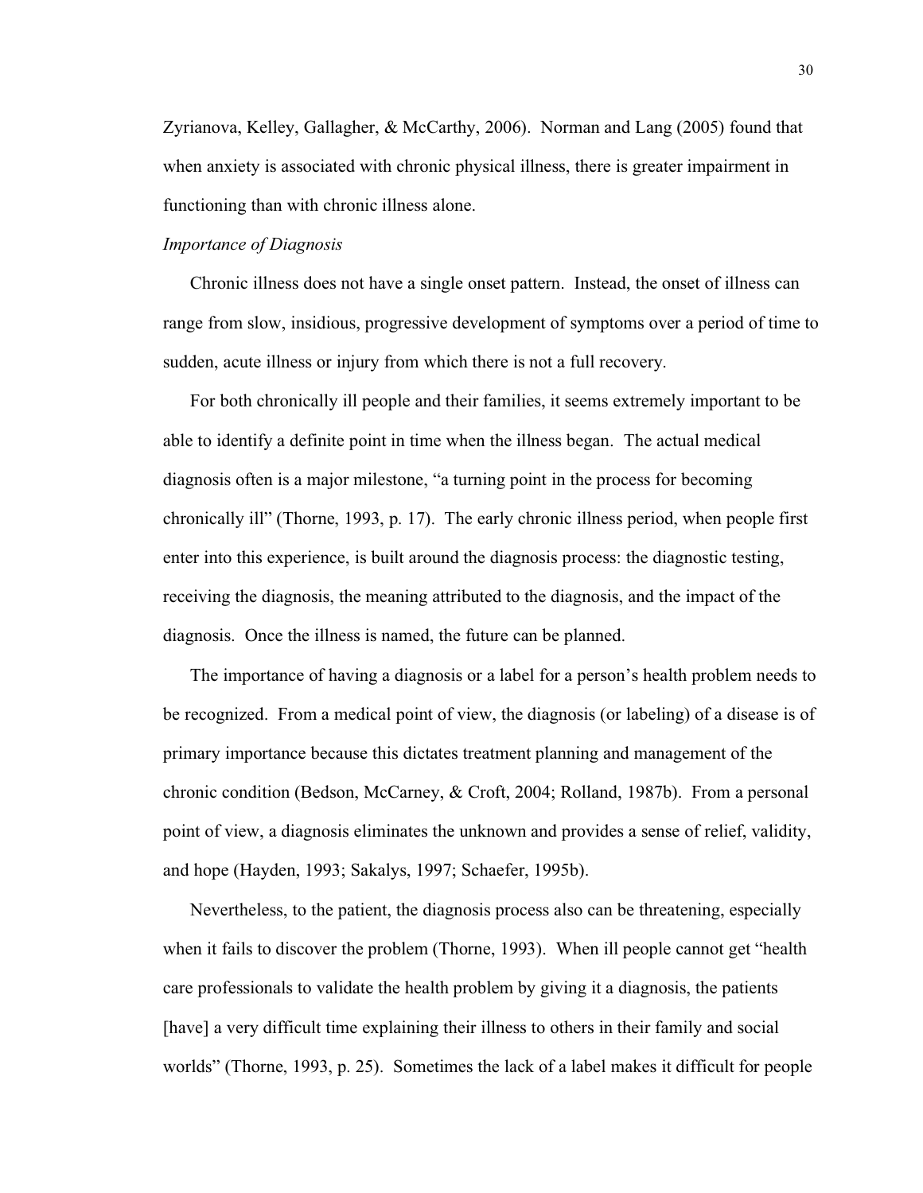Zyrianova, Kelley, Gallagher, & McCarthy, 2006). Norman and Lang (2005) found that when anxiety is associated with chronic physical illness, there is greater impairment in functioning than with chronic illness alone.

*Importance of Diagnosis*

Chronic illness does not have a single onset pattern. Instead, the onset of illness can range from slow, insidious, progressive development of symptoms over a period of time to sudden, acute illness or injury from which there is not a full recovery.

For both chronically ill people and their families, it seems extremely important to be able to identify a definite point in time when the illness began. The actual medical diagnosis often is a major milestone, "a turning point in the process for becoming chronically ill" (Thorne, 1993, p. 17). The early chronic illness period, when people first enter into this experience, is built around the diagnosis process: the diagnostic testing, receiving the diagnosis, the meaning attributed to the diagnosis, and the impact of the diagnosis. Once the illness is named, the future can be planned.

The importance of having a diagnosis or a label for a person's health problem needs to be recognized. From a medical point of view, the diagnosis (or labeling) of a disease is of primary importance because this dictates treatment planning and management of the chronic condition (Bedson, McCarney, & Croft, 2004; Rolland, 1987b). From a personal point of view, a diagnosis eliminates the unknown and provides a sense of relief, validity, and hope (Hayden, 1993; Sakalys, 1997; Schaefer, 1995b).

Nevertheless, to the patient, the diagnosis process also can be threatening, especially when it fails to discover the problem (Thorne, 1993). When ill people cannot get "health care professionals to validate the health problem by giving it a diagnosis, the patients [have] a very difficult time explaining their illness to others in their family and social worlds" (Thorne, 1993, p. 25). Sometimes the lack of a label makes it difficult for people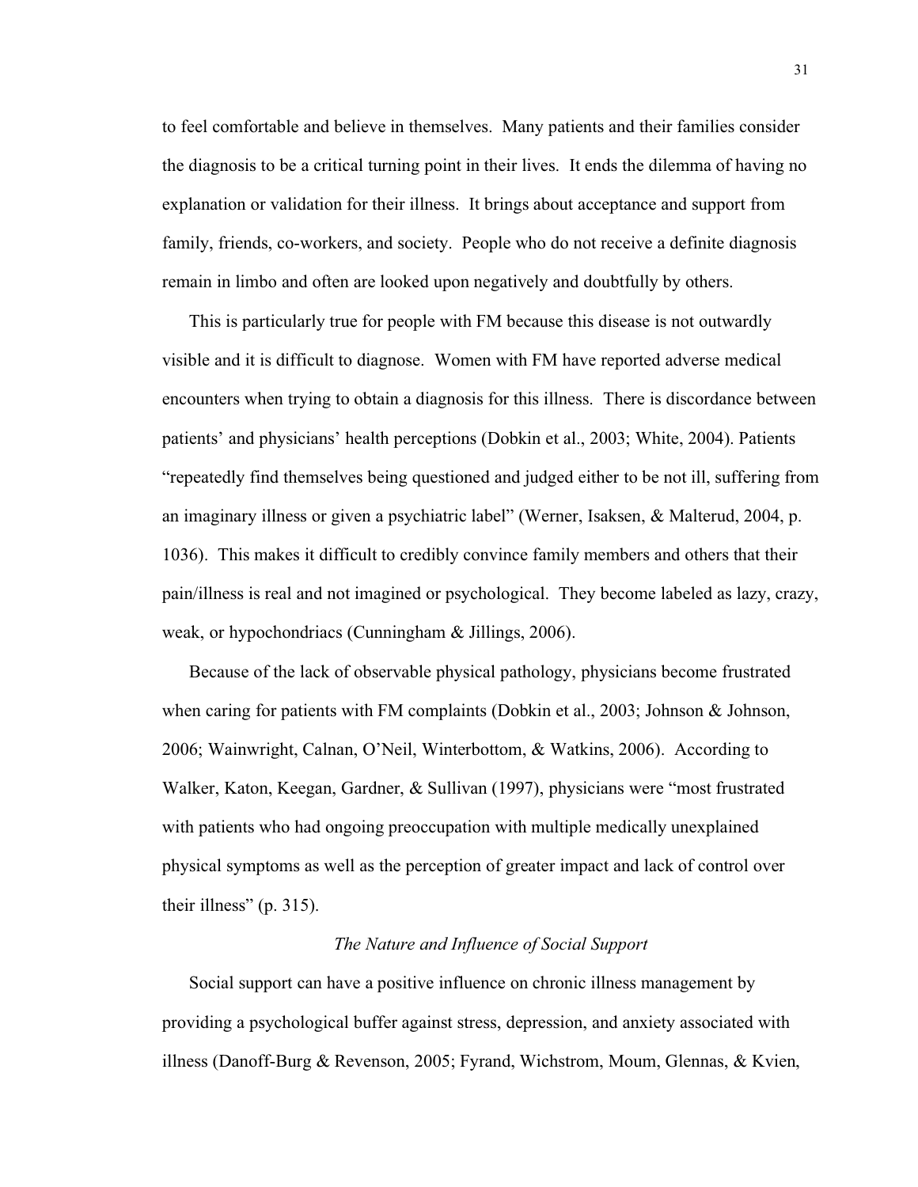to feel comfortable and believe in themselves. Many patients and their families consider the diagnosis to be a critical turning point in their lives. It ends the dilemma of having no explanation or validation for their illness. It brings about acceptance and support from family, friends, co-workers, and society. People who do not receive a definite diagnosis remain in limbo and often are looked upon negatively and doubtfully by others.

This is particularly true for people with FM because this disease is not outwardly visible and it is difficult to diagnose. Women with FM have reported adverse medical encounters when trying to obtain a diagnosis for this illness. There is discordance between patients' and physicians' health perceptions (Dobkin et al., 2003; White, 2004). Patients "repeatedly find themselves being questioned and judged either to be not ill, suffering from an imaginary illness or given a psychiatric label" (Werner, Isaksen, & Malterud, 2004, p. 1036). This makes it difficult to credibly convince family members and others that their pain/illness is real and not imagined or psychological. They become labeled as lazy, crazy, weak, or hypochondriacs (Cunningham & Jillings, 2006).

Because of the lack of observable physical pathology, physicians become frustrated when caring for patients with FM complaints (Dobkin et al., 2003; Johnson & Johnson, 2006; Wainwright, Calnan, O'Neil, Winterbottom, & Watkins, 2006). According to Walker, Katon, Keegan, Gardner, & Sullivan (1997), physicians were "most frustrated with patients who had ongoing preoccupation with multiple medically unexplained physical symptoms as well as the perception of greater impact and lack of control over their illness" (p. 315).

### *The Nature and Influence of Social Support*

Social support can have a positive influence on chronic illness management by providing a psychological buffer against stress, depression, and anxiety associated with illness (Danoff-Burg & Revenson, 2005; Fyrand, Wichstrom, Moum, Glennas, & Kvien,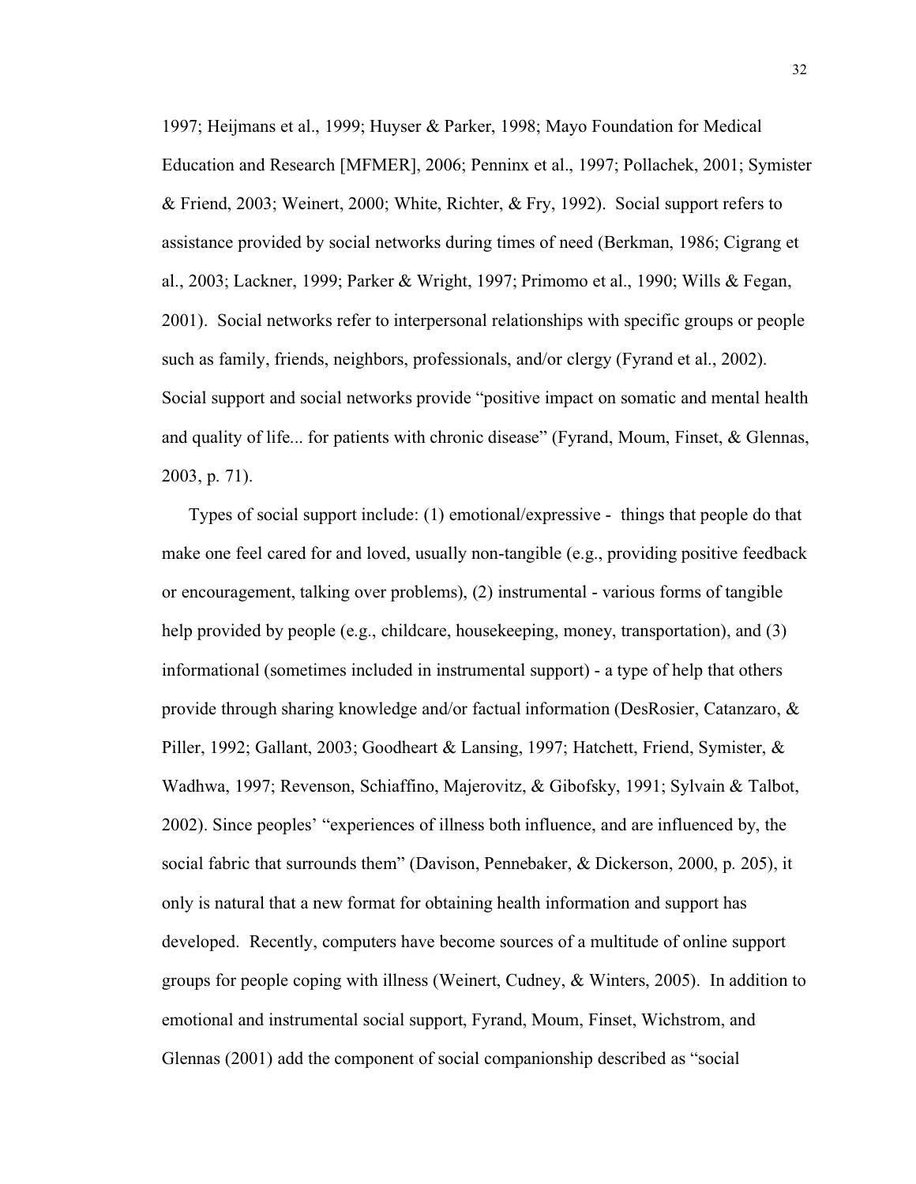1997; Heijmans et al., 1999; Huyser & Parker, 1998; Mayo Foundation for Medical Education and Research [MFMER], 2006; Penninx et al., 1997; Pollachek, 2001; Symister & Friend, 2003; Weinert, 2000; White, Richter, & Fry, 1992). Social support refers to assistance provided by social networks during times of need (Berkman, 1986; Cigrang et al., 2003; Lackner, 1999; Parker & Wright, 1997; Primomo et al., 1990; Wills & Fegan, 2001). Social networks refer to interpersonal relationships with specific groups or people such as family, friends, neighbors, professionals, and/or clergy (Fyrand et al., 2002). Social support and social networks provide "positive impact on somatic and mental health and quality of life... for patients with chronic disease" (Fyrand, Moum, Finset, & Glennas, 2003, p. 71).

Types of social support include: (1) emotional/expressive - things that people do that make one feel cared for and loved, usually non-tangible (e.g., providing positive feedback or encouragement, talking over problems), (2) instrumental - various forms of tangible help provided by people (e.g., childcare, housekeeping, money, transportation), and (3) informational (sometimes included in instrumental support) - a type of help that others provide through sharing knowledge and/or factual information (DesRosier, Catanzaro, & Piller, 1992; Gallant, 2003; Goodheart & Lansing, 1997; Hatchett, Friend, Symister, & Wadhwa, 1997; Revenson, Schiaffino, Majerovitz, & Gibofsky, 1991; Sylvain & Talbot, 2002). Since peoples' "experiences of illness both influence, and are influenced by, the social fabric that surrounds them" (Davison, Pennebaker, & Dickerson, 2000, p. 205), it only is natural that a new format for obtaining health information and support has developed. Recently, computers have become sources of a multitude of online support groups for people coping with illness (Weinert, Cudney, & Winters, 2005). In addition to emotional and instrumental social support, Fyrand, Moum, Finset, Wichstrom, and Glennas (2001) add the component of social companionship described as "social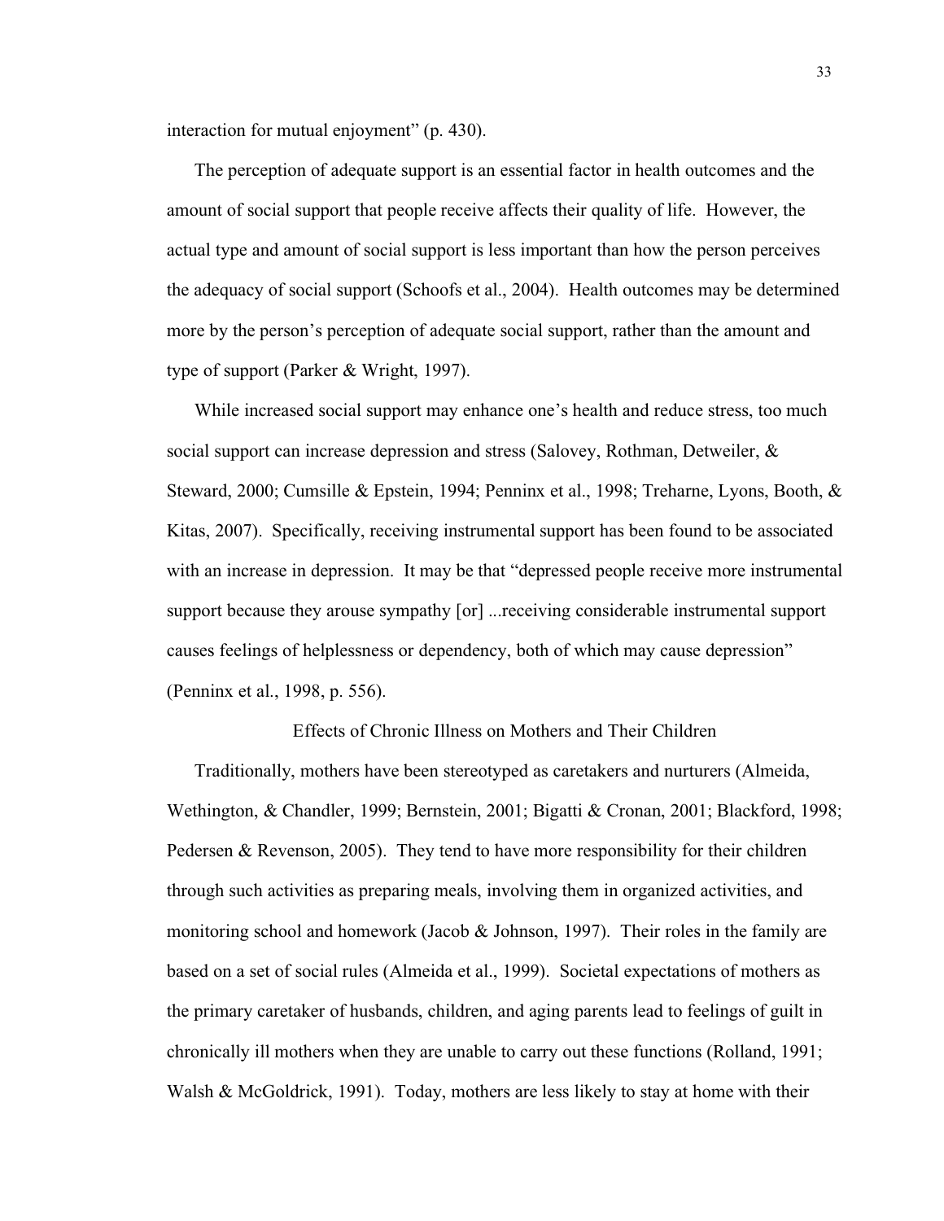interaction for mutual enjoyment" (p. 430).

The perception of adequate support is an essential factor in health outcomes and the amount of social support that people receive affects their quality of life. However, the actual type and amount of social support is less important than how the person perceives the adequacy of social support (Schoofs et al., 2004). Health outcomes may be determined more by the person's perception of adequate social support, rather than the amount and type of support (Parker & Wright, 1997).

While increased social support may enhance one's health and reduce stress, too much social support can increase depression and stress (Salovey, Rothman, Detweiler, & Steward, 2000; Cumsille & Epstein, 1994; Penninx et al., 1998; Treharne, Lyons, Booth, & Kitas, 2007). Specifically, receiving instrumental support has been found to be associated with an increase in depression. It may be that "depressed people receive more instrumental support because they arouse sympathy [or] ...receiving considerable instrumental support causes feelings of helplessness or dependency, both of which may cause depression" (Penninx et al., 1998, p. 556).

## Effects of Chronic Illness on Mothers and Their Children

Traditionally, mothers have been stereotyped as caretakers and nurturers (Almeida, Wethington, & Chandler, 1999; Bernstein, 2001; Bigatti & Cronan, 2001; Blackford, 1998; Pedersen & Revenson, 2005). They tend to have more responsibility for their children through such activities as preparing meals, involving them in organized activities, and monitoring school and homework (Jacob & Johnson, 1997). Their roles in the family are based on a set of social rules (Almeida et al., 1999). Societal expectations of mothers as the primary caretaker of husbands, children, and aging parents lead to feelings of guilt in chronically ill mothers when they are unable to carry out these functions (Rolland, 1991; Walsh & McGoldrick, 1991). Today, mothers are less likely to stay at home with their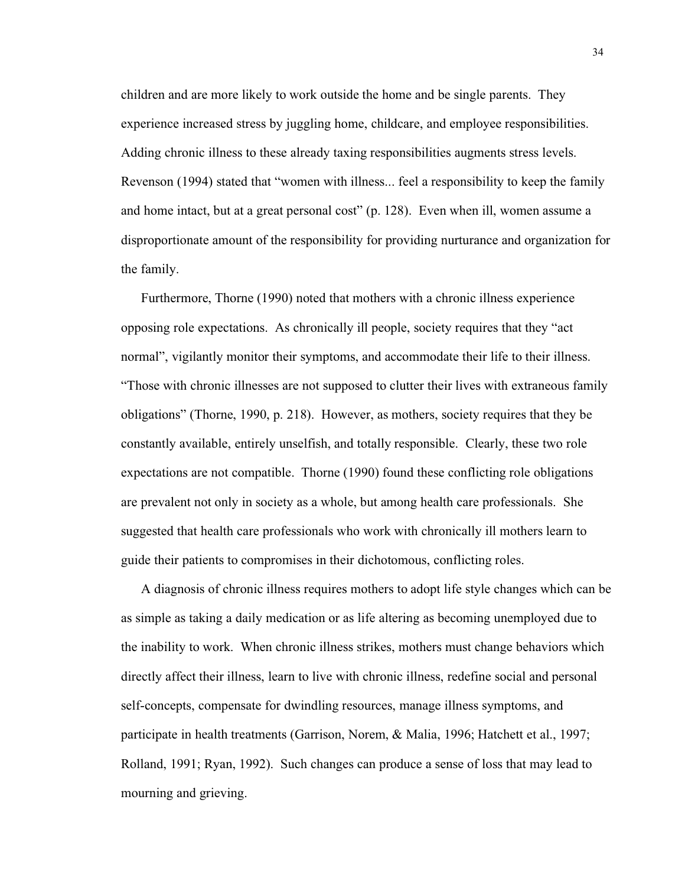children and are more likely to work outside the home and be single parents. They experience increased stress by juggling home, childcare, and employee responsibilities. Adding chronic illness to these already taxing responsibilities augments stress levels. Revenson (1994) stated that “women with illness... feel a responsibility to keep the family and home intact, but at a great personal cost” (p. 128). Even when ill, women assume a disproportionate amount of the responsibility for providing nurturance and organization for the family.

Furthermore, Thorne (1990) noted that mothers with a chronic illness experience opposing role expectations. As chronically ill people, society requires that they “act normal”, vigilantly monitor their symptoms, and accommodate their life to their illness. “Those with chronic illnesses are not supposed to clutter their lives with extraneous family obligations” (Thorne, 1990, p. 218). However, as mothers, society requires that they be constantly available, entirely unselfish, and totally responsible. Clearly, these two role expectations are not compatible. Thorne (1990) found these conflicting role obligations are prevalent not only in society as a whole, but among health care professionals. She suggested that health care professionals who work with chronically ill mothers learn to guide their patients to compromises in their dichotomous, conflicting roles.

A diagnosis of chronic illness requires mothers to adopt life style changes which can be as simple as taking a daily medication or as life altering as becoming unemployed due to the inability to work. When chronic illness strikes, mothers must change behaviors which directly affect their illness, learn to live with chronic illness, redefine social and personal self-concepts, compensate for dwindling resources, manage illness symptoms, and participate in health treatments (Garrison, Norem, & Malia, 1996; Hatchett et al., 1997; Rolland, 1991; Ryan, 1992). Such changes can produce a sense of loss that may lead to mourning and grieving.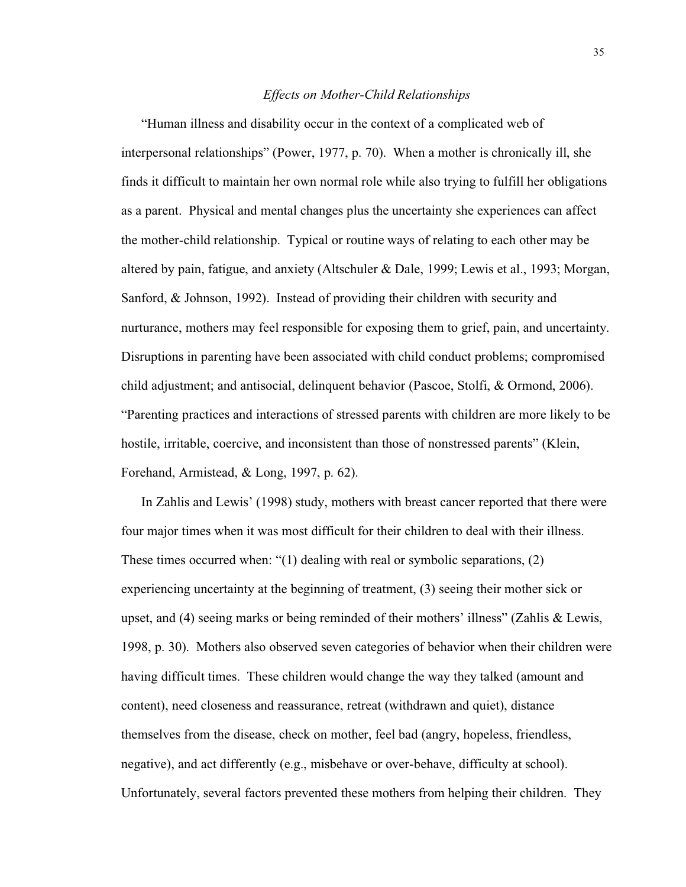### *Effects on Mother-Child Relationships*

"Human illness and disability occur in the context of a complicated web of interpersonal relationships" (Power, 1977, p. 70). When a mother is chronically ill, she finds it difficult to maintain her own normal role while also trying to fulfill her obligations as a parent. Physical and mental changes plus the uncertainty she experiences can affect the mother-child relationship. Typical or routine ways of relating to each other may be altered by pain, fatigue, and anxiety (Altschuler & Dale, 1999; Lewis et al., 1993; Morgan, Sanford, & Johnson, 1992). Instead of providing their children with security and nurturance, mothers may feel responsible for exposing them to grief, pain, and uncertainty. Disruptions in parenting have been associated with child conduct problems; compromised child adjustment; and antisocial, delinquent behavior (Pascoe, Stolfi, & Ormond, 2006). "Parenting practices and interactions of stressed parents with children are more likely to be hostile, irritable, coercive, and inconsistent than those of nonstressed parents" (Klein, Forehand, Armistead, & Long, 1997, p. 62).

In Zahlis and Lewis' (1998) study, mothers with breast cancer reported that there were four major times when it was most difficult for their children to deal with their illness. These times occurred when: "(1) dealing with real or symbolic separations, (2) experiencing uncertainty at the beginning of treatment, (3) seeing their mother sick or upset, and (4) seeing marks or being reminded of their mothers' illness" (Zahlis & Lewis, 1998, p. 30). Mothers also observed seven categories of behavior when their children were having difficult times. These children would change the way they talked (amount and content), need closeness and reassurance, retreat (withdrawn and quiet), distance themselves from the disease, check on mother, feel bad (angry, hopeless, friendless, negative), and act differently (e.g., misbehave or over-behave, difficulty at school). Unfortunately, several factors prevented these mothers from helping their children. They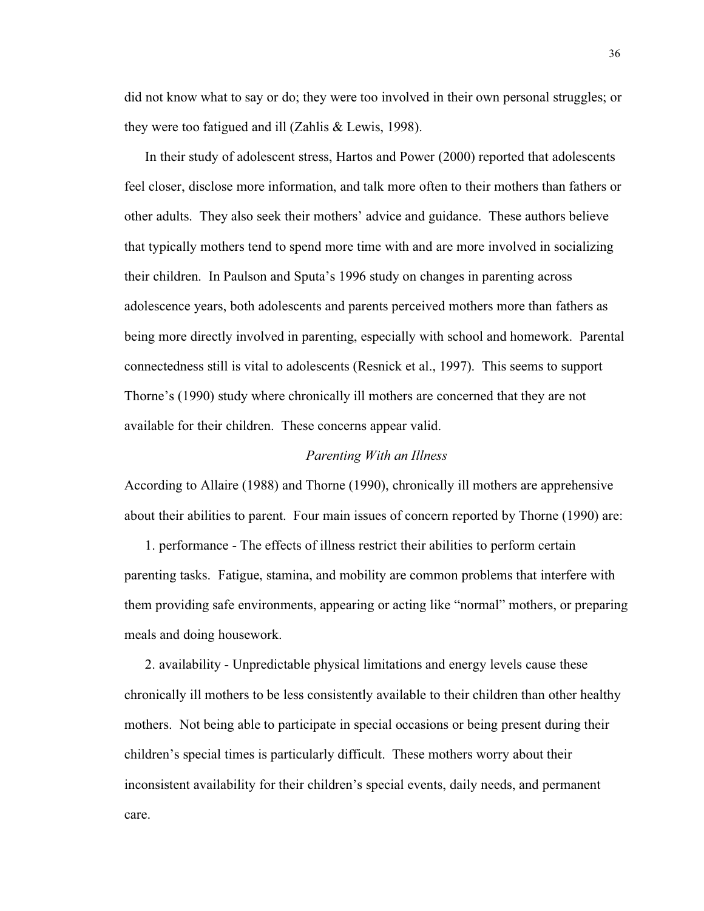did not know what to say or do; they were too involved in their own personal struggles; or they were too fatigued and ill (Zahlis & Lewis, 1998).

In their study of adolescent stress, Hartos and Power (2000) reported that adolescents feel closer, disclose more information, and talk more often to their mothers than fathers or other adults. They also seek their mothers' advice and guidance. These authors believe that typically mothers tend to spend more time with and are more involved in socializing their children. In Paulson and Sputa's 1996 study on changes in parenting across adolescence years, both adolescents and parents perceived mothers more than fathers as being more directly involved in parenting, especially with school and homework. Parental connectedness still is vital to adolescents (Resnick et al., 1997). This seems to support Thorne's (1990) study where chronically ill mothers are concerned that they are not available for their children. These concerns appear valid.

### *Parenting With an Illness*

According to Allaire (1988) and Thorne (1990), chronically ill mothers are apprehensive about their abilities to parent. Four main issues of concern reported by Thorne (1990) are:

1. performance - The effects of illness restrict their abilities to perform certain parenting tasks. Fatigue, stamina, and mobility are common problems that interfere with them providing safe environments, appearing or acting like "normal" mothers, or preparing meals and doing housework.

2. availability - Unpredictable physical limitations and energy levels cause these chronically ill mothers to be less consistently available to their children than other healthy mothers. Not being able to participate in special occasions or being present during their children's special times is particularly difficult. These mothers worry about their inconsistent availability for their children's special events, daily needs, and permanent care.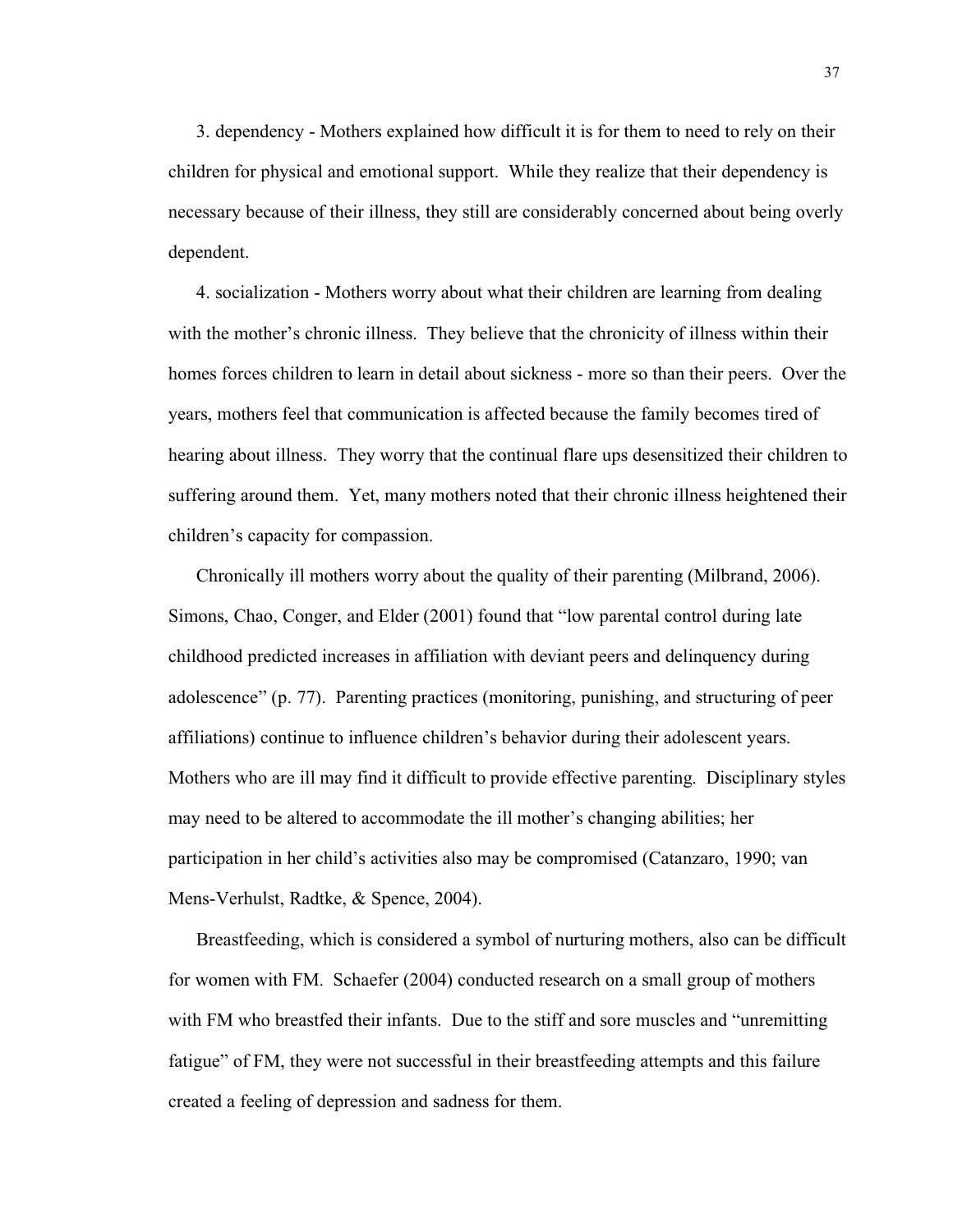3. dependency - Mothers explained how difficult it is for them to need to rely on their children for physical and emotional support. While they realize that their dependency is necessary because of their illness, they still are considerably concerned about being overly dependent.

4. socialization - Mothers worry about what their children are learning from dealing with the mother's chronic illness. They believe that the chronicity of illness within their homes forces children to learn in detail about sickness - more so than their peers. Over the years, mothers feel that communication is affected because the family becomes tired of hearing about illness. They worry that the continual flare ups desensitized their children to suffering around them. Yet, many mothers noted that their chronic illness heightened their children's capacity for compassion.

Chronically ill mothers worry about the quality of their parenting (Milbrand, 2006). Simons, Chao, Conger, and Elder (2001) found that "low parental control during late childhood predicted increases in affiliation with deviant peers and delinquency during adolescence" (p. 77). Parenting practices (monitoring, punishing, and structuring of peer affiliations) continue to influence children's behavior during their adolescent years. Mothers who are ill may find it difficult to provide effective parenting. Disciplinary styles may need to be altered to accommodate the ill mother's changing abilities; her participation in her child's activities also may be compromised (Catanzaro, 1990; van Mens-Verhulst, Radtke, & Spence, 2004).

Breastfeeding, which is considered a symbol of nurturing mothers, also can be difficult for women with FM. Schaefer (2004) conducted research on a small group of mothers with FM who breastfed their infants. Due to the stiff and sore muscles and "unremitting fatigue" of FM, they were not successful in their breastfeeding attempts and this failure created a feeling of depression and sadness for them.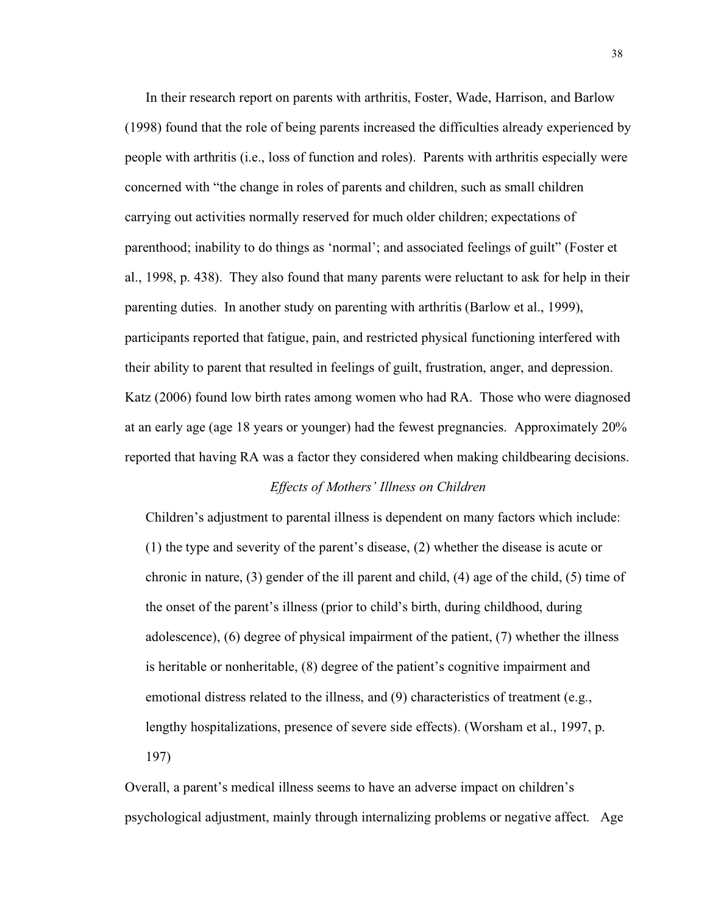In their research report on parents with arthritis, Foster, Wade, Harrison, and Barlow (1998) found that the role of being parents increased the difficulties already experienced by people with arthritis (i.e., loss of function and roles). Parents with arthritis especially were concerned with "the change in roles of parents and children, such as small children carrying out activities normally reserved for much older children; expectations of parenthood; inability to do things as 'normal'; and associated feelings of guilt" (Foster et al., 1998, p. 438). They also found that many parents were reluctant to ask for help in their parenting duties. In another study on parenting with arthritis (Barlow et al., 1999), participants reported that fatigue, pain, and restricted physical functioning interfered with their ability to parent that resulted in feelings of guilt, frustration, anger, and depression. Katz (2006) found low birth rates among women who had RA. Those who were diagnosed at an early age (age 18 years or younger) had the fewest pregnancies. Approximately 20% reported that having RA was a factor they considered when making childbearing decisions.

### *Effects of Mothers' Illness on Children*

> Children's adjustment to parental illness is dependent on many factors which include: (1) the type and severity of the parent's disease, (2) whether the disease is acute or chronic in nature, (3) gender of the ill parent and child, (4) age of the child, (5) time of the onset of the parent's illness (prior to child's birth, during childhood, during adolescence), (6) degree of physical impairment of the patient, (7) whether the illness is heritable or nonheritable, (8) degree of the patient's cognitive impairment and emotional distress related to the illness, and (9) characteristics of treatment (e.g., lengthy hospitalizations, presence of severe side effects). (Worsham et al., 1997, p. 197)

Overall, a parent's medical illness seems to have an adverse impact on children's psychological adjustment, mainly through internalizing problems or negative affect. Age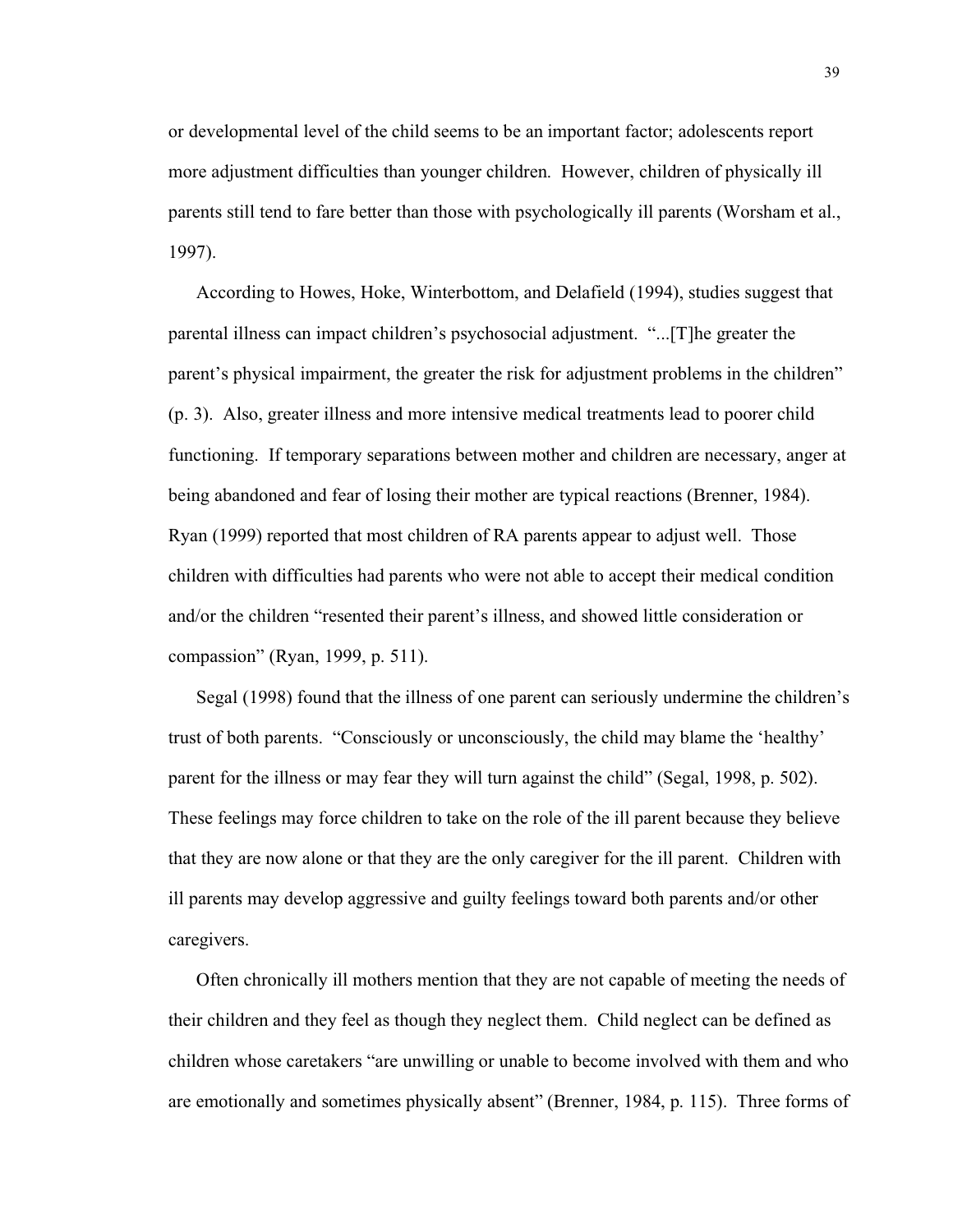or developmental level of the child seems to be an important factor; adolescents report more adjustment difficulties than younger children. However, children of physically ill parents still tend to fare better than those with psychologically ill parents (Worsham et al., 1997).

According to Howes, Hoke, Winterbottom, and Delafield (1994), studies suggest that parental illness can impact children's psychosocial adjustment. "...[T]he greater the parent's physical impairment, the greater the risk for adjustment problems in the children" (p. 3). Also, greater illness and more intensive medical treatments lead to poorer child functioning. If temporary separations between mother and children are necessary, anger at being abandoned and fear of losing their mother are typical reactions (Brenner, 1984). Ryan (1999) reported that most children of RA parents appear to adjust well. Those children with difficulties had parents who were not able to accept their medical condition and/or the children "resented their parent's illness, and showed little consideration or compassion" (Ryan, 1999, p. 511).

Segal (1998) found that the illness of one parent can seriously undermine the children's trust of both parents. "Consciously or unconsciously, the child may blame the 'healthy' parent for the illness or may fear they will turn against the child" (Segal, 1998, p. 502). These feelings may force children to take on the role of the ill parent because they believe that they are now alone or that they are the only caregiver for the ill parent. Children with ill parents may develop aggressive and guilty feelings toward both parents and/or other caregivers.

Often chronically ill mothers mention that they are not capable of meeting the needs of their children and they feel as though they neglect them. Child neglect can be defined as children whose caretakers "are unwilling or unable to become involved with them and who are emotionally and sometimes physically absent" (Brenner, 1984, p. 115). Three forms of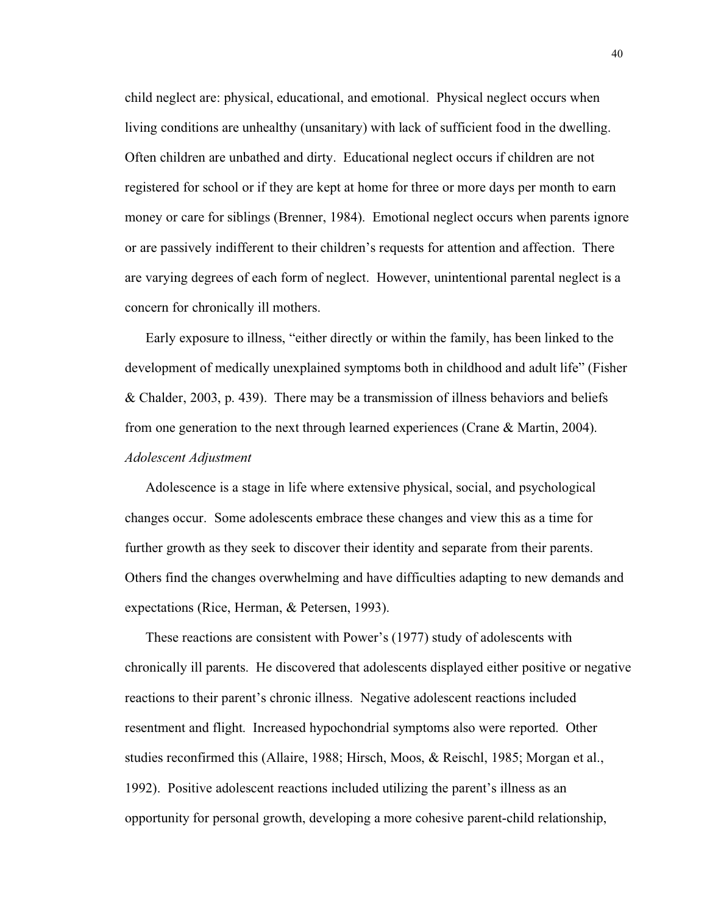child neglect are: physical, educational, and emotional. Physical neglect occurs when living conditions are unhealthy (unsanitary) with lack of sufficient food in the dwelling. Often children are unbathed and dirty. Educational neglect occurs if children are not registered for school or if they are kept at home for three or more days per month to earn money or care for siblings (Brenner, 1984). Emotional neglect occurs when parents ignore or are passively indifferent to their children's requests for attention and affection. There are varying degrees of each form of neglect. However, unintentional parental neglect is a concern for chronically ill mothers.

Early exposure to illness, "either directly or within the family, has been linked to the development of medically unexplained symptoms both in childhood and adult life" (Fisher & Chalder, 2003, p. 439). There may be a transmission of illness behaviors and beliefs from one generation to the next through learned experiences (Crane & Martin, 2004).

*Adolescent Adjustment*

Adolescence is a stage in life where extensive physical, social, and psychological changes occur. Some adolescents embrace these changes and view this as a time for further growth as they seek to discover their identity and separate from their parents. Others find the changes overwhelming and have difficulties adapting to new demands and expectations (Rice, Herman, & Petersen, 1993).

These reactions are consistent with Power's (1977) study of adolescents with chronically ill parents. He discovered that adolescents displayed either positive or negative reactions to their parent's chronic illness. Negative adolescent reactions included resentment and flight. Increased hypochondrial symptoms also were reported. Other studies reconfirmed this (Allaire, 1988; Hirsch, Moos, & Reischl, 1985; Morgan et al., 1992). Positive adolescent reactions included utilizing the parent's illness as an opportunity for personal growth, developing a more cohesive parent-child relationship,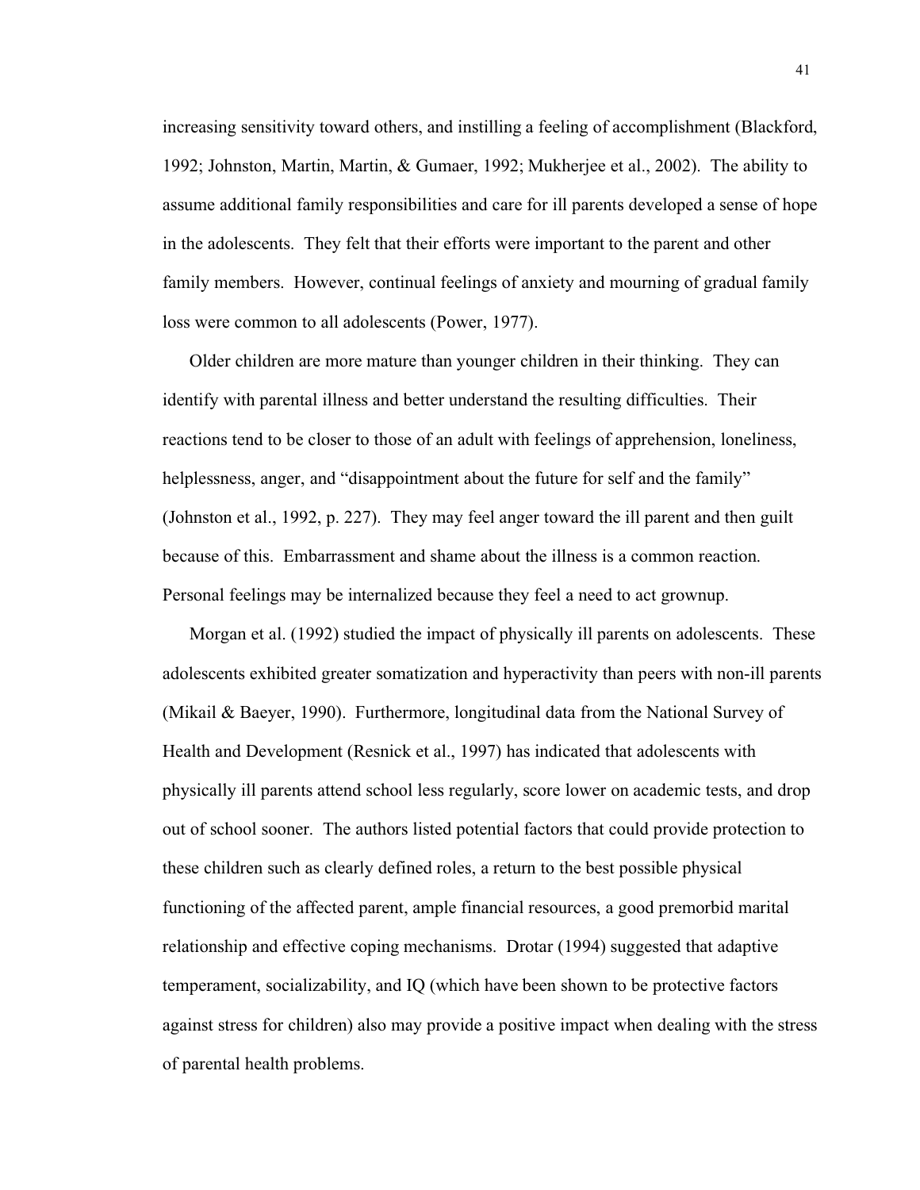increasing sensitivity toward others, and instilling a feeling of accomplishment (Blackford, 1992; Johnston, Martin, Martin, & Gumaer, 1992; Mukherjee et al., 2002). The ability to assume additional family responsibilities and care for ill parents developed a sense of hope in the adolescents. They felt that their efforts were important to the parent and other family members. However, continual feelings of anxiety and mourning of gradual family loss were common to all adolescents (Power, 1977).

Older children are more mature than younger children in their thinking. They can identify with parental illness and better understand the resulting difficulties. Their reactions tend to be closer to those of an adult with feelings of apprehension, loneliness, helplessness, anger, and "disappointment about the future for self and the family" (Johnston et al., 1992, p. 227). They may feel anger toward the ill parent and then guilt because of this. Embarrassment and shame about the illness is a common reaction. Personal feelings may be internalized because they feel a need to act grownup.

Morgan et al. (1992) studied the impact of physically ill parents on adolescents. These adolescents exhibited greater somatization and hyperactivity than peers with non-ill parents (Mikail & Baeyer, 1990). Furthermore, longitudinal data from the National Survey of Health and Development (Resnick et al., 1997) has indicated that adolescents with physically ill parents attend school less regularly, score lower on academic tests, and drop out of school sooner. The authors listed potential factors that could provide protection to these children such as clearly defined roles, a return to the best possible physical functioning of the affected parent, ample financial resources, a good premorbid marital relationship and effective coping mechanisms. Drotar (1994) suggested that adaptive temperament, socializability, and IQ (which have been shown to be protective factors against stress for children) also may provide a positive impact when dealing with the stress of parental health problems.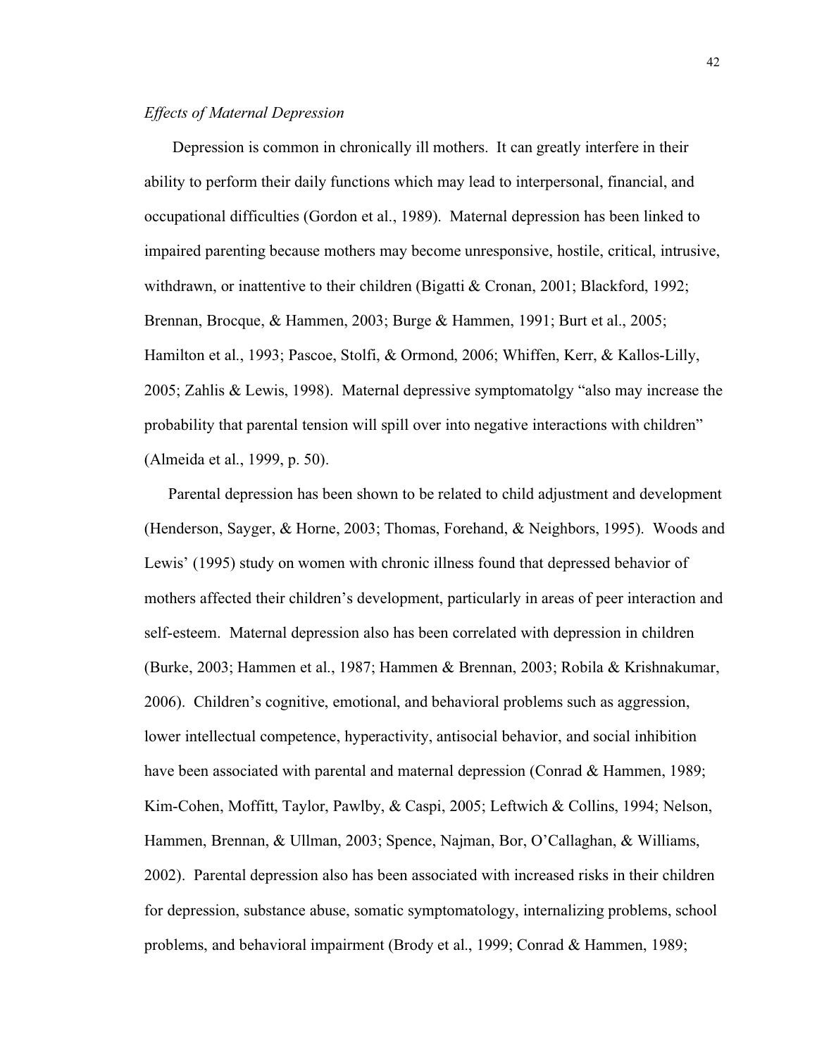*Effects of Maternal Depression*

Depression is common in chronically ill mothers. It can greatly interfere in their ability to perform their daily functions which may lead to interpersonal, financial, and occupational difficulties (Gordon et al., 1989). Maternal depression has been linked to impaired parenting because mothers may become unresponsive, hostile, critical, intrusive, withdrawn, or inattentive to their children (Bigatti & Cronan, 2001; Blackford, 1992; Brennan, Brocque, & Hammen, 2003; Burge & Hammen, 1991; Burt et al., 2005; Hamilton et al., 1993; Pascoe, Stolfi, & Ormond, 2006; Whiffen, Kerr, & Kallos-Lilly, 2005; Zahlis & Lewis, 1998). Maternal depressive symptomatolgy "also may increase the probability that parental tension will spill over into negative interactions with children" (Almeida et al., 1999, p. 50).

Parental depression has been shown to be related to child adjustment and development (Henderson, Sayger, & Horne, 2003; Thomas, Forehand, & Neighbors, 1995). Woods and Lewis' (1995) study on women with chronic illness found that depressed behavior of mothers affected their children's development, particularly in areas of peer interaction and self-esteem. Maternal depression also has been correlated with depression in children (Burke, 2003; Hammen et al., 1987; Hammen & Brennan, 2003; Robila & Krishnakumar, 2006). Children's cognitive, emotional, and behavioral problems such as aggression, lower intellectual competence, hyperactivity, antisocial behavior, and social inhibition have been associated with parental and maternal depression (Conrad & Hammen, 1989; Kim-Cohen, Moffitt, Taylor, Pawlby, & Caspi, 2005; Leftwich & Collins, 1994; Nelson, Hammen, Brennan, & Ullman, 2003; Spence, Najman, Bor, O'Callaghan, & Williams, 2002). Parental depression also has been associated with increased risks in their children for depression, substance abuse, somatic symptomatology, internalizing problems, school problems, and behavioral impairment (Brody et al., 1999; Conrad & Hammen, 1989;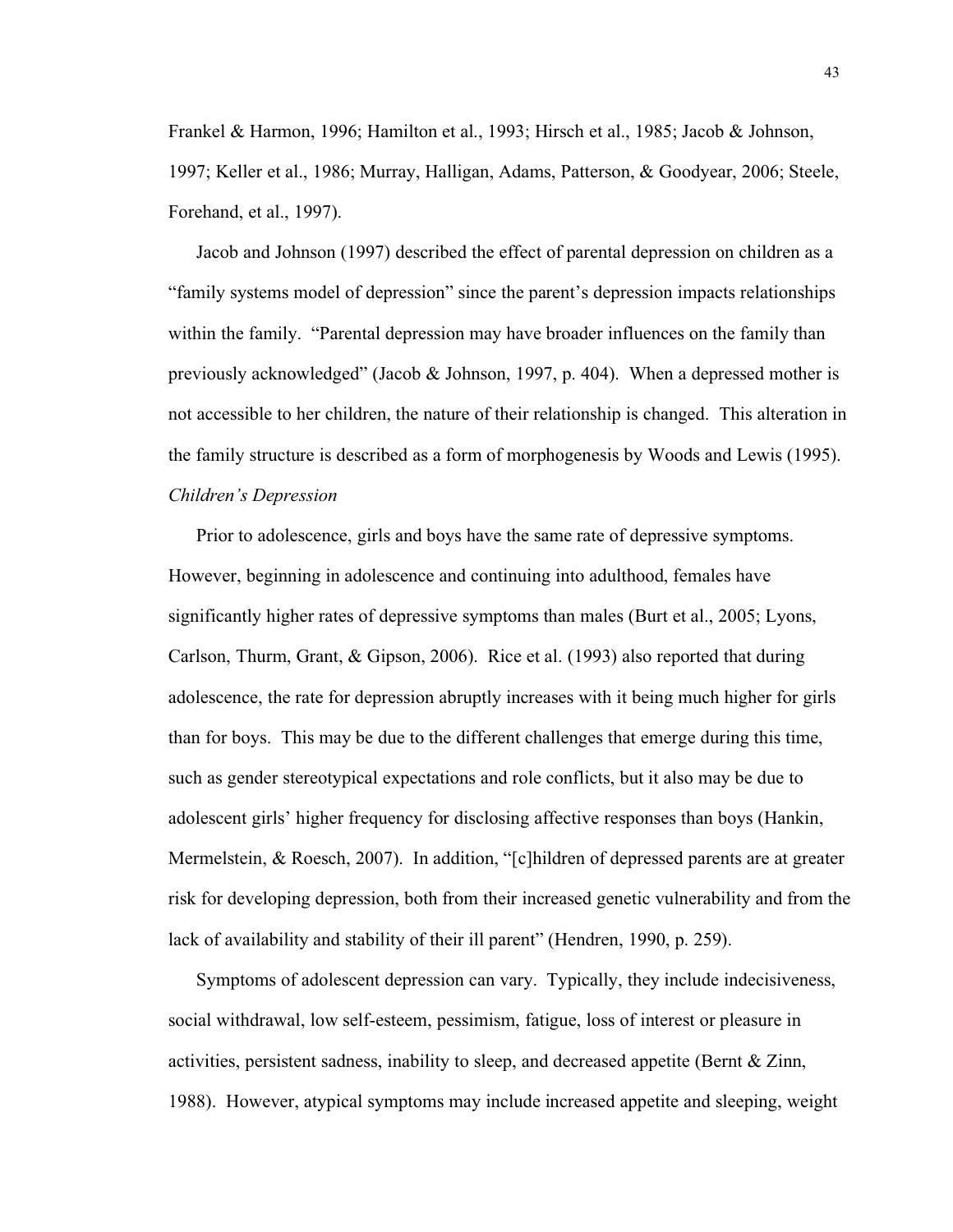Frankel & Harmon, 1996; Hamilton et al., 1993; Hirsch et al., 1985; Jacob & Johnson, 1997; Keller et al., 1986; Murray, Halligan, Adams, Patterson, & Goodyear, 2006; Steele, Forehand, et al., 1997).

Jacob and Johnson (1997) described the effect of parental depression on children as a "family systems model of depression" since the parent's depression impacts relationships within the family. "Parental depression may have broader influences on the family than previously acknowledged" (Jacob & Johnson, 1997, p. 404). When a depressed mother is not accessible to her children, the nature of their relationship is changed. This alteration in the family structure is described as a form of morphogenesis by Woods and Lewis (1995).

*Children's Depression*

Prior to adolescence, girls and boys have the same rate of depressive symptoms. However, beginning in adolescence and continuing into adulthood, females have significantly higher rates of depressive symptoms than males (Burt et al., 2005; Lyons, Carlson, Thurm, Grant, & Gipson, 2006). Rice et al. (1993) also reported that during adolescence, the rate for depression abruptly increases with it being much higher for girls than for boys. This may be due to the different challenges that emerge during this time, such as gender stereotypical expectations and role conflicts, but it also may be due to adolescent girls' higher frequency for disclosing affective responses than boys (Hankin, Mermelstein, & Roesch, 2007). In addition, "[c]hildren of depressed parents are at greater risk for developing depression, both from their increased genetic vulnerability and from the lack of availability and stability of their ill parent" (Hendren, 1990, p. 259).

Symptoms of adolescent depression can vary. Typically, they include indecisiveness, social withdrawal, low self-esteem, pessimism, fatigue, loss of interest or pleasure in activities, persistent sadness, inability to sleep, and decreased appetite (Bernt & Zinn, 1988). However, atypical symptoms may include increased appetite and sleeping, weight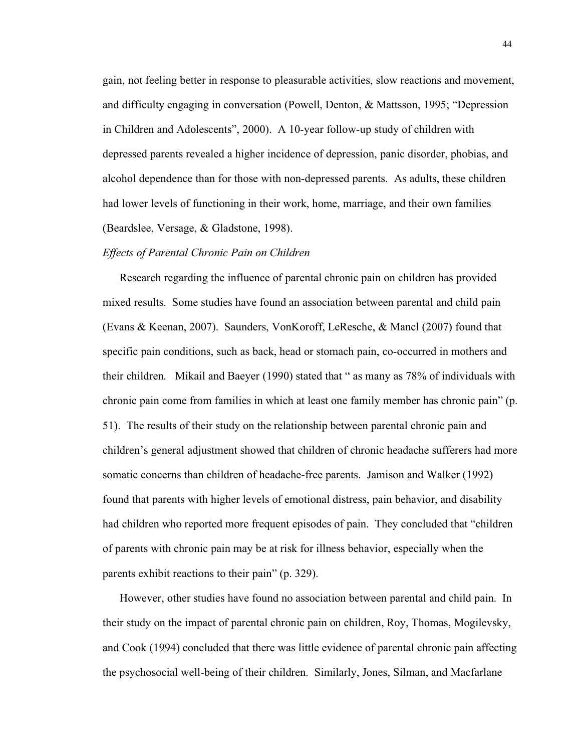gain, not feeling better in response to pleasurable activities, slow reactions and movement, and difficulty engaging in conversation (Powell, Denton, & Mattsson, 1995; "Depression in Children and Adolescents", 2000). A 10-year follow-up study of children with depressed parents revealed a higher incidence of depression, panic disorder, phobias, and alcohol dependence than for those with non-depressed parents. As adults, these children had lower levels of functioning in their work, home, marriage, and their own families (Beardslee, Versage, & Gladstone, 1998).

*Effects of Parental Chronic Pain on Children*

Research regarding the influence of parental chronic pain on children has provided mixed results. Some studies have found an association between parental and child pain (Evans & Keenan, 2007). Saunders, VonKoroff, LeResche, & Mancl (2007) found that specific pain conditions, such as back, head or stomach pain, co-occurred in mothers and their children. Mikail and Baeyer (1990) stated that " as many as 78% of individuals with chronic pain come from families in which at least one family member has chronic pain" (p. 51). The results of their study on the relationship between parental chronic pain and children's general adjustment showed that children of chronic headache sufferers had more somatic concerns than children of headache-free parents. Jamison and Walker (1992) found that parents with higher levels of emotional distress, pain behavior, and disability had children who reported more frequent episodes of pain. They concluded that "children of parents with chronic pain may be at risk for illness behavior, especially when the parents exhibit reactions to their pain" (p. 329).

However, other studies have found no association between parental and child pain. In their study on the impact of parental chronic pain on children, Roy, Thomas, Mogilevsky, and Cook (1994) concluded that there was little evidence of parental chronic pain affecting the psychosocial well-being of their children. Similarly, Jones, Silman, and Macfarlane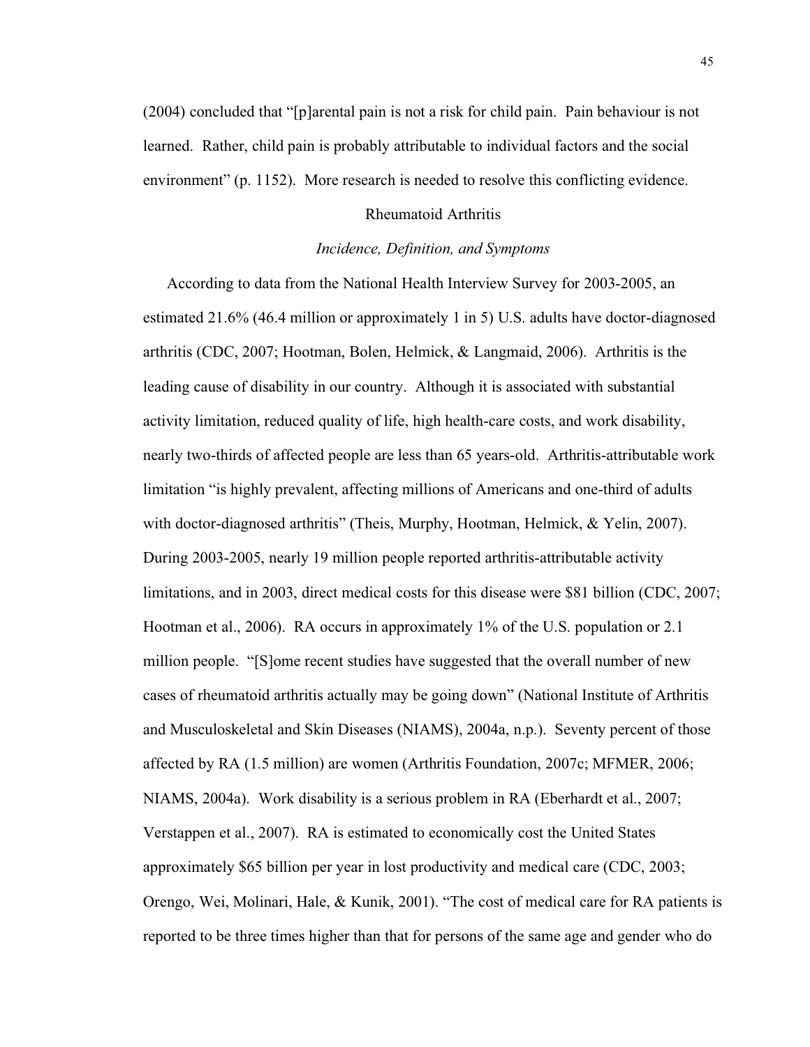(2004) concluded that "[p]arental pain is not a risk for child pain. Pain behaviour is not learned. Rather, child pain is probably attributable to individual factors and the social environment" (p. 1152). More research is needed to resolve this conflicting evidence.

## Rheumatoid Arthritis

### *Incidence, Definition, and Symptoms*

According to data from the National Health Interview Survey for 2003-2005, an estimated 21.6% (46.4 million or approximately 1 in 5) U.S. adults have doctor-diagnosed arthritis (CDC, 2007; Hootman, Bolen, Helmick, & Langmaid, 2006). Arthritis is the leading cause of disability in our country. Although it is associated with substantial activity limitation, reduced quality of life, high health-care costs, and work disability, nearly two-thirds of affected people are less than 65 years-old. Arthritis-attributable work limitation "is highly prevalent, affecting millions of Americans and one-third of adults with doctor-diagnosed arthritis" (Theis, Murphy, Hootman, Helmick, & Yelin, 2007). During 2003-2005, nearly 19 million people reported arthritis-attributable activity limitations, and in 2003, direct medical costs for this disease were $81 billion (CDC, 2007; Hootman et al., 2006). RA occurs in approximately 1% of the U.S. population or 2.1 million people. "[S]ome recent studies have suggested that the overall number of new cases of rheumatoid arthritis actually may be going down" (National Institute of Arthritis and Musculoskeletal and Skin Diseases (NIAMS), 2004a, n.p.). Seventy percent of those affected by RA (1.5 million) are women (Arthritis Foundation, 2007c; MFMER, 2006; NIAMS, 2004a). Work disability is a serious problem in RA (Eberhardt et al., 2007; Verstappen et al., 2007). RA is estimated to economically cost the United States approximately $65 billion per year in lost productivity and medical care (CDC, 2003; Orengo, Wei, Molinari, Hale, & Kunik, 2001). "The cost of medical care for RA patients is reported to be three times higher than that for persons of the same age and gender who do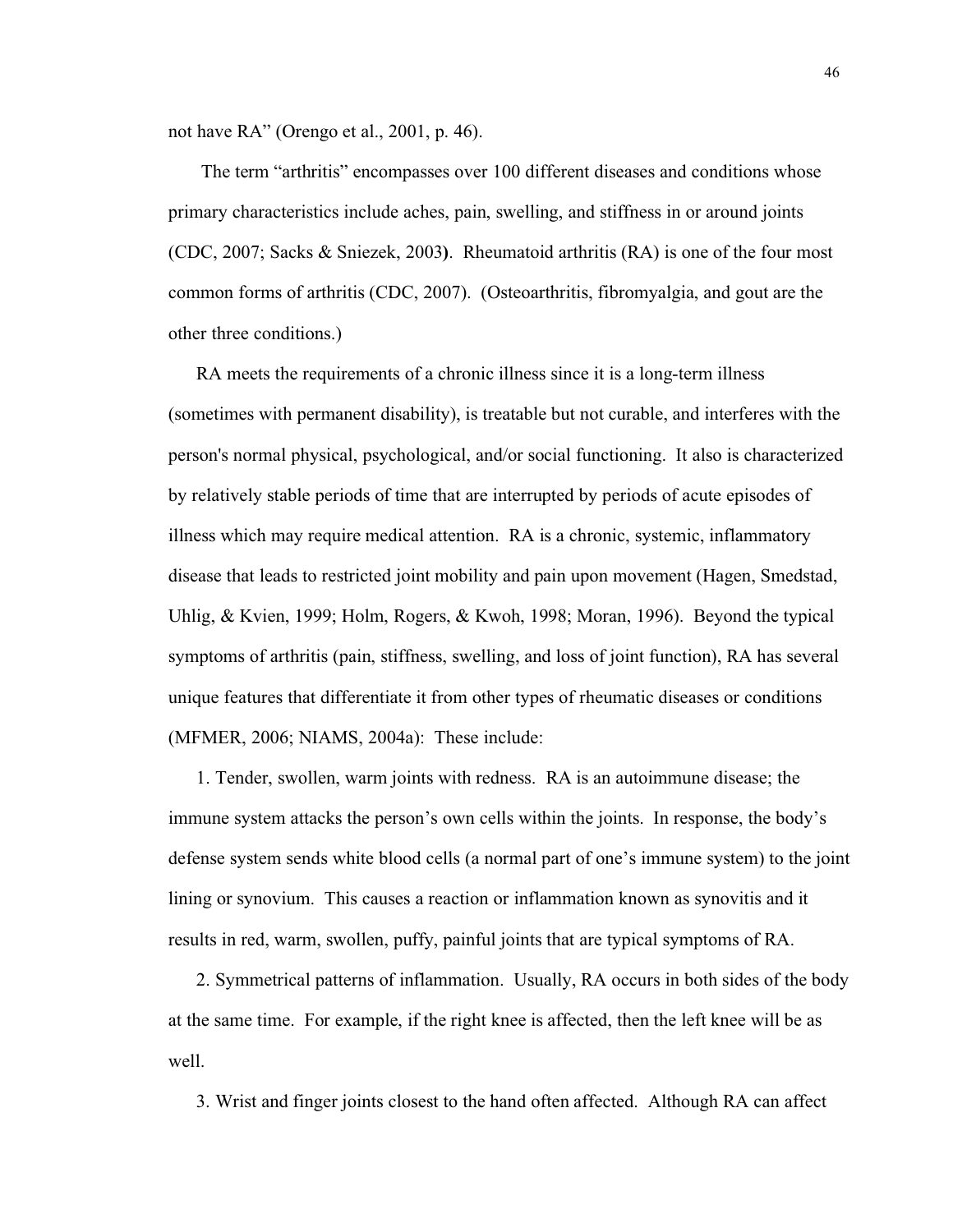not have RA" (Orengo et al., 2001, p. 46).

The term "arthritis" encompasses over 100 different diseases and conditions whose primary characteristics include aches, pain, swelling, and stiffness in or around joints (CDC, 2007; Sacks & Sniezek, 2003**)**. Rheumatoid arthritis (RA) is one of the four most common forms of arthritis (CDC, 2007). (Osteoarthritis, fibromyalgia, and gout are the other three conditions.)

RA meets the requirements of a chronic illness since it is a long-term illness (sometimes with permanent disability), is treatable but not curable, and interferes with the person's normal physical, psychological, and/or social functioning. It also is characterized by relatively stable periods of time that are interrupted by periods of acute episodes of illness which may require medical attention. RA is a chronic, systemic, inflammatory disease that leads to restricted joint mobility and pain upon movement (Hagen, Smedstad, Uhlig, & Kvien, 1999; Holm, Rogers, & Kwoh, 1998; Moran, 1996). Beyond the typical symptoms of arthritis (pain, stiffness, swelling, and loss of joint function), RA has several unique features that differentiate it from other types of rheumatic diseases or conditions (MFMER, 2006; NIAMS, 2004a): These include:

1. Tender, swollen, warm joints with redness. RA is an autoimmune disease; the immune system attacks the person's own cells within the joints. In response, the body's defense system sends white blood cells (a normal part of one's immune system) to the joint lining or synovium. This causes a reaction or inflammation known as synovitis and it results in red, warm, swollen, puffy, painful joints that are typical symptoms of RA.

2. Symmetrical patterns of inflammation. Usually, RA occurs in both sides of the body at the same time. For example, if the right knee is affected, then the left knee will be as well.

3. Wrist and finger joints closest to the hand often affected. Although RA can affect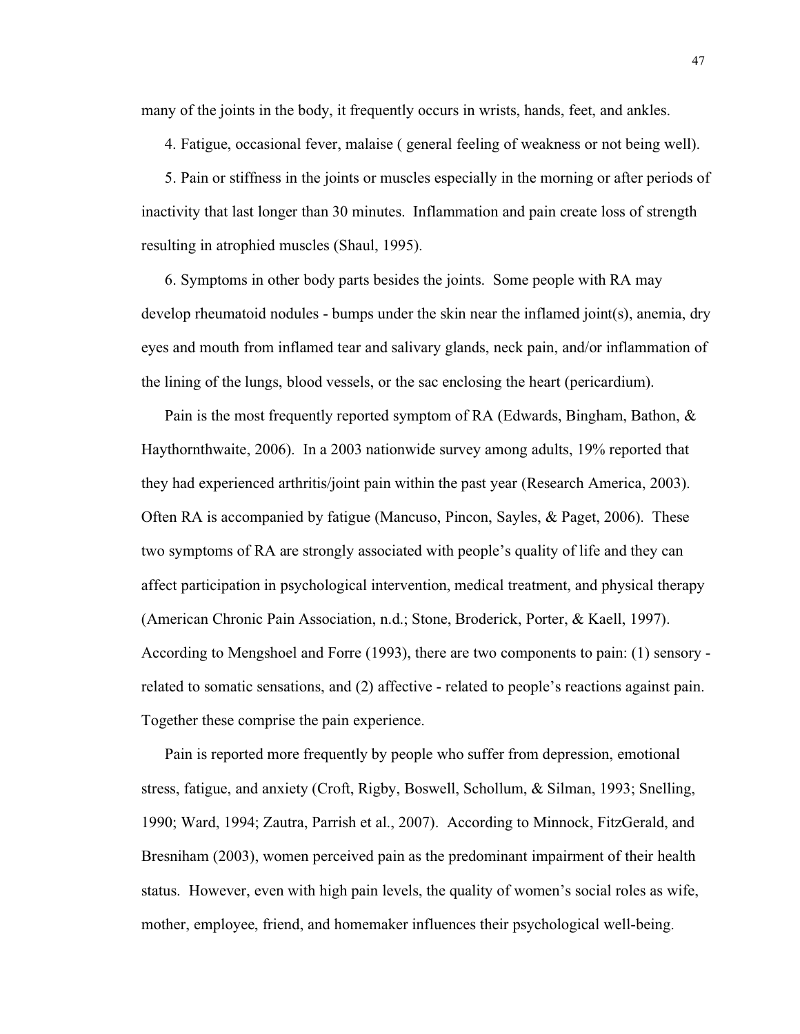many of the joints in the body, it frequently occurs in wrists, hands, feet, and ankles.

4. Fatigue, occasional fever, malaise ( general feeling of weakness or not being well).

5. Pain or stiffness in the joints or muscles especially in the morning or after periods of inactivity that last longer than 30 minutes. Inflammation and pain create loss of strength resulting in atrophied muscles (Shaul, 1995).

6. Symptoms in other body parts besides the joints. Some people with RA may develop rheumatoid nodules - bumps under the skin near the inflamed joint(s), anemia, dry eyes and mouth from inflamed tear and salivary glands, neck pain, and/or inflammation of the lining of the lungs, blood vessels, or the sac enclosing the heart (pericardium).

Pain is the most frequently reported symptom of RA (Edwards, Bingham, Bathon, & Haythornthwaite, 2006). In a 2003 nationwide survey among adults, 19% reported that they had experienced arthritis/joint pain within the past year (Research America, 2003). Often RA is accompanied by fatigue (Mancuso, Pincon, Sayles, & Paget, 2006). These two symptoms of RA are strongly associated with people's quality of life and they can affect participation in psychological intervention, medical treatment, and physical therapy (American Chronic Pain Association, n.d.; Stone, Broderick, Porter, & Kaell, 1997). According to Mengshoel and Forre (1993), there are two components to pain: (1) sensory - related to somatic sensations, and (2) affective - related to people's reactions against pain. Together these comprise the pain experience.

Pain is reported more frequently by people who suffer from depression, emotional stress, fatigue, and anxiety (Croft, Rigby, Boswell, Schollum, & Silman, 1993; Snelling, 1990; Ward, 1994; Zautra, Parrish et al., 2007). According to Minnock, FitzGerald, and Bresniham (2003), women perceived pain as the predominant impairment of their health status. However, even with high pain levels, the quality of women's social roles as wife, mother, employee, friend, and homemaker influences their psychological well-being.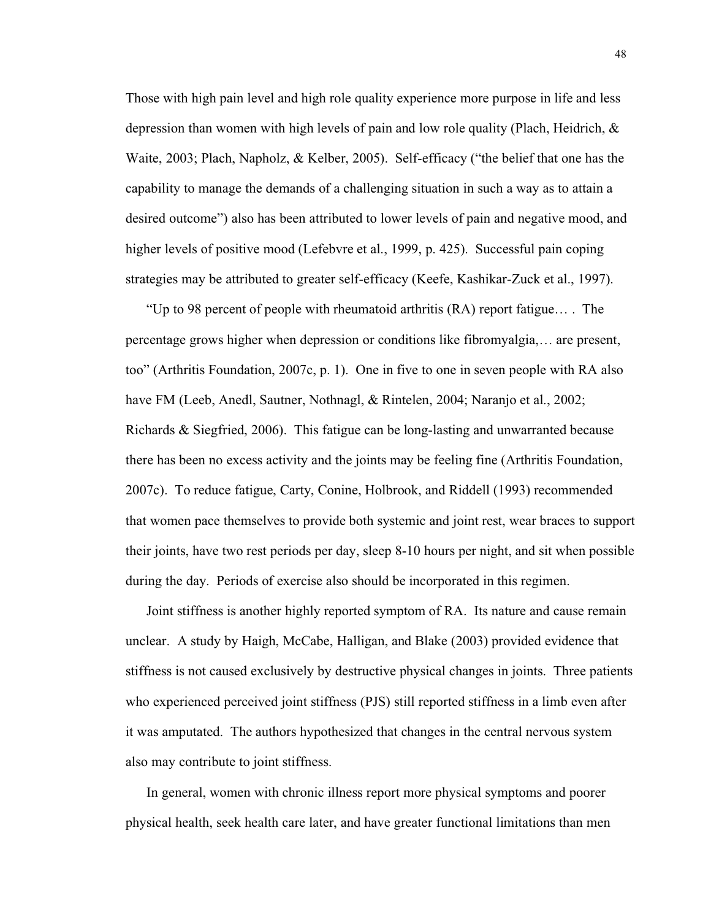Those with high pain level and high role quality experience more purpose in life and less depression than women with high levels of pain and low role quality (Plach, Heidrich, & Waite, 2003; Plach, Napholz, & Kelber, 2005). Self-efficacy ("the belief that one has the capability to manage the demands of a challenging situation in such a way as to attain a desired outcome") also has been attributed to lower levels of pain and negative mood, and higher levels of positive mood (Lefebvre et al., 1999, p. 425). Successful pain coping strategies may be attributed to greater self-efficacy (Keefe, Kashikar-Zuck et al., 1997).

"Up to 98 percent of people with rheumatoid arthritis (RA) report fatigue… . The percentage grows higher when depression or conditions like fibromyalgia,… are present, too" (Arthritis Foundation, 2007c, p. 1). One in five to one in seven people with RA also have FM (Leeb, Anedl, Sautner, Nothnagl, & Rintelen, 2004; Naranjo et al., 2002; Richards & Siegfried, 2006). This fatigue can be long-lasting and unwarranted because there has been no excess activity and the joints may be feeling fine (Arthritis Foundation, 2007c). To reduce fatigue, Carty, Conine, Holbrook, and Riddell (1993) recommended that women pace themselves to provide both systemic and joint rest, wear braces to support their joints, have two rest periods per day, sleep 8-10 hours per night, and sit when possible during the day. Periods of exercise also should be incorporated in this regimen.

Joint stiffness is another highly reported symptom of RA. Its nature and cause remain unclear. A study by Haigh, McCabe, Halligan, and Blake (2003) provided evidence that stiffness is not caused exclusively by destructive physical changes in joints. Three patients who experienced perceived joint stiffness (PJS) still reported stiffness in a limb even after it was amputated. The authors hypothesized that changes in the central nervous system also may contribute to joint stiffness.

In general, women with chronic illness report more physical symptoms and poorer physical health, seek health care later, and have greater functional limitations than men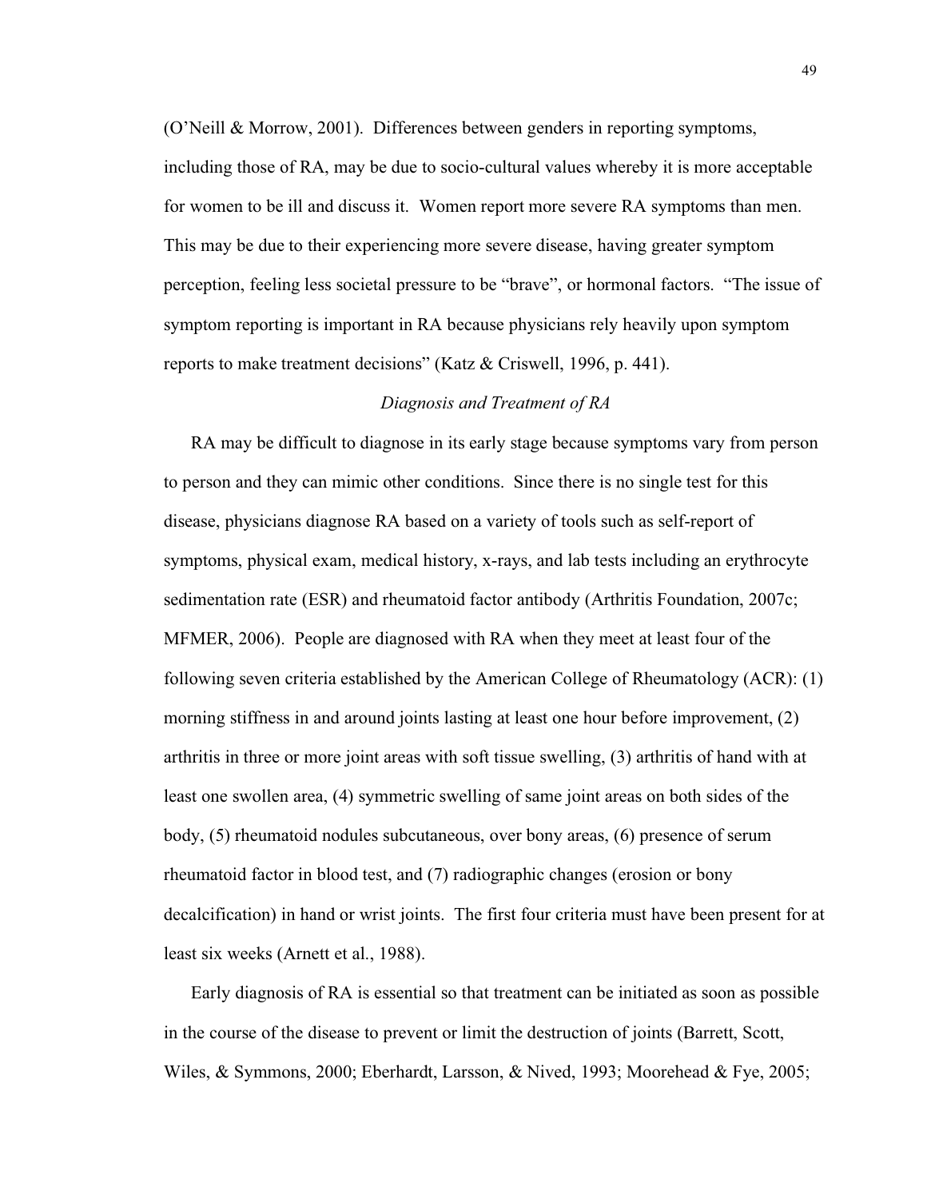(O'Neill & Morrow, 2001). Differences between genders in reporting symptoms, including those of RA, may be due to socio-cultural values whereby it is more acceptable for women to be ill and discuss it. Women report more severe RA symptoms than men. This may be due to their experiencing more severe disease, having greater symptom perception, feeling less societal pressure to be "brave", or hormonal factors. "The issue of symptom reporting is important in RA because physicians rely heavily upon symptom reports to make treatment decisions" (Katz & Criswell, 1996, p. 441).

### *Diagnosis and Treatment of RA*

RA may be difficult to diagnose in its early stage because symptoms vary from person to person and they can mimic other conditions. Since there is no single test for this disease, physicians diagnose RA based on a variety of tools such as self-report of symptoms, physical exam, medical history, x-rays, and lab tests including an erythrocyte sedimentation rate (ESR) and rheumatoid factor antibody (Arthritis Foundation, 2007c; MFMER, 2006). People are diagnosed with RA when they meet at least four of the following seven criteria established by the American College of Rheumatology (ACR): (1) morning stiffness in and around joints lasting at least one hour before improvement, (2) arthritis in three or more joint areas with soft tissue swelling, (3) arthritis of hand with at least one swollen area, (4) symmetric swelling of same joint areas on both sides of the body, (5) rheumatoid nodules subcutaneous, over bony areas, (6) presence of serum rheumatoid factor in blood test, and (7) radiographic changes (erosion or bony decalcification) in hand or wrist joints. The first four criteria must have been present for at least six weeks (Arnett et al., 1988).

Early diagnosis of RA is essential so that treatment can be initiated as soon as possible in the course of the disease to prevent or limit the destruction of joints (Barrett, Scott, Wiles, & Symmons, 2000; Eberhardt, Larsson, & Nived, 1993; Moorehead & Fye, 2005;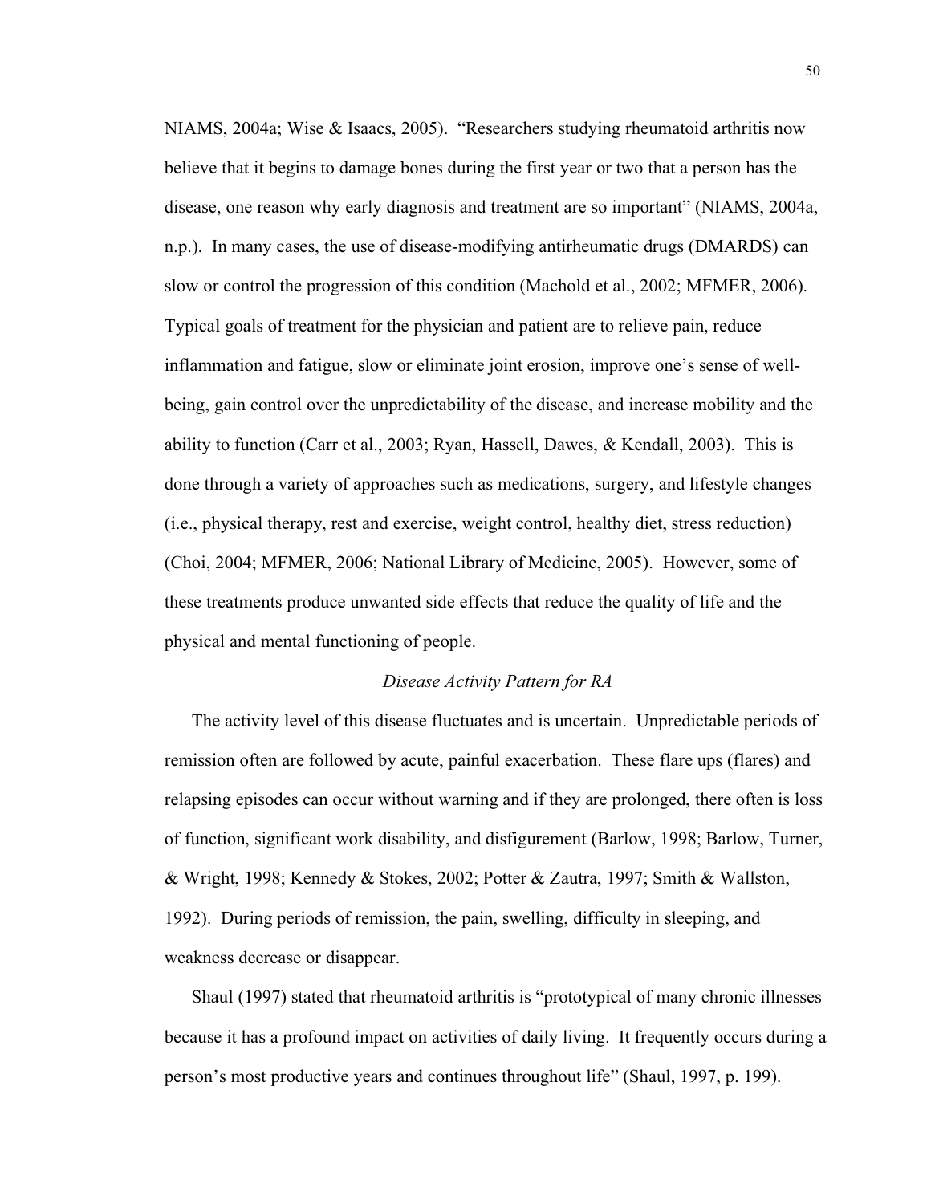NIAMS, 2004a; Wise & Isaacs, 2005). "Researchers studying rheumatoid arthritis now believe that it begins to damage bones during the first year or two that a person has the disease, one reason why early diagnosis and treatment are so important" (NIAMS, 2004a, n.p.). In many cases, the use of disease-modifying antirheumatic drugs (DMARDS) can slow or control the progression of this condition (Machold et al., 2002; MFMER, 2006). Typical goals of treatment for the physician and patient are to relieve pain, reduce inflammation and fatigue, slow or eliminate joint erosion, improve one's sense of well-being, gain control over the unpredictability of the disease, and increase mobility and the ability to function (Carr et al., 2003; Ryan, Hassell, Dawes, & Kendall, 2003). This is done through a variety of approaches such as medications, surgery, and lifestyle changes (i.e., physical therapy, rest and exercise, weight control, healthy diet, stress reduction) (Choi, 2004; MFMER, 2006; National Library of Medicine, 2005). However, some of these treatments produce unwanted side effects that reduce the quality of life and the physical and mental functioning of people.

### *Disease Activity Pattern for RA*

The activity level of this disease fluctuates and is uncertain. Unpredictable periods of remission often are followed by acute, painful exacerbation. These flare ups (flares) and relapsing episodes can occur without warning and if they are prolonged, there often is loss of function, significant work disability, and disfigurement (Barlow, 1998; Barlow, Turner, & Wright, 1998; Kennedy & Stokes, 2002; Potter & Zautra, 1997; Smith & Wallston, 1992). During periods of remission, the pain, swelling, difficulty in sleeping, and weakness decrease or disappear.

Shaul (1997) stated that rheumatoid arthritis is "prototypical of many chronic illnesses because it has a profound impact on activities of daily living. It frequently occurs during a person's most productive years and continues throughout life" (Shaul, 1997, p. 199).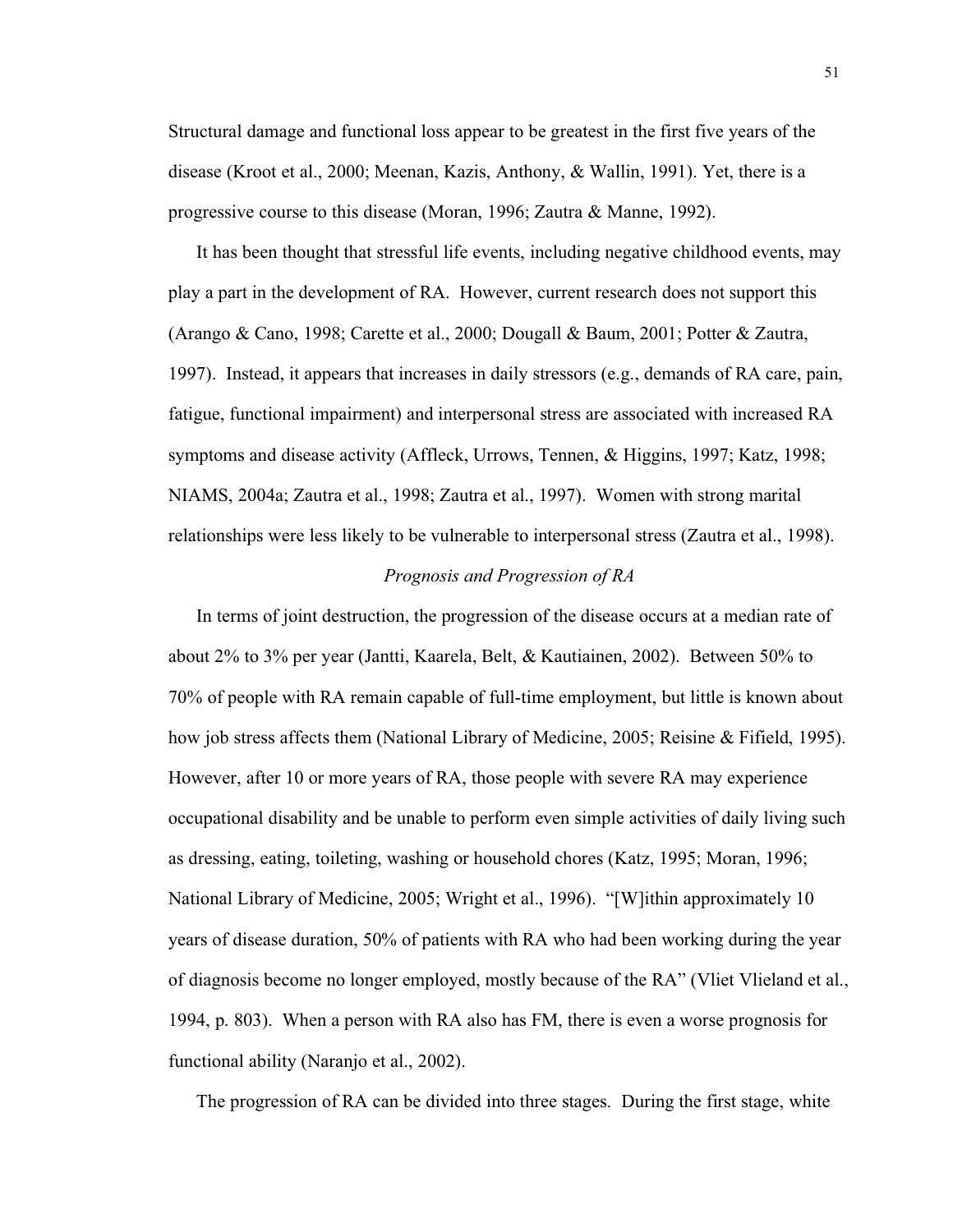Structural damage and functional loss appear to be greatest in the first five years of the disease (Kroot et al., 2000; Meenan, Kazis, Anthony, & Wallin, 1991). Yet, there is a progressive course to this disease (Moran, 1996; Zautra & Manne, 1992).

It has been thought that stressful life events, including negative childhood events, may play a part in the development of RA. However, current research does not support this (Arango & Cano, 1998; Carette et al., 2000; Dougall & Baum, 2001; Potter & Zautra, 1997). Instead, it appears that increases in daily stressors (e.g., demands of RA care, pain, fatigue, functional impairment) and interpersonal stress are associated with increased RA symptoms and disease activity (Affleck, Urrows, Tennen, & Higgins, 1997; Katz, 1998; NIAMS, 2004a; Zautra et al., 1998; Zautra et al., 1997). Women with strong marital relationships were less likely to be vulnerable to interpersonal stress (Zautra et al., 1998).

*Prognosis and Progression of RA*

In terms of joint destruction, the progression of the disease occurs at a median rate of about 2% to 3% per year (Jantti, Kaarela, Belt, & Kautiainen, 2002). Between 50% to 70% of people with RA remain capable of full-time employment, but little is known about how job stress affects them (National Library of Medicine, 2005; Reisine & Fifield, 1995). However, after 10 or more years of RA, those people with severe RA may experience occupational disability and be unable to perform even simple activities of daily living such as dressing, eating, toileting, washing or household chores (Katz, 1995; Moran, 1996; National Library of Medicine, 2005; Wright et al., 1996). "[W]ithin approximately 10 years of disease duration, 50% of patients with RA who had been working during the year of diagnosis become no longer employed, mostly because of the RA" (Vliet Vlieland et al., 1994, p. 803). When a person with RA also has FM, there is even a worse prognosis for functional ability (Naranjo et al., 2002).

The progression of RA can be divided into three stages. During the first stage, white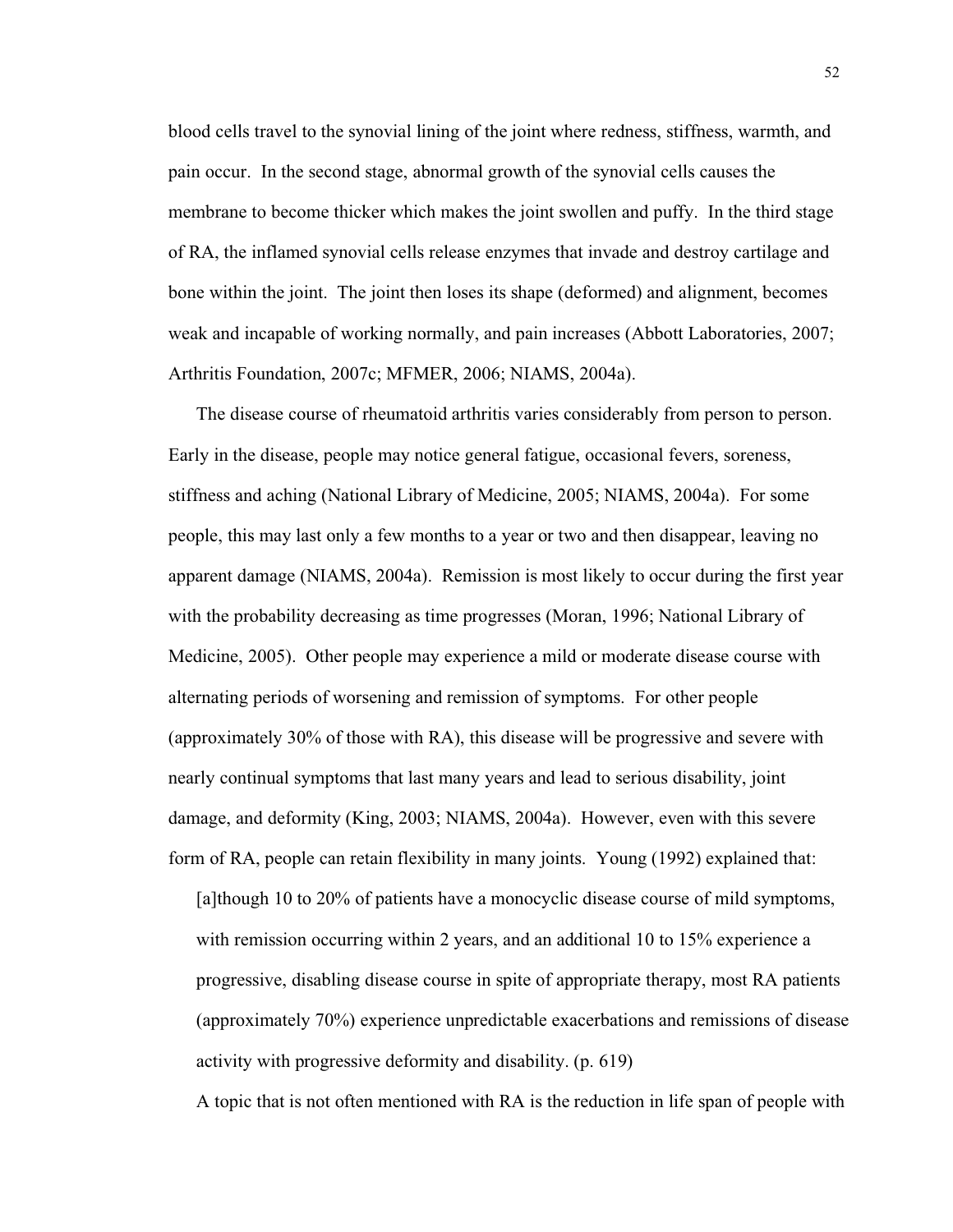blood cells travel to the synovial lining of the joint where redness, stiffness, warmth, and pain occur. In the second stage, abnormal growth of the synovial cells causes the membrane to become thicker which makes the joint swollen and puffy. In the third stage of RA, the inflamed synovial cells release enzymes that invade and destroy cartilage and bone within the joint. The joint then loses its shape (deformed) and alignment, becomes weak and incapable of working normally, and pain increases (Abbott Laboratories, 2007; Arthritis Foundation, 2007c; MFMER, 2006; NIAMS, 2004a).

The disease course of rheumatoid arthritis varies considerably from person to person. Early in the disease, people may notice general fatigue, occasional fevers, soreness, stiffness and aching (National Library of Medicine, 2005; NIAMS, 2004a). For some people, this may last only a few months to a year or two and then disappear, leaving no apparent damage (NIAMS, 2004a). Remission is most likely to occur during the first year with the probability decreasing as time progresses (Moran, 1996; National Library of Medicine, 2005). Other people may experience a mild or moderate disease course with alternating periods of worsening and remission of symptoms. For other people (approximately 30% of those with RA), this disease will be progressive and severe with nearly continual symptoms that last many years and lead to serious disability, joint damage, and deformity (King, 2003; NIAMS, 2004a). However, even with this severe form of RA, people can retain flexibility in many joints. Young (1992) explained that:

> [a]though 10 to 20% of patients have a monocyclic disease course of mild symptoms, with remission occurring within 2 years, and an additional 10 to 15% experience a progressive, disabling disease course in spite of appropriate therapy, most RA patients (approximately 70%) experience unpredictable exacerbations and remissions of disease activity with progressive deformity and disability. (p. 619)

A topic that is not often mentioned with RA is the reduction in life span of people with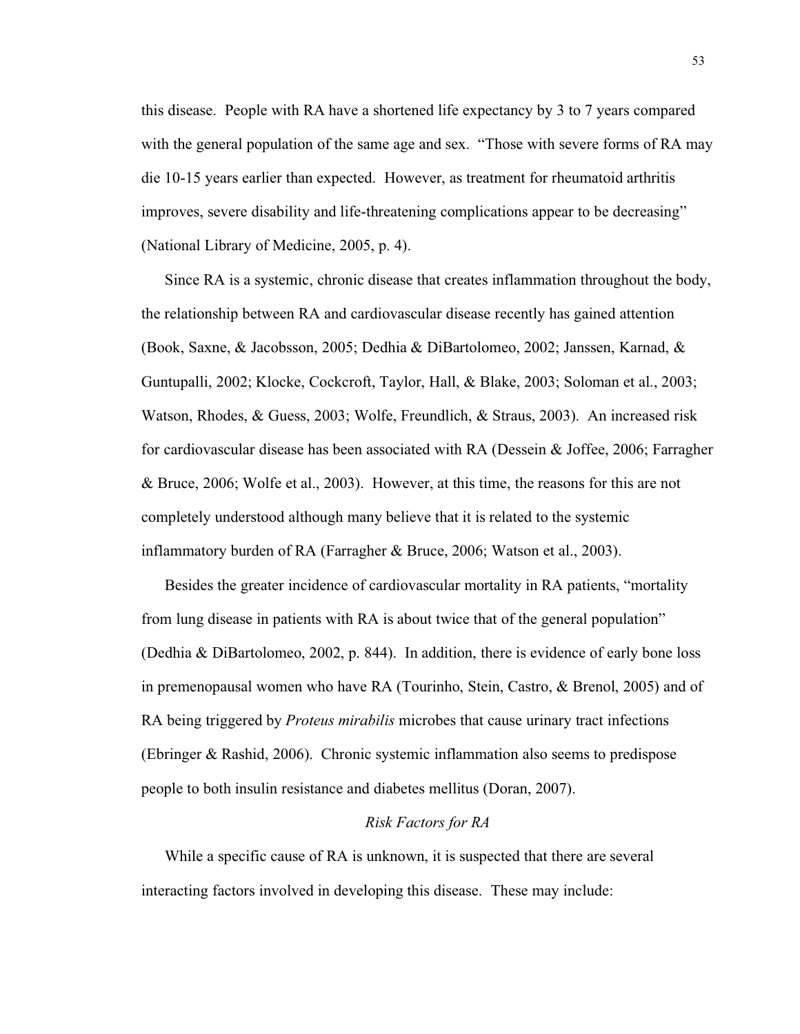this disease. People with RA have a shortened life expectancy by 3 to 7 years compared with the general population of the same age and sex. "Those with severe forms of RA may die 10-15 years earlier than expected. However, as treatment for rheumatoid arthritis improves, severe disability and life-threatening complications appear to be decreasing" (National Library of Medicine, 2005, p. 4).

Since RA is a systemic, chronic disease that creates inflammation throughout the body, the relationship between RA and cardiovascular disease recently has gained attention (Book, Saxne, & Jacobsson, 2005; Dedhia & DiBartolomeo, 2002; Janssen, Karnad, & Guntupalli, 2002; Klocke, Cockcroft, Taylor, Hall, & Blake, 2003; Soloman et al., 2003; Watson, Rhodes, & Guess, 2003; Wolfe, Freundlich, & Straus, 2003). An increased risk for cardiovascular disease has been associated with RA (Dessein & Joffee, 2006; Farragher & Bruce, 2006; Wolfe et al., 2003). However, at this time, the reasons for this are not completely understood although many believe that it is related to the systemic inflammatory burden of RA (Farragher & Bruce, 2006; Watson et al., 2003).

Besides the greater incidence of cardiovascular mortality in RA patients, "mortality from lung disease in patients with RA is about twice that of the general population" (Dedhia & DiBartolomeo, 2002, p. 844). In addition, there is evidence of early bone loss in premenopausal women who have RA (Tourinho, Stein, Castro, & Brenol, 2005) and of RA being triggered by *Proteus mirabilis* microbes that cause urinary tract infections (Ebringer & Rashid, 2006). Chronic systemic inflammation also seems to predispose people to both insulin resistance and diabetes mellitus (Doran, 2007).

### *Risk Factors for RA*

While a specific cause of RA is unknown, it is suspected that there are several interacting factors involved in developing this disease. These may include: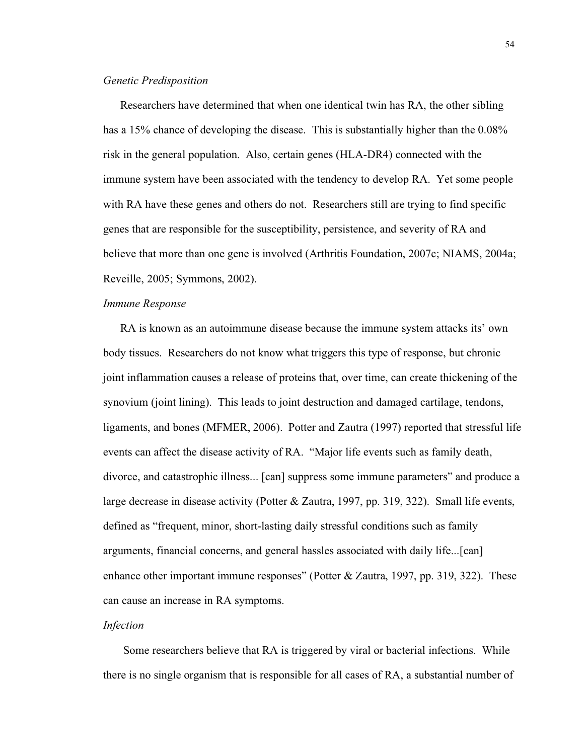*Genetic Predisposition*

Researchers have determined that when one identical twin has RA, the other sibling has a 15% chance of developing the disease. This is substantially higher than the 0.08% risk in the general population. Also, certain genes (HLA-DR4) connected with the immune system have been associated with the tendency to develop RA. Yet some people with RA have these genes and others do not. Researchers still are trying to find specific genes that are responsible for the susceptibility, persistence, and severity of RA and believe that more than one gene is involved (Arthritis Foundation, 2007c; NIAMS, 2004a; Reveille, 2005; Symmons, 2002).

*Immune Response*

RA is known as an autoimmune disease because the immune system attacks its' own body tissues. Researchers do not know what triggers this type of response, but chronic joint inflammation causes a release of proteins that, over time, can create thickening of the synovium (joint lining). This leads to joint destruction and damaged cartilage, tendons, ligaments, and bones (MFMER, 2006). Potter and Zautra (1997) reported that stressful life events can affect the disease activity of RA. "Major life events such as family death, divorce, and catastrophic illness... [can] suppress some immune parameters" and produce a large decrease in disease activity (Potter & Zautra, 1997, pp. 319, 322). Small life events, defined as "frequent, minor, short-lasting daily stressful conditions such as family arguments, financial concerns, and general hassles associated with daily life...[can] enhance other important immune responses" (Potter & Zautra, 1997, pp. 319, 322). These can cause an increase in RA symptoms.

*Infection*

Some researchers believe that RA is triggered by viral or bacterial infections. While there is no single organism that is responsible for all cases of RA, a substantial number of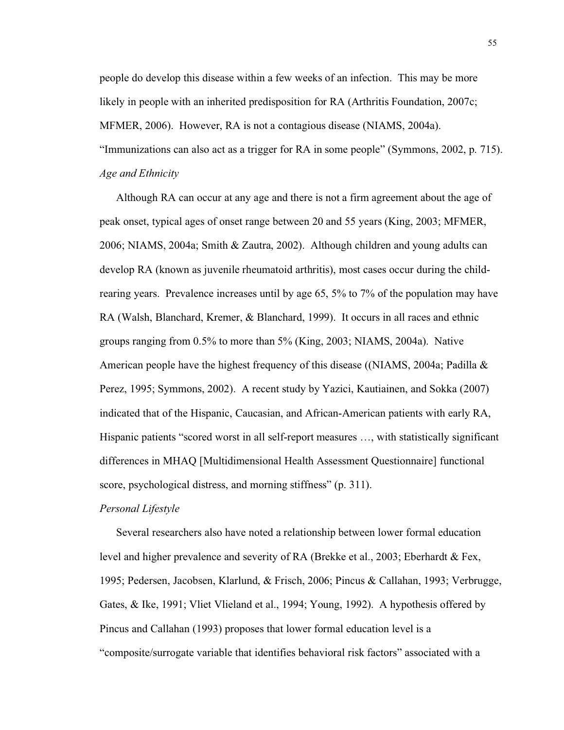people do develop this disease within a few weeks of an infection. This may be more likely in people with an inherited predisposition for RA (Arthritis Foundation, 2007c; MFMER, 2006). However, RA is not a contagious disease (NIAMS, 2004a). "Immunizations can also act as a trigger for RA in some people" (Symmons, 2002, p. 715).

*Age and Ethnicity*

Although RA can occur at any age and there is not a firm agreement about the age of peak onset, typical ages of onset range between 20 and 55 years (King, 2003; MFMER, 2006; NIAMS, 2004a; Smith & Zautra, 2002). Although children and young adults can develop RA (known as juvenile rheumatoid arthritis), most cases occur during the child-rearing years. Prevalence increases until by age 65, 5% to 7% of the population may have RA (Walsh, Blanchard, Kremer, & Blanchard, 1999). It occurs in all races and ethnic groups ranging from 0.5% to more than 5% (King, 2003; NIAMS, 2004a). Native American people have the highest frequency of this disease ((NIAMS, 2004a; Padilla & Perez, 1995; Symmons, 2002). A recent study by Yazici, Kautiainen, and Sokka (2007) indicated that of the Hispanic, Caucasian, and African-American patients with early RA, Hispanic patients "scored worst in all self-report measures …, with statistically significant differences in MHAQ [Multidimensional Health Assessment Questionnaire] functional score, psychological distress, and morning stiffness" (p. 311).

*Personal Lifestyle*

Several researchers also have noted a relationship between lower formal education level and higher prevalence and severity of RA (Brekke et al., 2003; Eberhardt & Fex, 1995; Pedersen, Jacobsen, Klarlund, & Frisch, 2006; Pincus & Callahan, 1993; Verbrugge, Gates, & Ike, 1991; Vliet Vlieland et al., 1994; Young, 1992). A hypothesis offered by Pincus and Callahan (1993) proposes that lower formal education level is a "composite/surrogate variable that identifies behavioral risk factors" associated with a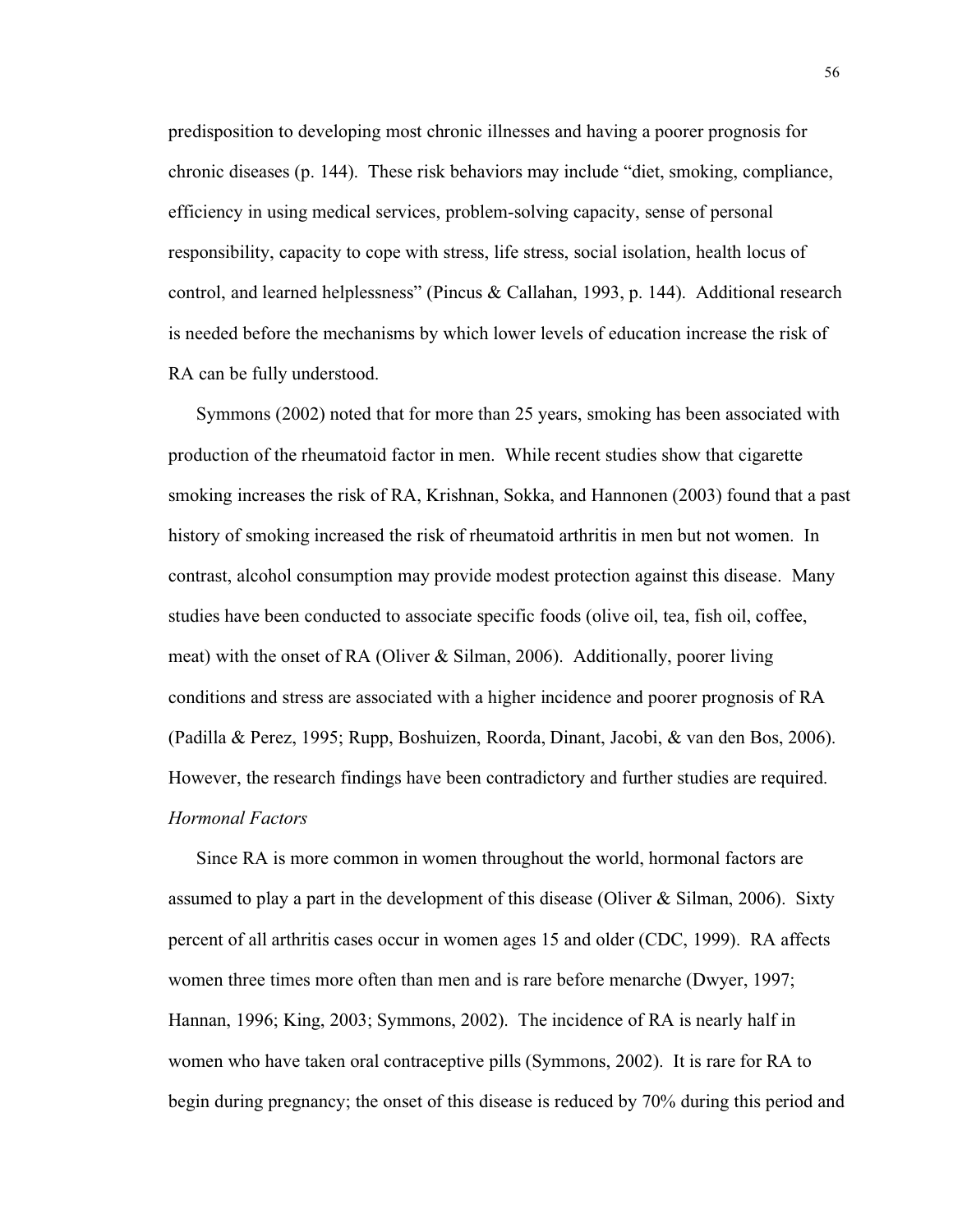predisposition to developing most chronic illnesses and having a poorer prognosis for chronic diseases (p. 144). These risk behaviors may include "diet, smoking, compliance, efficiency in using medical services, problem-solving capacity, sense of personal responsibility, capacity to cope with stress, life stress, social isolation, health locus of control, and learned helplessness" (Pincus & Callahan, 1993, p. 144). Additional research is needed before the mechanisms by which lower levels of education increase the risk of RA can be fully understood.

Symmons (2002) noted that for more than 25 years, smoking has been associated with production of the rheumatoid factor in men. While recent studies show that cigarette smoking increases the risk of RA, Krishnan, Sokka, and Hannonen (2003) found that a past history of smoking increased the risk of rheumatoid arthritis in men but not women. In contrast, alcohol consumption may provide modest protection against this disease. Many studies have been conducted to associate specific foods (olive oil, tea, fish oil, coffee, meat) with the onset of RA (Oliver & Silman, 2006). Additionally, poorer living conditions and stress are associated with a higher incidence and poorer prognosis of RA (Padilla & Perez, 1995; Rupp, Boshuizen, Roorda, Dinant, Jacobi, & van den Bos, 2006). However, the research findings have been contradictory and further studies are required.

*Hormonal Factors*

Since RA is more common in women throughout the world, hormonal factors are assumed to play a part in the development of this disease (Oliver & Silman, 2006). Sixty percent of all arthritis cases occur in women ages 15 and older (CDC, 1999). RA affects women three times more often than men and is rare before menarche (Dwyer, 1997; Hannan, 1996; King, 2003; Symmons, 2002). The incidence of RA is nearly half in women who have taken oral contraceptive pills (Symmons, 2002). It is rare for RA to begin during pregnancy; the onset of this disease is reduced by 70% during this period and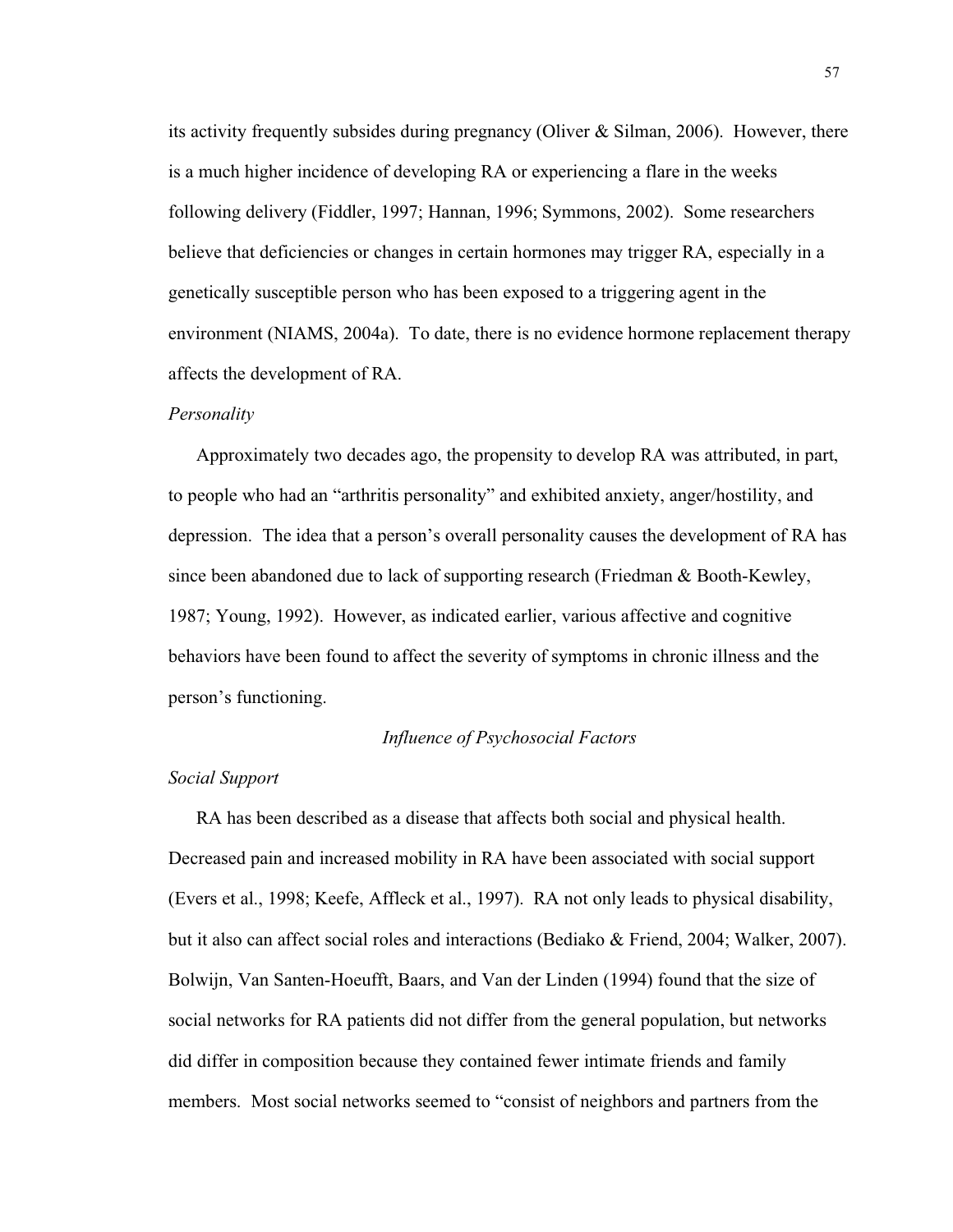its activity frequently subsides during pregnancy (Oliver & Silman, 2006). However, there is a much higher incidence of developing RA or experiencing a flare in the weeks following delivery (Fiddler, 1997; Hannan, 1996; Symmons, 2002). Some researchers believe that deficiencies or changes in certain hormones may trigger RA, especially in a genetically susceptible person who has been exposed to a triggering agent in the environment (NIAMS, 2004a). To date, there is no evidence hormone replacement therapy affects the development of RA.

### *Personality*

Approximately two decades ago, the propensity to develop RA was attributed, in part, to people who had an "arthritis personality" and exhibited anxiety, anger/hostility, and depression. The idea that a person's overall personality causes the development of RA has since been abandoned due to lack of supporting research (Friedman & Booth-Kewley, 1987; Young, 1992). However, as indicated earlier, various affective and cognitive behaviors have been found to affect the severity of symptoms in chronic illness and the person's functioning.

## *Influence of Psychosocial Factors*

### *Social Support*

RA has been described as a disease that affects both social and physical health. Decreased pain and increased mobility in RA have been associated with social support (Evers et al., 1998; Keefe, Affleck et al., 1997). RA not only leads to physical disability, but it also can affect social roles and interactions (Bediako & Friend, 2004; Walker, 2007). Bolwijn, Van Santen-Hoeufft, Baars, and Van der Linden (1994) found that the size of social networks for RA patients did not differ from the general population, but networks did differ in composition because they contained fewer intimate friends and family members. Most social networks seemed to "consist of neighbors and partners from the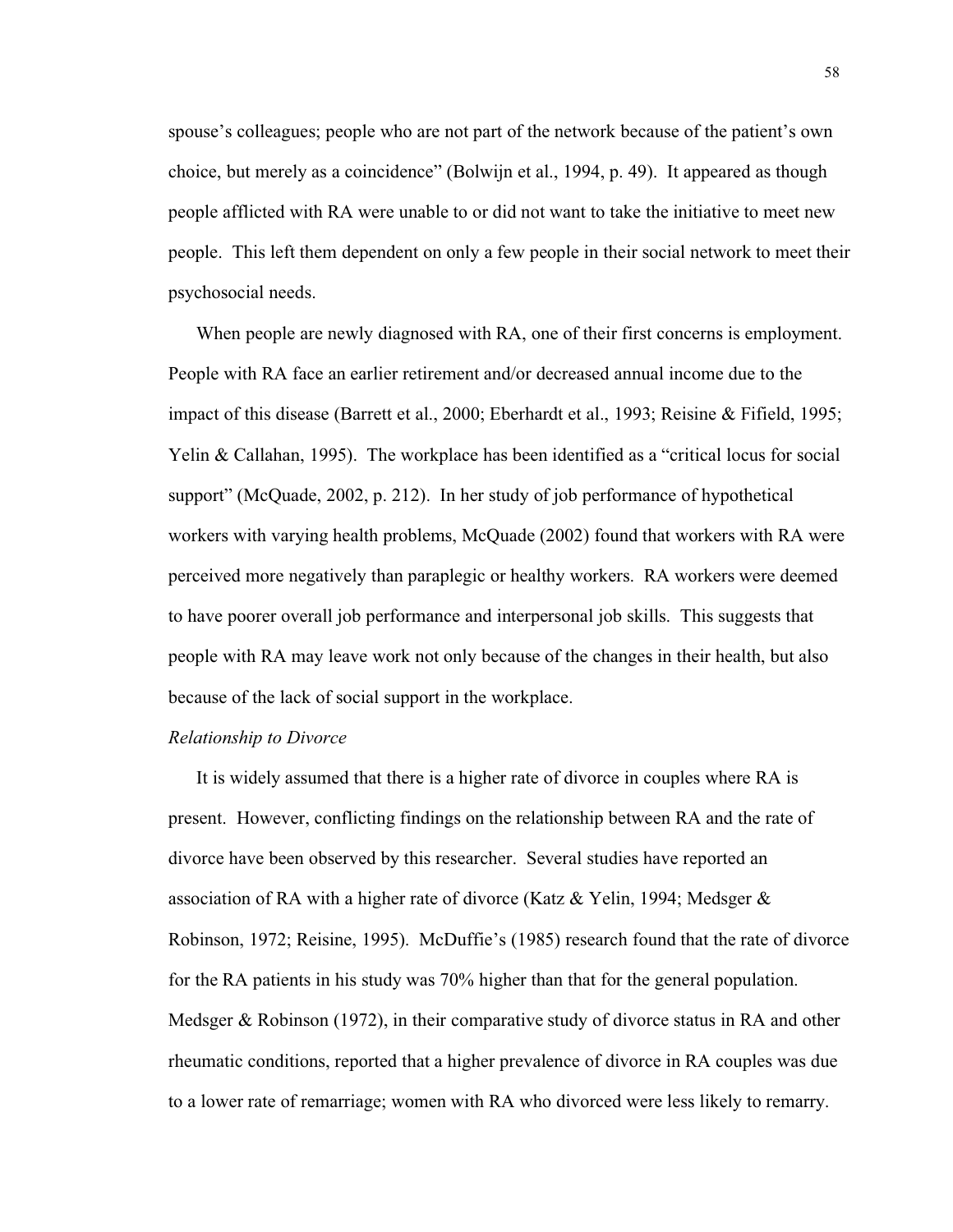spouse's colleagues; people who are not part of the network because of the patient's own choice, but merely as a coincidence" (Bolwijn et al., 1994, p. 49). It appeared as though people afflicted with RA were unable to or did not want to take the initiative to meet new people. This left them dependent on only a few people in their social network to meet their psychosocial needs.

When people are newly diagnosed with RA, one of their first concerns is employment. People with RA face an earlier retirement and/or decreased annual income due to the impact of this disease (Barrett et al., 2000; Eberhardt et al., 1993; Reisine & Fifield, 1995; Yelin & Callahan, 1995). The workplace has been identified as a "critical locus for social support" (McQuade, 2002, p. 212). In her study of job performance of hypothetical workers with varying health problems, McQuade (2002) found that workers with RA were perceived more negatively than paraplegic or healthy workers. RA workers were deemed to have poorer overall job performance and interpersonal job skills. This suggests that people with RA may leave work not only because of the changes in their health, but also because of the lack of social support in the workplace.

*Relationship to Divorce*

It is widely assumed that there is a higher rate of divorce in couples where RA is present. However, conflicting findings on the relationship between RA and the rate of divorce have been observed by this researcher. Several studies have reported an association of RA with a higher rate of divorce (Katz & Yelin, 1994; Medsger & Robinson, 1972; Reisine, 1995). McDuffie's (1985) research found that the rate of divorce for the RA patients in his study was 70% higher than that for the general population. Medsger & Robinson (1972), in their comparative study of divorce status in RA and other rheumatic conditions, reported that a higher prevalence of divorce in RA couples was due to a lower rate of remarriage; women with RA who divorced were less likely to remarry.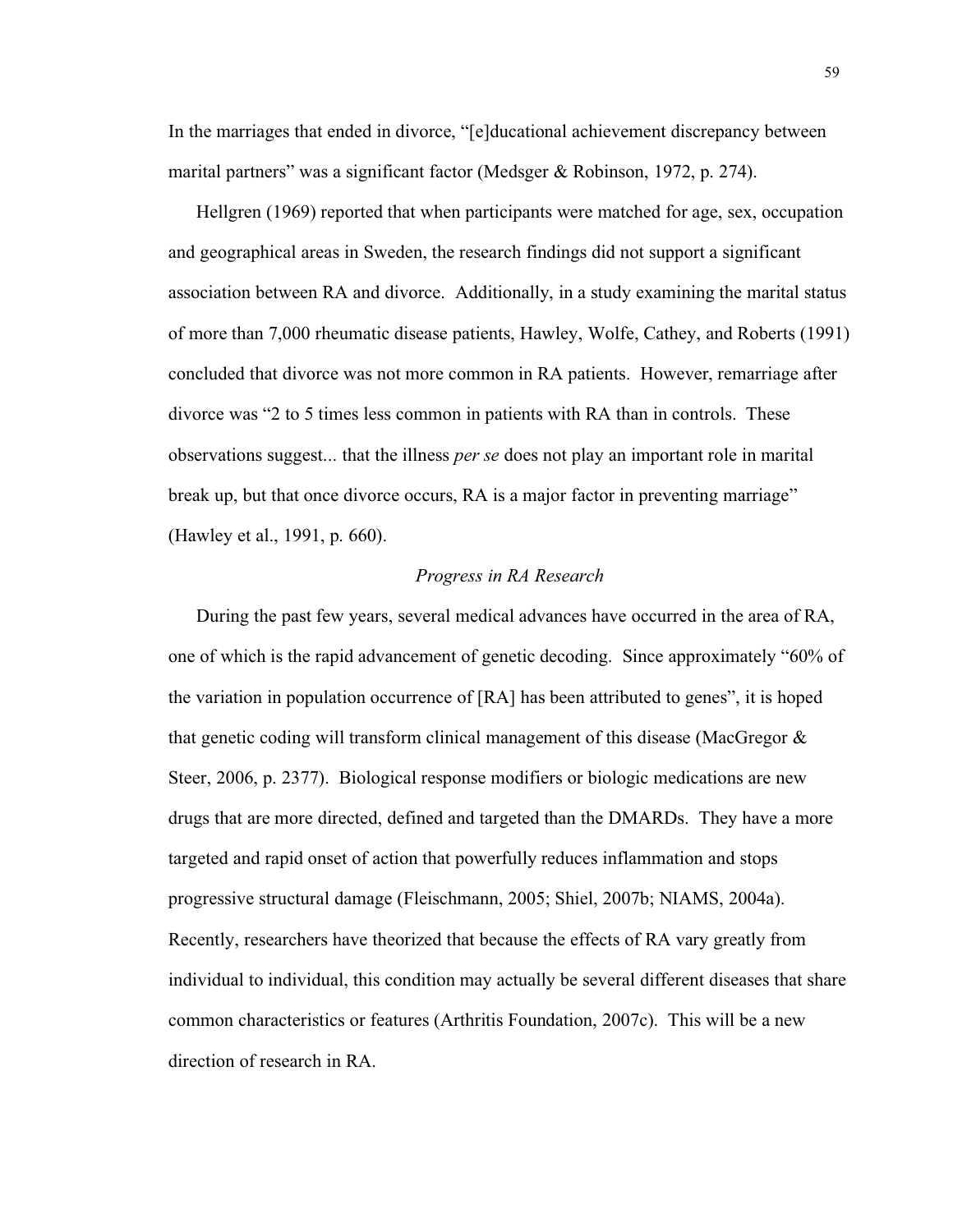In the marriages that ended in divorce, "[e]ducational achievement discrepancy between marital partners" was a significant factor (Medsger & Robinson, 1972, p. 274).

Hellgren (1969) reported that when participants were matched for age, sex, occupation and geographical areas in Sweden, the research findings did not support a significant association between RA and divorce. Additionally, in a study examining the marital status of more than 7,000 rheumatic disease patients, Hawley, Wolfe, Cathey, and Roberts (1991) concluded that divorce was not more common in RA patients. However, remarriage after divorce was "2 to 5 times less common in patients with RA than in controls. These observations suggest... that the illness *per se* does not play an important role in marital break up, but that once divorce occurs, RA is a major factor in preventing marriage" (Hawley et al., 1991, p. 660).

### *Progress in RA Research*

During the past few years, several medical advances have occurred in the area of RA, one of which is the rapid advancement of genetic decoding. Since approximately "60% of the variation in population occurrence of [RA] has been attributed to genes", it is hoped that genetic coding will transform clinical management of this disease (MacGregor & Steer, 2006, p. 2377). Biological response modifiers or biologic medications are new drugs that are more directed, defined and targeted than the DMARDs. They have a more targeted and rapid onset of action that powerfully reduces inflammation and stops progressive structural damage (Fleischmann, 2005; Shiel, 2007b; NIAMS, 2004a). Recently, researchers have theorized that because the effects of RA vary greatly from individual to individual, this condition may actually be several different diseases that share common characteristics or features (Arthritis Foundation, 2007c). This will be a new direction of research in RA.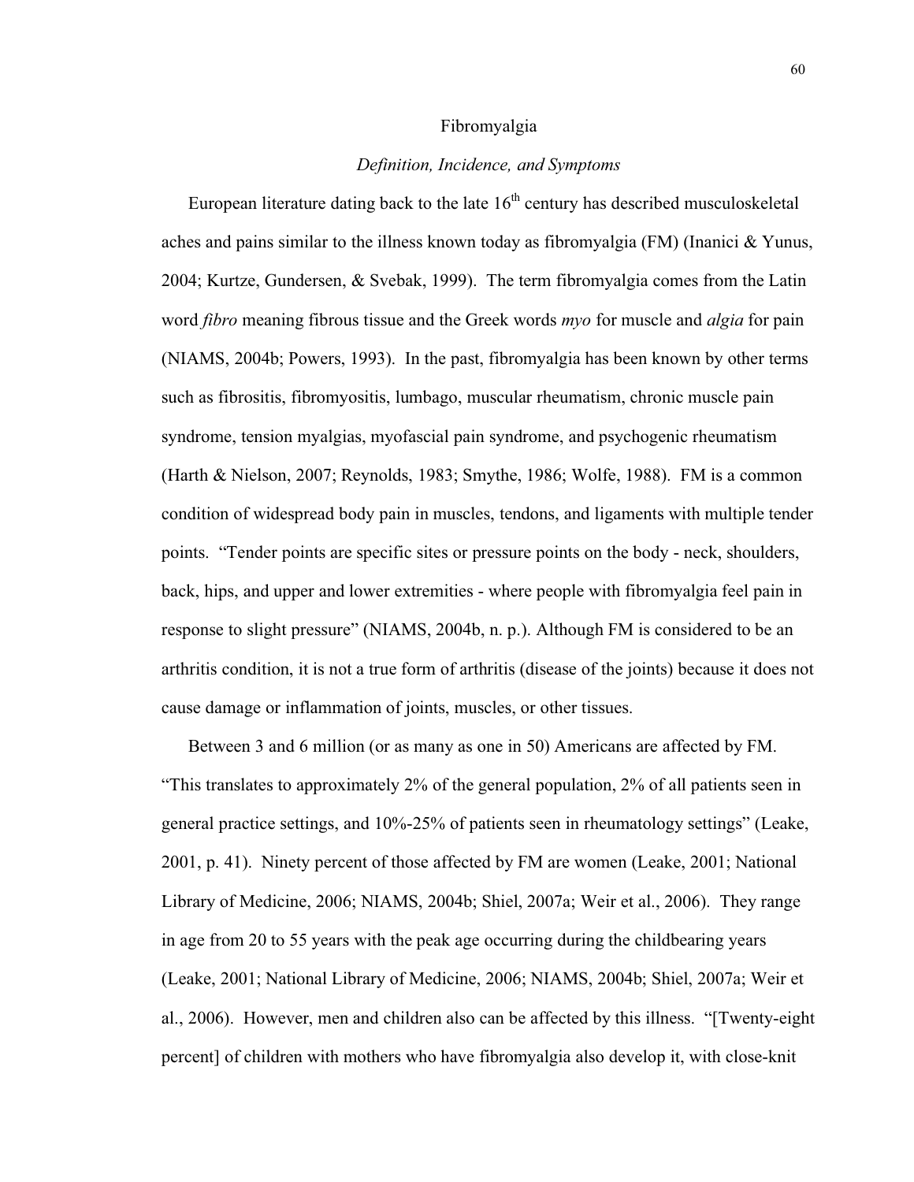## Fibromyalgia

### *Definition, Incidence, and Symptoms*

European literature dating back to the late 16th century has described musculoskeletal aches and pains similar to the illness known today as fibromyalgia (FM) (Inanici & Yunus, 2004; Kurtze, Gundersen, & Svebak, 1999). The term fibromyalgia comes from the Latin word *fibro* meaning fibrous tissue and the Greek words *myo* for muscle and *algia* for pain (NIAMS, 2004b; Powers, 1993). In the past, fibromyalgia has been known by other terms such as fibrositis, fibromyositis, lumbago, muscular rheumatism, chronic muscle pain syndrome, tension myalgias, myofascial pain syndrome, and psychogenic rheumatism (Harth & Nielson, 2007; Reynolds, 1983; Smythe, 1986; Wolfe, 1988). FM is a common condition of widespread body pain in muscles, tendons, and ligaments with multiple tender points. "Tender points are specific sites or pressure points on the body - neck, shoulders, back, hips, and upper and lower extremities - where people with fibromyalgia feel pain in response to slight pressure" (NIAMS, 2004b, n. p.). Although FM is considered to be an arthritis condition, it is not a true form of arthritis (disease of the joints) because it does not cause damage or inflammation of joints, muscles, or other tissues.

Between 3 and 6 million (or as many as one in 50) Americans are affected by FM. "This translates to approximately 2% of the general population, 2% of all patients seen in general practice settings, and 10%-25% of patients seen in rheumatology settings" (Leake, 2001, p. 41). Ninety percent of those affected by FM are women (Leake, 2001; National Library of Medicine, 2006; NIAMS, 2004b; Shiel, 2007a; Weir et al., 2006). They range in age from 20 to 55 years with the peak age occurring during the childbearing years (Leake, 2001; National Library of Medicine, 2006; NIAMS, 2004b; Shiel, 2007a; Weir et al., 2006). However, men and children also can be affected by this illness. "[Twenty-eight percent] of children with mothers who have fibromyalgia also develop it, with close-knit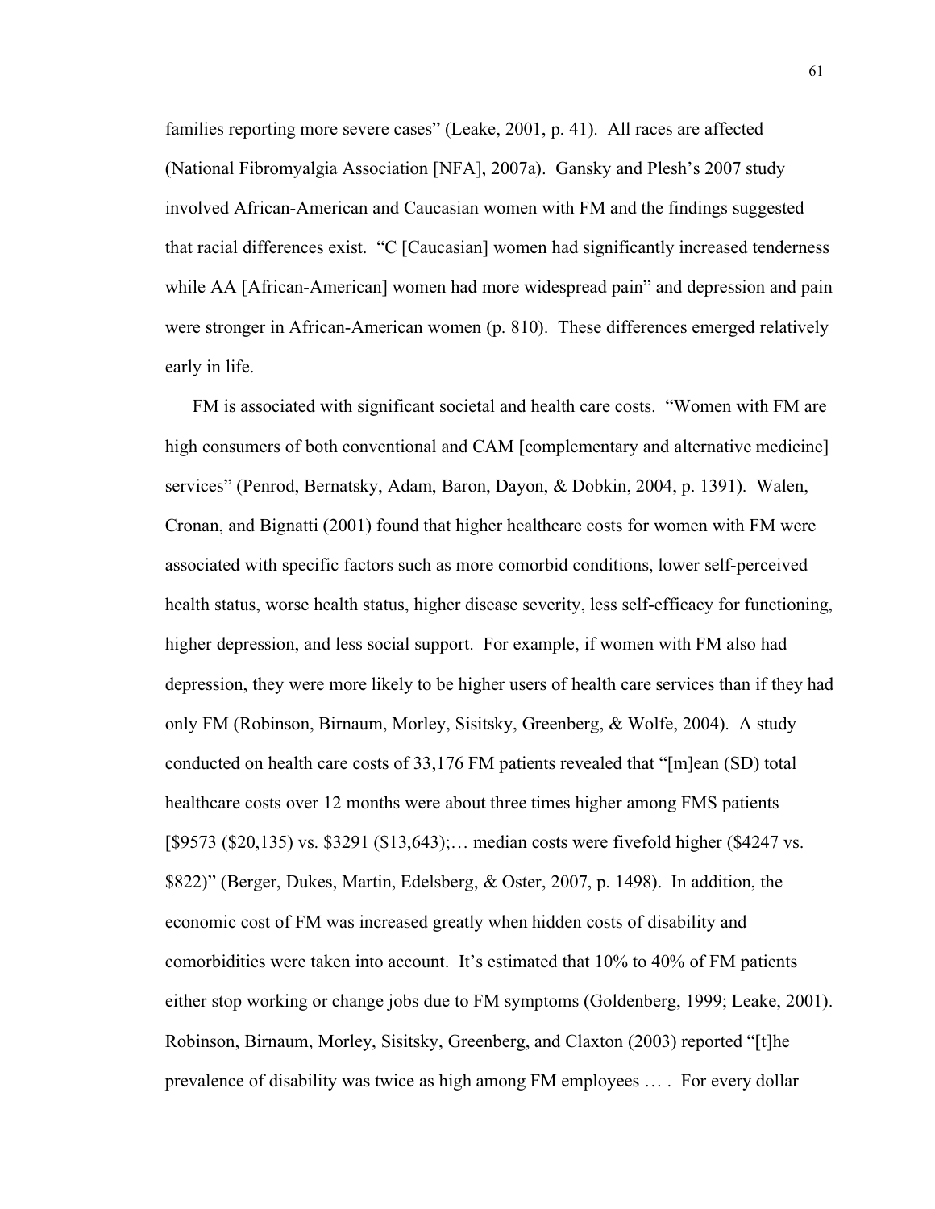families reporting more severe cases" (Leake, 2001, p. 41). All races are affected (National Fibromyalgia Association [NFA], 2007a). Gansky and Plesh's 2007 study involved African-American and Caucasian women with FM and the findings suggested that racial differences exist. "C [Caucasian] women had significantly increased tenderness while AA [African-American] women had more widespread pain" and depression and pain were stronger in African-American women (p. 810). These differences emerged relatively early in life.

FM is associated with significant societal and health care costs. "Women with FM are high consumers of both conventional and CAM [complementary and alternative medicine] services" (Penrod, Bernatsky, Adam, Baron, Dayon, & Dobkin, 2004, p. 1391). Walen, Cronan, and Bignatti (2001) found that higher healthcare costs for women with FM were associated with specific factors such as more comorbid conditions, lower self-perceived health status, worse health status, higher disease severity, less self-efficacy for functioning, higher depression, and less social support. For example, if women with FM also had depression, they were more likely to be higher users of health care services than if they had only FM (Robinson, Birnaum, Morley, Sisitsky, Greenberg, & Wolfe, 2004). A study conducted on health care costs of 33,176 FM patients revealed that "[m]ean (SD) total healthcare costs over 12 months were about three times higher among FMS patients [$9573 ($20,135) vs. $3291 ($13,643);… median costs were fivefold higher ($4247 vs. $822)" (Berger, Dukes, Martin, Edelsberg, & Oster, 2007, p. 1498). In addition, the economic cost of FM was increased greatly when hidden costs of disability and comorbidities were taken into account. It's estimated that 10% to 40% of FM patients either stop working or change jobs due to FM symptoms (Goldenberg, 1999; Leake, 2001). Robinson, Birnaum, Morley, Sisitsky, Greenberg, and Claxton (2003) reported "[t]he prevalence of disability was twice as high among FM employees … . For every dollar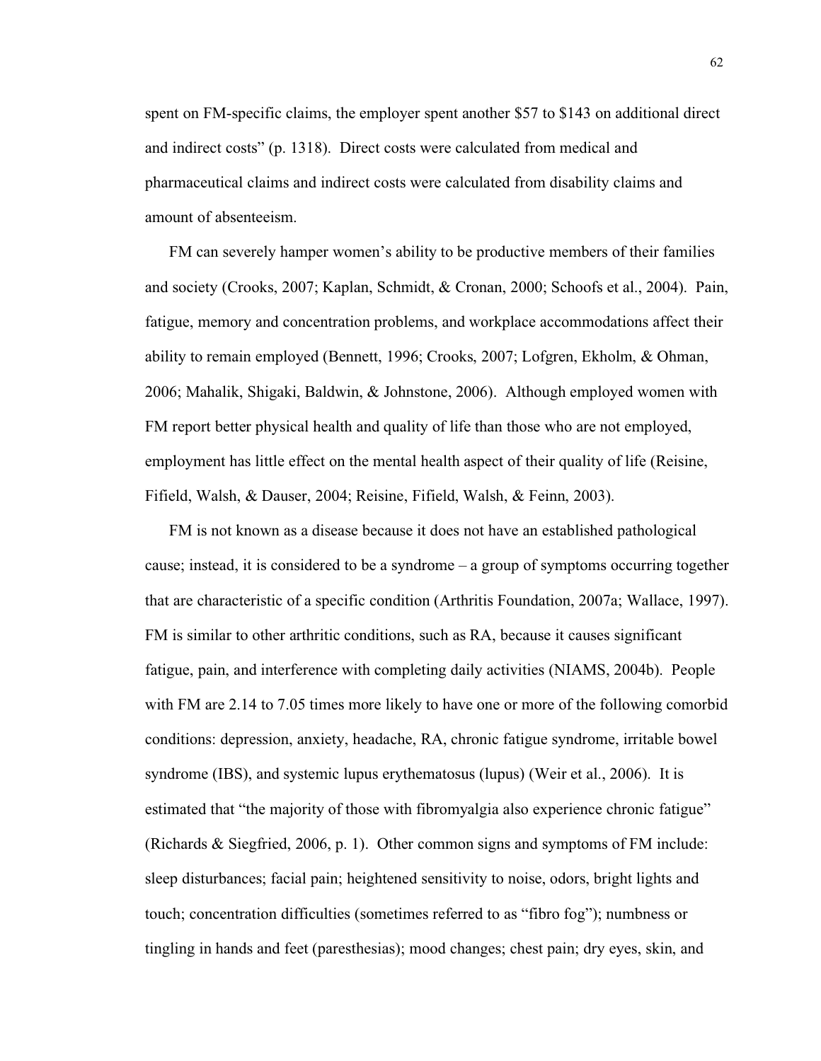spent on FM-specific claims, the employer spent another $57 to $143 on additional direct and indirect costs" (p. 1318). Direct costs were calculated from medical and pharmaceutical claims and indirect costs were calculated from disability claims and amount of absenteeism.

FM can severely hamper women's ability to be productive members of their families and society (Crooks, 2007; Kaplan, Schmidt, & Cronan, 2000; Schoofs et al., 2004). Pain, fatigue, memory and concentration problems, and workplace accommodations affect their ability to remain employed (Bennett, 1996; Crooks, 2007; Lofgren, Ekholm, & Ohman, 2006; Mahalik, Shigaki, Baldwin, & Johnstone, 2006). Although employed women with FM report better physical health and quality of life than those who are not employed, employment has little effect on the mental health aspect of their quality of life (Reisine, Fifield, Walsh, & Dauser, 2004; Reisine, Fifield, Walsh, & Feinn, 2003).

FM is not known as a disease because it does not have an established pathological cause; instead, it is considered to be a syndrome – a group of symptoms occurring together that are characteristic of a specific condition (Arthritis Foundation, 2007a; Wallace, 1997). FM is similar to other arthritic conditions, such as RA, because it causes significant fatigue, pain, and interference with completing daily activities (NIAMS, 2004b). People with FM are 2.14 to 7.05 times more likely to have one or more of the following comorbid conditions: depression, anxiety, headache, RA, chronic fatigue syndrome, irritable bowel syndrome (IBS), and systemic lupus erythematosus (lupus) (Weir et al., 2006). It is estimated that "the majority of those with fibromyalgia also experience chronic fatigue" (Richards & Siegfried, 2006, p. 1). Other common signs and symptoms of FM include: sleep disturbances; facial pain; heightened sensitivity to noise, odors, bright lights and touch; concentration difficulties (sometimes referred to as "fibro fog"); numbness or tingling in hands and feet (paresthesias); mood changes; chest pain; dry eyes, skin, and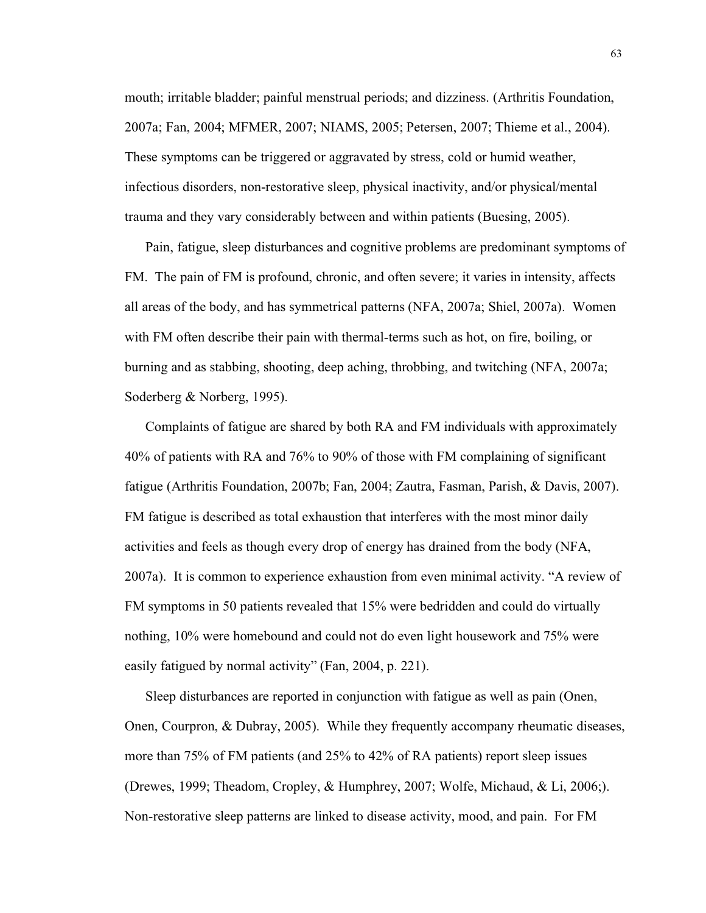mouth; irritable bladder; painful menstrual periods; and dizziness. (Arthritis Foundation, 2007a; Fan, 2004; MFMER, 2007; NIAMS, 2005; Petersen, 2007; Thieme et al., 2004). These symptoms can be triggered or aggravated by stress, cold or humid weather, infectious disorders, non-restorative sleep, physical inactivity, and/or physical/mental trauma and they vary considerably between and within patients (Buesing, 2005).

Pain, fatigue, sleep disturbances and cognitive problems are predominant symptoms of FM. The pain of FM is profound, chronic, and often severe; it varies in intensity, affects all areas of the body, and has symmetrical patterns (NFA, 2007a; Shiel, 2007a). Women with FM often describe their pain with thermal-terms such as hot, on fire, boiling, or burning and as stabbing, shooting, deep aching, throbbing, and twitching (NFA, 2007a; Soderberg & Norberg, 1995).

Complaints of fatigue are shared by both RA and FM individuals with approximately 40% of patients with RA and 76% to 90% of those with FM complaining of significant fatigue (Arthritis Foundation, 2007b; Fan, 2004; Zautra, Fasman, Parish, & Davis, 2007). FM fatigue is described as total exhaustion that interferes with the most minor daily activities and feels as though every drop of energy has drained from the body (NFA, 2007a). It is common to experience exhaustion from even minimal activity. "A review of FM symptoms in 50 patients revealed that 15% were bedridden and could do virtually nothing, 10% were homebound and could not do even light housework and 75% were easily fatigued by normal activity" (Fan, 2004, p. 221).

Sleep disturbances are reported in conjunction with fatigue as well as pain (Onen, Onen, Courpron, & Dubray, 2005). While they frequently accompany rheumatic diseases, more than 75% of FM patients (and 25% to 42% of RA patients) report sleep issues (Drewes, 1999; Theadom, Cropley, & Humphrey, 2007; Wolfe, Michaud, & Li, 2006;). Non-restorative sleep patterns are linked to disease activity, mood, and pain. For FM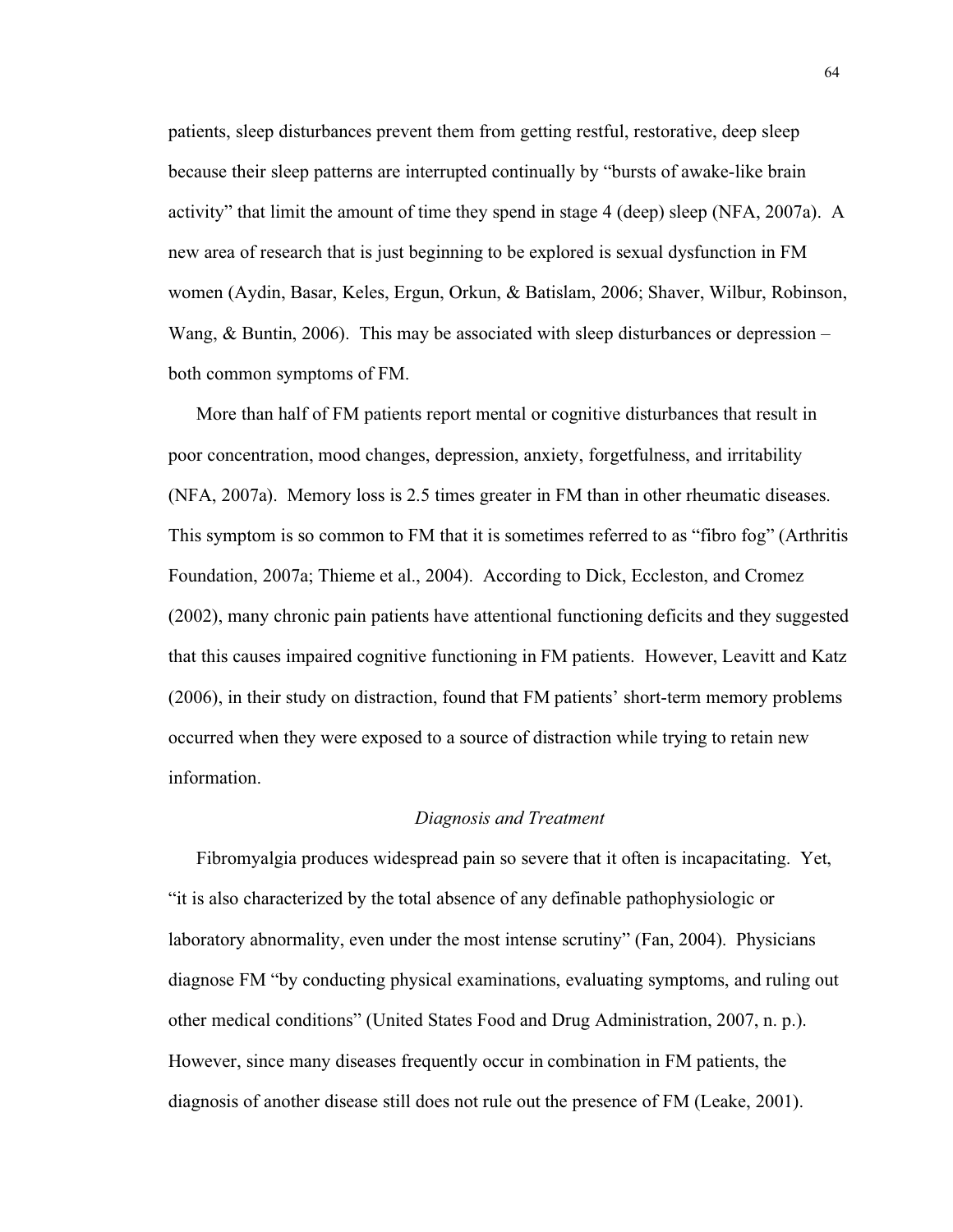patients, sleep disturbances prevent them from getting restful, restorative, deep sleep because their sleep patterns are interrupted continually by "bursts of awake-like brain activity" that limit the amount of time they spend in stage 4 (deep) sleep (NFA, 2007a). A new area of research that is just beginning to be explored is sexual dysfunction in FM women (Aydin, Basar, Keles, Ergun, Orkun, & Batislam, 2006; Shaver, Wilbur, Robinson, Wang, & Buntin, 2006). This may be associated with sleep disturbances or depression – both common symptoms of FM.

More than half of FM patients report mental or cognitive disturbances that result in poor concentration, mood changes, depression, anxiety, forgetfulness, and irritability (NFA, 2007a). Memory loss is 2.5 times greater in FM than in other rheumatic diseases. This symptom is so common to FM that it is sometimes referred to as "fibro fog" (Arthritis Foundation, 2007a; Thieme et al., 2004). According to Dick, Eccleston, and Cromez (2002), many chronic pain patients have attentional functioning deficits and they suggested that this causes impaired cognitive functioning in FM patients. However, Leavitt and Katz (2006), in their study on distraction, found that FM patients' short-term memory problems occurred when they were exposed to a source of distraction while trying to retain new information.

### *Diagnosis and Treatment*

Fibromyalgia produces widespread pain so severe that it often is incapacitating. Yet, "it is also characterized by the total absence of any definable pathophysiologic or laboratory abnormality, even under the most intense scrutiny" (Fan, 2004). Physicians diagnose FM "by conducting physical examinations, evaluating symptoms, and ruling out other medical conditions" (United States Food and Drug Administration, 2007, n. p.). However, since many diseases frequently occur in combination in FM patients, the diagnosis of another disease still does not rule out the presence of FM (Leake, 2001).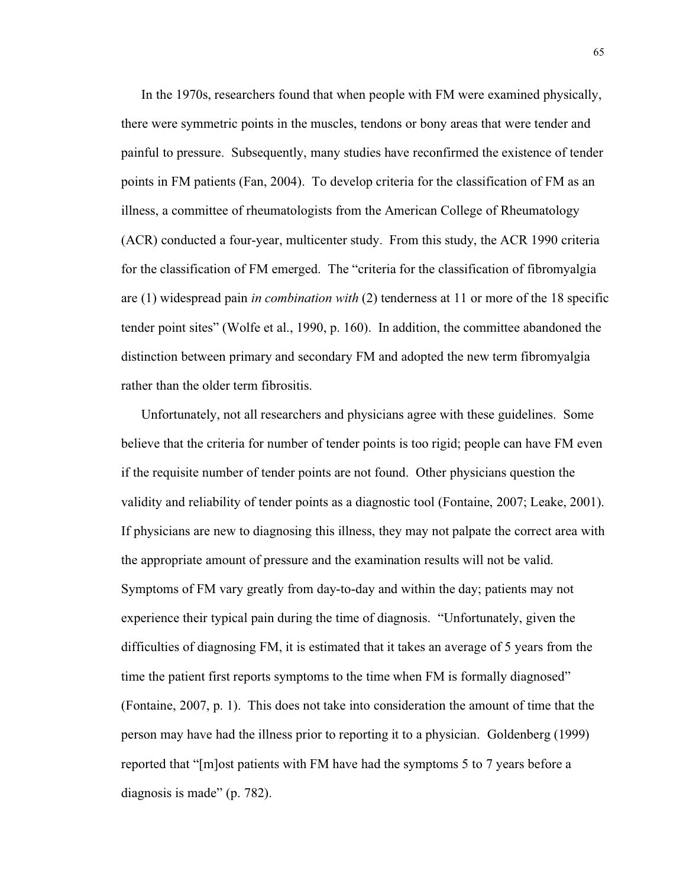In the 1970s, researchers found that when people with FM were examined physically, there were symmetric points in the muscles, tendons or bony areas that were tender and painful to pressure. Subsequently, many studies have reconfirmed the existence of tender points in FM patients (Fan, 2004). To develop criteria for the classification of FM as an illness, a committee of rheumatologists from the American College of Rheumatology (ACR) conducted a four-year, multicenter study. From this study, the ACR 1990 criteria for the classification of FM emerged. The "criteria for the classification of fibromyalgia are (1) widespread pain *in combination with* (2) tenderness at 11 or more of the 18 specific tender point sites" (Wolfe et al., 1990, p. 160). In addition, the committee abandoned the distinction between primary and secondary FM and adopted the new term fibromyalgia rather than the older term fibrositis.

Unfortunately, not all researchers and physicians agree with these guidelines. Some believe that the criteria for number of tender points is too rigid; people can have FM even if the requisite number of tender points are not found. Other physicians question the validity and reliability of tender points as a diagnostic tool (Fontaine, 2007; Leake, 2001). If physicians are new to diagnosing this illness, they may not palpate the correct area with the appropriate amount of pressure and the examination results will not be valid. Symptoms of FM vary greatly from day-to-day and within the day; patients may not experience their typical pain during the time of diagnosis. "Unfortunately, given the difficulties of diagnosing FM, it is estimated that it takes an average of 5 years from the time the patient first reports symptoms to the time when FM is formally diagnosed" (Fontaine, 2007, p. 1). This does not take into consideration the amount of time that the person may have had the illness prior to reporting it to a physician. Goldenberg (1999) reported that "[m]ost patients with FM have had the symptoms 5 to 7 years before a diagnosis is made" (p. 782).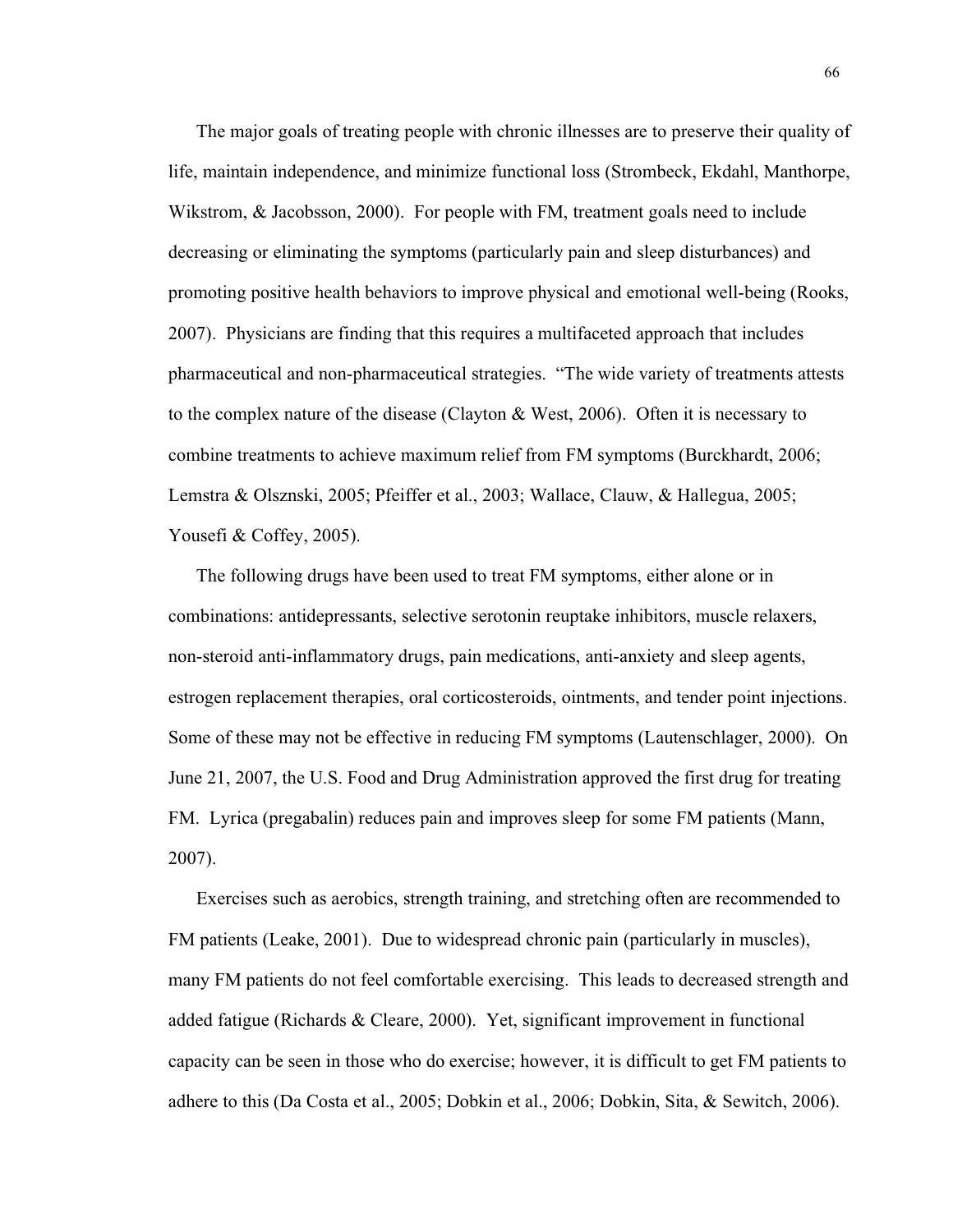The major goals of treating people with chronic illnesses are to preserve their quality of life, maintain independence, and minimize functional loss (Strombeck, Ekdahl, Manthorpe, Wikstrom, & Jacobsson, 2000). For people with FM, treatment goals need to include decreasing or eliminating the symptoms (particularly pain and sleep disturbances) and promoting positive health behaviors to improve physical and emotional well-being (Rooks, 2007). Physicians are finding that this requires a multifaceted approach that includes pharmaceutical and non-pharmaceutical strategies. "The wide variety of treatments attests to the complex nature of the disease (Clayton & West, 2006). Often it is necessary to combine treatments to achieve maximum relief from FM symptoms (Burckhardt, 2006; Lemstra & Olsznski, 2005; Pfeiffer et al., 2003; Wallace, Clauw, & Hallegua, 2005; Yousefi & Coffey, 2005).

The following drugs have been used to treat FM symptoms, either alone or in combinations: antidepressants, selective serotonin reuptake inhibitors, muscle relaxers, non-steroid anti-inflammatory drugs, pain medications, anti-anxiety and sleep agents, estrogen replacement therapies, oral corticosteroids, ointments, and tender point injections. Some of these may not be effective in reducing FM symptoms (Lautenschlager, 2000). On June 21, 2007, the U.S. Food and Drug Administration approved the first drug for treating FM. Lyrica (pregabalin) reduces pain and improves sleep for some FM patients (Mann, 2007).

Exercises such as aerobics, strength training, and stretching often are recommended to FM patients (Leake, 2001). Due to widespread chronic pain (particularly in muscles), many FM patients do not feel comfortable exercising. This leads to decreased strength and added fatigue (Richards & Cleare, 2000). Yet, significant improvement in functional capacity can be seen in those who do exercise; however, it is difficult to get FM patients to adhere to this (Da Costa et al., 2005; Dobkin et al., 2006; Dobkin, Sita, & Sewitch, 2006).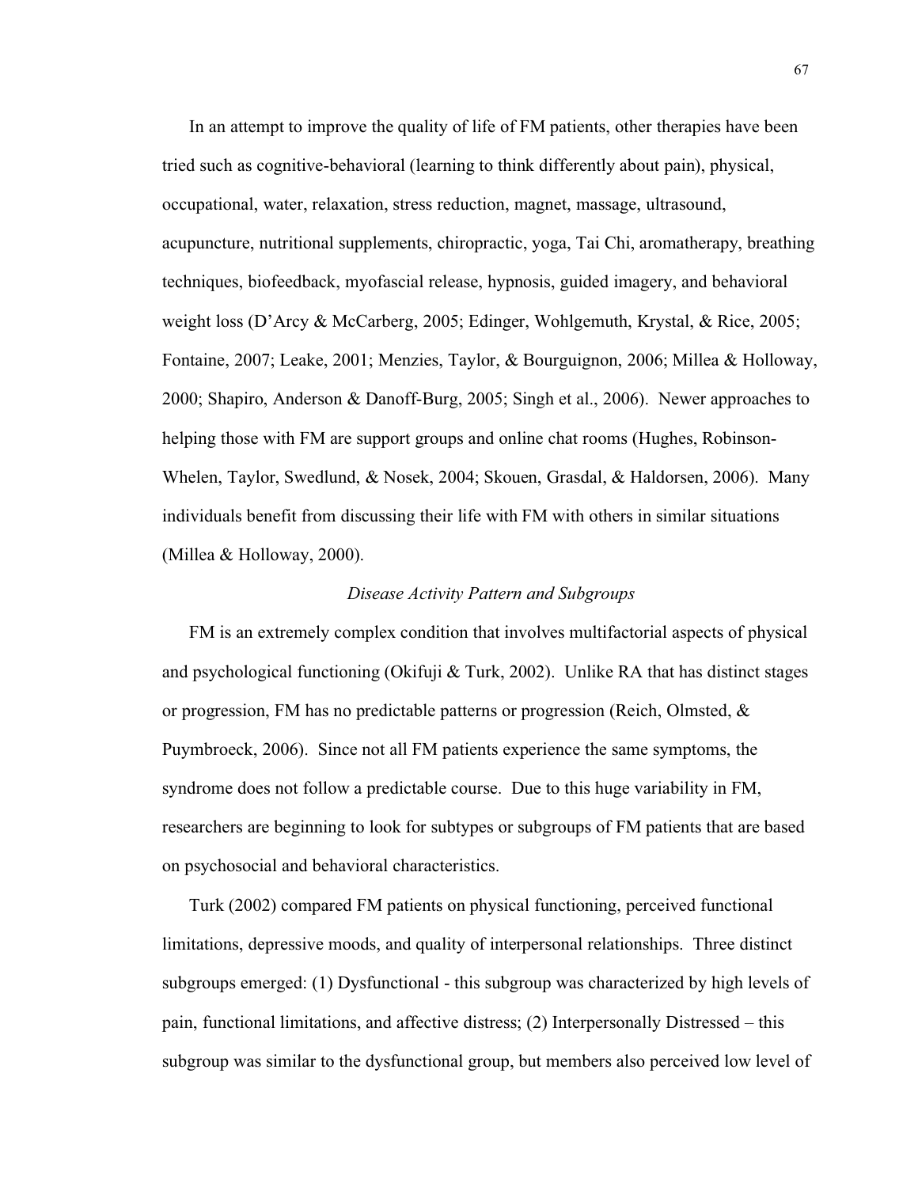In an attempt to improve the quality of life of FM patients, other therapies have been tried such as cognitive-behavioral (learning to think differently about pain), physical, occupational, water, relaxation, stress reduction, magnet, massage, ultrasound, acupuncture, nutritional supplements, chiropractic, yoga, Tai Chi, aromatherapy, breathing techniques, biofeedback, myofascial release, hypnosis, guided imagery, and behavioral weight loss (D'Arcy & McCarberg, 2005; Edinger, Wohlgemuth, Krystal, & Rice, 2005; Fontaine, 2007; Leake, 2001; Menzies, Taylor, & Bourguignon, 2006; Millea & Holloway, 2000; Shapiro, Anderson & Danoff-Burg, 2005; Singh et al., 2006). Newer approaches to helping those with FM are support groups and online chat rooms (Hughes, Robinson-Whelen, Taylor, Swedlund, & Nosek, 2004; Skouen, Grasdal, & Haldorsen, 2006). Many individuals benefit from discussing their life with FM with others in similar situations (Millea & Holloway, 2000).

### *Disease Activity Pattern and Subgroups*

FM is an extremely complex condition that involves multifactorial aspects of physical and psychological functioning (Okifuji & Turk, 2002). Unlike RA that has distinct stages or progression, FM has no predictable patterns or progression (Reich, Olmsted, & Puymbroeck, 2006). Since not all FM patients experience the same symptoms, the syndrome does not follow a predictable course. Due to this huge variability in FM, researchers are beginning to look for subtypes or subgroups of FM patients that are based on psychosocial and behavioral characteristics.

Turk (2002) compared FM patients on physical functioning, perceived functional limitations, depressive moods, and quality of interpersonal relationships. Three distinct subgroups emerged: (1) Dysfunctional - this subgroup was characterized by high levels of pain, functional limitations, and affective distress; (2) Interpersonally Distressed – this subgroup was similar to the dysfunctional group, but members also perceived low level of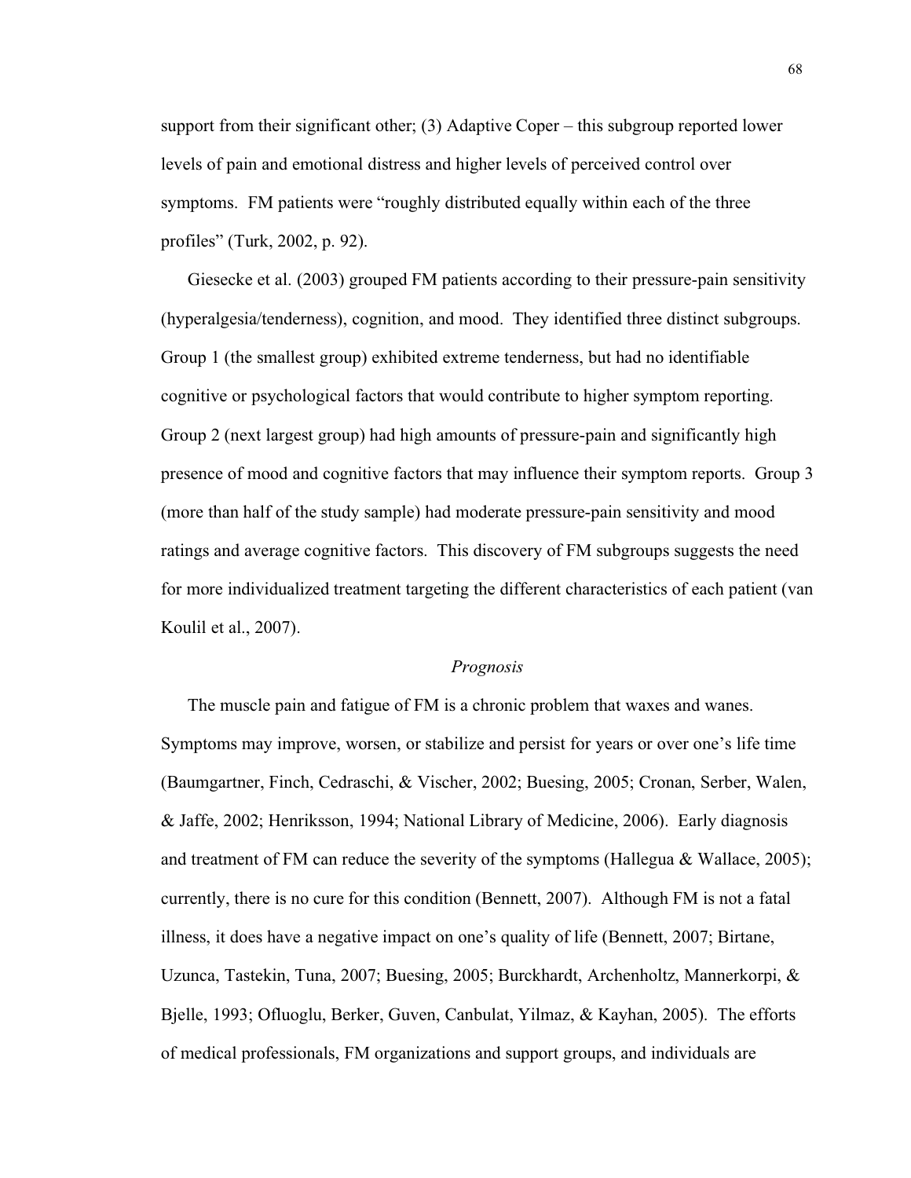support from their significant other; (3) Adaptive Coper – this subgroup reported lower levels of pain and emotional distress and higher levels of perceived control over symptoms. FM patients were "roughly distributed equally within each of the three profiles" (Turk, 2002, p. 92).

Giesecke et al. (2003) grouped FM patients according to their pressure-pain sensitivity (hyperalgesia/tenderness), cognition, and mood. They identified three distinct subgroups. Group 1 (the smallest group) exhibited extreme tenderness, but had no identifiable cognitive or psychological factors that would contribute to higher symptom reporting. Group 2 (next largest group) had high amounts of pressure-pain and significantly high presence of mood and cognitive factors that may influence their symptom reports. Group 3 (more than half of the study sample) had moderate pressure-pain sensitivity and mood ratings and average cognitive factors. This discovery of FM subgroups suggests the need for more individualized treatment targeting the different characteristics of each patient (van Koulil et al., 2007).

### *Prognosis*

The muscle pain and fatigue of FM is a chronic problem that waxes and wanes. Symptoms may improve, worsen, or stabilize and persist for years or over one's life time (Baumgartner, Finch, Cedraschi, & Vischer, 2002; Buesing, 2005; Cronan, Serber, Walen, & Jaffe, 2002; Henriksson, 1994; National Library of Medicine, 2006). Early diagnosis and treatment of FM can reduce the severity of the symptoms (Hallegua & Wallace, 2005); currently, there is no cure for this condition (Bennett, 2007). Although FM is not a fatal illness, it does have a negative impact on one's quality of life (Bennett, 2007; Birtane, Uzunca, Tastekin, Tuna, 2007; Buesing, 2005; Burckhardt, Archenholtz, Mannerkorpi, & Bjelle, 1993; Ofluoglu, Berker, Guven, Canbulat, Yilmaz, & Kayhan, 2005). The efforts of medical professionals, FM organizations and support groups, and individuals are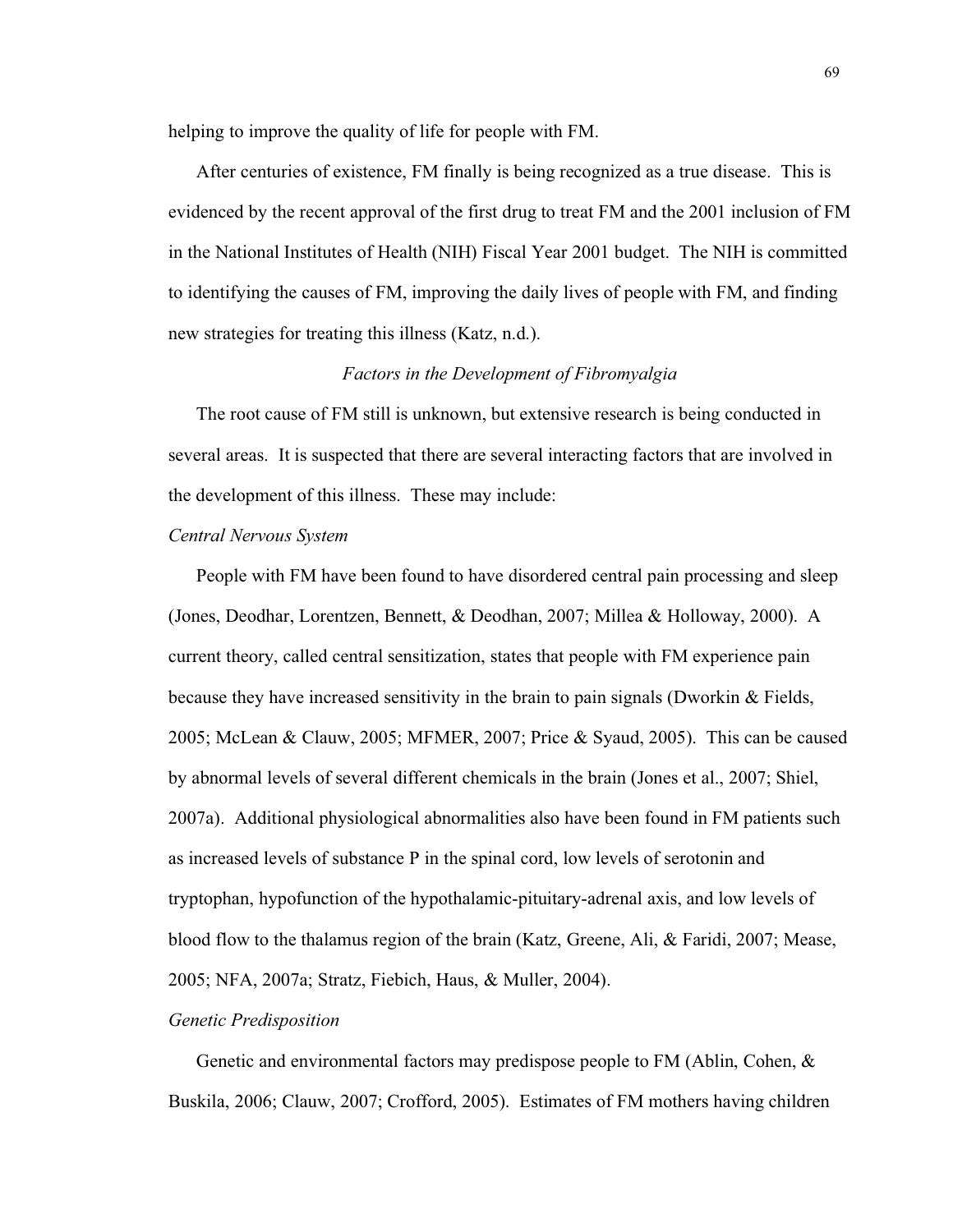helping to improve the quality of life for people with FM.

After centuries of existence, FM finally is being recognized as a true disease. This is evidenced by the recent approval of the first drug to treat FM and the 2001 inclusion of FM in the National Institutes of Health (NIH) Fiscal Year 2001 budget. The NIH is committed to identifying the causes of FM, improving the daily lives of people with FM, and finding new strategies for treating this illness (Katz, n.d.).

## *Factors in the Development of Fibromyalgia*

The root cause of FM still is unknown, but extensive research is being conducted in several areas. It is suspected that there are several interacting factors that are involved in the development of this illness. These may include:

### *Central Nervous System*

People with FM have been found to have disordered central pain processing and sleep (Jones, Deodhar, Lorentzen, Bennett, & Deodhan, 2007; Millea & Holloway, 2000). A current theory, called central sensitization, states that people with FM experience pain because they have increased sensitivity in the brain to pain signals (Dworkin & Fields, 2005; McLean & Clauw, 2005; MFMER, 2007; Price & Syaud, 2005). This can be caused by abnormal levels of several different chemicals in the brain (Jones et al., 2007; Shiel, 2007a). Additional physiological abnormalities also have been found in FM patients such as increased levels of substance P in the spinal cord, low levels of serotonin and tryptophan, hypofunction of the hypothalamic-pituitary-adrenal axis, and low levels of blood flow to the thalamus region of the brain (Katz, Greene, Ali, & Faridi, 2007; Mease, 2005; NFA, 2007a; Stratz, Fiebich, Haus, & Muller, 2004).

### *Genetic Predisposition*

Genetic and environmental factors may predispose people to FM (Ablin, Cohen, & Buskila, 2006; Clauw, 2007; Crofford, 2005). Estimates of FM mothers having children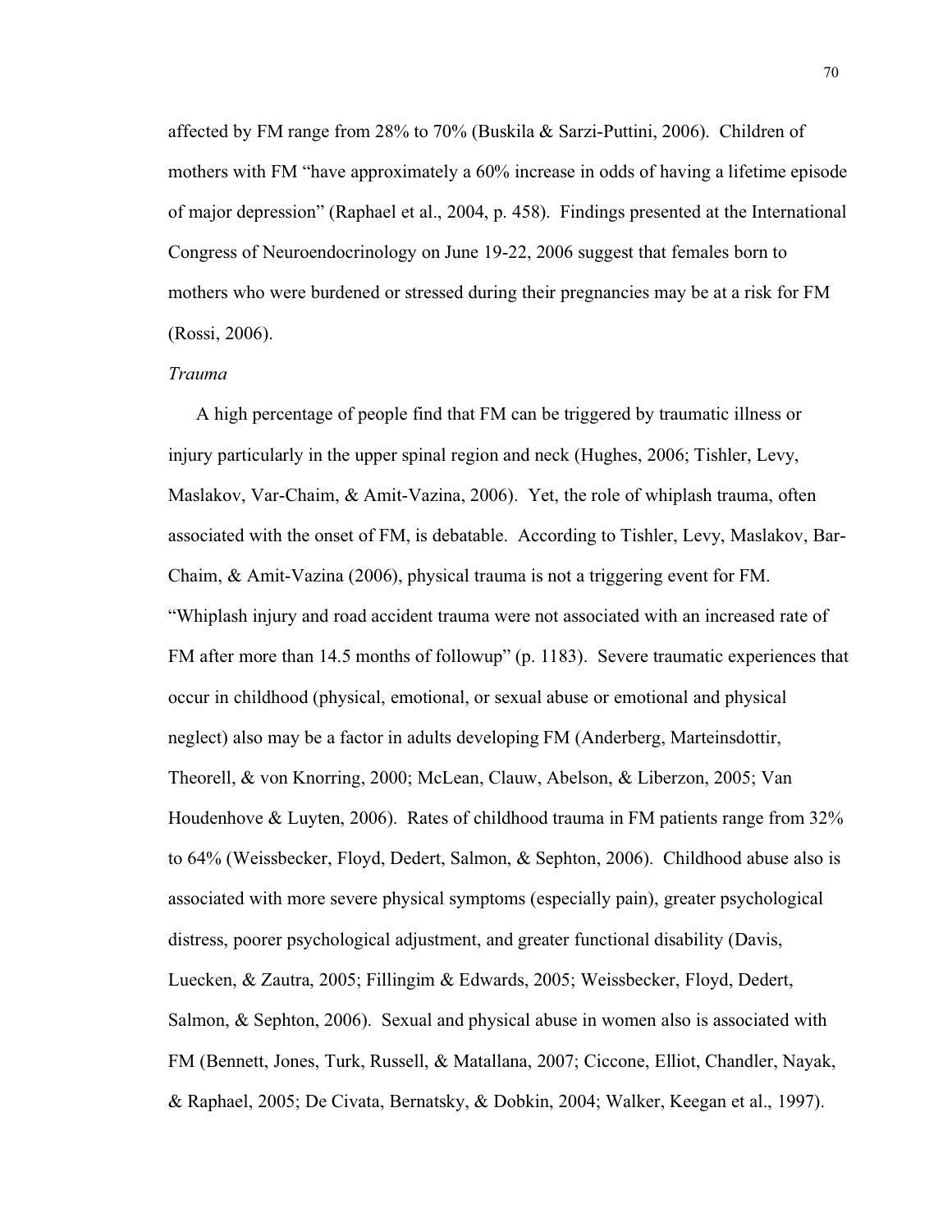affected by FM range from 28% to 70% (Buskila & Sarzi-Puttini, 2006). Children of mothers with FM "have approximately a 60% increase in odds of having a lifetime episode of major depression" (Raphael et al., 2004, p. 458). Findings presented at the International Congress of Neuroendocrinology on June 19-22, 2006 suggest that females born to mothers who were burdened or stressed during their pregnancies may be at a risk for FM (Rossi, 2006).

*Trauma*

A high percentage of people find that FM can be triggered by traumatic illness or injury particularly in the upper spinal region and neck (Hughes, 2006; Tishler, Levy, Maslakov, Var-Chaim, & Amit-Vazina, 2006). Yet, the role of whiplash trauma, often associated with the onset of FM, is debatable. According to Tishler, Levy, Maslakov, Bar-Chaim, & Amit-Vazina (2006), physical trauma is not a triggering event for FM. "Whiplash injury and road accident trauma were not associated with an increased rate of FM after more than 14.5 months of followup" (p. 1183). Severe traumatic experiences that occur in childhood (physical, emotional, or sexual abuse or emotional and physical neglect) also may be a factor in adults developing FM (Anderberg, Marteinsdottir, Theorell, & von Knorring, 2000; McLean, Clauw, Abelson, & Liberzon, 2005; Van Houdenhove & Luyten, 2006). Rates of childhood trauma in FM patients range from 32% to 64% (Weissbecker, Floyd, Dedert, Salmon, & Sephton, 2006). Childhood abuse also is associated with more severe physical symptoms (especially pain), greater psychological distress, poorer psychological adjustment, and greater functional disability (Davis, Luecken, & Zautra, 2005; Fillingim & Edwards, 2005; Weissbecker, Floyd, Dedert, Salmon, & Sephton, 2006). Sexual and physical abuse in women also is associated with FM (Bennett, Jones, Turk, Russell, & Matallana, 2007; Ciccone, Elliot, Chandler, Nayak, & Raphael, 2005; De Civata, Bernatsky, & Dobkin, 2004; Walker, Keegan et al., 1997).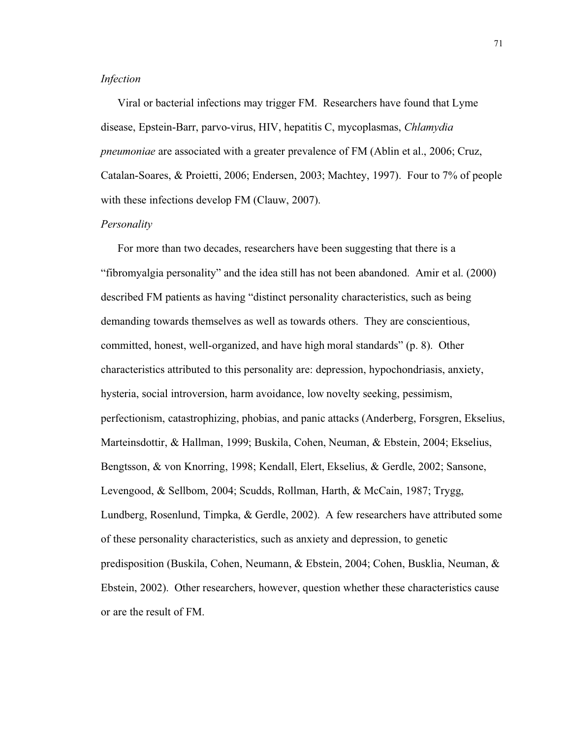*Infection*

Viral or bacterial infections may trigger FM. Researchers have found that Lyme disease, Epstein-Barr, parvo-virus, HIV, hepatitis C, mycoplasmas, *Chlamydia pneumoniae* are associated with a greater prevalence of FM (Ablin et al., 2006; Cruz, Catalan-Soares, & Proietti, 2006; Endersen, 2003; Machtey, 1997). Four to 7% of people with these infections develop FM (Clauw, 2007).

*Personality*

For more than two decades, researchers have been suggesting that there is a "fibromyalgia personality" and the idea still has not been abandoned. Amir et al. (2000) described FM patients as having "distinct personality characteristics, such as being demanding towards themselves as well as towards others. They are conscientious, committed, honest, well-organized, and have high moral standards" (p. 8). Other characteristics attributed to this personality are: depression, hypochondriasis, anxiety, hysteria, social introversion, harm avoidance, low novelty seeking, pessimism, perfectionism, catastrophizing, phobias, and panic attacks (Anderberg, Forsgren, Ekselius, Marteinsdottir, & Hallman, 1999; Buskila, Cohen, Neuman, & Ebstein, 2004; Ekselius, Bengtsson, & von Knorring, 1998; Kendall, Elert, Ekselius, & Gerdle, 2002; Sansone, Levengood, & Sellbom, 2004; Scudds, Rollman, Harth, & McCain, 1987; Trygg, Lundberg, Rosenlund, Timpka, & Gerdle, 2002). A few researchers have attributed some of these personality characteristics, such as anxiety and depression, to genetic predisposition (Buskila, Cohen, Neumann, & Ebstein, 2004; Cohen, Busklia, Neuman, & Ebstein, 2002). Other researchers, however, question whether these characteristics cause or are the result of FM.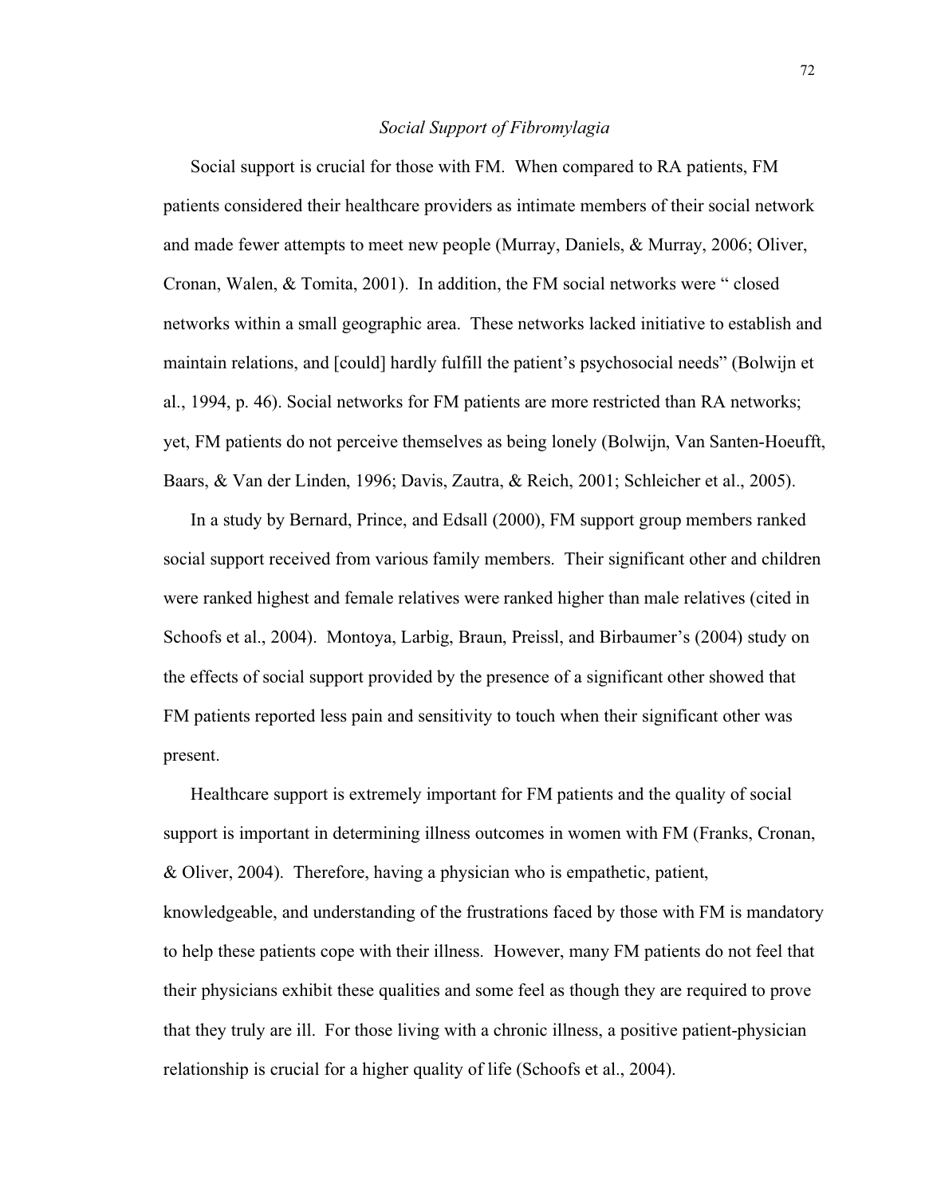### *Social Support of Fibromylagia*

Social support is crucial for those with FM. When compared to RA patients, FM patients considered their healthcare providers as intimate members of their social network and made fewer attempts to meet new people (Murray, Daniels, & Murray, 2006; Oliver, Cronan, Walen, & Tomita, 2001). In addition, the FM social networks were " closed networks within a small geographic area. These networks lacked initiative to establish and maintain relations, and [could] hardly fulfill the patient's psychosocial needs" (Bolwijn et al., 1994, p. 46). Social networks for FM patients are more restricted than RA networks; yet, FM patients do not perceive themselves as being lonely (Bolwijn, Van Santen-Hoeufft, Baars, & Van der Linden, 1996; Davis, Zautra, & Reich, 2001; Schleicher et al., 2005).

In a study by Bernard, Prince, and Edsall (2000), FM support group members ranked social support received from various family members. Their significant other and children were ranked highest and female relatives were ranked higher than male relatives (cited in Schoofs et al., 2004). Montoya, Larbig, Braun, Preissl, and Birbaumer's (2004) study on the effects of social support provided by the presence of a significant other showed that FM patients reported less pain and sensitivity to touch when their significant other was present.

Healthcare support is extremely important for FM patients and the quality of social support is important in determining illness outcomes in women with FM (Franks, Cronan, & Oliver, 2004). Therefore, having a physician who is empathetic, patient, knowledgeable, and understanding of the frustrations faced by those with FM is mandatory to help these patients cope with their illness. However, many FM patients do not feel that their physicians exhibit these qualities and some feel as though they are required to prove that they truly are ill. For those living with a chronic illness, a positive patient-physician relationship is crucial for a higher quality of life (Schoofs et al., 2004).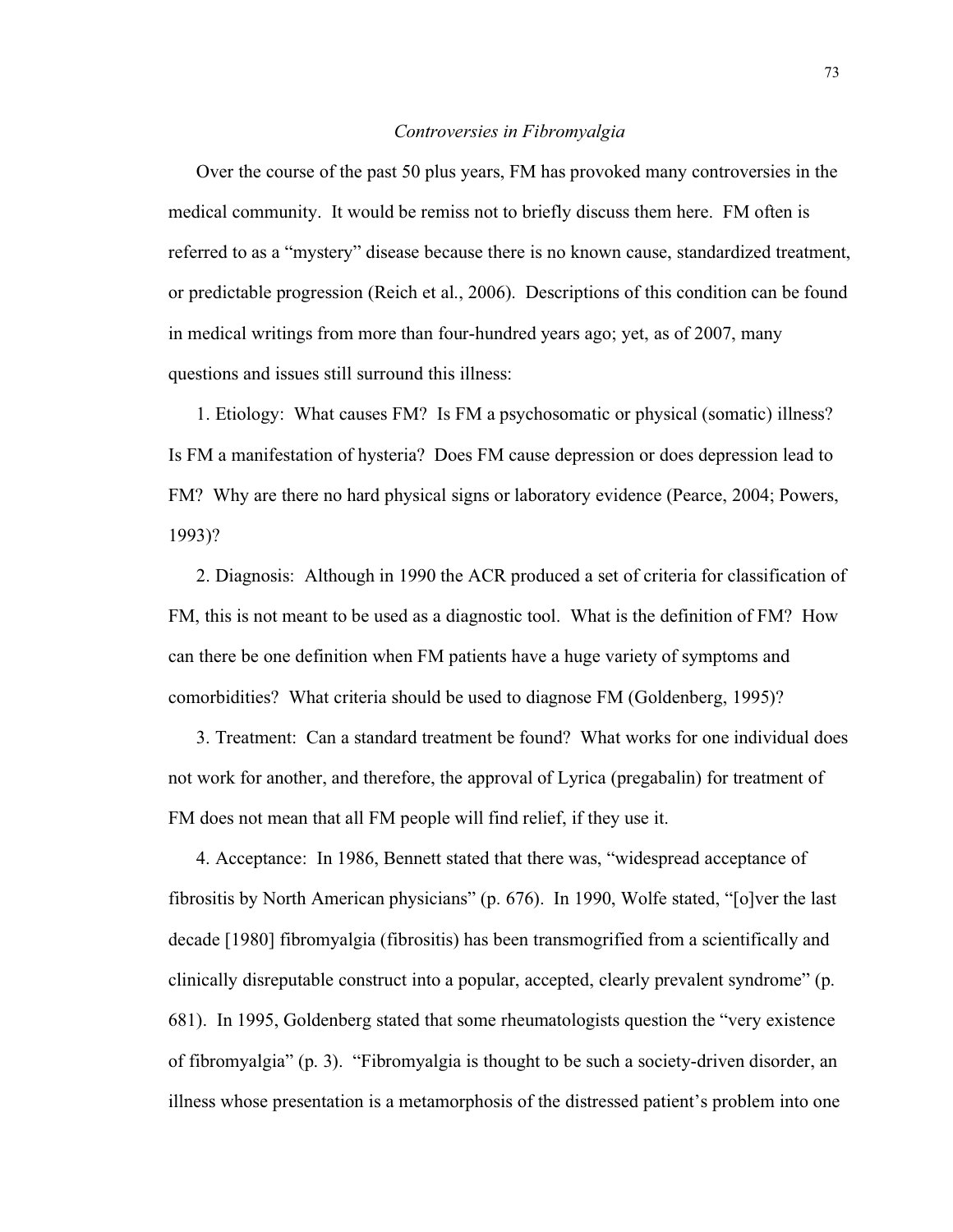*Controversies in Fibromyalgia*

Over the course of the past 50 plus years, FM has provoked many controversies in the medical community. It would be remiss not to briefly discuss them here. FM often is referred to as a "mystery" disease because there is no known cause, standardized treatment, or predictable progression (Reich et al., 2006). Descriptions of this condition can be found in medical writings from more than four-hundred years ago; yet, as of 2007, many questions and issues still surround this illness:

1. Etiology: What causes FM? Is FM a psychosomatic or physical (somatic) illness? Is FM a manifestation of hysteria? Does FM cause depression or does depression lead to FM? Why are there no hard physical signs or laboratory evidence (Pearce, 2004; Powers, 1993)?

2. Diagnosis: Although in 1990 the ACR produced a set of criteria for classification of FM, this is not meant to be used as a diagnostic tool. What is the definition of FM? How can there be one definition when FM patients have a huge variety of symptoms and comorbidities? What criteria should be used to diagnose FM (Goldenberg, 1995)?

3. Treatment: Can a standard treatment be found? What works for one individual does not work for another, and therefore, the approval of Lyrica (pregabalin) for treatment of FM does not mean that all FM people will find relief, if they use it.

4. Acceptance: In 1986, Bennett stated that there was, "widespread acceptance of fibrositis by North American physicians" (p. 676). In 1990, Wolfe stated, "[o]ver the last decade [1980] fibromyalgia (fibrositis) has been transmogrified from a scientifically and clinically disreputable construct into a popular, accepted, clearly prevalent syndrome" (p. 681). In 1995, Goldenberg stated that some rheumatologists question the "very existence of fibromyalgia" (p. 3). "Fibromyalgia is thought to be such a society-driven disorder, an illness whose presentation is a metamorphosis of the distressed patient's problem into one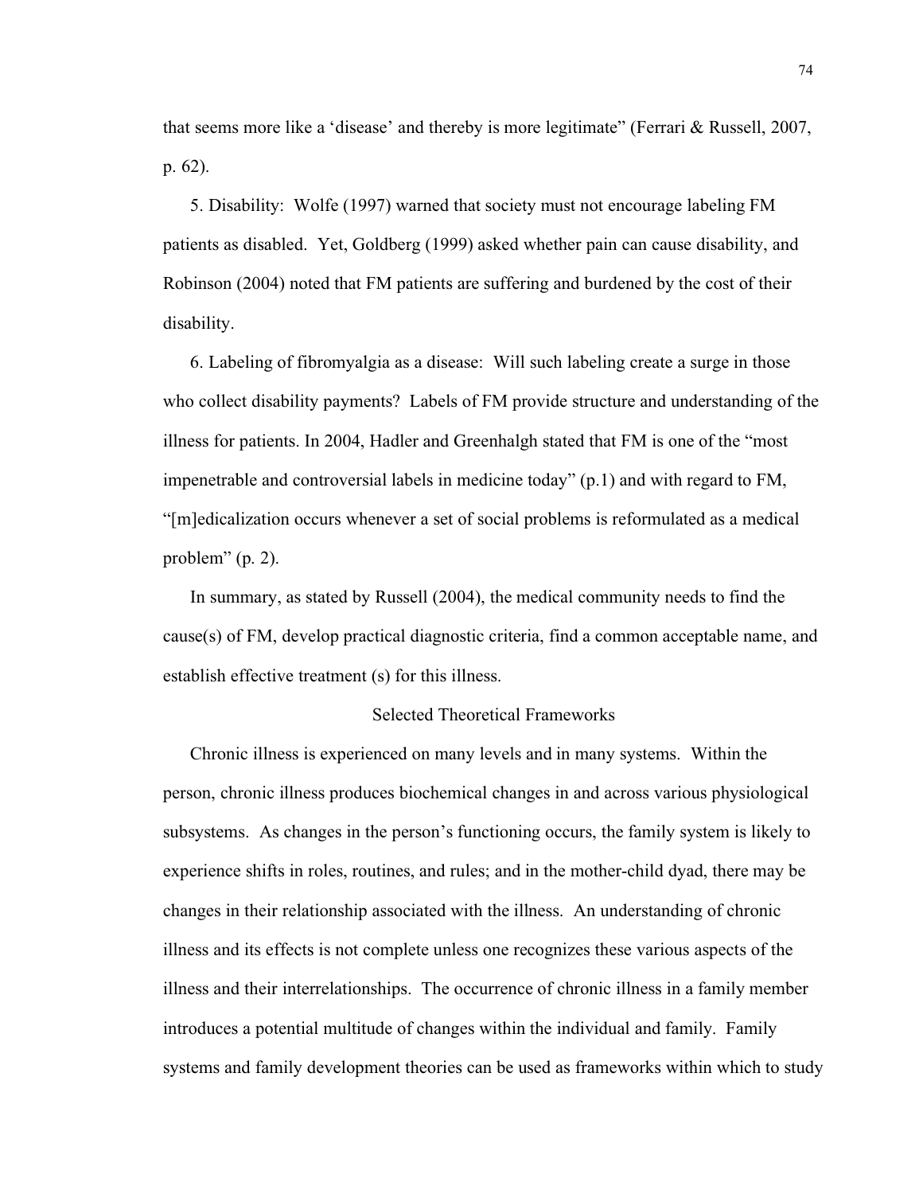that seems more like a 'disease' and thereby is more legitimate" (Ferrari & Russell, 2007, p. 62).

5. Disability: Wolfe (1997) warned that society must not encourage labeling FM patients as disabled. Yet, Goldberg (1999) asked whether pain can cause disability, and Robinson (2004) noted that FM patients are suffering and burdened by the cost of their disability.

6. Labeling of fibromyalgia as a disease: Will such labeling create a surge in those who collect disability payments? Labels of FM provide structure and understanding of the illness for patients. In 2004, Hadler and Greenhalgh stated that FM is one of the "most impenetrable and controversial labels in medicine today" (p.1) and with regard to FM, "[m]edicalization occurs whenever a set of social problems is reformulated as a medical problem" (p. 2).

In summary, as stated by Russell (2004), the medical community needs to find the cause(s) of FM, develop practical diagnostic criteria, find a common acceptable name, and establish effective treatment (s) for this illness.

## Selected Theoretical Frameworks

Chronic illness is experienced on many levels and in many systems. Within the person, chronic illness produces biochemical changes in and across various physiological subsystems. As changes in the person's functioning occurs, the family system is likely to experience shifts in roles, routines, and rules; and in the mother-child dyad, there may be changes in their relationship associated with the illness. An understanding of chronic illness and its effects is not complete unless one recognizes these various aspects of the illness and their interrelationships. The occurrence of chronic illness in a family member introduces a potential multitude of changes within the individual and family. Family systems and family development theories can be used as frameworks within which to study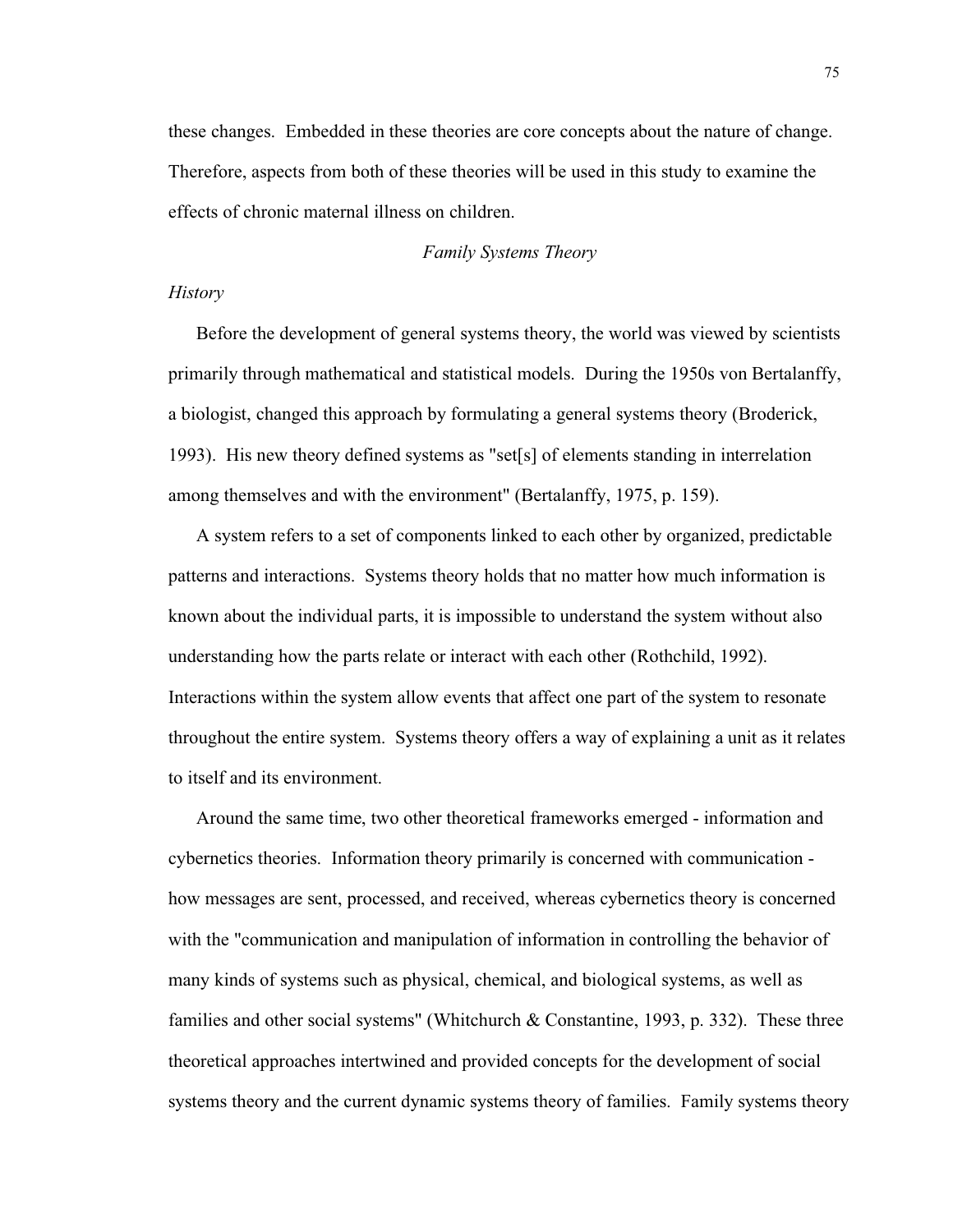these changes. Embedded in these theories are core concepts about the nature of change. Therefore, aspects from both of these theories will be used in this study to examine the effects of chronic maternal illness on children.

## *Family Systems Theory*

### *History*

Before the development of general systems theory, the world was viewed by scientists primarily through mathematical and statistical models. During the 1950s von Bertalanffy, a biologist, changed this approach by formulating a general systems theory (Broderick, 1993). His new theory defined systems as "set[s] of elements standing in interrelation among themselves and with the environment" (Bertalanffy, 1975, p. 159).

A system refers to a set of components linked to each other by organized, predictable patterns and interactions. Systems theory holds that no matter how much information is known about the individual parts, it is impossible to understand the system without also understanding how the parts relate or interact with each other (Rothchild, 1992). Interactions within the system allow events that affect one part of the system to resonate throughout the entire system. Systems theory offers a way of explaining a unit as it relates to itself and its environment.

Around the same time, two other theoretical frameworks emerged - information and cybernetics theories. Information theory primarily is concerned with communication - how messages are sent, processed, and received, whereas cybernetics theory is concerned with the "communication and manipulation of information in controlling the behavior of many kinds of systems such as physical, chemical, and biological systems, as well as families and other social systems" (Whitchurch & Constantine, 1993, p. 332). These three theoretical approaches intertwined and provided concepts for the development of social systems theory and the current dynamic systems theory of families. Family systems theory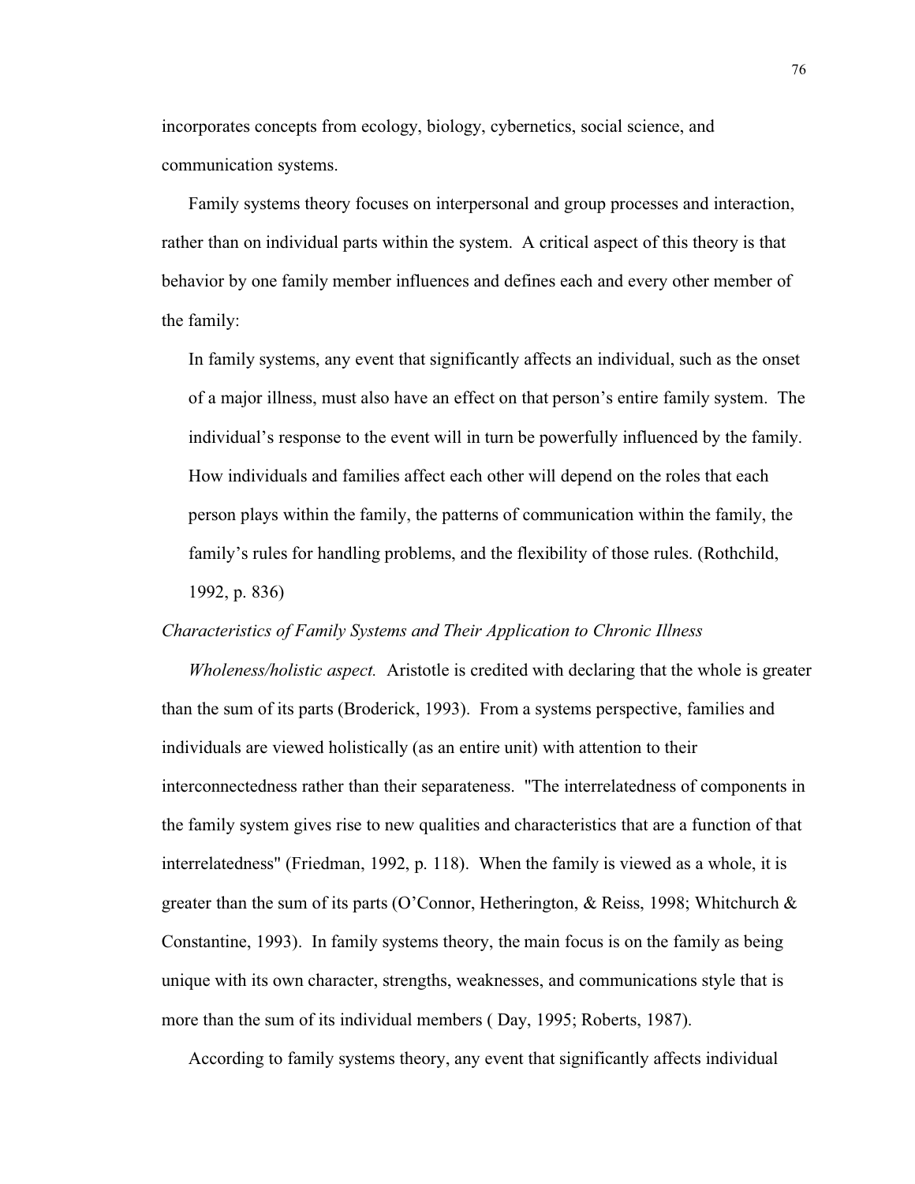incorporates concepts from ecology, biology, cybernetics, social science, and communication systems.

Family systems theory focuses on interpersonal and group processes and interaction, rather than on individual parts within the system. A critical aspect of this theory is that behavior by one family member influences and defines each and every other member of the family:

> In family systems, any event that significantly affects an individual, such as the onset of a major illness, must also have an effect on that person's entire family system. The individual's response to the event will in turn be powerfully influenced by the family. How individuals and families affect each other will depend on the roles that each person plays within the family, the patterns of communication within the family, the family's rules for handling problems, and the flexibility of those rules. (Rothchild, 1992, p. 836)

*Characteristics of Family Systems and Their Application to Chronic Illness*

*Wholeness/holistic aspect.* Aristotle is credited with declaring that the whole is greater than the sum of its parts (Broderick, 1993). From a systems perspective, families and individuals are viewed holistically (as an entire unit) with attention to their interconnectedness rather than their separateness. "The interrelatedness of components in the family system gives rise to new qualities and characteristics that are a function of that interrelatedness" (Friedman, 1992, p. 118). When the family is viewed as a whole, it is greater than the sum of its parts (O'Connor, Hetherington, & Reiss, 1998; Whitchurch & Constantine, 1993). In family systems theory, the main focus is on the family as being unique with its own character, strengths, weaknesses, and communications style that is more than the sum of its individual members ( Day, 1995; Roberts, 1987).

According to family systems theory, any event that significantly affects individual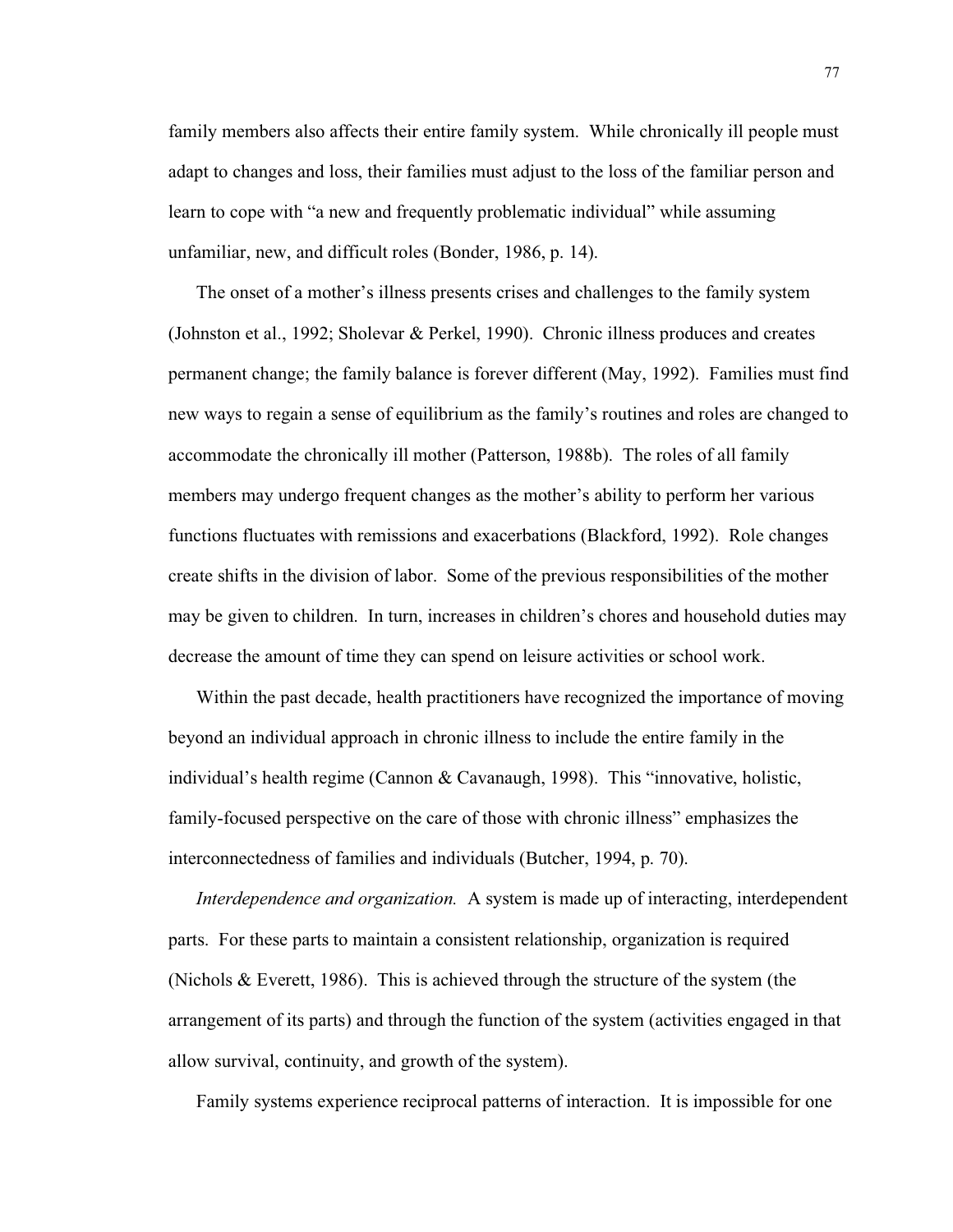family members also affects their entire family system. While chronically ill people must adapt to changes and loss, their families must adjust to the loss of the familiar person and learn to cope with "a new and frequently problematic individual" while assuming unfamiliar, new, and difficult roles (Bonder, 1986, p. 14).

The onset of a mother's illness presents crises and challenges to the family system (Johnston et al., 1992; Sholevar & Perkel, 1990). Chronic illness produces and creates permanent change; the family balance is forever different (May, 1992). Families must find new ways to regain a sense of equilibrium as the family's routines and roles are changed to accommodate the chronically ill mother (Patterson, 1988b). The roles of all family members may undergo frequent changes as the mother's ability to perform her various functions fluctuates with remissions and exacerbations (Blackford, 1992). Role changes create shifts in the division of labor. Some of the previous responsibilities of the mother may be given to children. In turn, increases in children's chores and household duties may decrease the amount of time they can spend on leisure activities or school work.

Within the past decade, health practitioners have recognized the importance of moving beyond an individual approach in chronic illness to include the entire family in the individual's health regime (Cannon & Cavanaugh, 1998). This "innovative, holistic, family-focused perspective on the care of those with chronic illness" emphasizes the interconnectedness of families and individuals (Butcher, 1994, p. 70).

*Interdependence and organization.* A system is made up of interacting, interdependent parts. For these parts to maintain a consistent relationship, organization is required (Nichols & Everett, 1986). This is achieved through the structure of the system (the arrangement of its parts) and through the function of the system (activities engaged in that allow survival, continuity, and growth of the system).

Family systems experience reciprocal patterns of interaction. It is impossible for one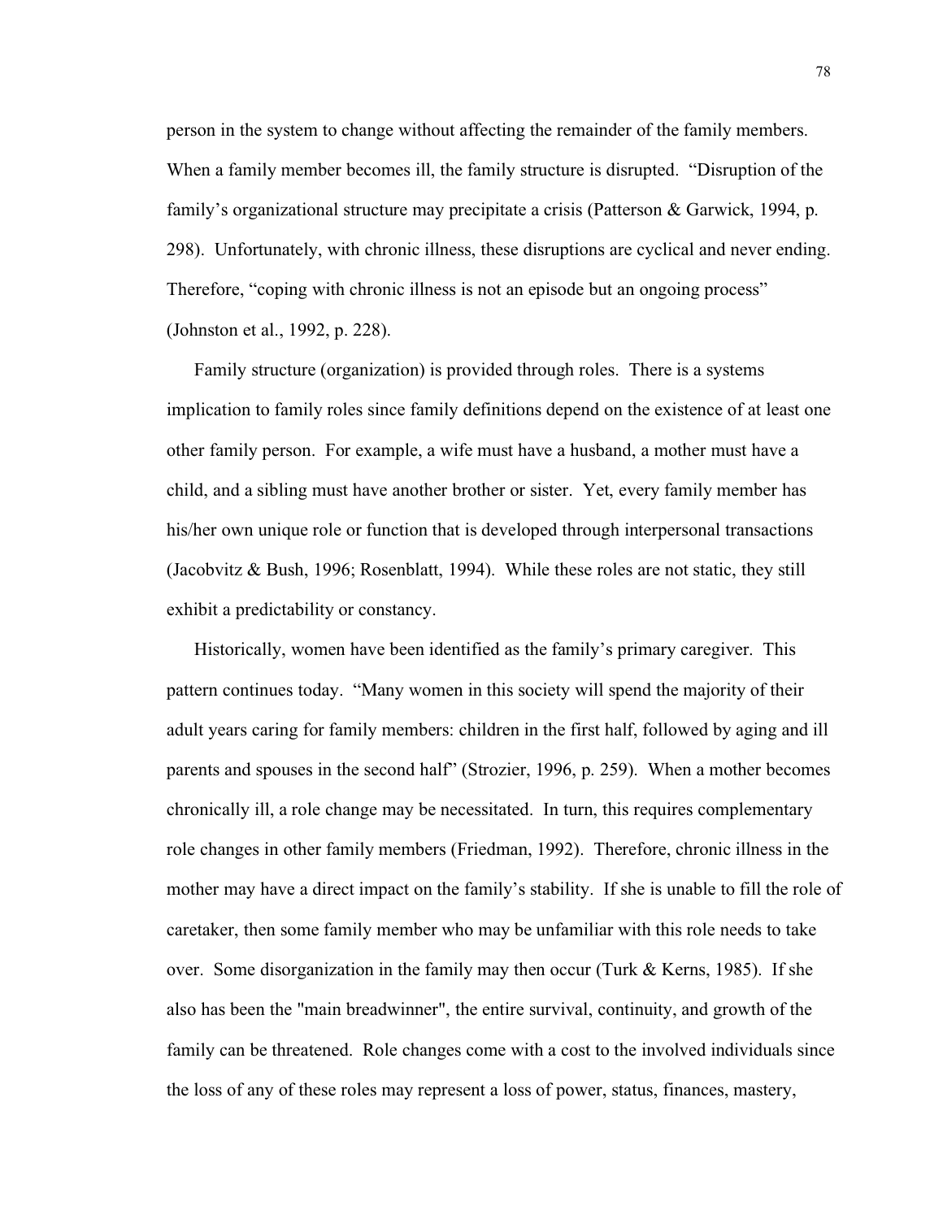person in the system to change without affecting the remainder of the family members. When a family member becomes ill, the family structure is disrupted. “Disruption of the family’s organizational structure may precipitate a crisis (Patterson & Garwick, 1994, p. 298). Unfortunately, with chronic illness, these disruptions are cyclical and never ending. Therefore, “coping with chronic illness is not an episode but an ongoing process” (Johnston et al., 1992, p. 228).

Family structure (organization) is provided through roles. There is a systems implication to family roles since family definitions depend on the existence of at least one other family person. For example, a wife must have a husband, a mother must have a child, and a sibling must have another brother or sister. Yet, every family member has his/her own unique role or function that is developed through interpersonal transactions (Jacobvitz & Bush, 1996; Rosenblatt, 1994). While these roles are not static, they still exhibit a predictability or constancy.

Historically, women have been identified as the family’s primary caregiver. This pattern continues today. “Many women in this society will spend the majority of their adult years caring for family members: children in the first half, followed by aging and ill parents and spouses in the second half” (Strozier, 1996, p. 259). When a mother becomes chronically ill, a role change may be necessitated. In turn, this requires complementary role changes in other family members (Friedman, 1992). Therefore, chronic illness in the mother may have a direct impact on the family’s stability. If she is unable to fill the role of caretaker, then some family member who may be unfamiliar with this role needs to take over. Some disorganization in the family may then occur (Turk & Kerns, 1985). If she also has been the "main breadwinner", the entire survival, continuity, and growth of the family can be threatened. Role changes come with a cost to the involved individuals since the loss of any of these roles may represent a loss of power, status, finances, mastery,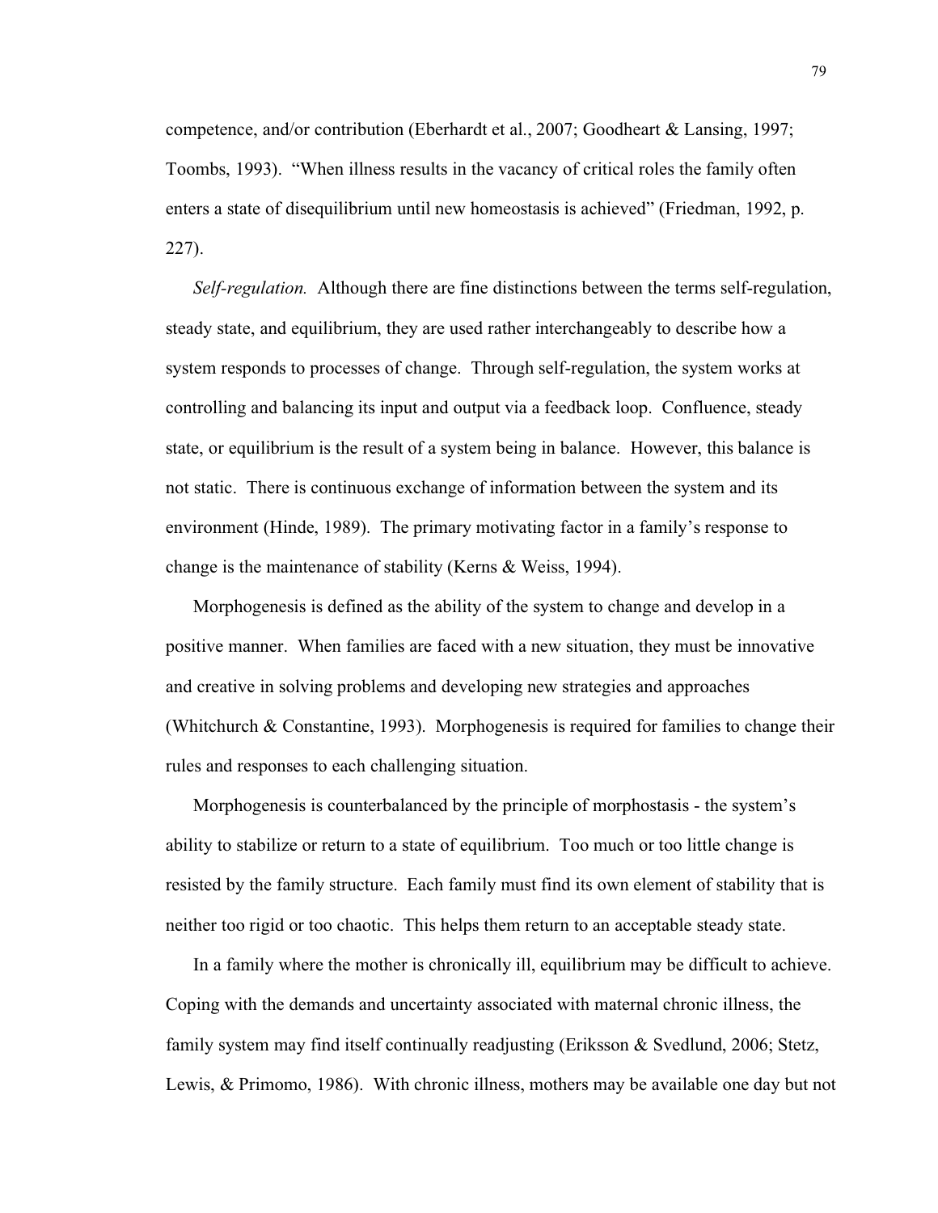competence, and/or contribution (Eberhardt et al., 2007; Goodheart & Lansing, 1997; Toombs, 1993). "When illness results in the vacancy of critical roles the family often enters a state of disequilibrium until new homeostasis is achieved" (Friedman, 1992, p. 227).

*Self-regulation.* Although there are fine distinctions between the terms self-regulation, steady state, and equilibrium, they are used rather interchangeably to describe how a system responds to processes of change. Through self-regulation, the system works at controlling and balancing its input and output via a feedback loop. Confluence, steady state, or equilibrium is the result of a system being in balance. However, this balance is not static. There is continuous exchange of information between the system and its environment (Hinde, 1989). The primary motivating factor in a family's response to change is the maintenance of stability (Kerns & Weiss, 1994).

Morphogenesis is defined as the ability of the system to change and develop in a positive manner. When families are faced with a new situation, they must be innovative and creative in solving problems and developing new strategies and approaches (Whitchurch & Constantine, 1993). Morphogenesis is required for families to change their rules and responses to each challenging situation.

Morphogenesis is counterbalanced by the principle of morphostasis - the system's ability to stabilize or return to a state of equilibrium. Too much or too little change is resisted by the family structure. Each family must find its own element of stability that is neither too rigid or too chaotic. This helps them return to an acceptable steady state.

In a family where the mother is chronically ill, equilibrium may be difficult to achieve. Coping with the demands and uncertainty associated with maternal chronic illness, the family system may find itself continually readjusting (Eriksson & Svedlund, 2006; Stetz, Lewis, & Primomo, 1986). With chronic illness, mothers may be available one day but not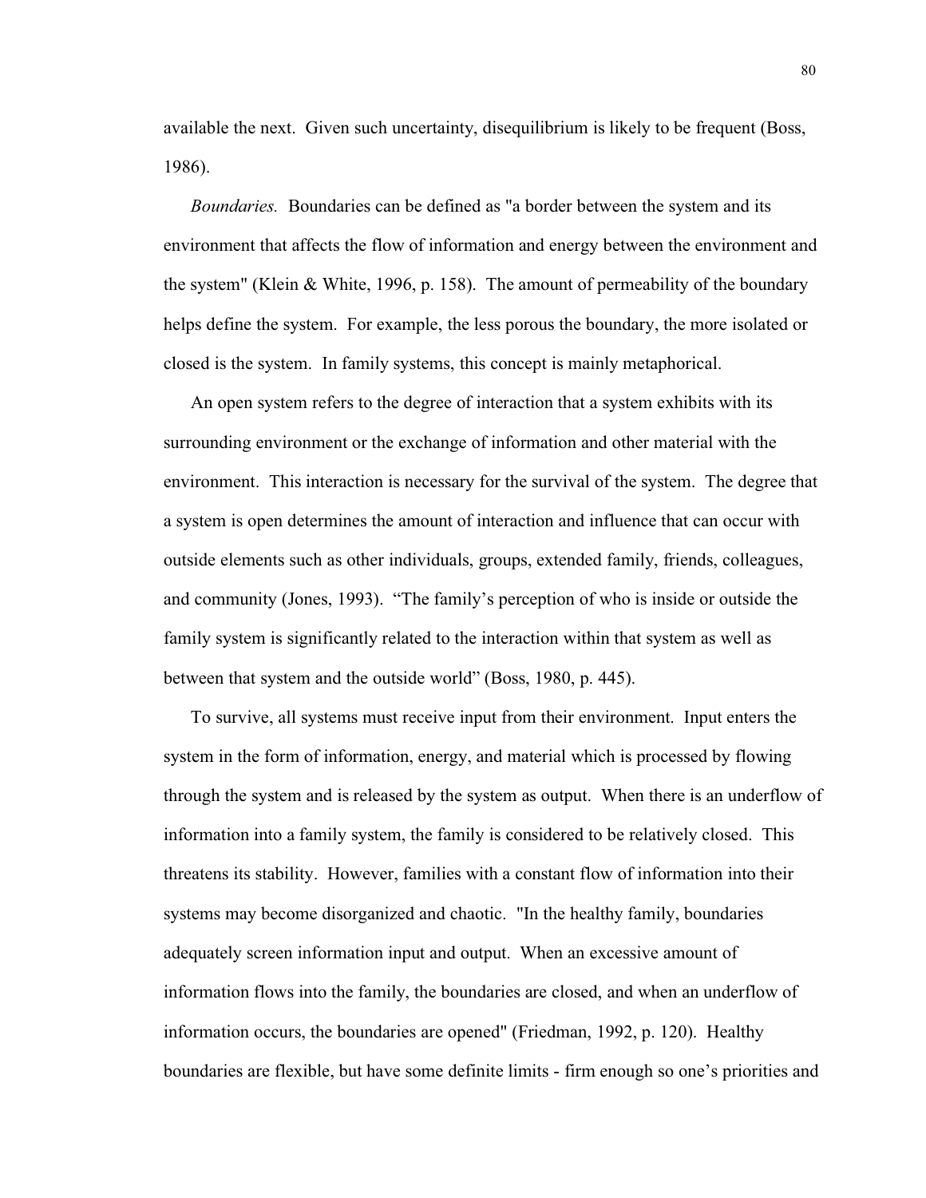available the next. Given such uncertainty, disequilibrium is likely to be frequent (Boss, 1986).

*Boundaries.* Boundaries can be defined as "a border between the system and its environment that affects the flow of information and energy between the environment and the system" (Klein & White, 1996, p. 158). The amount of permeability of the boundary helps define the system. For example, the less porous the boundary, the more isolated or closed is the system. In family systems, this concept is mainly metaphorical.

An open system refers to the degree of interaction that a system exhibits with its surrounding environment or the exchange of information and other material with the environment. This interaction is necessary for the survival of the system. The degree that a system is open determines the amount of interaction and influence that can occur with outside elements such as other individuals, groups, extended family, friends, colleagues, and community (Jones, 1993). "The family's perception of who is inside or outside the family system is significantly related to the interaction within that system as well as between that system and the outside world" (Boss, 1980, p. 445).

To survive, all systems must receive input from their environment. Input enters the system in the form of information, energy, and material which is processed by flowing through the system and is released by the system as output. When there is an underflow of information into a family system, the family is considered to be relatively closed. This threatens its stability. However, families with a constant flow of information into their systems may become disorganized and chaotic. "In the healthy family, boundaries adequately screen information input and output. When an excessive amount of information flows into the family, the boundaries are closed, and when an underflow of information occurs, the boundaries are opened" (Friedman, 1992, p. 120). Healthy boundaries are flexible, but have some definite limits - firm enough so one's priorities and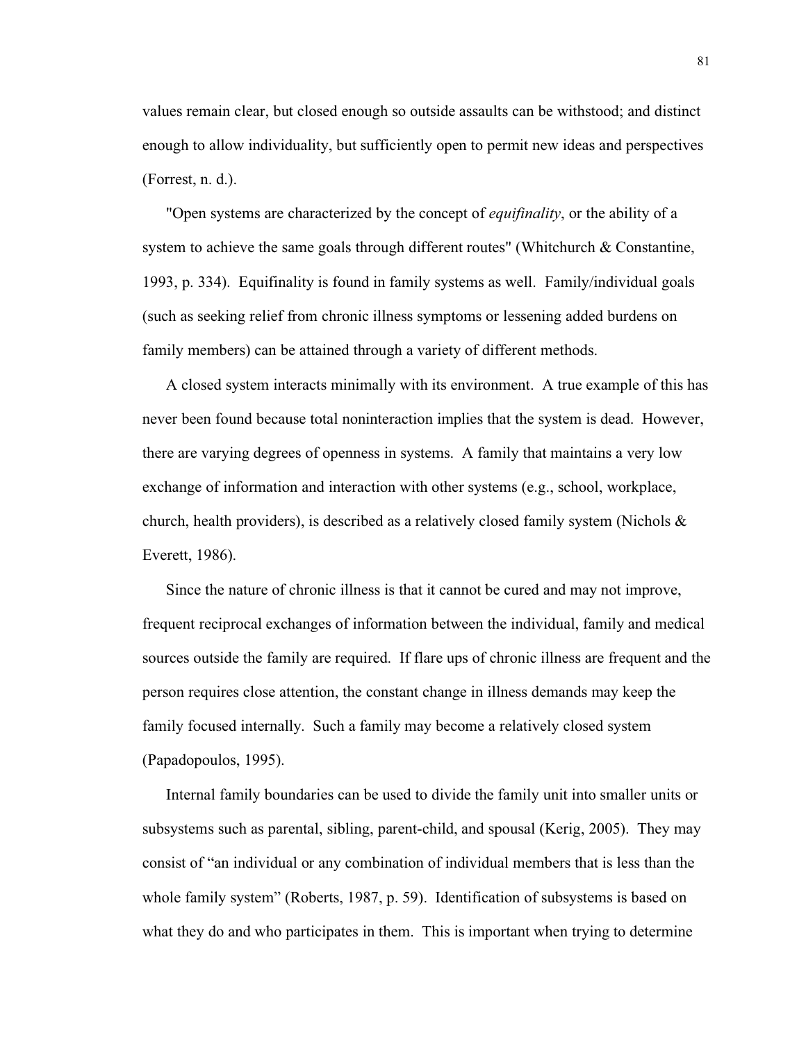values remain clear, but closed enough so outside assaults can be withstood; and distinct enough to allow individuality, but sufficiently open to permit new ideas and perspectives (Forrest, n. d.).

"Open systems are characterized by the concept of *equifinality*, or the ability of a system to achieve the same goals through different routes" (Whitchurch & Constantine, 1993, p. 334). Equifinality is found in family systems as well. Family/individual goals (such as seeking relief from chronic illness symptoms or lessening added burdens on family members) can be attained through a variety of different methods.

A closed system interacts minimally with its environment. A true example of this has never been found because total noninteraction implies that the system is dead. However, there are varying degrees of openness in systems. A family that maintains a very low exchange of information and interaction with other systems (e.g., school, workplace, church, health providers), is described as a relatively closed family system (Nichols & Everett, 1986).

Since the nature of chronic illness is that it cannot be cured and may not improve, frequent reciprocal exchanges of information between the individual, family and medical sources outside the family are required. If flare ups of chronic illness are frequent and the person requires close attention, the constant change in illness demands may keep the family focused internally. Such a family may become a relatively closed system (Papadopoulos, 1995).

Internal family boundaries can be used to divide the family unit into smaller units or subsystems such as parental, sibling, parent-child, and spousal (Kerig, 2005). They may consist of "an individual or any combination of individual members that is less than the whole family system" (Roberts, 1987, p. 59). Identification of subsystems is based on what they do and who participates in them. This is important when trying to determine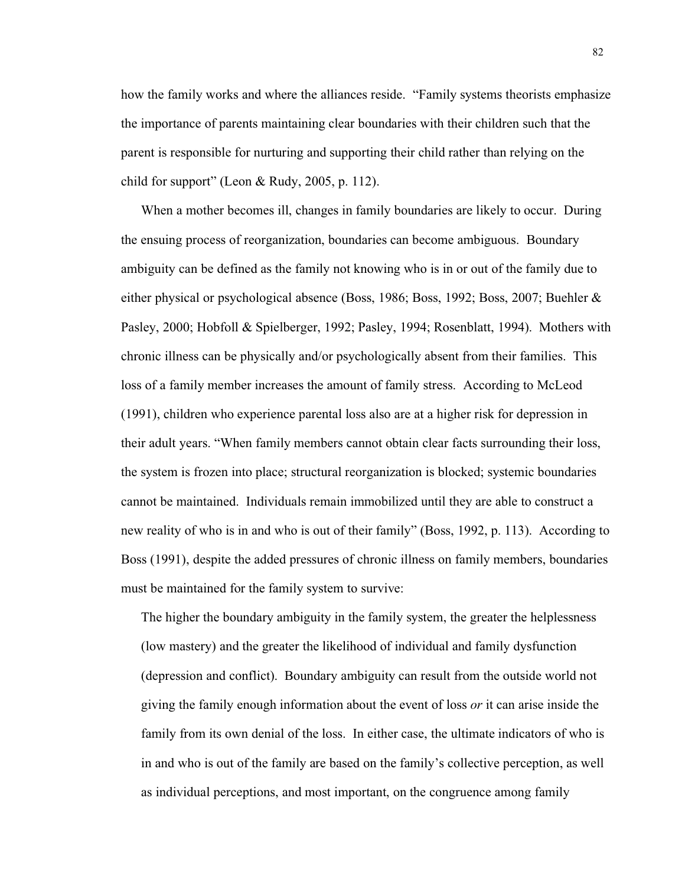how the family works and where the alliances reside. "Family systems theorists emphasize the importance of parents maintaining clear boundaries with their children such that the parent is responsible for nurturing and supporting their child rather than relying on the child for support" (Leon & Rudy, 2005, p. 112).

When a mother becomes ill, changes in family boundaries are likely to occur. During the ensuing process of reorganization, boundaries can become ambiguous. Boundary ambiguity can be defined as the family not knowing who is in or out of the family due to either physical or psychological absence (Boss, 1986; Boss, 1992; Boss, 2007; Buehler & Pasley, 2000; Hobfoll & Spielberger, 1992; Pasley, 1994; Rosenblatt, 1994). Mothers with chronic illness can be physically and/or psychologically absent from their families. This loss of a family member increases the amount of family stress. According to McLeod (1991), children who experience parental loss also are at a higher risk for depression in their adult years. "When family members cannot obtain clear facts surrounding their loss, the system is frozen into place; structural reorganization is blocked; systemic boundaries cannot be maintained. Individuals remain immobilized until they are able to construct a new reality of who is in and who is out of their family" (Boss, 1992, p. 113). According to Boss (1991), despite the added pressures of chronic illness on family members, boundaries must be maintained for the family system to survive:

> The higher the boundary ambiguity in the family system, the greater the helplessness (low mastery) and the greater the likelihood of individual and family dysfunction (depression and conflict). Boundary ambiguity can result from the outside world not giving the family enough information about the event of loss *or* it can arise inside the family from its own denial of the loss. In either case, the ultimate indicators of who is in and who is out of the family are based on the family's collective perception, as well as individual perceptions, and most important, on the congruence among family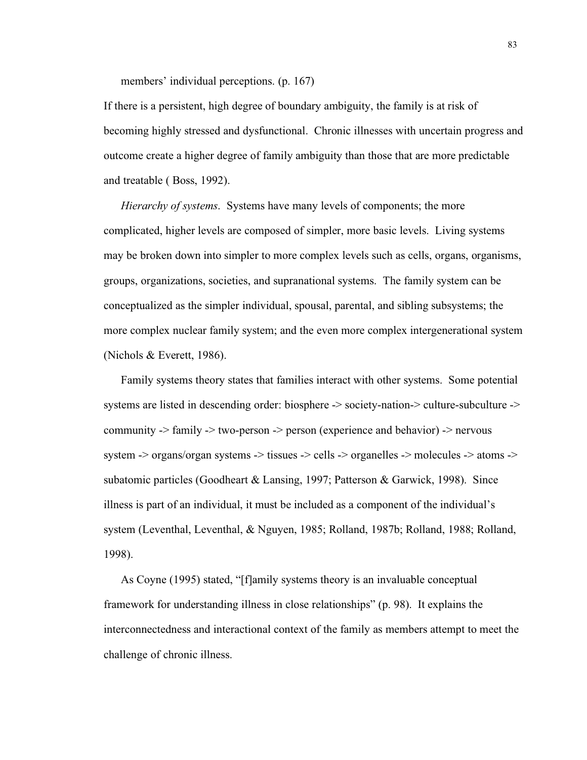members' individual perceptions. (p. 167)

If there is a persistent, high degree of boundary ambiguity, the family is at risk of becoming highly stressed and dysfunctional. Chronic illnesses with uncertain progress and outcome create a higher degree of family ambiguity than those that are more predictable and treatable ( Boss, 1992).

*Hierarchy of systems*. Systems have many levels of components; the more complicated, higher levels are composed of simpler, more basic levels. Living systems may be broken down into simpler to more complex levels such as cells, organs, organisms, groups, organizations, societies, and supranational systems. The family system can be conceptualized as the simpler individual, spousal, parental, and sibling subsystems; the more complex nuclear family system; and the even more complex intergenerational system (Nichols & Everett, 1986).

Family systems theory states that families interact with other systems. Some potential systems are listed in descending order: biosphere -> society-nation-> culture-subculture -> community -> family -> two-person -> person (experience and behavior) -> nervous system -> organs/organ systems -> tissues -> cells -> organelles -> molecules -> atoms -> subatomic particles (Goodheart & Lansing, 1997; Patterson & Garwick, 1998). Since illness is part of an individual, it must be included as a component of the individual's system (Leventhal, Leventhal, & Nguyen, 1985; Rolland, 1987b; Rolland, 1988; Rolland, 1998).

As Coyne (1995) stated, "[f]amily systems theory is an invaluable conceptual framework for understanding illness in close relationships" (p. 98). It explains the interconnectedness and interactional context of the family as members attempt to meet the challenge of chronic illness.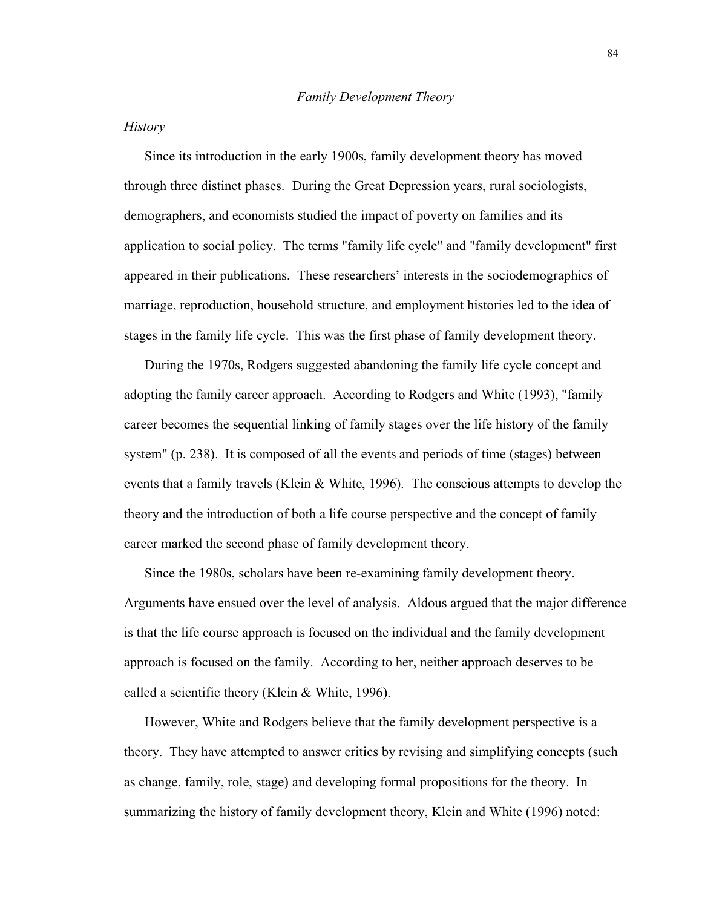*Family Development Theory*

*History*

Since its introduction in the early 1900s, family development theory has moved through three distinct phases. During the Great Depression years, rural sociologists, demographers, and economists studied the impact of poverty on families and its application to social policy. The terms "family life cycle" and "family development" first appeared in their publications. These researchers' interests in the sociodemographics of marriage, reproduction, household structure, and employment histories led to the idea of stages in the family life cycle. This was the first phase of family development theory.

During the 1970s, Rodgers suggested abandoning the family life cycle concept and adopting the family career approach. According to Rodgers and White (1993), "family career becomes the sequential linking of family stages over the life history of the family system" (p. 238). It is composed of all the events and periods of time (stages) between events that a family travels (Klein & White, 1996). The conscious attempts to develop the theory and the introduction of both a life course perspective and the concept of family career marked the second phase of family development theory.

Since the 1980s, scholars have been re-examining family development theory. Arguments have ensued over the level of analysis. Aldous argued that the major difference is that the life course approach is focused on the individual and the family development approach is focused on the family. According to her, neither approach deserves to be called a scientific theory (Klein & White, 1996).

However, White and Rodgers believe that the family development perspective is a theory. They have attempted to answer critics by revising and simplifying concepts (such as change, family, role, stage) and developing formal propositions for the theory. In summarizing the history of family development theory, Klein and White (1996) noted: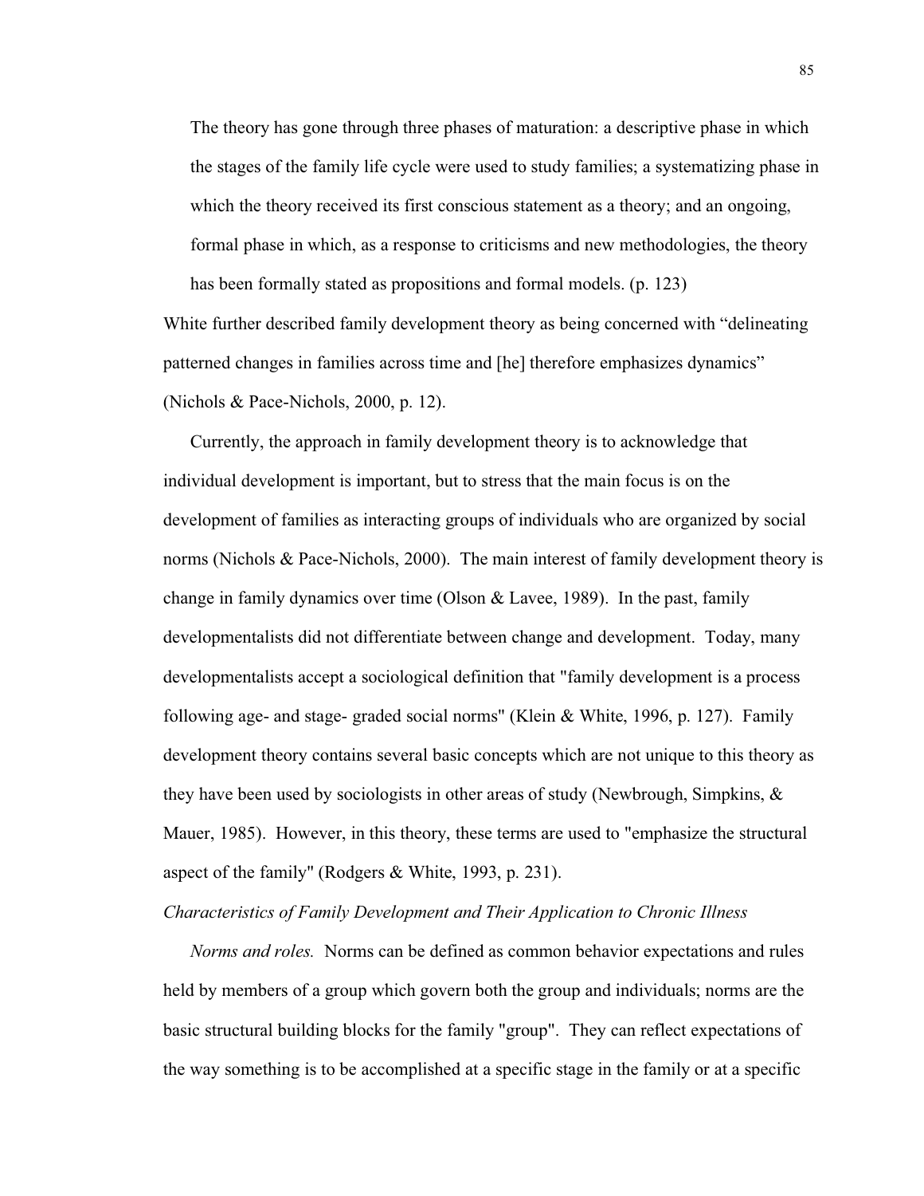> The theory has gone through three phases of maturation: a descriptive phase in which the stages of the family life cycle were used to study families; a systematizing phase in which the theory received its first conscious statement as a theory; and an ongoing, formal phase in which, as a response to criticisms and new methodologies, the theory has been formally stated as propositions and formal models. (p. 123)

White further described family development theory as being concerned with "delineating patterned changes in families across time and [he] therefore emphasizes dynamics" (Nichols & Pace-Nichols, 2000, p. 12).

Currently, the approach in family development theory is to acknowledge that individual development is important, but to stress that the main focus is on the development of families as interacting groups of individuals who are organized by social norms (Nichols & Pace-Nichols, 2000). The main interest of family development theory is change in family dynamics over time (Olson & Lavee, 1989). In the past, family developmentalists did not differentiate between change and development. Today, many developmentalists accept a sociological definition that "family development is a process following age- and stage- graded social norms" (Klein & White, 1996, p. 127). Family development theory contains several basic concepts which are not unique to this theory as they have been used by sociologists in other areas of study (Newbrough, Simpkins, & Mauer, 1985). However, in this theory, these terms are used to "emphasize the structural aspect of the family" (Rodgers & White, 1993, p. 231).

*Characteristics of Family Development and Their Application to Chronic Illness*

*Norms and roles.* Norms can be defined as common behavior expectations and rules held by members of a group which govern both the group and individuals; norms are the basic structural building blocks for the family "group". They can reflect expectations of the way something is to be accomplished at a specific stage in the family or at a specific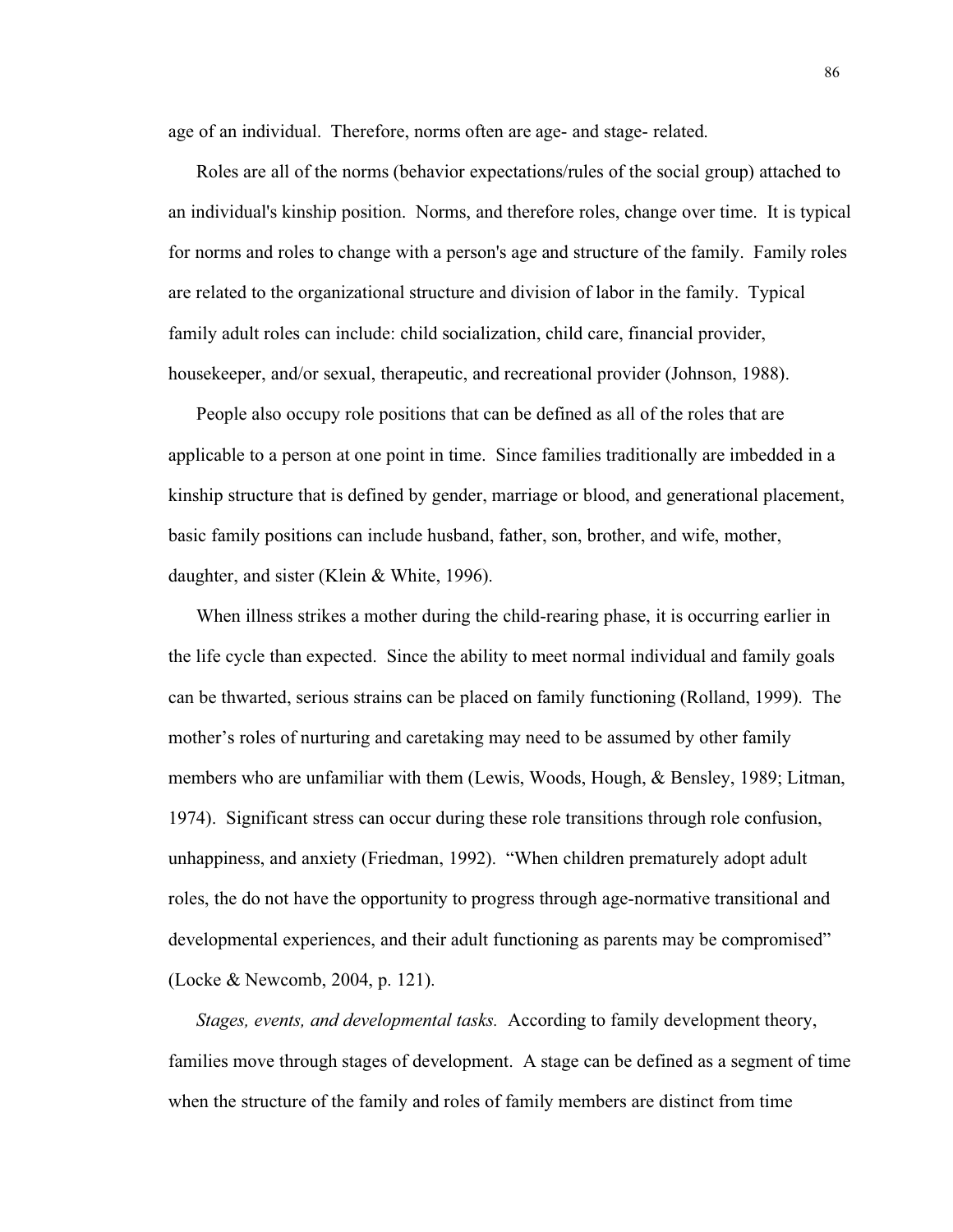age of an individual. Therefore, norms often are age- and stage- related.

Roles are all of the norms (behavior expectations/rules of the social group) attached to an individual's kinship position. Norms, and therefore roles, change over time. It is typical for norms and roles to change with a person's age and structure of the family. Family roles are related to the organizational structure and division of labor in the family. Typical family adult roles can include: child socialization, child care, financial provider, housekeeper, and/or sexual, therapeutic, and recreational provider (Johnson, 1988).

People also occupy role positions that can be defined as all of the roles that are applicable to a person at one point in time. Since families traditionally are imbedded in a kinship structure that is defined by gender, marriage or blood, and generational placement, basic family positions can include husband, father, son, brother, and wife, mother, daughter, and sister (Klein & White, 1996).

When illness strikes a mother during the child-rearing phase, it is occurring earlier in the life cycle than expected. Since the ability to meet normal individual and family goals can be thwarted, serious strains can be placed on family functioning (Rolland, 1999). The mother's roles of nurturing and caretaking may need to be assumed by other family members who are unfamiliar with them (Lewis, Woods, Hough, & Bensley, 1989; Litman, 1974). Significant stress can occur during these role transitions through role confusion, unhappiness, and anxiety (Friedman, 1992). "When children prematurely adopt adult roles, the do not have the opportunity to progress through age-normative transitional and developmental experiences, and their adult functioning as parents may be compromised" (Locke & Newcomb, 2004, p. 121).

*Stages, events, and developmental tasks.* According to family development theory, families move through stages of development. A stage can be defined as a segment of time when the structure of the family and roles of family members are distinct from time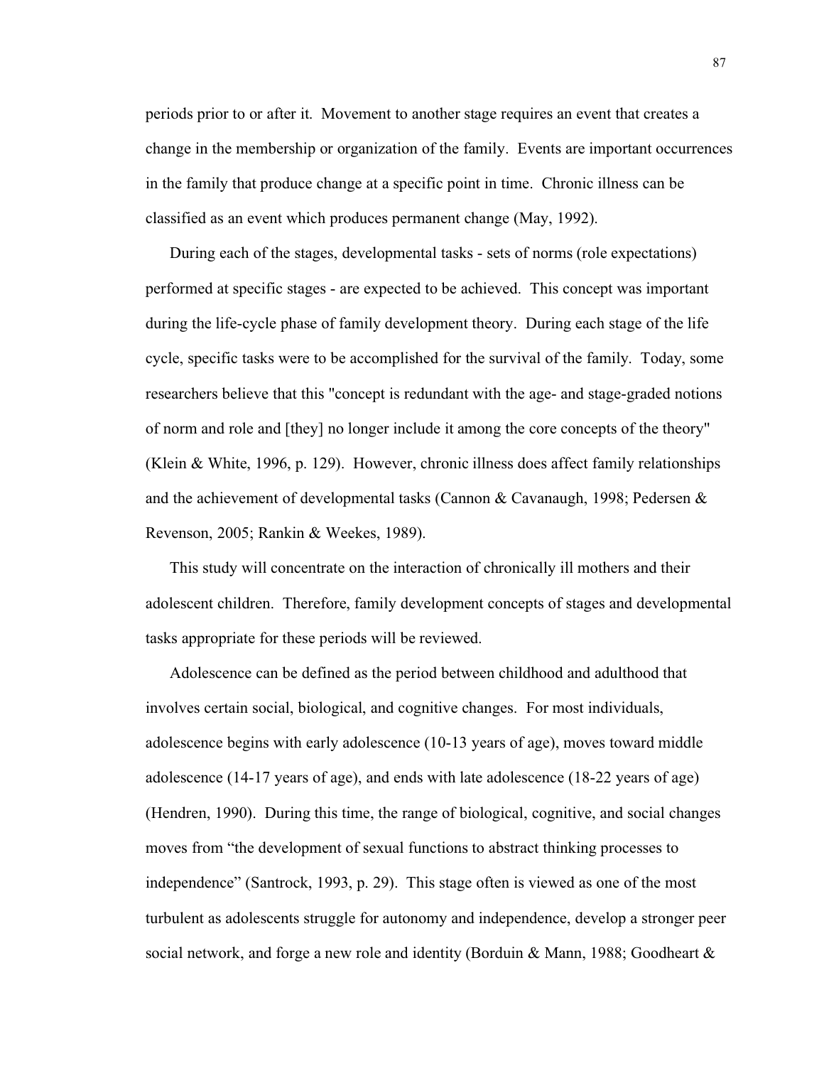periods prior to or after it. Movement to another stage requires an event that creates a change in the membership or organization of the family. Events are important occurrences in the family that produce change at a specific point in time. Chronic illness can be classified as an event which produces permanent change (May, 1992).

During each of the stages, developmental tasks - sets of norms (role expectations) performed at specific stages - are expected to be achieved. This concept was important during the life-cycle phase of family development theory. During each stage of the life cycle, specific tasks were to be accomplished for the survival of the family. Today, some researchers believe that this "concept is redundant with the age- and stage-graded notions of norm and role and [they] no longer include it among the core concepts of the theory" (Klein & White, 1996, p. 129). However, chronic illness does affect family relationships and the achievement of developmental tasks (Cannon & Cavanaugh, 1998; Pedersen & Revenson, 2005; Rankin & Weekes, 1989).

This study will concentrate on the interaction of chronically ill mothers and their adolescent children. Therefore, family development concepts of stages and developmental tasks appropriate for these periods will be reviewed.

Adolescence can be defined as the period between childhood and adulthood that involves certain social, biological, and cognitive changes. For most individuals, adolescence begins with early adolescence (10-13 years of age), moves toward middle adolescence (14-17 years of age), and ends with late adolescence (18-22 years of age) (Hendren, 1990). During this time, the range of biological, cognitive, and social changes moves from "the development of sexual functions to abstract thinking processes to independence" (Santrock, 1993, p. 29). This stage often is viewed as one of the most turbulent as adolescents struggle for autonomy and independence, develop a stronger peer social network, and forge a new role and identity (Borduin & Mann, 1988; Goodheart &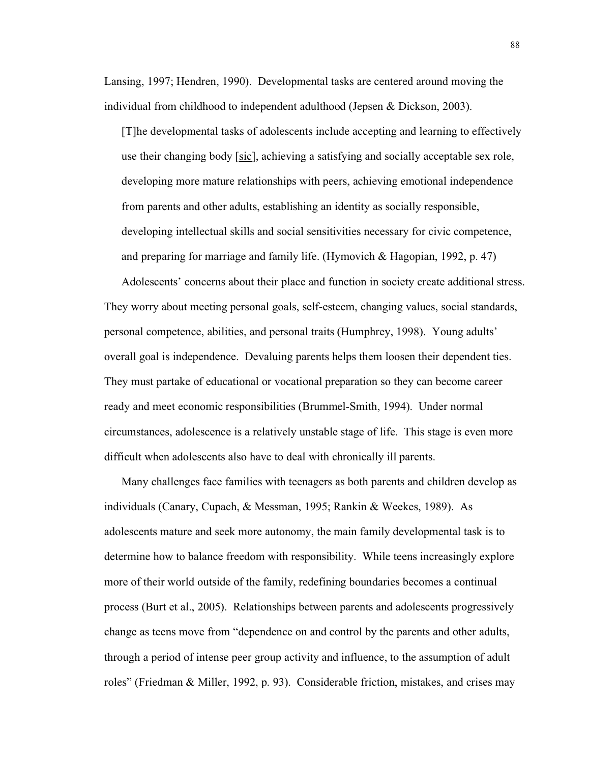Lansing, 1997; Hendren, 1990). Developmental tasks are centered around moving the individual from childhood to independent adulthood (Jepsen & Dickson, 2003).

> [T]he developmental tasks of adolescents include accepting and learning to effectively use their changing body [sic], achieving a satisfying and socially acceptable sex role, developing more mature relationships with peers, achieving emotional independence from parents and other adults, establishing an identity as socially responsible, developing intellectual skills and social sensitivities necessary for civic competence, and preparing for marriage and family life. (Hymovich & Hagopian, 1992, p. 47)

Adolescents' concerns about their place and function in society create additional stress. They worry about meeting personal goals, self-esteem, changing values, social standards, personal competence, abilities, and personal traits (Humphrey, 1998). Young adults' overall goal is independence. Devaluing parents helps them loosen their dependent ties. They must partake of educational or vocational preparation so they can become career ready and meet economic responsibilities (Brummel-Smith, 1994). Under normal circumstances, adolescence is a relatively unstable stage of life. This stage is even more difficult when adolescents also have to deal with chronically ill parents.

Many challenges face families with teenagers as both parents and children develop as individuals (Canary, Cupach, & Messman, 1995; Rankin & Weekes, 1989). As adolescents mature and seek more autonomy, the main family developmental task is to determine how to balance freedom with responsibility. While teens increasingly explore more of their world outside of the family, redefining boundaries becomes a continual process (Burt et al., 2005). Relationships between parents and adolescents progressively change as teens move from "dependence on and control by the parents and other adults, through a period of intense peer group activity and influence, to the assumption of adult roles" (Friedman & Miller, 1992, p. 93). Considerable friction, mistakes, and crises may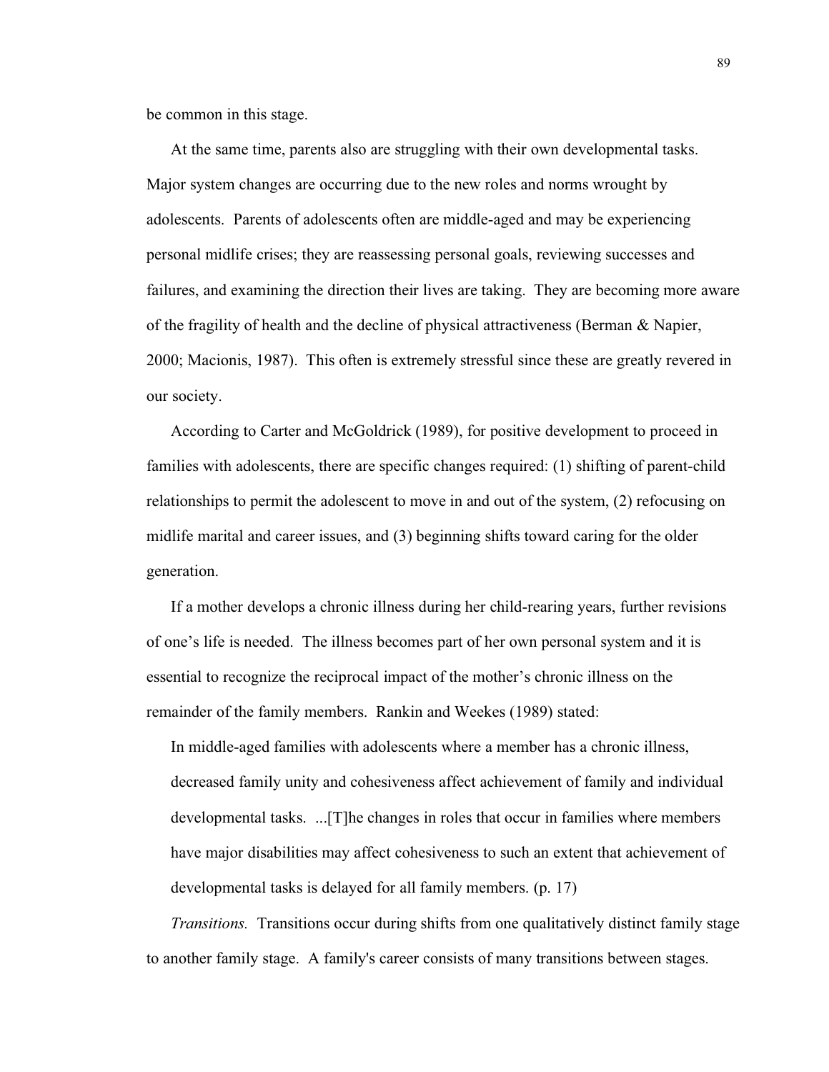be common in this stage.

At the same time, parents also are struggling with their own developmental tasks. Major system changes are occurring due to the new roles and norms wrought by adolescents. Parents of adolescents often are middle-aged and may be experiencing personal midlife crises; they are reassessing personal goals, reviewing successes and failures, and examining the direction their lives are taking. They are becoming more aware of the fragility of health and the decline of physical attractiveness (Berman & Napier, 2000; Macionis, 1987). This often is extremely stressful since these are greatly revered in our society.

According to Carter and McGoldrick (1989), for positive development to proceed in families with adolescents, there are specific changes required: (1) shifting of parent-child relationships to permit the adolescent to move in and out of the system, (2) refocusing on midlife marital and career issues, and (3) beginning shifts toward caring for the older generation.

If a mother develops a chronic illness during her child-rearing years, further revisions of one's life is needed. The illness becomes part of her own personal system and it is essential to recognize the reciprocal impact of the mother's chronic illness on the remainder of the family members. Rankin and Weekes (1989) stated:

> In middle-aged families with adolescents where a member has a chronic illness, decreased family unity and cohesiveness affect achievement of family and individual developmental tasks. ...[T]he changes in roles that occur in families where members have major disabilities may affect cohesiveness to such an extent that achievement of developmental tasks is delayed for all family members. (p. 17)

*Transitions.* Transitions occur during shifts from one qualitatively distinct family stage to another family stage. A family's career consists of many transitions between stages.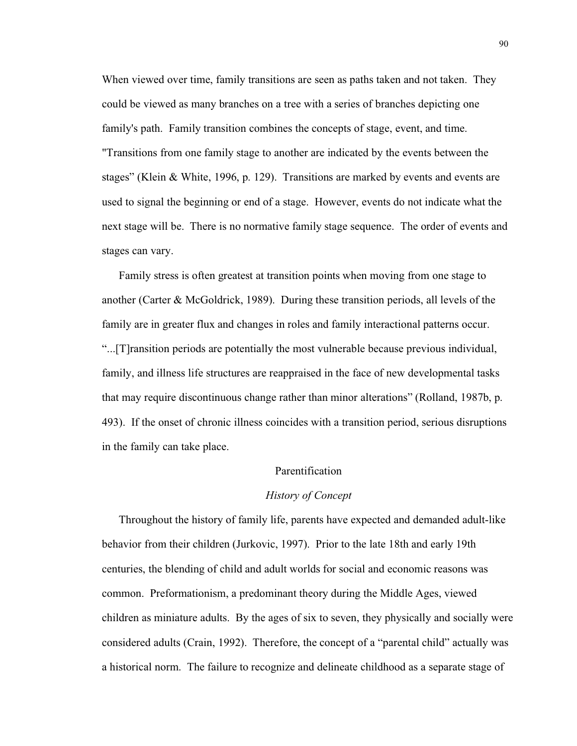When viewed over time, family transitions are seen as paths taken and not taken. They could be viewed as many branches on a tree with a series of branches depicting one family's path. Family transition combines the concepts of stage, event, and time. "Transitions from one family stage to another are indicated by the events between the stages" (Klein & White, 1996, p. 129). Transitions are marked by events and events are used to signal the beginning or end of a stage. However, events do not indicate what the next stage will be. There is no normative family stage sequence. The order of events and stages can vary.

Family stress is often greatest at transition points when moving from one stage to another (Carter & McGoldrick, 1989). During these transition periods, all levels of the family are in greater flux and changes in roles and family interactional patterns occur. "...[T]ransition periods are potentially the most vulnerable because previous individual, family, and illness life structures are reappraised in the face of new developmental tasks that may require discontinuous change rather than minor alterations" (Rolland, 1987b, p. 493). If the onset of chronic illness coincides with a transition period, serious disruptions in the family can take place.

## Parentification

### *History of Concept*

Throughout the history of family life, parents have expected and demanded adult-like behavior from their children (Jurkovic, 1997). Prior to the late 18th and early 19th centuries, the blending of child and adult worlds for social and economic reasons was common. Preformationism, a predominant theory during the Middle Ages, viewed children as miniature adults. By the ages of six to seven, they physically and socially were considered adults (Crain, 1992). Therefore, the concept of a "parental child" actually was a historical norm. The failure to recognize and delineate childhood as a separate stage of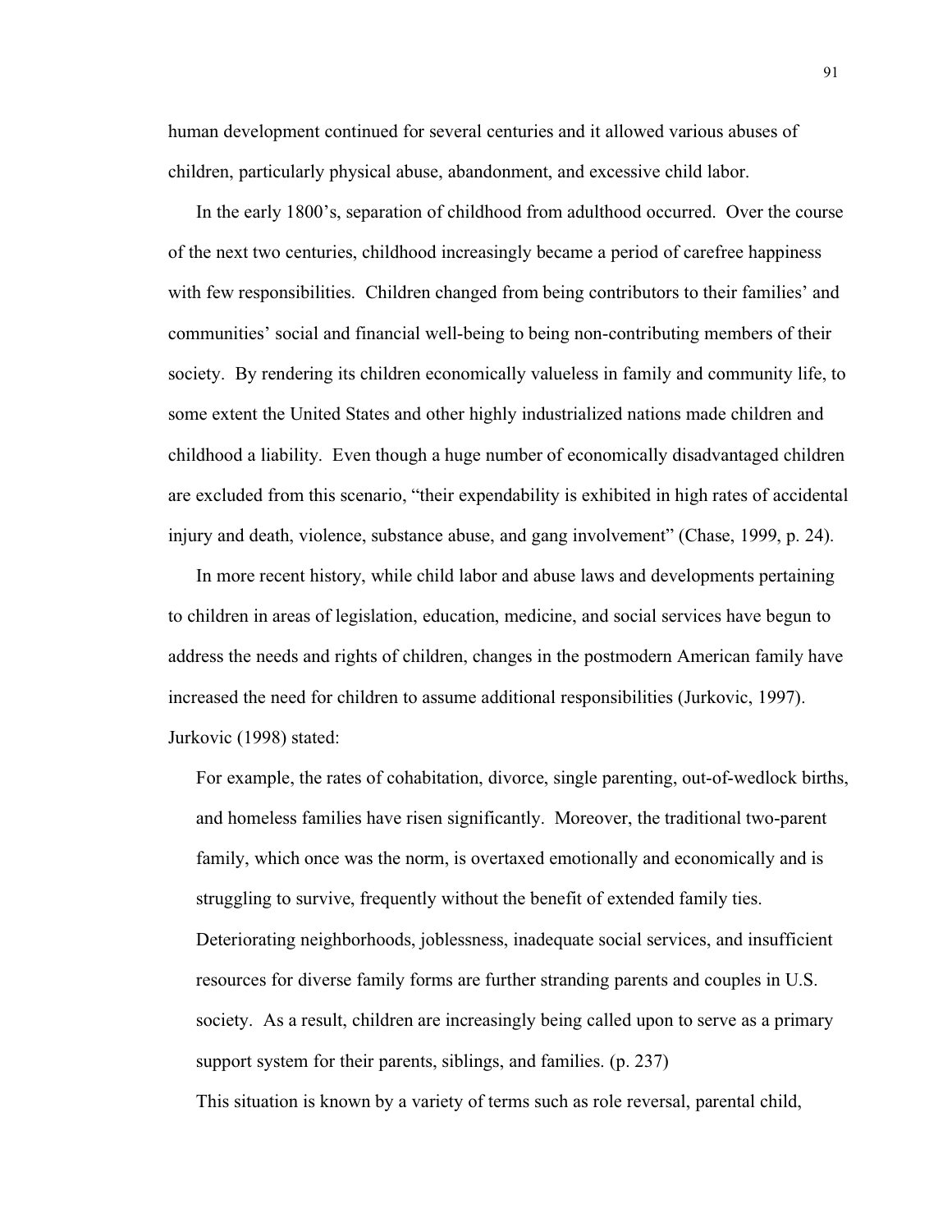human development continued for several centuries and it allowed various abuses of children, particularly physical abuse, abandonment, and excessive child labor.

In the early 1800's, separation of childhood from adulthood occurred. Over the course of the next two centuries, childhood increasingly became a period of carefree happiness with few responsibilities. Children changed from being contributors to their families' and communities' social and financial well-being to being non-contributing members of their society. By rendering its children economically valueless in family and community life, to some extent the United States and other highly industrialized nations made children and childhood a liability. Even though a huge number of economically disadvantaged children are excluded from this scenario, "their expendability is exhibited in high rates of accidental injury and death, violence, substance abuse, and gang involvement" (Chase, 1999, p. 24).

In more recent history, while child labor and abuse laws and developments pertaining to children in areas of legislation, education, medicine, and social services have begun to address the needs and rights of children, changes in the postmodern American family have increased the need for children to assume additional responsibilities (Jurkovic, 1997). Jurkovic (1998) stated:

> For example, the rates of cohabitation, divorce, single parenting, out-of-wedlock births, and homeless families have risen significantly. Moreover, the traditional two-parent family, which once was the norm, is overtaxed emotionally and economically and is struggling to survive, frequently without the benefit of extended family ties. Deteriorating neighborhoods, joblessness, inadequate social services, and insufficient resources for diverse family forms are further stranding parents and couples in U.S. society. As a result, children are increasingly being called upon to serve as a primary support system for their parents, siblings, and families. (p. 237)

This situation is known by a variety of terms such as role reversal, parental child,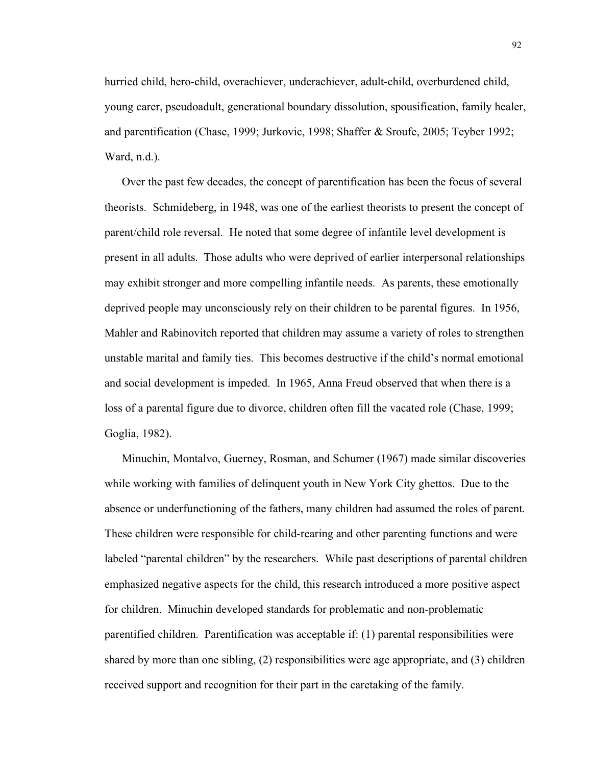hurried child, hero-child, overachiever, underachiever, adult-child, overburdened child, young carer, pseudoadult, generational boundary dissolution, spousification, family healer, and parentification (Chase, 1999; Jurkovic, 1998; Shaffer & Sroufe, 2005; Teyber 1992; Ward, n.d.).

Over the past few decades, the concept of parentification has been the focus of several theorists. Schmideberg, in 1948, was one of the earliest theorists to present the concept of parent/child role reversal. He noted that some degree of infantile level development is present in all adults. Those adults who were deprived of earlier interpersonal relationships may exhibit stronger and more compelling infantile needs. As parents, these emotionally deprived people may unconsciously rely on their children to be parental figures. In 1956, Mahler and Rabinovitch reported that children may assume a variety of roles to strengthen unstable marital and family ties. This becomes destructive if the child's normal emotional and social development is impeded. In 1965, Anna Freud observed that when there is a loss of a parental figure due to divorce, children often fill the vacated role (Chase, 1999; Goglia, 1982).

Minuchin, Montalvo, Guerney, Rosman, and Schumer (1967) made similar discoveries while working with families of delinquent youth in New York City ghettos. Due to the absence or underfunctioning of the fathers, many children had assumed the roles of parent. These children were responsible for child-rearing and other parenting functions and were labeled "parental children" by the researchers. While past descriptions of parental children emphasized negative aspects for the child, this research introduced a more positive aspect for children. Minuchin developed standards for problematic and non-problematic parentified children. Parentification was acceptable if: (1) parental responsibilities were shared by more than one sibling, (2) responsibilities were age appropriate, and (3) children received support and recognition for their part in the caretaking of the family.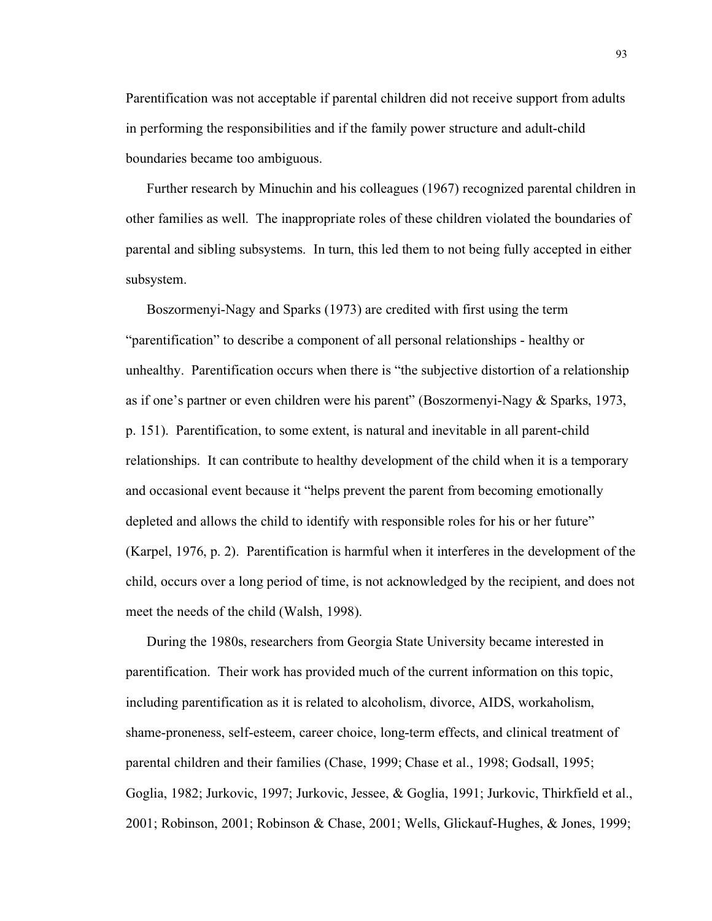Parentification was not acceptable if parental children did not receive support from adults in performing the responsibilities and if the family power structure and adult-child boundaries became too ambiguous.

Further research by Minuchin and his colleagues (1967) recognized parental children in other families as well. The inappropriate roles of these children violated the boundaries of parental and sibling subsystems. In turn, this led them to not being fully accepted in either subsystem.

Boszormenyi-Nagy and Sparks (1973) are credited with first using the term "parentification" to describe a component of all personal relationships - healthy or unhealthy. Parentification occurs when there is "the subjective distortion of a relationship as if one's partner or even children were his parent" (Boszormenyi-Nagy & Sparks, 1973, p. 151). Parentification, to some extent, is natural and inevitable in all parent-child relationships. It can contribute to healthy development of the child when it is a temporary and occasional event because it "helps prevent the parent from becoming emotionally depleted and allows the child to identify with responsible roles for his or her future" (Karpel, 1976, p. 2). Parentification is harmful when it interferes in the development of the child, occurs over a long period of time, is not acknowledged by the recipient, and does not meet the needs of the child (Walsh, 1998).

During the 1980s, researchers from Georgia State University became interested in parentification. Their work has provided much of the current information on this topic, including parentification as it is related to alcoholism, divorce, AIDS, workaholism, shame-proneness, self-esteem, career choice, long-term effects, and clinical treatment of parental children and their families (Chase, 1999; Chase et al., 1998; Godsall, 1995; Goglia, 1982; Jurkovic, 1997; Jurkovic, Jessee, & Goglia, 1991; Jurkovic, Thirkfield et al., 2001; Robinson, 2001; Robinson & Chase, 2001; Wells, Glickauf-Hughes, & Jones, 1999;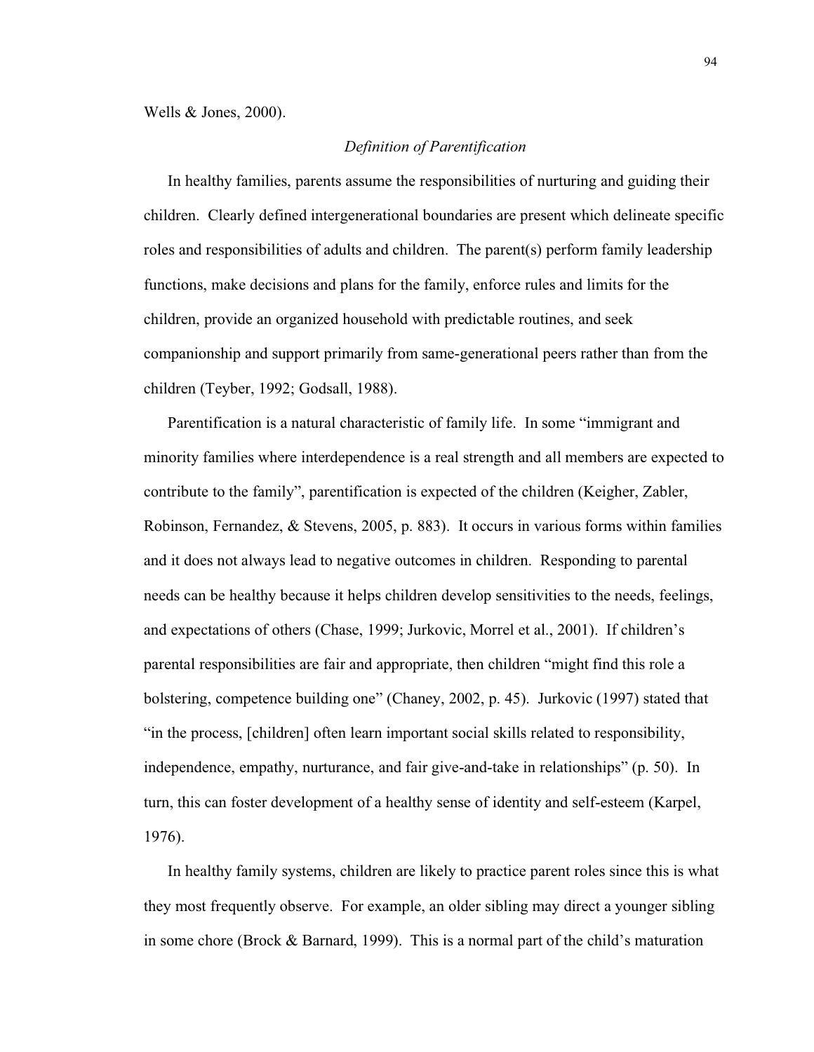Wells & Jones, 2000).

### *Definition of Parentification*

In healthy families, parents assume the responsibilities of nurturing and guiding their children. Clearly defined intergenerational boundaries are present which delineate specific roles and responsibilities of adults and children. The parent(s) perform family leadership functions, make decisions and plans for the family, enforce rules and limits for the children, provide an organized household with predictable routines, and seek companionship and support primarily from same-generational peers rather than from the children (Teyber, 1992; Godsall, 1988).

Parentification is a natural characteristic of family life. In some "immigrant and minority families where interdependence is a real strength and all members are expected to contribute to the family", parentification is expected of the children (Keigher, Zabler, Robinson, Fernandez, & Stevens, 2005, p. 883). It occurs in various forms within families and it does not always lead to negative outcomes in children. Responding to parental needs can be healthy because it helps children develop sensitivities to the needs, feelings, and expectations of others (Chase, 1999; Jurkovic, Morrel et al., 2001). If children's parental responsibilities are fair and appropriate, then children "might find this role a bolstering, competence building one" (Chaney, 2002, p. 45). Jurkovic (1997) stated that "in the process, [children] often learn important social skills related to responsibility, independence, empathy, nurturance, and fair give-and-take in relationships" (p. 50). In turn, this can foster development of a healthy sense of identity and self-esteem (Karpel, 1976).

In healthy family systems, children are likely to practice parent roles since this is what they most frequently observe. For example, an older sibling may direct a younger sibling in some chore (Brock & Barnard, 1999). This is a normal part of the child's maturation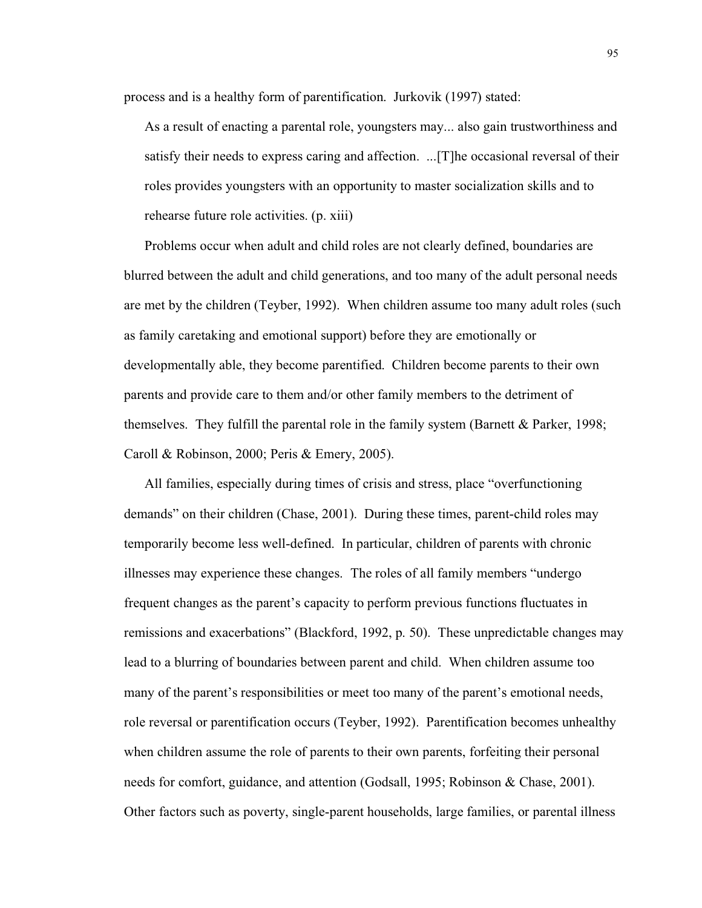process and is a healthy form of parentification. Jurkovik (1997) stated:

> As a result of enacting a parental role, youngsters may... also gain trustworthiness and satisfy their needs to express caring and affection. ...[T]he occasional reversal of their roles provides youngsters with an opportunity to master socialization skills and to rehearse future role activities. (p. xiii)

Problems occur when adult and child roles are not clearly defined, boundaries are blurred between the adult and child generations, and too many of the adult personal needs are met by the children (Teyber, 1992). When children assume too many adult roles (such as family caretaking and emotional support) before they are emotionally or developmentally able, they become parentified. Children become parents to their own parents and provide care to them and/or other family members to the detriment of themselves. They fulfill the parental role in the family system (Barnett & Parker, 1998; Caroll & Robinson, 2000; Peris & Emery, 2005).

All families, especially during times of crisis and stress, place "overfunctioning demands" on their children (Chase, 2001). During these times, parent-child roles may temporarily become less well-defined. In particular, children of parents with chronic illnesses may experience these changes. The roles of all family members "undergo frequent changes as the parent's capacity to perform previous functions fluctuates in remissions and exacerbations" (Blackford, 1992, p. 50). These unpredictable changes may lead to a blurring of boundaries between parent and child. When children assume too many of the parent's responsibilities or meet too many of the parent's emotional needs, role reversal or parentification occurs (Teyber, 1992). Parentification becomes unhealthy when children assume the role of parents to their own parents, forfeiting their personal needs for comfort, guidance, and attention (Godsall, 1995; Robinson & Chase, 2001). Other factors such as poverty, single-parent households, large families, or parental illness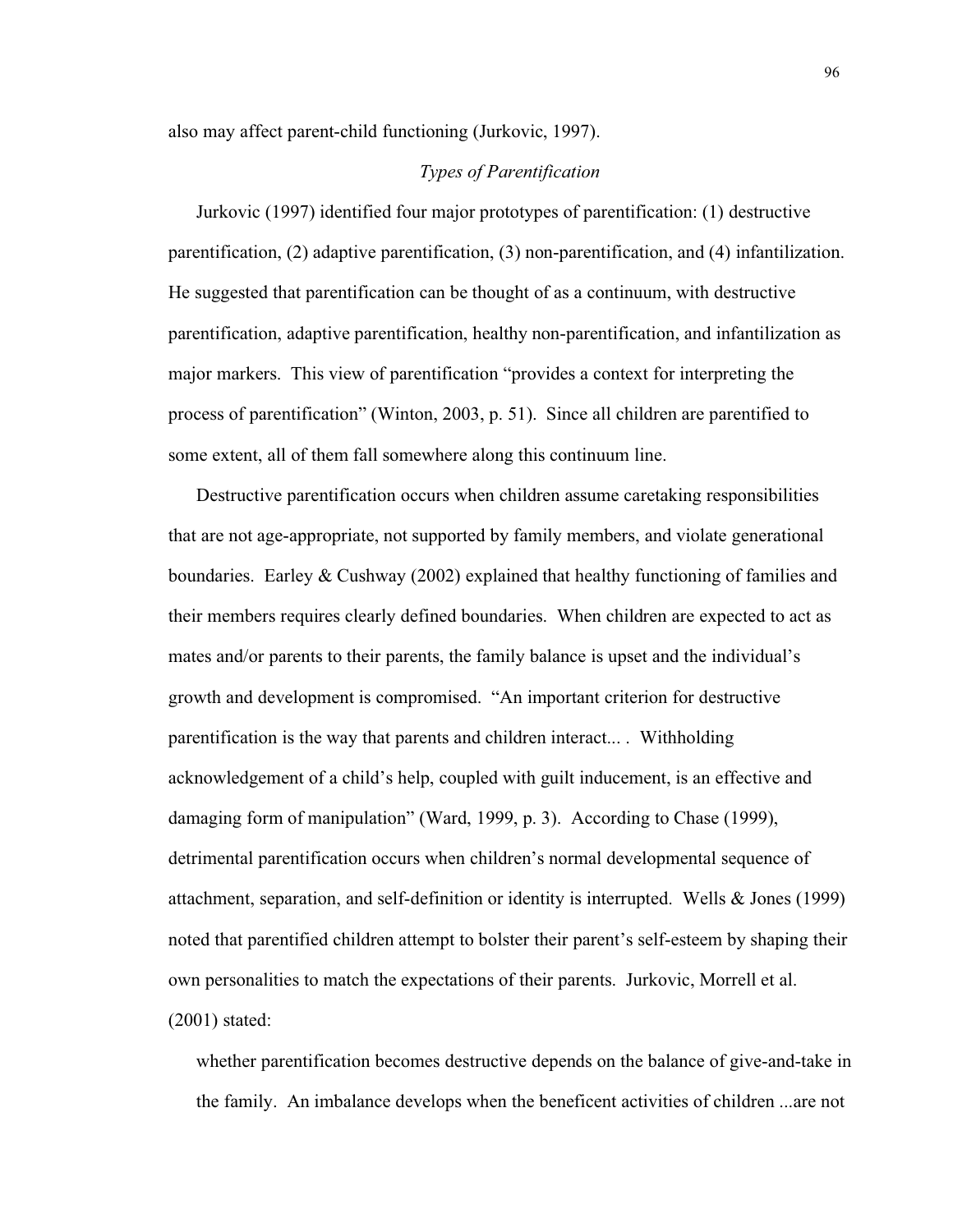also may affect parent-child functioning (Jurkovic, 1997).

### *Types of Parentification*

Jurkovic (1997) identified four major prototypes of parentification: (1) destructive parentification, (2) adaptive parentification, (3) non-parentification, and (4) infantilization. He suggested that parentification can be thought of as a continuum, with destructive parentification, adaptive parentification, healthy non-parentification, and infantilization as major markers. This view of parentification "provides a context for interpreting the process of parentification" (Winton, 2003, p. 51). Since all children are parentified to some extent, all of them fall somewhere along this continuum line.

Destructive parentification occurs when children assume caretaking responsibilities that are not age-appropriate, not supported by family members, and violate generational boundaries. Earley & Cushway (2002) explained that healthy functioning of families and their members requires clearly defined boundaries. When children are expected to act as mates and/or parents to their parents, the family balance is upset and the individual's growth and development is compromised. "An important criterion for destructive parentification is the way that parents and children interact... . Withholding acknowledgement of a child's help, coupled with guilt inducement, is an effective and damaging form of manipulation" (Ward, 1999, p. 3). According to Chase (1999), detrimental parentification occurs when children's normal developmental sequence of attachment, separation, and self-definition or identity is interrupted. Wells & Jones (1999) noted that parentified children attempt to bolster their parent's self-esteem by shaping their own personalities to match the expectations of their parents. Jurkovic, Morrell et al. (2001) stated:

> whether parentification becomes destructive depends on the balance of give-and-take in the family. An imbalance develops when the beneficent activities of children ...are not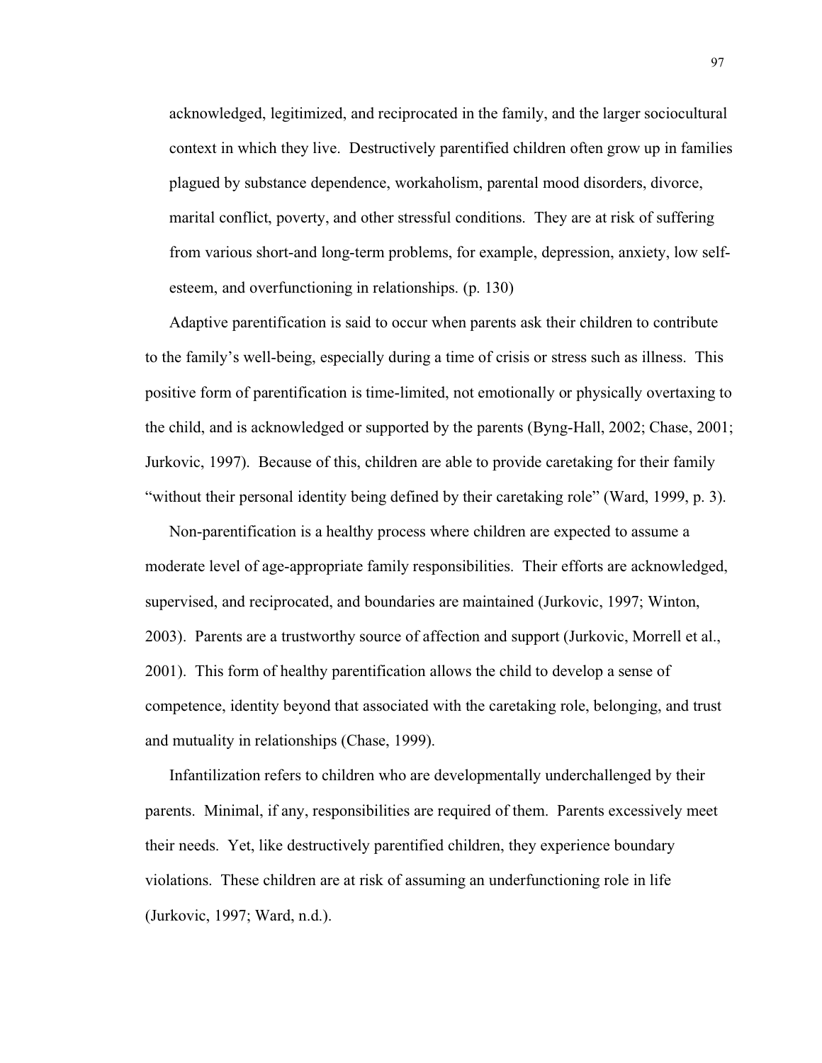acknowledged, legitimized, and reciprocated in the family, and the larger sociocultural context in which they live. Destructively parentified children often grow up in families plagued by substance dependence, workaholism, parental mood disorders, divorce, marital conflict, poverty, and other stressful conditions. They are at risk of suffering from various short-and long-term problems, for example, depression, anxiety, low self-esteem, and overfunctioning in relationships. (p. 130)

Adaptive parentification is said to occur when parents ask their children to contribute to the family's well-being, especially during a time of crisis or stress such as illness. This positive form of parentification is time-limited, not emotionally or physically overtaxing to the child, and is acknowledged or supported by the parents (Byng-Hall, 2002; Chase, 2001; Jurkovic, 1997). Because of this, children are able to provide caretaking for their family "without their personal identity being defined by their caretaking role" (Ward, 1999, p. 3).

Non-parentification is a healthy process where children are expected to assume a moderate level of age-appropriate family responsibilities. Their efforts are acknowledged, supervised, and reciprocated, and boundaries are maintained (Jurkovic, 1997; Winton, 2003). Parents are a trustworthy source of affection and support (Jurkovic, Morrell et al., 2001). This form of healthy parentification allows the child to develop a sense of competence, identity beyond that associated with the caretaking role, belonging, and trust and mutuality in relationships (Chase, 1999).

Infantilization refers to children who are developmentally underchallenged by their parents. Minimal, if any, responsibilities are required of them. Parents excessively meet their needs. Yet, like destructively parentified children, they experience boundary violations. These children are at risk of assuming an underfunctioning role in life (Jurkovic, 1997; Ward, n.d.).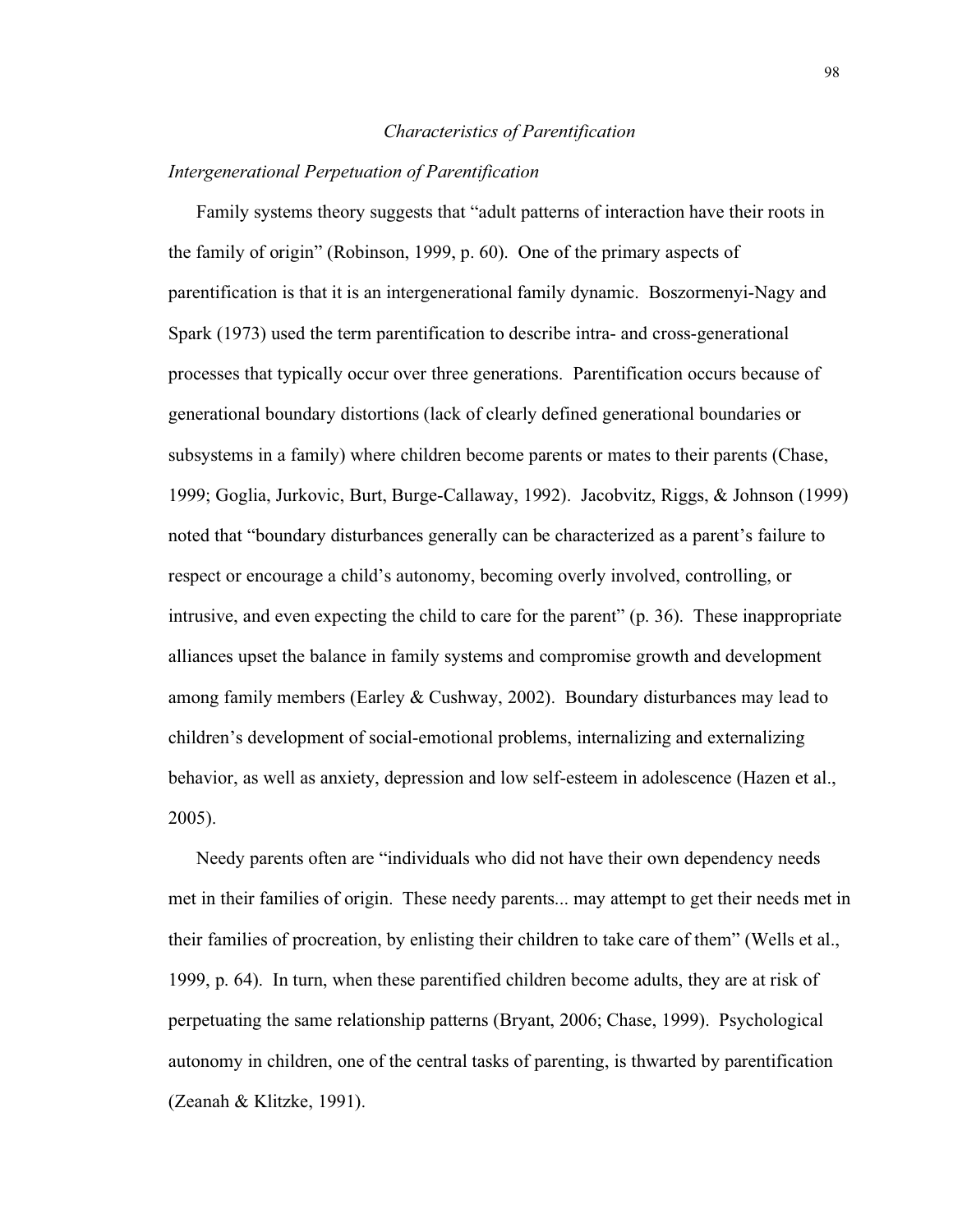## *Characteristics of Parentification*

### *Intergenerational Perpetuation of Parentification*

Family systems theory suggests that "adult patterns of interaction have their roots in the family of origin" (Robinson, 1999, p. 60). One of the primary aspects of parentification is that it is an intergenerational family dynamic. Boszormenyi-Nagy and Spark (1973) used the term parentification to describe intra- and cross-generational processes that typically occur over three generations. Parentification occurs because of generational boundary distortions (lack of clearly defined generational boundaries or subsystems in a family) where children become parents or mates to their parents (Chase, 1999; Goglia, Jurkovic, Burt, Burge-Callaway, 1992). Jacobvitz, Riggs, & Johnson (1999) noted that "boundary disturbances generally can be characterized as a parent's failure to respect or encourage a child's autonomy, becoming overly involved, controlling, or intrusive, and even expecting the child to care for the parent" (p. 36). These inappropriate alliances upset the balance in family systems and compromise growth and development among family members (Earley & Cushway, 2002). Boundary disturbances may lead to children's development of social-emotional problems, internalizing and externalizing behavior, as well as anxiety, depression and low self-esteem in adolescence (Hazen et al., 2005).

Needy parents often are "individuals who did not have their own dependency needs met in their families of origin. These needy parents... may attempt to get their needs met in their families of procreation, by enlisting their children to take care of them" (Wells et al., 1999, p. 64). In turn, when these parentified children become adults, they are at risk of perpetuating the same relationship patterns (Bryant, 2006; Chase, 1999). Psychological autonomy in children, one of the central tasks of parenting, is thwarted by parentification (Zeanah & Klitzke, 1991).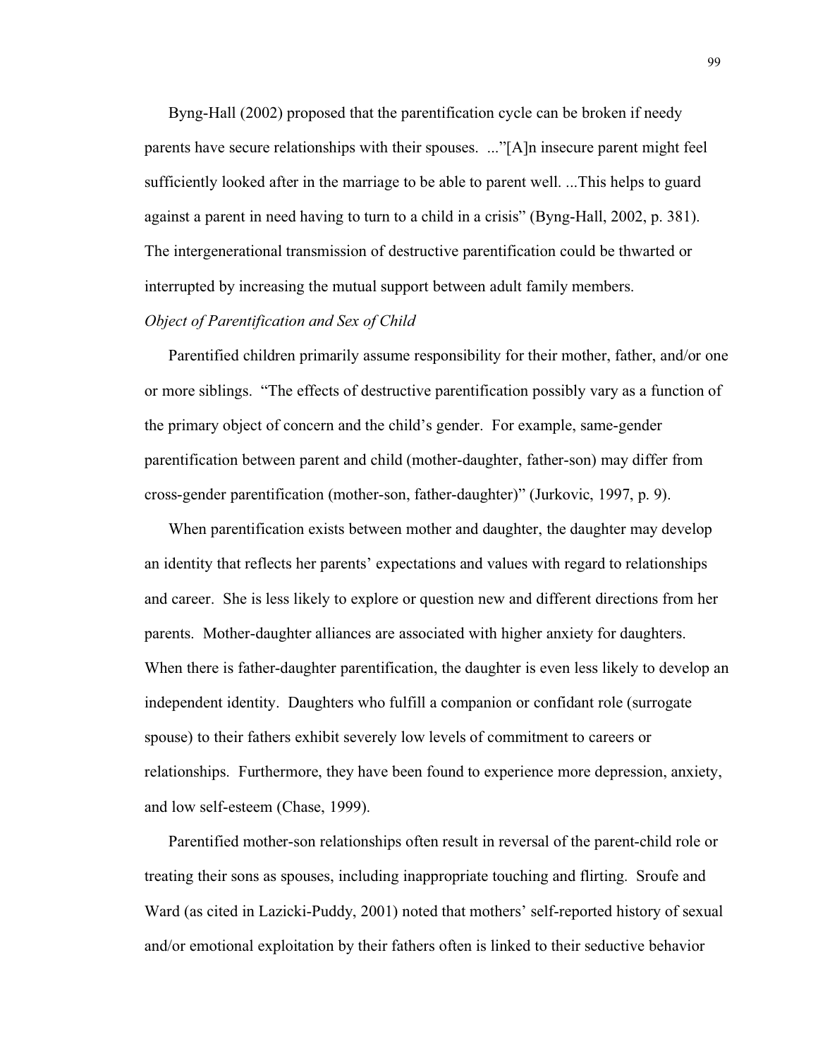Byng-Hall (2002) proposed that the parentification cycle can be broken if needy parents have secure relationships with their spouses. ..."[A]n insecure parent might feel sufficiently looked after in the marriage to be able to parent well. ...This helps to guard against a parent in need having to turn to a child in a crisis" (Byng-Hall, 2002, p. 381). The intergenerational transmission of destructive parentification could be thwarted or interrupted by increasing the mutual support between adult family members.

*Object of Parentification and Sex of Child*

Parentified children primarily assume responsibility for their mother, father, and/or one or more siblings. "The effects of destructive parentification possibly vary as a function of the primary object of concern and the child's gender. For example, same-gender parentification between parent and child (mother-daughter, father-son) may differ from cross-gender parentification (mother-son, father-daughter)" (Jurkovic, 1997, p. 9).

When parentification exists between mother and daughter, the daughter may develop an identity that reflects her parents' expectations and values with regard to relationships and career. She is less likely to explore or question new and different directions from her parents. Mother-daughter alliances are associated with higher anxiety for daughters. When there is father-daughter parentification, the daughter is even less likely to develop an independent identity. Daughters who fulfill a companion or confidant role (surrogate spouse) to their fathers exhibit severely low levels of commitment to careers or relationships. Furthermore, they have been found to experience more depression, anxiety, and low self-esteem (Chase, 1999).

Parentified mother-son relationships often result in reversal of the parent-child role or treating their sons as spouses, including inappropriate touching and flirting. Sroufe and Ward (as cited in Lazicki-Puddy, 2001) noted that mothers' self-reported history of sexual and/or emotional exploitation by their fathers often is linked to their seductive behavior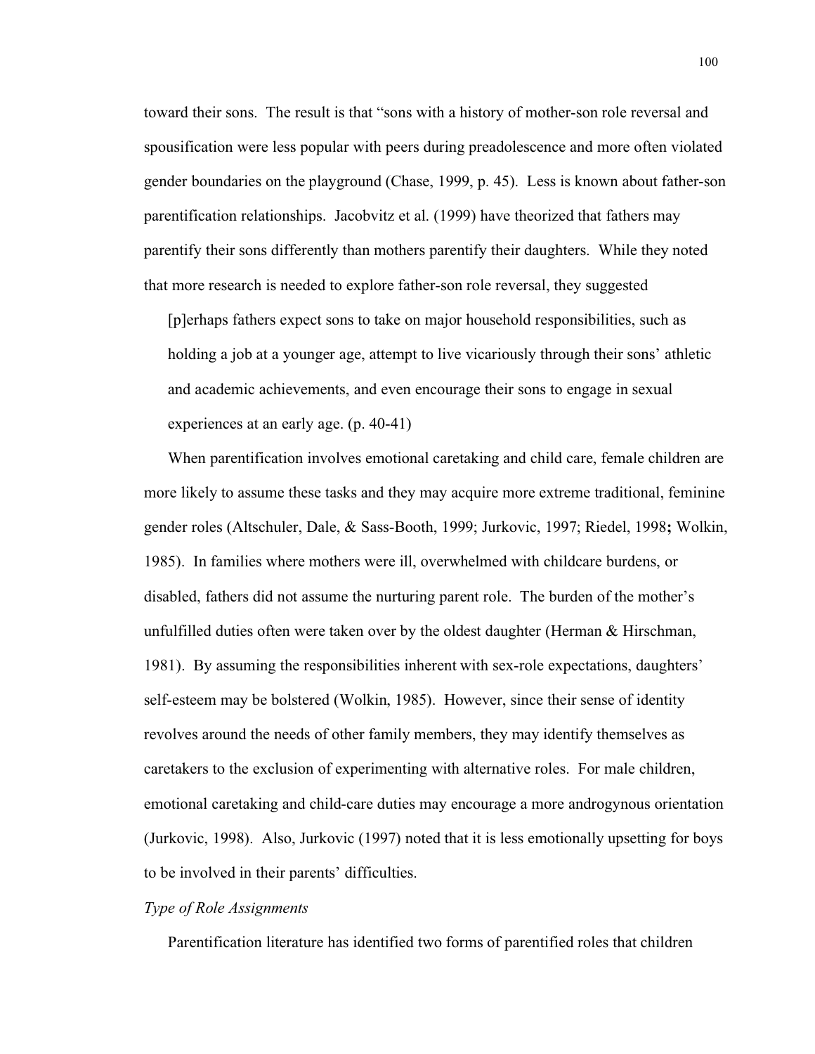toward their sons. The result is that "sons with a history of mother-son role reversal and spousification were less popular with peers during preadolescence and more often violated gender boundaries on the playground (Chase, 1999, p. 45). Less is known about father-son parentification relationships. Jacobvitz et al. (1999) have theorized that fathers may parentify their sons differently than mothers parentify their daughters. While they noted that more research is needed to explore father-son role reversal, they suggested

> [p]erhaps fathers expect sons to take on major household responsibilities, such as holding a job at a younger age, attempt to live vicariously through their sons' athletic and academic achievements, and even encourage their sons to engage in sexual experiences at an early age. (p. 40-41)

When parentification involves emotional caretaking and child care, female children are more likely to assume these tasks and they may acquire more extreme traditional, feminine gender roles (Altschuler, Dale, & Sass-Booth, 1999; Jurkovic, 1997; Riedel, 1998**;** Wolkin, 1985). In families where mothers were ill, overwhelmed with childcare burdens, or disabled, fathers did not assume the nurturing parent role. The burden of the mother's unfulfilled duties often were taken over by the oldest daughter (Herman & Hirschman, 1981). By assuming the responsibilities inherent with sex-role expectations, daughters' self-esteem may be bolstered (Wolkin, 1985). However, since their sense of identity revolves around the needs of other family members, they may identify themselves as caretakers to the exclusion of experimenting with alternative roles. For male children, emotional caretaking and child-care duties may encourage a more androgynous orientation (Jurkovic, 1998). Also, Jurkovic (1997) noted that it is less emotionally upsetting for boys to be involved in their parents' difficulties.

*Type of Role Assignments*

Parentification literature has identified two forms of parentified roles that children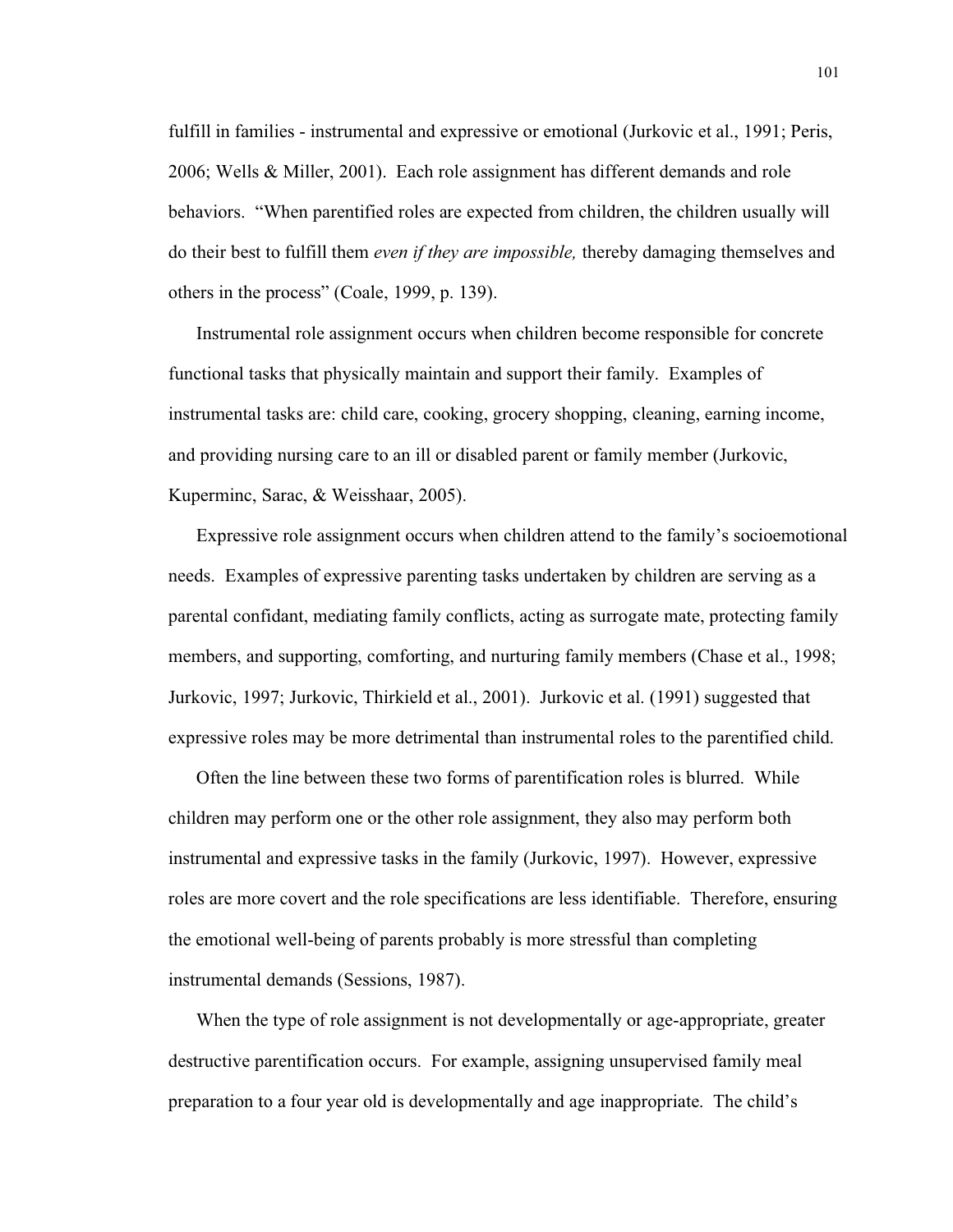fulfill in families - instrumental and expressive or emotional (Jurkovic et al., 1991; Peris, 2006; Wells & Miller, 2001). Each role assignment has different demands and role behaviors. "When parentified roles are expected from children, the children usually will do their best to fulfill them *even if they are impossible,* thereby damaging themselves and others in the process" (Coale, 1999, p. 139).

Instrumental role assignment occurs when children become responsible for concrete functional tasks that physically maintain and support their family. Examples of instrumental tasks are: child care, cooking, grocery shopping, cleaning, earning income, and providing nursing care to an ill or disabled parent or family member (Jurkovic, Kuperminc, Sarac, & Weisshaar, 2005).

Expressive role assignment occurs when children attend to the family's socioemotional needs. Examples of expressive parenting tasks undertaken by children are serving as a parental confidant, mediating family conflicts, acting as surrogate mate, protecting family members, and supporting, comforting, and nurturing family members (Chase et al., 1998; Jurkovic, 1997; Jurkovic, Thirkield et al., 2001). Jurkovic et al. (1991) suggested that expressive roles may be more detrimental than instrumental roles to the parentified child.

Often the line between these two forms of parentification roles is blurred. While children may perform one or the other role assignment, they also may perform both instrumental and expressive tasks in the family (Jurkovic, 1997). However, expressive roles are more covert and the role specifications are less identifiable. Therefore, ensuring the emotional well-being of parents probably is more stressful than completing instrumental demands (Sessions, 1987).

When the type of role assignment is not developmentally or age-appropriate, greater destructive parentification occurs. For example, assigning unsupervised family meal preparation to a four year old is developmentally and age inappropriate. The child's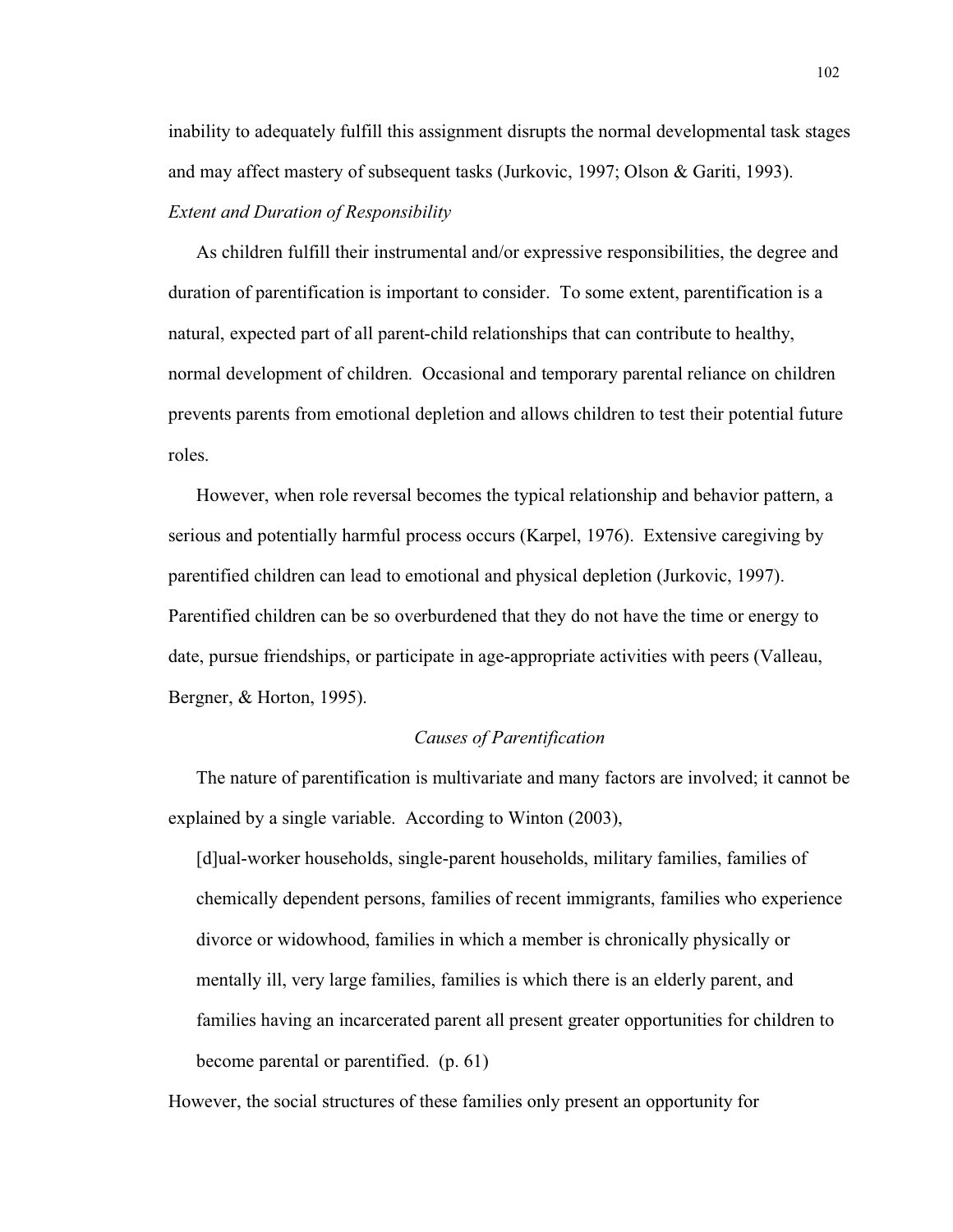inability to adequately fulfill this assignment disrupts the normal developmental task stages and may affect mastery of subsequent tasks (Jurkovic, 1997; Olson & Gariti, 1993).

### *Extent and Duration of Responsibility*

As children fulfill their instrumental and/or expressive responsibilities, the degree and duration of parentification is important to consider. To some extent, parentification is a natural, expected part of all parent-child relationships that can contribute to healthy, normal development of children. Occasional and temporary parental reliance on children prevents parents from emotional depletion and allows children to test their potential future roles.

However, when role reversal becomes the typical relationship and behavior pattern, a serious and potentially harmful process occurs (Karpel, 1976). Extensive caregiving by parentified children can lead to emotional and physical depletion (Jurkovic, 1997). Parentified children can be so overburdened that they do not have the time or energy to date, pursue friendships, or participate in age-appropriate activities with peers (Valleau, Bergner, & Horton, 1995).

## *Causes of Parentification*

The nature of parentification is multivariate and many factors are involved; it cannot be explained by a single variable. According to Winton (2003),

> [d]ual-worker households, single-parent households, military families, families of chemically dependent persons, families of recent immigrants, families who experience divorce or widowhood, families in which a member is chronically physically or mentally ill, very large families, families is which there is an elderly parent, and families having an incarcerated parent all present greater opportunities for children to become parental or parentified. (p. 61)

However, the social structures of these families only present an opportunity for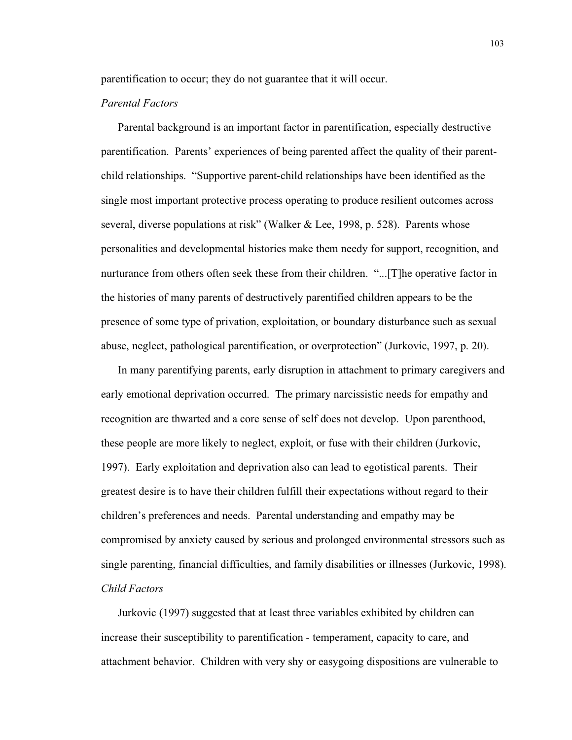parentification to occur; they do not guarantee that it will occur.

*Parental Factors*

Parental background is an important factor in parentification, especially destructive parentification. Parents' experiences of being parented affect the quality of their parent-child relationships. "Supportive parent-child relationships have been identified as the single most important protective process operating to produce resilient outcomes across several, diverse populations at risk" (Walker & Lee, 1998, p. 528). Parents whose personalities and developmental histories make them needy for support, recognition, and nurturance from others often seek these from their children. "...[T]he operative factor in the histories of many parents of destructively parentified children appears to be the presence of some type of privation, exploitation, or boundary disturbance such as sexual abuse, neglect, pathological parentification, or overprotection" (Jurkovic, 1997, p. 20).

In many parentifying parents, early disruption in attachment to primary caregivers and early emotional deprivation occurred. The primary narcissistic needs for empathy and recognition are thwarted and a core sense of self does not develop. Upon parenthood, these people are more likely to neglect, exploit, or fuse with their children (Jurkovic, 1997). Early exploitation and deprivation also can lead to egotistical parents. Their greatest desire is to have their children fulfill their expectations without regard to their children's preferences and needs. Parental understanding and empathy may be compromised by anxiety caused by serious and prolonged environmental stressors such as single parenting, financial difficulties, and family disabilities or illnesses (Jurkovic, 1998).

*Child Factors*

Jurkovic (1997) suggested that at least three variables exhibited by children can increase their susceptibility to parentification - temperament, capacity to care, and attachment behavior. Children with very shy or easygoing dispositions are vulnerable to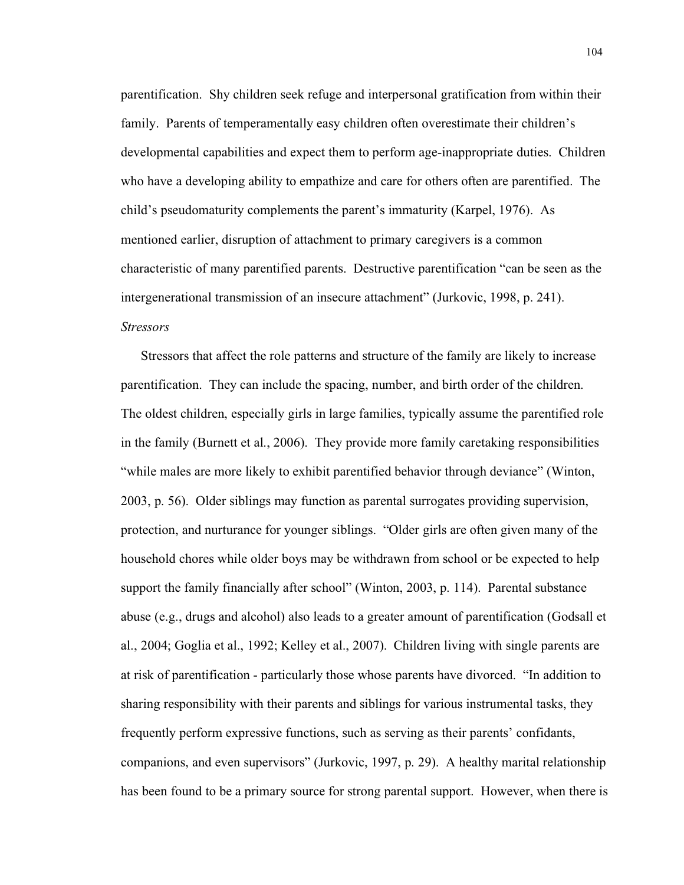parentification. Shy children seek refuge and interpersonal gratification from within their family. Parents of temperamentally easy children often overestimate their children's developmental capabilities and expect them to perform age-inappropriate duties. Children who have a developing ability to empathize and care for others often are parentified. The child's pseudomaturity complements the parent's immaturity (Karpel, 1976). As mentioned earlier, disruption of attachment to primary caregivers is a common characteristic of many parentified parents. Destructive parentification "can be seen as the intergenerational transmission of an insecure attachment" (Jurkovic, 1998, p. 241).

*Stressors*

Stressors that affect the role patterns and structure of the family are likely to increase parentification. They can include the spacing, number, and birth order of the children. The oldest children, especially girls in large families, typically assume the parentified role in the family (Burnett et al., 2006). They provide more family caretaking responsibilities "while males are more likely to exhibit parentified behavior through deviance" (Winton, 2003, p. 56). Older siblings may function as parental surrogates providing supervision, protection, and nurturance for younger siblings. "Older girls are often given many of the household chores while older boys may be withdrawn from school or be expected to help support the family financially after school" (Winton, 2003, p. 114). Parental substance abuse (e.g., drugs and alcohol) also leads to a greater amount of parentification (Godsall et al., 2004; Goglia et al., 1992; Kelley et al., 2007). Children living with single parents are at risk of parentification - particularly those whose parents have divorced. "In addition to sharing responsibility with their parents and siblings for various instrumental tasks, they frequently perform expressive functions, such as serving as their parents' confidants, companions, and even supervisors" (Jurkovic, 1997, p. 29). A healthy marital relationship has been found to be a primary source for strong parental support. However, when there is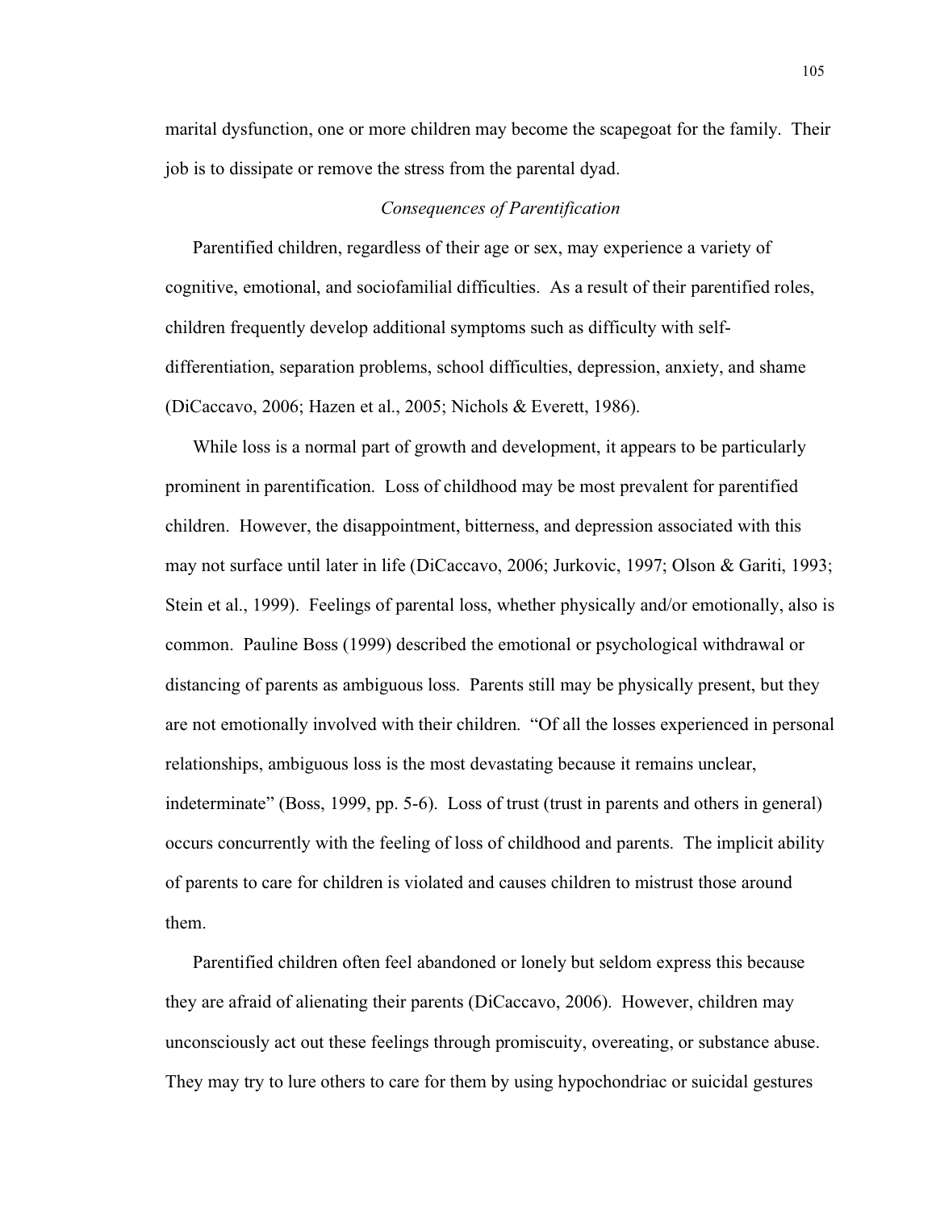marital dysfunction, one or more children may become the scapegoat for the family. Their job is to dissipate or remove the stress from the parental dyad.

### *Consequences of Parentification*

Parentified children, regardless of their age or sex, may experience a variety of cognitive, emotional, and sociofamilial difficulties. As a result of their parentified roles, children frequently develop additional symptoms such as difficulty with self-differentiation, separation problems, school difficulties, depression, anxiety, and shame (DiCaccavo, 2006; Hazen et al., 2005; Nichols & Everett, 1986).

While loss is a normal part of growth and development, it appears to be particularly prominent in parentification. Loss of childhood may be most prevalent for parentified children. However, the disappointment, bitterness, and depression associated with this may not surface until later in life (DiCaccavo, 2006; Jurkovic, 1997; Olson & Gariti, 1993; Stein et al., 1999). Feelings of parental loss, whether physically and/or emotionally, also is common. Pauline Boss (1999) described the emotional or psychological withdrawal or distancing of parents as ambiguous loss. Parents still may be physically present, but they are not emotionally involved with their children. "Of all the losses experienced in personal relationships, ambiguous loss is the most devastating because it remains unclear, indeterminate" (Boss, 1999, pp. 5-6). Loss of trust (trust in parents and others in general) occurs concurrently with the feeling of loss of childhood and parents. The implicit ability of parents to care for children is violated and causes children to mistrust those around them.

Parentified children often feel abandoned or lonely but seldom express this because they are afraid of alienating their parents (DiCaccavo, 2006). However, children may unconsciously act out these feelings through promiscuity, overeating, or substance abuse. They may try to lure others to care for them by using hypochondriac or suicidal gestures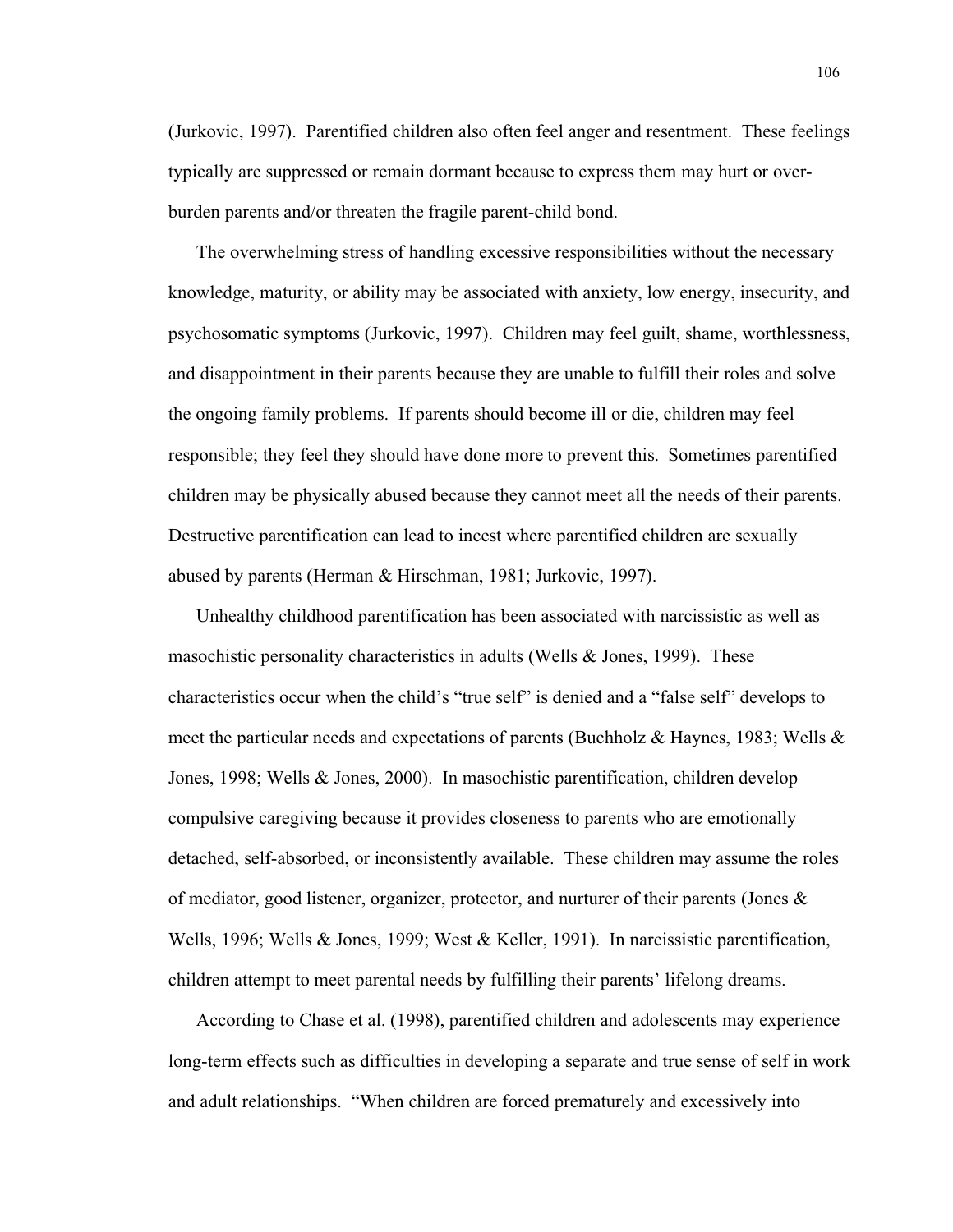(Jurkovic, 1997). Parentified children also often feel anger and resentment. These feelings typically are suppressed or remain dormant because to express them may hurt or over-burden parents and/or threaten the fragile parent-child bond.

The overwhelming stress of handling excessive responsibilities without the necessary knowledge, maturity, or ability may be associated with anxiety, low energy, insecurity, and psychosomatic symptoms (Jurkovic, 1997). Children may feel guilt, shame, worthlessness, and disappointment in their parents because they are unable to fulfill their roles and solve the ongoing family problems. If parents should become ill or die, children may feel responsible; they feel they should have done more to prevent this. Sometimes parentified children may be physically abused because they cannot meet all the needs of their parents. Destructive parentification can lead to incest where parentified children are sexually abused by parents (Herman & Hirschman, 1981; Jurkovic, 1997).

Unhealthy childhood parentification has been associated with narcissistic as well as masochistic personality characteristics in adults (Wells & Jones, 1999). These characteristics occur when the child's "true self" is denied and a "false self" develops to meet the particular needs and expectations of parents (Buchholz & Haynes, 1983; Wells & Jones, 1998; Wells & Jones, 2000). In masochistic parentification, children develop compulsive caregiving because it provides closeness to parents who are emotionally detached, self-absorbed, or inconsistently available. These children may assume the roles of mediator, good listener, organizer, protector, and nurturer of their parents (Jones & Wells, 1996; Wells & Jones, 1999; West & Keller, 1991). In narcissistic parentification, children attempt to meet parental needs by fulfilling their parents' lifelong dreams.

According to Chase et al. (1998), parentified children and adolescents may experience long-term effects such as difficulties in developing a separate and true sense of self in work and adult relationships. "When children are forced prematurely and excessively into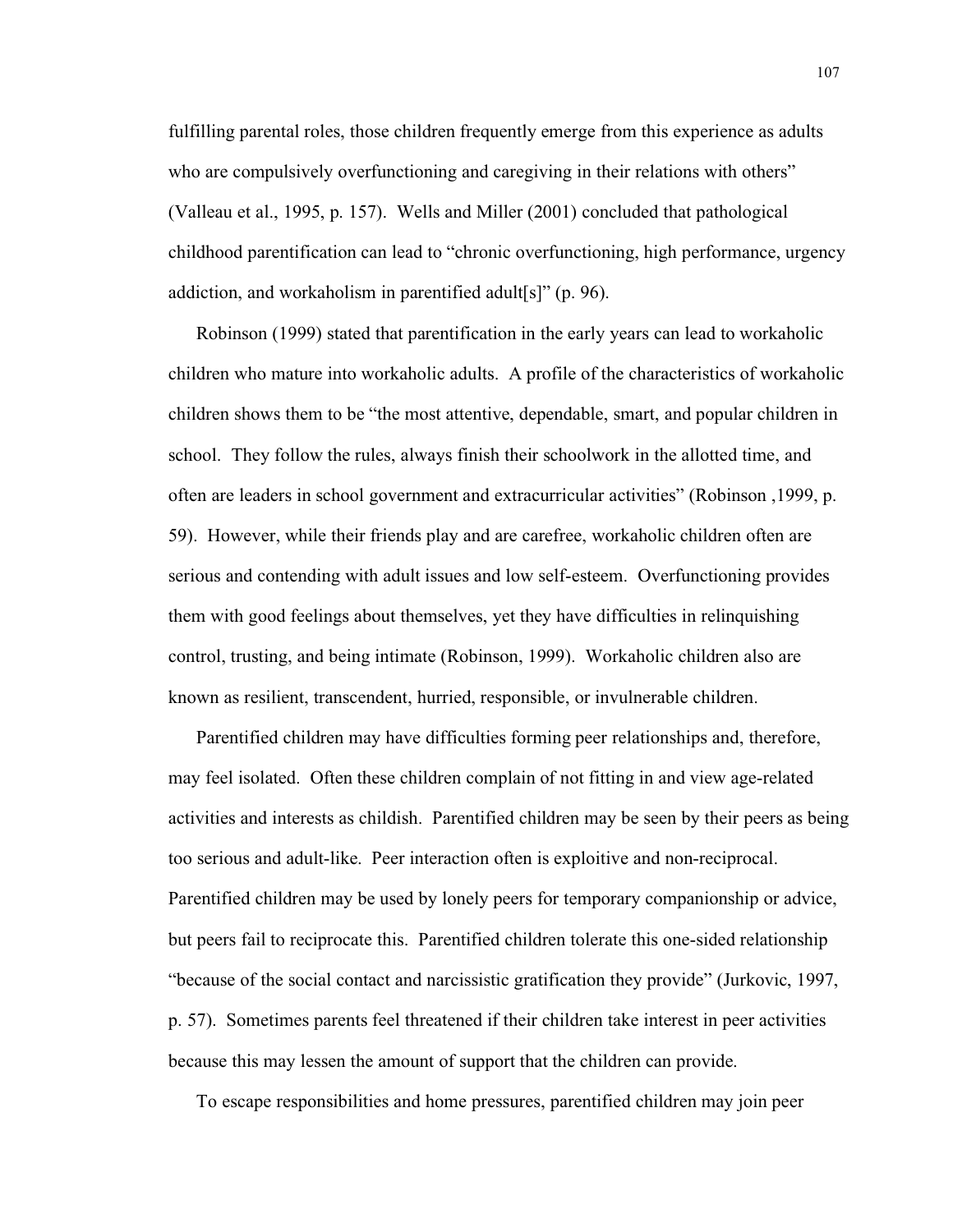fulfilling parental roles, those children frequently emerge from this experience as adults who are compulsively overfunctioning and caregiving in their relations with others" (Valleau et al., 1995, p. 157). Wells and Miller (2001) concluded that pathological childhood parentification can lead to "chronic overfunctioning, high performance, urgency addiction, and workaholism in parentified adult[s]" (p. 96).

Robinson (1999) stated that parentification in the early years can lead to workaholic children who mature into workaholic adults. A profile of the characteristics of workaholic children shows them to be "the most attentive, dependable, smart, and popular children in school. They follow the rules, always finish their schoolwork in the allotted time, and often are leaders in school government and extracurricular activities" (Robinson ,1999, p. 59). However, while their friends play and are carefree, workaholic children often are serious and contending with adult issues and low self-esteem. Overfunctioning provides them with good feelings about themselves, yet they have difficulties in relinquishing control, trusting, and being intimate (Robinson, 1999). Workaholic children also are known as resilient, transcendent, hurried, responsible, or invulnerable children.

Parentified children may have difficulties forming peer relationships and, therefore, may feel isolated. Often these children complain of not fitting in and view age-related activities and interests as childish. Parentified children may be seen by their peers as being too serious and adult-like. Peer interaction often is exploitive and non-reciprocal. Parentified children may be used by lonely peers for temporary companionship or advice, but peers fail to reciprocate this. Parentified children tolerate this one-sided relationship "because of the social contact and narcissistic gratification they provide" (Jurkovic, 1997, p. 57). Sometimes parents feel threatened if their children take interest in peer activities because this may lessen the amount of support that the children can provide.

To escape responsibilities and home pressures, parentified children may join peer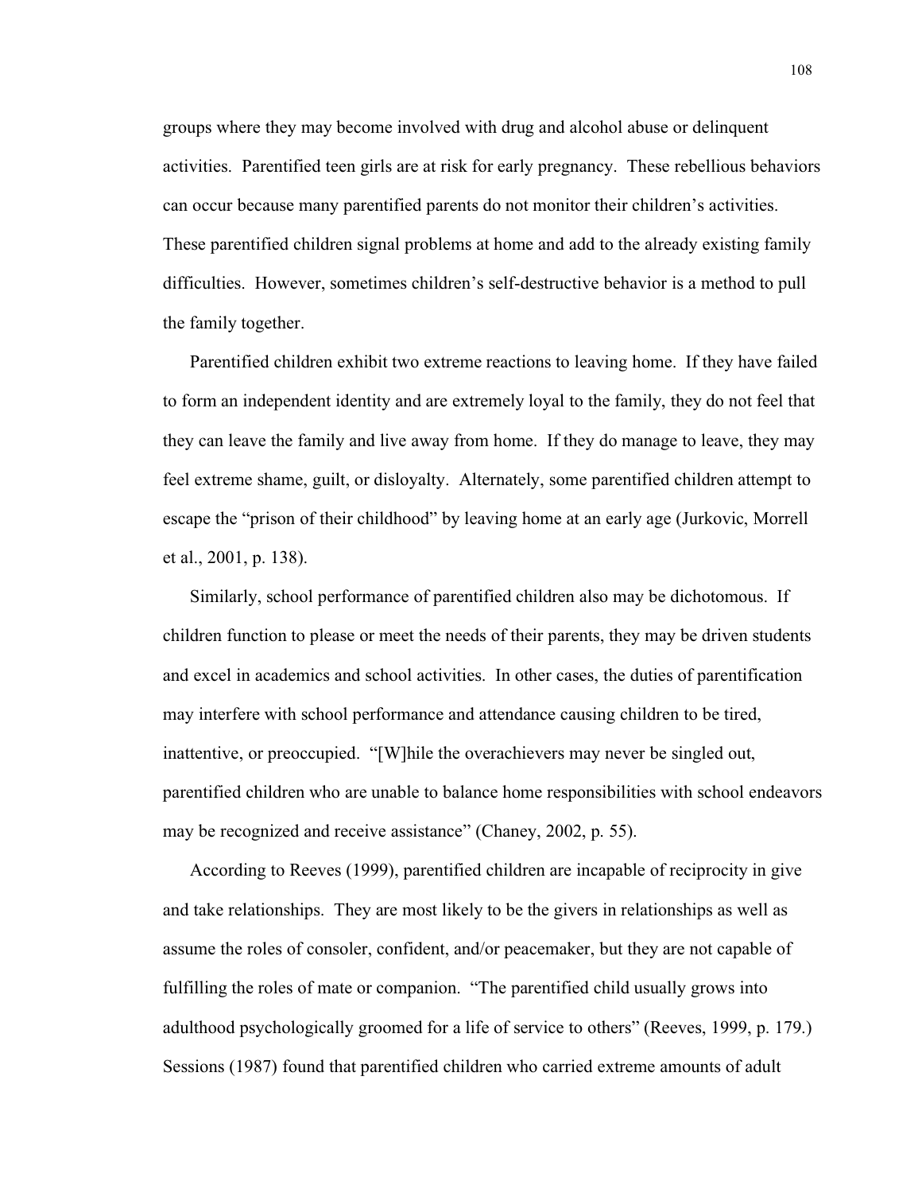groups where they may become involved with drug and alcohol abuse or delinquent activities. Parentified teen girls are at risk for early pregnancy. These rebellious behaviors can occur because many parentified parents do not monitor their children's activities. These parentified children signal problems at home and add to the already existing family difficulties. However, sometimes children's self-destructive behavior is a method to pull the family together.

Parentified children exhibit two extreme reactions to leaving home. If they have failed to form an independent identity and are extremely loyal to the family, they do not feel that they can leave the family and live away from home. If they do manage to leave, they may feel extreme shame, guilt, or disloyalty. Alternately, some parentified children attempt to escape the "prison of their childhood" by leaving home at an early age (Jurkovic, Morrell et al., 2001, p. 138).

Similarly, school performance of parentified children also may be dichotomous. If children function to please or meet the needs of their parents, they may be driven students and excel in academics and school activities. In other cases, the duties of parentification may interfere with school performance and attendance causing children to be tired, inattentive, or preoccupied. "[W]hile the overachievers may never be singled out, parentified children who are unable to balance home responsibilities with school endeavors may be recognized and receive assistance" (Chaney, 2002, p. 55).

According to Reeves (1999), parentified children are incapable of reciprocity in give and take relationships. They are most likely to be the givers in relationships as well as assume the roles of consoler, confident, and/or peacemaker, but they are not capable of fulfilling the roles of mate or companion. "The parentified child usually grows into adulthood psychologically groomed for a life of service to others" (Reeves, 1999, p. 179.) Sessions (1987) found that parentified children who carried extreme amounts of adult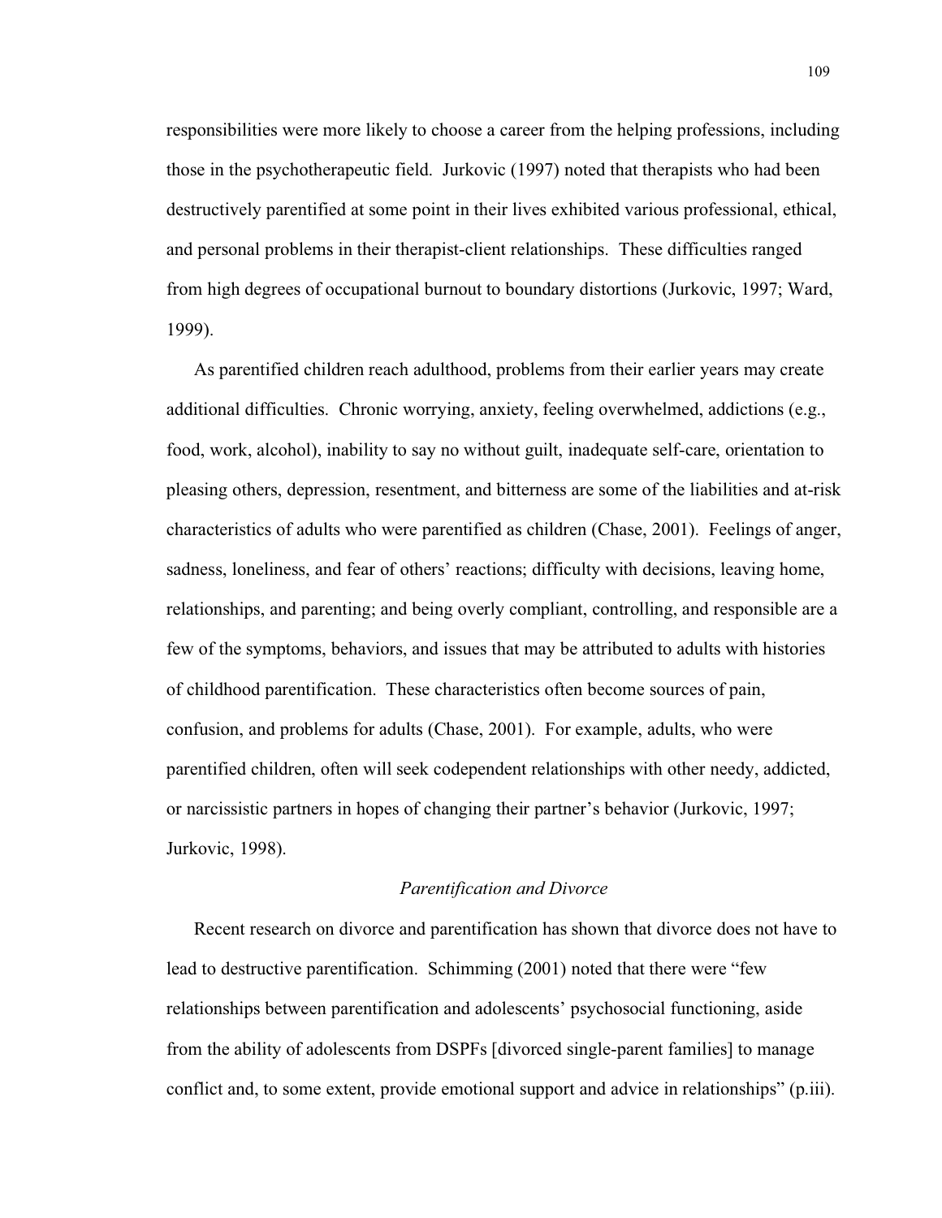responsibilities were more likely to choose a career from the helping professions, including those in the psychotherapeutic field. Jurkovic (1997) noted that therapists who had been destructively parentified at some point in their lives exhibited various professional, ethical, and personal problems in their therapist-client relationships. These difficulties ranged from high degrees of occupational burnout to boundary distortions (Jurkovic, 1997; Ward, 1999).

As parentified children reach adulthood, problems from their earlier years may create additional difficulties. Chronic worrying, anxiety, feeling overwhelmed, addictions (e.g., food, work, alcohol), inability to say no without guilt, inadequate self-care, orientation to pleasing others, depression, resentment, and bitterness are some of the liabilities and at-risk characteristics of adults who were parentified as children (Chase, 2001). Feelings of anger, sadness, loneliness, and fear of others' reactions; difficulty with decisions, leaving home, relationships, and parenting; and being overly compliant, controlling, and responsible are a few of the symptoms, behaviors, and issues that may be attributed to adults with histories of childhood parentification. These characteristics often become sources of pain, confusion, and problems for adults (Chase, 2001). For example, adults, who were parentified children, often will seek codependent relationships with other needy, addicted, or narcissistic partners in hopes of changing their partner's behavior (Jurkovic, 1997; Jurkovic, 1998).

### *Parentification and Divorce*

Recent research on divorce and parentification has shown that divorce does not have to lead to destructive parentification. Schimming (2001) noted that there were "few relationships between parentification and adolescents' psychosocial functioning, aside from the ability of adolescents from DSPFs [divorced single-parent families] to manage conflict and, to some extent, provide emotional support and advice in relationships" (p.iii).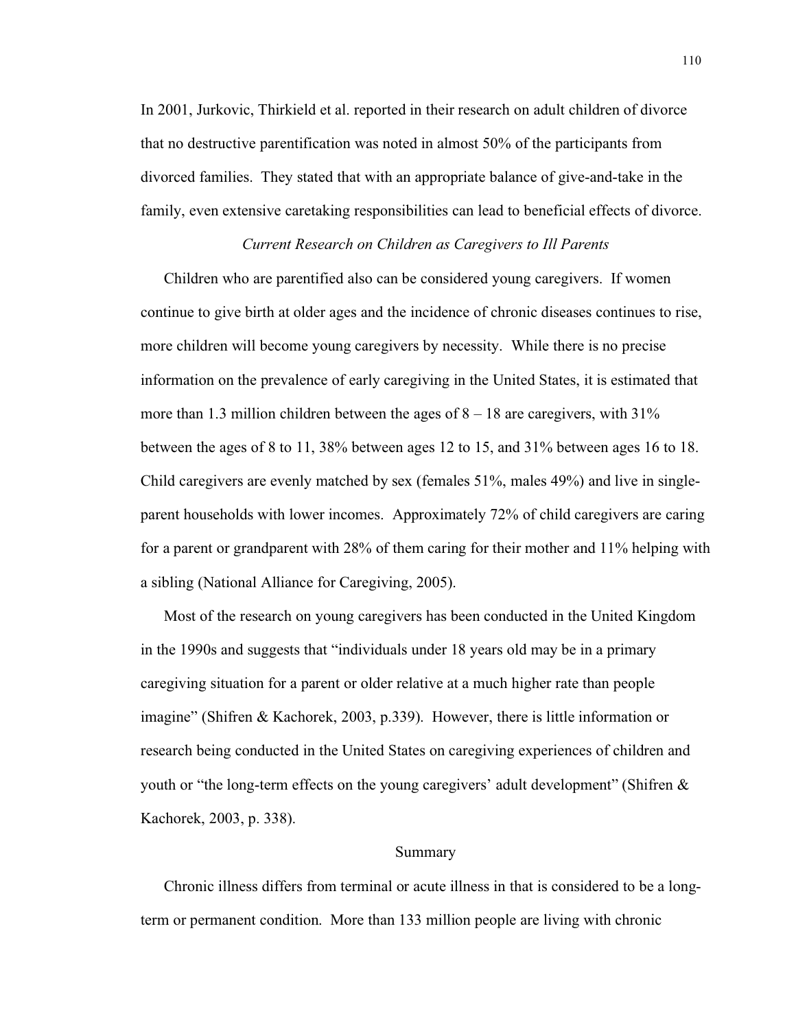In 2001, Jurkovic, Thirkield et al. reported in their research on adult children of divorce that no destructive parentification was noted in almost 50% of the participants from divorced families. They stated that with an appropriate balance of give-and-take in the family, even extensive caretaking responsibilities can lead to beneficial effects of divorce.

### *Current Research on Children as Caregivers to Ill Parents*

Children who are parentified also can be considered young caregivers. If women continue to give birth at older ages and the incidence of chronic diseases continues to rise, more children will become young caregivers by necessity. While there is no precise information on the prevalence of early caregiving in the United States, it is estimated that more than 1.3 million children between the ages of 8 – 18 are caregivers, with 31% between the ages of 8 to 11, 38% between ages 12 to 15, and 31% between ages 16 to 18. Child caregivers are evenly matched by sex (females 51%, males 49%) and live in single-parent households with lower incomes. Approximately 72% of child caregivers are caring for a parent or grandparent with 28% of them caring for their mother and 11% helping with a sibling (National Alliance for Caregiving, 2005).

Most of the research on young caregivers has been conducted in the United Kingdom in the 1990s and suggests that "individuals under 18 years old may be in a primary caregiving situation for a parent or older relative at a much higher rate than people imagine" (Shifren & Kachorek, 2003, p.339). However, there is little information or research being conducted in the United States on caregiving experiences of children and youth or "the long-term effects on the young caregivers' adult development" (Shifren & Kachorek, 2003, p. 338).

## Summary

Chronic illness differs from terminal or acute illness in that is considered to be a long-term or permanent condition. More than 133 million people are living with chronic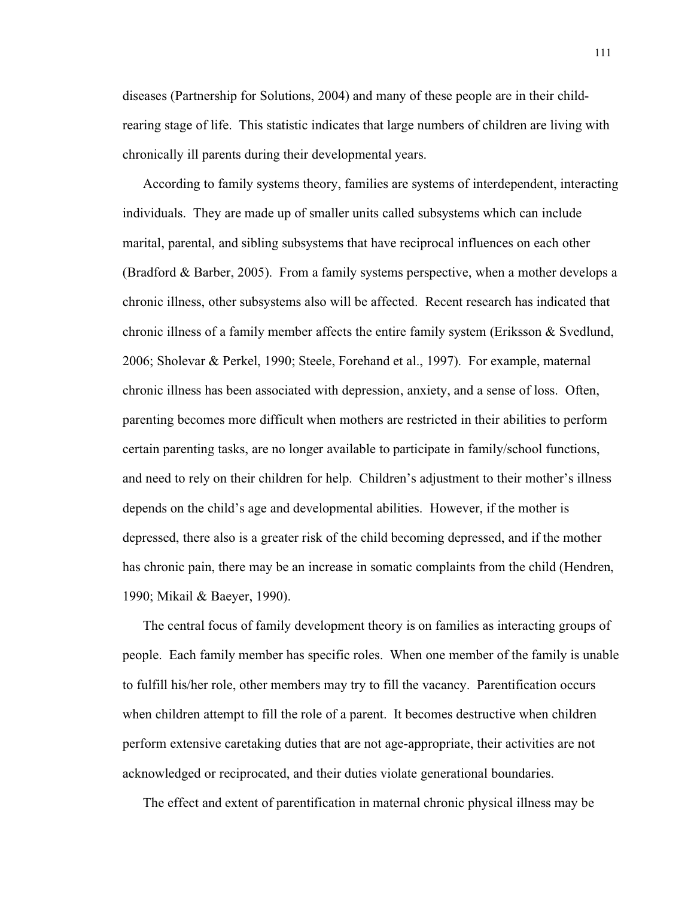diseases (Partnership for Solutions, 2004) and many of these people are in their child-rearing stage of life. This statistic indicates that large numbers of children are living with chronically ill parents during their developmental years.

According to family systems theory, families are systems of interdependent, interacting individuals. They are made up of smaller units called subsystems which can include marital, parental, and sibling subsystems that have reciprocal influences on each other (Bradford & Barber, 2005). From a family systems perspective, when a mother develops a chronic illness, other subsystems also will be affected. Recent research has indicated that chronic illness of a family member affects the entire family system (Eriksson & Svedlund, 2006; Sholevar & Perkel, 1990; Steele, Forehand et al., 1997). For example, maternal chronic illness has been associated with depression, anxiety, and a sense of loss. Often, parenting becomes more difficult when mothers are restricted in their abilities to perform certain parenting tasks, are no longer available to participate in family/school functions, and need to rely on their children for help. Children's adjustment to their mother's illness depends on the child's age and developmental abilities. However, if the mother is depressed, there also is a greater risk of the child becoming depressed, and if the mother has chronic pain, there may be an increase in somatic complaints from the child (Hendren, 1990; Mikail & Baeyer, 1990).

The central focus of family development theory is on families as interacting groups of people. Each family member has specific roles. When one member of the family is unable to fulfill his/her role, other members may try to fill the vacancy. Parentification occurs when children attempt to fill the role of a parent. It becomes destructive when children perform extensive caretaking duties that are not age-appropriate, their activities are not acknowledged or reciprocated, and their duties violate generational boundaries.

The effect and extent of parentification in maternal chronic physical illness may be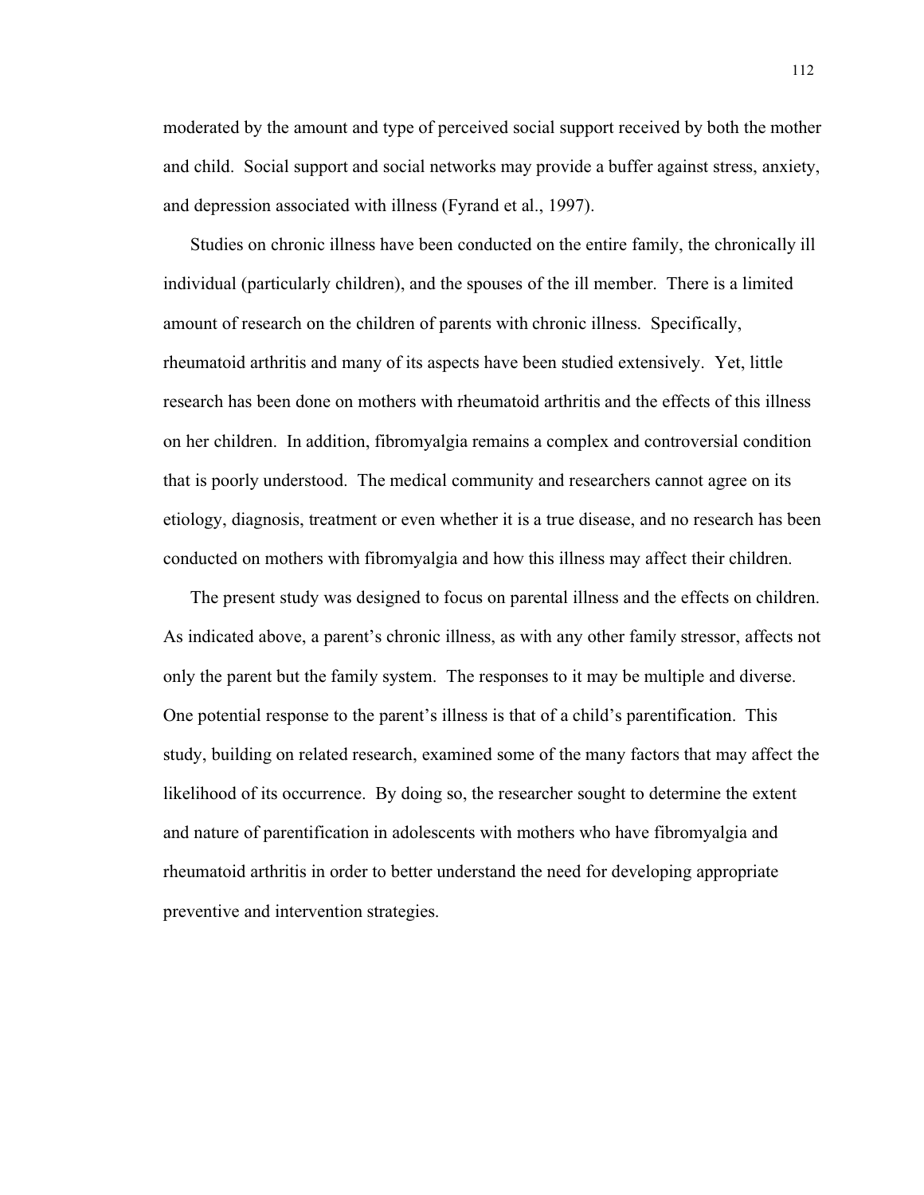moderated by the amount and type of perceived social support received by both the mother and child. Social support and social networks may provide a buffer against stress, anxiety, and depression associated with illness (Fyrand et al., 1997).

Studies on chronic illness have been conducted on the entire family, the chronically ill individual (particularly children), and the spouses of the ill member. There is a limited amount of research on the children of parents with chronic illness. Specifically, rheumatoid arthritis and many of its aspects have been studied extensively. Yet, little research has been done on mothers with rheumatoid arthritis and the effects of this illness on her children. In addition, fibromyalgia remains a complex and controversial condition that is poorly understood. The medical community and researchers cannot agree on its etiology, diagnosis, treatment or even whether it is a true disease, and no research has been conducted on mothers with fibromyalgia and how this illness may affect their children.

The present study was designed to focus on parental illness and the effects on children. As indicated above, a parent's chronic illness, as with any other family stressor, affects not only the parent but the family system. The responses to it may be multiple and diverse. One potential response to the parent's illness is that of a child's parentification. This study, building on related research, examined some of the many factors that may affect the likelihood of its occurrence. By doing so, the researcher sought to determine the extent and nature of parentification in adolescents with mothers who have fibromyalgia and rheumatoid arthritis in order to better understand the need for developing appropriate preventive and intervention strategies.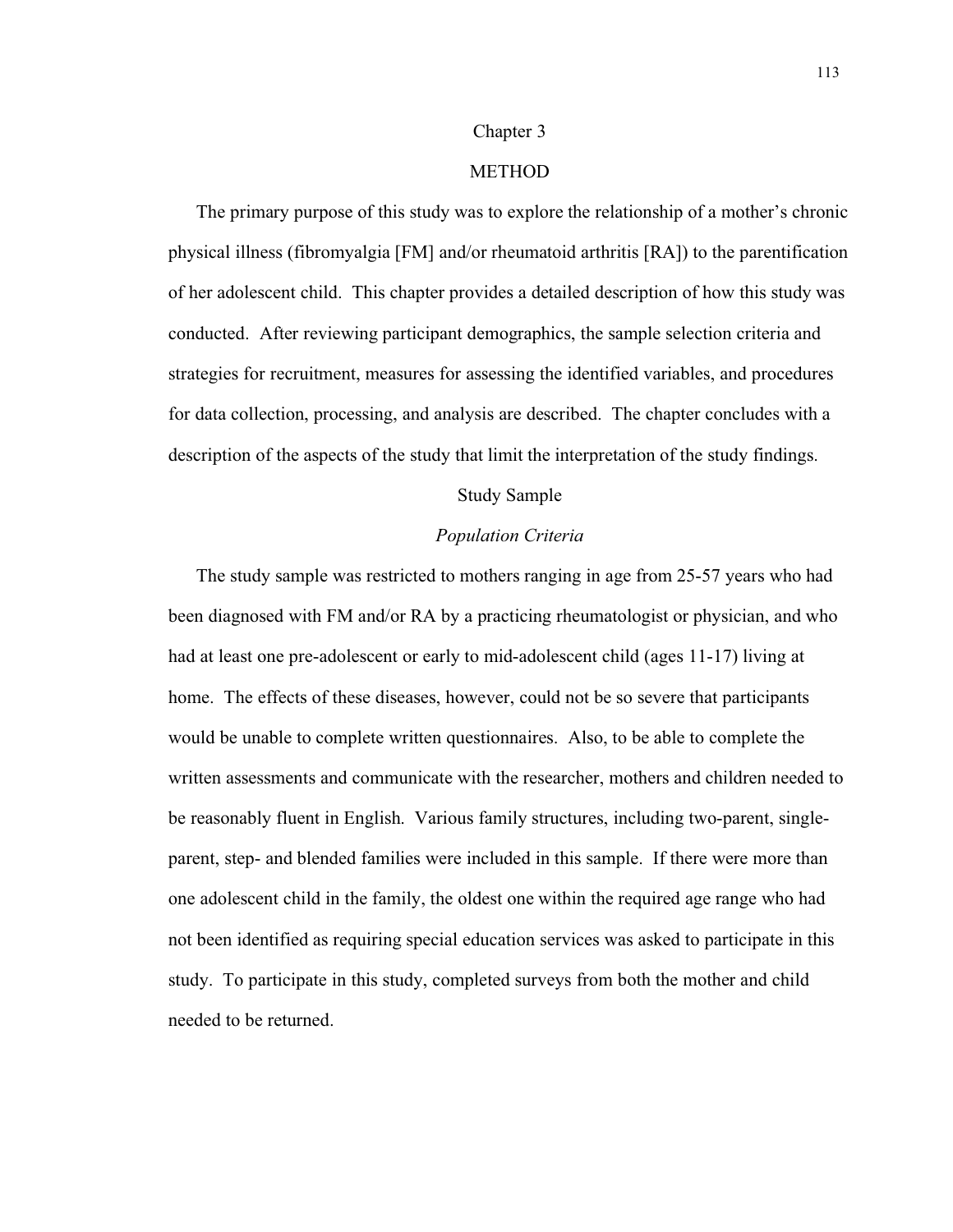# Chapter 3

# METHOD

The primary purpose of this study was to explore the relationship of a mother's chronic physical illness (fibromyalgia [FM] and/or rheumatoid arthritis [RA]) to the parentification of her adolescent child. This chapter provides a detailed description of how this study was conducted. After reviewing participant demographics, the sample selection criteria and strategies for recruitment, measures for assessing the identified variables, and procedures for data collection, processing, and analysis are described. The chapter concludes with a description of the aspects of the study that limit the interpretation of the study findings.

## Study Sample

### *Population Criteria*

The study sample was restricted to mothers ranging in age from 25-57 years who had been diagnosed with FM and/or RA by a practicing rheumatologist or physician, and who had at least one pre-adolescent or early to mid-adolescent child (ages 11-17) living at home. The effects of these diseases, however, could not be so severe that participants would be unable to complete written questionnaires. Also, to be able to complete the written assessments and communicate with the researcher, mothers and children needed to be reasonably fluent in English. Various family structures, including two-parent, single-parent, step- and blended families were included in this sample. If there were more than one adolescent child in the family, the oldest one within the required age range who had not been identified as requiring special education services was asked to participate in this study. To participate in this study, completed surveys from both the mother and child needed to be returned.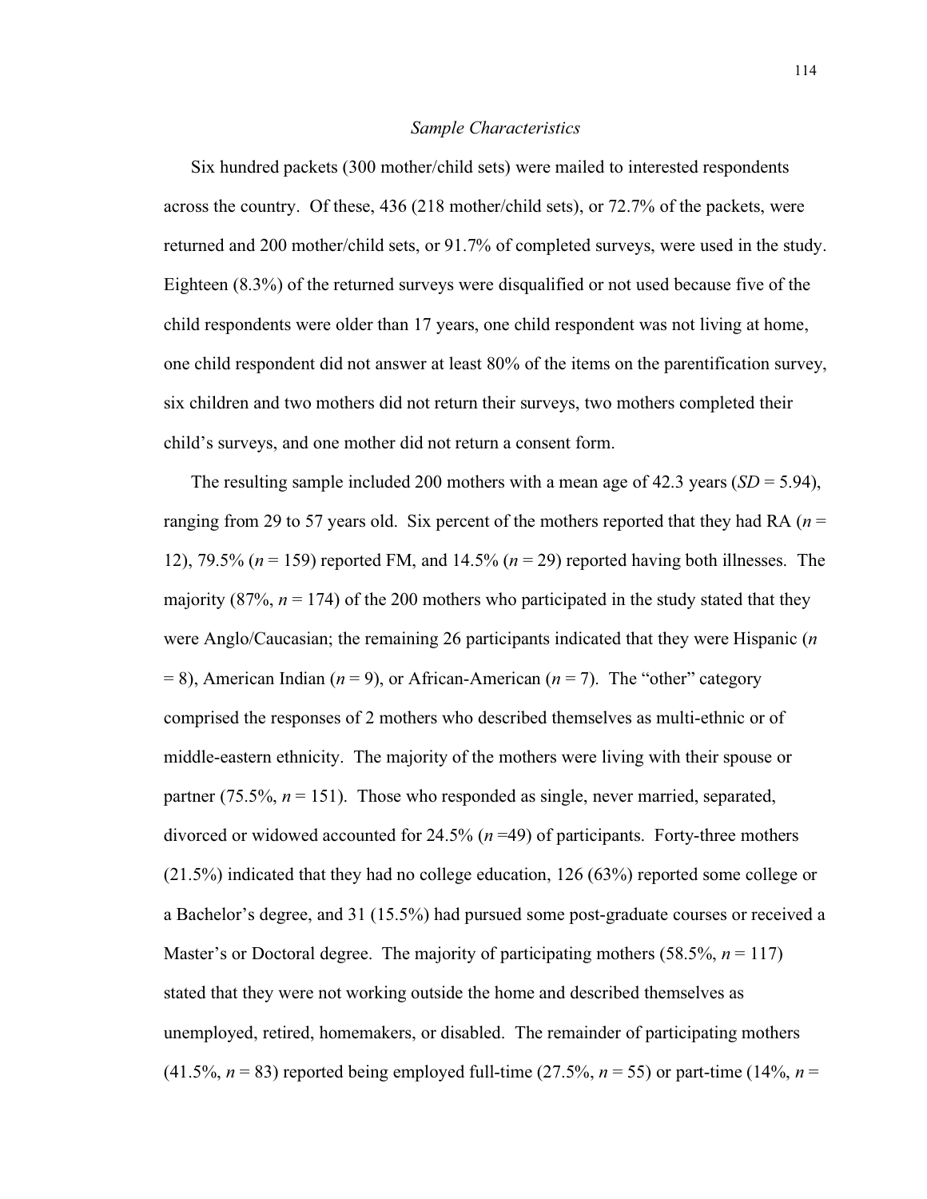### *Sample Characteristics*

Six hundred packets (300 mother/child sets) were mailed to interested respondents across the country. Of these, 436 (218 mother/child sets), or 72.7% of the packets, were returned and 200 mother/child sets, or 91.7% of completed surveys, were used in the study. Eighteen (8.3%) of the returned surveys were disqualified or not used because five of the child respondents were older than 17 years, one child respondent was not living at home, one child respondent did not answer at least 80% of the items on the parentification survey, six children and two mothers did not return their surveys, two mothers completed their child's surveys, and one mother did not return a consent form.

The resulting sample included 200 mothers with a mean age of 42.3 years (*SD* = 5.94), ranging from 29 to 57 years old. Six percent of the mothers reported that they had RA (*n* = 12), 79.5% (*n* = 159) reported FM, and 14.5% (*n* = 29) reported having both illnesses. The majority (87%, *n* = 174) of the 200 mothers who participated in the study stated that they were Anglo/Caucasian; the remaining 26 participants indicated that they were Hispanic (*n* = 8), American Indian (*n* = 9), or African-American (*n* = 7). The "other" category comprised the responses of 2 mothers who described themselves as multi-ethnic or of middle-eastern ethnicity. The majority of the mothers were living with their spouse or partner (75.5%, *n* = 151). Those who responded as single, never married, separated, divorced or widowed accounted for 24.5% (*n* =49) of participants. Forty-three mothers (21.5%) indicated that they had no college education, 126 (63%) reported some college or a Bachelor's degree, and 31 (15.5%) had pursued some post-graduate courses or received a Master's or Doctoral degree. The majority of participating mothers (58.5%, *n* = 117) stated that they were not working outside the home and described themselves as unemployed, retired, homemakers, or disabled. The remainder of participating mothers (41.5%, *n* = 83) reported being employed full-time (27.5%, *n* = 55) or part-time (14%, *n* =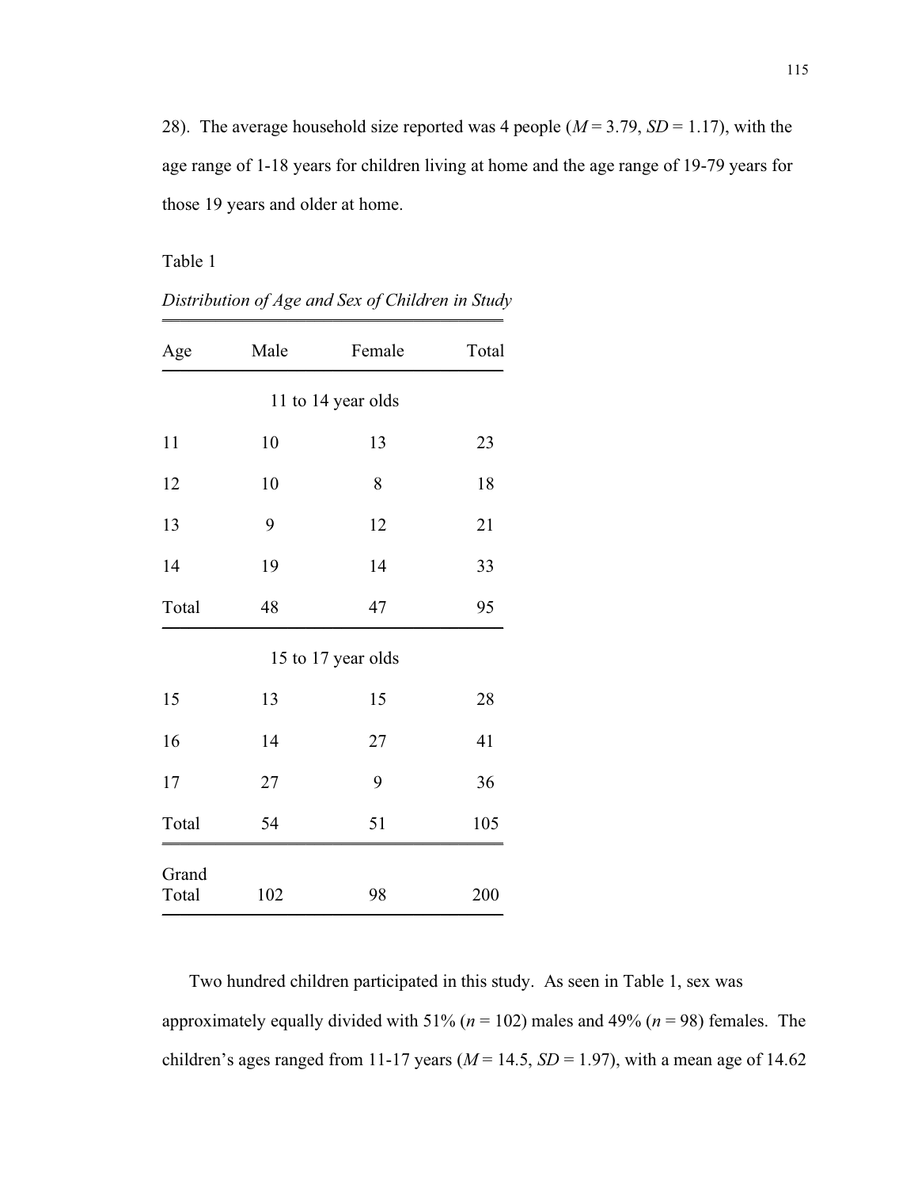28). The average household size reported was 4 people (*M* = 3.79, *SD* = 1.17), with the age range of 1-18 years for children living at home and the age range of 19-79 years for those 19 years and older at home.

Table 1

*Distribution of Age and Sex of Children in Study*

| Age | Male | Female | Total |
|---|---|---|---|
| | 11 to 14 year olds | | |
| 11 | 10 | 13 | 23 |
| 12 | 10 | 8 | 18 |
| 13 | 9 | 12 | 21 |
| 14 | 19 | 14 | 33 |
| Total | 48 | 47 | 95 |
| | 15 to 17 year olds | | |
| 15 | 13 | 15 | 28 |
| 16 | 14 | 27 | 41 |
| 17 | 27 | 9 | 36 |
| Total | 54 | 51 | 105 |
| Grand Total | 102 | 98 | 200 |

Two hundred children participated in this study. As seen in Table 1, sex was approximately equally divided with 51% (*n* = 102) males and 49% (*n* = 98) females. The children's ages ranged from 11-17 years (*M* = 14.5, *SD* = 1.97), with a mean age of 14.62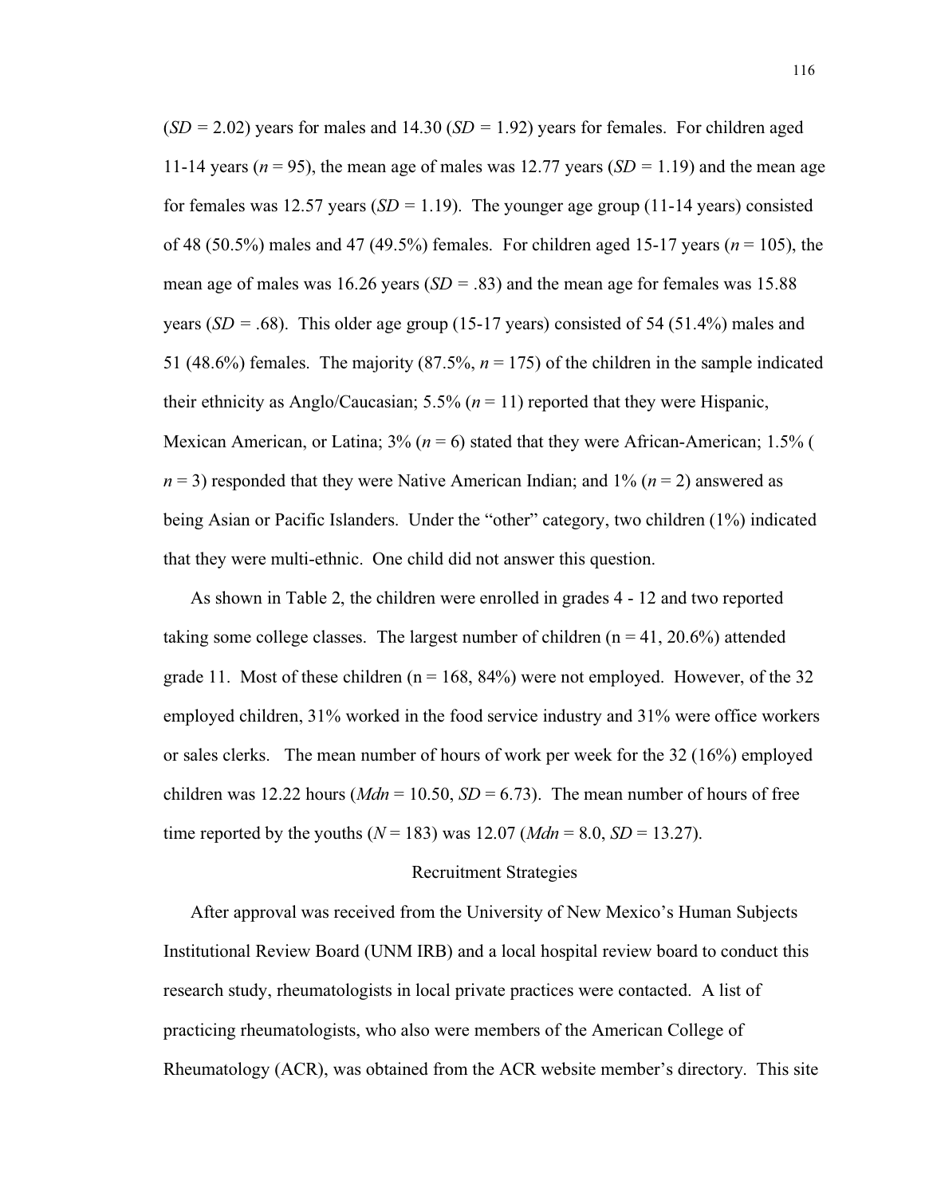(*SD* = 2.02) years for males and 14.30 (*SD* = 1.92) years for females. For children aged 11-14 years (*n* = 95), the mean age of males was 12.77 years (*SD* = 1.19) and the mean age for females was 12.57 years (*SD* = 1.19). The younger age group (11-14 years) consisted of 48 (50.5%) males and 47 (49.5%) females. For children aged 15-17 years (*n* = 105), the mean age of males was 16.26 years (*SD* = .83) and the mean age for females was 15.88 years (*SD* = .68). This older age group (15-17 years) consisted of 54 (51.4%) males and 51 (48.6%) females. The majority (87.5%, *n* = 175) of the children in the sample indicated their ethnicity as Anglo/Caucasian; 5.5% (*n* = 11) reported that they were Hispanic, Mexican American, or Latina; 3% (*n* = 6) stated that they were African-American; 1.5% (*n* = 3) responded that they were Native American Indian; and 1% (*n* = 2) answered as being Asian or Pacific Islanders. Under the "other" category, two children (1%) indicated that they were multi-ethnic. One child did not answer this question.

As shown in Table 2, the children were enrolled in grades 4 - 12 and two reported taking some college classes. The largest number of children (n = 41, 20.6%) attended grade 11. Most of these children (n = 168, 84%) were not employed. However, of the 32 employed children, 31% worked in the food service industry and 31% were office workers or sales clerks. The mean number of hours of work per week for the 32 (16%) employed children was 12.22 hours (*Mdn* = 10.50, *SD* = 6.73). The mean number of hours of free time reported by the youths (*N* = 183) was 12.07 (*Mdn* = 8.0, *SD* = 13.27).

## Recruitment Strategies

After approval was received from the University of New Mexico's Human Subjects Institutional Review Board (UNM IRB) and a local hospital review board to conduct this research study, rheumatologists in local private practices were contacted. A list of practicing rheumatologists, who also were members of the American College of Rheumatology (ACR), was obtained from the ACR website member's directory. This site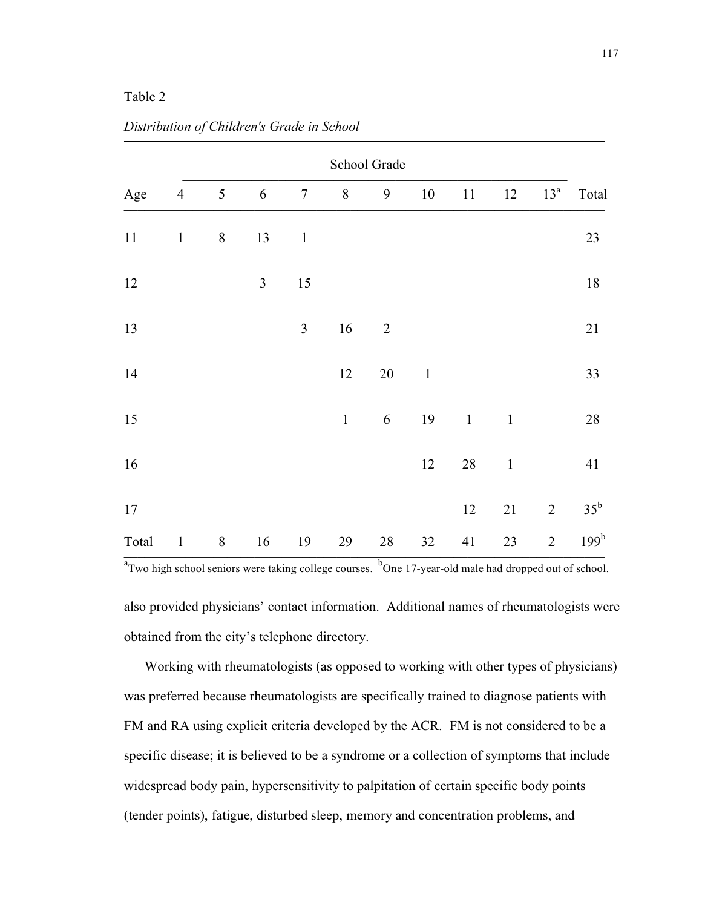Table 2

*Distribution of Children's Grade in School*

| | School Grade | | | | | | | | | | |
|---|---|---|---|---|---|---|---|---|---|---|---|
| Age | 4 | 5 | 6 | 7 | 8 | 9 | 10 | 11 | 12 | 13[a] | Total |
| 11 | 1 | 8 | 13 | 1 | | | | | | | 23 |
| 12 | | | 3 | 15 | | | | | | | 18 |
| 13 | | | | 3 | 16 | 2 | | | | | 21 |
| 14 | | | | | 12 | 20 | 1 | | | | 33 |
| 15 | | | | | 1 | 6 | 19 | 1 | 1 | | 28 |
| 16 | | | | | | | 12 | 28 | 1 | | 41 |
| 17 | | | | | | | | 12 | 21 | 2 | 35[b] |
| Total | 1 | 8 | 16 | 19 | 29 | 28 | 32 | 41 | 23 | 2 | 199[b] |

[a]Two high school seniors were taking college courses. [b]One 17-year-old male had dropped out of school.

also provided physicians' contact information. Additional names of rheumatologists were obtained from the city's telephone directory.

Working with rheumatologists (as opposed to working with other types of physicians) was preferred because rheumatologists are specifically trained to diagnose patients with FM and RA using explicit criteria developed by the ACR. FM is not considered to be a specific disease; it is believed to be a syndrome or a collection of symptoms that include widespread body pain, hypersensitivity to palpitation of certain specific body points (tender points), fatigue, disturbed sleep, memory and concentration problems, and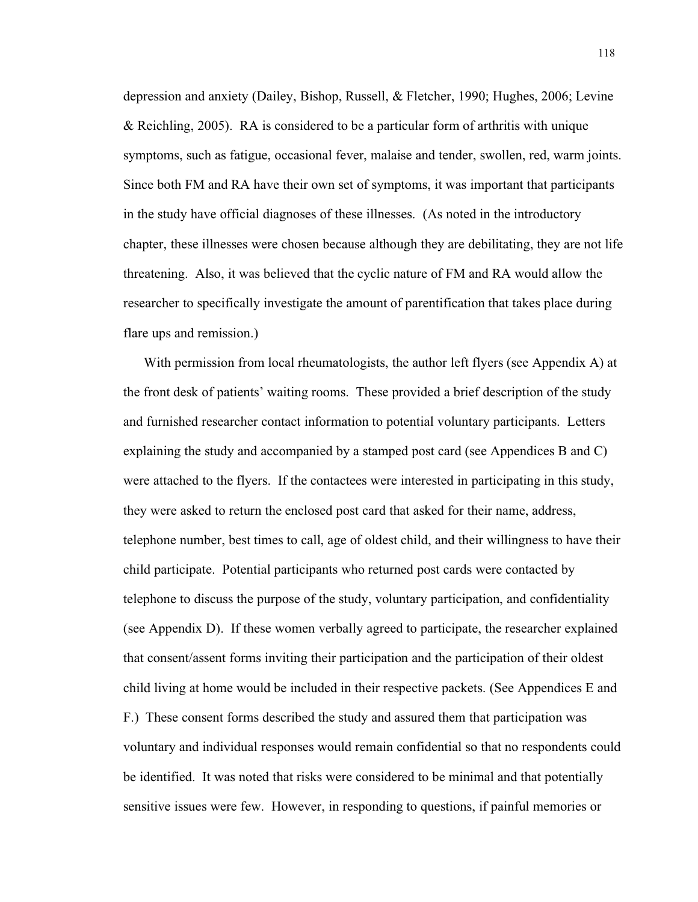depression and anxiety (Dailey, Bishop, Russell, & Fletcher, 1990; Hughes, 2006; Levine & Reichling, 2005). RA is considered to be a particular form of arthritis with unique symptoms, such as fatigue, occasional fever, malaise and tender, swollen, red, warm joints. Since both FM and RA have their own set of symptoms, it was important that participants in the study have official diagnoses of these illnesses. (As noted in the introductory chapter, these illnesses were chosen because although they are debilitating, they are not life threatening. Also, it was believed that the cyclic nature of FM and RA would allow the researcher to specifically investigate the amount of parentification that takes place during flare ups and remission.)

With permission from local rheumatologists, the author left flyers (see Appendix A) at the front desk of patients' waiting rooms. These provided a brief description of the study and furnished researcher contact information to potential voluntary participants. Letters explaining the study and accompanied by a stamped post card (see Appendices B and C) were attached to the flyers. If the contactees were interested in participating in this study, they were asked to return the enclosed post card that asked for their name, address, telephone number, best times to call, age of oldest child, and their willingness to have their child participate. Potential participants who returned post cards were contacted by telephone to discuss the purpose of the study, voluntary participation, and confidentiality (see Appendix D). If these women verbally agreed to participate, the researcher explained that consent/assent forms inviting their participation and the participation of their oldest child living at home would be included in their respective packets. (See Appendices E and F.) These consent forms described the study and assured them that participation was voluntary and individual responses would remain confidential so that no respondents could be identified. It was noted that risks were considered to be minimal and that potentially sensitive issues were few. However, in responding to questions, if painful memories or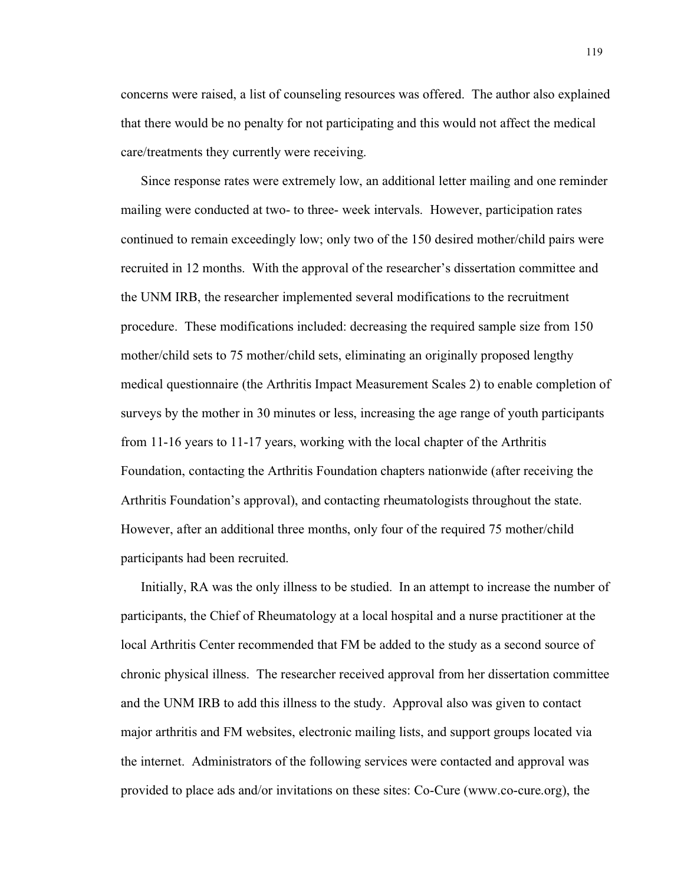concerns were raised, a list of counseling resources was offered. The author also explained that there would be no penalty for not participating and this would not affect the medical care/treatments they currently were receiving.

Since response rates were extremely low, an additional letter mailing and one reminder mailing were conducted at two- to three- week intervals. However, participation rates continued to remain exceedingly low; only two of the 150 desired mother/child pairs were recruited in 12 months. With the approval of the researcher's dissertation committee and the UNM IRB, the researcher implemented several modifications to the recruitment procedure. These modifications included: decreasing the required sample size from 150 mother/child sets to 75 mother/child sets, eliminating an originally proposed lengthy medical questionnaire (the Arthritis Impact Measurement Scales 2) to enable completion of surveys by the mother in 30 minutes or less, increasing the age range of youth participants from 11-16 years to 11-17 years, working with the local chapter of the Arthritis Foundation, contacting the Arthritis Foundation chapters nationwide (after receiving the Arthritis Foundation's approval), and contacting rheumatologists throughout the state. However, after an additional three months, only four of the required 75 mother/child participants had been recruited.

Initially, RA was the only illness to be studied. In an attempt to increase the number of participants, the Chief of Rheumatology at a local hospital and a nurse practitioner at the local Arthritis Center recommended that FM be added to the study as a second source of chronic physical illness. The researcher received approval from her dissertation committee and the UNM IRB to add this illness to the study. Approval also was given to contact major arthritis and FM websites, electronic mailing lists, and support groups located via the internet. Administrators of the following services were contacted and approval was provided to place ads and/or invitations on these sites: Co-Cure (www.co-cure.org), the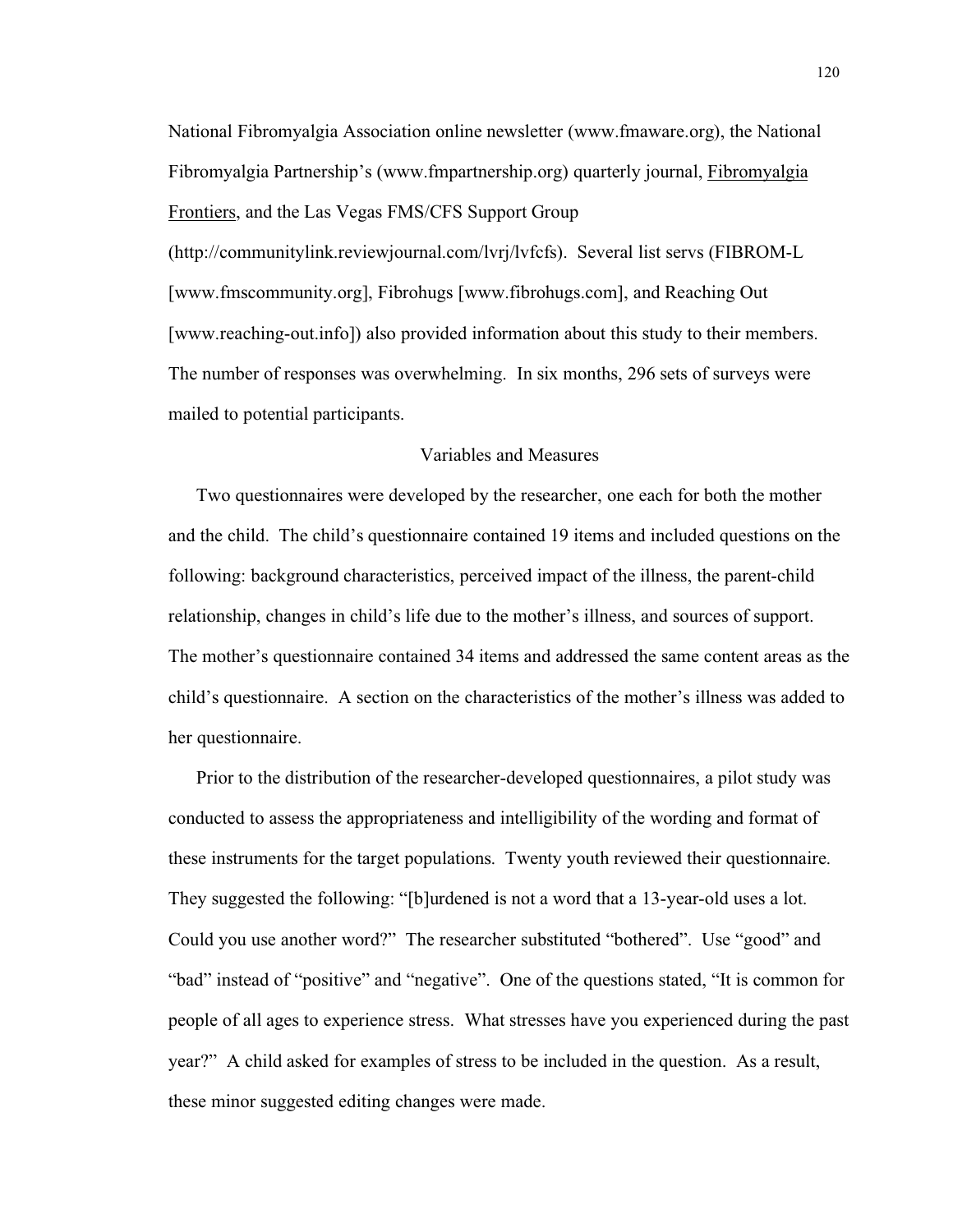National Fibromyalgia Association online newsletter (www.fmaware.org), the National Fibromyalgia Partnership's (www.fmpartnership.org) quarterly journal, Fibromyalgia Frontiers, and the Las Vegas FMS/CFS Support Group (http://communitylink.reviewjournal.com/lvrj/lvfcfs). Several list servs (FIBROM-L [www.fmscommunity.org], Fibrohugs [www.fibrohugs.com], and Reaching Out [www.reaching-out.info]) also provided information about this study to their members. The number of responses was overwhelming. In six months, 296 sets of surveys were mailed to potential participants.

## Variables and Measures

Two questionnaires were developed by the researcher, one each for both the mother and the child. The child's questionnaire contained 19 items and included questions on the following: background characteristics, perceived impact of the illness, the parent-child relationship, changes in child's life due to the mother's illness, and sources of support. The mother's questionnaire contained 34 items and addressed the same content areas as the child's questionnaire. A section on the characteristics of the mother's illness was added to her questionnaire.

Prior to the distribution of the researcher-developed questionnaires, a pilot study was conducted to assess the appropriateness and intelligibility of the wording and format of these instruments for the target populations. Twenty youth reviewed their questionnaire. They suggested the following: "[b]urdened is not a word that a 13-year-old uses a lot. Could you use another word?" The researcher substituted "bothered". Use "good" and "bad" instead of "positive" and "negative". One of the questions stated, "It is common for people of all ages to experience stress. What stresses have you experienced during the past year?" A child asked for examples of stress to be included in the question. As a result, these minor suggested editing changes were made.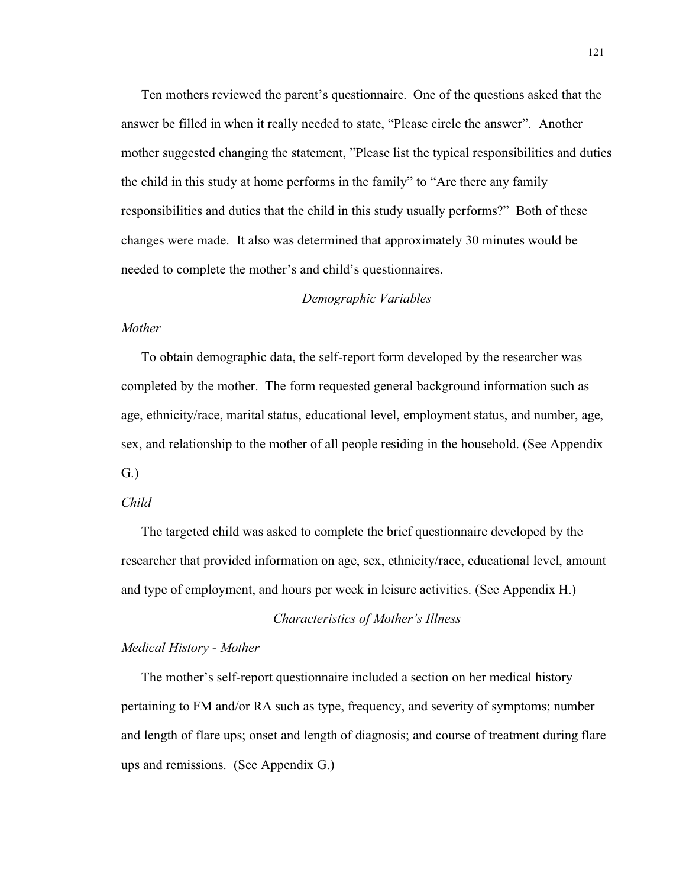Ten mothers reviewed the parent's questionnaire. One of the questions asked that the answer be filled in when it really needed to state, "Please circle the answer". Another mother suggested changing the statement, "Please list the typical responsibilities and duties the child in this study at home performs in the family" to "Are there any family responsibilities and duties that the child in this study usually performs?" Both of these changes were made. It also was determined that approximately 30 minutes would be needed to complete the mother's and child's questionnaires.

## *Demographic Variables*

### *Mother*

To obtain demographic data, the self-report form developed by the researcher was completed by the mother. The form requested general background information such as age, ethnicity/race, marital status, educational level, employment status, and number, age, sex, and relationship to the mother of all people residing in the household. (See Appendix G.)

### *Child*

The targeted child was asked to complete the brief questionnaire developed by the researcher that provided information on age, sex, ethnicity/race, educational level, amount and type of employment, and hours per week in leisure activities. (See Appendix H.)

## *Characteristics of Mother's Illness*

### *Medical History - Mother*

The mother's self-report questionnaire included a section on her medical history pertaining to FM and/or RA such as type, frequency, and severity of symptoms; number and length of flare ups; onset and length of diagnosis; and course of treatment during flare ups and remissions. (See Appendix G.)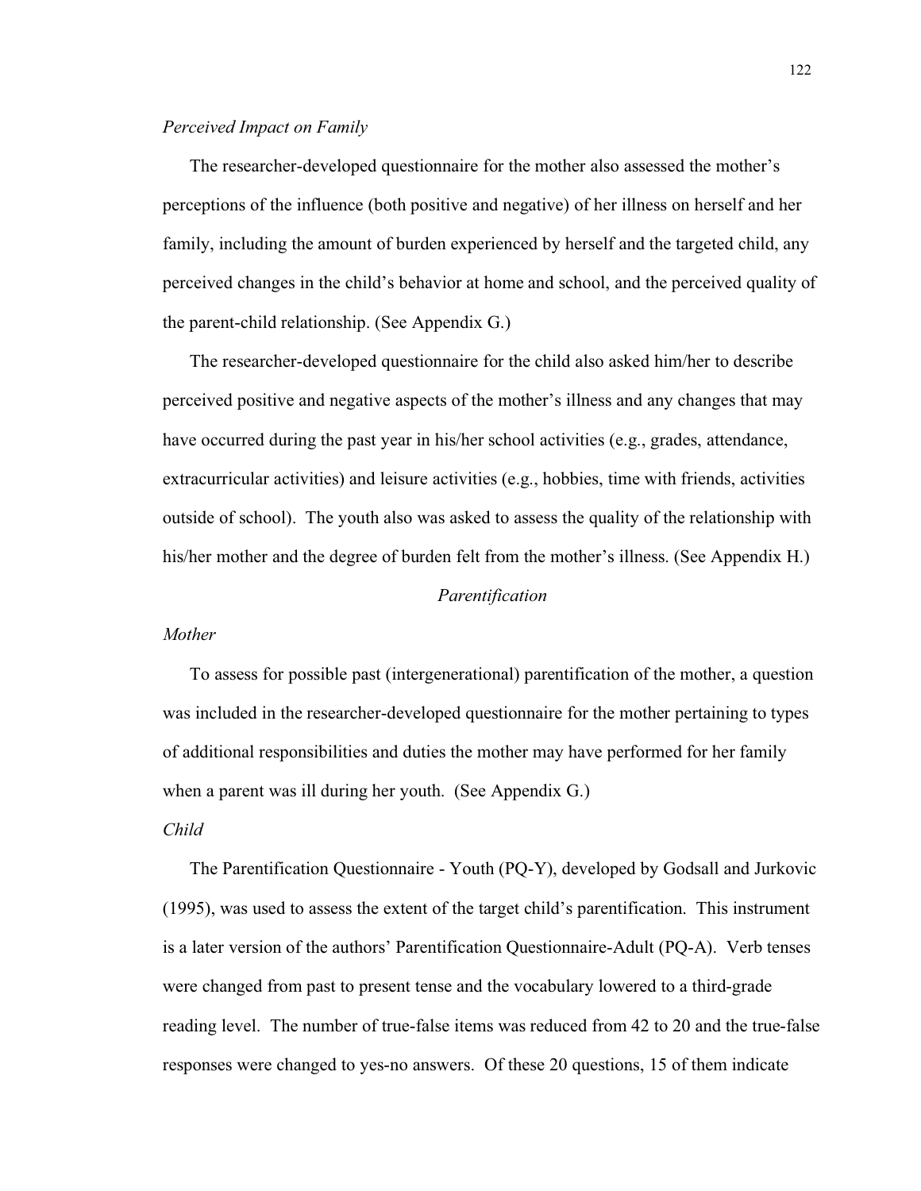*Perceived Impact on Family*

The researcher-developed questionnaire for the mother also assessed the mother's perceptions of the influence (both positive and negative) of her illness on herself and her family, including the amount of burden experienced by herself and the targeted child, any perceived changes in the child's behavior at home and school, and the perceived quality of the parent-child relationship. (See Appendix G.)

The researcher-developed questionnaire for the child also asked him/her to describe perceived positive and negative aspects of the mother's illness and any changes that may have occurred during the past year in his/her school activities (e.g., grades, attendance, extracurricular activities) and leisure activities (e.g., hobbies, time with friends, activities outside of school). The youth also was asked to assess the quality of the relationship with his/her mother and the degree of burden felt from the mother's illness. (See Appendix H.)

### *Parentification*

*Mother*

To assess for possible past (intergenerational) parentification of the mother, a question was included in the researcher-developed questionnaire for the mother pertaining to types of additional responsibilities and duties the mother may have performed for her family when a parent was ill during her youth. (See Appendix G.)

*Child*

The Parentification Questionnaire - Youth (PQ-Y), developed by Godsall and Jurkovic (1995), was used to assess the extent of the target child's parentification. This instrument is a later version of the authors' Parentification Questionnaire-Adult (PQ-A). Verb tenses were changed from past to present tense and the vocabulary lowered to a third-grade reading level. The number of true-false items was reduced from 42 to 20 and the true-false responses were changed to yes-no answers. Of these 20 questions, 15 of them indicate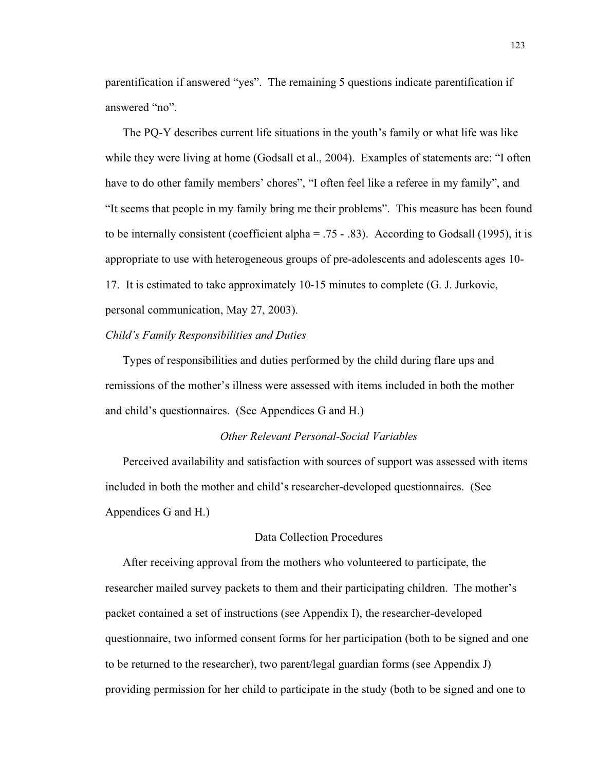parentification if answered “yes”. The remaining 5 questions indicate parentification if answered “no”.

The PQ-Y describes current life situations in the youth’s family or what life was like while they were living at home (Godsall et al., 2004). Examples of statements are: “I often have to do other family members’ chores”, “I often feel like a referee in my family”, and “It seems that people in my family bring me their problems”. This measure has been found to be internally consistent (coefficient alpha = .75 - .83). According to Godsall (1995), it is appropriate to use with heterogeneous groups of pre-adolescents and adolescents ages 10-17. It is estimated to take approximately 10-15 minutes to complete (G. J. Jurkovic, personal communication, May 27, 2003).

*Child’s Family Responsibilities and Duties*

Types of responsibilities and duties performed by the child during flare ups and remissions of the mother’s illness were assessed with items included in both the mother and child’s questionnaires. (See Appendices G and H.)

### *Other Relevant Personal-Social Variables*

Perceived availability and satisfaction with sources of support was assessed with items included in both the mother and child’s researcher-developed questionnaires. (See Appendices G and H.)

## Data Collection Procedures

After receiving approval from the mothers who volunteered to participate, the researcher mailed survey packets to them and their participating children. The mother’s packet contained a set of instructions (see Appendix I), the researcher-developed questionnaire, two informed consent forms for her participation (both to be signed and one to be returned to the researcher), two parent/legal guardian forms (see Appendix J) providing permission for her child to participate in the study (both to be signed and one to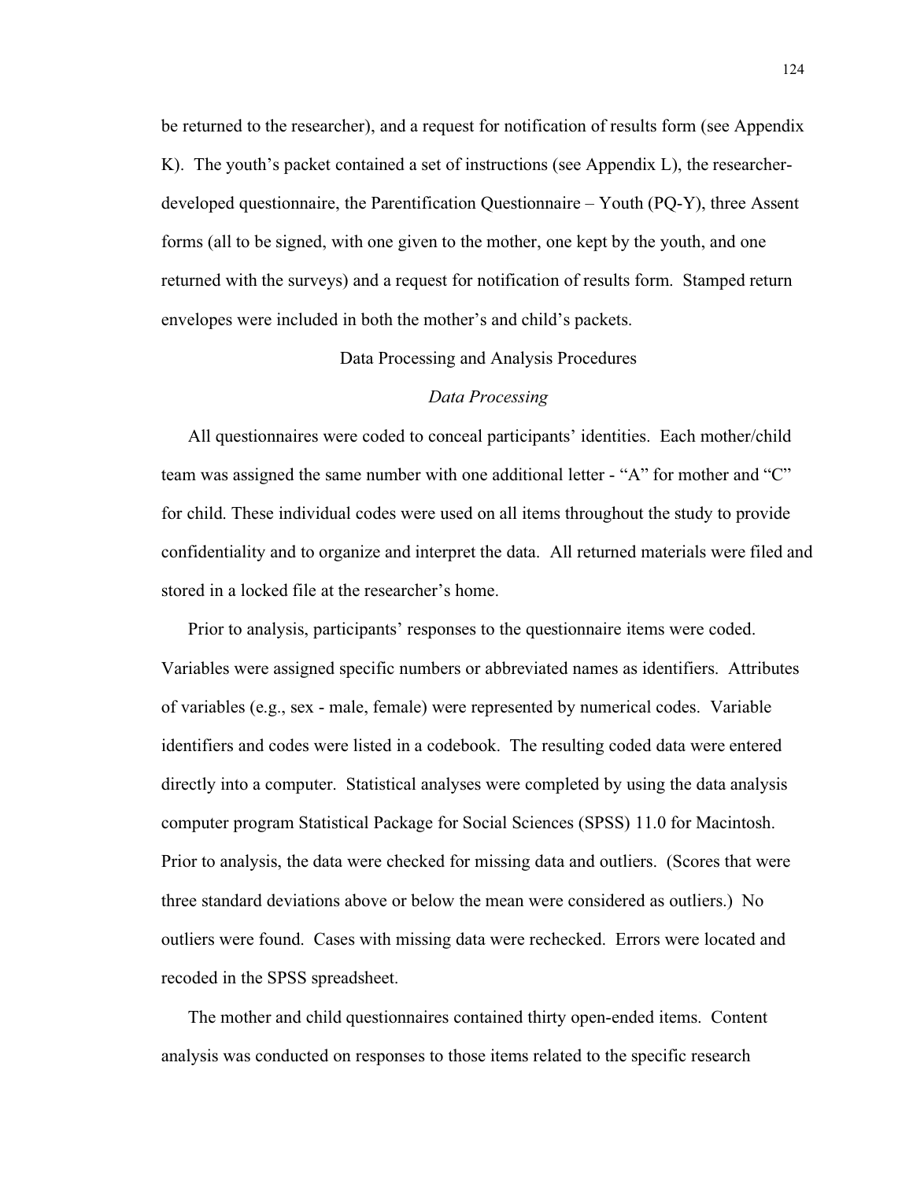be returned to the researcher), and a request for notification of results form (see Appendix K). The youth's packet contained a set of instructions (see Appendix L), the researcher-developed questionnaire, the Parentification Questionnaire – Youth (PQ-Y), three Assent forms (all to be signed, with one given to the mother, one kept by the youth, and one returned with the surveys) and a request for notification of results form. Stamped return envelopes were included in both the mother's and child's packets.

## Data Processing and Analysis Procedures

### *Data Processing*

All questionnaires were coded to conceal participants' identities. Each mother/child team was assigned the same number with one additional letter - "A" for mother and "C" for child. These individual codes were used on all items throughout the study to provide confidentiality and to organize and interpret the data. All returned materials were filed and stored in a locked file at the researcher's home.

Prior to analysis, participants' responses to the questionnaire items were coded. Variables were assigned specific numbers or abbreviated names as identifiers. Attributes of variables (e.g., sex - male, female) were represented by numerical codes. Variable identifiers and codes were listed in a codebook. The resulting coded data were entered directly into a computer. Statistical analyses were completed by using the data analysis computer program Statistical Package for Social Sciences (SPSS) 11.0 for Macintosh. Prior to analysis, the data were checked for missing data and outliers. (Scores that were three standard deviations above or below the mean were considered as outliers.) No outliers were found. Cases with missing data were rechecked. Errors were located and recoded in the SPSS spreadsheet.

The mother and child questionnaires contained thirty open-ended items. Content analysis was conducted on responses to those items related to the specific research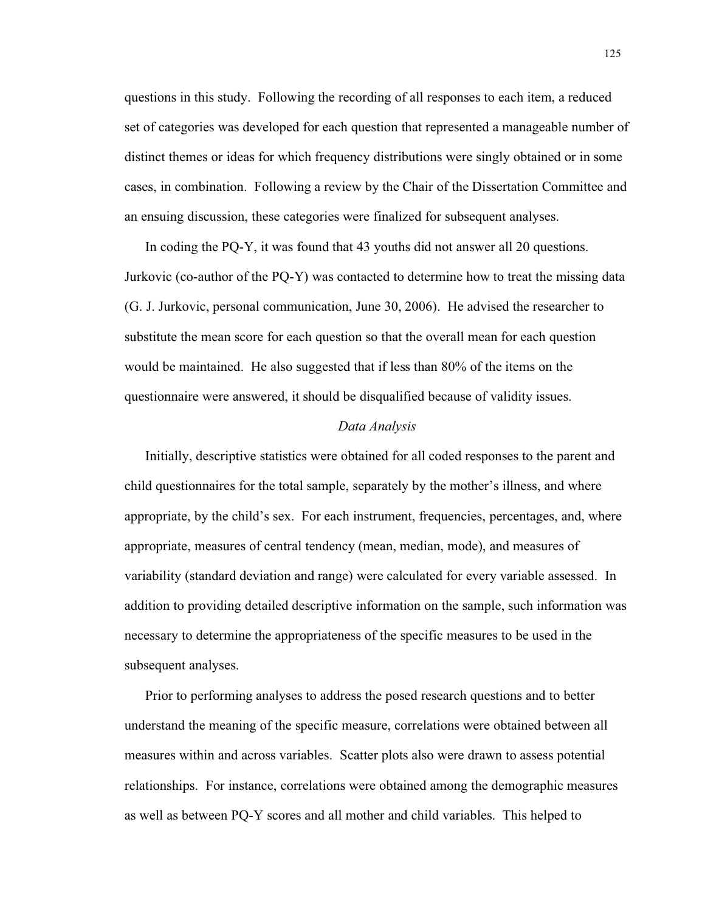questions in this study. Following the recording of all responses to each item, a reduced set of categories was developed for each question that represented a manageable number of distinct themes or ideas for which frequency distributions were singly obtained or in some cases, in combination. Following a review by the Chair of the Dissertation Committee and an ensuing discussion, these categories were finalized for subsequent analyses.

In coding the PQ-Y, it was found that 43 youths did not answer all 20 questions. Jurkovic (co-author of the PQ-Y) was contacted to determine how to treat the missing data (G. J. Jurkovic, personal communication, June 30, 2006). He advised the researcher to substitute the mean score for each question so that the overall mean for each question would be maintained. He also suggested that if less than 80% of the items on the questionnaire were answered, it should be disqualified because of validity issues.

*Data Analysis*

Initially, descriptive statistics were obtained for all coded responses to the parent and child questionnaires for the total sample, separately by the mother's illness, and where appropriate, by the child's sex. For each instrument, frequencies, percentages, and, where appropriate, measures of central tendency (mean, median, mode), and measures of variability (standard deviation and range) were calculated for every variable assessed. In addition to providing detailed descriptive information on the sample, such information was necessary to determine the appropriateness of the specific measures to be used in the subsequent analyses.

Prior to performing analyses to address the posed research questions and to better understand the meaning of the specific measure, correlations were obtained between all measures within and across variables. Scatter plots also were drawn to assess potential relationships. For instance, correlations were obtained among the demographic measures as well as between PQ-Y scores and all mother and child variables. This helped to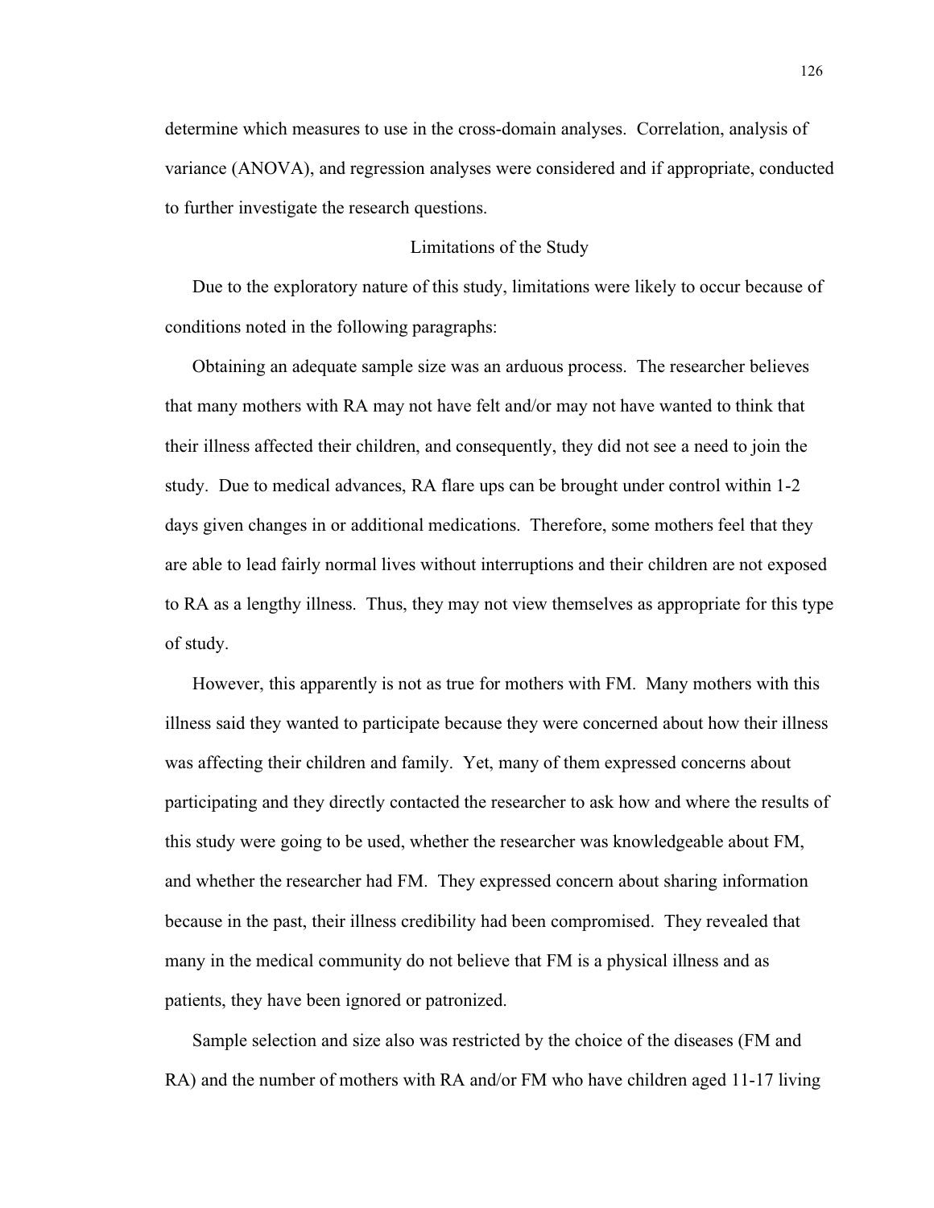determine which measures to use in the cross-domain analyses. Correlation, analysis of variance (ANOVA), and regression analyses were considered and if appropriate, conducted to further investigate the research questions.

## Limitations of the Study

Due to the exploratory nature of this study, limitations were likely to occur because of conditions noted in the following paragraphs:

Obtaining an adequate sample size was an arduous process. The researcher believes that many mothers with RA may not have felt and/or may not have wanted to think that their illness affected their children, and consequently, they did not see a need to join the study. Due to medical advances, RA flare ups can be brought under control within 1-2 days given changes in or additional medications. Therefore, some mothers feel that they are able to lead fairly normal lives without interruptions and their children are not exposed to RA as a lengthy illness. Thus, they may not view themselves as appropriate for this type of study.

However, this apparently is not as true for mothers with FM. Many mothers with this illness said they wanted to participate because they were concerned about how their illness was affecting their children and family. Yet, many of them expressed concerns about participating and they directly contacted the researcher to ask how and where the results of this study were going to be used, whether the researcher was knowledgeable about FM, and whether the researcher had FM. They expressed concern about sharing information because in the past, their illness credibility had been compromised. They revealed that many in the medical community do not believe that FM is a physical illness and as patients, they have been ignored or patronized.

Sample selection and size also was restricted by the choice of the diseases (FM and RA) and the number of mothers with RA and/or FM who have children aged 11-17 living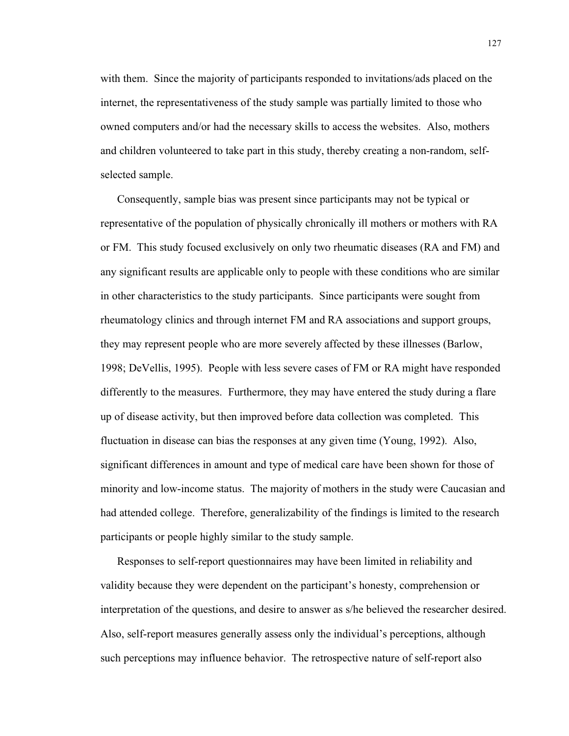with them. Since the majority of participants responded to invitations/ads placed on the internet, the representativeness of the study sample was partially limited to those who owned computers and/or had the necessary skills to access the websites. Also, mothers and children volunteered to take part in this study, thereby creating a non-random, self-selected sample.

Consequently, sample bias was present since participants may not be typical or representative of the population of physically chronically ill mothers or mothers with RA or FM. This study focused exclusively on only two rheumatic diseases (RA and FM) and any significant results are applicable only to people with these conditions who are similar in other characteristics to the study participants. Since participants were sought from rheumatology clinics and through internet FM and RA associations and support groups, they may represent people who are more severely affected by these illnesses (Barlow, 1998; DeVellis, 1995). People with less severe cases of FM or RA might have responded differently to the measures. Furthermore, they may have entered the study during a flare up of disease activity, but then improved before data collection was completed. This fluctuation in disease can bias the responses at any given time (Young, 1992). Also, significant differences in amount and type of medical care have been shown for those of minority and low-income status. The majority of mothers in the study were Caucasian and had attended college. Therefore, generalizability of the findings is limited to the research participants or people highly similar to the study sample.

Responses to self-report questionnaires may have been limited in reliability and validity because they were dependent on the participant's honesty, comprehension or interpretation of the questions, and desire to answer as s/he believed the researcher desired. Also, self-report measures generally assess only the individual's perceptions, although such perceptions may influence behavior. The retrospective nature of self-report also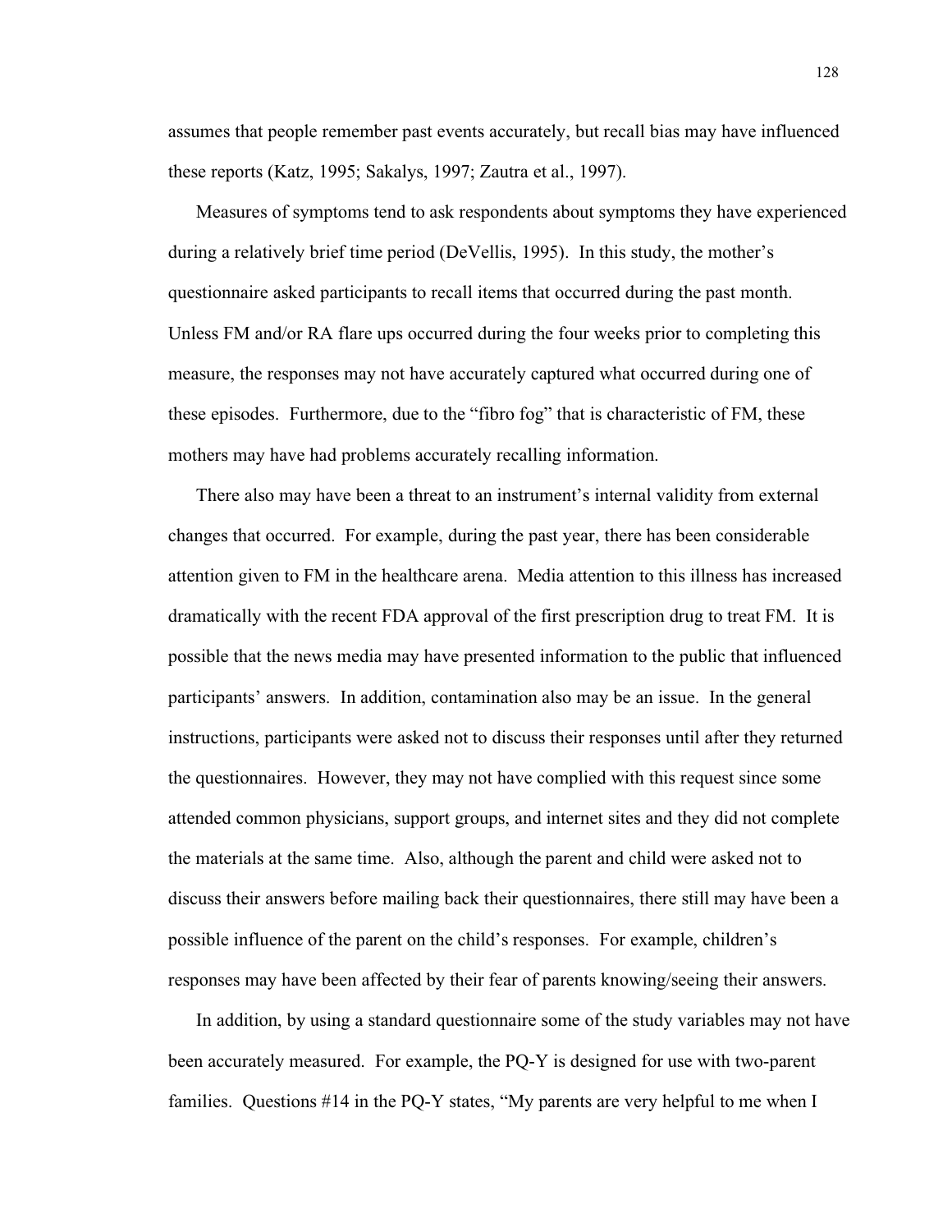assumes that people remember past events accurately, but recall bias may have influenced these reports (Katz, 1995; Sakalys, 1997; Zautra et al., 1997).

Measures of symptoms tend to ask respondents about symptoms they have experienced during a relatively brief time period (DeVellis, 1995). In this study, the mother's questionnaire asked participants to recall items that occurred during the past month. Unless FM and/or RA flare ups occurred during the four weeks prior to completing this measure, the responses may not have accurately captured what occurred during one of these episodes. Furthermore, due to the "fibro fog" that is characteristic of FM, these mothers may have had problems accurately recalling information.

There also may have been a threat to an instrument's internal validity from external changes that occurred. For example, during the past year, there has been considerable attention given to FM in the healthcare arena. Media attention to this illness has increased dramatically with the recent FDA approval of the first prescription drug to treat FM. It is possible that the news media may have presented information to the public that influenced participants' answers. In addition, contamination also may be an issue. In the general instructions, participants were asked not to discuss their responses until after they returned the questionnaires. However, they may not have complied with this request since some attended common physicians, support groups, and internet sites and they did not complete the materials at the same time. Also, although the parent and child were asked not to discuss their answers before mailing back their questionnaires, there still may have been a possible influence of the parent on the child's responses. For example, children's responses may have been affected by their fear of parents knowing/seeing their answers.

In addition, by using a standard questionnaire some of the study variables may not have been accurately measured. For example, the PQ-Y is designed for use with two-parent families. Questions #14 in the PQ-Y states, "My parents are very helpful to me when I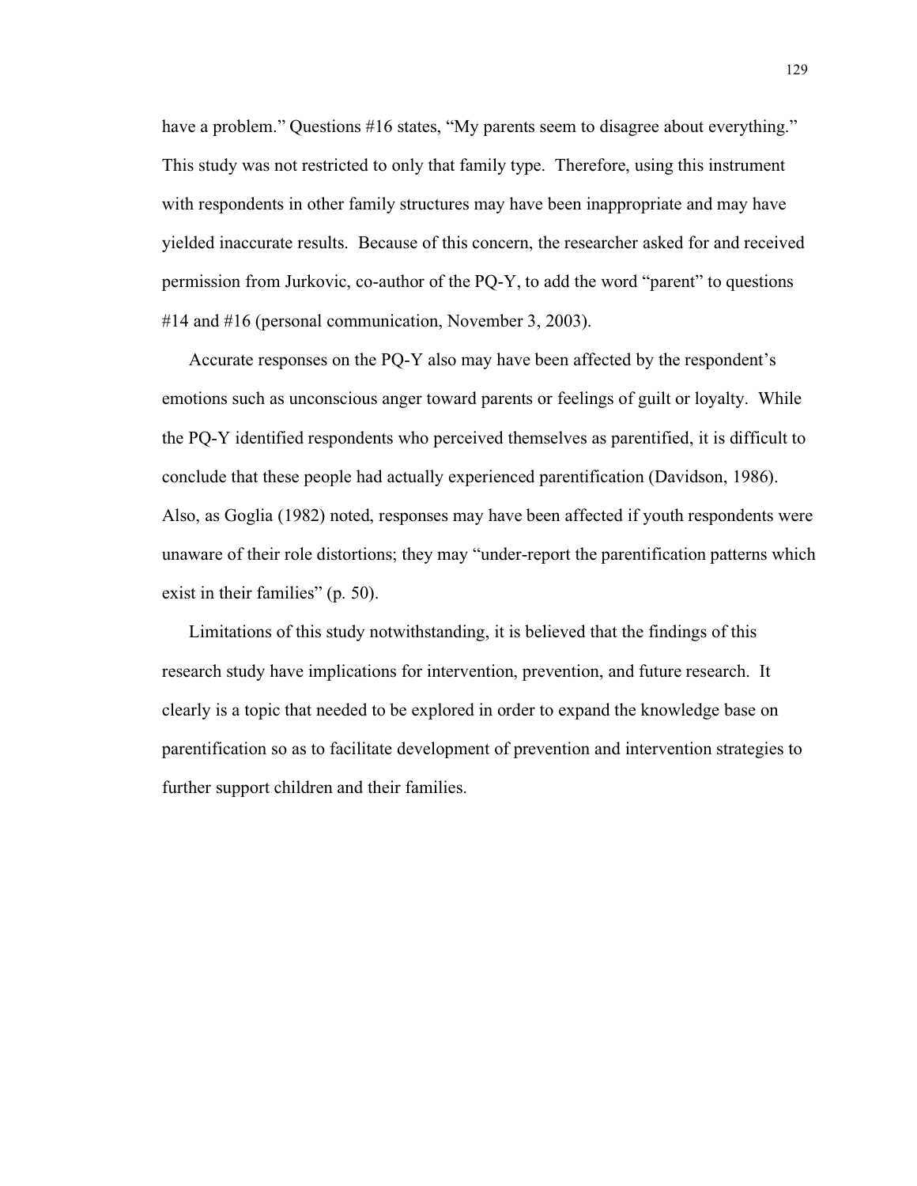have a problem." Questions #16 states, "My parents seem to disagree about everything." This study was not restricted to only that family type. Therefore, using this instrument with respondents in other family structures may have been inappropriate and may have yielded inaccurate results. Because of this concern, the researcher asked for and received permission from Jurkovic, co-author of the PQ-Y, to add the word "parent" to questions #14 and #16 (personal communication, November 3, 2003).

Accurate responses on the PQ-Y also may have been affected by the respondent's emotions such as unconscious anger toward parents or feelings of guilt or loyalty. While the PQ-Y identified respondents who perceived themselves as parentified, it is difficult to conclude that these people had actually experienced parentification (Davidson, 1986). Also, as Goglia (1982) noted, responses may have been affected if youth respondents were unaware of their role distortions; they may "under-report the parentification patterns which exist in their families" (p. 50).

Limitations of this study notwithstanding, it is believed that the findings of this research study have implications for intervention, prevention, and future research. It clearly is a topic that needed to be explored in order to expand the knowledge base on parentification so as to facilitate development of prevention and intervention strategies to further support children and their families.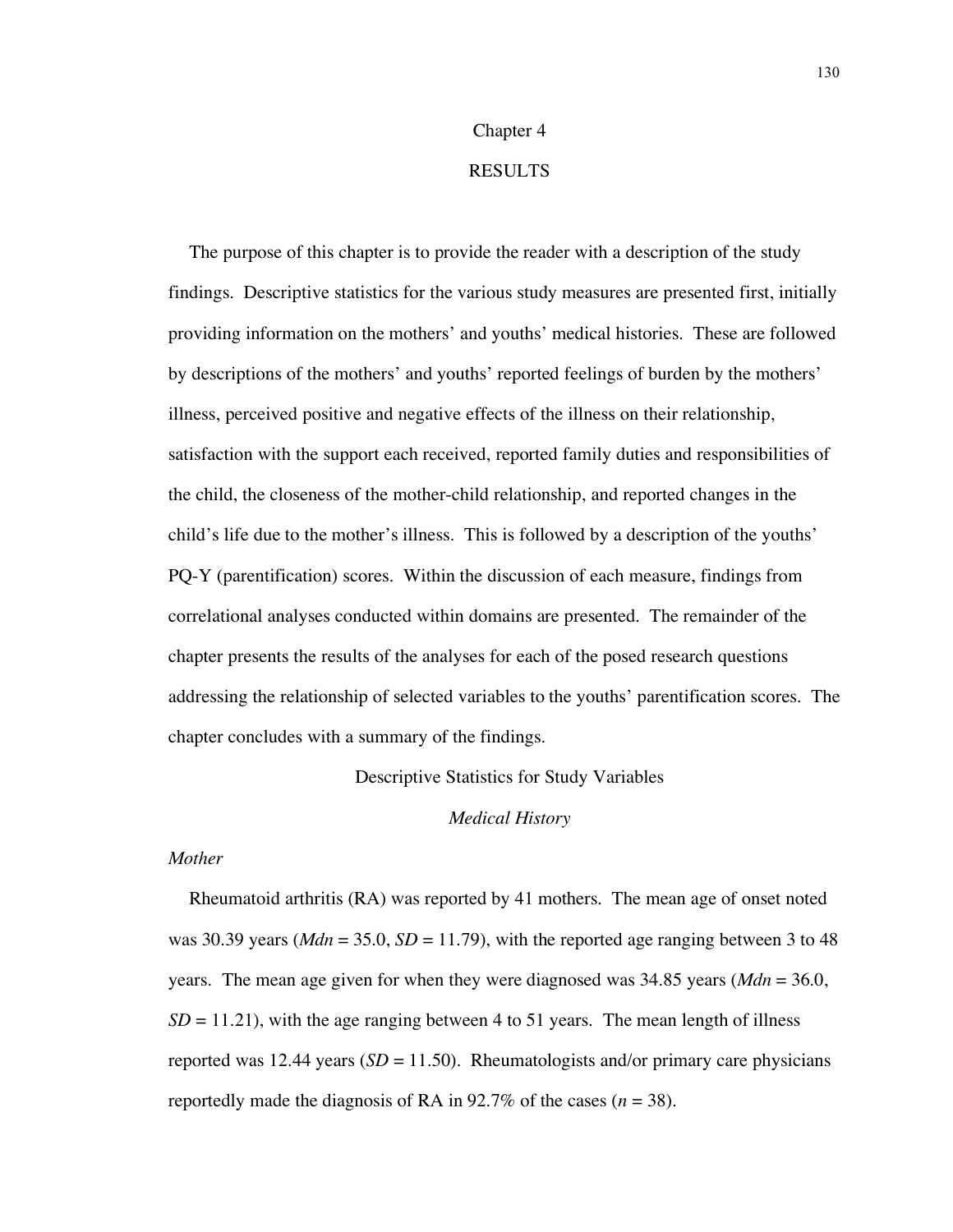# Chapter 4

# RESULTS

The purpose of this chapter is to provide the reader with a description of the study findings. Descriptive statistics for the various study measures are presented first, initially providing information on the mothers' and youths' medical histories. These are followed by descriptions of the mothers' and youths' reported feelings of burden by the mothers' illness, perceived positive and negative effects of the illness on their relationship, satisfaction with the support each received, reported family duties and responsibilities of the child, the closeness of the mother-child relationship, and reported changes in the child's life due to the mother's illness. This is followed by a description of the youths' PQ-Y (parentification) scores. Within the discussion of each measure, findings from correlational analyses conducted within domains are presented. The remainder of the chapter presents the results of the analyses for each of the posed research questions addressing the relationship of selected variables to the youths' parentification scores. The chapter concludes with a summary of the findings.

## Descriptive Statistics for Study Variables

### *Medical History*

#### *Mother*

Rheumatoid arthritis (RA) was reported by 41 mothers. The mean age of onset noted was 30.39 years (*Mdn* = 35.0, *SD* = 11.79), with the reported age ranging between 3 to 48 years. The mean age given for when they were diagnosed was 34.85 years (*Mdn* = 36.0, *SD* = 11.21), with the age ranging between 4 to 51 years. The mean length of illness reported was 12.44 years (*SD* = 11.50). Rheumatologists and/or primary care physicians reportedly made the diagnosis of RA in 92.7% of the cases (*n* = 38).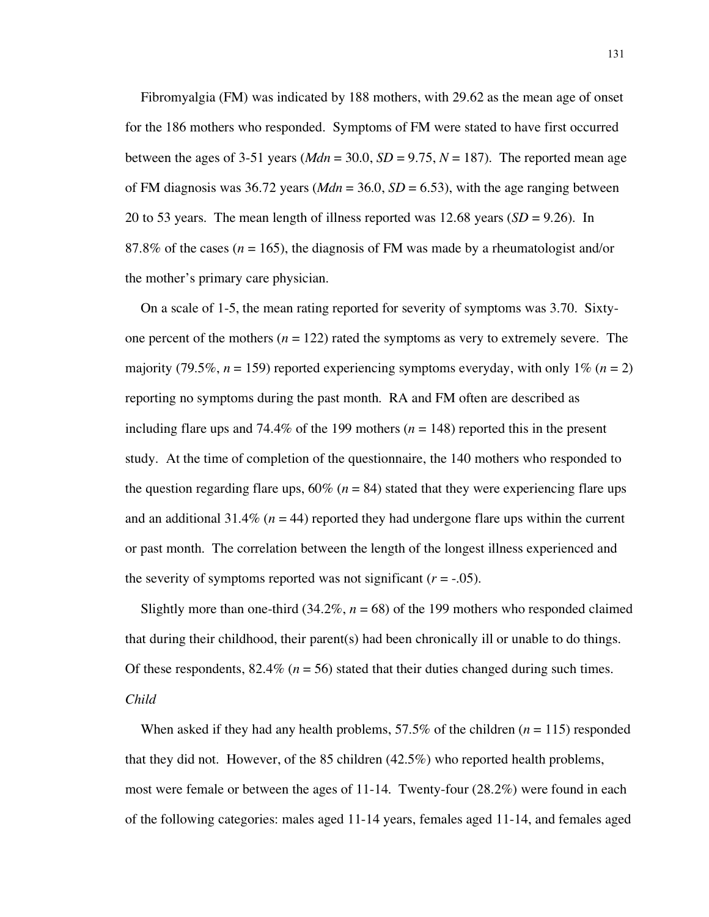Fibromyalgia (FM) was indicated by 188 mothers, with 29.62 as the mean age of onset for the 186 mothers who responded. Symptoms of FM were stated to have first occurred between the ages of 3-51 years (*Mdn* = 30.0, *SD* = 9.75, *N* = 187). The reported mean age of FM diagnosis was 36.72 years (*Mdn* = 36.0, *SD* = 6.53), with the age ranging between 20 to 53 years. The mean length of illness reported was 12.68 years (*SD* = 9.26). In 87.8% of the cases (*n* = 165), the diagnosis of FM was made by a rheumatologist and/or the mother's primary care physician.

On a scale of 1-5, the mean rating reported for severity of symptoms was 3.70. Sixty-one percent of the mothers (*n* = 122) rated the symptoms as very to extremely severe. The majority (79.5%, *n* = 159) reported experiencing symptoms everyday, with only 1% (*n* = 2) reporting no symptoms during the past month. RA and FM often are described as including flare ups and 74.4% of the 199 mothers (*n* = 148) reported this in the present study. At the time of completion of the questionnaire, the 140 mothers who responded to the question regarding flare ups, 60% (*n* = 84) stated that they were experiencing flare ups and an additional 31.4% (*n* = 44) reported they had undergone flare ups within the current or past month. The correlation between the length of the longest illness experienced and the severity of symptoms reported was not significant (*r* = -.05).

Slightly more than one-third (34.2%, *n* = 68) of the 199 mothers who responded claimed that during their childhood, their parent(s) had been chronically ill or unable to do things. Of these respondents, 82.4% (*n* = 56) stated that their duties changed during such times.

*Child*

When asked if they had any health problems, 57.5% of the children (*n* = 115) responded that they did not. However, of the 85 children (42.5%) who reported health problems, most were female or between the ages of 11-14. Twenty-four (28.2%) were found in each of the following categories: males aged 11-14 years, females aged 11-14, and females aged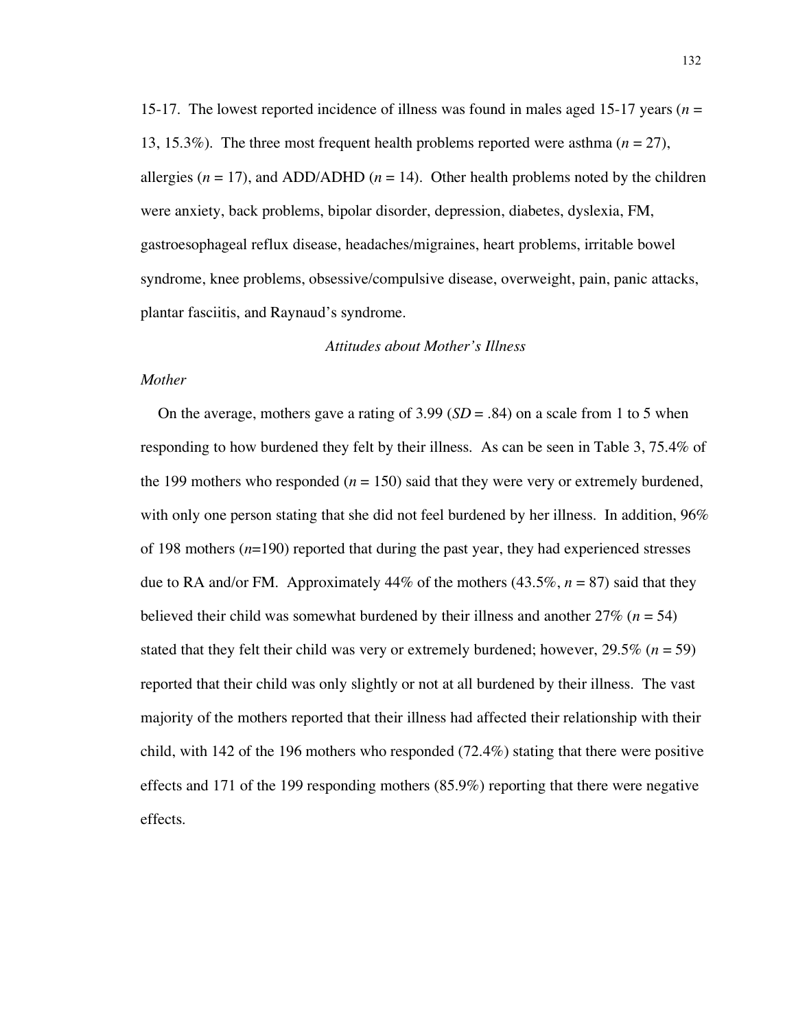15-17. The lowest reported incidence of illness was found in males aged 15-17 years ($n$ = 13, 15.3%). The three most frequent health problems reported were asthma ($n$ = 27), allergies ($n$ = 17), and ADD/ADHD ($n$ = 14). Other health problems noted by the children were anxiety, back problems, bipolar disorder, depression, diabetes, dyslexia, FM, gastroesophageal reflux disease, headaches/migraines, heart problems, irritable bowel syndrome, knee problems, obsessive/compulsive disease, overweight, pain, panic attacks, plantar fasciitis, and Raynaud's syndrome.

### *Attitudes about Mother's Illness*

#### *Mother*

On the average, mothers gave a rating of 3.99 ($SD$ = .84) on a scale from 1 to 5 when responding to how burdened they felt by their illness. As can be seen in Table 3, 75.4% of the 199 mothers who responded ($n$ = 150) said that they were very or extremely burdened, with only one person stating that she did not feel burdened by her illness. In addition, 96% of 198 mothers ($n$=190) reported that during the past year, they had experienced stresses due to RA and/or FM. Approximately 44% of the mothers (43.5%, $n$ = 87) said that they believed their child was somewhat burdened by their illness and another 27% ($n$ = 54) stated that they felt their child was very or extremely burdened; however, 29.5% ($n$ = 59) reported that their child was only slightly or not at all burdened by their illness. The vast majority of the mothers reported that their illness had affected their relationship with their child, with 142 of the 196 mothers who responded (72.4%) stating that there were positive effects and 171 of the 199 responding mothers (85.9%) reporting that there were negative effects.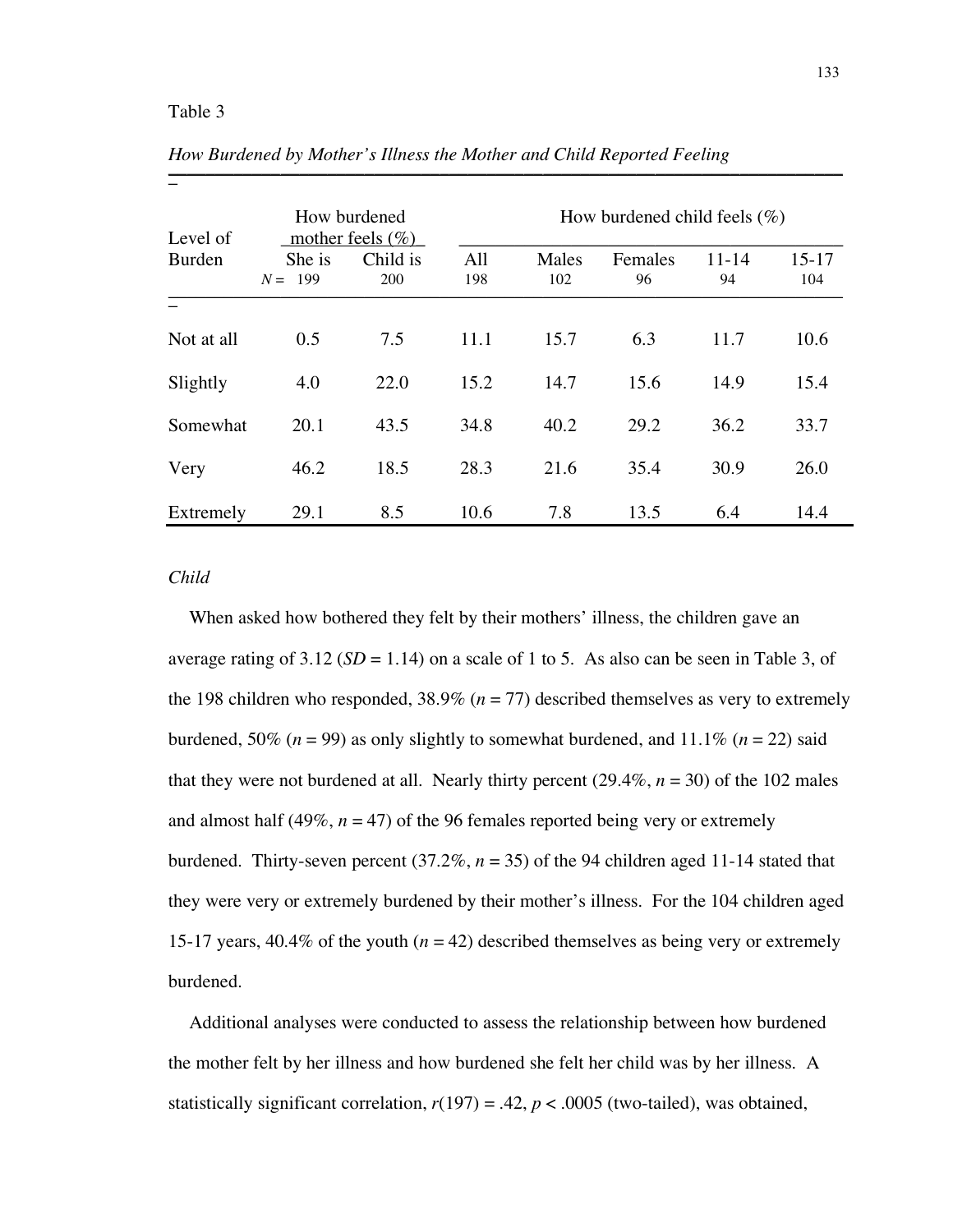Table 3

*How Burdened by Mother's Illness the Mother and Child Reported Feeling*

| Level of Burden | How burdened mother feels (%) | | How burdened child feels (%) | | | | |
|---|---|---|---|---|---|---|---|
| | She is | Child is | All | Males | Females | 11-14 | 15-17 |
| | *N* = 199 | 200 | 198 | 102 | 96 | 94 | 104 |
| Not at all | 0.5 | 7.5 | 11.1 | 15.7 | 6.3 | 11.7 | 10.6 |
| Slightly | 4.0 | 22.0 | 15.2 | 14.7 | 15.6 | 14.9 | 15.4 |
| Somewhat | 20.1 | 43.5 | 34.8 | 40.2 | 29.2 | 36.2 | 33.7 |
| Very | 46.2 | 18.5 | 28.3 | 21.6 | 35.4 | 30.9 | 26.0 |
| Extremely | 29.1 | 8.5 | 10.6 | 7.8 | 13.5 | 6.4 | 14.4 |

*Child*

When asked how bothered they felt by their mothers' illness, the children gave an average rating of 3.12 ($SD$ = 1.14) on a scale of 1 to 5. As also can be seen in Table 3, of the 198 children who responded, 38.9% ($n$ = 77) described themselves as very to extremely burdened, 50% ($n$ = 99) as only slightly to somewhat burdened, and 11.1% ($n$ = 22) said that they were not burdened at all. Nearly thirty percent (29.4%, $n$ = 30) of the 102 males and almost half (49%, $n$ = 47) of the 96 females reported being very or extremely burdened. Thirty-seven percent (37.2%, $n$ = 35) of the 94 children aged 11-14 stated that they were very or extremely burdened by their mother's illness. For the 104 children aged 15-17 years, 40.4% of the youth ($n$ = 42) described themselves as being very or extremely burdened.

Additional analyses were conducted to assess the relationship between how burdened the mother felt by her illness and how burdened she felt her child was by her illness. A statistically significant correlation, $r(197) = .42$, $p < .0005$ (two-tailed), was obtained,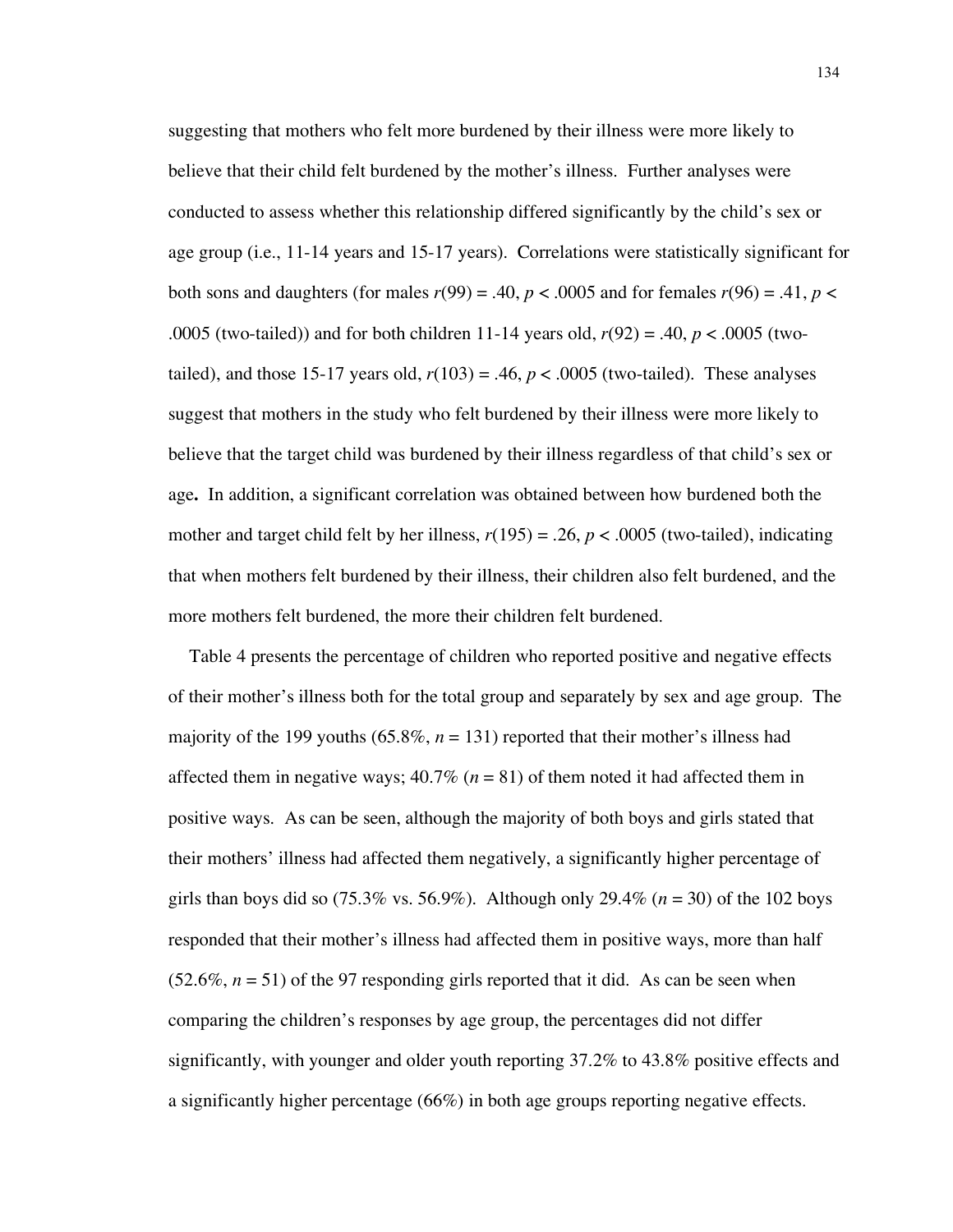suggesting that mothers who felt more burdened by their illness were more likely to believe that their child felt burdened by the mother's illness. Further analyses were conducted to assess whether this relationship differed significantly by the child's sex or age group (i.e., 11-14 years and 15-17 years). Correlations were statistically significant for both sons and daughters (for males $r(99) = .40$, $p < .0005$ and for females $r(96) = .41$, $p < .0005$ (two-tailed)) and for both children 11-14 years old, $r(92) = .40$, $p < .0005$ (two-tailed), and those 15-17 years old, $r(103) = .46$, $p < .0005$ (two-tailed). These analyses suggest that mothers in the study who felt burdened by their illness were more likely to believe that the target child was burdened by their illness regardless of that child's sex or age**.** In addition, a significant correlation was obtained between how burdened both the mother and target child felt by her illness, $r(195) = .26$, $p < .0005$ (two-tailed), indicating that when mothers felt burdened by their illness, their children also felt burdened, and the more mothers felt burdened, the more their children felt burdened.

Table 4 presents the percentage of children who reported positive and negative effects of their mother's illness both for the total group and separately by sex and age group. The majority of the 199 youths (65.8%, $n = 131$) reported that their mother's illness had affected them in negative ways; 40.7% ($n = 81$) of them noted it had affected them in positive ways. As can be seen, although the majority of both boys and girls stated that their mothers' illness had affected them negatively, a significantly higher percentage of girls than boys did so (75.3% vs. 56.9%). Although only 29.4% ($n = 30$) of the 102 boys responded that their mother's illness had affected them in positive ways, more than half (52.6%, $n = 51$) of the 97 responding girls reported that it did. As can be seen when comparing the children's responses by age group, the percentages did not differ significantly, with younger and older youth reporting 37.2% to 43.8% positive effects and a significantly higher percentage (66%) in both age groups reporting negative effects.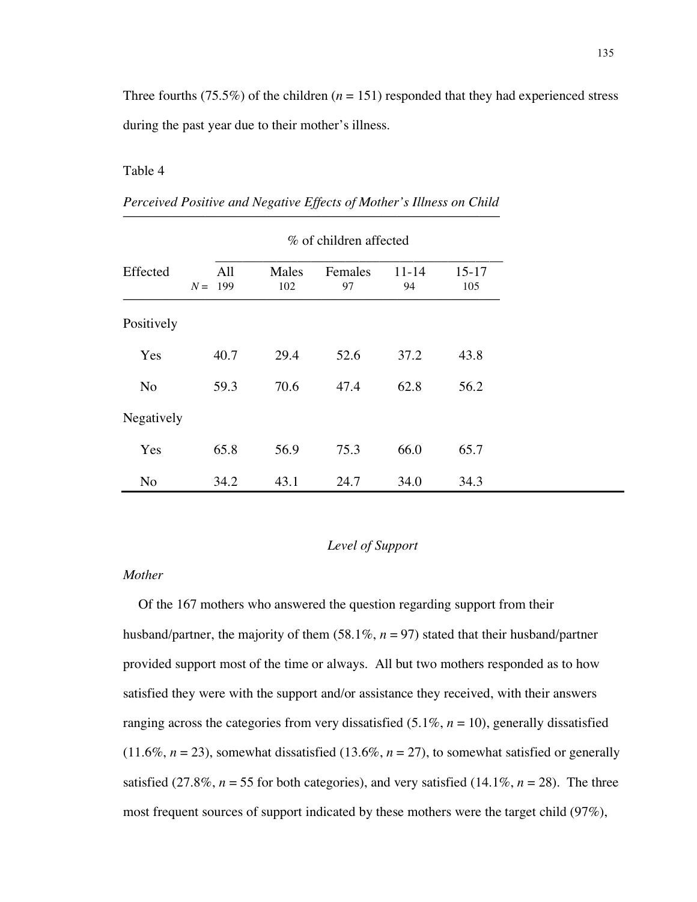Three fourths (75.5%) of the children (*n* = 151) responded that they had experienced stress during the past year due to their mother's illness.

Table 4

*Perceived Positive and Negative Effects of Mother's Illness on Child*

| | % of children affected | | | | |
|---|---|---|---|---|---|
| Effected | All | Males | Females | 11-14 | 15-17 |
| *N* = | 199 | 102 | 97 | 94 | 105 |
| Positively | | | | | |
| Yes | 40.7 | 29.4 | 52.6 | 37.2 | 43.8 |
| No | 59.3 | 70.6 | 47.4 | 62.8 | 56.2 |
| Negatively | | | | | |
| Yes | 65.8 | 56.9 | 75.3 | 66.0 | 65.7 |
| No | 34.2 | 43.1 | 24.7 | 34.0 | 34.3 |

## *Level of Support*

### *Mother*

Of the 167 mothers who answered the question regarding support from their husband/partner, the majority of them (58.1%, *n* = 97) stated that their husband/partner provided support most of the time or always. All but two mothers responded as to how satisfied they were with the support and/or assistance they received, with their answers ranging across the categories from very dissatisfied (5.1%, *n* = 10), generally dissatisfied (11.6%, *n* = 23), somewhat dissatisfied (13.6%, *n* = 27), to somewhat satisfied or generally satisfied (27.8%, *n* = 55 for both categories), and very satisfied (14.1%, *n* = 28). The three most frequent sources of support indicated by these mothers were the target child (97%),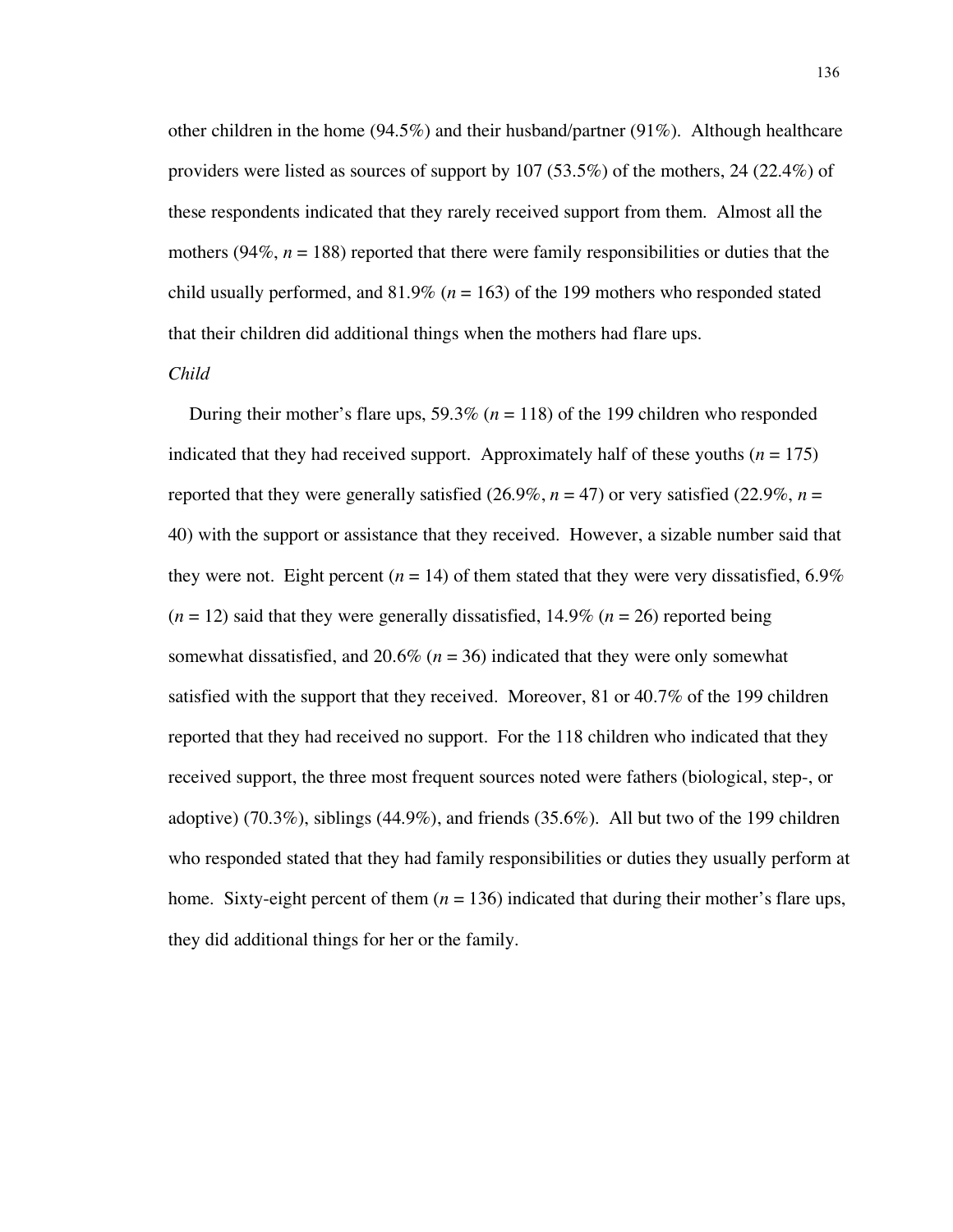other children in the home (94.5%) and their husband/partner (91%). Although healthcare providers were listed as sources of support by 107 (53.5%) of the mothers, 24 (22.4%) of these respondents indicated that they rarely received support from them. Almost all the mothers (94%, $n$ = 188) reported that there were family responsibilities or duties that the child usually performed, and 81.9% ($n$ = 163) of the 199 mothers who responded stated that their children did additional things when the mothers had flare ups.

*Child*

During their mother's flare ups, 59.3% ($n$ = 118) of the 199 children who responded indicated that they had received support. Approximately half of these youths ($n$ = 175) reported that they were generally satisfied (26.9%, $n$ = 47) or very satisfied (22.9%, $n$ = 40) with the support or assistance that they received. However, a sizable number said that they were not. Eight percent ($n$ = 14) of them stated that they were very dissatisfied, 6.9% ($n$ = 12) said that they were generally dissatisfied, 14.9% ($n$ = 26) reported being somewhat dissatisfied, and 20.6% ($n$ = 36) indicated that they were only somewhat satisfied with the support that they received. Moreover, 81 or 40.7% of the 199 children reported that they had received no support. For the 118 children who indicated that they received support, the three most frequent sources noted were fathers (biological, step-, or adoptive) (70.3%), siblings (44.9%), and friends (35.6%). All but two of the 199 children who responded stated that they had family responsibilities or duties they usually perform at home. Sixty-eight percent of them ($n$ = 136) indicated that during their mother's flare ups, they did additional things for her or the family.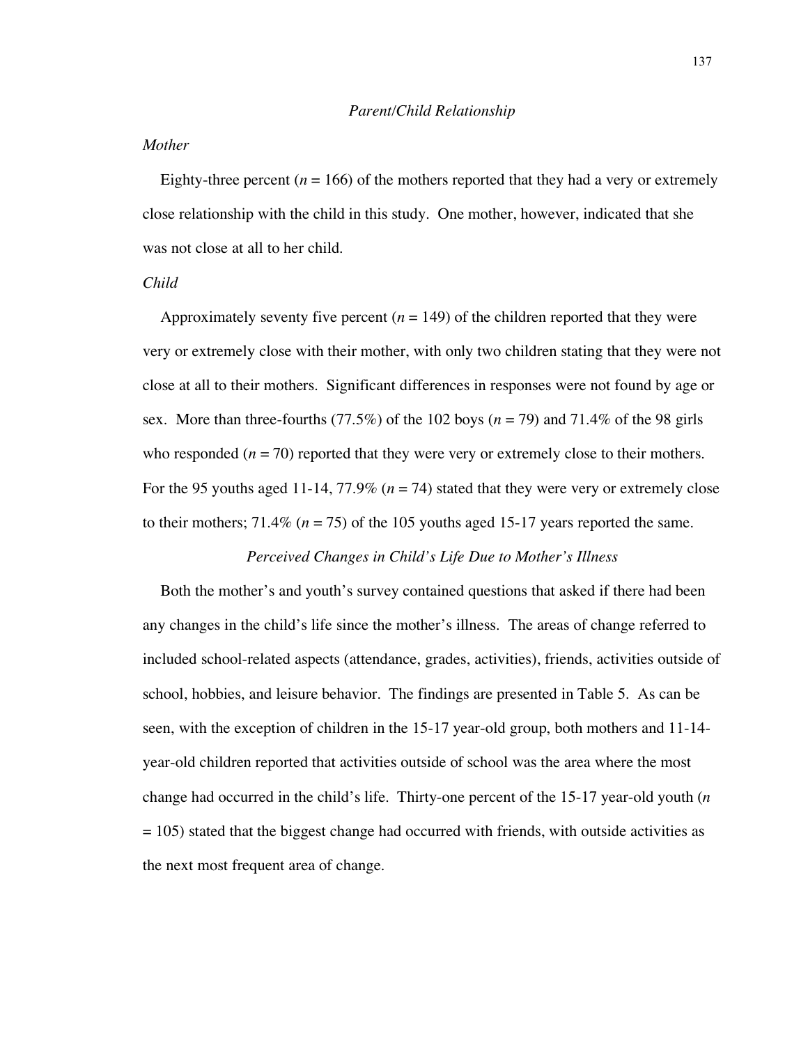### *Parent/Child Relationship*

*Mother*

Eighty-three percent ($n = 166$) of the mothers reported that they had a very or extremely close relationship with the child in this study. One mother, however, indicated that she was not close at all to her child.

*Child*

Approximately seventy five percent ($n = 149$) of the children reported that they were very or extremely close with their mother, with only two children stating that they were not close at all to their mothers. Significant differences in responses were not found by age or sex. More than three-fourths (77.5%) of the 102 boys ($n = 79$) and 71.4% of the 98 girls who responded ($n = 70$) reported that they were very or extremely close to their mothers. For the 95 youths aged 11-14, 77.9% ($n = 74$) stated that they were very or extremely close to their mothers; 71.4% ($n = 75$) of the 105 youths aged 15-17 years reported the same.

### *Perceived Changes in Child's Life Due to Mother's Illness*

Both the mother's and youth's survey contained questions that asked if there had been any changes in the child's life since the mother's illness. The areas of change referred to included school-related aspects (attendance, grades, activities), friends, activities outside of school, hobbies, and leisure behavior. The findings are presented in Table 5. As can be seen, with the exception of children in the 15-17 year-old group, both mothers and 11-14-year-old children reported that activities outside of school was the area where the most change had occurred in the child's life. Thirty-one percent of the 15-17 year-old youth ($n = 105$) stated that the biggest change had occurred with friends, with outside activities as the next most frequent area of change.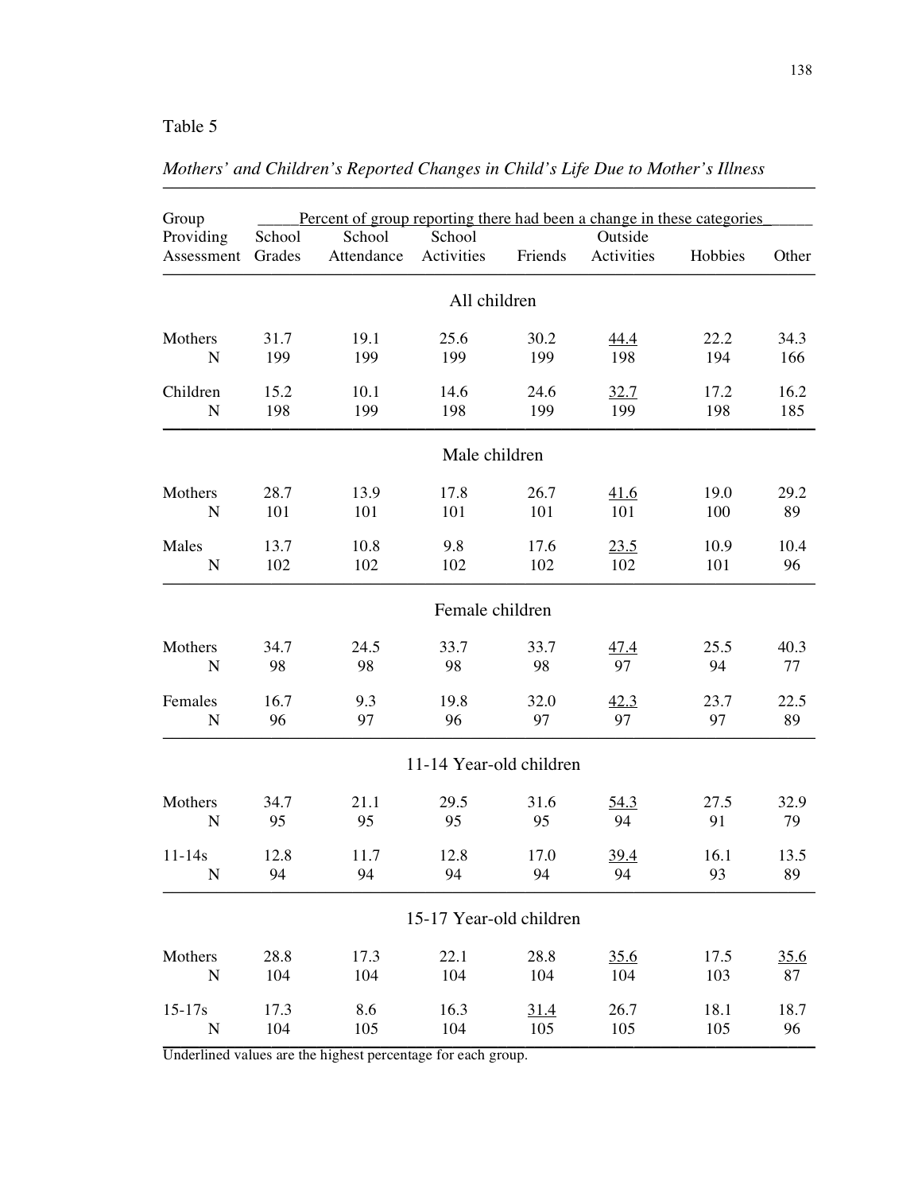Table 5

*Mothers' and Children's Reported Changes in Child's Life Due to Mother's Illness*

| Group Providing Assessment | Percent of group reporting there had been a change in these categories | | | | | | |
|---|---|---|---|---|---|---|---|
| | School Grades | School Attendance | School Activities | Friends | Outside Activities | Hobbies | Other |
| **All children** | | | | | | | |
| Mothers | 31.7 | 19.1 | 25.6 | 30.2 | <u>44.4</u> | 22.2 | 34.3 |
| N | 199 | 199 | 199 | 199 | 198 | 194 | 166 |
| Children | 15.2 | 10.1 | 14.6 | 24.6 | <u>32.7</u> | 17.2 | 16.2 |
| N | 198 | 199 | 198 | 199 | 199 | 198 | 185 |
| **Male children** | | | | | | | |
| Mothers | 28.7 | 13.9 | 17.8 | 26.7 | <u>41.6</u> | 19.0 | 29.2 |
| N | 101 | 101 | 101 | 101 | 101 | 100 | 89 |
| Males | 13.7 | 10.8 | 9.8 | 17.6 | <u>23.5</u> | 10.9 | 10.4 |
| N | 102 | 102 | 102 | 102 | 102 | 101 | 96 |
| **Female children** | | | | | | | |
| Mothers | 34.7 | 24.5 | 33.7 | 33.7 | <u>47.4</u> | 25.5 | 40.3 |
| N | 98 | 98 | 98 | 98 | 97 | 94 | 77 |
| Females | 16.7 | 9.3 | 19.8 | 32.0 | <u>42.3</u> | 23.7 | 22.5 |
| N | 96 | 97 | 96 | 97 | 97 | 97 | 89 |
| **11-14 Year-old children** | | | | | | | |
| Mothers | 34.7 | 21.1 | 29.5 | 31.6 | <u>54.3</u> | 27.5 | 32.9 |
| N | 95 | 95 | 95 | 95 | 94 | 91 | 79 |
| 11-14s | 12.8 | 11.7 | 12.8 | 17.0 | <u>39.4</u> | 16.1 | 13.5 |
| N | 94 | 94 | 94 | 94 | 94 | 93 | 89 |
| **15-17 Year-old children** | | | | | | | |
| Mothers | 28.8 | 17.3 | 22.1 | 28.8 | <u>35.6</u> | 17.5 | <u>35.6</u> |
| N | 104 | 104 | 104 | 104 | 104 | 103 | 87 |
| 15-17s | 17.3 | 8.6 | 16.3 | <u>31.4</u> | 26.7 | 18.1 | 18.7 |
| N | 104 | 105 | 104 | 105 | 105 | 105 | 96 |

Underlined values are the highest percentage for each group.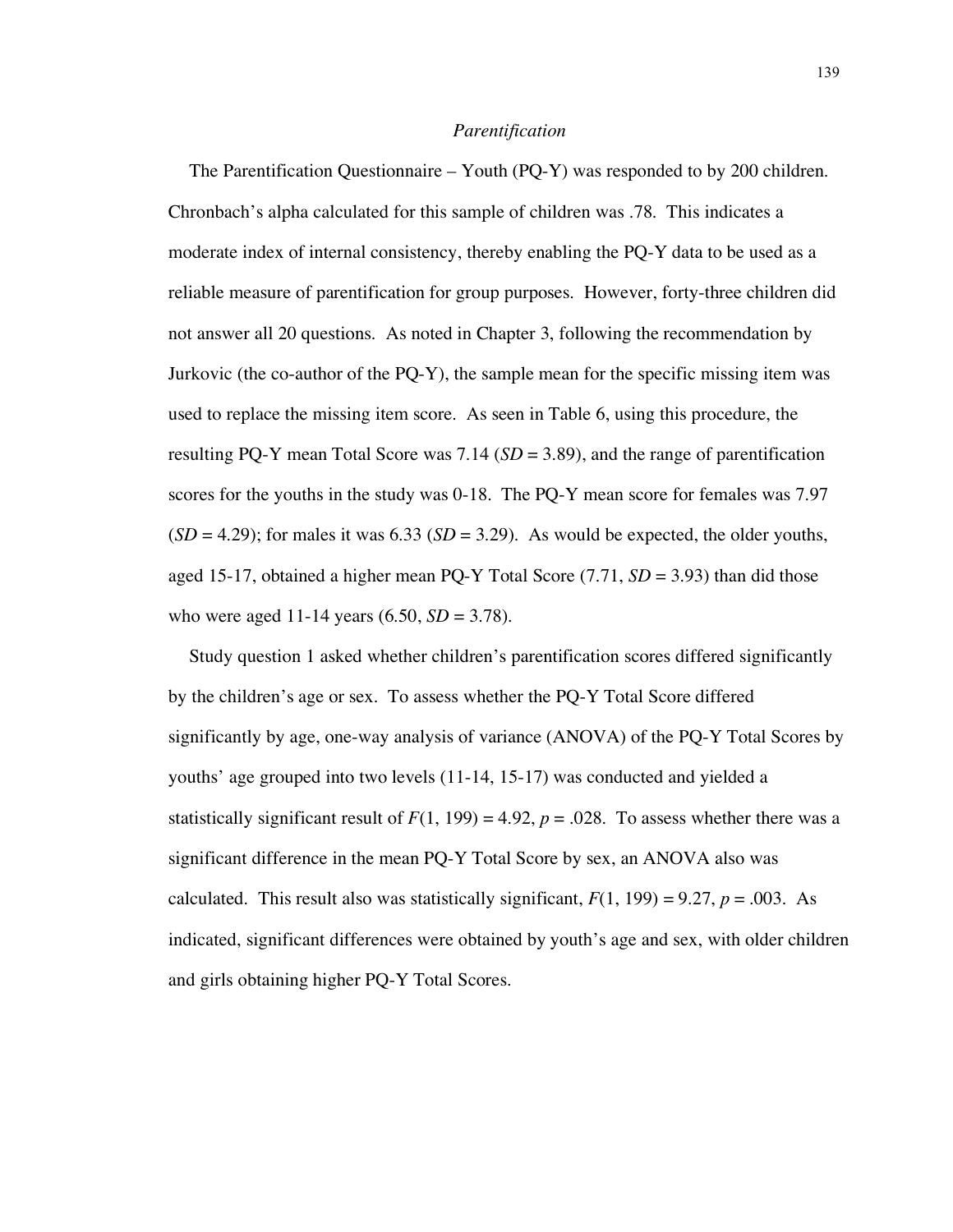### *Parentification*

The Parentification Questionnaire – Youth (PQ-Y) was responded to by 200 children. Chronbach's alpha calculated for this sample of children was .78. This indicates a moderate index of internal consistency, thereby enabling the PQ-Y data to be used as a reliable measure of parentification for group purposes. However, forty-three children did not answer all 20 questions. As noted in Chapter 3, following the recommendation by Jurkovic (the co-author of the PQ-Y), the sample mean for the specific missing item was used to replace the missing item score. As seen in Table 6, using this procedure, the resulting PQ-Y mean Total Score was 7.14 (*SD* = 3.89), and the range of parentification scores for the youths in the study was 0-18. The PQ-Y mean score for females was 7.97 (*SD* = 4.29); for males it was 6.33 (*SD* = 3.29). As would be expected, the older youths, aged 15-17, obtained a higher mean PQ-Y Total Score (7.71, *SD* = 3.93) than did those who were aged 11-14 years (6.50, *SD* = 3.78).

Study question 1 asked whether children's parentification scores differed significantly by the children's age or sex. To assess whether the PQ-Y Total Score differed significantly by age, one-way analysis of variance (ANOVA) of the PQ-Y Total Scores by youths' age grouped into two levels (11-14, 15-17) was conducted and yielded a statistically significant result of $F(1, 199) = 4.92$, $p = .028$. To assess whether there was a significant difference in the mean PQ-Y Total Score by sex, an ANOVA also was calculated. This result also was statistically significant, $F(1, 199) = 9.27$, $p = .003$. As indicated, significant differences were obtained by youth's age and sex, with older children and girls obtaining higher PQ-Y Total Scores.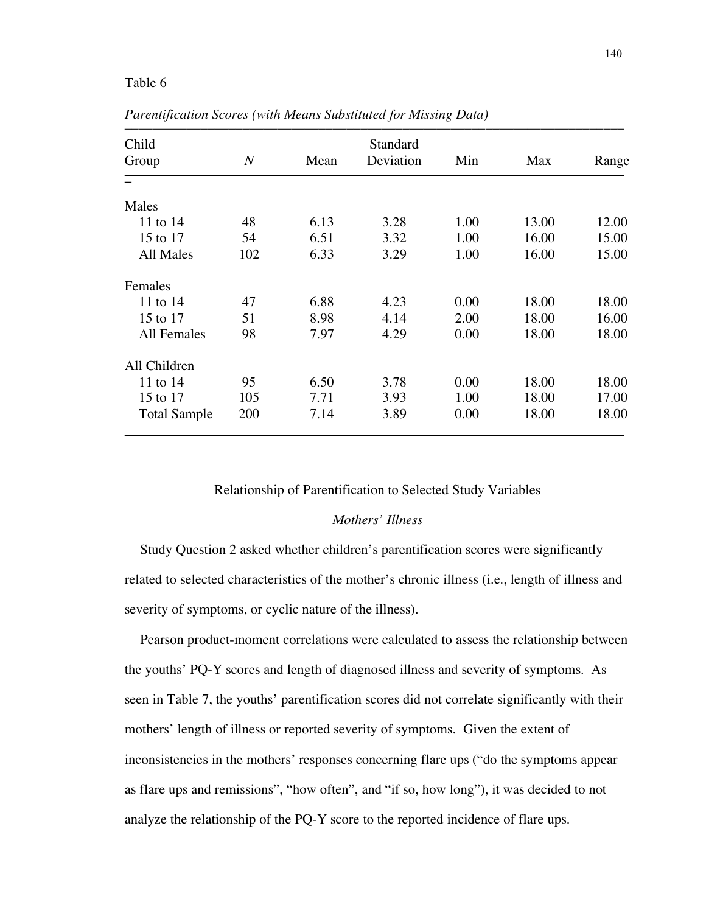Table 6

*Parentification Scores (with Means Substituted for Missing Data)*

| Child Group | $N$ | Mean | Standard Deviation | Min | Max | Range |
|---|---|---|---|---|---|---|
| Males | | | | | | |
| 11 to 14 | 48 | 6.13 | 3.28 | 1.00 | 13.00 | 12.00 |
| 15 to 17 | 54 | 6.51 | 3.32 | 1.00 | 16.00 | 15.00 |
| All Males | 102 | 6.33 | 3.29 | 1.00 | 16.00 | 15.00 |
| Females | | | | | | |
| 11 to 14 | 47 | 6.88 | 4.23 | 0.00 | 18.00 | 18.00 |
| 15 to 17 | 51 | 8.98 | 4.14 | 2.00 | 18.00 | 16.00 |
| All Females | 98 | 7.97 | 4.29 | 0.00 | 18.00 | 18.00 |
| All Children | | | | | | |
| 11 to 14 | 95 | 6.50 | 3.78 | 0.00 | 18.00 | 18.00 |
| 15 to 17 | 105 | 7.71 | 3.93 | 1.00 | 18.00 | 17.00 |
| Total Sample | 200 | 7.14 | 3.89 | 0.00 | 18.00 | 18.00 |

## Relationship of Parentification to Selected Study Variables

### *Mothers' Illness*

Study Question 2 asked whether children's parentification scores were significantly related to selected characteristics of the mother's chronic illness (i.e., length of illness and severity of symptoms, or cyclic nature of the illness).

Pearson product-moment correlations were calculated to assess the relationship between the youths' PQ-Y scores and length of diagnosed illness and severity of symptoms. As seen in Table 7, the youths' parentification scores did not correlate significantly with their mothers' length of illness or reported severity of symptoms. Given the extent of inconsistencies in the mothers' responses concerning flare ups ("do the symptoms appear as flare ups and remissions", "how often", and "if so, how long"), it was decided to not analyze the relationship of the PQ-Y score to the reported incidence of flare ups.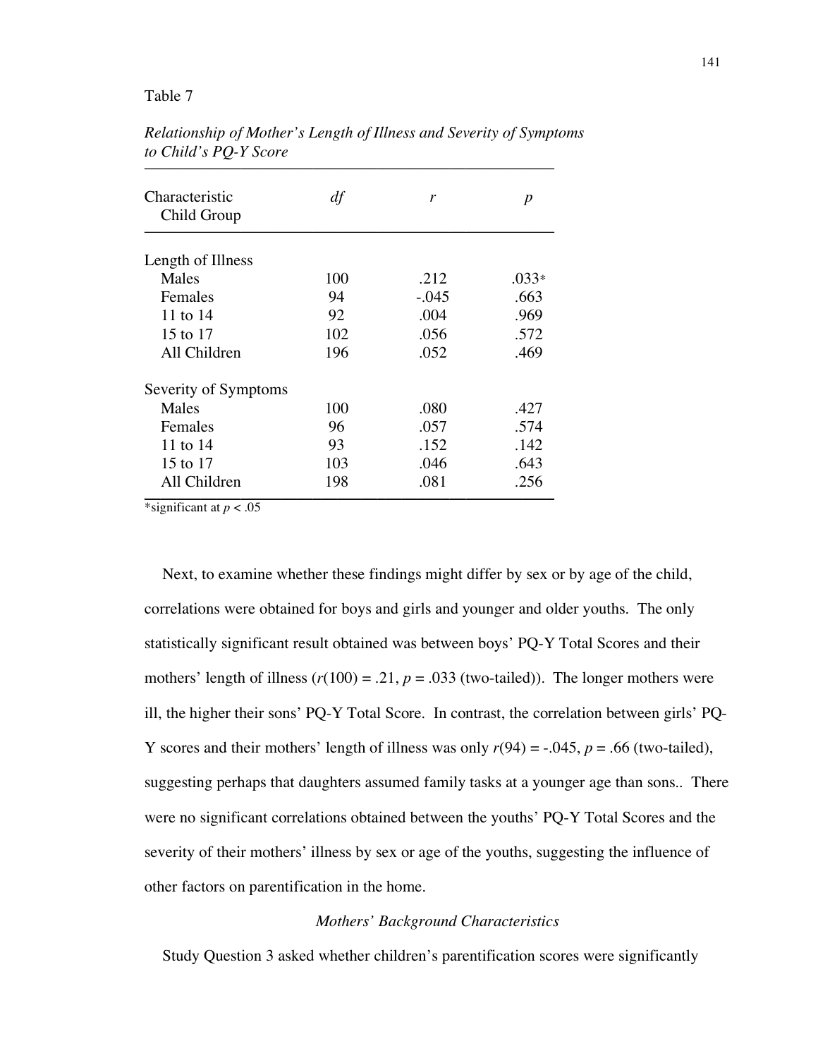Table 7

*Relationship of Mother's Length of Illness and Severity of Symptoms to Child's PQ-Y Score*

| Characteristic<br>Child Group | *df* | *r* | *p* |
|---|---|---|---|
| Length of Illness | | | |
| Males | 100 | .212 | .033* |
| Females | 94 | -.045 | .663 |
| 11 to 14 | 92 | .004 | .969 |
| 15 to 17 | 102 | .056 | .572 |
| All Children | 196 | .052 | .469 |
| Severity of Symptoms | | | |
| Males | 100 | .080 | .427 |
| Females | 96 | .057 | .574 |
| 11 to 14 | 93 | .152 | .142 |
| 15 to 17 | 103 | .046 | .643 |
| All Children | 198 | .081 | .256 |

*significant at $p < .05$

Next, to examine whether these findings might differ by sex or by age of the child, correlations were obtained for boys and girls and younger and older youths. The only statistically significant result obtained was between boys' PQ-Y Total Scores and their mothers' length of illness ($r(100) = .21$, $p = .033$ (two-tailed)). The longer mothers were ill, the higher their sons' PQ-Y Total Score. In contrast, the correlation between girls' PQ-Y scores and their mothers' length of illness was only $r(94) = -.045$, $p = .66$ (two-tailed), suggesting perhaps that daughters assumed family tasks at a younger age than sons.. There were no significant correlations obtained between the youths' PQ-Y Total Scores and the severity of their mothers' illness by sex or age of the youths, suggesting the influence of other factors on parentification in the home.

### *Mothers' Background Characteristics*

Study Question 3 asked whether children's parentification scores were significantly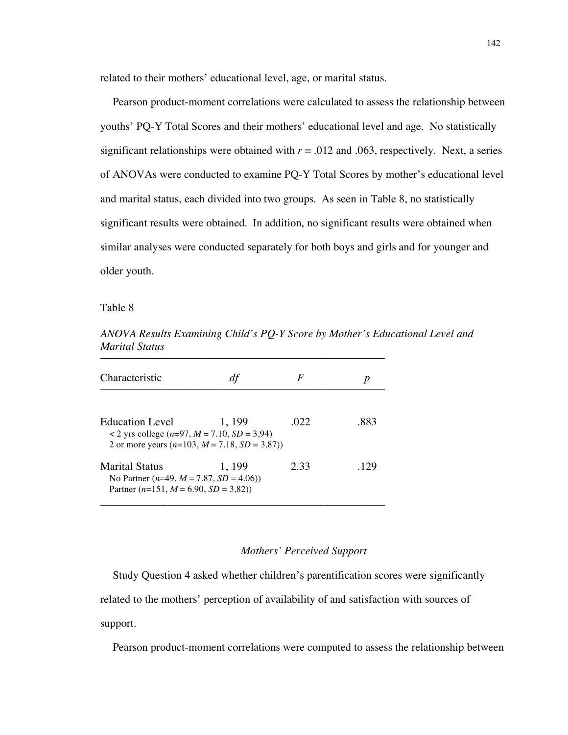related to their mothers' educational level, age, or marital status.

Pearson product-moment correlations were calculated to assess the relationship between youths' PQ-Y Total Scores and their mothers' educational level and age. No statistically significant relationships were obtained with $r = .012$ and $.063$, respectively. Next, a series of ANOVAs were conducted to examine PQ-Y Total Scores by mother's educational level and marital status, each divided into two groups. As seen in Table 8, no statistically significant results were obtained. In addition, no significant results were obtained when similar analyses were conducted separately for both boys and girls and for younger and older youth.

Table 8

*ANOVA Results Examining Child's PQ-Y Score by Mother's Educational Level and Marital Status*

| Characteristic | *df* | *F* | *p* |
|---|---|---|---|
| Education Level | 1, 199 | .022 | .883 |
| < 2 yrs college ($n$=97, $M$ = 7.10, $SD$ = 3,94) | | | |
| 2 or more years ($n$=103, $M$ = 7.18, $SD$ = 3,87)) | | | |
| Marital Status | 1, 199 | 2.33 | .129 |
| No Partner ($n$=49, $M$ = 7.87, $SD$ = 4.06)) | | | |
| Partner ($n$=151, $M$ = 6.90, $SD$ = 3,82)) | | | |

### *Mothers' Perceived Support*

Study Question 4 asked whether children's parentification scores were significantly related to the mothers' perception of availability of and satisfaction with sources of support.

Pearson product-moment correlations were computed to assess the relationship between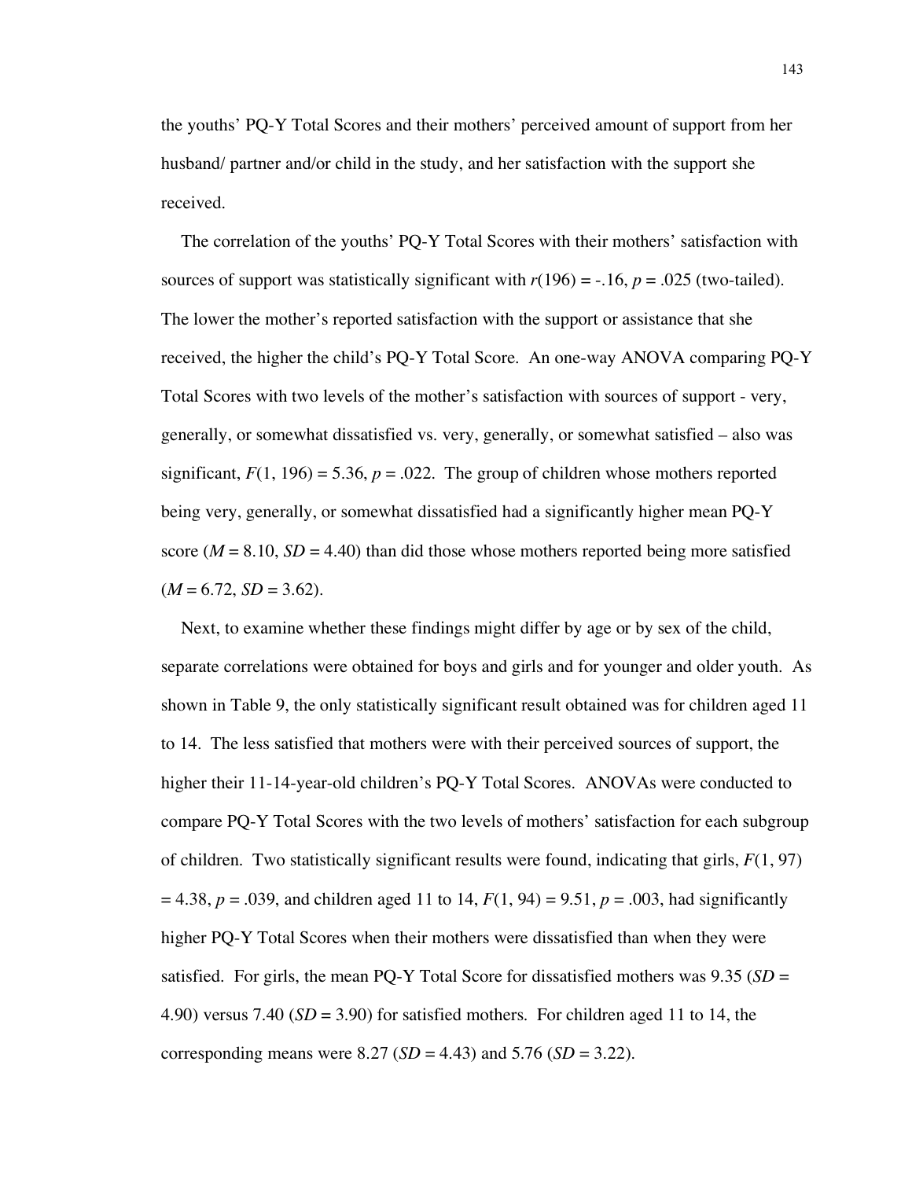the youths' PQ-Y Total Scores and their mothers' perceived amount of support from her husband/ partner and/or child in the study, and her satisfaction with the support she received.

The correlation of the youths' PQ-Y Total Scores with their mothers' satisfaction with sources of support was statistically significant with $r(196) = -.16$, $p = .025$ (two-tailed). The lower the mother's reported satisfaction with the support or assistance that she received, the higher the child's PQ-Y Total Score. An one-way ANOVA comparing PQ-Y Total Scores with two levels of the mother's satisfaction with sources of support - very, generally, or somewhat dissatisfied vs. very, generally, or somewhat satisfied – also was significant, $F(1, 196) = 5.36$, $p = .022$. The group of children whose mothers reported being very, generally, or somewhat dissatisfied had a significantly higher mean PQ-Y score ($M = 8.10$, $SD = 4.40$) than did those whose mothers reported being more satisfied ($M = 6.72$, $SD = 3.62$).

Next, to examine whether these findings might differ by age or by sex of the child, separate correlations were obtained for boys and girls and for younger and older youth. As shown in Table 9, the only statistically significant result obtained was for children aged 11 to 14. The less satisfied that mothers were with their perceived sources of support, the higher their 11-14-year-old children's PQ-Y Total Scores. ANOVAs were conducted to compare PQ-Y Total Scores with the two levels of mothers' satisfaction for each subgroup of children. Two statistically significant results were found, indicating that girls, $F(1, 97) = 4.38$, $p = .039$, and children aged 11 to 14, $F(1, 94) = 9.51$, $p = .003$, had significantly higher PQ-Y Total Scores when their mothers were dissatisfied than when they were satisfied. For girls, the mean PQ-Y Total Score for dissatisfied mothers was 9.35 ($SD = 4.90$) versus 7.40 ($SD = 3.90$) for satisfied mothers. For children aged 11 to 14, the corresponding means were 8.27 ($SD = 4.43$) and 5.76 ($SD = 3.22$).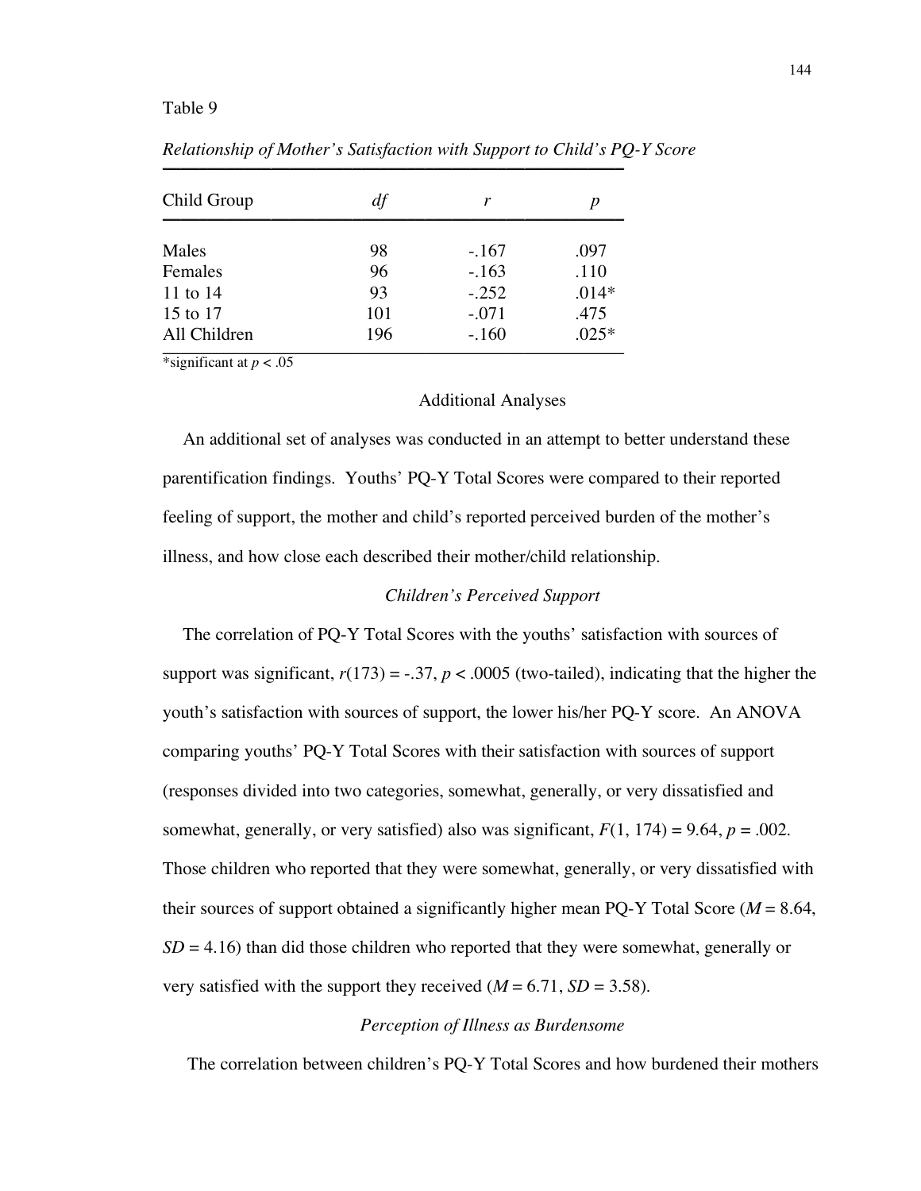Table 9

*Relationship of Mother's Satisfaction with Support to Child's PQ-Y Score*

| Child Group | *df* | *r* | *p* |
|---|---|---|---|
| Males | 98 | -.167 | .097 |
| Females | 96 | -.163 | .110 |
| 11 to 14 | 93 | -.252 | .014* |
| 15 to 17 | 101 | -.071 | .475 |
| All Children | 196 | -.160 | .025* |

*significant at $p < .05$

## Additional Analyses

An additional set of analyses was conducted in an attempt to better understand these parentification findings. Youths' PQ-Y Total Scores were compared to their reported feeling of support, the mother and child's reported perceived burden of the mother's illness, and how close each described their mother/child relationship.

### *Children's Perceived Support*

The correlation of PQ-Y Total Scores with the youths' satisfaction with sources of support was significant, $r(173) = -.37$, $p < .0005$ (two-tailed), indicating that the higher the youth's satisfaction with sources of support, the lower his/her PQ-Y score. An ANOVA comparing youths' PQ-Y Total Scores with their satisfaction with sources of support (responses divided into two categories, somewhat, generally, or very dissatisfied and somewhat, generally, or very satisfied) also was significant, $F(1, 174) = 9.64$, $p = .002$. Those children who reported that they were somewhat, generally, or very dissatisfied with their sources of support obtained a significantly higher mean PQ-Y Total Score ($M = 8.64$, $SD = 4.16$) than did those children who reported that they were somewhat, generally or very satisfied with the support they received ($M = 6.71$, $SD = 3.58$).

### *Perception of Illness as Burdensome*

The correlation between children's PQ-Y Total Scores and how burdened their mothers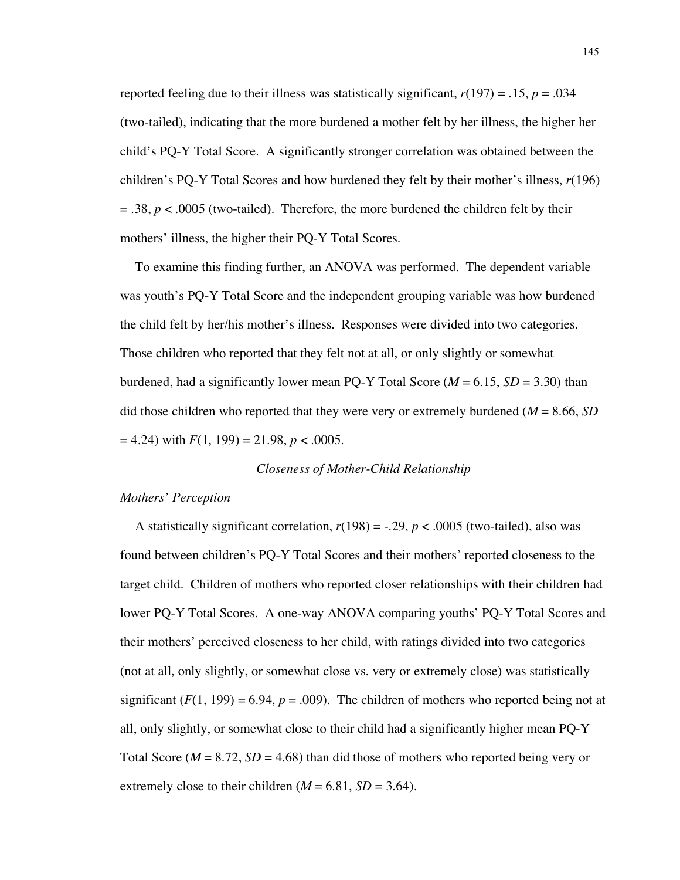reported feeling due to their illness was statistically significant, $r(197) = .15$, $p = .034$ (two-tailed), indicating that the more burdened a mother felt by her illness, the higher her child's PQ-Y Total Score. A significantly stronger correlation was obtained between the children's PQ-Y Total Scores and how burdened they felt by their mother's illness, $r(196) = .38$, $p < .0005$ (two-tailed). Therefore, the more burdened the children felt by their mothers' illness, the higher their PQ-Y Total Scores.

To examine this finding further, an ANOVA was performed. The dependent variable was youth's PQ-Y Total Score and the independent grouping variable was how burdened the child felt by her/his mother's illness. Responses were divided into two categories. Those children who reported that they felt not at all, or only slightly or somewhat burdened, had a significantly lower mean PQ-Y Total Score ($M = 6.15$, $SD = 3.30$) than did those children who reported that they were very or extremely burdened ($M = 8.66$, $SD = 4.24$) with $F(1, 199) = 21.98$, $p < .0005$.

### *Closeness of Mother-Child Relationship*

#### *Mothers' Perception*

A statistically significant correlation, $r(198) = -.29$, $p < .0005$ (two-tailed), also was found between children's PQ-Y Total Scores and their mothers' reported closeness to the target child. Children of mothers who reported closer relationships with their children had lower PQ-Y Total Scores. A one-way ANOVA comparing youths' PQ-Y Total Scores and their mothers' perceived closeness to her child, with ratings divided into two categories (not at all, only slightly, or somewhat close vs. very or extremely close) was statistically significant ($F(1, 199) = 6.94$, $p = .009$). The children of mothers who reported being not at all, only slightly, or somewhat close to their child had a significantly higher mean PQ-Y Total Score ($M = 8.72$, $SD = 4.68$) than did those of mothers who reported being very or extremely close to their children ($M = 6.81$, $SD = 3.64$).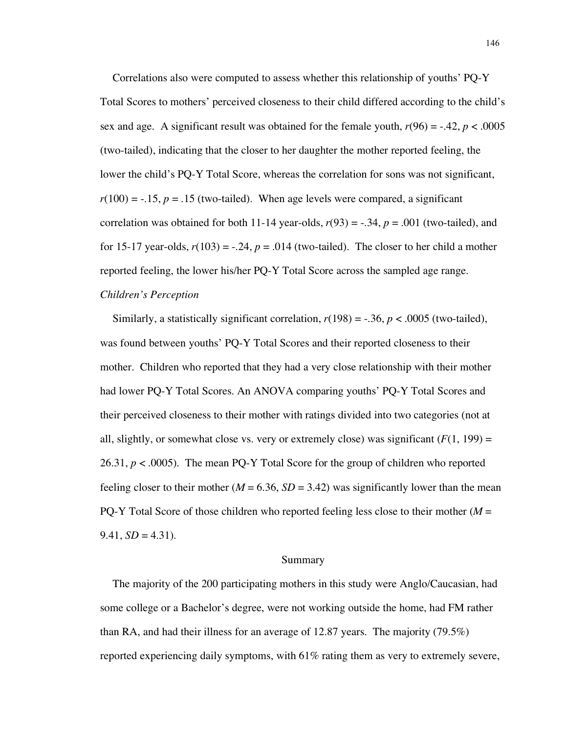Correlations also were computed to assess whether this relationship of youths' PQ-Y Total Scores to mothers' perceived closeness to their child differed according to the child's sex and age. A significant result was obtained for the female youth, $r(96) = -.42$, $p < .0005$ (two-tailed), indicating that the closer to her daughter the mother reported feeling, the lower the child's PQ-Y Total Score, whereas the correlation for sons was not significant, $r(100) = -.15$, $p = .15$ (two-tailed). When age levels were compared, a significant correlation was obtained for both 11-14 year-olds, $r(93) = -.34$, $p = .001$ (two-tailed), and for 15-17 year-olds, $r(103) = -.24$, $p = .014$ (two-tailed). The closer to her child a mother reported feeling, the lower his/her PQ-Y Total Score across the sampled age range.

### *Children's Perception*

Similarly, a statistically significant correlation, $r(198) = -.36$, $p < .0005$ (two-tailed), was found between youths' PQ-Y Total Scores and their reported closeness to their mother. Children who reported that they had a very close relationship with their mother had lower PQ-Y Total Scores. An ANOVA comparing youths' PQ-Y Total Scores and their perceived closeness to their mother with ratings divided into two categories (not at all, slightly, or somewhat close vs. very or extremely close) was significant ($F(1, 199) = 26.31$, $p < .0005$). The mean PQ-Y Total Score for the group of children who reported feeling closer to their mother ($M = 6.36$, $SD = 3.42$) was significantly lower than the mean PQ-Y Total Score of those children who reported feeling less close to their mother ($M = 9.41$, $SD = 4.31$).

## Summary

The majority of the 200 participating mothers in this study were Anglo/Caucasian, had some college or a Bachelor's degree, were not working outside the home, had FM rather than RA, and had their illness for an average of 12.87 years. The majority (79.5%) reported experiencing daily symptoms, with 61% rating them as very to extremely severe,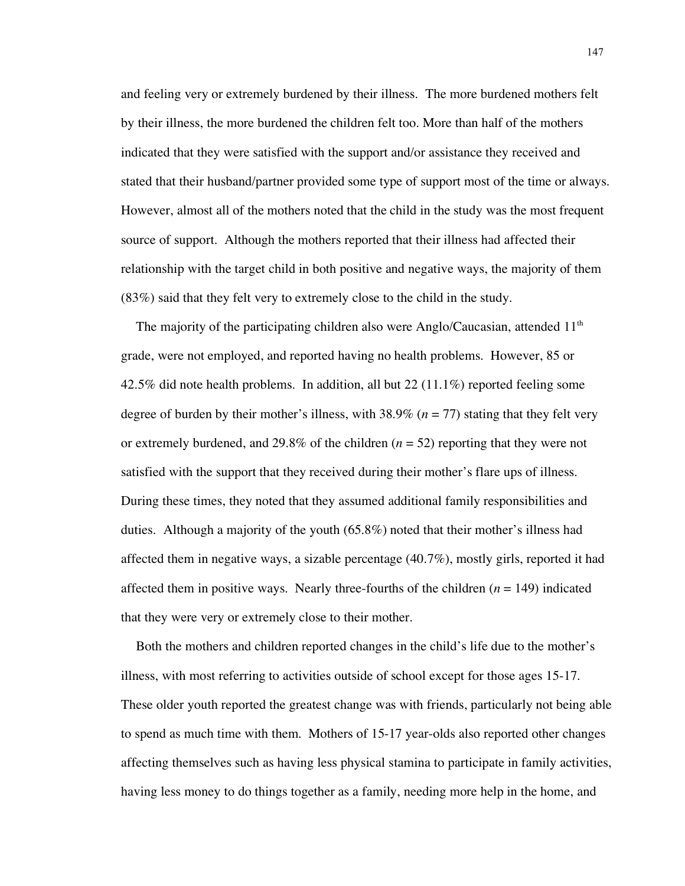and feeling very or extremely burdened by their illness. The more burdened mothers felt by their illness, the more burdened the children felt too. More than half of the mothers indicated that they were satisfied with the support and/or assistance they received and stated that their husband/partner provided some type of support most of the time or always. However, almost all of the mothers noted that the child in the study was the most frequent source of support. Although the mothers reported that their illness had affected their relationship with the target child in both positive and negative ways, the majority of them (83%) said that they felt very to extremely close to the child in the study.

The majority of the participating children also were Anglo/Caucasian, attended 11th grade, were not employed, and reported having no health problems. However, 85 or 42.5% did note health problems. In addition, all but 22 (11.1%) reported feeling some degree of burden by their mother's illness, with 38.9% (*n* = 77) stating that they felt very or extremely burdened, and 29.8% of the children (*n* = 52) reporting that they were not satisfied with the support that they received during their mother's flare ups of illness. During these times, they noted that they assumed additional family responsibilities and duties. Although a majority of the youth (65.8%) noted that their mother's illness had affected them in negative ways, a sizable percentage (40.7%), mostly girls, reported it had affected them in positive ways. Nearly three-fourths of the children (*n* = 149) indicated that they were very or extremely close to their mother.

Both the mothers and children reported changes in the child's life due to the mother's illness, with most referring to activities outside of school except for those ages 15-17. These older youth reported the greatest change was with friends, particularly not being able to spend as much time with them. Mothers of 15-17 year-olds also reported other changes affecting themselves such as having less physical stamina to participate in family activities, having less money to do things together as a family, needing more help in the home, and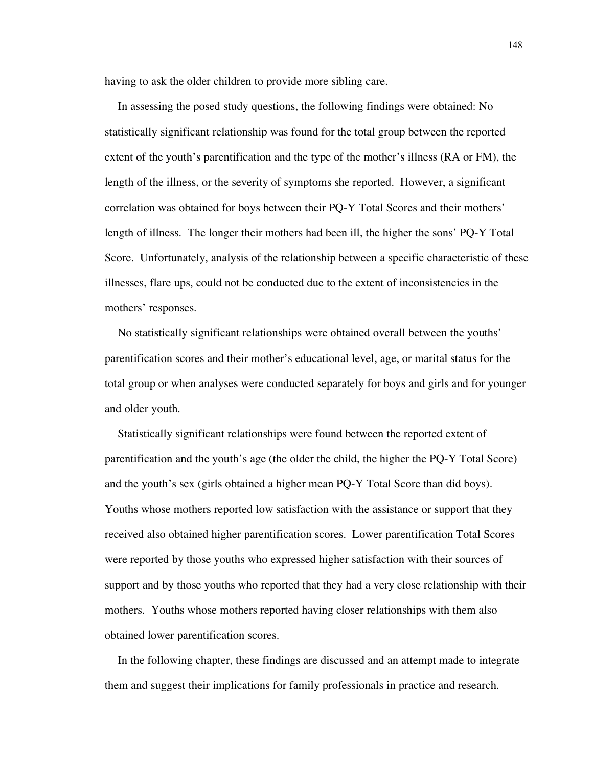having to ask the older children to provide more sibling care.

In assessing the posed study questions, the following findings were obtained: No statistically significant relationship was found for the total group between the reported extent of the youth's parentification and the type of the mother's illness (RA or FM), the length of the illness, or the severity of symptoms she reported. However, a significant correlation was obtained for boys between their PQ-Y Total Scores and their mothers' length of illness. The longer their mothers had been ill, the higher the sons' PQ-Y Total Score. Unfortunately, analysis of the relationship between a specific characteristic of these illnesses, flare ups, could not be conducted due to the extent of inconsistencies in the mothers' responses.

No statistically significant relationships were obtained overall between the youths' parentification scores and their mother's educational level, age, or marital status for the total group or when analyses were conducted separately for boys and girls and for younger and older youth.

Statistically significant relationships were found between the reported extent of parentification and the youth's age (the older the child, the higher the PQ-Y Total Score) and the youth's sex (girls obtained a higher mean PQ-Y Total Score than did boys). Youths whose mothers reported low satisfaction with the assistance or support that they received also obtained higher parentification scores. Lower parentification Total Scores were reported by those youths who expressed higher satisfaction with their sources of support and by those youths who reported that they had a very close relationship with their mothers. Youths whose mothers reported having closer relationships with them also obtained lower parentification scores.

In the following chapter, these findings are discussed and an attempt made to integrate them and suggest their implications for family professionals in practice and research.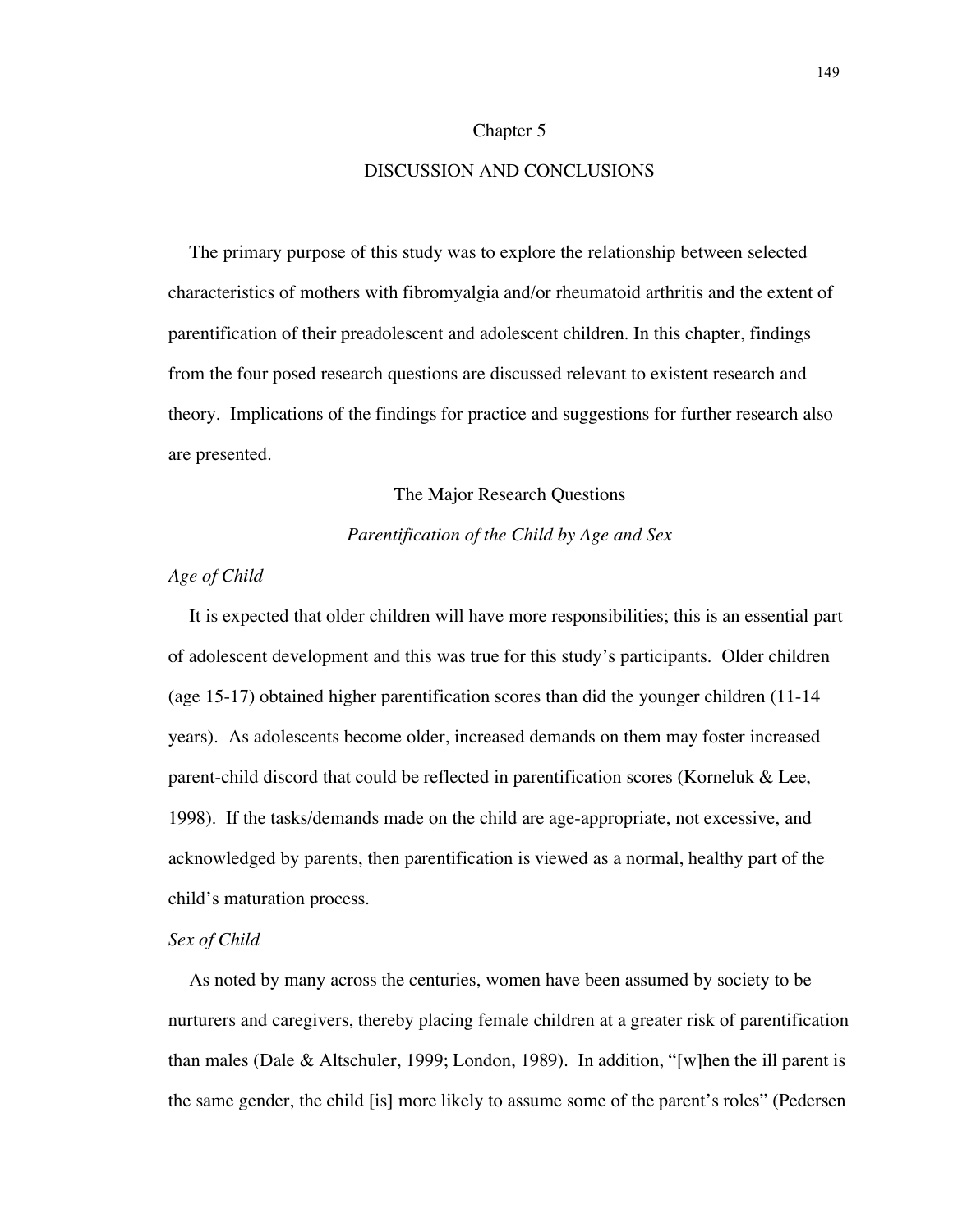# Chapter 5

# DISCUSSION AND CONCLUSIONS

The primary purpose of this study was to explore the relationship between selected characteristics of mothers with fibromyalgia and/or rheumatoid arthritis and the extent of parentification of their preadolescent and adolescent children. In this chapter, findings from the four posed research questions are discussed relevant to existent research and theory. Implications of the findings for practice and suggestions for further research also are presented.

## The Major Research Questions

### *Parentification of the Child by Age and Sex*

#### *Age of Child*

It is expected that older children will have more responsibilities; this is an essential part of adolescent development and this was true for this study's participants. Older children (age 15-17) obtained higher parentification scores than did the younger children (11-14 years). As adolescents become older, increased demands on them may foster increased parent-child discord that could be reflected in parentification scores (Korneluk & Lee, 1998). If the tasks/demands made on the child are age-appropriate, not excessive, and acknowledged by parents, then parentification is viewed as a normal, healthy part of the child's maturation process.

#### *Sex of Child*

As noted by many across the centuries, women have been assumed by society to be nurturers and caregivers, thereby placing female children at a greater risk of parentification than males (Dale & Altschuler, 1999; London, 1989). In addition, "[w]hen the ill parent is the same gender, the child [is] more likely to assume some of the parent's roles" (Pedersen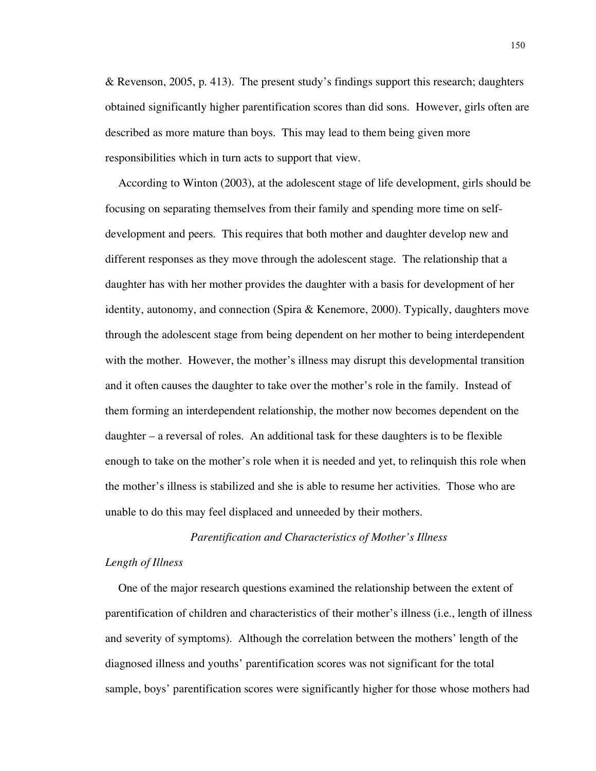& Revenson, 2005, p. 413). The present study's findings support this research; daughters obtained significantly higher parentification scores than did sons. However, girls often are described as more mature than boys. This may lead to them being given more responsibilities which in turn acts to support that view.

According to Winton (2003), at the adolescent stage of life development, girls should be focusing on separating themselves from their family and spending more time on self-development and peers. This requires that both mother and daughter develop new and different responses as they move through the adolescent stage. The relationship that a daughter has with her mother provides the daughter with a basis for development of her identity, autonomy, and connection (Spira & Kenemore, 2000). Typically, daughters move through the adolescent stage from being dependent on her mother to being interdependent with the mother. However, the mother's illness may disrupt this developmental transition and it often causes the daughter to take over the mother's role in the family. Instead of them forming an interdependent relationship, the mother now becomes dependent on the daughter – a reversal of roles. An additional task for these daughters is to be flexible enough to take on the mother's role when it is needed and yet, to relinquish this role when the mother's illness is stabilized and she is able to resume her activities. Those who are unable to do this may feel displaced and unneeded by their mothers.

### *Parentification and Characteristics of Mother's Illness*

#### *Length of Illness*

One of the major research questions examined the relationship between the extent of parentification of children and characteristics of their mother's illness (i.e., length of illness and severity of symptoms). Although the correlation between the mothers' length of the diagnosed illness and youths' parentification scores was not significant for the total sample, boys' parentification scores were significantly higher for those whose mothers had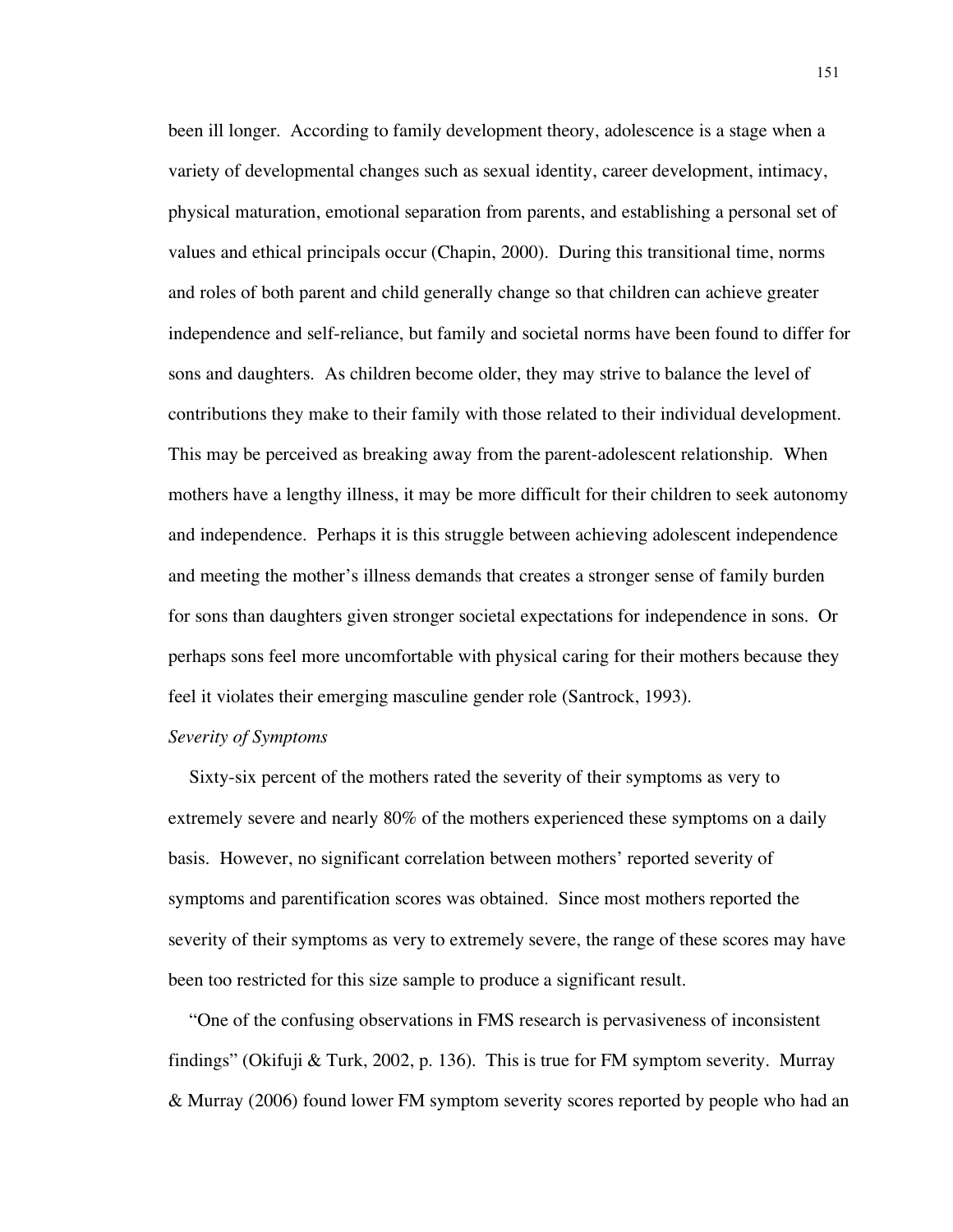been ill longer. According to family development theory, adolescence is a stage when a variety of developmental changes such as sexual identity, career development, intimacy, physical maturation, emotional separation from parents, and establishing a personal set of values and ethical principals occur (Chapin, 2000). During this transitional time, norms and roles of both parent and child generally change so that children can achieve greater independence and self-reliance, but family and societal norms have been found to differ for sons and daughters. As children become older, they may strive to balance the level of contributions they make to their family with those related to their individual development. This may be perceived as breaking away from the parent-adolescent relationship. When mothers have a lengthy illness, it may be more difficult for their children to seek autonomy and independence. Perhaps it is this struggle between achieving adolescent independence and meeting the mother's illness demands that creates a stronger sense of family burden for sons than daughters given stronger societal expectations for independence in sons. Or perhaps sons feel more uncomfortable with physical caring for their mothers because they feel it violates their emerging masculine gender role (Santrock, 1993).

*Severity of Symptoms*

Sixty-six percent of the mothers rated the severity of their symptoms as very to extremely severe and nearly 80% of the mothers experienced these symptoms on a daily basis. However, no significant correlation between mothers' reported severity of symptoms and parentification scores was obtained. Since most mothers reported the severity of their symptoms as very to extremely severe, the range of these scores may have been too restricted for this size sample to produce a significant result.

"One of the confusing observations in FMS research is pervasiveness of inconsistent findings" (Okifuji & Turk, 2002, p. 136). This is true for FM symptom severity. Murray & Murray (2006) found lower FM symptom severity scores reported by people who had an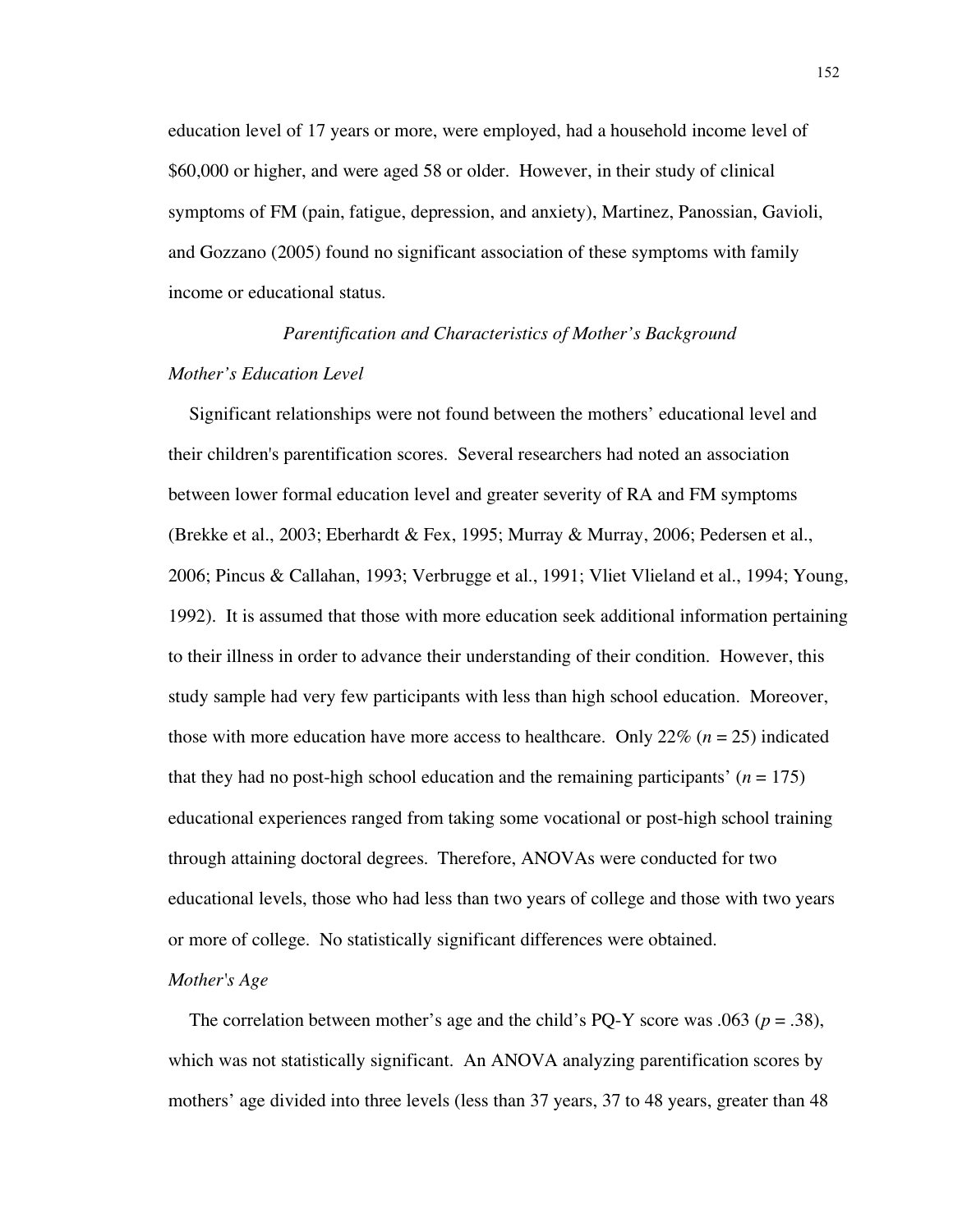education level of 17 years or more, were employed, had a household income level of $60,000 or higher, and were aged 58 or older. However, in their study of clinical symptoms of FM (pain, fatigue, depression, and anxiety), Martinez, Panossian, Gavioli, and Gozzano (2005) found no significant association of these symptoms with family income or educational status.

### *Parentification and Characteristics of Mother's Background*

#### *Mother's Education Level*

Significant relationships were not found between the mothers' educational level and their children's parentification scores. Several researchers had noted an association between lower formal education level and greater severity of RA and FM symptoms (Brekke et al., 2003; Eberhardt & Fex, 1995; Murray & Murray, 2006; Pedersen et al., 2006; Pincus & Callahan, 1993; Verbrugge et al., 1991; Vliet Vlieland et al., 1994; Young, 1992). It is assumed that those with more education seek additional information pertaining to their illness in order to advance their understanding of their condition. However, this study sample had very few participants with less than high school education. Moreover, those with more education have more access to healthcare. Only 22% ($n$ = 25) indicated that they had no post-high school education and the remaining participants' ($n$ = 175) educational experiences ranged from taking some vocational or post-high school training through attaining doctoral degrees. Therefore, ANOVAs were conducted for two educational levels, those who had less than two years of college and those with two years or more of college. No statistically significant differences were obtained.

#### *Mother's Age*

The correlation between mother's age and the child's PQ-Y score was .063 ($p$ = .38), which was not statistically significant. An ANOVA analyzing parentification scores by mothers' age divided into three levels (less than 37 years, 37 to 48 years, greater than 48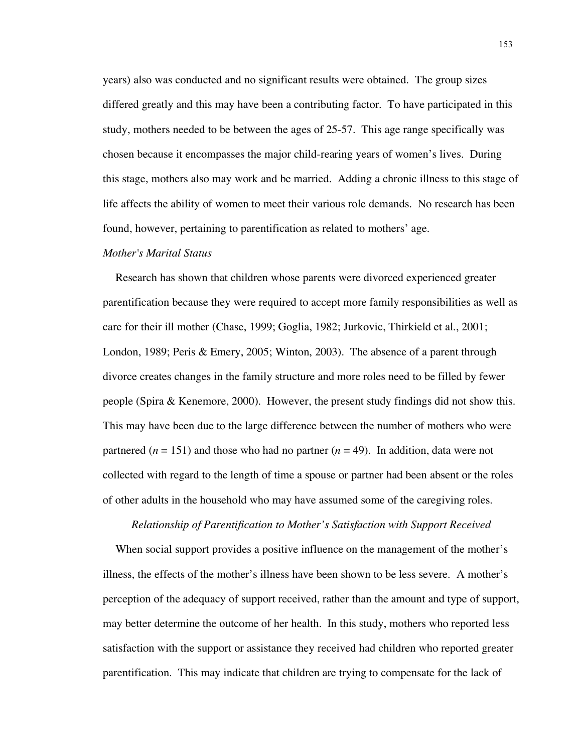years) also was conducted and no significant results were obtained. The group sizes differed greatly and this may have been a contributing factor. To have participated in this study, mothers needed to be between the ages of 25-57. This age range specifically was chosen because it encompasses the major child-rearing years of women's lives. During this stage, mothers also may work and be married. Adding a chronic illness to this stage of life affects the ability of women to meet their various role demands. No research has been found, however, pertaining to parentification as related to mothers' age.

#### *Mother's Marital Status*

Research has shown that children whose parents were divorced experienced greater parentification because they were required to accept more family responsibilities as well as care for their ill mother (Chase, 1999; Goglia, 1982; Jurkovic, Thirkield et al., 2001; London, 1989; Peris & Emery, 2005; Winton, 2003). The absence of a parent through divorce creates changes in the family structure and more roles need to be filled by fewer people (Spira & Kenemore, 2000). However, the present study findings did not show this. This may have been due to the large difference between the number of mothers who were partnered ($n$ = 151) and those who had no partner ($n$ = 49). In addition, data were not collected with regard to the length of time a spouse or partner had been absent or the roles of other adults in the household who may have assumed some of the caregiving roles.

### *Relationship of Parentification to Mother's Satisfaction with Support Received*

When social support provides a positive influence on the management of the mother's illness, the effects of the mother's illness have been shown to be less severe. A mother's perception of the adequacy of support received, rather than the amount and type of support, may better determine the outcome of her health. In this study, mothers who reported less satisfaction with the support or assistance they received had children who reported greater parentification. This may indicate that children are trying to compensate for the lack of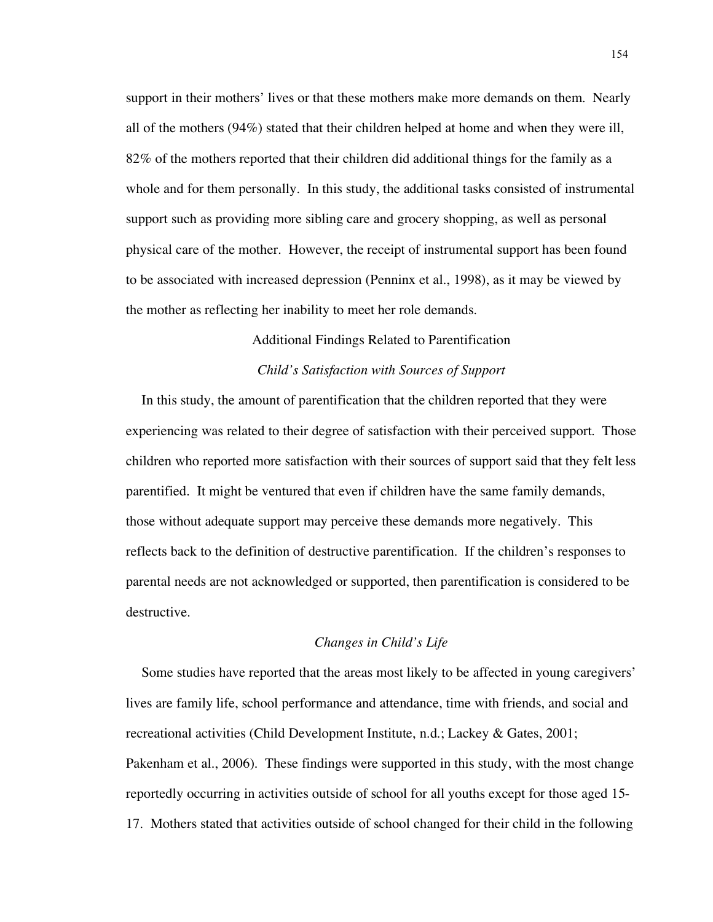support in their mothers' lives or that these mothers make more demands on them. Nearly all of the mothers (94%) stated that their children helped at home and when they were ill, 82% of the mothers reported that their children did additional things for the family as a whole and for them personally. In this study, the additional tasks consisted of instrumental support such as providing more sibling care and grocery shopping, as well as personal physical care of the mother. However, the receipt of instrumental support has been found to be associated with increased depression (Penninx et al., 1998), as it may be viewed by the mother as reflecting her inability to meet her role demands.

## Additional Findings Related to Parentification

### *Child's Satisfaction with Sources of Support*

In this study, the amount of parentification that the children reported that they were experiencing was related to their degree of satisfaction with their perceived support. Those children who reported more satisfaction with their sources of support said that they felt less parentified. It might be ventured that even if children have the same family demands, those without adequate support may perceive these demands more negatively. This reflects back to the definition of destructive parentification. If the children's responses to parental needs are not acknowledged or supported, then parentification is considered to be destructive.

### *Changes in Child's Life*

Some studies have reported that the areas most likely to be affected in young caregivers' lives are family life, school performance and attendance, time with friends, and social and recreational activities (Child Development Institute, n.d.; Lackey & Gates, 2001; Pakenham et al., 2006). These findings were supported in this study, with the most change reportedly occurring in activities outside of school for all youths except for those aged 15-17. Mothers stated that activities outside of school changed for their child in the following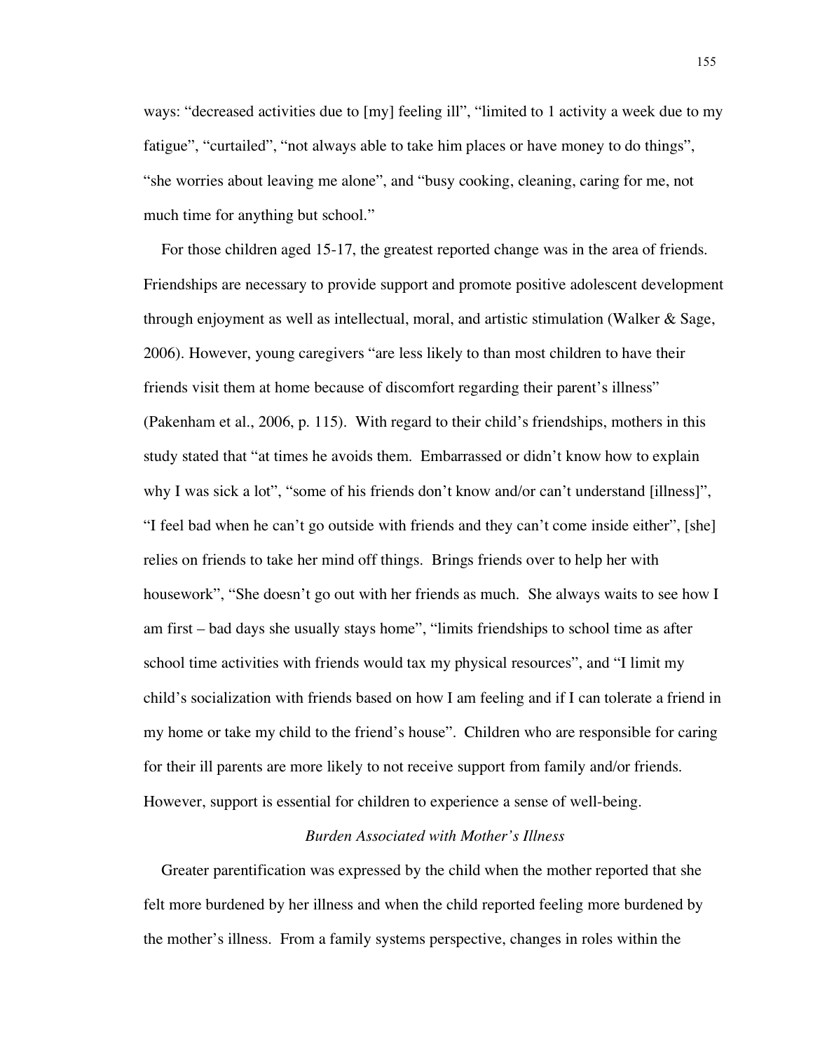ways: "decreased activities due to [my] feeling ill", "limited to 1 activity a week due to my fatigue", "curtailed", "not always able to take him places or have money to do things", "she worries about leaving me alone", and "busy cooking, cleaning, caring for me, not much time for anything but school."

For those children aged 15-17, the greatest reported change was in the area of friends. Friendships are necessary to provide support and promote positive adolescent development through enjoyment as well as intellectual, moral, and artistic stimulation (Walker & Sage, 2006). However, young caregivers "are less likely to than most children to have their friends visit them at home because of discomfort regarding their parent's illness" (Pakenham et al., 2006, p. 115). With regard to their child's friendships, mothers in this study stated that "at times he avoids them. Embarrassed or didn't know how to explain why I was sick a lot", "some of his friends don't know and/or can't understand [illness]", "I feel bad when he can't go outside with friends and they can't come inside either", [she] relies on friends to take her mind off things. Brings friends over to help her with housework", "She doesn't go out with her friends as much. She always waits to see how I am first – bad days she usually stays home", "limits friendships to school time as after school time activities with friends would tax my physical resources", and "I limit my child's socialization with friends based on how I am feeling and if I can tolerate a friend in my home or take my child to the friend's house". Children who are responsible for caring for their ill parents are more likely to not receive support from family and/or friends. However, support is essential for children to experience a sense of well-being.

### *Burden Associated with Mother's Illness*

Greater parentification was expressed by the child when the mother reported that she felt more burdened by her illness and when the child reported feeling more burdened by the mother's illness. From a family systems perspective, changes in roles within the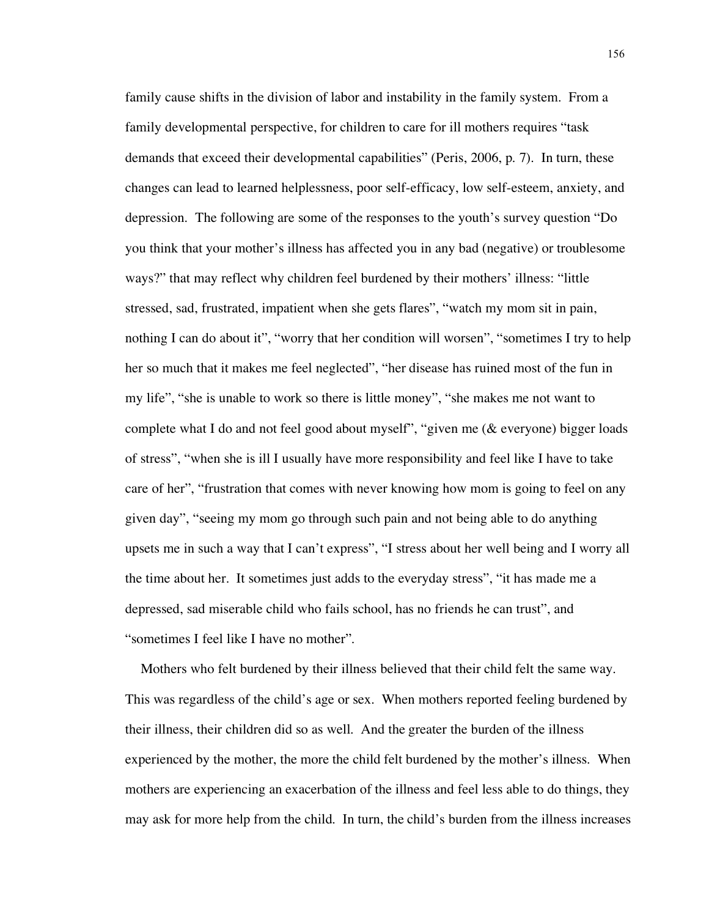family cause shifts in the division of labor and instability in the family system. From a family developmental perspective, for children to care for ill mothers requires "task demands that exceed their developmental capabilities" (Peris, 2006, p. 7). In turn, these changes can lead to learned helplessness, poor self-efficacy, low self-esteem, anxiety, and depression. The following are some of the responses to the youth's survey question "Do you think that your mother's illness has affected you in any bad (negative) or troublesome ways?" that may reflect why children feel burdened by their mothers' illness: "little stressed, sad, frustrated, impatient when she gets flares", "watch my mom sit in pain, nothing I can do about it", "worry that her condition will worsen", "sometimes I try to help her so much that it makes me feel neglected", "her disease has ruined most of the fun in my life", "she is unable to work so there is little money", "she makes me not want to complete what I do and not feel good about myself", "given me (& everyone) bigger loads of stress", "when she is ill I usually have more responsibility and feel like I have to take care of her", "frustration that comes with never knowing how mom is going to feel on any given day", "seeing my mom go through such pain and not being able to do anything upsets me in such a way that I can't express", "I stress about her well being and I worry all the time about her. It sometimes just adds to the everyday stress", "it has made me a depressed, sad miserable child who fails school, has no friends he can trust", and "sometimes I feel like I have no mother".

Mothers who felt burdened by their illness believed that their child felt the same way. This was regardless of the child's age or sex. When mothers reported feeling burdened by their illness, their children did so as well. And the greater the burden of the illness experienced by the mother, the more the child felt burdened by the mother's illness. When mothers are experiencing an exacerbation of the illness and feel less able to do things, they may ask for more help from the child. In turn, the child's burden from the illness increases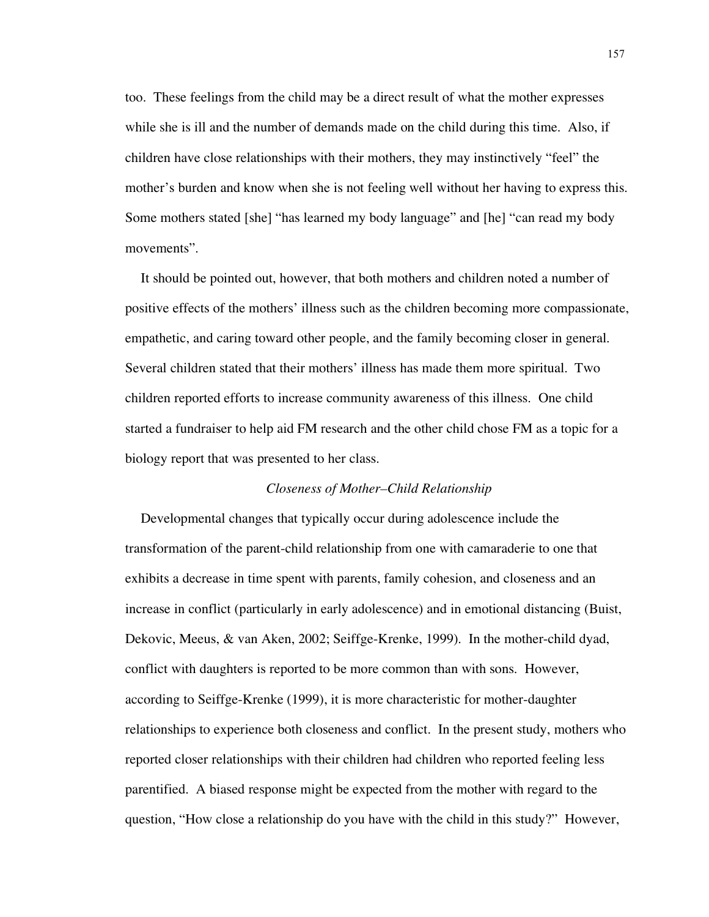too. These feelings from the child may be a direct result of what the mother expresses while she is ill and the number of demands made on the child during this time. Also, if children have close relationships with their mothers, they may instinctively "feel" the mother's burden and know when she is not feeling well without her having to express this. Some mothers stated [she] "has learned my body language" and [he] "can read my body movements".

It should be pointed out, however, that both mothers and children noted a number of positive effects of the mothers' illness such as the children becoming more compassionate, empathetic, and caring toward other people, and the family becoming closer in general. Several children stated that their mothers' illness has made them more spiritual. Two children reported efforts to increase community awareness of this illness. One child started a fundraiser to help aid FM research and the other child chose FM as a topic for a biology report that was presented to her class.

### *Closeness of Mother–Child Relationship*

Developmental changes that typically occur during adolescence include the transformation of the parent-child relationship from one with camaraderie to one that exhibits a decrease in time spent with parents, family cohesion, and closeness and an increase in conflict (particularly in early adolescence) and in emotional distancing (Buist, Dekovic, Meeus, & van Aken, 2002; Seiffge-Krenke, 1999). In the mother-child dyad, conflict with daughters is reported to be more common than with sons. However, according to Seiffge-Krenke (1999), it is more characteristic for mother-daughter relationships to experience both closeness and conflict. In the present study, mothers who reported closer relationships with their children had children who reported feeling less parentified. A biased response might be expected from the mother with regard to the question, "How close a relationship do you have with the child in this study?" However,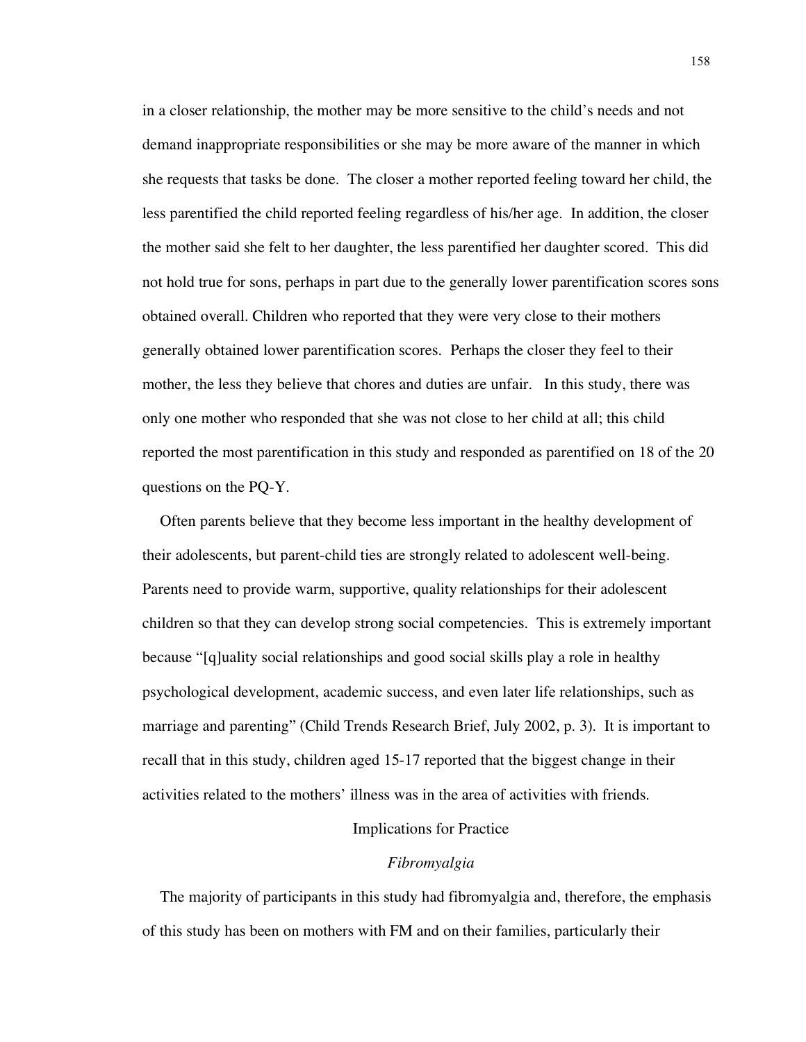in a closer relationship, the mother may be more sensitive to the child's needs and not demand inappropriate responsibilities or she may be more aware of the manner in which she requests that tasks be done. The closer a mother reported feeling toward her child, the less parentified the child reported feeling regardless of his/her age. In addition, the closer the mother said she felt to her daughter, the less parentified her daughter scored. This did not hold true for sons, perhaps in part due to the generally lower parentification scores sons obtained overall. Children who reported that they were very close to their mothers generally obtained lower parentification scores. Perhaps the closer they feel to their mother, the less they believe that chores and duties are unfair. In this study, there was only one mother who responded that she was not close to her child at all; this child reported the most parentification in this study and responded as parentified on 18 of the 20 questions on the PQ-Y.

Often parents believe that they become less important in the healthy development of their adolescents, but parent-child ties are strongly related to adolescent well-being. Parents need to provide warm, supportive, quality relationships for their adolescent children so that they can develop strong social competencies. This is extremely important because "[q]uality social relationships and good social skills play a role in healthy psychological development, academic success, and even later life relationships, such as marriage and parenting" (Child Trends Research Brief, July 2002, p. 3). It is important to recall that in this study, children aged 15-17 reported that the biggest change in their activities related to the mothers' illness was in the area of activities with friends.

## Implications for Practice

### *Fibromyalgia*

The majority of participants in this study had fibromyalgia and, therefore, the emphasis of this study has been on mothers with FM and on their families, particularly their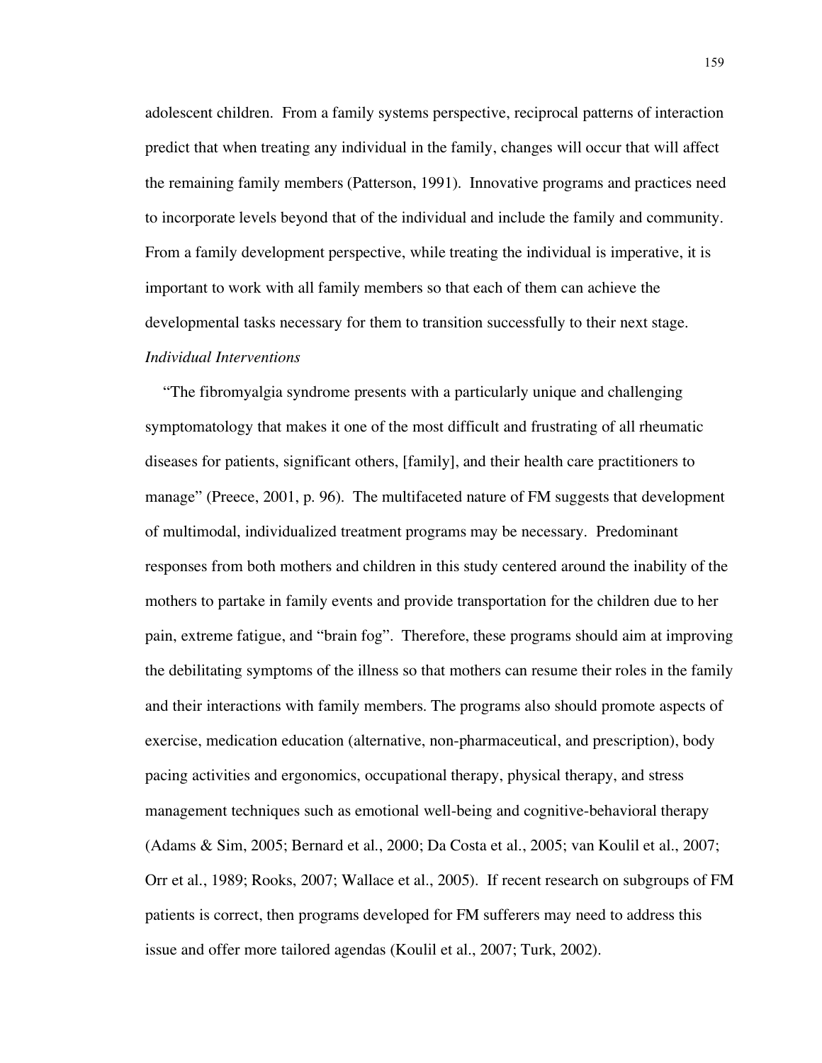adolescent children. From a family systems perspective, reciprocal patterns of interaction predict that when treating any individual in the family, changes will occur that will affect the remaining family members (Patterson, 1991). Innovative programs and practices need to incorporate levels beyond that of the individual and include the family and community. From a family development perspective, while treating the individual is imperative, it is important to work with all family members so that each of them can achieve the developmental tasks necessary for them to transition successfully to their next stage.

*Individual Interventions*

"The fibromyalgia syndrome presents with a particularly unique and challenging symptomatology that makes it one of the most difficult and frustrating of all rheumatic diseases for patients, significant others, [family], and their health care practitioners to manage" (Preece, 2001, p. 96). The multifaceted nature of FM suggests that development of multimodal, individualized treatment programs may be necessary. Predominant responses from both mothers and children in this study centered around the inability of the mothers to partake in family events and provide transportation for the children due to her pain, extreme fatigue, and "brain fog". Therefore, these programs should aim at improving the debilitating symptoms of the illness so that mothers can resume their roles in the family and their interactions with family members. The programs also should promote aspects of exercise, medication education (alternative, non-pharmaceutical, and prescription), body pacing activities and ergonomics, occupational therapy, physical therapy, and stress management techniques such as emotional well-being and cognitive-behavioral therapy (Adams & Sim, 2005; Bernard et al., 2000; Da Costa et al., 2005; van Koulil et al., 2007; Orr et al., 1989; Rooks, 2007; Wallace et al., 2005). If recent research on subgroups of FM patients is correct, then programs developed for FM sufferers may need to address this issue and offer more tailored agendas (Koulil et al., 2007; Turk, 2002).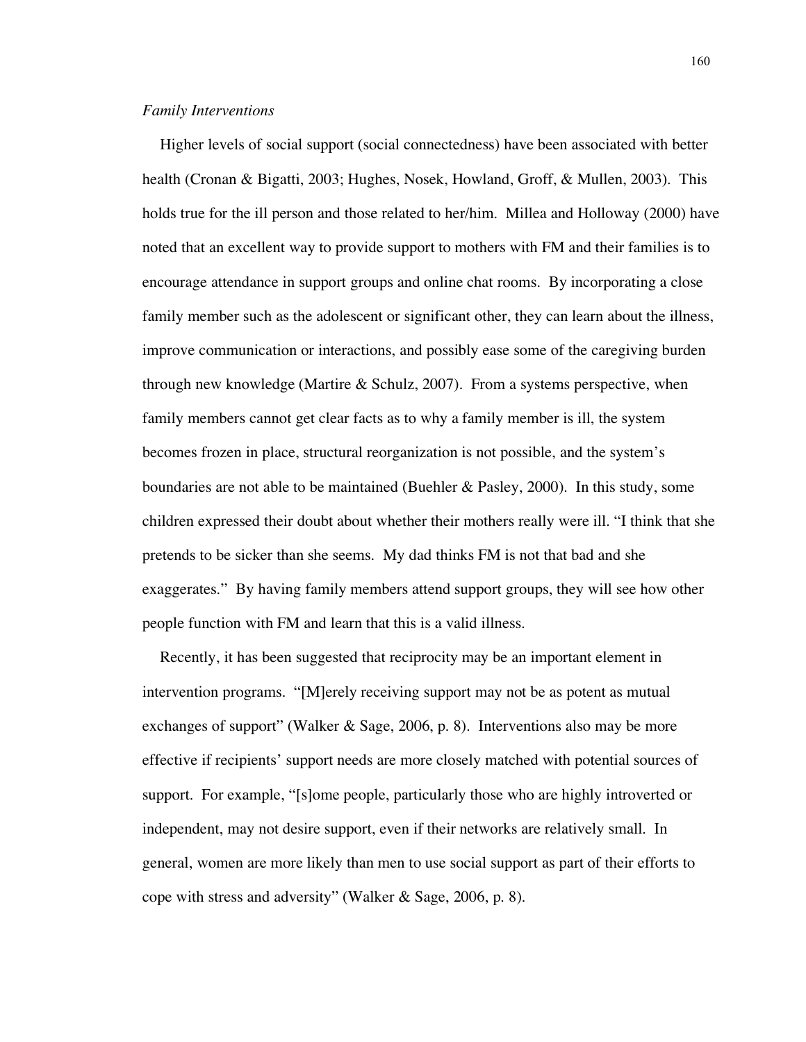*Family Interventions*

Higher levels of social support (social connectedness) have been associated with better health (Cronan & Bigatti, 2003; Hughes, Nosek, Howland, Groff, & Mullen, 2003). This holds true for the ill person and those related to her/him. Millea and Holloway (2000) have noted that an excellent way to provide support to mothers with FM and their families is to encourage attendance in support groups and online chat rooms. By incorporating a close family member such as the adolescent or significant other, they can learn about the illness, improve communication or interactions, and possibly ease some of the caregiving burden through new knowledge (Martire & Schulz, 2007). From a systems perspective, when family members cannot get clear facts as to why a family member is ill, the system becomes frozen in place, structural reorganization is not possible, and the system's boundaries are not able to be maintained (Buehler & Pasley, 2000). In this study, some children expressed their doubt about whether their mothers really were ill. "I think that she pretends to be sicker than she seems. My dad thinks FM is not that bad and she exaggerates." By having family members attend support groups, they will see how other people function with FM and learn that this is a valid illness.

Recently, it has been suggested that reciprocity may be an important element in intervention programs. "[M]erely receiving support may not be as potent as mutual exchanges of support" (Walker & Sage, 2006, p. 8). Interventions also may be more effective if recipients' support needs are more closely matched with potential sources of support. For example, "[s]ome people, particularly those who are highly introverted or independent, may not desire support, even if their networks are relatively small. In general, women are more likely than men to use social support as part of their efforts to cope with stress and adversity" (Walker & Sage, 2006, p. 8).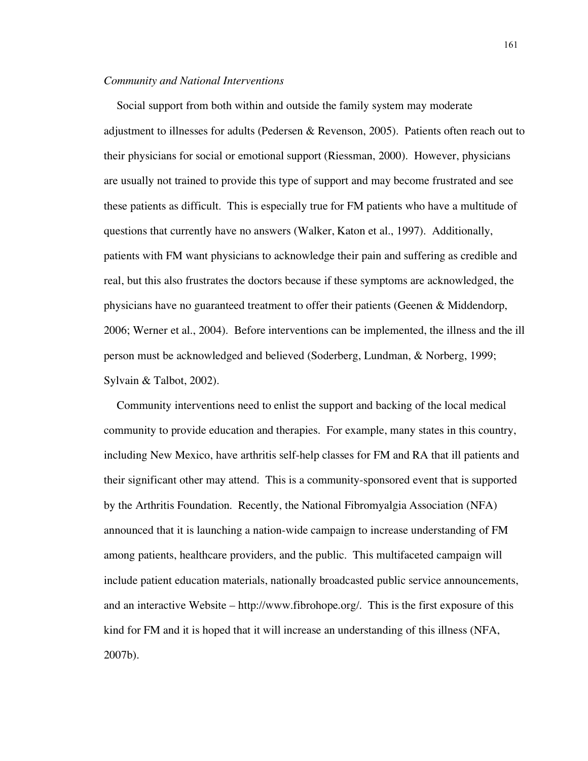*Community and National Interventions*

Social support from both within and outside the family system may moderate adjustment to illnesses for adults (Pedersen & Revenson, 2005). Patients often reach out to their physicians for social or emotional support (Riessman, 2000). However, physicians are usually not trained to provide this type of support and may become frustrated and see these patients as difficult. This is especially true for FM patients who have a multitude of questions that currently have no answers (Walker, Katon et al., 1997). Additionally, patients with FM want physicians to acknowledge their pain and suffering as credible and real, but this also frustrates the doctors because if these symptoms are acknowledged, the physicians have no guaranteed treatment to offer their patients (Geenen & Middendorp, 2006; Werner et al., 2004). Before interventions can be implemented, the illness and the ill person must be acknowledged and believed (Soderberg, Lundman, & Norberg, 1999; Sylvain & Talbot, 2002).

Community interventions need to enlist the support and backing of the local medical community to provide education and therapies. For example, many states in this country, including New Mexico, have arthritis self-help classes for FM and RA that ill patients and their significant other may attend. This is a community-sponsored event that is supported by the Arthritis Foundation. Recently, the National Fibromyalgia Association (NFA) announced that it is launching a nation-wide campaign to increase understanding of FM among patients, healthcare providers, and the public. This multifaceted campaign will include patient education materials, nationally broadcasted public service announcements, and an interactive Website – http://www.fibrohope.org/. This is the first exposure of this kind for FM and it is hoped that it will increase an understanding of this illness (NFA, 2007b).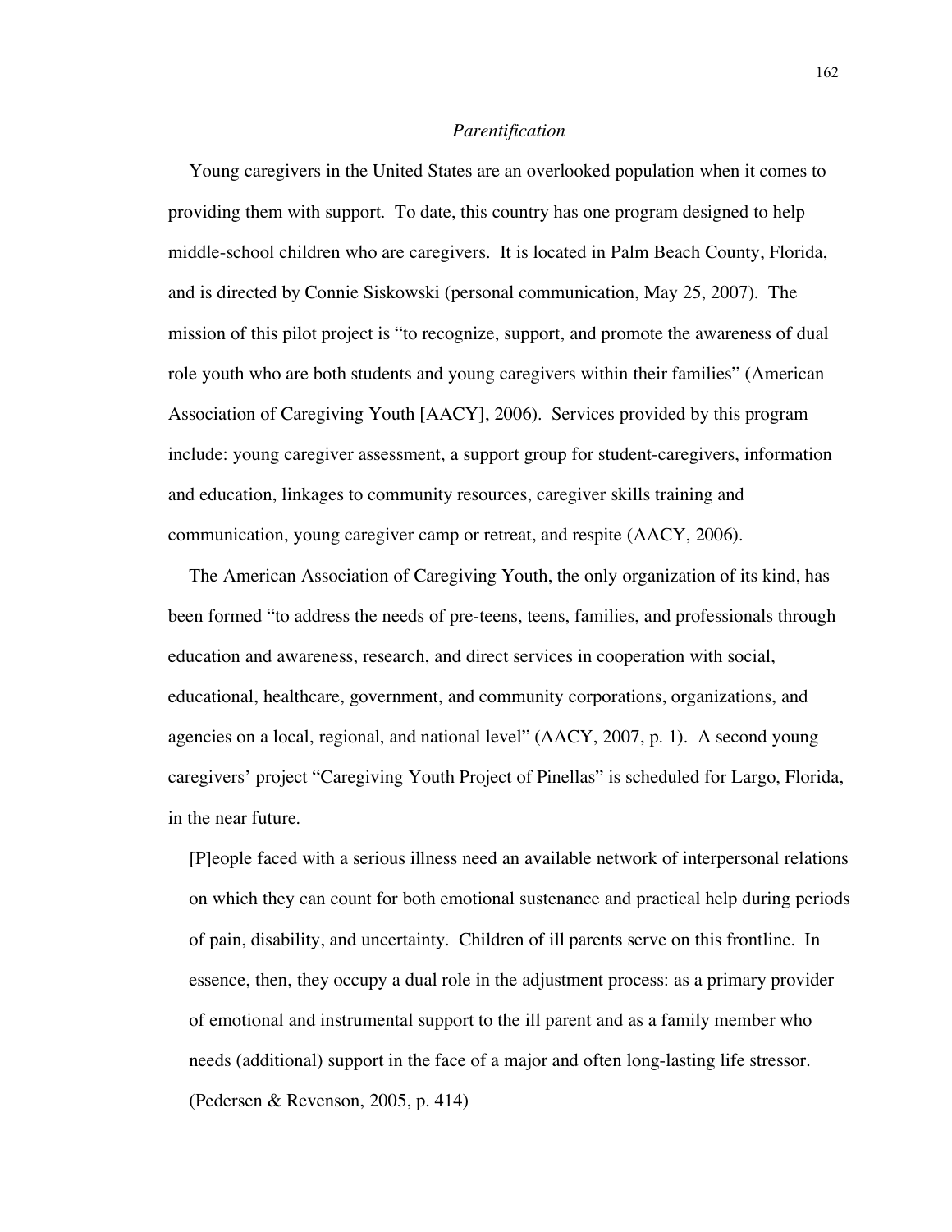*Parentification*

Young caregivers in the United States are an overlooked population when it comes to providing them with support. To date, this country has one program designed to help middle-school children who are caregivers. It is located in Palm Beach County, Florida, and is directed by Connie Siskowski (personal communication, May 25, 2007). The mission of this pilot project is "to recognize, support, and promote the awareness of dual role youth who are both students and young caregivers within their families" (American Association of Caregiving Youth [AACY], 2006). Services provided by this program include: young caregiver assessment, a support group for student-caregivers, information and education, linkages to community resources, caregiver skills training and communication, young caregiver camp or retreat, and respite (AACY, 2006).

The American Association of Caregiving Youth, the only organization of its kind, has been formed "to address the needs of pre-teens, teens, families, and professionals through education and awareness, research, and direct services in cooperation with social, educational, healthcare, government, and community corporations, organizations, and agencies on a local, regional, and national level" (AACY, 2007, p. 1). A second young caregivers' project "Caregiving Youth Project of Pinellas" is scheduled for Largo, Florida, in the near future.

> [P]eople faced with a serious illness need an available network of interpersonal relations on which they can count for both emotional sustenance and practical help during periods of pain, disability, and uncertainty. Children of ill parents serve on this frontline. In essence, then, they occupy a dual role in the adjustment process: as a primary provider of emotional and instrumental support to the ill parent and as a family member who needs (additional) support in the face of a major and often long-lasting life stressor. (Pedersen & Revenson, 2005, p. 414)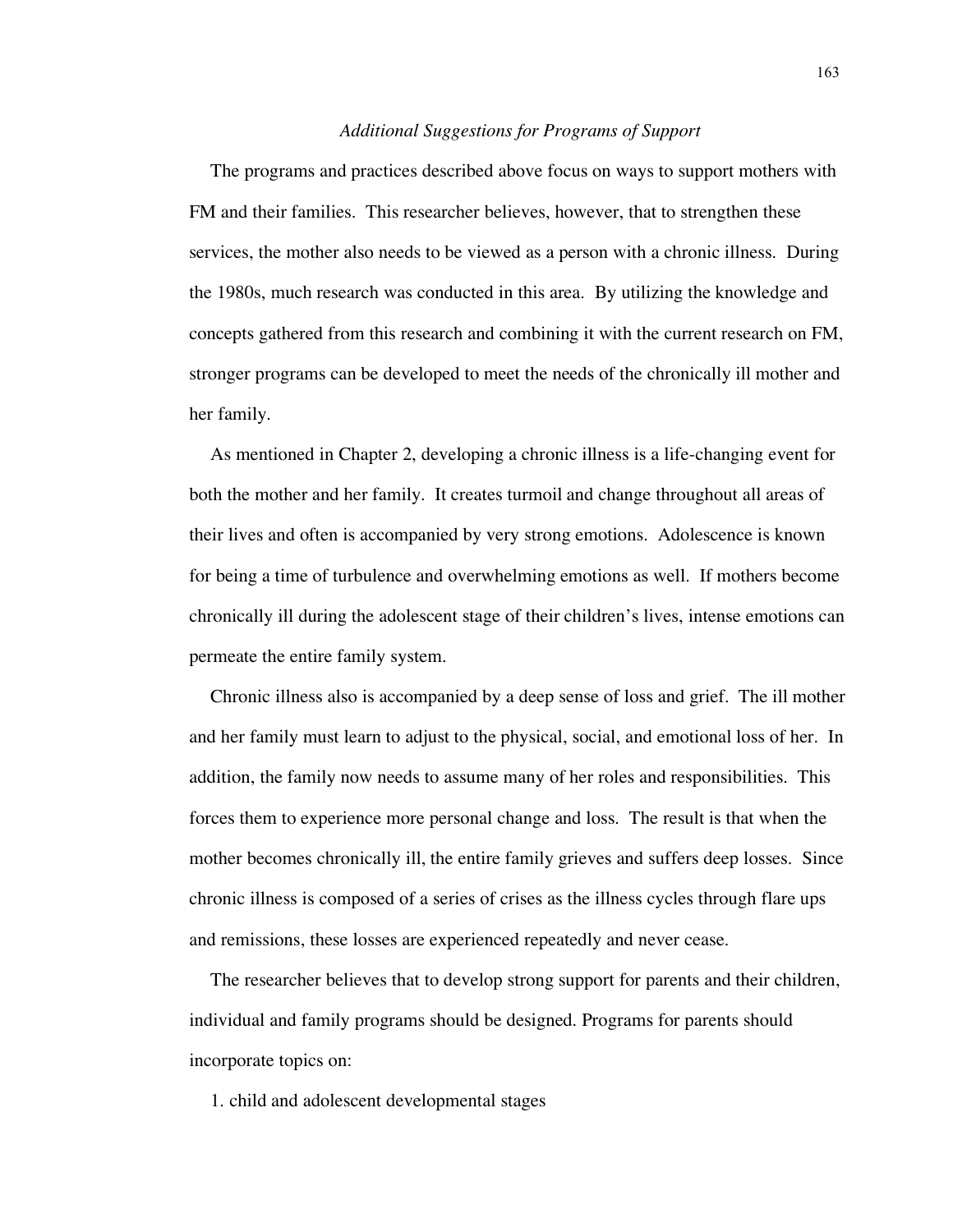### *Additional Suggestions for Programs of Support*

The programs and practices described above focus on ways to support mothers with FM and their families. This researcher believes, however, that to strengthen these services, the mother also needs to be viewed as a person with a chronic illness. During the 1980s, much research was conducted in this area. By utilizing the knowledge and concepts gathered from this research and combining it with the current research on FM, stronger programs can be developed to meet the needs of the chronically ill mother and her family.

As mentioned in Chapter 2, developing a chronic illness is a life-changing event for both the mother and her family. It creates turmoil and change throughout all areas of their lives and often is accompanied by very strong emotions. Adolescence is known for being a time of turbulence and overwhelming emotions as well. If mothers become chronically ill during the adolescent stage of their children's lives, intense emotions can permeate the entire family system.

Chronic illness also is accompanied by a deep sense of loss and grief. The ill mother and her family must learn to adjust to the physical, social, and emotional loss of her. In addition, the family now needs to assume many of her roles and responsibilities. This forces them to experience more personal change and loss. The result is that when the mother becomes chronically ill, the entire family grieves and suffers deep losses. Since chronic illness is composed of a series of crises as the illness cycles through flare ups and remissions, these losses are experienced repeatedly and never cease.

The researcher believes that to develop strong support for parents and their children, individual and family programs should be designed. Programs for parents should incorporate topics on:

1. child and adolescent developmental stages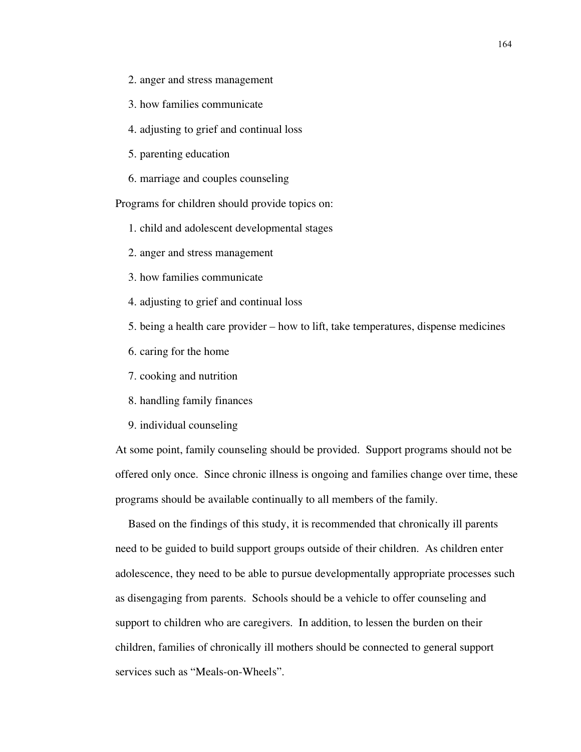2. anger and stress management
3. how families communicate
4. adjusting to grief and continual loss
5. parenting education
6. marriage and couples counseling

Programs for children should provide topics on:

1. child and adolescent developmental stages
2. anger and stress management
3. how families communicate
4. adjusting to grief and continual loss
5. being a health care provider – how to lift, take temperatures, dispense medicines
6. caring for the home
7. cooking and nutrition
8. handling family finances
9. individual counseling

At some point, family counseling should be provided. Support programs should not be offered only once. Since chronic illness is ongoing and families change over time, these programs should be available continually to all members of the family.

Based on the findings of this study, it is recommended that chronically ill parents need to be guided to build support groups outside of their children. As children enter adolescence, they need to be able to pursue developmentally appropriate processes such as disengaging from parents. Schools should be a vehicle to offer counseling and support to children who are caregivers. In addition, to lessen the burden on their children, families of chronically ill mothers should be connected to general support services such as "Meals-on-Wheels".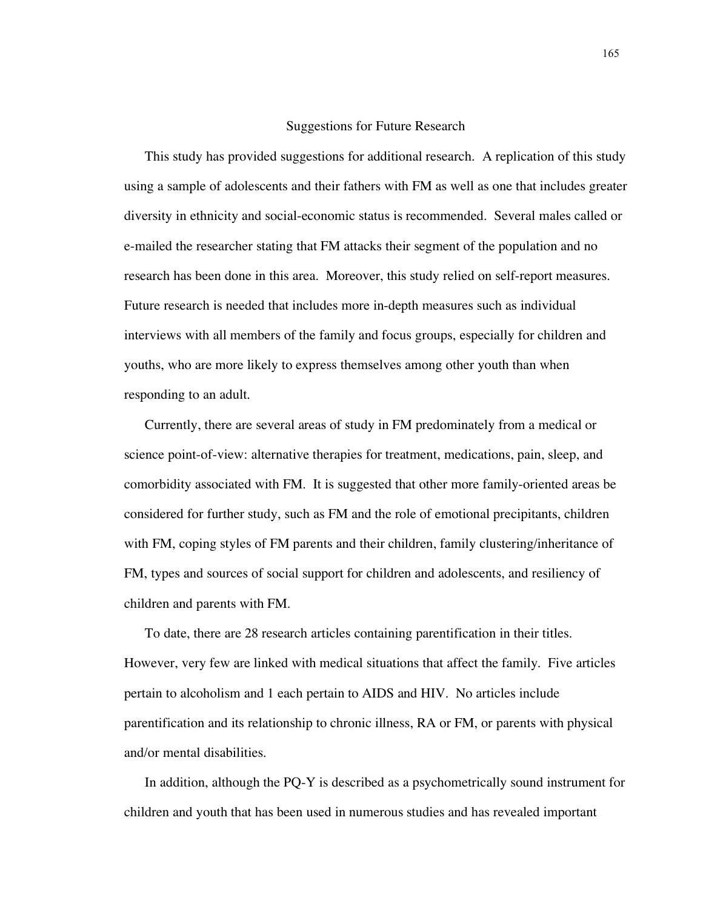## Suggestions for Future Research

This study has provided suggestions for additional research. A replication of this study using a sample of adolescents and their fathers with FM as well as one that includes greater diversity in ethnicity and social-economic status is recommended. Several males called or e-mailed the researcher stating that FM attacks their segment of the population and no research has been done in this area. Moreover, this study relied on self-report measures. Future research is needed that includes more in-depth measures such as individual interviews with all members of the family and focus groups, especially for children and youths, who are more likely to express themselves among other youth than when responding to an adult.

Currently, there are several areas of study in FM predominately from a medical or science point-of-view: alternative therapies for treatment, medications, pain, sleep, and comorbidity associated with FM. It is suggested that other more family-oriented areas be considered for further study, such as FM and the role of emotional precipitants, children with FM, coping styles of FM parents and their children, family clustering/inheritance of FM, types and sources of social support for children and adolescents, and resiliency of children and parents with FM.

To date, there are 28 research articles containing parentification in their titles. However, very few are linked with medical situations that affect the family. Five articles pertain to alcoholism and 1 each pertain to AIDS and HIV. No articles include parentification and its relationship to chronic illness, RA or FM, or parents with physical and/or mental disabilities.

In addition, although the PQ-Y is described as a psychometrically sound instrument for children and youth that has been used in numerous studies and has revealed important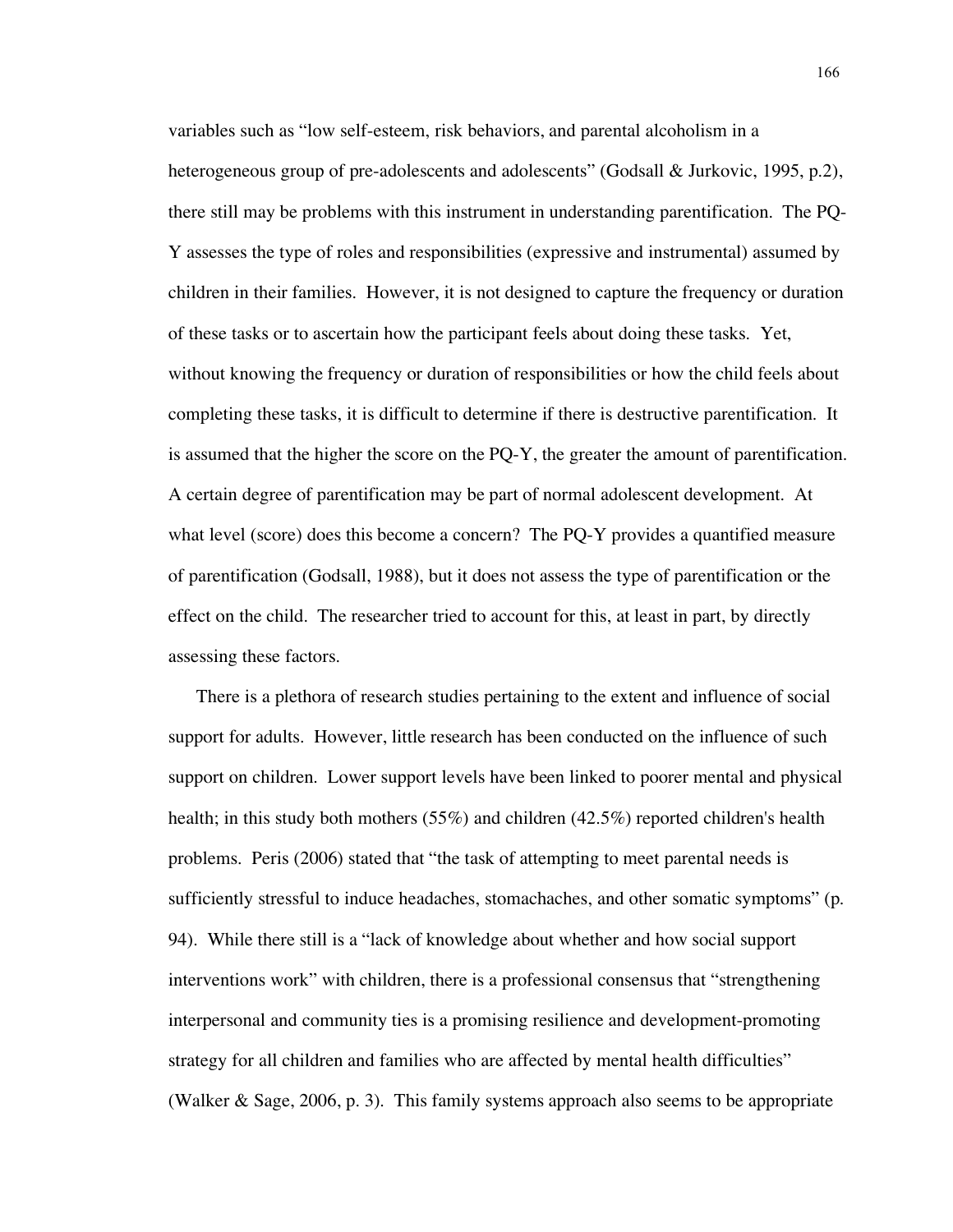variables such as "low self-esteem, risk behaviors, and parental alcoholism in a heterogeneous group of pre-adolescents and adolescents" (Godsall & Jurkovic, 1995, p.2), there still may be problems with this instrument in understanding parentification. The PQ-Y assesses the type of roles and responsibilities (expressive and instrumental) assumed by children in their families. However, it is not designed to capture the frequency or duration of these tasks or to ascertain how the participant feels about doing these tasks. Yet, without knowing the frequency or duration of responsibilities or how the child feels about completing these tasks, it is difficult to determine if there is destructive parentification. It is assumed that the higher the score on the PQ-Y, the greater the amount of parentification. A certain degree of parentification may be part of normal adolescent development. At what level (score) does this become a concern? The PQ-Y provides a quantified measure of parentification (Godsall, 1988), but it does not assess the type of parentification or the effect on the child. The researcher tried to account for this, at least in part, by directly assessing these factors.

There is a plethora of research studies pertaining to the extent and influence of social support for adults. However, little research has been conducted on the influence of such support on children. Lower support levels have been linked to poorer mental and physical health; in this study both mothers (55%) and children (42.5%) reported children's health problems. Peris (2006) stated that "the task of attempting to meet parental needs is sufficiently stressful to induce headaches, stomachaches, and other somatic symptoms" (p. 94). While there still is a "lack of knowledge about whether and how social support interventions work" with children, there is a professional consensus that "strengthening interpersonal and community ties is a promising resilience and development-promoting strategy for all children and families who are affected by mental health difficulties" (Walker & Sage, 2006, p. 3). This family systems approach also seems to be appropriate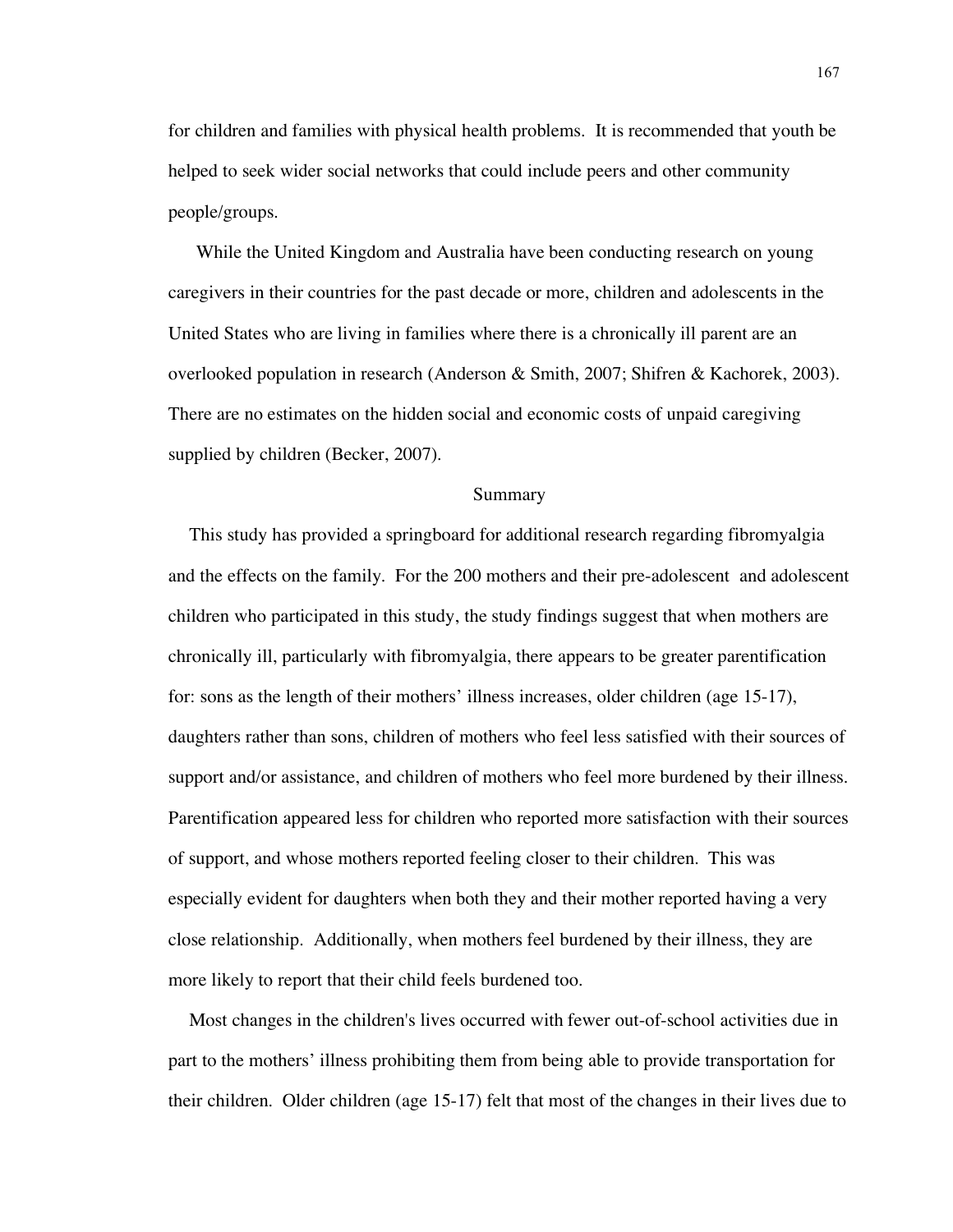for children and families with physical health problems. It is recommended that youth be helped to seek wider social networks that could include peers and other community people/groups.

While the United Kingdom and Australia have been conducting research on young caregivers in their countries for the past decade or more, children and adolescents in the United States who are living in families where there is a chronically ill parent are an overlooked population in research (Anderson & Smith, 2007; Shifren & Kachorek, 2003). There are no estimates on the hidden social and economic costs of unpaid caregiving supplied by children (Becker, 2007).

## Summary

This study has provided a springboard for additional research regarding fibromyalgia and the effects on the family. For the 200 mothers and their pre-adolescent and adolescent children who participated in this study, the study findings suggest that when mothers are chronically ill, particularly with fibromyalgia, there appears to be greater parentification for: sons as the length of their mothers' illness increases, older children (age 15-17), daughters rather than sons, children of mothers who feel less satisfied with their sources of support and/or assistance, and children of mothers who feel more burdened by their illness. Parentification appeared less for children who reported more satisfaction with their sources of support, and whose mothers reported feeling closer to their children. This was especially evident for daughters when both they and their mother reported having a very close relationship. Additionally, when mothers feel burdened by their illness, they are more likely to report that their child feels burdened too.

Most changes in the children's lives occurred with fewer out-of-school activities due in part to the mothers' illness prohibiting them from being able to provide transportation for their children. Older children (age 15-17) felt that most of the changes in their lives due to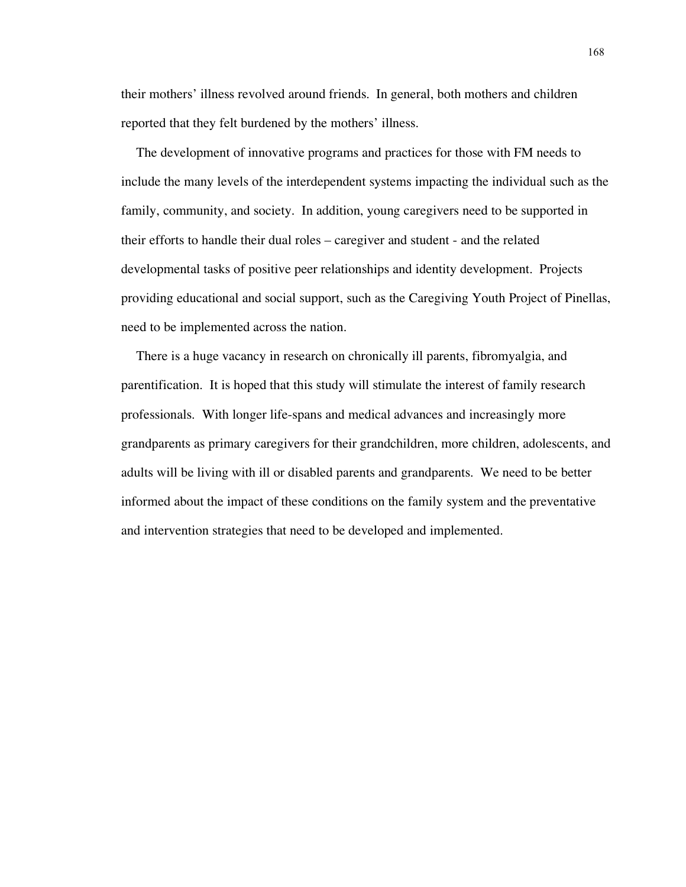their mothers' illness revolved around friends. In general, both mothers and children reported that they felt burdened by the mothers' illness.

The development of innovative programs and practices for those with FM needs to include the many levels of the interdependent systems impacting the individual such as the family, community, and society. In addition, young caregivers need to be supported in their efforts to handle their dual roles – caregiver and student - and the related developmental tasks of positive peer relationships and identity development. Projects providing educational and social support, such as the Caregiving Youth Project of Pinellas, need to be implemented across the nation.

There is a huge vacancy in research on chronically ill parents, fibromyalgia, and parentification. It is hoped that this study will stimulate the interest of family research professionals. With longer life-spans and medical advances and increasingly more grandparents as primary caregivers for their grandchildren, more children, adolescents, and adults will be living with ill or disabled parents and grandparents. We need to be better informed about the impact of these conditions on the family system and the preventative and intervention strategies that need to be developed and implemented.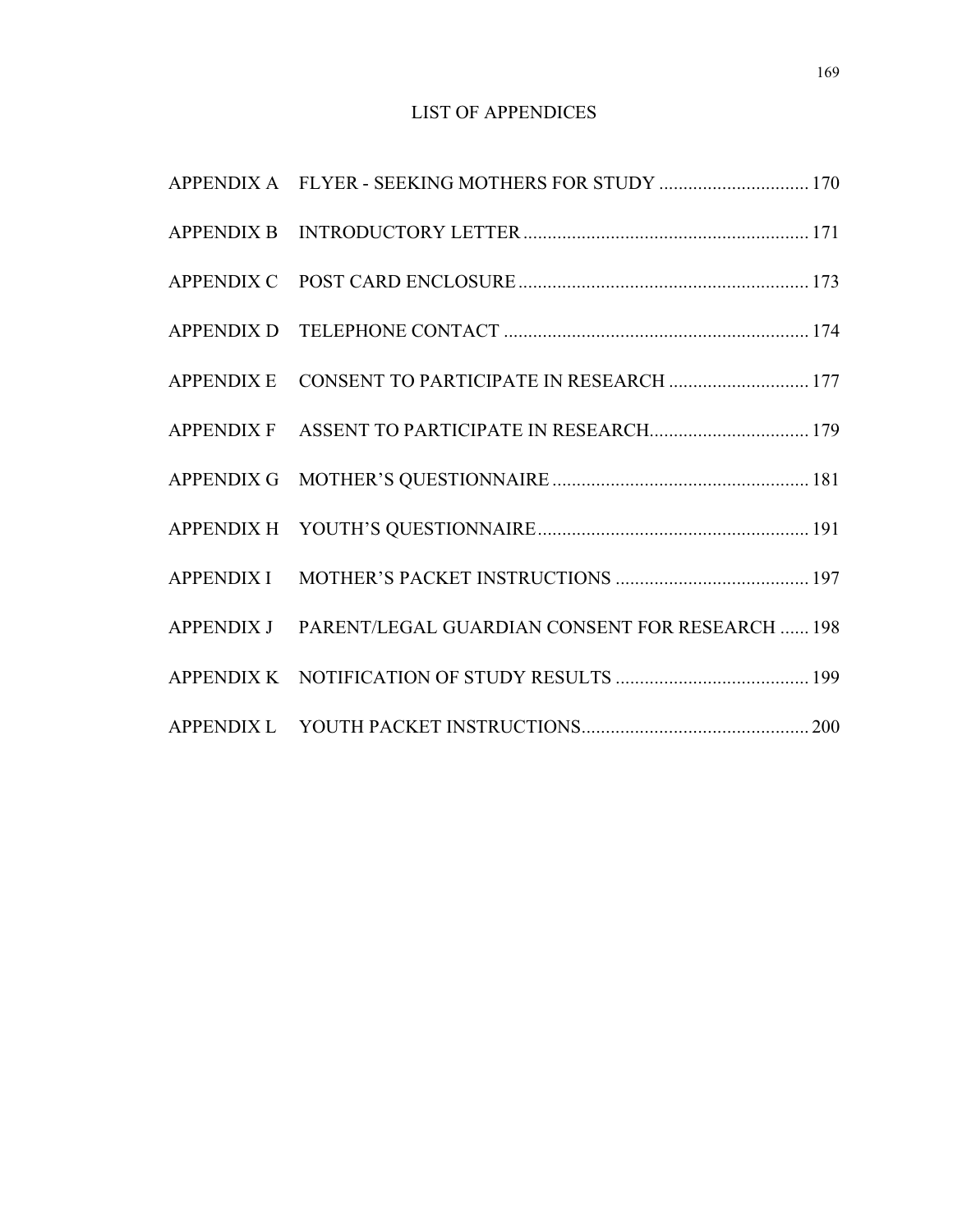# LIST OF APPENDICES

APPENDIX A FLYER - SEEKING MOTHERS FOR STUDY ............................... 170

APPENDIX B INTRODUCTORY LETTER ........................................................... 171

APPENDIX C POST CARD ENCLOSURE ........................................................... 173

APPENDIX D TELEPHONE CONTACT .............................................................. 174

APPENDIX E CONSENT TO PARTICIPATE IN RESEARCH ............................. 177

APPENDIX F ASSENT TO PARTICIPATE IN RESEARCH................................. 179

APPENDIX G MOTHER'S QUESTIONNAIRE .................................................... 181

APPENDIX H YOUTH'S QUESTIONNAIRE........................................................ 191

APPENDIX I MOTHER'S PACKET INSTRUCTIONS ........................................ 197

APPENDIX J PARENT/LEGAL GUARDIAN CONSENT FOR RESEARCH ...... 198

APPENDIX K NOTIFICATION OF STUDY RESULTS ........................................ 199

APPENDIX L YOUTH PACKET INSTRUCTIONS............................................... 200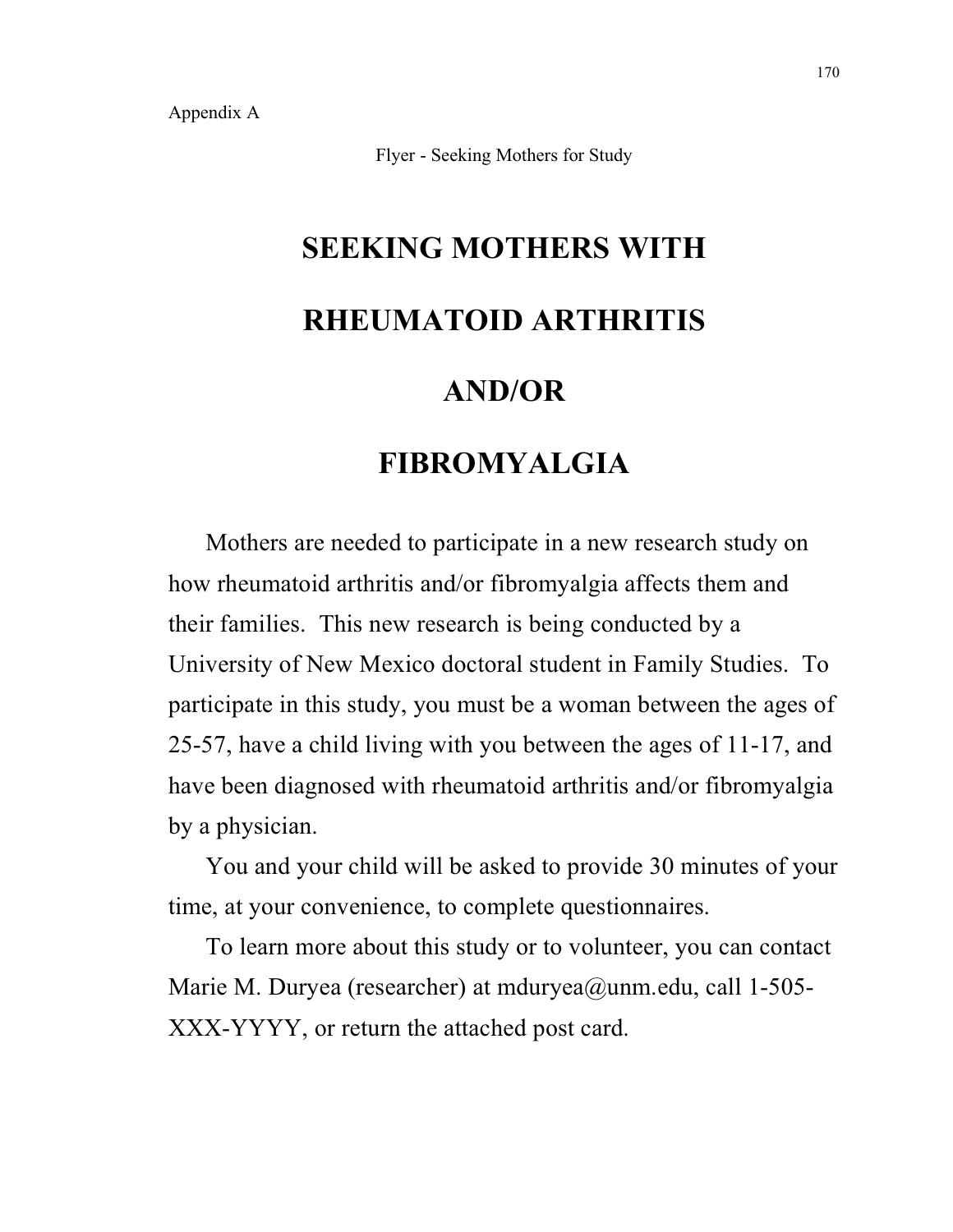Appendix A

Flyer - Seeking Mothers for Study

# SEEKING MOTHERS WITH

# RHEUMATOID ARTHRITIS

# AND/OR

# FIBROMYALGIA

Mothers are needed to participate in a new research study on how rheumatoid arthritis and/or fibromyalgia affects them and their families. This new research is being conducted by a University of New Mexico doctoral student in Family Studies. To participate in this study, you must be a woman between the ages of 25-57, have a child living with you between the ages of 11-17, and have been diagnosed with rheumatoid arthritis and/or fibromyalgia by a physician.

You and your child will be asked to provide 30 minutes of your time, at your convenience, to complete questionnaires.

To learn more about this study or to volunteer, you can contact Marie M. Duryea (researcher) at mduryea@unm.edu, call 1-505-XXX-YYYY, or return the attached post card.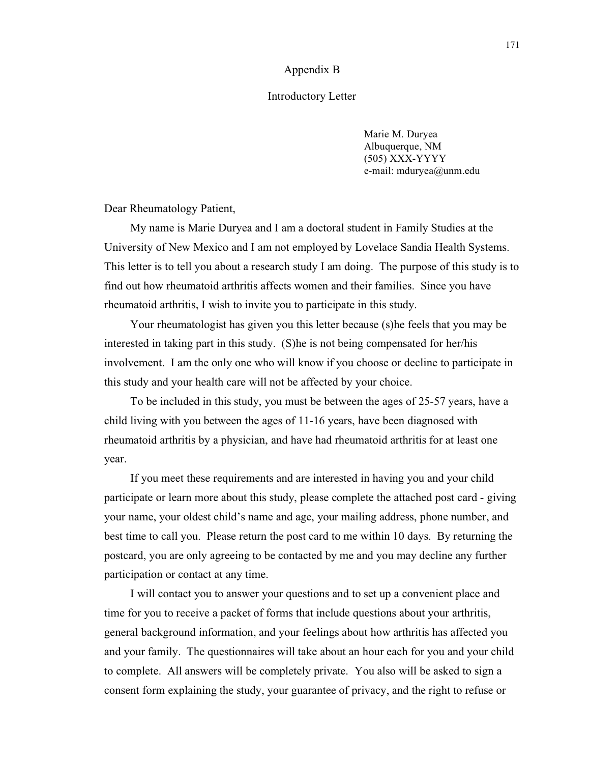# Appendix B

## Introductory Letter

Marie M. Duryea
Albuquerque, NM
(505) XXX-YYYY
e-mail: mduryea@unm.edu

Dear Rheumatology Patient,

My name is Marie Duryea and I am a doctoral student in Family Studies at the University of New Mexico and I am not employed by Lovelace Sandia Health Systems. This letter is to tell you about a research study I am doing. The purpose of this study is to find out how rheumatoid arthritis affects women and their families. Since you have rheumatoid arthritis, I wish to invite you to participate in this study.

Your rheumatologist has given you this letter because (s)he feels that you may be interested in taking part in this study. (S)he is not being compensated for her/his involvement. I am the only one who will know if you choose or decline to participate in this study and your health care will not be affected by your choice.

To be included in this study, you must be between the ages of 25-57 years, have a child living with you between the ages of 11-16 years, have been diagnosed with rheumatoid arthritis by a physician, and have had rheumatoid arthritis for at least one year.

If you meet these requirements and are interested in having you and your child participate or learn more about this study, please complete the attached post card - giving your name, your oldest child's name and age, your mailing address, phone number, and best time to call you. Please return the post card to me within 10 days. By returning the postcard, you are only agreeing to be contacted by me and you may decline any further participation or contact at any time.

I will contact you to answer your questions and to set up a convenient place and time for you to receive a packet of forms that include questions about your arthritis, general background information, and your feelings about how arthritis has affected you and your family. The questionnaires will take about an hour each for you and your child to complete. All answers will be completely private. You also will be asked to sign a consent form explaining the study, your guarantee of privacy, and the right to refuse or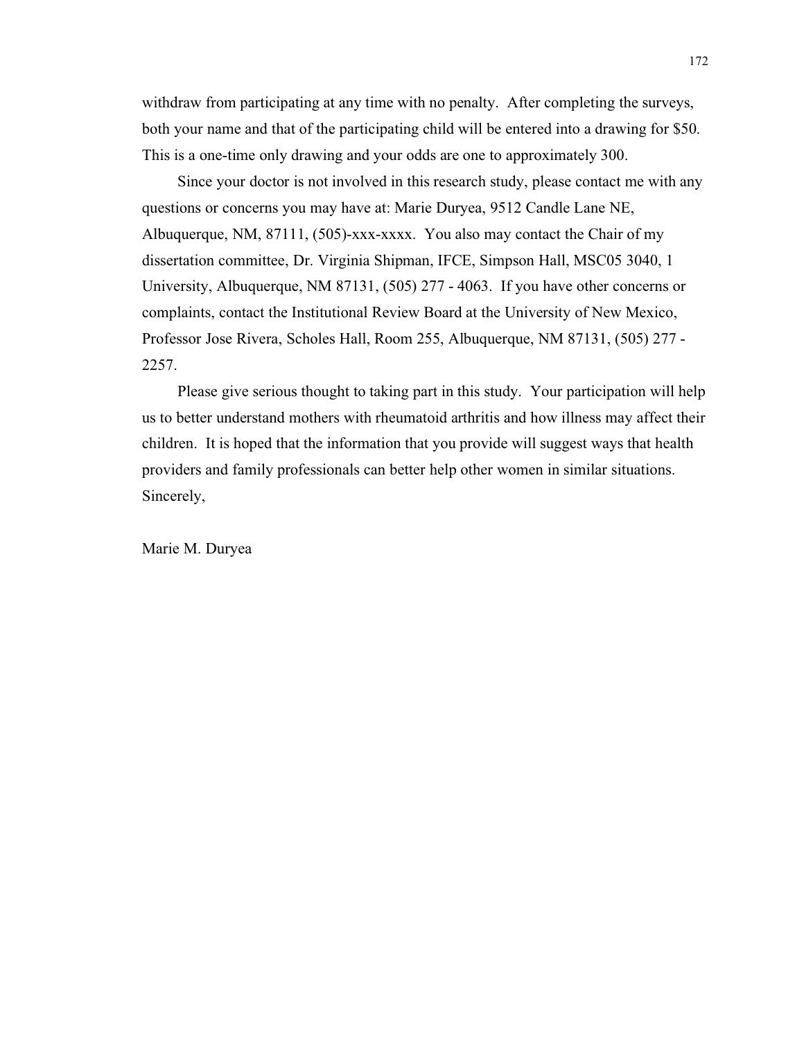withdraw from participating at any time with no penalty. After completing the surveys, both your name and that of the participating child will be entered into a drawing for $50. This is a one-time only drawing and your odds are one to approximately 300.

Since your doctor is not involved in this research study, please contact me with any questions or concerns you may have at: Marie Duryea, 9512 Candle Lane NE, Albuquerque, NM, 87111, (505)-xxx-xxxx. You also may contact the Chair of my dissertation committee, Dr. Virginia Shipman, IFCE, Simpson Hall, MSC05 3040, 1 University, Albuquerque, NM 87131, (505) 277 - 4063. If you have other concerns or complaints, contact the Institutional Review Board at the University of New Mexico, Professor Jose Rivera, Scholes Hall, Room 255, Albuquerque, NM 87131, (505) 277 - 2257.

Please give serious thought to taking part in this study. Your participation will help us to better understand mothers with rheumatoid arthritis and how illness may affect their children. It is hoped that the information that you provide will suggest ways that health providers and family professionals can better help other women in similar situations.

Sincerely,

Marie M. Duryea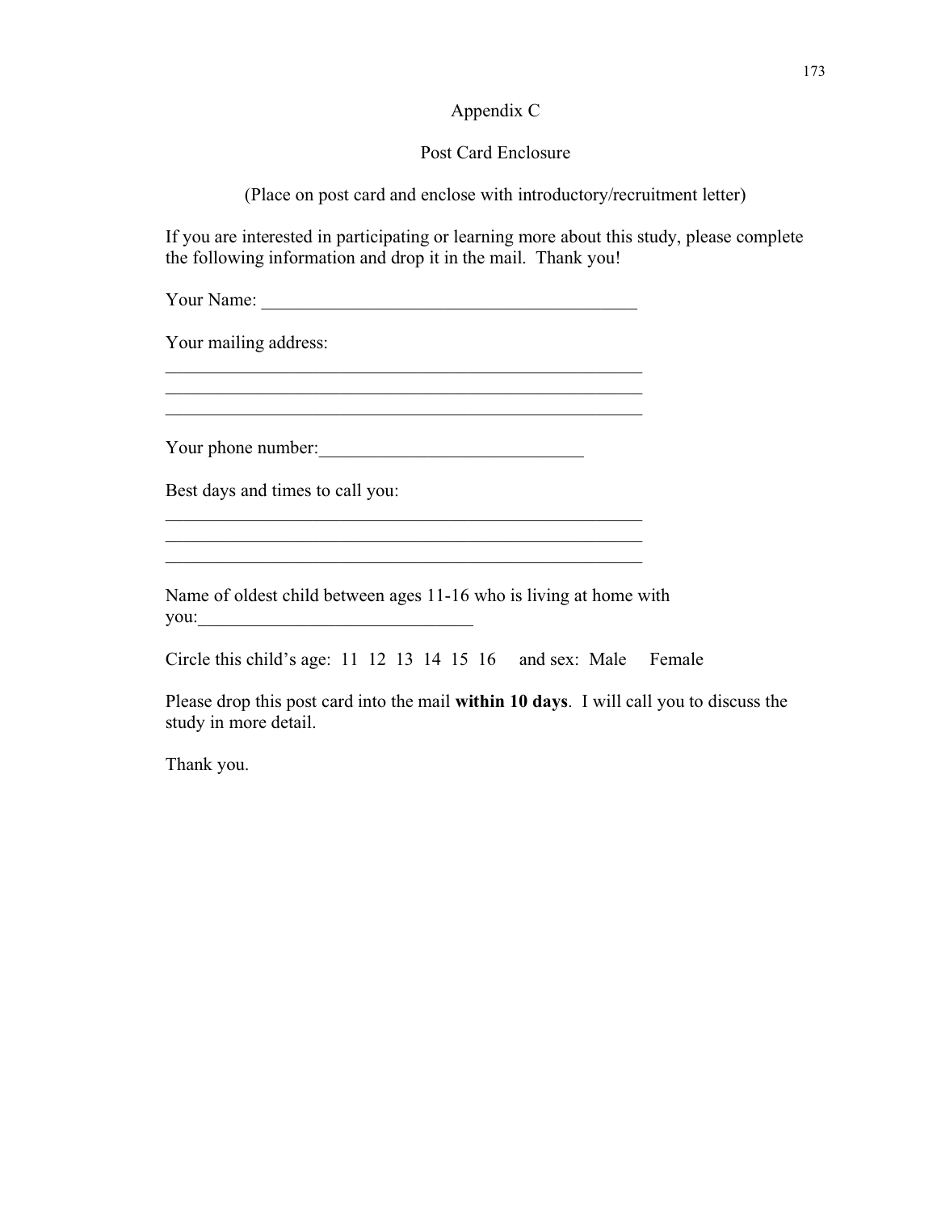## Appendix C

### Post Card Enclosure

(Place on post card and enclose with introductory/recruitment letter)

If you are interested in participating or learning more about this study, please complete the following information and drop it in the mail. Thank you!

Your Name: ___________________________________________

Your mailing address:

_______________________________________________________

_______________________________________________________

_______________________________________________________

Your phone number:______________________________

Best days and times to call you:

_______________________________________________________

_______________________________________________________

_______________________________________________________

Name of oldest child between ages 11-16 who is living at home with you:_______________________________

Circle this child's age: 11 12 13 14 15 16 and sex: Male Female

Please drop this post card into the mail **within 10 days**. I will call you to discuss the study in more detail.

Thank you.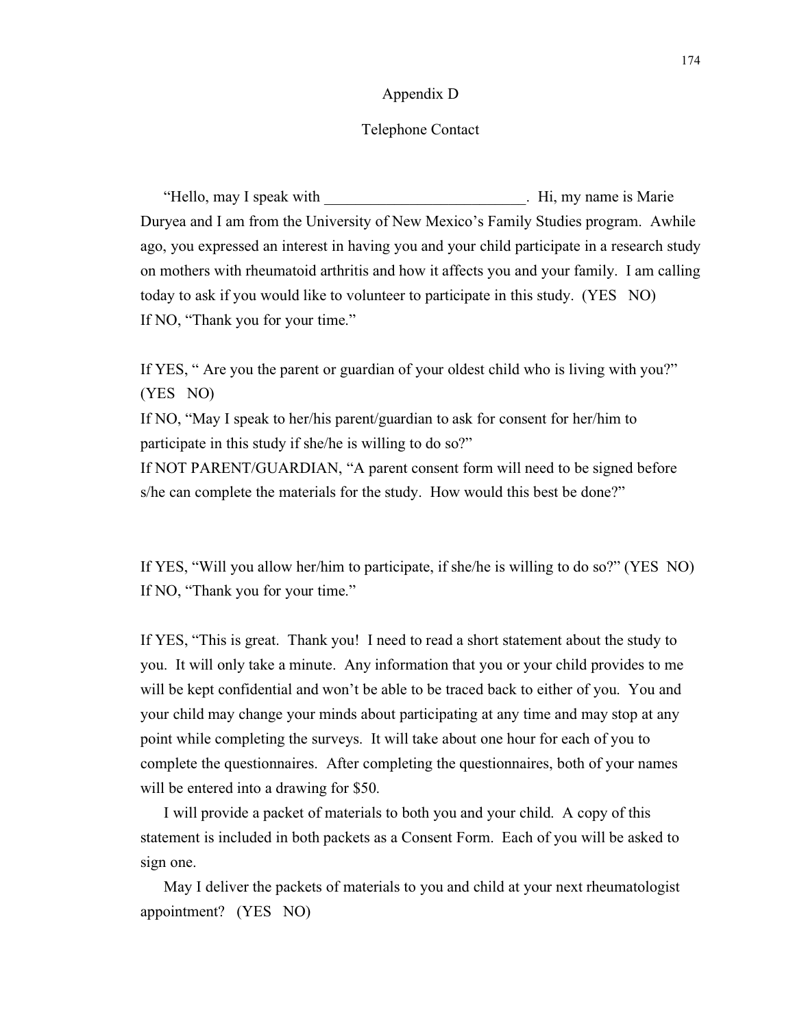# Appendix D

## Telephone Contact

"Hello, may I speak with __________________________. Hi, my name is Marie Duryea and I am from the University of New Mexico's Family Studies program. Awhile ago, you expressed an interest in having you and your child participate in a research study on mothers with rheumatoid arthritis and how it affects you and your family. I am calling today to ask if you would like to volunteer to participate in this study. (YES NO)
If NO, "Thank you for your time."

If YES, " Are you the parent or guardian of your oldest child who is living with you?" (YES NO)
If NO, "May I speak to her/his parent/guardian to ask for consent for her/him to participate in this study if she/he is willing to do so?"
If NOT PARENT/GUARDIAN, "A parent consent form will need to be signed before s/he can complete the materials for the study. How would this best be done?"

If YES, "Will you allow her/him to participate, if she/he is willing to do so?" (YES NO)
If NO, "Thank you for your time."

If YES, "This is great. Thank you! I need to read a short statement about the study to you. It will only take a minute. Any information that you or your child provides to me will be kept confidential and won't be able to be traced back to either of you. You and your child may change your minds about participating at any time and may stop at any point while completing the surveys. It will take about one hour for each of you to complete the questionnaires. After completing the questionnaires, both of your names will be entered into a drawing for $50.

I will provide a packet of materials to both you and your child. A copy of this statement is included in both packets as a Consent Form. Each of you will be asked to sign one.

May I deliver the packets of materials to you and child at your next rheumatologist appointment? (YES NO)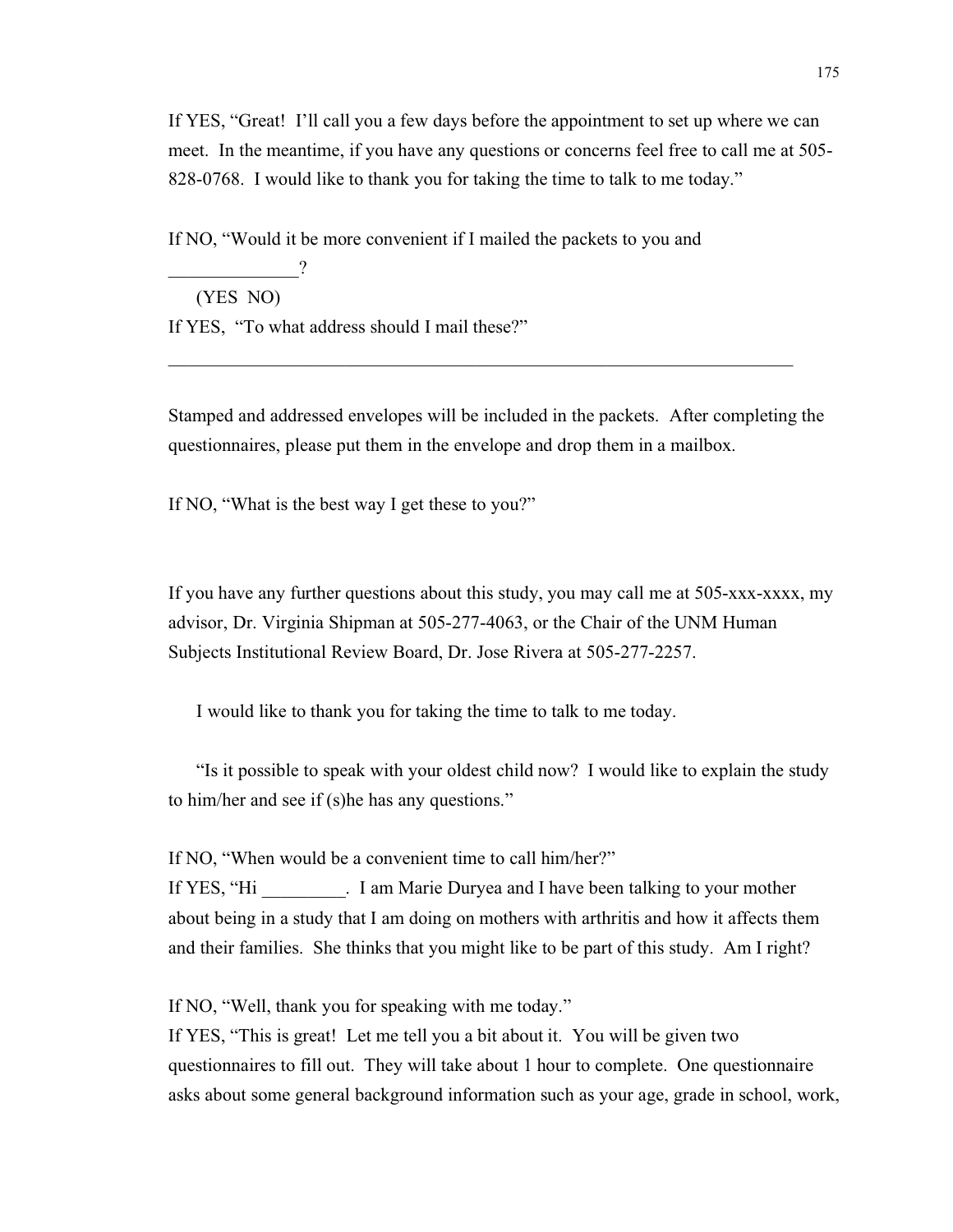If YES, “Great! I’ll call you a few days before the appointment to set up where we can meet. In the meantime, if you have any questions or concerns feel free to call me at 505-828-0768. I would like to thank you for taking the time to talk to me today.”

If NO, “Would it be more convenient if I mailed the packets to you and ______________?

(YES NO)

If YES, “To what address should I mail these?”

______________________________________________________________________

Stamped and addressed envelopes will be included in the packets. After completing the questionnaires, please put them in the envelope and drop them in a mailbox.

If NO, “What is the best way I get these to you?”

If you have any further questions about this study, you may call me at 505-xxx-xxxx, my advisor, Dr. Virginia Shipman at 505-277-4063, or the Chair of the UNM Human Subjects Institutional Review Board, Dr. Jose Rivera at 505-277-2257.

I would like to thank you for taking the time to talk to me today.

“Is it possible to speak with your oldest child now? I would like to explain the study to him/her and see if (s)he has any questions.”

If NO, “When would be a convenient time to call him/her?”

If YES, “Hi _________. I am Marie Duryea and I have been talking to your mother about being in a study that I am doing on mothers with arthritis and how it affects them and their families. She thinks that you might like to be part of this study. Am I right?

If NO, “Well, thank you for speaking with me today.”

If YES, “This is great! Let me tell you a bit about it. You will be given two questionnaires to fill out. They will take about 1 hour to complete. One questionnaire asks about some general background information such as your age, grade in school, work,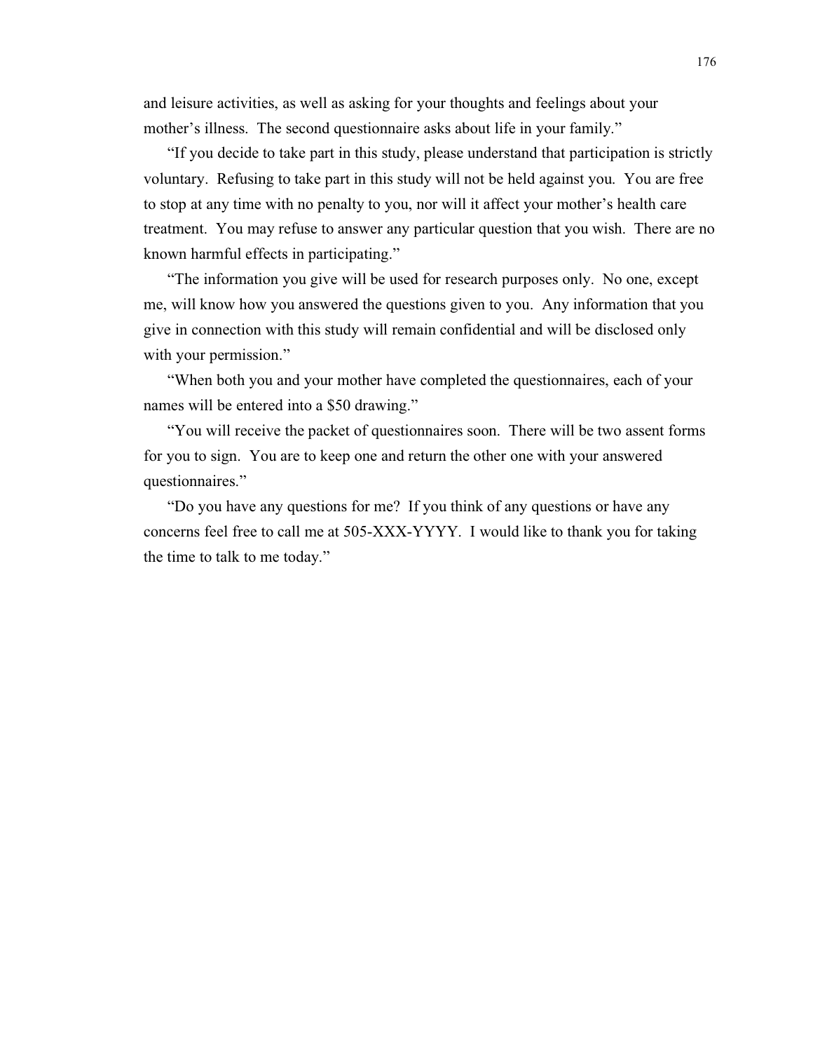and leisure activities, as well as asking for your thoughts and feelings about your mother's illness. The second questionnaire asks about life in your family."

"If you decide to take part in this study, please understand that participation is strictly voluntary. Refusing to take part in this study will not be held against you. You are free to stop at any time with no penalty to you, nor will it affect your mother's health care treatment. You may refuse to answer any particular question that you wish. There are no known harmful effects in participating."

"The information you give will be used for research purposes only. No one, except me, will know how you answered the questions given to you. Any information that you give in connection with this study will remain confidential and will be disclosed only with your permission."

"When both you and your mother have completed the questionnaires, each of your names will be entered into a $50 drawing."

"You will receive the packet of questionnaires soon. There will be two assent forms for you to sign. You are to keep one and return the other one with your answered questionnaires."

"Do you have any questions for me? If you think of any questions or have any concerns feel free to call me at 505-XXX-YYYY. I would like to thank you for taking the time to talk to me today."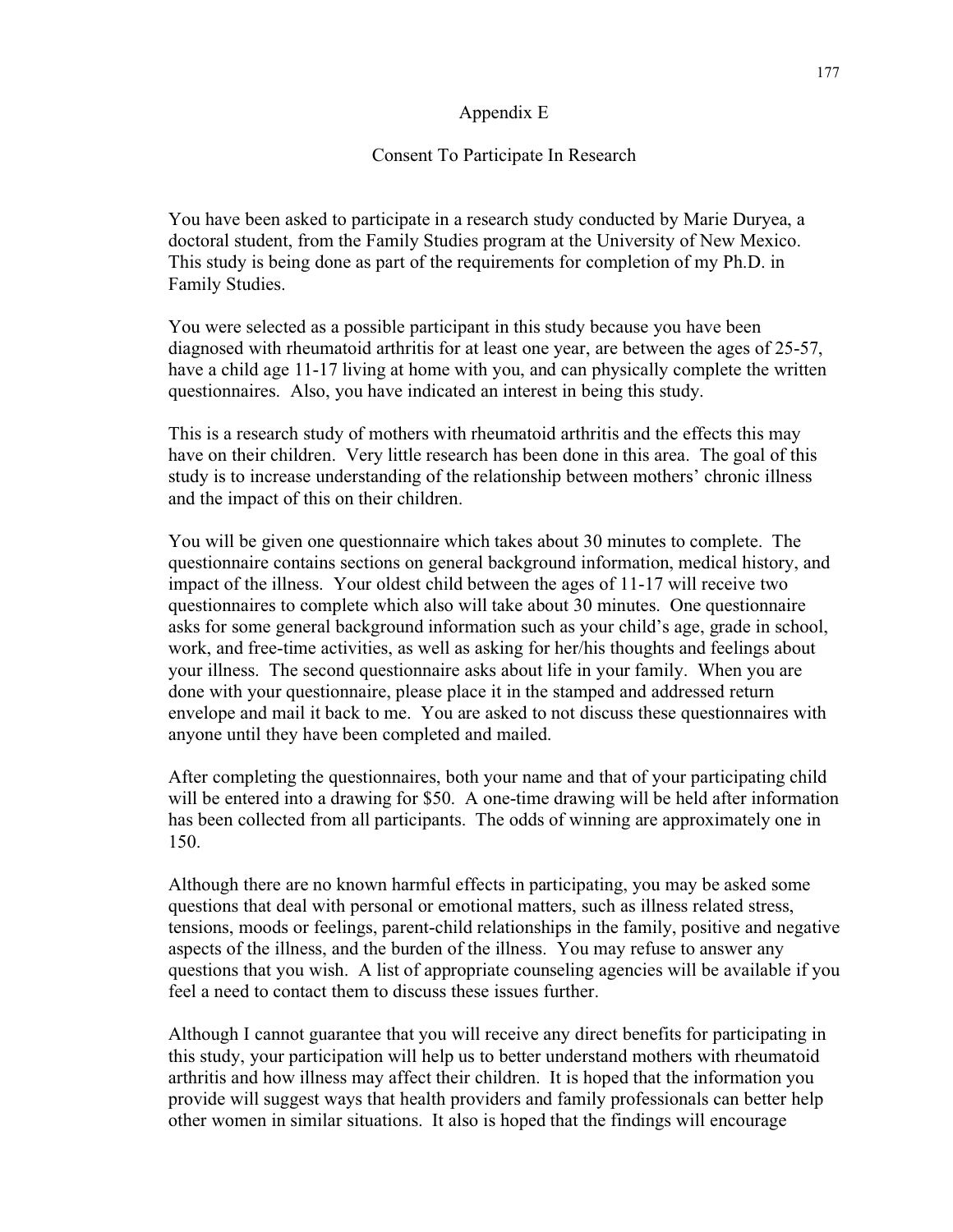# Appendix E

## Consent To Participate In Research

You have been asked to participate in a research study conducted by Marie Duryea, a doctoral student, from the Family Studies program at the University of New Mexico. This study is being done as part of the requirements for completion of my Ph.D. in Family Studies.

You were selected as a possible participant in this study because you have been diagnosed with rheumatoid arthritis for at least one year, are between the ages of 25-57, have a child age 11-17 living at home with you, and can physically complete the written questionnaires. Also, you have indicated an interest in being this study.

This is a research study of mothers with rheumatoid arthritis and the effects this may have on their children. Very little research has been done in this area. The goal of this study is to increase understanding of the relationship between mothers' chronic illness and the impact of this on their children.

You will be given one questionnaire which takes about 30 minutes to complete. The questionnaire contains sections on general background information, medical history, and impact of the illness. Your oldest child between the ages of 11-17 will receive two questionnaires to complete which also will take about 30 minutes. One questionnaire asks for some general background information such as your child's age, grade in school, work, and free-time activities, as well as asking for her/his thoughts and feelings about your illness. The second questionnaire asks about life in your family. When you are done with your questionnaire, please place it in the stamped and addressed return envelope and mail it back to me. You are asked to not discuss these questionnaires with anyone until they have been completed and mailed.

After completing the questionnaires, both your name and that of your participating child will be entered into a drawing for $50. A one-time drawing will be held after information has been collected from all participants. The odds of winning are approximately one in 150.

Although there are no known harmful effects in participating, you may be asked some questions that deal with personal or emotional matters, such as illness related stress, tensions, moods or feelings, parent-child relationships in the family, positive and negative aspects of the illness, and the burden of the illness. You may refuse to answer any questions that you wish. A list of appropriate counseling agencies will be available if you feel a need to contact them to discuss these issues further.

Although I cannot guarantee that you will receive any direct benefits for participating in this study, your participation will help us to better understand mothers with rheumatoid arthritis and how illness may affect their children. It is hoped that the information you provide will suggest ways that health providers and family professionals can better help other women in similar situations. It also is hoped that the findings will encourage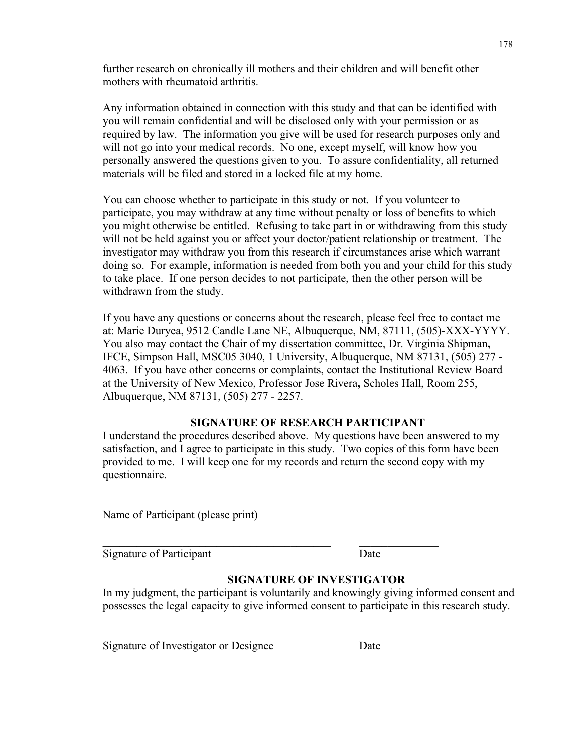further research on chronically ill mothers and their children and will benefit other mothers with rheumatoid arthritis.

Any information obtained in connection with this study and that can be identified with you will remain confidential and will be disclosed only with your permission or as required by law. The information you give will be used for research purposes only and will not go into your medical records. No one, except myself, will know how you personally answered the questions given to you. To assure confidentiality, all returned materials will be filed and stored in a locked file at my home.

You can choose whether to participate in this study or not. If you volunteer to participate, you may withdraw at any time without penalty or loss of benefits to which you might otherwise be entitled. Refusing to take part in or withdrawing from this study will not be held against you or affect your doctor/patient relationship or treatment. The investigator may withdraw you from this research if circumstances arise which warrant doing so. For example, information is needed from both you and your child for this study to take place. If one person decides to not participate, then the other person will be withdrawn from the study.

If you have any questions or concerns about the research, please feel free to contact me at: Marie Duryea, 9512 Candle Lane NE, Albuquerque, NM, 87111, (505)-XXX-YYYY. You also may contact the Chair of my dissertation committee, Dr. Virginia Shipman**,** IFCE, Simpson Hall, MSC05 3040, 1 University, Albuquerque, NM 87131, (505) 277 - 4063. If you have other concerns or complaints, contact the Institutional Review Board at the University of New Mexico, Professor Jose Rivera**,** Scholes Hall, Room 255, Albuquerque, NM 87131, (505) 277 - 2257.

**SIGNATURE OF RESEARCH PARTICIPANT**

I understand the procedures described above. My questions have been answered to my satisfaction, and I agree to participate in this study. Two copies of this form have been provided to me. I will keep one for my records and return the second copy with my questionnaire.

\_\_\_\_\_\_\_\_\_\_\_\_\_\_\_\_\_\_\_\_\_\_\_\_\_\_\_\_\_\_\_\_\_\_\_\_\_\_\_\_

Name of Participant (please print)

\_\_\_\_\_\_\_\_\_\_\_\_\_\_\_\_\_\_\_\_\_\_\_\_\_\_\_\_\_\_\_\_\_\_\_\_\_\_\_\_ \_\_\_\_\_\_\_\_\_\_\_\_\_\_

Signature of Participant Date

**SIGNATURE OF INVESTIGATOR**

In my judgment, the participant is voluntarily and knowingly giving informed consent and possesses the legal capacity to give informed consent to participate in this research study.

\_\_\_\_\_\_\_\_\_\_\_\_\_\_\_\_\_\_\_\_\_\_\_\_\_\_\_\_\_\_\_\_\_\_\_\_\_\_\_\_ \_\_\_\_\_\_\_\_\_\_\_\_\_\_

Signature of Investigator or Designee Date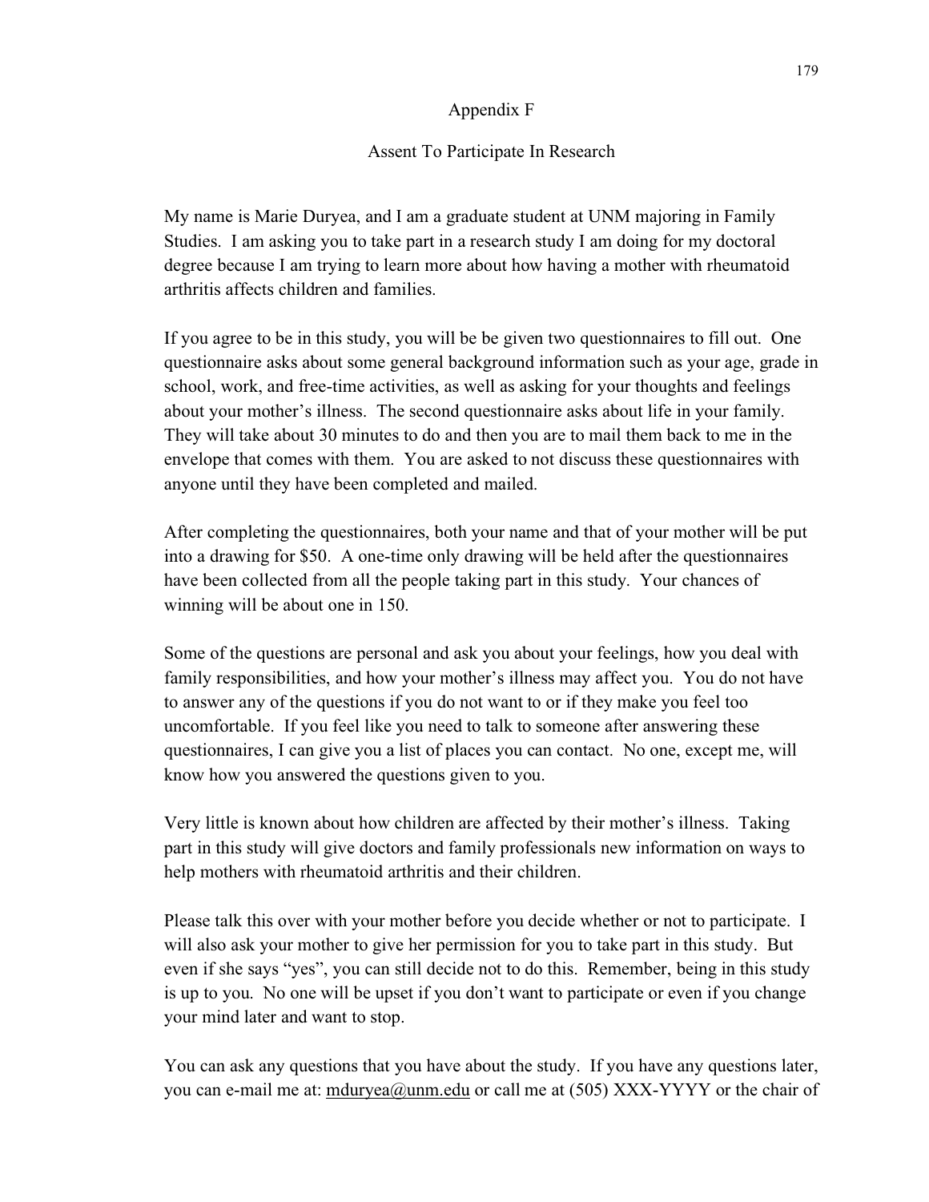# Appendix F

## Assent To Participate In Research

My name is Marie Duryea, and I am a graduate student at UNM majoring in Family Studies. I am asking you to take part in a research study I am doing for my doctoral degree because I am trying to learn more about how having a mother with rheumatoid arthritis affects children and families.

If you agree to be in this study, you will be be given two questionnaires to fill out. One questionnaire asks about some general background information such as your age, grade in school, work, and free-time activities, as well as asking for your thoughts and feelings about your mother's illness. The second questionnaire asks about life in your family. They will take about 30 minutes to do and then you are to mail them back to me in the envelope that comes with them. You are asked to not discuss these questionnaires with anyone until they have been completed and mailed.

After completing the questionnaires, both your name and that of your mother will be put into a drawing for $50. A one-time only drawing will be held after the questionnaires have been collected from all the people taking part in this study. Your chances of winning will be about one in 150.

Some of the questions are personal and ask you about your feelings, how you deal with family responsibilities, and how your mother's illness may affect you. You do not have to answer any of the questions if you do not want to or if they make you feel too uncomfortable. If you feel like you need to talk to someone after answering these questionnaires, I can give you a list of places you can contact. No one, except me, will know how you answered the questions given to you.

Very little is known about how children are affected by their mother's illness. Taking part in this study will give doctors and family professionals new information on ways to help mothers with rheumatoid arthritis and their children.

Please talk this over with your mother before you decide whether or not to participate. I will also ask your mother to give her permission for you to take part in this study. But even if she says "yes", you can still decide not to do this. Remember, being in this study is up to you. No one will be upset if you don't want to participate or even if you change your mind later and want to stop.

You can ask any questions that you have about the study. If you have any questions later, you can e-mail me at: mduryea@unm.edu or call me at (505) XXX-YYYY or the chair of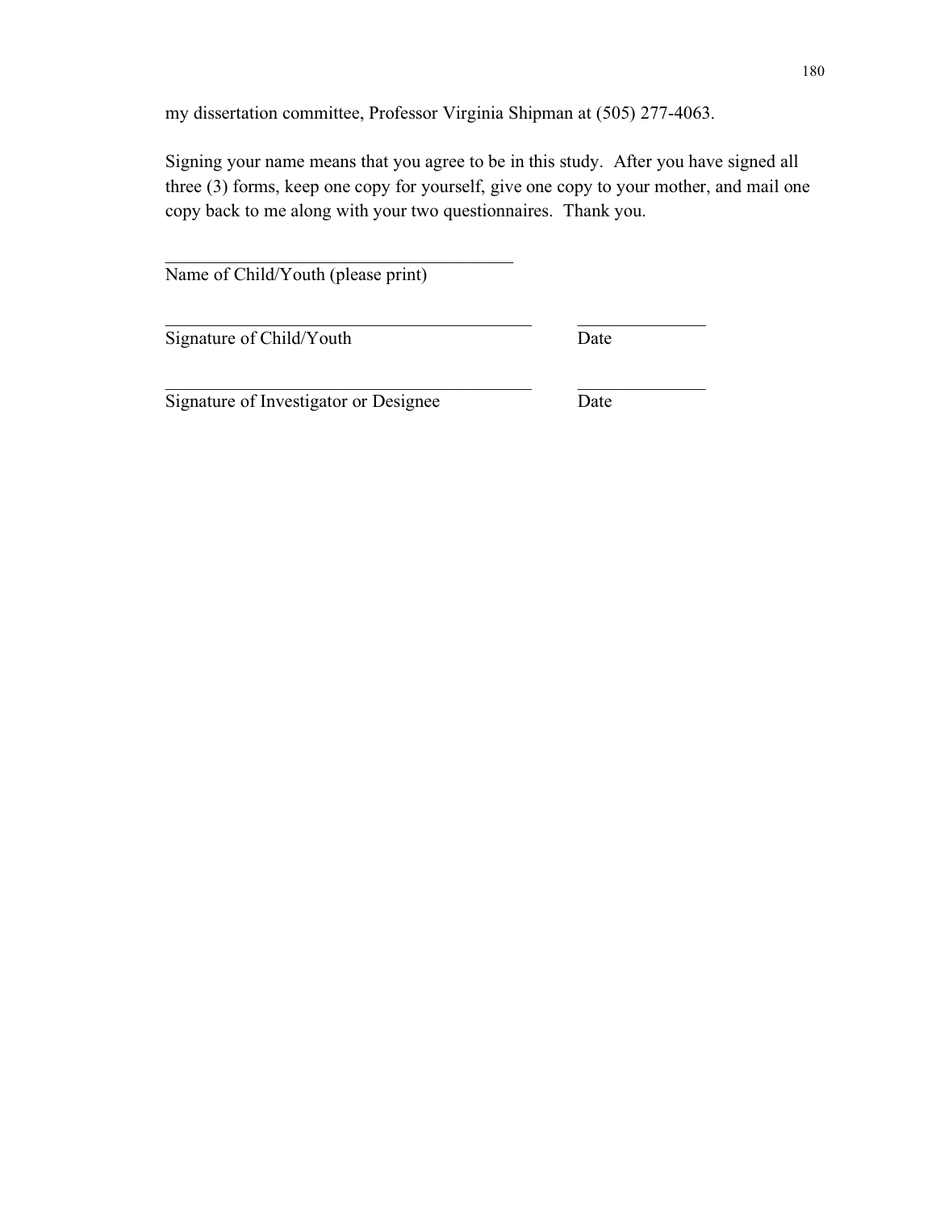my dissertation committee, Professor Virginia Shipman at (505) 277-4063.

Signing your name means that you agree to be in this study. After you have signed all three (3) forms, keep one copy for yourself, give one copy to your mother, and mail one copy back to me along with your two questionnaires. Thank you.

\_\_\_\_\_\_\_\_\_\_\_\_\_\_\_\_\_\_\_\_\_\_\_\_\_\_\_\_\_\_\_\_\_\_\_\_\_\_\_

Name of Child/Youth (please print)

\_\_\_\_\_\_\_\_\_\_\_\_\_\_\_\_\_\_\_\_\_\_\_\_\_\_\_\_\_\_\_\_\_\_\_\_\_\_\_ \_\_\_\_\_\_\_\_\_\_\_\_\_\_

Signature of Child/Youth Date

\_\_\_\_\_\_\_\_\_\_\_\_\_\_\_\_\_\_\_\_\_\_\_\_\_\_\_\_\_\_\_\_\_\_\_\_\_\_\_ \_\_\_\_\_\_\_\_\_\_\_\_\_\_

Signature of Investigator or Designee Date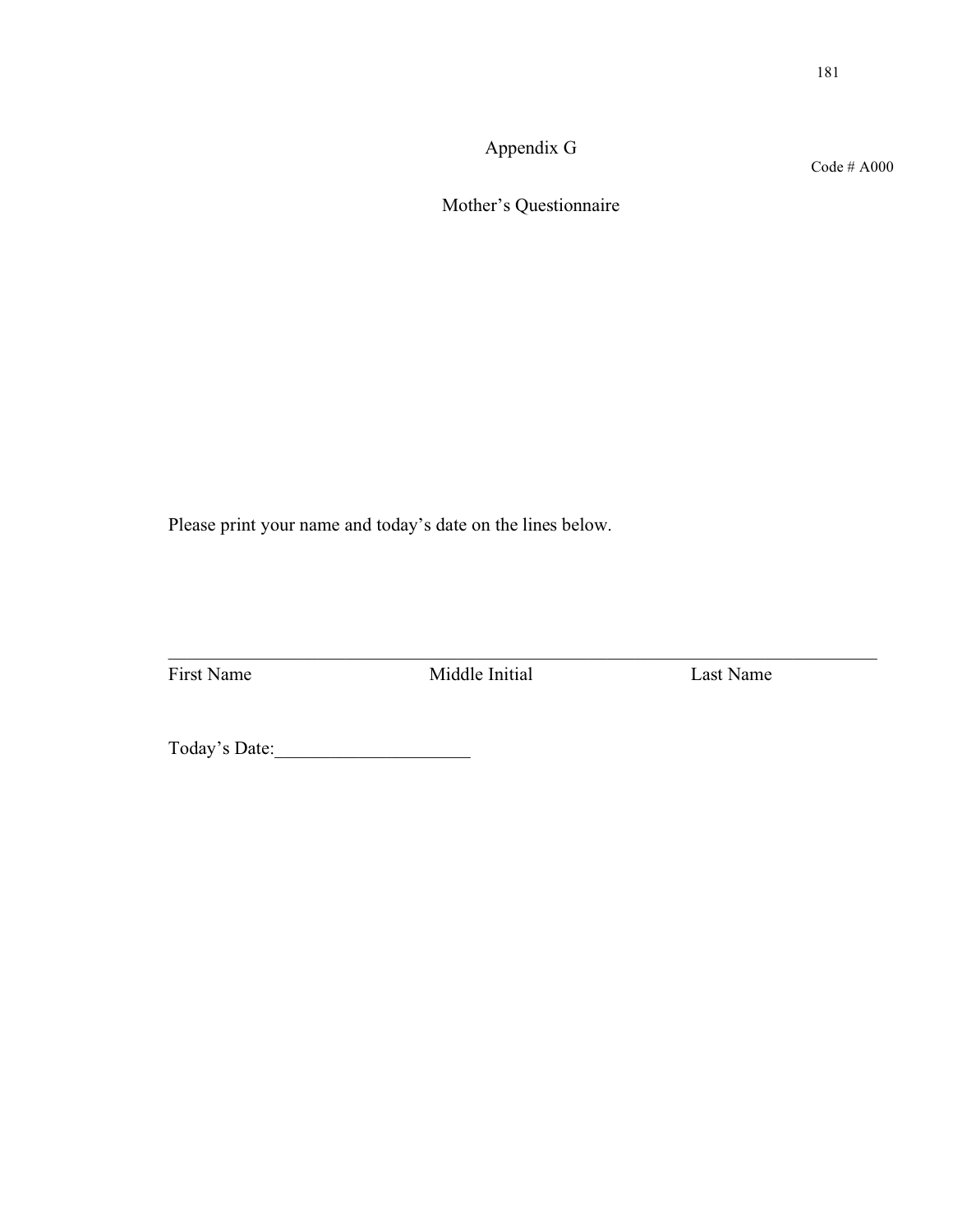# Appendix G

Code # A000

## Mother's Questionnaire

Please print your name and today's date on the lines below.

_______________________________________________________________________________

First Name                    Middle Initial                    Last Name

Today's Date:_____________________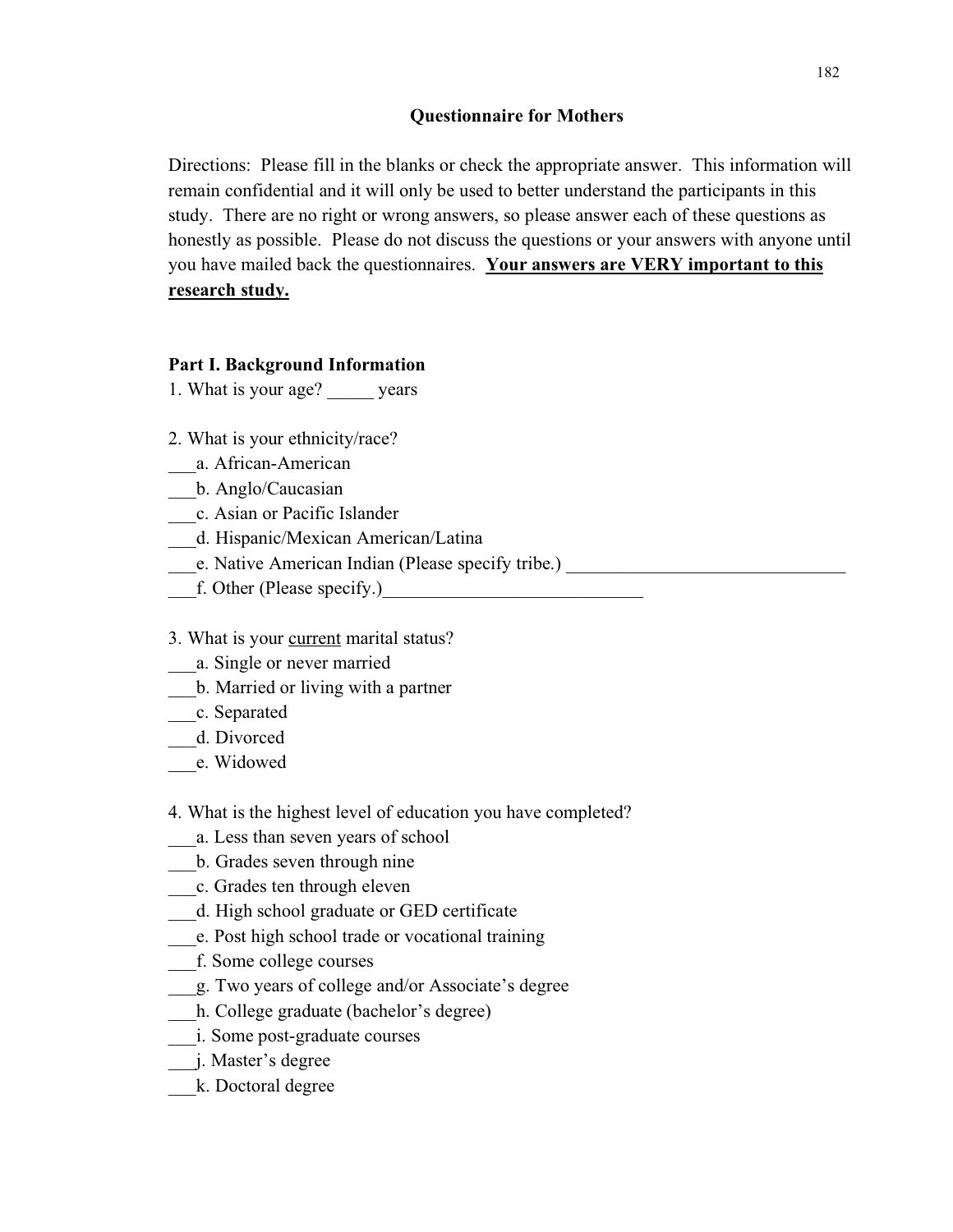## Questionnaire for Mothers

Directions: Please fill in the blanks or check the appropriate answer. This information will remain confidential and it will only be used to better understand the participants in this study. There are no right or wrong answers, so please answer each of these questions as honestly as possible. Please do not discuss the questions or your answers with anyone until you have mailed back the questionnaires. **<u>Your answers are VERY important to this research study.</u>**

### Part I. Background Information

1. What is your age? _____ years

2. What is your ethnicity/race?
___a. African-American
___b. Anglo/Caucasian
___c. Asian or Pacific Islander
___d. Hispanic/Mexican American/Latina
___e. Native American Indian (Please specify tribe.) ______________________________
___f. Other (Please specify.)____________________________

3. What is your <u>current</u> marital status?
___a. Single or never married
___b. Married or living with a partner
___c. Separated
___d. Divorced
___e. Widowed

4. What is the highest level of education you have completed?
___a. Less than seven years of school
___b. Grades seven through nine
___c. Grades ten through eleven
___d. High school graduate or GED certificate
___e. Post high school trade or vocational training
___f. Some college courses
___g. Two years of college and/or Associate's degree
___h. College graduate (bachelor's degree)
___i. Some post-graduate courses
___j. Master's degree
___k. Doctoral degree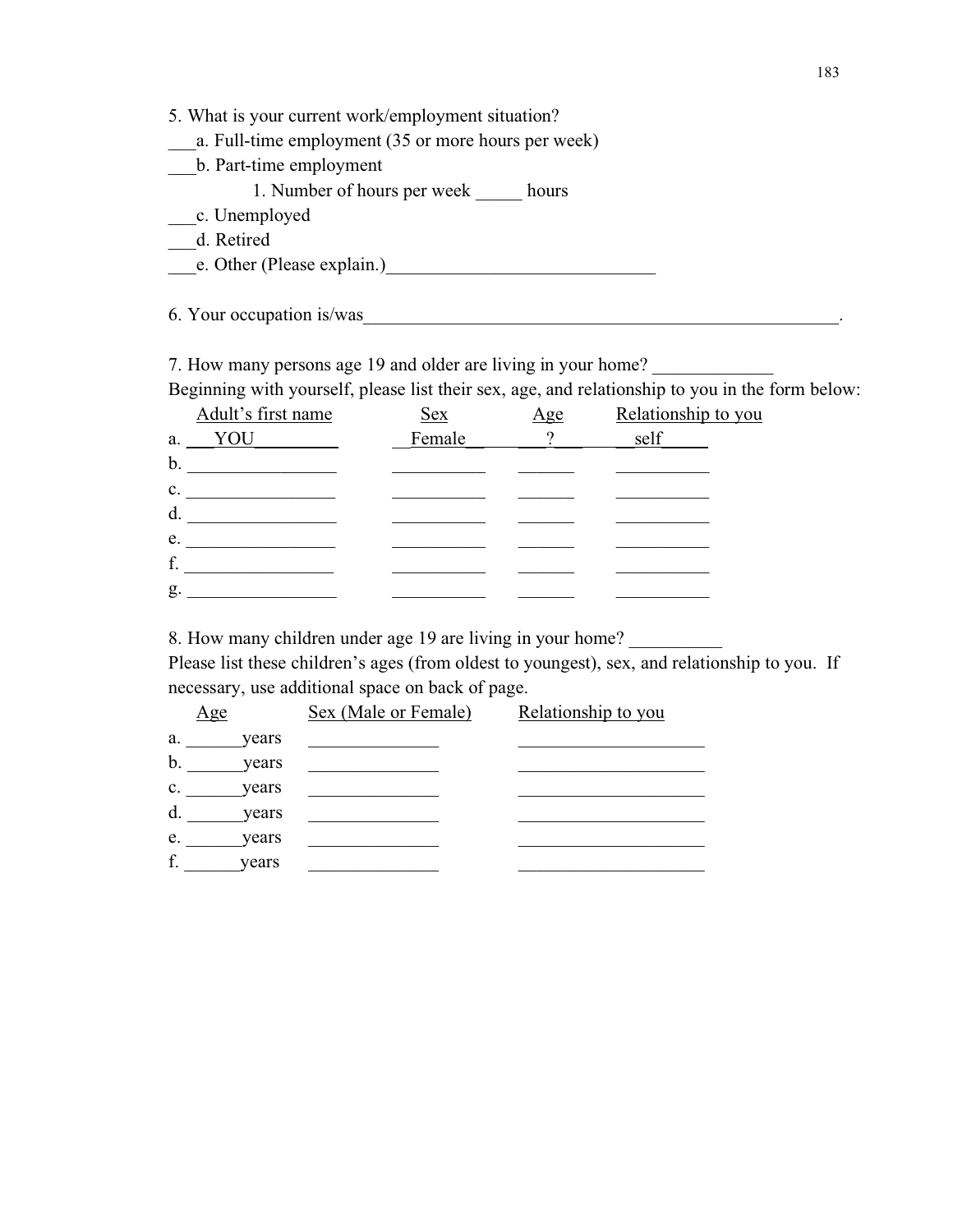5. What is your current work/employment situation?

___a. Full-time employment (35 or more hours per week)

___b. Part-time employment

1. Number of hours per week _____ hours

___c. Unemployed

___d. Retired

___e. Other (Please explain.)____________________________

6. Your occupation is/was_____________________________________________________.

7. How many persons age 19 and older are living in your home? _____________

Beginning with yourself, please list their sex, age, and relationship to you in the form below:

| | Adult's first name | Sex | Age | Relationship to you |
|---|---|---|---|---|
| a. | YOU | Female | ? | self |
| b. | | | | |
| c. | | | | |
| d. | | | | |
| e. | | | | |
| f. | | | | |
| g. | | | | |

8. How many children under age 19 are living in your home? __________

Please list these children's ages (from oldest to youngest), sex, and relationship to you. If necessary, use additional space on back of page.

| | Age | Sex (Male or Female) | Relationship to you |
|---|---|---|---|
| a. | ______years | | |
| b. | ______years | | |
| c. | ______years | | |
| d. | ______years | | |
| e. | ______years | | |
| f. | ______years | | |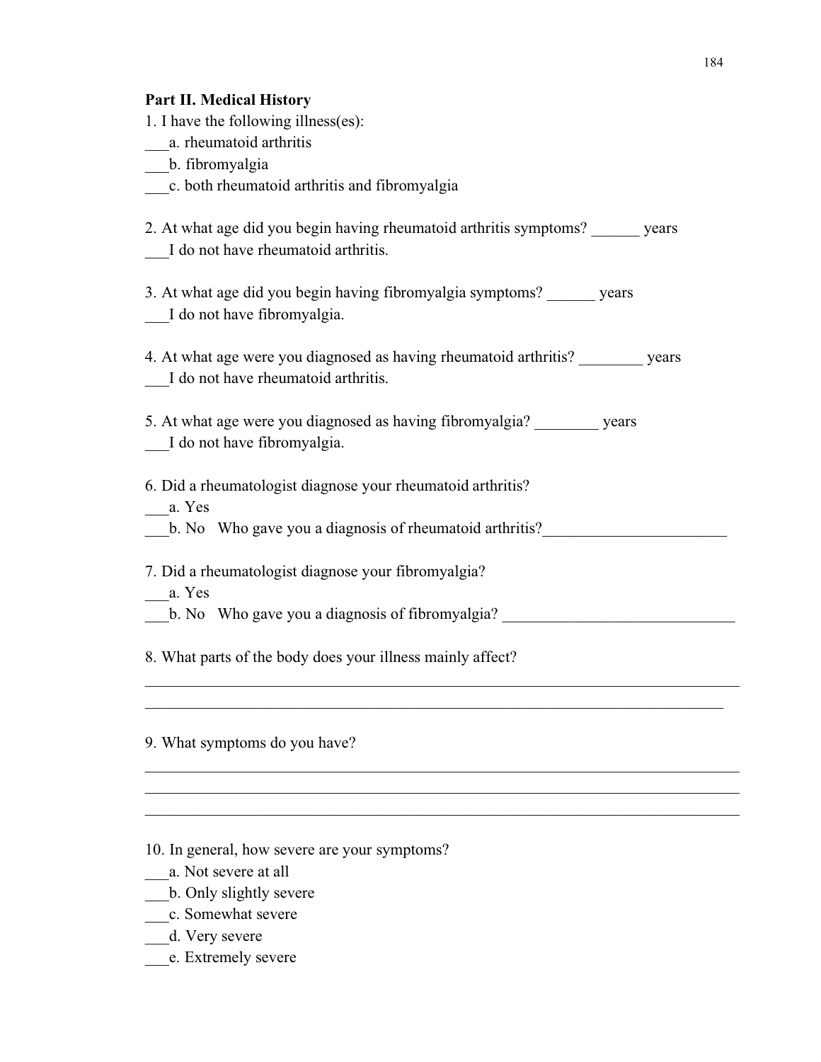**Part II. Medical History**

1. I have the following illness(es):

___a. rheumatoid arthritis

___b. fibromyalgia

___c. both rheumatoid arthritis and fibromyalgia

2. At what age did you begin having rheumatoid arthritis symptoms? ______ years

___I do not have rheumatoid arthritis.

3. At what age did you begin having fibromyalgia symptoms? ______ years

___I do not have fibromyalgia.

4. At what age were you diagnosed as having rheumatoid arthritis? ________ years

___I do not have rheumatoid arthritis.

5. At what age were you diagnosed as having fibromyalgia? ________ years

___I do not have fibromyalgia.

6. Did a rheumatologist diagnose your rheumatoid arthritis?

___a. Yes

___b. No   Who gave you a diagnosis of rheumatoid arthritis?________________________

7. Did a rheumatologist diagnose your fibromyalgia?

___a. Yes

___b. No   Who gave you a diagnosis of fibromyalgia? ______________________________

8. What parts of the body does your illness mainly affect?

________________________________________________________________________________

______________________________________________________________________________

9. What symptoms do you have?

________________________________________________________________________________

________________________________________________________________________________

________________________________________________________________________________

10. In general, how severe are your symptoms?

___a. Not severe at all

___b. Only slightly severe

___c. Somewhat severe

___d. Very severe

___e. Extremely severe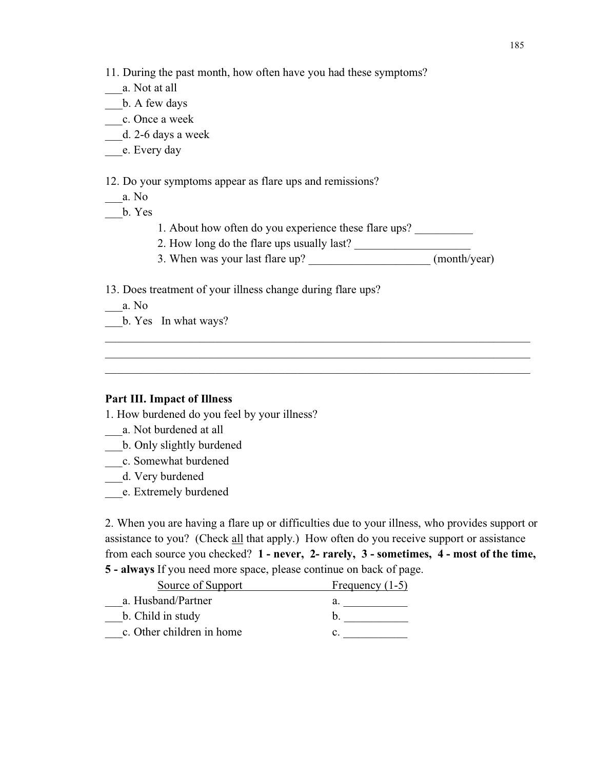11. During the past month, how often have you had these symptoms?

___a. Not at all
___b. A few days
___c. Once a week
___d. 2-6 days a week
___e. Every day

12. Do your symptoms appear as flare ups and remissions?

___a. No
___b. Yes

1. About how often do you experience these flare ups? __________
2. How long do the flare ups usually last? ____________________
3. When was your last flare up? _____________________ (month/year)

13. Does treatment of your illness change during flare ups?

___a. No
___b. Yes   In what ways?

_____________________________________________________________________________
_____________________________________________________________________________
_____________________________________________________________________________

**Part III. Impact of Illness**

1. How burdened do you feel by your illness?

___a. Not burdened at all
___b. Only slightly burdened
___c. Somewhat burdened
___d. Very burdened
___e. Extremely burdened

2. When you are having a flare up or difficulties due to your illness, who provides support or assistance to you? (Check all that apply.) How often do you receive support or assistance from each source you checked? **1 - never, 2- rarely, 3 - sometimes, 4 - most of the time, 5 - always** If you need more space, please continue on back of page.

| Source of Support | Frequency (1-5) |
|---|---|
| ___a. Husband/Partner | a. ___________ |
| ___b. Child in study | b. ___________ |
| ___c. Other children in home | c. ___________ |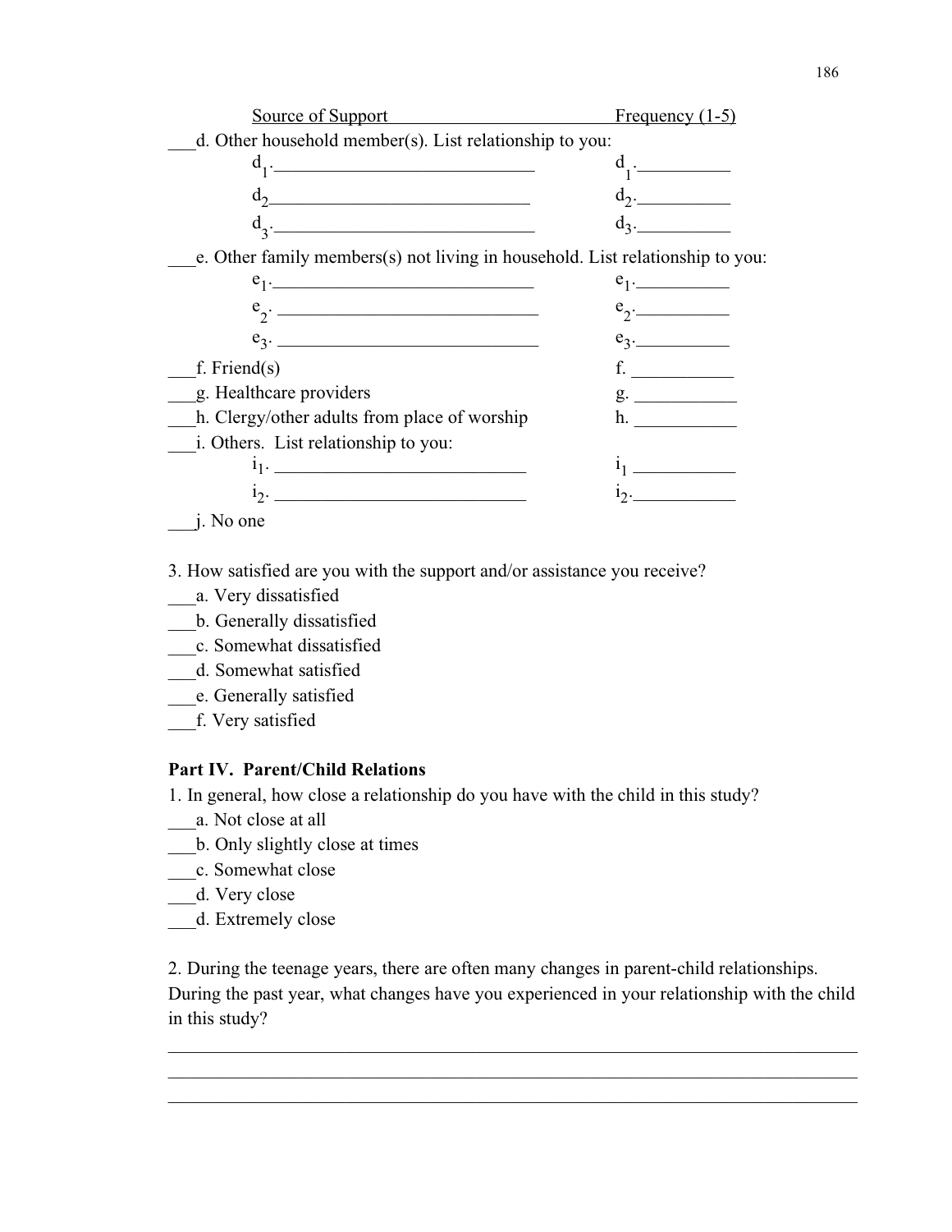Source of Support Frequency (1-5)

___d. Other household member(s). List relationship to you:

$d_1$.____________________________ $d_1$.__________

$d_2$____________________________ $d_2$.__________

$d_3$.____________________________ $d_3$.__________

___e. Other family members(s) not living in household. List relationship to you:

$e_1$.____________________________ $e_1$.__________

$e_2$. ____________________________ $e_2$.__________

$e_3$. ____________________________ $e_3$.__________

___f. Friend(s) f. ___________

___g. Healthcare providers g. ___________

___h. Clergy/other adults from place of worship h. ___________

___i. Others. List relationship to you:

$i_1$. ___________________________ $i_1$ ___________

$i_2$. ___________________________ $i_2$.___________

___j. No one

3. How satisfied are you with the support and/or assistance you receive?

___a. Very dissatisfied  
___b. Generally dissatisfied  
___c. Somewhat dissatisfied  
___d. Somewhat satisfied  
___e. Generally satisfied  
___f. Very satisfied

**Part IV. Parent/Child Relations**

1. In general, how close a relationship do you have with the child in this study?

___a. Not close at all  
___b. Only slightly close at times  
___c. Somewhat close  
___d. Very close  
___d. Extremely close

2. During the teenage years, there are often many changes in parent-child relationships. During the past year, what changes have you experienced in your relationship with the child in this study?

______________________________________________________________________________

______________________________________________________________________________

______________________________________________________________________________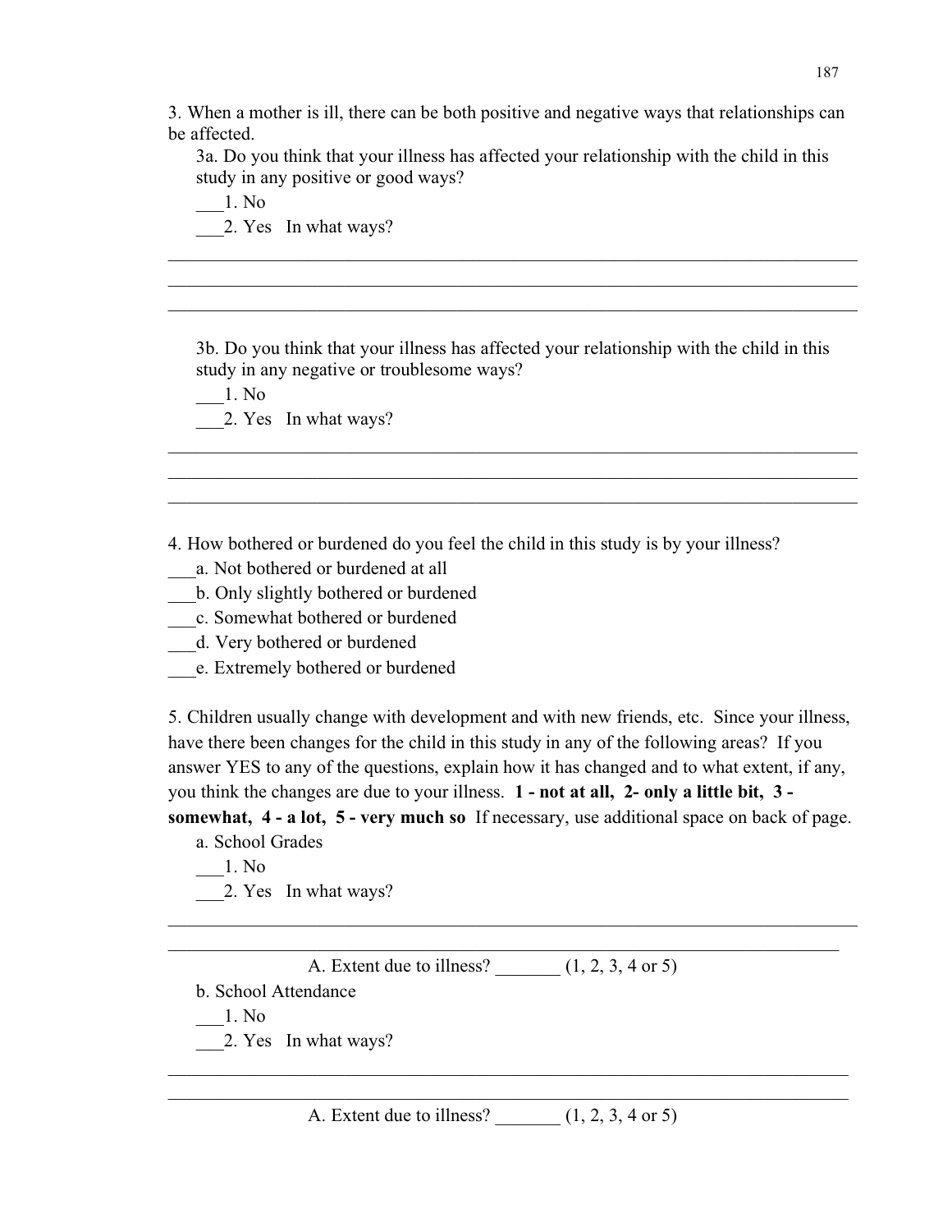3. When a mother is ill, there can be both positive and negative ways that relationships can be affected.

3a. Do you think that your illness has affected your relationship with the child in this study in any positive or good ways?

___1. No

___2. Yes  In what ways?

________________________________________________________________________

________________________________________________________________________

________________________________________________________________________

3b. Do you think that your illness has affected your relationship with the child in this study in any negative or troublesome ways?

___1. No

___2. Yes  In what ways?

________________________________________________________________________

________________________________________________________________________

________________________________________________________________________

4. How bothered or burdened do you feel the child in this study is by your illness?

___a. Not bothered or burdened at all

___b. Only slightly bothered or burdened

___c. Somewhat bothered or burdened

___d. Very bothered or burdened

___e. Extremely bothered or burdened

5. Children usually change with development and with new friends, etc. Since your illness, have there been changes for the child in this study in any of the following areas? If you answer YES to any of the questions, explain how it has changed and to what extent, if any, you think the changes are due to your illness. **1 - not at all, 2- only a little bit, 3 - somewhat, 4 - a lot, 5 - very much so** If necessary, use additional space on back of page.

a. School Grades

___1. No

___2. Yes  In what ways?

________________________________________________________________________

________________________________________________________________________

A. Extent due to illness? _______ (1, 2, 3, 4 or 5)

b. School Attendance

___1. No

___2. Yes  In what ways?

________________________________________________________________________

________________________________________________________________________

A. Extent due to illness? _______ (1, 2, 3, 4 or 5)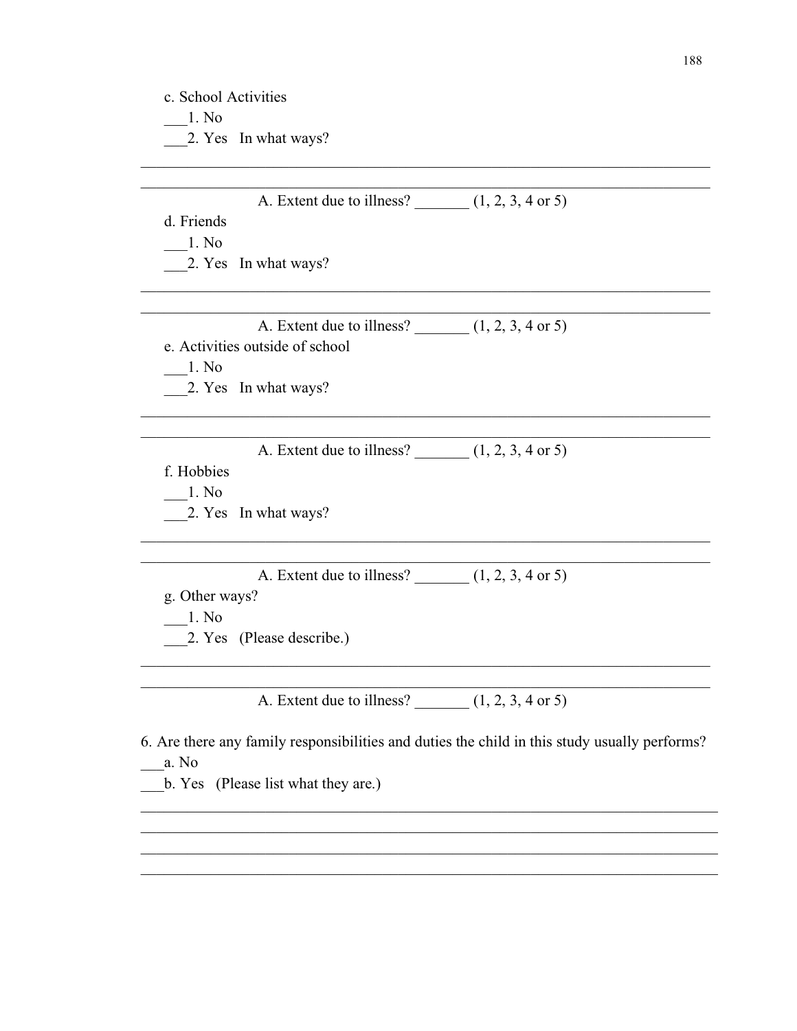c. School Activities

___1. No

___2. Yes   In what ways?

_______________________________________________________________________________

_______________________________________________________________________________

A. Extent due to illness? _______ (1, 2, 3, 4 or 5)

d. Friends

___1. No

___2. Yes   In what ways?

_______________________________________________________________________________

_______________________________________________________________________________

A. Extent due to illness? _______ (1, 2, 3, 4 or 5)

e. Activities outside of school

___1. No

___2. Yes   In what ways?

_______________________________________________________________________________

_______________________________________________________________________________

A. Extent due to illness? _______ (1, 2, 3, 4 or 5)

f. Hobbies

___1. No

___2. Yes   In what ways?

_______________________________________________________________________________

_______________________________________________________________________________

A. Extent due to illness? _______ (1, 2, 3, 4 or 5)

g. Other ways?

___1. No

___2. Yes   (Please describe.)

_______________________________________________________________________________

_______________________________________________________________________________

A. Extent due to illness? _______ (1, 2, 3, 4 or 5)

6. Are there any family responsibilities and duties the child in this study usually performs?

___a. No

___b. Yes   (Please list what they are.)

_______________________________________________________________________________

_______________________________________________________________________________

_______________________________________________________________________________

_______________________________________________________________________________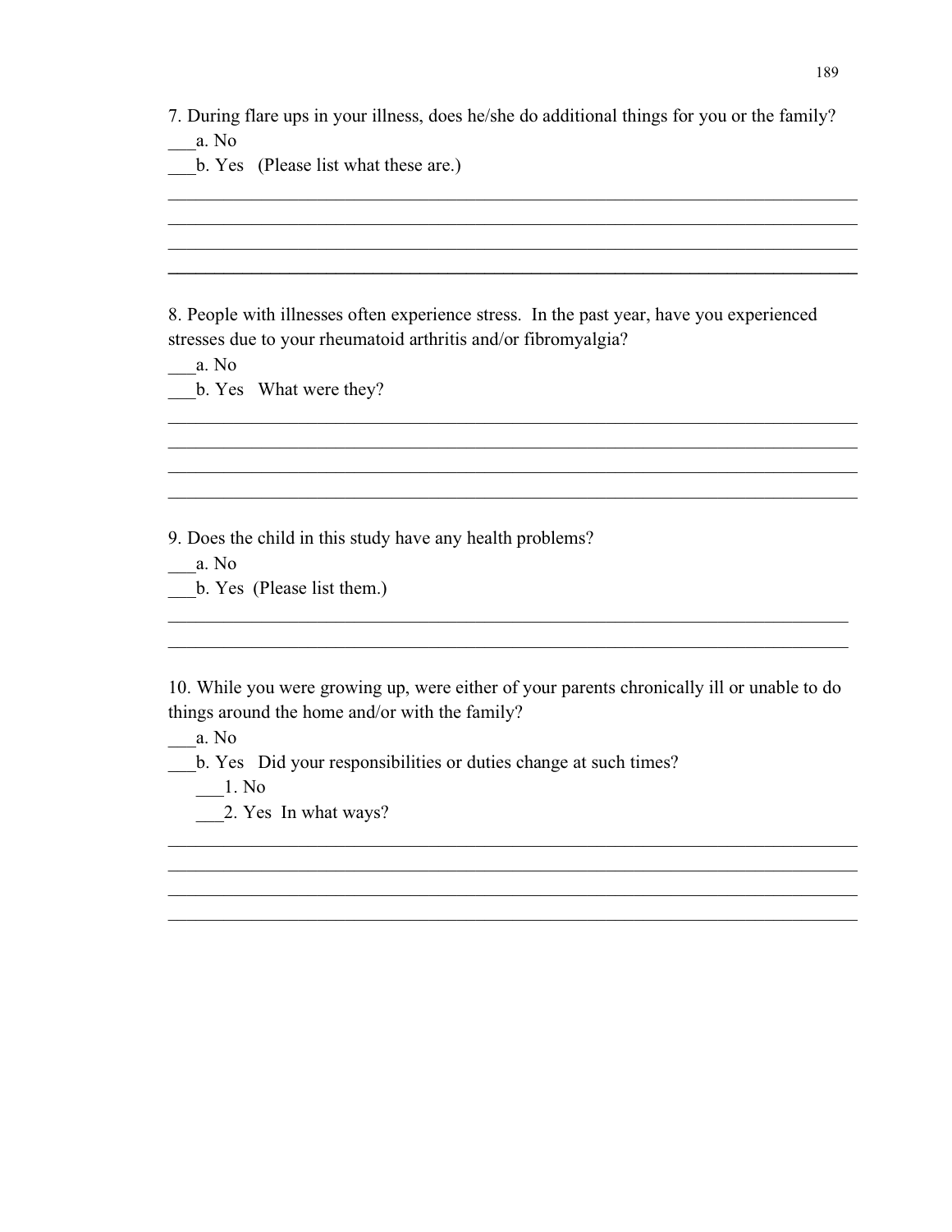7. During flare ups in your illness, does he/she do additional things for you or the family?

___a. No

___b. Yes (Please list what these are.)

________________________________________________________________________________
________________________________________________________________________________
________________________________________________________________________________
________________________________________________________________________________

8. People with illnesses often experience stress. In the past year, have you experienced stresses due to your rheumatoid arthritis and/or fibromyalgia?

___a. No

___b. Yes What were they?

________________________________________________________________________________
________________________________________________________________________________
________________________________________________________________________________
________________________________________________________________________________

9. Does the child in this study have any health problems?

___a. No

___b. Yes (Please list them.)

________________________________________________________________________________
________________________________________________________________________________

10. While you were growing up, were either of your parents chronically ill or unable to do things around the home and/or with the family?

___a. No

___b. Yes Did your responsibilities or duties change at such times?

 ___1. No

 ___2. Yes In what ways?

________________________________________________________________________________
________________________________________________________________________________
________________________________________________________________________________
________________________________________________________________________________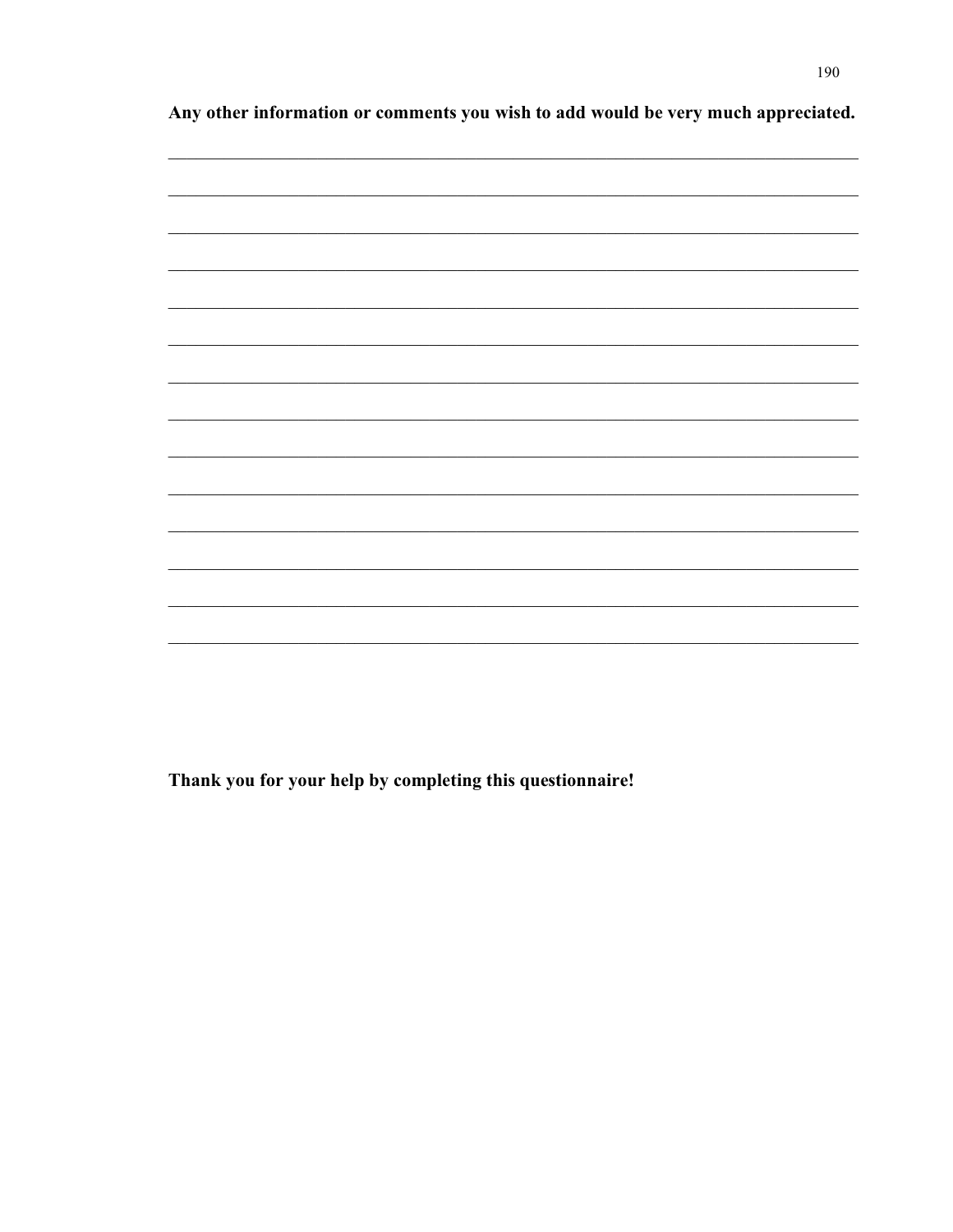**Any other information or comments you wish to add would be very much appreciated.**

\_\_\_\_\_\_\_\_\_\_\_\_\_\_\_\_\_\_\_\_\_\_\_\_\_\_\_\_\_\_\_\_\_\_\_\_\_\_\_\_\_\_\_\_\_\_\_\_\_\_\_\_\_\_\_\_\_\_\_\_\_\_\_\_\_\_\_\_\_\_\_\_

\_\_\_\_\_\_\_\_\_\_\_\_\_\_\_\_\_\_\_\_\_\_\_\_\_\_\_\_\_\_\_\_\_\_\_\_\_\_\_\_\_\_\_\_\_\_\_\_\_\_\_\_\_\_\_\_\_\_\_\_\_\_\_\_\_\_\_\_\_\_\_\_

\_\_\_\_\_\_\_\_\_\_\_\_\_\_\_\_\_\_\_\_\_\_\_\_\_\_\_\_\_\_\_\_\_\_\_\_\_\_\_\_\_\_\_\_\_\_\_\_\_\_\_\_\_\_\_\_\_\_\_\_\_\_\_\_\_\_\_\_\_\_\_\_

\_\_\_\_\_\_\_\_\_\_\_\_\_\_\_\_\_\_\_\_\_\_\_\_\_\_\_\_\_\_\_\_\_\_\_\_\_\_\_\_\_\_\_\_\_\_\_\_\_\_\_\_\_\_\_\_\_\_\_\_\_\_\_\_\_\_\_\_\_\_\_\_

\_\_\_\_\_\_\_\_\_\_\_\_\_\_\_\_\_\_\_\_\_\_\_\_\_\_\_\_\_\_\_\_\_\_\_\_\_\_\_\_\_\_\_\_\_\_\_\_\_\_\_\_\_\_\_\_\_\_\_\_\_\_\_\_\_\_\_\_\_\_\_\_

\_\_\_\_\_\_\_\_\_\_\_\_\_\_\_\_\_\_\_\_\_\_\_\_\_\_\_\_\_\_\_\_\_\_\_\_\_\_\_\_\_\_\_\_\_\_\_\_\_\_\_\_\_\_\_\_\_\_\_\_\_\_\_\_\_\_\_\_\_\_\_\_

\_\_\_\_\_\_\_\_\_\_\_\_\_\_\_\_\_\_\_\_\_\_\_\_\_\_\_\_\_\_\_\_\_\_\_\_\_\_\_\_\_\_\_\_\_\_\_\_\_\_\_\_\_\_\_\_\_\_\_\_\_\_\_\_\_\_\_\_\_\_\_\_

\_\_\_\_\_\_\_\_\_\_\_\_\_\_\_\_\_\_\_\_\_\_\_\_\_\_\_\_\_\_\_\_\_\_\_\_\_\_\_\_\_\_\_\_\_\_\_\_\_\_\_\_\_\_\_\_\_\_\_\_\_\_\_\_\_\_\_\_\_\_\_\_

\_\_\_\_\_\_\_\_\_\_\_\_\_\_\_\_\_\_\_\_\_\_\_\_\_\_\_\_\_\_\_\_\_\_\_\_\_\_\_\_\_\_\_\_\_\_\_\_\_\_\_\_\_\_\_\_\_\_\_\_\_\_\_\_\_\_\_\_\_\_\_\_

\_\_\_\_\_\_\_\_\_\_\_\_\_\_\_\_\_\_\_\_\_\_\_\_\_\_\_\_\_\_\_\_\_\_\_\_\_\_\_\_\_\_\_\_\_\_\_\_\_\_\_\_\_\_\_\_\_\_\_\_\_\_\_\_\_\_\_\_\_\_\_\_

\_\_\_\_\_\_\_\_\_\_\_\_\_\_\_\_\_\_\_\_\_\_\_\_\_\_\_\_\_\_\_\_\_\_\_\_\_\_\_\_\_\_\_\_\_\_\_\_\_\_\_\_\_\_\_\_\_\_\_\_\_\_\_\_\_\_\_\_\_\_\_\_

\_\_\_\_\_\_\_\_\_\_\_\_\_\_\_\_\_\_\_\_\_\_\_\_\_\_\_\_\_\_\_\_\_\_\_\_\_\_\_\_\_\_\_\_\_\_\_\_\_\_\_\_\_\_\_\_\_\_\_\_\_\_\_\_\_\_\_\_\_\_\_\_

\_\_\_\_\_\_\_\_\_\_\_\_\_\_\_\_\_\_\_\_\_\_\_\_\_\_\_\_\_\_\_\_\_\_\_\_\_\_\_\_\_\_\_\_\_\_\_\_\_\_\_\_\_\_\_\_\_\_\_\_\_\_\_\_\_\_\_\_\_\_\_\_

\_\_\_\_\_\_\_\_\_\_\_\_\_\_\_\_\_\_\_\_\_\_\_\_\_\_\_\_\_\_\_\_\_\_\_\_\_\_\_\_\_\_\_\_\_\_\_\_\_\_\_\_\_\_\_\_\_\_\_\_\_\_\_\_\_\_\_\_\_\_\_\_

**Thank you for your help by completing this questionnaire!**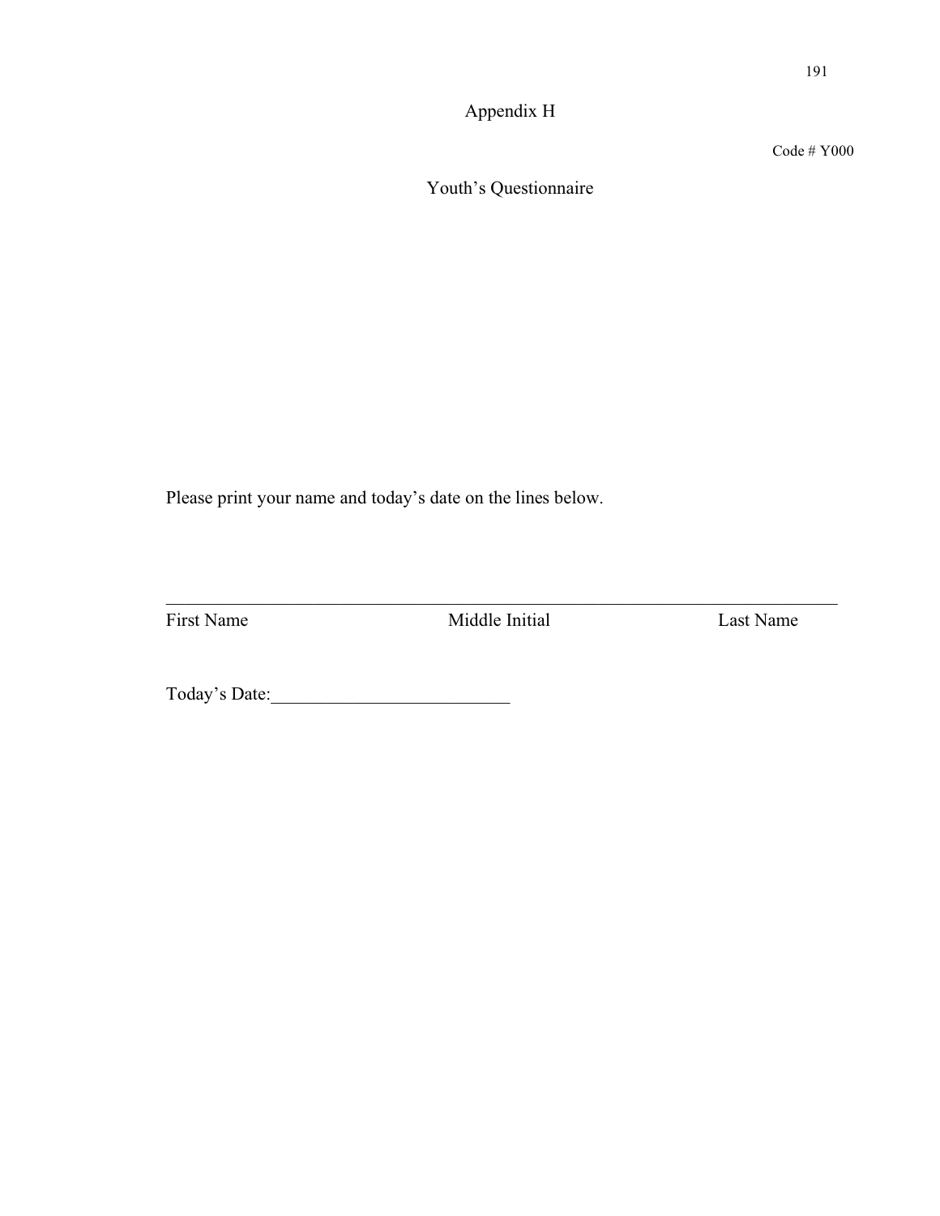# Appendix H

Code # Y000

## Youth's Questionnaire

Please print your name and today's date on the lines below.

_______________________________________________________________

First Name          Middle Initial          Last Name

Today's Date:__________________________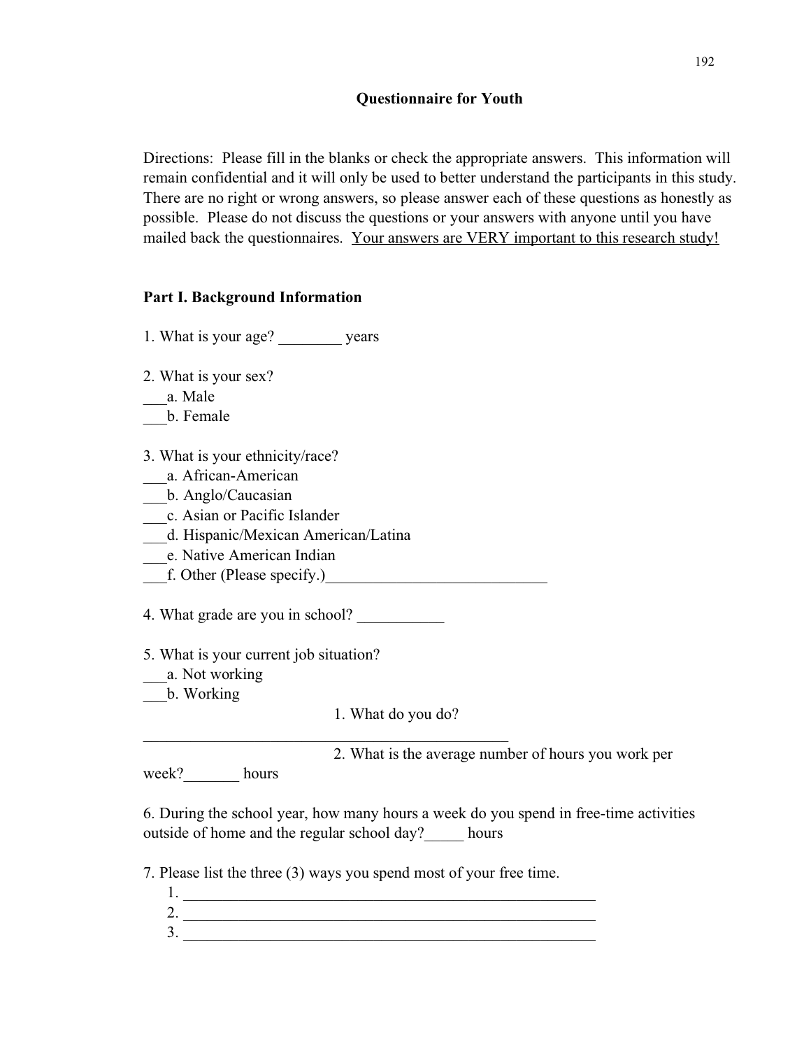# Questionnaire for Youth

Directions: Please fill in the blanks or check the appropriate answers. This information will remain confidential and it will only be used to better understand the participants in this study. There are no right or wrong answers, so please answer each of these questions as honestly as possible. Please do not discuss the questions or your answers with anyone until you have mailed back the questionnaires. <u>Your answers are VERY important to this research study!</u>

## Part I. Background Information

1. What is your age? ________ years

2. What is your sex?
___a. Male
___b. Female

3. What is your ethnicity/race?
___a. African-American
___b. Anglo/Caucasian
___c. Asian or Pacific Islander
___d. Hispanic/Mexican American/Latina
___e. Native American Indian
___f. Other (Please specify.)____________________________

4. What grade are you in school? ___________

5. What is your current job situation?
___a. Not working
___b. Working
  1. What do you do? _________________________________________________
  2. What is the average number of hours you work per week?_______ hours

6. During the school year, how many hours a week do you spend in free-time activities outside of home and the regular school day?_____ hours

7. Please list the three (3) ways you spend most of your free time.
  1. _______________________________________________________
  2. _______________________________________________________
  3. _______________________________________________________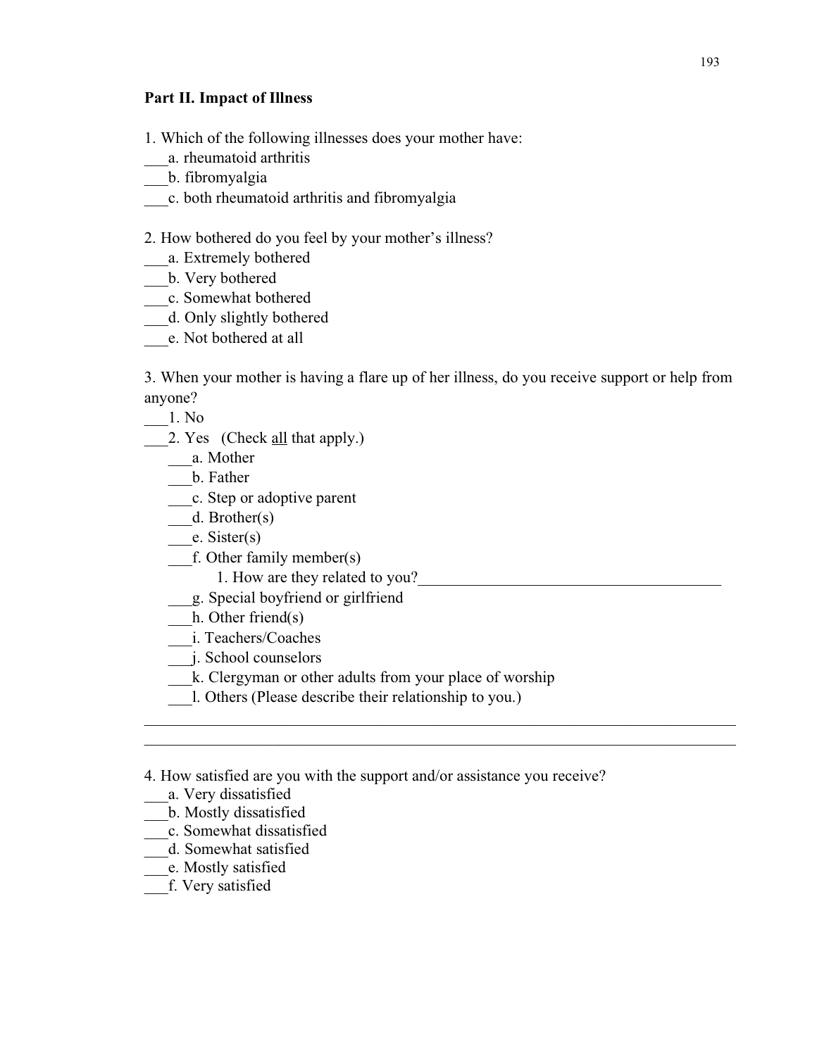**Part II. Impact of Illness**

1. Which of the following illnesses does your mother have:
___a. rheumatoid arthritis
___b. fibromyalgia
___c. both rheumatoid arthritis and fibromyalgia

2. How bothered do you feel by your mother's illness?
___a. Extremely bothered
___b. Very bothered
___c. Somewhat bothered
___d. Only slightly bothered
___e. Not bothered at all

3. When your mother is having a flare up of her illness, do you receive support or help from anyone?
___1. No
___2. Yes (Check <u>all</u> that apply.)
    ___a. Mother
    ___b. Father
    ___c. Step or adoptive parent
    ___d. Brother(s)
    ___e. Sister(s)
    ___f. Other family member(s)
        1. How are they related to you?_______________________________________
    ___g. Special boyfriend or girlfriend
    ___h. Other friend(s)
    ___i. Teachers/Coaches
    ___j. School counselors
    ___k. Clergyman or other adults from your place of worship
    ___l. Others (Please describe their relationship to you.)

_____________________________________________________________________________
_____________________________________________________________________________

4. How satisfied are you with the support and/or assistance you receive?
___a. Very dissatisfied
___b. Mostly dissatisfied
___c. Somewhat dissatisfied
___d. Somewhat satisfied
___e. Mostly satisfied
___f. Very satisfied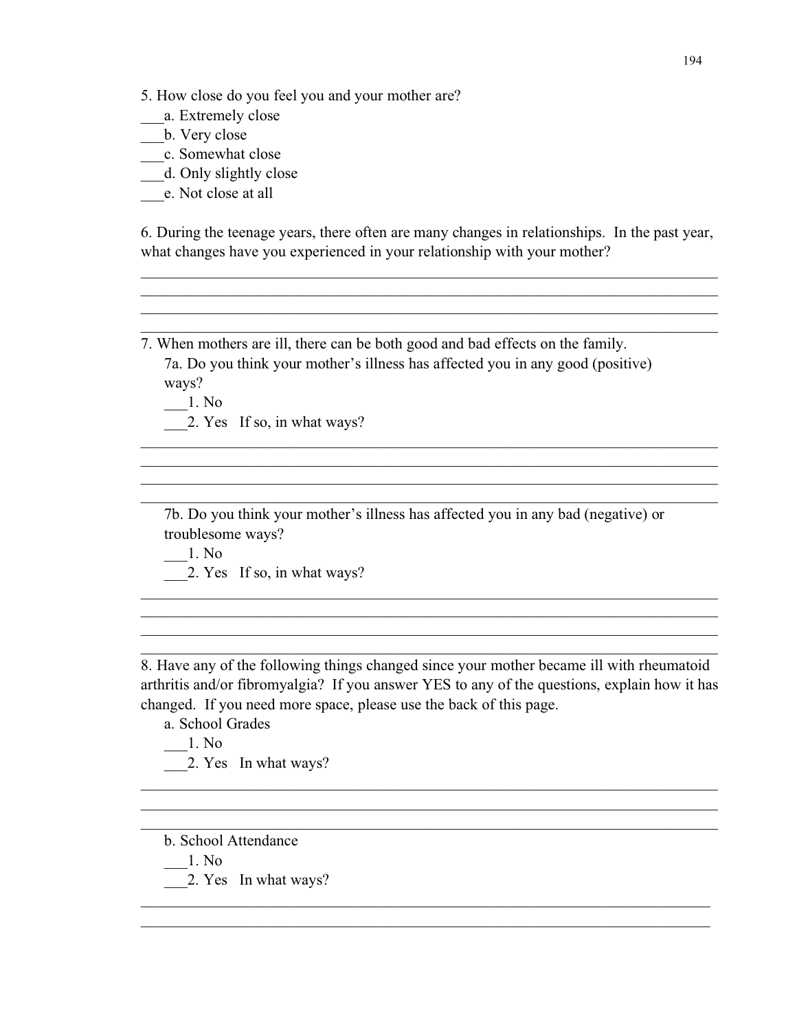5. How close do you feel you and your mother are?

___a. Extremely close
___b. Very close
___c. Somewhat close
___d. Only slightly close
___e. Not close at all

6. During the teenage years, there often are many changes in relationships. In the past year, what changes have you experienced in your relationship with your mother?

________________________________________________________________________________
________________________________________________________________________________
________________________________________________________________________________
________________________________________________________________________________

7. When mothers are ill, there can be both good and bad effects on the family.

7a. Do you think your mother's illness has affected you in any good (positive) ways?

___1. No
___2. Yes If so, in what ways?

________________________________________________________________________________
________________________________________________________________________________
________________________________________________________________________________
________________________________________________________________________________

7b. Do you think your mother's illness has affected you in any bad (negative) or troublesome ways?

___1. No
___2. Yes If so, in what ways?

________________________________________________________________________________
________________________________________________________________________________
________________________________________________________________________________
________________________________________________________________________________

8. Have any of the following things changed since your mother became ill with rheumatoid arthritis and/or fibromyalgia? If you answer YES to any of the questions, explain how it has changed. If you need more space, please use the back of this page.

a. School Grades

___1. No
___2. Yes In what ways?

________________________________________________________________________________
________________________________________________________________________________
________________________________________________________________________________

b. School Attendance

___1. No
___2. Yes In what ways?

________________________________________________________________________________
________________________________________________________________________________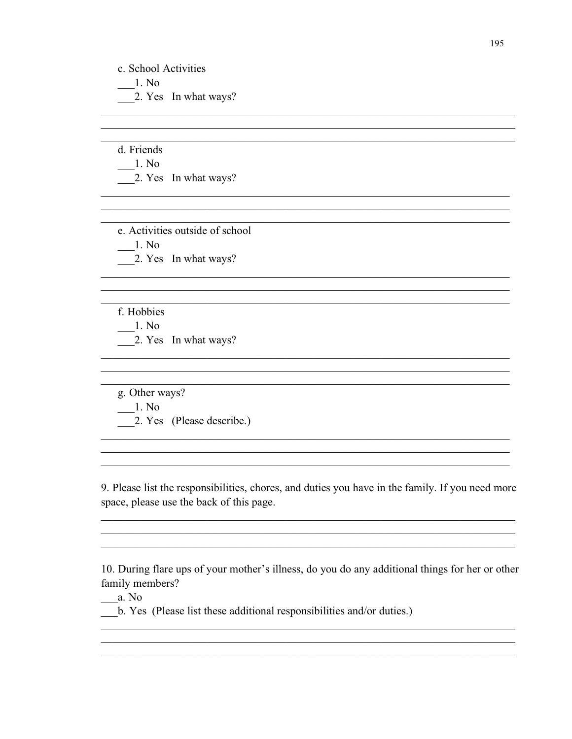c. School Activities

___1. No

___2. Yes   In what ways?

______________________________________________________________________________
______________________________________________________________________________
______________________________________________________________________________

d. Friends

___1. No

___2. Yes   In what ways?

______________________________________________________________________________
______________________________________________________________________________
______________________________________________________________________________

e. Activities outside of school

___1. No

___2. Yes   In what ways?

______________________________________________________________________________
______________________________________________________________________________
______________________________________________________________________________

f. Hobbies

___1. No

___2. Yes   In what ways?

______________________________________________________________________________
______________________________________________________________________________
______________________________________________________________________________

g. Other ways?

___1. No

___2. Yes   (Please describe.)

______________________________________________________________________________
______________________________________________________________________________
______________________________________________________________________________

9. Please list the responsibilities, chores, and duties you have in the family. If you need more space, please use the back of this page.

______________________________________________________________________________
______________________________________________________________________________
______________________________________________________________________________

10. During flare ups of your mother's illness, do you do any additional things for her or other family members?

___a. No

___b. Yes  (Please list these additional responsibilities and/or duties.)

______________________________________________________________________________
______________________________________________________________________________
______________________________________________________________________________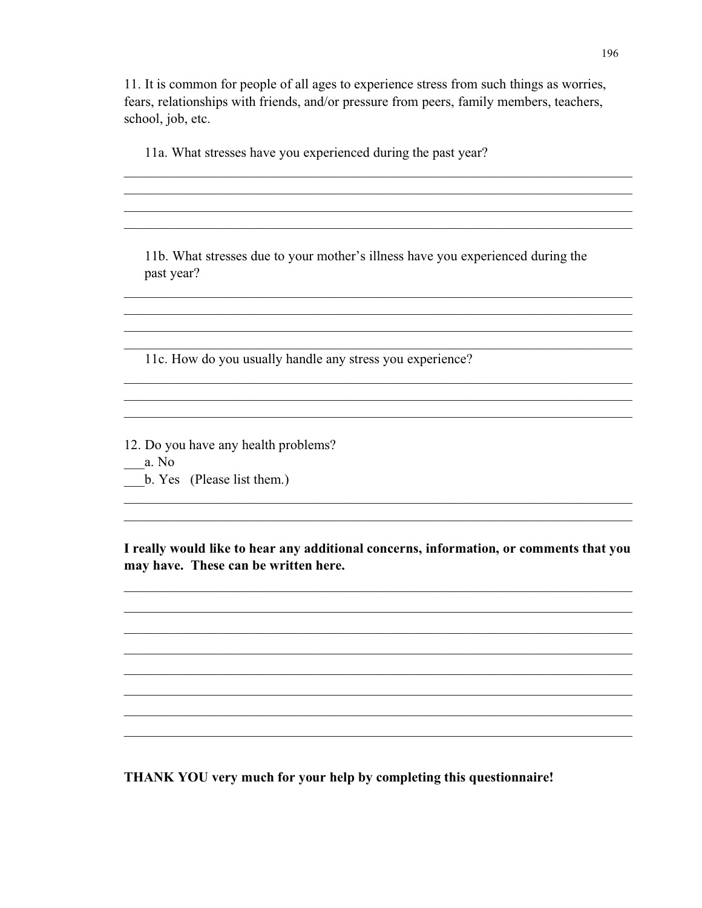11. It is common for people of all ages to experience stress from such things as worries, fears, relationships with friends, and/or pressure from peers, family members, teachers, school, job, etc.

11a. What stresses have you experienced during the past year?

______________________________________________________________________
______________________________________________________________________
______________________________________________________________________
______________________________________________________________________

11b. What stresses due to your mother's illness have you experienced during the past year?

______________________________________________________________________
______________________________________________________________________
______________________________________________________________________
______________________________________________________________________

11c. How do you usually handle any stress you experience?

______________________________________________________________________
______________________________________________________________________
______________________________________________________________________

12. Do you have any health problems?

___a. No

___b. Yes (Please list them.)

______________________________________________________________________
______________________________________________________________________

**I really would like to hear any additional concerns, information, or comments that you may have. These can be written here.**

______________________________________________________________________
______________________________________________________________________
______________________________________________________________________
______________________________________________________________________
______________________________________________________________________
______________________________________________________________________
______________________________________________________________________
______________________________________________________________________

**THANK YOU very much for your help by completing this questionnaire!**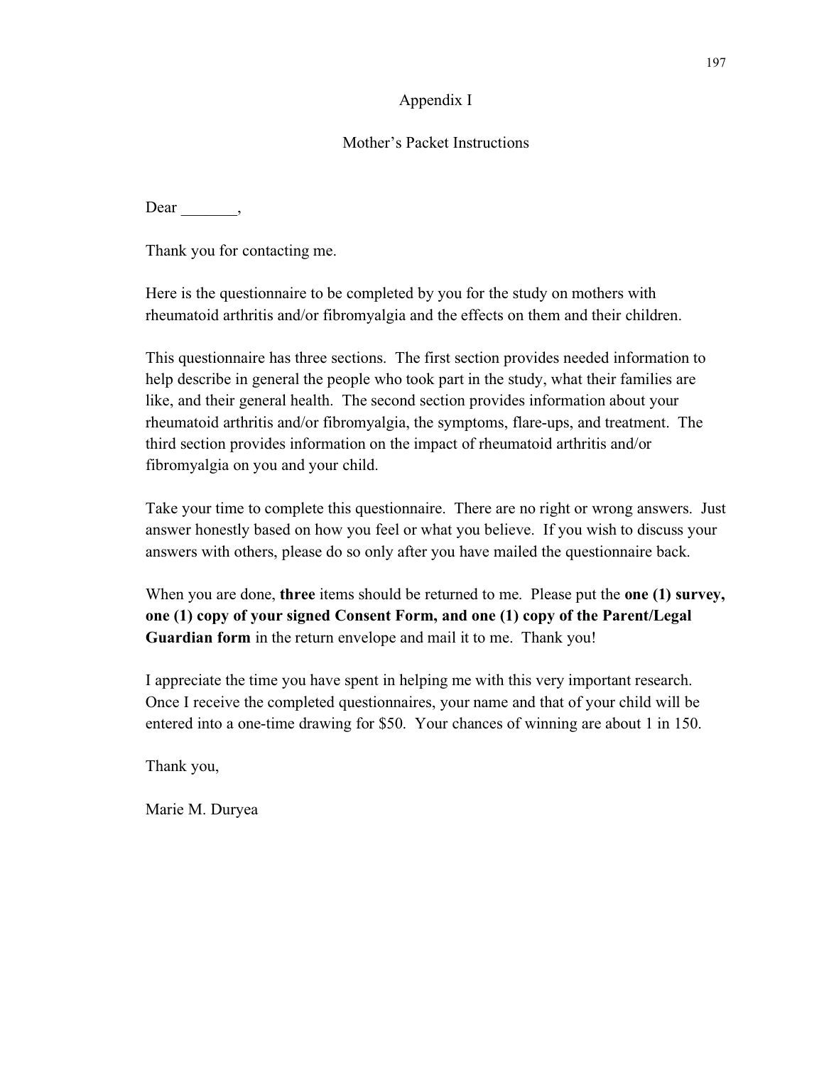# Appendix I

## Mother's Packet Instructions

Dear _______,

Thank you for contacting me.

Here is the questionnaire to be completed by you for the study on mothers with rheumatoid arthritis and/or fibromyalgia and the effects on them and their children.

This questionnaire has three sections. The first section provides needed information to help describe in general the people who took part in the study, what their families are like, and their general health. The second section provides information about your rheumatoid arthritis and/or fibromyalgia, the symptoms, flare-ups, and treatment. The third section provides information on the impact of rheumatoid arthritis and/or fibromyalgia on you and your child.

Take your time to complete this questionnaire. There are no right or wrong answers. Just answer honestly based on how you feel or what you believe. If you wish to discuss your answers with others, please do so only after you have mailed the questionnaire back.

When you are done, **three** items should be returned to me. Please put the **one (1) survey, one (1) copy of your signed Consent Form, and one (1) copy of the Parent/Legal Guardian form** in the return envelope and mail it to me. Thank you!

I appreciate the time you have spent in helping me with this very important research. Once I receive the completed questionnaires, your name and that of your child will be entered into a one-time drawing for $50. Your chances of winning are about 1 in 150.

Thank you,

Marie M. Duryea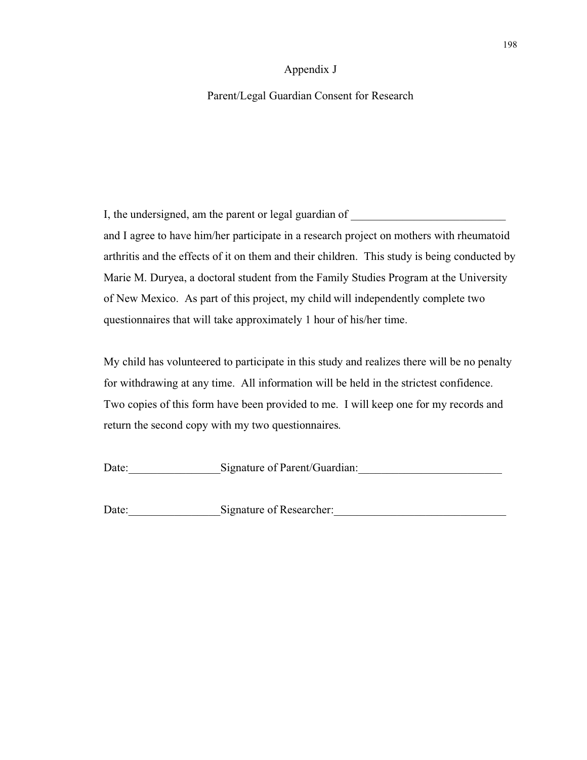# Appendix J

## Parent/Legal Guardian Consent for Research

I, the undersigned, am the parent or legal guardian of ___________________________ and I agree to have him/her participate in a research project on mothers with rheumatoid arthritis and the effects of it on them and their children. This study is being conducted by Marie M. Duryea, a doctoral student from the Family Studies Program at the University of New Mexico. As part of this project, my child will independently complete two questionnaires that will take approximately 1 hour of his/her time.

My child has volunteered to participate in this study and realizes there will be no penalty for withdrawing at any time. All information will be held in the strictest confidence. Two copies of this form have been provided to me. I will keep one for my records and return the second copy with my two questionnaires.

Date:________________Signature of Parent/Guardian:_________________________

Date:________________Signature of Researcher:______________________________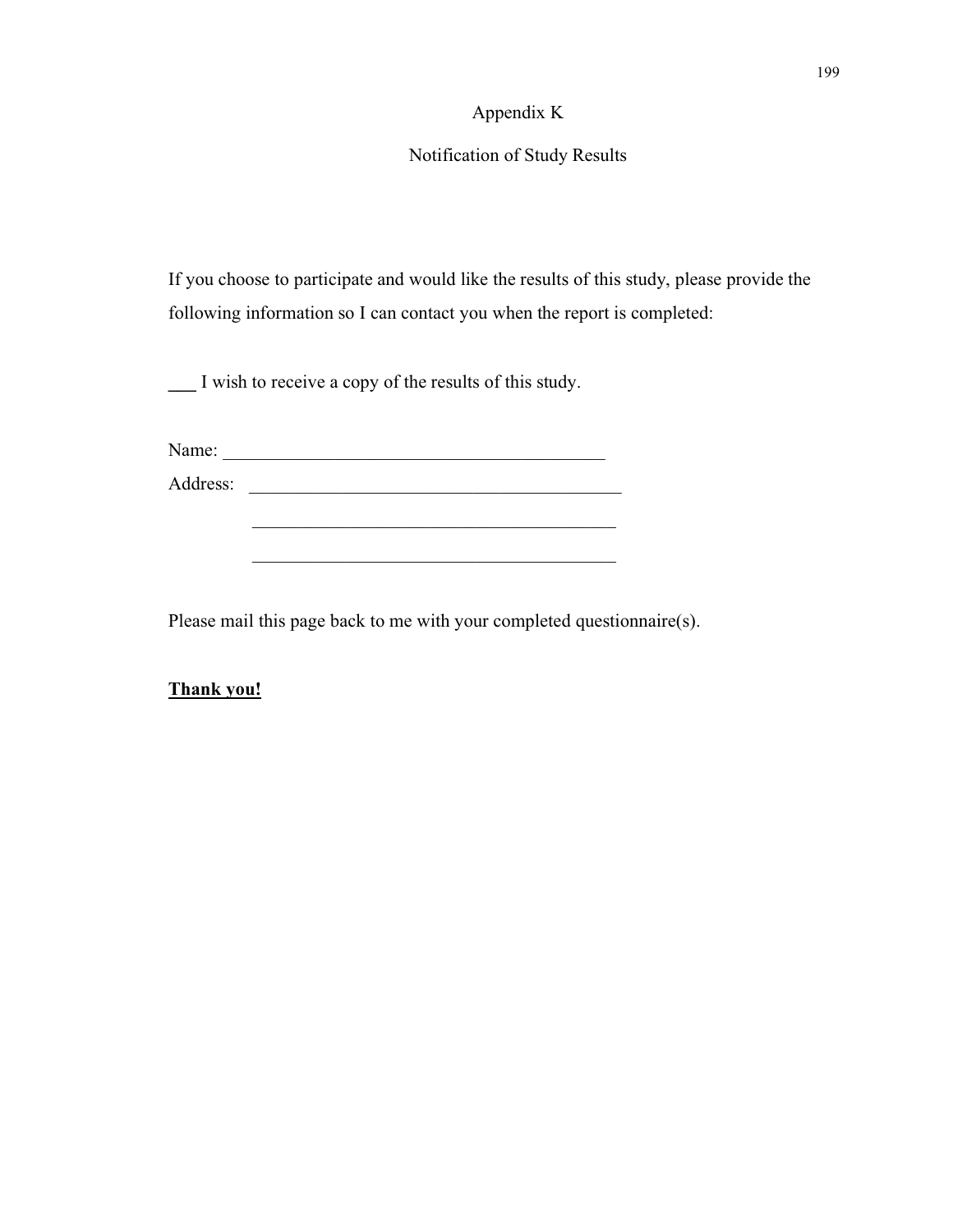# Appendix K

## Notification of Study Results

If you choose to participate and would like the results of this study, please provide the following information so I can contact you when the report is completed:

___ I wish to receive a copy of the results of this study.

Name: ___________________________________________

Address: ___________________________________________

___________________________________________

___________________________________________

Please mail this page back to me with your completed questionnaire(s).

**<u>Thank you!</u>**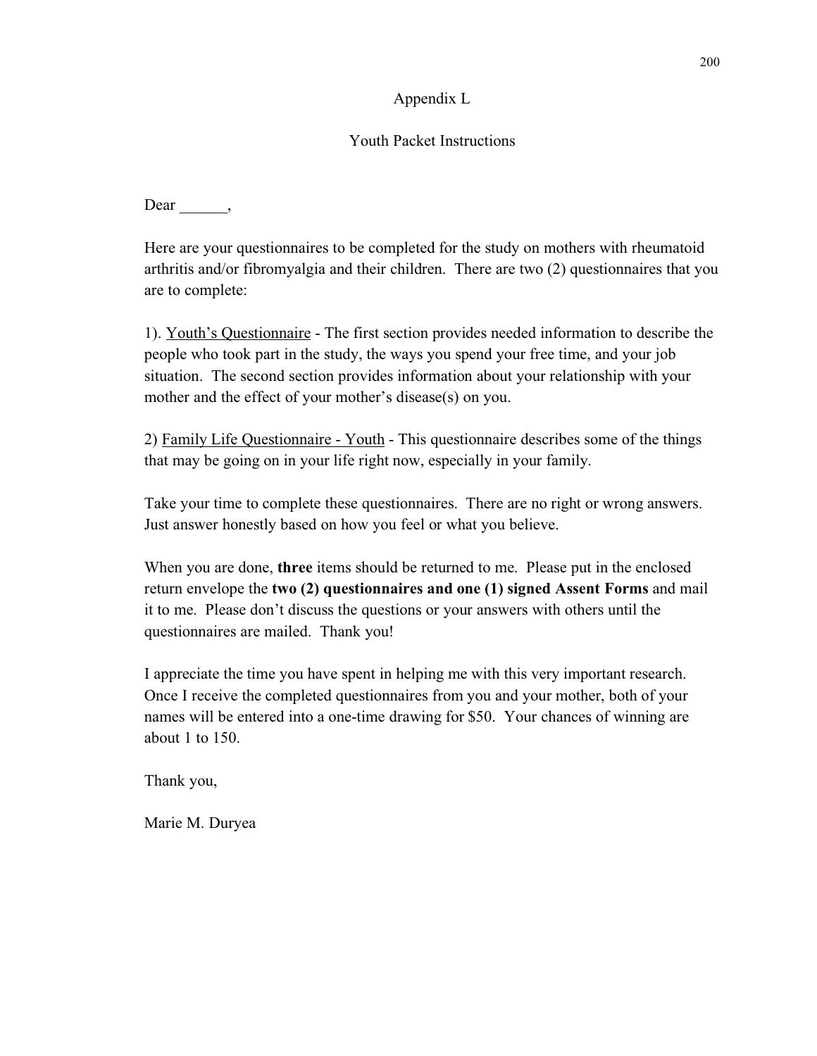# Appendix L

## Youth Packet Instructions

Dear ______,

Here are your questionnaires to be completed for the study on mothers with rheumatoid arthritis and/or fibromyalgia and their children. There are two (2) questionnaires that you are to complete:

1). Youth's Questionnaire - The first section provides needed information to describe the people who took part in the study, the ways you spend your free time, and your job situation. The second section provides information about your relationship with your mother and the effect of your mother's disease(s) on you.

2) Family Life Questionnaire - Youth - This questionnaire describes some of the things that may be going on in your life right now, especially in your family.

Take your time to complete these questionnaires. There are no right or wrong answers. Just answer honestly based on how you feel or what you believe.

When you are done, **three** items should be returned to me. Please put in the enclosed return envelope the **two (2) questionnaires and one (1) signed Assent Forms** and mail it to me. Please don't discuss the questions or your answers with others until the questionnaires are mailed. Thank you!

I appreciate the time you have spent in helping me with this very important research. Once I receive the completed questionnaires from you and your mother, both of your names will be entered into a one-time drawing for $50. Your chances of winning are about 1 to 150.

Thank you,

Marie M. Duryea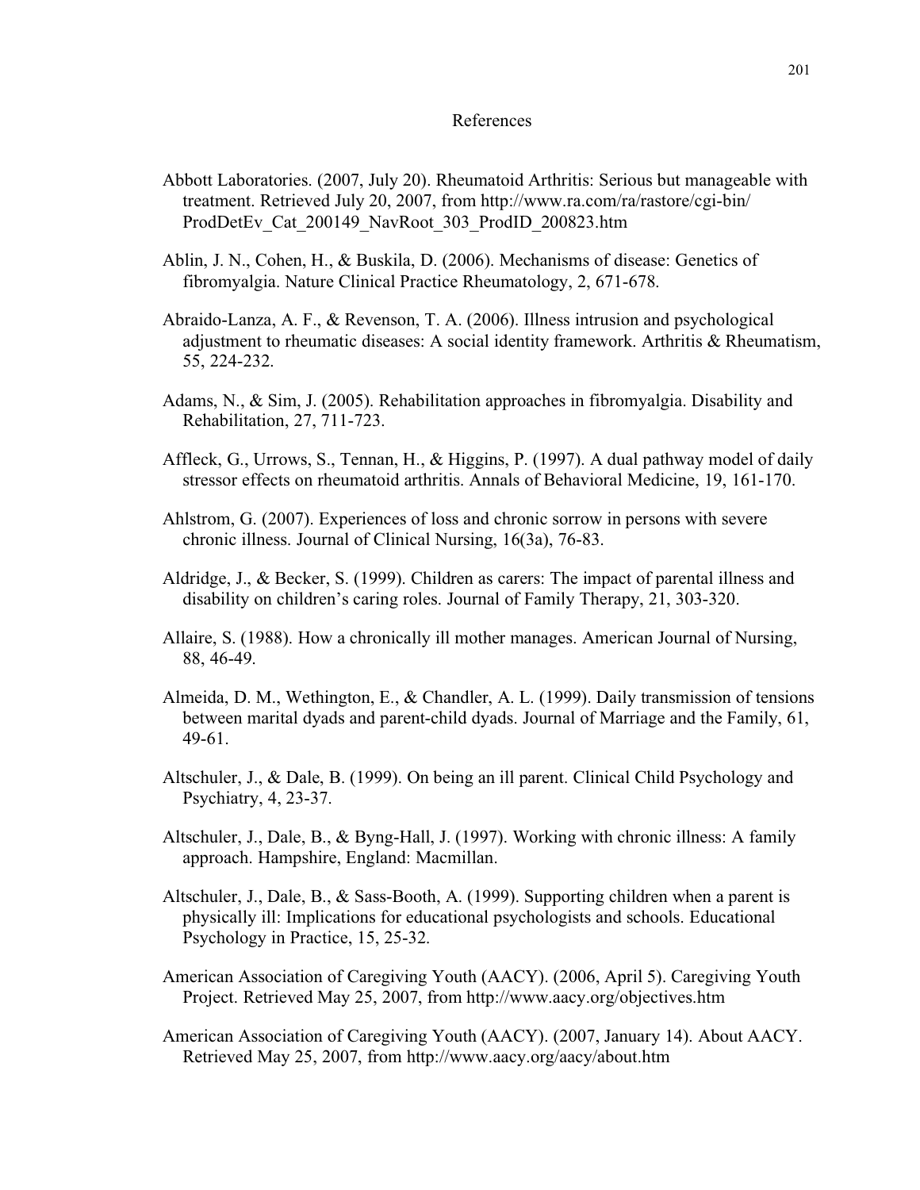# References

Abbott Laboratories. (2007, July 20). Rheumatoid Arthritis: Serious but manageable with treatment. Retrieved July 20, 2007, from http://www.ra.com/ra/rastore/cgi-bin/ProdDetEv_Cat_200149_NavRoot_303_ProdID_200823.htm

Ablin, J. N., Cohen, H., & Buskila, D. (2006). Mechanisms of disease: Genetics of fibromyalgia. Nature Clinical Practice Rheumatology, 2, 671-678.

Abraido-Lanza, A. F., & Revenson, T. A. (2006). Illness intrusion and psychological adjustment to rheumatic diseases: A social identity framework. Arthritis & Rheumatism, 55, 224-232.

Adams, N., & Sim, J. (2005). Rehabilitation approaches in fibromyalgia. Disability and Rehabilitation, 27, 711-723.

Affleck, G., Urrows, S., Tennan, H., & Higgins, P. (1997). A dual pathway model of daily stressor effects on rheumatoid arthritis. Annals of Behavioral Medicine, 19, 161-170.

Ahlstrom, G. (2007). Experiences of loss and chronic sorrow in persons with severe chronic illness. Journal of Clinical Nursing, 16(3a), 76-83.

Aldridge, J., & Becker, S. (1999). Children as carers: The impact of parental illness and disability on children's caring roles. Journal of Family Therapy, 21, 303-320.

Allaire, S. (1988). How a chronically ill mother manages. American Journal of Nursing, 88, 46-49.

Almeida, D. M., Wethington, E., & Chandler, A. L. (1999). Daily transmission of tensions between marital dyads and parent-child dyads. Journal of Marriage and the Family, 61, 49-61.

Altschuler, J., & Dale, B. (1999). On being an ill parent. Clinical Child Psychology and Psychiatry, 4, 23-37.

Altschuler, J., Dale, B., & Byng-Hall, J. (1997). Working with chronic illness: A family approach. Hampshire, England: Macmillan.

Altschuler, J., Dale, B., & Sass-Booth, A. (1999). Supporting children when a parent is physically ill: Implications for educational psychologists and schools. Educational Psychology in Practice, 15, 25-32.

American Association of Caregiving Youth (AACY). (2006, April 5). Caregiving Youth Project. Retrieved May 25, 2007, from http://www.aacy.org/objectives.htm

American Association of Caregiving Youth (AACY). (2007, January 14). About AACY. Retrieved May 25, 2007, from http://www.aacy.org/aacy/about.htm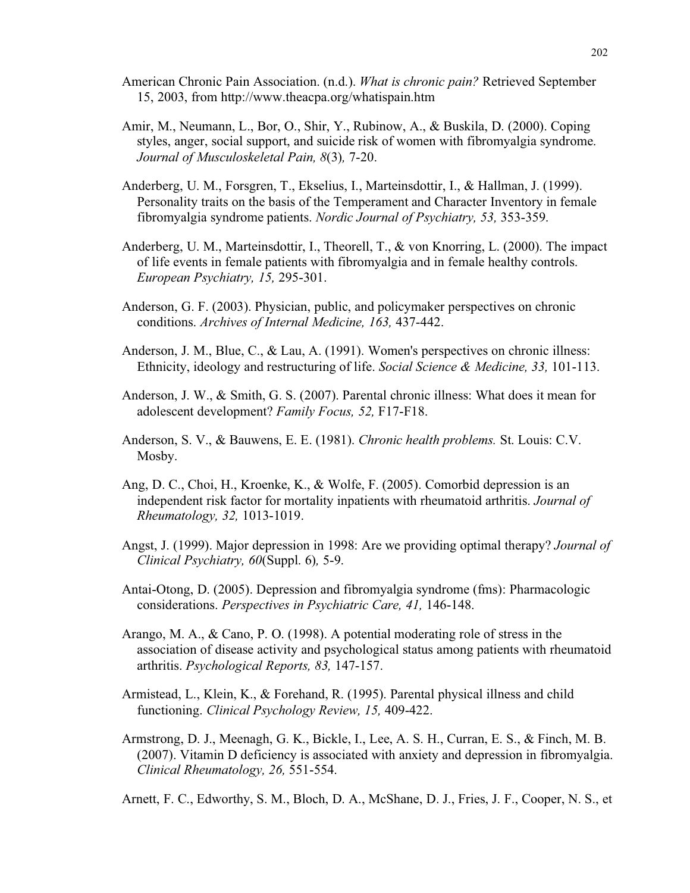American Chronic Pain Association. (n.d.). *What is chronic pain?* Retrieved September 15, 2003, from http://www.theacpa.org/whatispain.htm

Amir, M., Neumann, L., Bor, O., Shir, Y., Rubinow, A., & Buskila, D. (2000). Coping styles, anger, social support, and suicide risk of women with fibromyalgia syndrome. *Journal of Musculoskeletal Pain, 8*(3)*,* 7-20.

Anderberg, U. M., Forsgren, T., Ekselius, I., Marteinsdottir, I., & Hallman, J. (1999). Personality traits on the basis of the Temperament and Character Inventory in female fibromyalgia syndrome patients. *Nordic Journal of Psychiatry, 53,* 353-359.

Anderberg, U. M., Marteinsdottir, I., Theorell, T., & von Knorring, L. (2000). The impact of life events in female patients with fibromyalgia and in female healthy controls. *European Psychiatry, 15,* 295-301.

Anderson, G. F. (2003). Physician, public, and policymaker perspectives on chronic conditions. *Archives of Internal Medicine, 163,* 437-442.

Anderson, J. M., Blue, C., & Lau, A. (1991). Women's perspectives on chronic illness: Ethnicity, ideology and restructuring of life. *Social Science & Medicine, 33,* 101-113.

Anderson, J. W., & Smith, G. S. (2007). Parental chronic illness: What does it mean for adolescent development? *Family Focus, 52,* F17-F18.

Anderson, S. V., & Bauwens, E. E. (1981). *Chronic health problems.* St. Louis: C.V. Mosby.

Ang, D. C., Choi, H., Kroenke, K., & Wolfe, F. (2005). Comorbid depression is an independent risk factor for mortality inpatients with rheumatoid arthritis. *Journal of Rheumatology, 32,* 1013-1019.

Angst, J. (1999). Major depression in 1998: Are we providing optimal therapy? *Journal of Clinical Psychiatry, 60*(Suppl. 6)*,* 5-9.

Antai-Otong, D. (2005). Depression and fibromyalgia syndrome (fms): Pharmacologic considerations. *Perspectives in Psychiatric Care, 41,* 146-148.

Arango, M. A., & Cano, P. O. (1998). A potential moderating role of stress in the association of disease activity and psychological status among patients with rheumatoid arthritis. *Psychological Reports, 83,* 147-157.

Armistead, L., Klein, K., & Forehand, R. (1995). Parental physical illness and child functioning. *Clinical Psychology Review, 15,* 409-422.

Armstrong, D. J., Meenagh, G. K., Bickle, I., Lee, A. S. H., Curran, E. S., & Finch, M. B. (2007). Vitamin D deficiency is associated with anxiety and depression in fibromyalgia. *Clinical Rheumatology, 26,* 551-554.

Arnett, F. C., Edworthy, S. M., Bloch, D. A., McShane, D. J., Fries, J. F., Cooper, N. S., et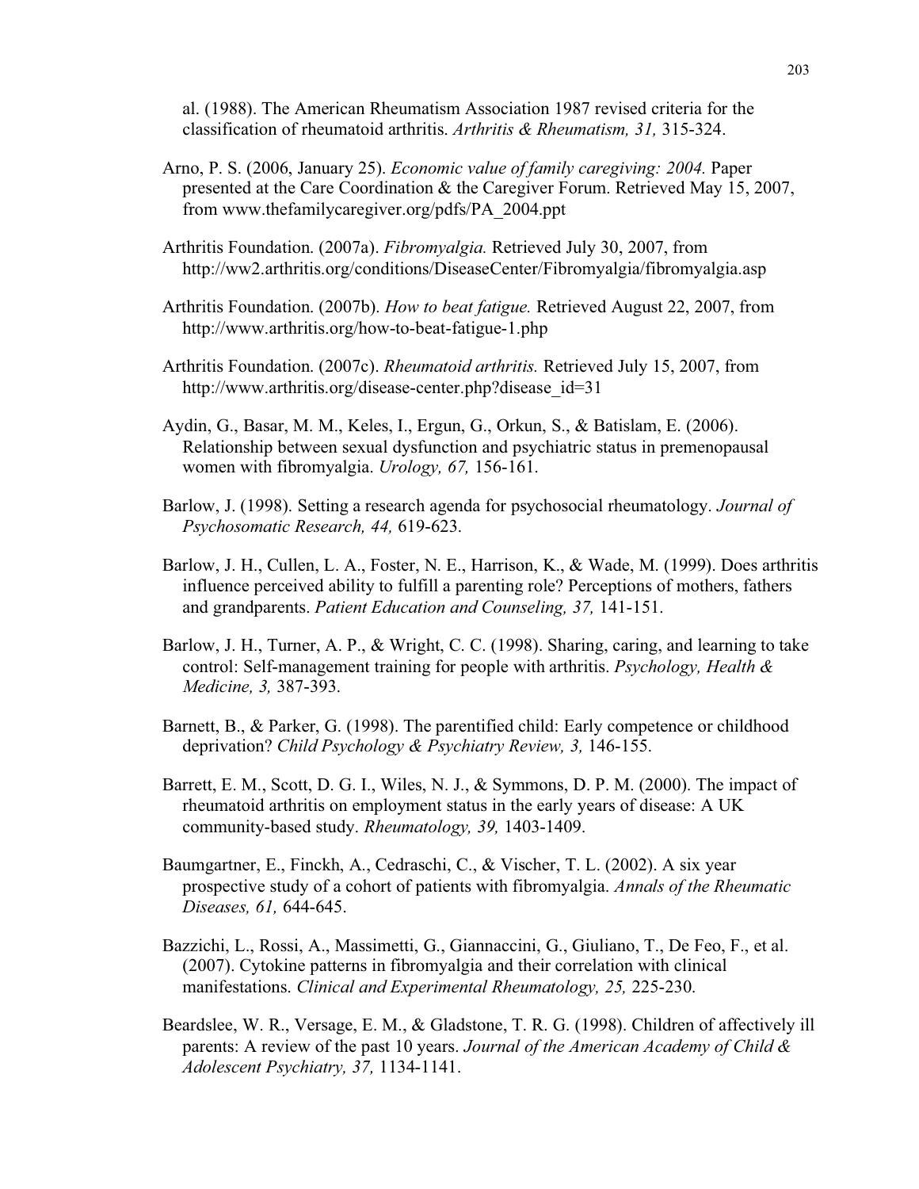al. (1988). The American Rheumatism Association 1987 revised criteria for the classification of rheumatoid arthritis. *Arthritis & Rheumatism, 31,* 315-324.

Arno, P. S. (2006, January 25). *Economic value of family caregiving: 2004.* Paper presented at the Care Coordination & the Caregiver Forum. Retrieved May 15, 2007, from www.thefamilycaregiver.org/pdfs/PA_2004.ppt

Arthritis Foundation. (2007a). *Fibromyalgia.* Retrieved July 30, 2007, from http://ww2.arthritis.org/conditions/DiseaseCenter/Fibromyalgia/fibromyalgia.asp

Arthritis Foundation. (2007b). *How to beat fatigue.* Retrieved August 22, 2007, from http://www.arthritis.org/how-to-beat-fatigue-1.php

Arthritis Foundation. (2007c). *Rheumatoid arthritis.* Retrieved July 15, 2007, from http://www.arthritis.org/disease-center.php?disease_id=31

Aydin, G., Basar, M. M., Keles, I., Ergun, G., Orkun, S., & Batislam, E. (2006). Relationship between sexual dysfunction and psychiatric status in premenopausal women with fibromyalgia. *Urology, 67,* 156-161.

Barlow, J. (1998). Setting a research agenda for psychosocial rheumatology. *Journal of Psychosomatic Research, 44,* 619-623.

Barlow, J. H., Cullen, L. A., Foster, N. E., Harrison, K., & Wade, M. (1999). Does arthritis influence perceived ability to fulfill a parenting role? Perceptions of mothers, fathers and grandparents. *Patient Education and Counseling, 37,* 141-151.

Barlow, J. H., Turner, A. P., & Wright, C. C. (1998). Sharing, caring, and learning to take control: Self-management training for people with arthritis. *Psychology, Health & Medicine, 3,* 387-393.

Barnett, B., & Parker, G. (1998). The parentified child: Early competence or childhood deprivation? *Child Psychology & Psychiatry Review, 3,* 146-155.

Barrett, E. M., Scott, D. G. I., Wiles, N. J., & Symmons, D. P. M. (2000). The impact of rheumatoid arthritis on employment status in the early years of disease: A UK community-based study. *Rheumatology, 39,* 1403-1409.

Baumgartner, E., Finckh, A., Cedraschi, C., & Vischer, T. L. (2002). A six year prospective study of a cohort of patients with fibromyalgia. *Annals of the Rheumatic Diseases, 61,* 644-645.

Bazzichi, L., Rossi, A., Massimetti, G., Giannaccini, G., Giuliano, T., De Feo, F., et al. (2007). Cytokine patterns in fibromyalgia and their correlation with clinical manifestations. *Clinical and Experimental Rheumatology, 25,* 225-230.

Beardslee, W. R., Versage, E. M., & Gladstone, T. R. G. (1998). Children of affectively ill parents: A review of the past 10 years. *Journal of the American Academy of Child & Adolescent Psychiatry, 37,* 1134-1141.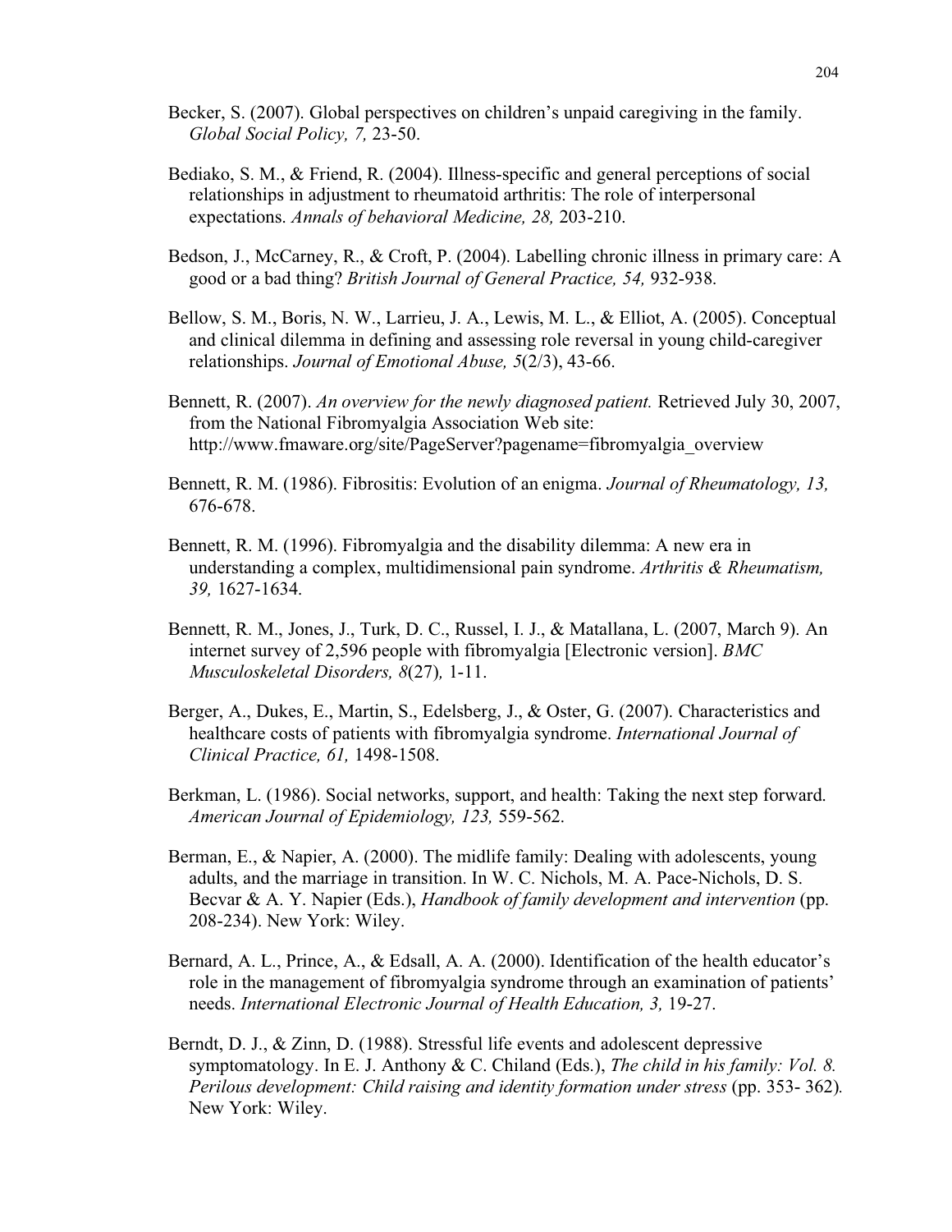Becker, S. (2007). Global perspectives on children's unpaid caregiving in the family. *Global Social Policy, 7,* 23-50.

Bediako, S. M., & Friend, R. (2004). Illness-specific and general perceptions of social relationships in adjustment to rheumatoid arthritis: The role of interpersonal expectations. *Annals of behavioral Medicine, 28,* 203-210.

Bedson, J., McCarney, R., & Croft, P. (2004). Labelling chronic illness in primary care: A good or a bad thing? *British Journal of General Practice, 54,* 932-938.

Bellow, S. M., Boris, N. W., Larrieu, J. A., Lewis, M. L., & Elliot, A. (2005). Conceptual and clinical dilemma in defining and assessing role reversal in young child-caregiver relationships. *Journal of Emotional Abuse, 5*(2/3), 43-66.

Bennett, R. (2007). *An overview for the newly diagnosed patient.* Retrieved July 30, 2007, from the National Fibromyalgia Association Web site: http://www.fmaware.org/site/PageServer?pagename=fibromyalgia_overview

Bennett, R. M. (1986). Fibrositis: Evolution of an enigma. *Journal of Rheumatology, 13,* 676-678.

Bennett, R. M. (1996). Fibromyalgia and the disability dilemma: A new era in understanding a complex, multidimensional pain syndrome. *Arthritis & Rheumatism, 39,* 1627-1634.

Bennett, R. M., Jones, J., Turk, D. C., Russel, I. J., & Matallana, L. (2007, March 9). An internet survey of 2,596 people with fibromyalgia [Electronic version]. *BMC Musculoskeletal Disorders, 8*(27)*,* 1-11.

Berger, A., Dukes, E., Martin, S., Edelsberg, J., & Oster, G. (2007). Characteristics and healthcare costs of patients with fibromyalgia syndrome. *International Journal of Clinical Practice, 61,* 1498-1508.

Berkman, L. (1986). Social networks, support, and health: Taking the next step forward. *American Journal of Epidemiology, 123,* 559-562.

Berman, E., & Napier, A. (2000). The midlife family: Dealing with adolescents, young adults, and the marriage in transition. In W. C. Nichols, M. A. Pace-Nichols, D. S. Becvar & A. Y. Napier (Eds.), *Handbook of family development and intervention* (pp. 208-234). New York: Wiley.

Bernard, A. L., Prince, A., & Edsall, A. A. (2000). Identification of the health educator's role in the management of fibromyalgia syndrome through an examination of patients' needs. *International Electronic Journal of Health Education, 3,* 19-27.

Berndt, D. J., & Zinn, D. (1988). Stressful life events and adolescent depressive symptomatology. In E. J. Anthony & C. Chiland (Eds.), *The child in his family: Vol. 8. Perilous development: Child raising and identity formation under stress* (pp. 353- 362)*.* New York: Wiley.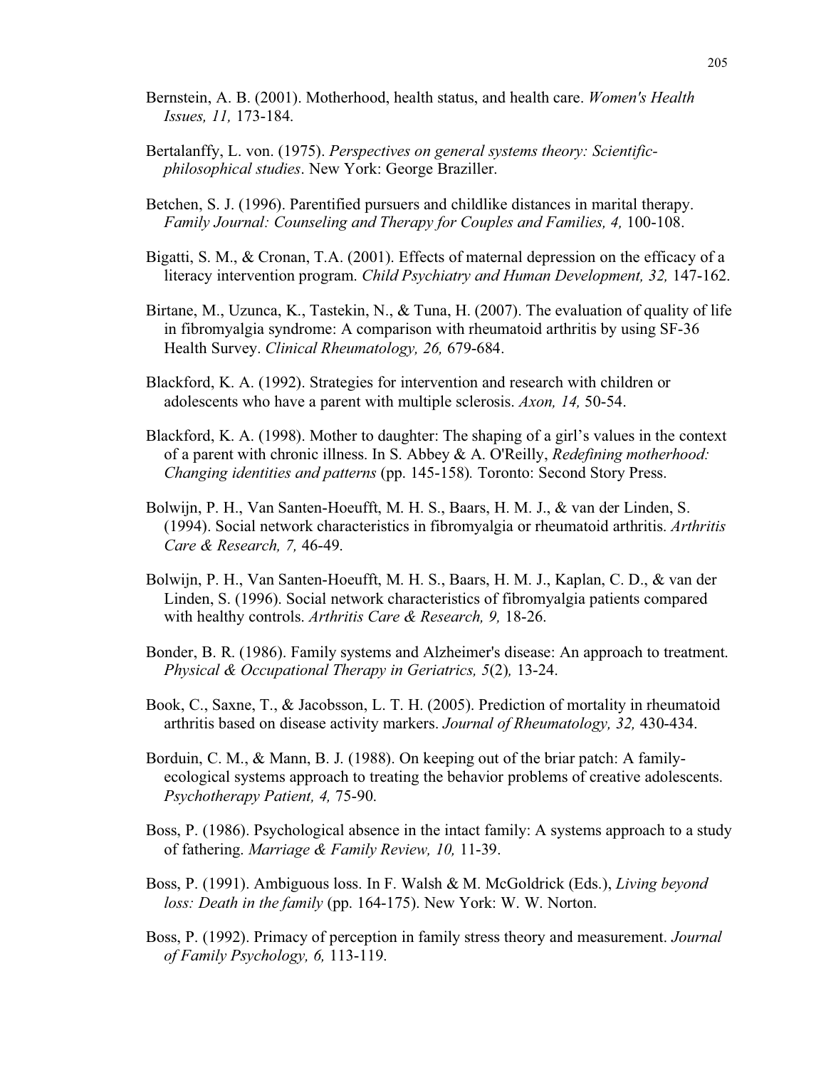Bernstein, A. B. (2001). Motherhood, health status, and health care. *Women's Health Issues, 11,* 173-184.

Bertalanffy, L. von. (1975). *Perspectives on general systems theory: Scientific-philosophical studies*. New York: George Braziller.

Betchen, S. J. (1996). Parentified pursuers and childlike distances in marital therapy. *Family Journal: Counseling and Therapy for Couples and Families, 4,* 100-108.

Bigatti, S. M., & Cronan, T.A. (2001). Effects of maternal depression on the efficacy of a literacy intervention program. *Child Psychiatry and Human Development, 32,* 147-162.

Birtane, M., Uzunca, K., Tastekin, N., & Tuna, H. (2007). The evaluation of quality of life in fibromyalgia syndrome: A comparison with rheumatoid arthritis by using SF-36 Health Survey. *Clinical Rheumatology, 26,* 679-684.

Blackford, K. A. (1992). Strategies for intervention and research with children or adolescents who have a parent with multiple sclerosis. *Axon, 14,* 50-54.

Blackford, K. A. (1998). Mother to daughter: The shaping of a girl's values in the context of a parent with chronic illness. In S. Abbey & A. O'Reilly, *Redefining motherhood: Changing identities and patterns* (pp. 145-158)*.* Toronto: Second Story Press.

Bolwijn, P. H., Van Santen-Hoeufft, M. H. S., Baars, H. M. J., & van der Linden, S. (1994). Social network characteristics in fibromyalgia or rheumatoid arthritis. *Arthritis Care & Research, 7,* 46-49.

Bolwijn, P. H., Van Santen-Hoeufft, M. H. S., Baars, H. M. J., Kaplan, C. D., & van der Linden, S. (1996). Social network characteristics of fibromyalgia patients compared with healthy controls. *Arthritis Care & Research, 9,* 18-26.

Bonder, B. R. (1986). Family systems and Alzheimer's disease: An approach to treatment. *Physical & Occupational Therapy in Geriatrics, 5*(2)*,* 13-24.

Book, C., Saxne, T., & Jacobsson, L. T. H. (2005). Prediction of mortality in rheumatoid arthritis based on disease activity markers. *Journal of Rheumatology, 32,* 430-434.

Borduin, C. M., & Mann, B. J. (1988). On keeping out of the briar patch: A family-ecological systems approach to treating the behavior problems of creative adolescents. *Psychotherapy Patient, 4,* 75-90.

Boss, P. (1986). Psychological absence in the intact family: A systems approach to a study of fathering. *Marriage & Family Review, 10,* 11-39.

Boss, P. (1991). Ambiguous loss. In F. Walsh & M. McGoldrick (Eds.), *Living beyond loss: Death in the family* (pp. 164-175). New York: W. W. Norton.

Boss, P. (1992). Primacy of perception in family stress theory and measurement. *Journal of Family Psychology, 6,* 113-119.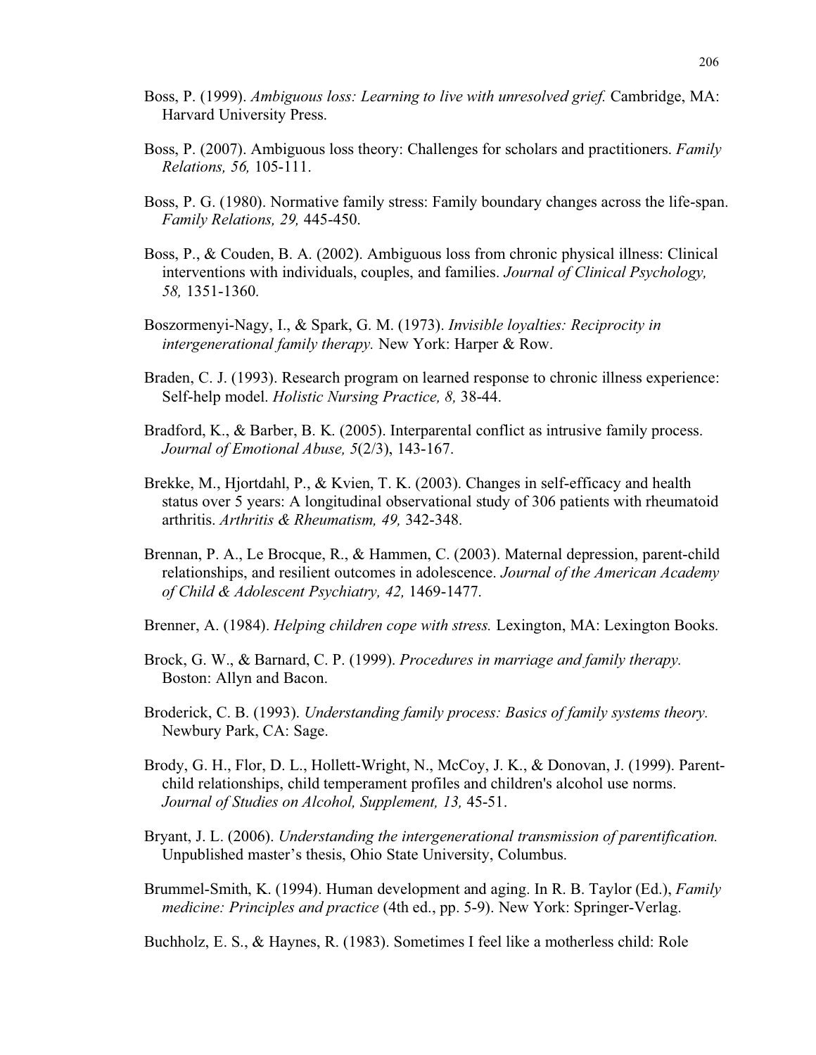Boss, P. (1999). *Ambiguous loss: Learning to live with unresolved grief.* Cambridge, MA: Harvard University Press.

Boss, P. (2007). Ambiguous loss theory: Challenges for scholars and practitioners. *Family Relations, 56,* 105-111.

Boss, P. G. (1980). Normative family stress: Family boundary changes across the life-span. *Family Relations, 29,* 445-450.

Boss, P., & Couden, B. A. (2002). Ambiguous loss from chronic physical illness: Clinical interventions with individuals, couples, and families. *Journal of Clinical Psychology, 58,* 1351-1360.

Boszormenyi-Nagy, I., & Spark, G. M. (1973). *Invisible loyalties: Reciprocity in intergenerational family therapy.* New York: Harper & Row.

Braden, C. J. (1993). Research program on learned response to chronic illness experience: Self-help model. *Holistic Nursing Practice, 8,* 38-44.

Bradford, K., & Barber, B. K. (2005). Interparental conflict as intrusive family process. *Journal of Emotional Abuse, 5*(2/3), 143-167.

Brekke, M., Hjortdahl, P., & Kvien, T. K. (2003). Changes in self-efficacy and health status over 5 years: A longitudinal observational study of 306 patients with rheumatoid arthritis. *Arthritis & Rheumatism, 49,* 342-348.

Brennan, P. A., Le Brocque, R., & Hammen, C. (2003). Maternal depression, parent-child relationships, and resilient outcomes in adolescence. *Journal of the American Academy of Child & Adolescent Psychiatry, 42,* 1469-1477.

Brenner, A. (1984). *Helping children cope with stress.* Lexington, MA: Lexington Books.

Brock, G. W., & Barnard, C. P. (1999). *Procedures in marriage and family therapy.* Boston: Allyn and Bacon.

Broderick, C. B. (1993). *Understanding family process: Basics of family systems theory.* Newbury Park, CA: Sage.

Brody, G. H., Flor, D. L., Hollett-Wright, N., McCoy, J. K., & Donovan, J. (1999). Parent-child relationships, child temperament profiles and children's alcohol use norms. *Journal of Studies on Alcohol, Supplement, 13,* 45-51.

Bryant, J. L. (2006). *Understanding the intergenerational transmission of parentification.* Unpublished master's thesis, Ohio State University, Columbus.

Brummel-Smith, K. (1994). Human development and aging. In R. B. Taylor (Ed.), *Family medicine: Principles and practice* (4th ed., pp. 5-9). New York: Springer-Verlag.

Buchholz, E. S., & Haynes, R. (1983). Sometimes I feel like a motherless child: Role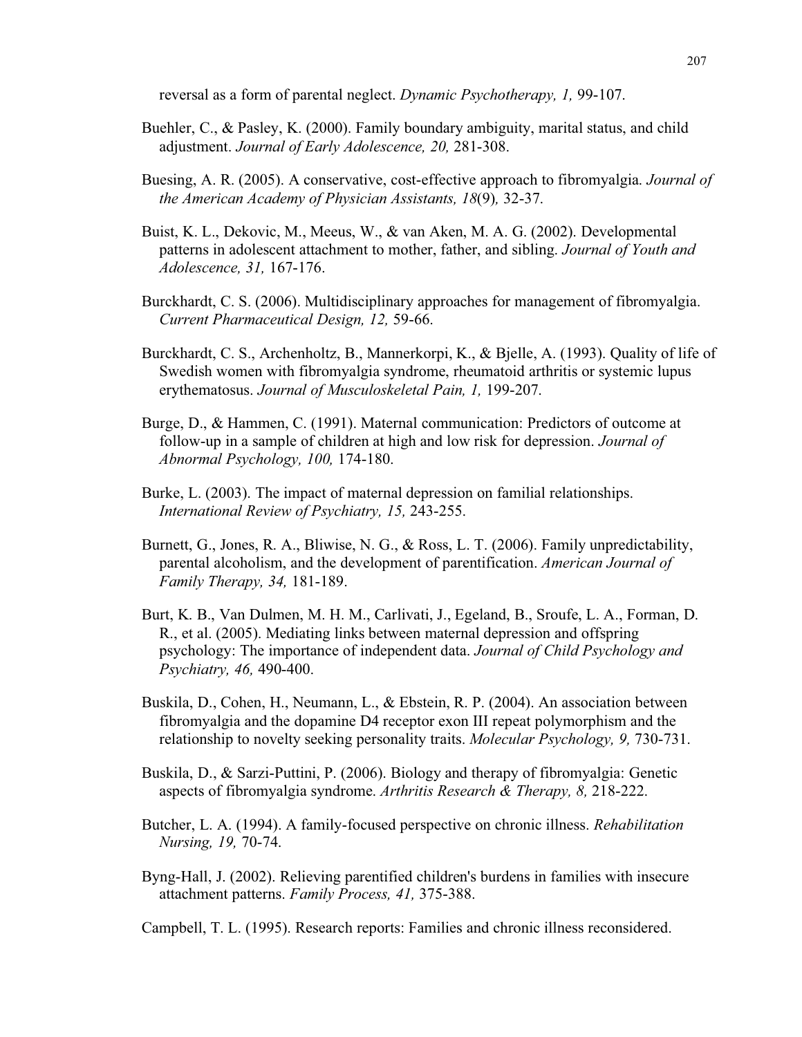reversal as a form of parental neglect. *Dynamic Psychotherapy, 1,* 99-107.

Buehler, C., & Pasley, K. (2000). Family boundary ambiguity, marital status, and child adjustment. *Journal of Early Adolescence, 20,* 281-308.

Buesing, A. R. (2005). A conservative, cost-effective approach to fibromyalgia. *Journal of the American Academy of Physician Assistants, 18*(9)*,* 32-37.

Buist, K. L., Dekovic, M., Meeus, W., & van Aken, M. A. G. (2002). Developmental patterns in adolescent attachment to mother, father, and sibling. *Journal of Youth and Adolescence, 31,* 167-176.

Burckhardt, C. S. (2006). Multidisciplinary approaches for management of fibromyalgia. *Current Pharmaceutical Design, 12,* 59-66.

Burckhardt, C. S., Archenholtz, B., Mannerkorpi, K., & Bjelle, A. (1993). Quality of life of Swedish women with fibromyalgia syndrome, rheumatoid arthritis or systemic lupus erythematosus. *Journal of Musculoskeletal Pain, 1,* 199-207.

Burge, D., & Hammen, C. (1991). Maternal communication: Predictors of outcome at follow-up in a sample of children at high and low risk for depression. *Journal of Abnormal Psychology, 100,* 174-180.

Burke, L. (2003). The impact of maternal depression on familial relationships. *International Review of Psychiatry, 15,* 243-255.

Burnett, G., Jones, R. A., Bliwise, N. G., & Ross, L. T. (2006). Family unpredictability, parental alcoholism, and the development of parentification. *American Journal of Family Therapy, 34,* 181-189.

Burt, K. B., Van Dulmen, M. H. M., Carlivati, J., Egeland, B., Sroufe, L. A., Forman, D. R., et al. (2005). Mediating links between maternal depression and offspring psychology: The importance of independent data. *Journal of Child Psychology and Psychiatry, 46,* 490-400.

Buskila, D., Cohen, H., Neumann, L., & Ebstein, R. P. (2004). An association between fibromyalgia and the dopamine D4 receptor exon III repeat polymorphism and the relationship to novelty seeking personality traits. *Molecular Psychology, 9,* 730-731.

Buskila, D., & Sarzi-Puttini, P. (2006). Biology and therapy of fibromyalgia: Genetic aspects of fibromyalgia syndrome. *Arthritis Research & Therapy, 8,* 218-222.

Butcher, L. A. (1994). A family-focused perspective on chronic illness. *Rehabilitation Nursing, 19,* 70-74.

Byng-Hall, J. (2002). Relieving parentified children's burdens in families with insecure attachment patterns. *Family Process, 41,* 375-388.

Campbell, T. L. (1995). Research reports: Families and chronic illness reconsidered.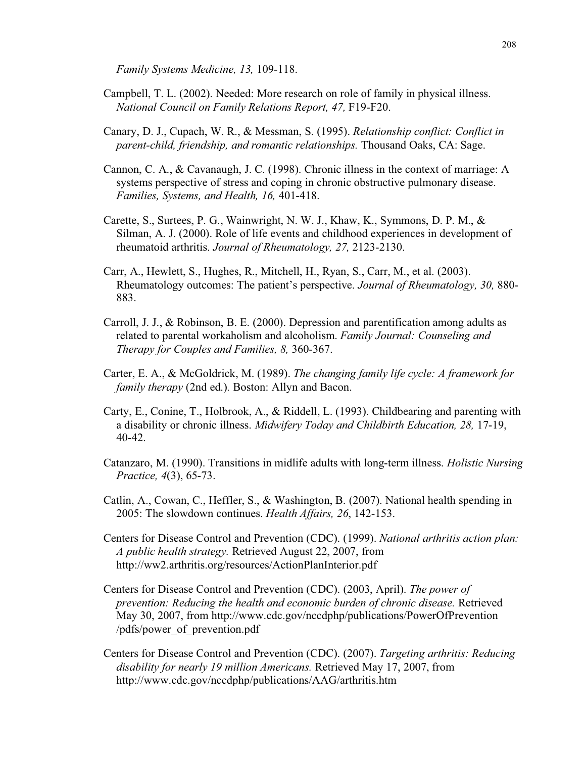*Family Systems Medicine, 13,* 109-118.

Campbell, T. L. (2002). Needed: More research on role of family in physical illness. *National Council on Family Relations Report, 47,* F19-F20.

Canary, D. J., Cupach, W. R., & Messman, S. (1995). *Relationship conflict: Conflict in parent-child, friendship, and romantic relationships.* Thousand Oaks, CA: Sage.

Cannon, C. A., & Cavanaugh, J. C. (1998). Chronic illness in the context of marriage: A systems perspective of stress and coping in chronic obstructive pulmonary disease. *Families, Systems, and Health, 16,* 401-418.

Carette, S., Surtees, P. G., Wainwright, N. W. J., Khaw, K., Symmons, D. P. M., & Silman, A. J. (2000). Role of life events and childhood experiences in development of rheumatoid arthritis. *Journal of Rheumatology, 27,* 2123-2130.

Carr, A., Hewlett, S., Hughes, R., Mitchell, H., Ryan, S., Carr, M., et al. (2003). Rheumatology outcomes: The patient's perspective. *Journal of Rheumatology, 30,* 880-883.

Carroll, J. J., & Robinson, B. E. (2000). Depression and parentification among adults as related to parental workaholism and alcoholism. *Family Journal: Counseling and Therapy for Couples and Families, 8,* 360-367.

Carter, E. A., & McGoldrick, M. (1989). *The changing family life cycle: A framework for family therapy* (2nd ed.)*.* Boston: Allyn and Bacon.

Carty, E., Conine, T., Holbrook, A., & Riddell, L. (1993). Childbearing and parenting with a disability or chronic illness. *Midwifery Today and Childbirth Education, 28,* 17-19, 40-42.

Catanzaro, M. (1990). Transitions in midlife adults with long-term illness. *Holistic Nursing Practice, 4*(3), 65-73.

Catlin, A., Cowan, C., Heffler, S., & Washington, B. (2007). National health spending in 2005: The slowdown continues. *Health Affairs, 26*, 142-153.

Centers for Disease Control and Prevention (CDC). (1999). *National arthritis action plan: A public health strategy.* Retrieved August 22, 2007, from http://ww2.arthritis.org/resources/ActionPlanInterior.pdf

Centers for Disease Control and Prevention (CDC). (2003, April). *The power of prevention: Reducing the health and economic burden of chronic disease.* Retrieved May 30, 2007, from http://www.cdc.gov/nccdphp/publications/PowerOfPrevention/pdfs/power_of_prevention.pdf

Centers for Disease Control and Prevention (CDC). (2007). *Targeting arthritis: Reducing disability for nearly 19 million Americans.* Retrieved May 17, 2007, from http://www.cdc.gov/nccdphp/publications/AAG/arthritis.htm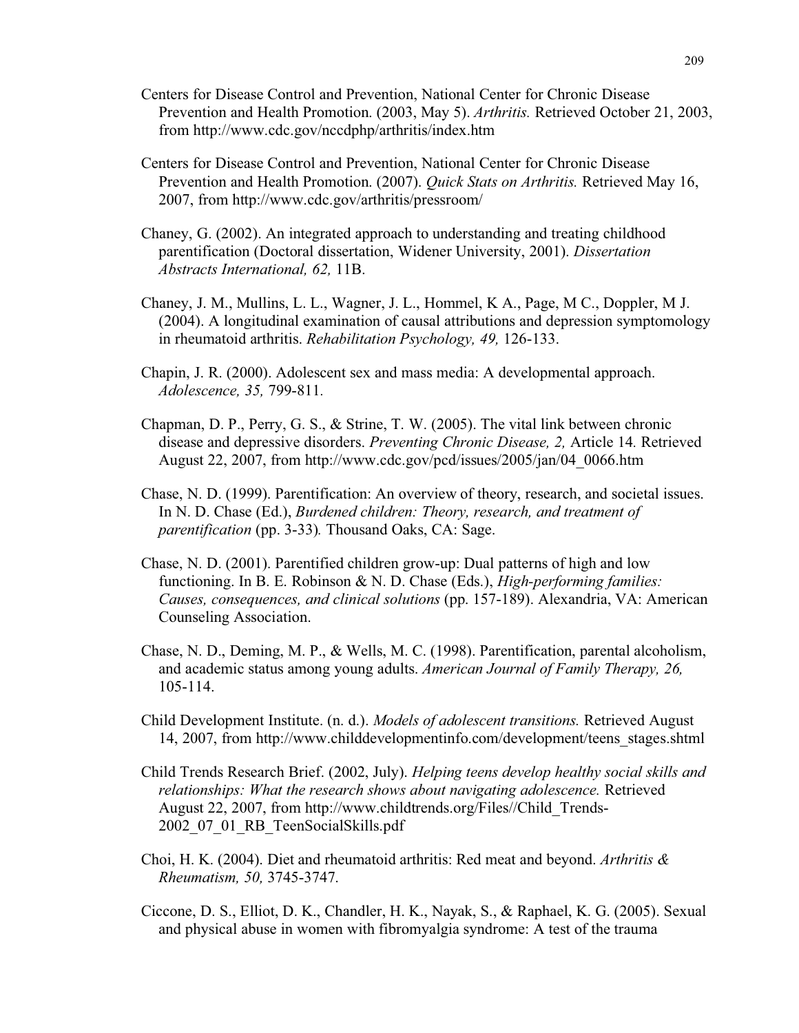Centers for Disease Control and Prevention, National Center for Chronic Disease Prevention and Health Promotion. (2003, May 5). *Arthritis.* Retrieved October 21, 2003, from http://www.cdc.gov/nccdphp/arthritis/index.htm

Centers for Disease Control and Prevention, National Center for Chronic Disease Prevention and Health Promotion. (2007). *Quick Stats on Arthritis.* Retrieved May 16, 2007, from http://www.cdc.gov/arthritis/pressroom/

Chaney, G. (2002). An integrated approach to understanding and treating childhood parentification (Doctoral dissertation, Widener University, 2001). *Dissertation Abstracts International, 62,* 11B.

Chaney, J. M., Mullins, L. L., Wagner, J. L., Hommel, K A., Page, M C., Doppler, M J. (2004). A longitudinal examination of causal attributions and depression symptomology in rheumatoid arthritis. *Rehabilitation Psychology, 49,* 126-133.

Chapin, J. R. (2000). Adolescent sex and mass media: A developmental approach. *Adolescence, 35,* 799-811.

Chapman, D. P., Perry, G. S., & Strine, T. W. (2005). The vital link between chronic disease and depressive disorders. *Preventing Chronic Disease, 2,* Article 14. Retrieved August 22, 2007, from http://www.cdc.gov/pcd/issues/2005/jan/04_0066.htm

Chase, N. D. (1999). Parentification: An overview of theory, research, and societal issues. In N. D. Chase (Ed.), *Burdened children: Theory, research, and treatment of parentification* (pp. 3-33)*.* Thousand Oaks, CA: Sage.

Chase, N. D. (2001). Parentified children grow-up: Dual patterns of high and low functioning. In B. E. Robinson & N. D. Chase (Eds.), *High-performing families: Causes, consequences, and clinical solutions* (pp. 157-189). Alexandria, VA: American Counseling Association.

Chase, N. D., Deming, M. P., & Wells, M. C. (1998). Parentification, parental alcoholism, and academic status among young adults. *American Journal of Family Therapy, 26,* 105-114.

Child Development Institute. (n. d.). *Models of adolescent transitions.* Retrieved August 14, 2007, from http://www.childdevelopmentinfo.com/development/teens_stages.shtml

Child Trends Research Brief. (2002, July). *Helping teens develop healthy social skills and relationships: What the research shows about navigating adolescence.* Retrieved August 22, 2007, from http://www.childtrends.org/Files//Child_Trends-2002_07_01_RB_TeenSocialSkills.pdf

Choi, H. K. (2004). Diet and rheumatoid arthritis: Red meat and beyond. *Arthritis & Rheumatism, 50,* 3745-3747.

Ciccone, D. S., Elliot, D. K., Chandler, H. K., Nayak, S., & Raphael, K. G. (2005). Sexual and physical abuse in women with fibromyalgia syndrome: A test of the trauma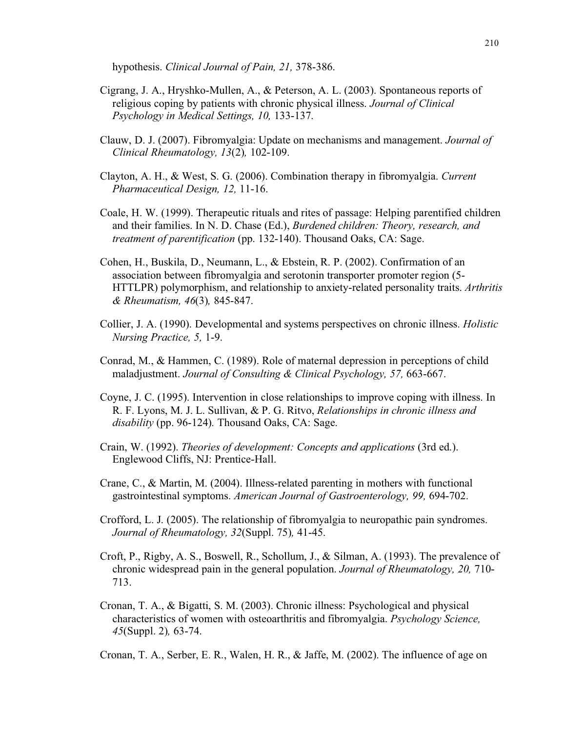hypothesis. *Clinical Journal of Pain, 21,* 378-386.

Cigrang, J. A., Hryshko-Mullen, A., & Peterson, A. L. (2003). Spontaneous reports of religious coping by patients with chronic physical illness. *Journal of Clinical Psychology in Medical Settings, 10,* 133-137.

Clauw, D. J. (2007). Fibromyalgia: Update on mechanisms and management. *Journal of Clinical Rheumatology, 13*(2)*,* 102-109.

Clayton, A. H., & West, S. G. (2006). Combination therapy in fibromyalgia. *Current Pharmaceutical Design, 12,* 11-16.

Coale, H. W. (1999). Therapeutic rituals and rites of passage: Helping parentified children and their families. In N. D. Chase (Ed.), *Burdened children: Theory, research, and treatment of parentification* (pp. 132-140). Thousand Oaks, CA: Sage.

Cohen, H., Buskila, D., Neumann, L., & Ebstein, R. P. (2002). Confirmation of an association between fibromyalgia and serotonin transporter promoter region (5-HTTLPR) polymorphism, and relationship to anxiety-related personality traits. *Arthritis & Rheumatism, 46*(3)*,* 845-847.

Collier, J. A. (1990). Developmental and systems perspectives on chronic illness. *Holistic Nursing Practice, 5,* 1-9.

Conrad, M., & Hammen, C. (1989). Role of maternal depression in perceptions of child maladjustment. *Journal of Consulting & Clinical Psychology, 57,* 663-667.

Coyne, J. C. (1995). Intervention in close relationships to improve coping with illness. In R. F. Lyons, M. J. L. Sullivan, & P. G. Ritvo, *Relationships in chronic illness and disability* (pp. 96-124)*.* Thousand Oaks, CA: Sage.

Crain, W. (1992). *Theories of development: Concepts and applications* (3rd ed.). Englewood Cliffs, NJ: Prentice-Hall.

Crane, C., & Martin, M. (2004). Illness-related parenting in mothers with functional gastrointestinal symptoms. *American Journal of Gastroenterology, 99,* 694-702.

Crofford, L. J. (2005). The relationship of fibromyalgia to neuropathic pain syndromes. *Journal of Rheumatology, 32*(Suppl. 75)*,* 41-45.

Croft, P., Rigby, A. S., Boswell, R., Schollum, J., & Silman, A. (1993). The prevalence of chronic widespread pain in the general population. *Journal of Rheumatology, 20,* 710-713.

Cronan, T. A., & Bigatti, S. M. (2003). Chronic illness: Psychological and physical characteristics of women with osteoarthritis and fibromyalgia. *Psychology Science, 45*(Suppl. 2)*,* 63-74.

Cronan, T. A., Serber, E. R., Walen, H. R., & Jaffe, M. (2002). The influence of age on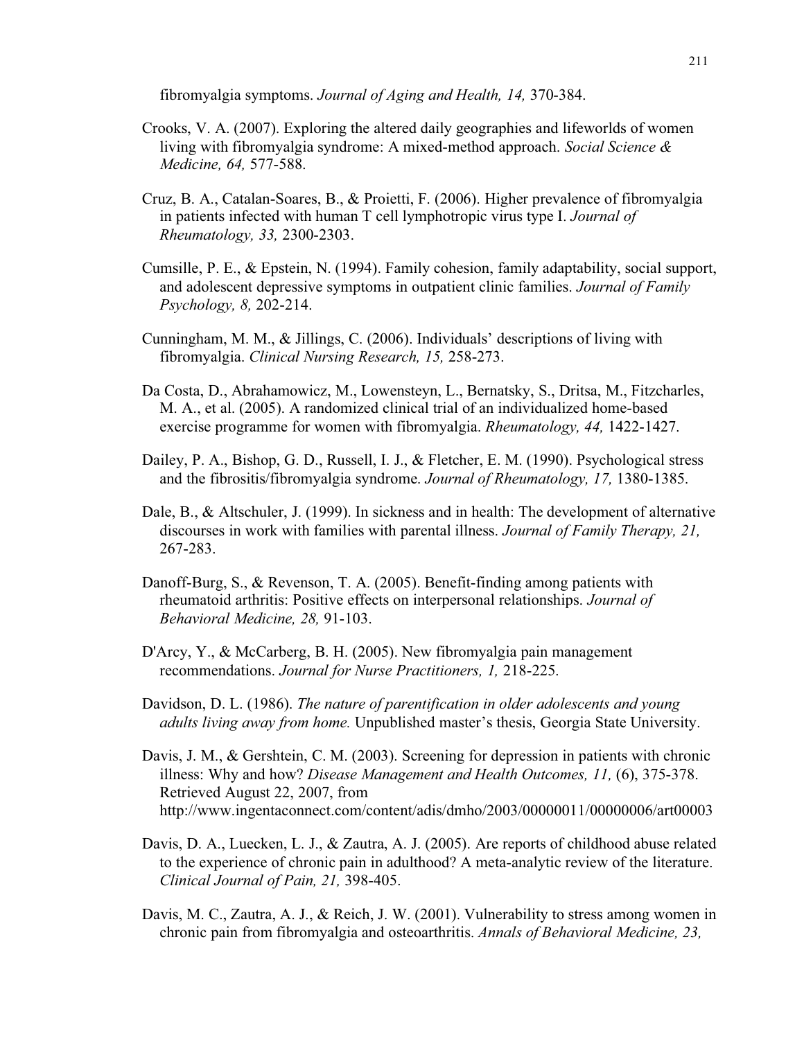fibromyalgia symptoms. *Journal of Aging and Health, 14,* 370-384.

Crooks, V. A. (2007). Exploring the altered daily geographies and lifeworlds of women living with fibromyalgia syndrome: A mixed-method approach. *Social Science & Medicine, 64,* 577-588.

Cruz, B. A., Catalan-Soares, B., & Proietti, F. (2006). Higher prevalence of fibromyalgia in patients infected with human T cell lymphotropic virus type I. *Journal of Rheumatology, 33,* 2300-2303.

Cumsille, P. E., & Epstein, N. (1994). Family cohesion, family adaptability, social support, and adolescent depressive symptoms in outpatient clinic families. *Journal of Family Psychology, 8,* 202-214.

Cunningham, M. M., & Jillings, C. (2006). Individuals' descriptions of living with fibromyalgia. *Clinical Nursing Research, 15,* 258-273.

Da Costa, D., Abrahamowicz, M., Lowensteyn, L., Bernatsky, S., Dritsa, M., Fitzcharles, M. A., et al. (2005). A randomized clinical trial of an individualized home-based exercise programme for women with fibromyalgia. *Rheumatology, 44,* 1422-1427.

Dailey, P. A., Bishop, G. D., Russell, I. J., & Fletcher, E. M. (1990). Psychological stress and the fibrositis/fibromyalgia syndrome. *Journal of Rheumatology, 17,* 1380-1385.

Dale, B., & Altschuler, J. (1999). In sickness and in health: The development of alternative discourses in work with families with parental illness. *Journal of Family Therapy, 21,* 267-283.

Danoff-Burg, S., & Revenson, T. A. (2005). Benefit-finding among patients with rheumatoid arthritis: Positive effects on interpersonal relationships. *Journal of Behavioral Medicine, 28,* 91-103.

D'Arcy, Y., & McCarberg, B. H. (2005). New fibromyalgia pain management recommendations. *Journal for Nurse Practitioners, 1,* 218-225.

Davidson, D. L. (1986). *The nature of parentification in older adolescents and young adults living away from home.* Unpublished master's thesis, Georgia State University.

Davis, J. M., & Gershtein, C. M. (2003). Screening for depression in patients with chronic illness: Why and how? *Disease Management and Health Outcomes, 11,* (6), 375-378. Retrieved August 22, 2007, from http://www.ingentaconnect.com/content/adis/dmho/2003/00000011/00000006/art00003

Davis, D. A., Luecken, L. J., & Zautra, A. J. (2005). Are reports of childhood abuse related to the experience of chronic pain in adulthood? A meta-analytic review of the literature. *Clinical Journal of Pain, 21,* 398-405.

Davis, M. C., Zautra, A. J., & Reich, J. W. (2001). Vulnerability to stress among women in chronic pain from fibromyalgia and osteoarthritis. *Annals of Behavioral Medicine, 23,*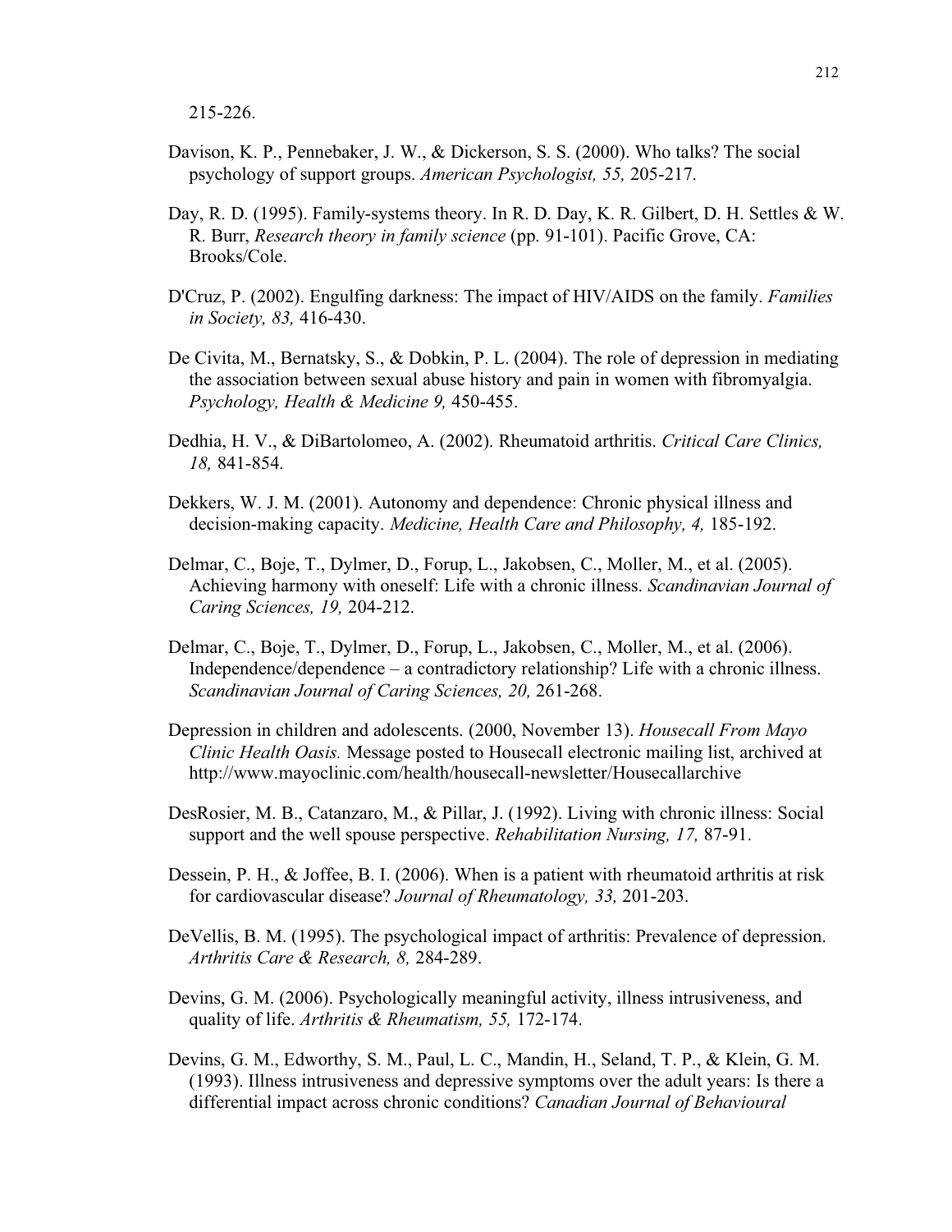215-226.

Davison, K. P., Pennebaker, J. W., & Dickerson, S. S. (2000). Who talks? The social psychology of support groups. *American Psychologist, 55,* 205-217.

Day, R. D. (1995). Family-systems theory. In R. D. Day, K. R. Gilbert, D. H. Settles & W. R. Burr, *Research theory in family science* (pp. 91-101). Pacific Grove, CA: Brooks/Cole.

D'Cruz, P. (2002). Engulfing darkness: The impact of HIV/AIDS on the family. *Families in Society, 83,* 416-430.

De Civita, M., Bernatsky, S., & Dobkin, P. L. (2004). The role of depression in mediating the association between sexual abuse history and pain in women with fibromyalgia. *Psychology, Health & Medicine 9,* 450-455.

Dedhia, H. V., & DiBartolomeo, A. (2002). Rheumatoid arthritis. *Critical Care Clinics, 18,* 841-854.

Dekkers, W. J. M. (2001). Autonomy and dependence: Chronic physical illness and decision-making capacity. *Medicine, Health Care and Philosophy, 4,* 185-192.

Delmar, C., Boje, T., Dylmer, D., Forup, L., Jakobsen, C., Moller, M., et al. (2005). Achieving harmony with oneself: Life with a chronic illness. *Scandinavian Journal of Caring Sciences, 19,* 204-212.

Delmar, C., Boje, T., Dylmer, D., Forup, L., Jakobsen, C., Moller, M., et al. (2006). Independence/dependence – a contradictory relationship? Life with a chronic illness. *Scandinavian Journal of Caring Sciences, 20,* 261-268.

Depression in children and adolescents. (2000, November 13). *Housecall From Mayo Clinic Health Oasis.* Message posted to Housecall electronic mailing list, archived at http://www.mayoclinic.com/health/housecall-newsletter/Housecallarchive

DesRosier, M. B., Catanzaro, M., & Pillar, J. (1992). Living with chronic illness: Social support and the well spouse perspective. *Rehabilitation Nursing, 17,* 87-91.

Dessein, P. H., & Joffee, B. I. (2006). When is a patient with rheumatoid arthritis at risk for cardiovascular disease? *Journal of Rheumatology, 33,* 201-203.

DeVellis, B. M. (1995). The psychological impact of arthritis: Prevalence of depression. *Arthritis Care & Research, 8,* 284-289.

Devins, G. M. (2006). Psychologically meaningful activity, illness intrusiveness, and quality of life. *Arthritis & Rheumatism, 55,* 172-174.

Devins, G. M., Edworthy, S. M., Paul, L. C., Mandin, H., Seland, T. P., & Klein, G. M. (1993). Illness intrusiveness and depressive symptoms over the adult years: Is there a differential impact across chronic conditions? *Canadian Journal of Behavioural*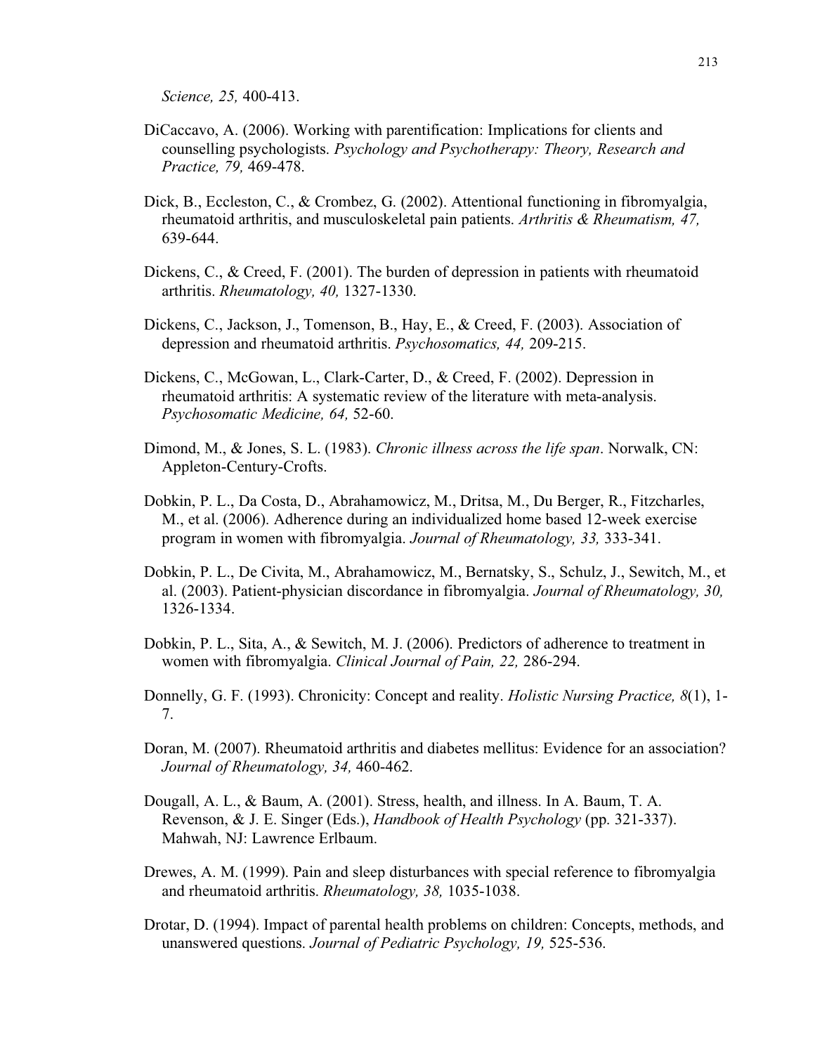*Science, 25,* 400-413.

DiCaccavo, A. (2006). Working with parentification: Implications for clients and counselling psychologists. *Psychology and Psychotherapy: Theory, Research and Practice, 79,* 469-478.

Dick, B., Eccleston, C., & Crombez, G. (2002). Attentional functioning in fibromyalgia, rheumatoid arthritis, and musculoskeletal pain patients. *Arthritis & Rheumatism, 47,* 639-644.

Dickens, C., & Creed, F. (2001). The burden of depression in patients with rheumatoid arthritis. *Rheumatology, 40,* 1327-1330.

Dickens, C., Jackson, J., Tomenson, B., Hay, E., & Creed, F. (2003). Association of depression and rheumatoid arthritis. *Psychosomatics, 44,* 209-215.

Dickens, C., McGowan, L., Clark-Carter, D., & Creed, F. (2002). Depression in rheumatoid arthritis: A systematic review of the literature with meta-analysis. *Psychosomatic Medicine, 64,* 52-60.

Dimond, M., & Jones, S. L. (1983). *Chronic illness across the life span*. Norwalk, CN: Appleton-Century-Crofts.

Dobkin, P. L., Da Costa, D., Abrahamowicz, M., Dritsa, M., Du Berger, R., Fitzcharles, M., et al. (2006). Adherence during an individualized home based 12-week exercise program in women with fibromyalgia. *Journal of Rheumatology, 33,* 333-341.

Dobkin, P. L., De Civita, M., Abrahamowicz, M., Bernatsky, S., Schulz, J., Sewitch, M., et al. (2003). Patient-physician discordance in fibromyalgia. *Journal of Rheumatology, 30,* 1326-1334.

Dobkin, P. L., Sita, A., & Sewitch, M. J. (2006). Predictors of adherence to treatment in women with fibromyalgia. *Clinical Journal of Pain, 22,* 286-294.

Donnelly, G. F. (1993). Chronicity: Concept and reality. *Holistic Nursing Practice, 8*(1), 1-7.

Doran, M. (2007). Rheumatoid arthritis and diabetes mellitus: Evidence for an association? *Journal of Rheumatology, 34,* 460-462.

Dougall, A. L., & Baum, A. (2001). Stress, health, and illness. In A. Baum, T. A. Revenson, & J. E. Singer (Eds.), *Handbook of Health Psychology* (pp. 321-337). Mahwah, NJ: Lawrence Erlbaum.

Drewes, A. M. (1999). Pain and sleep disturbances with special reference to fibromyalgia and rheumatoid arthritis. *Rheumatology, 38,* 1035-1038.

Drotar, D. (1994). Impact of parental health problems on children: Concepts, methods, and unanswered questions. *Journal of Pediatric Psychology, 19,* 525-536.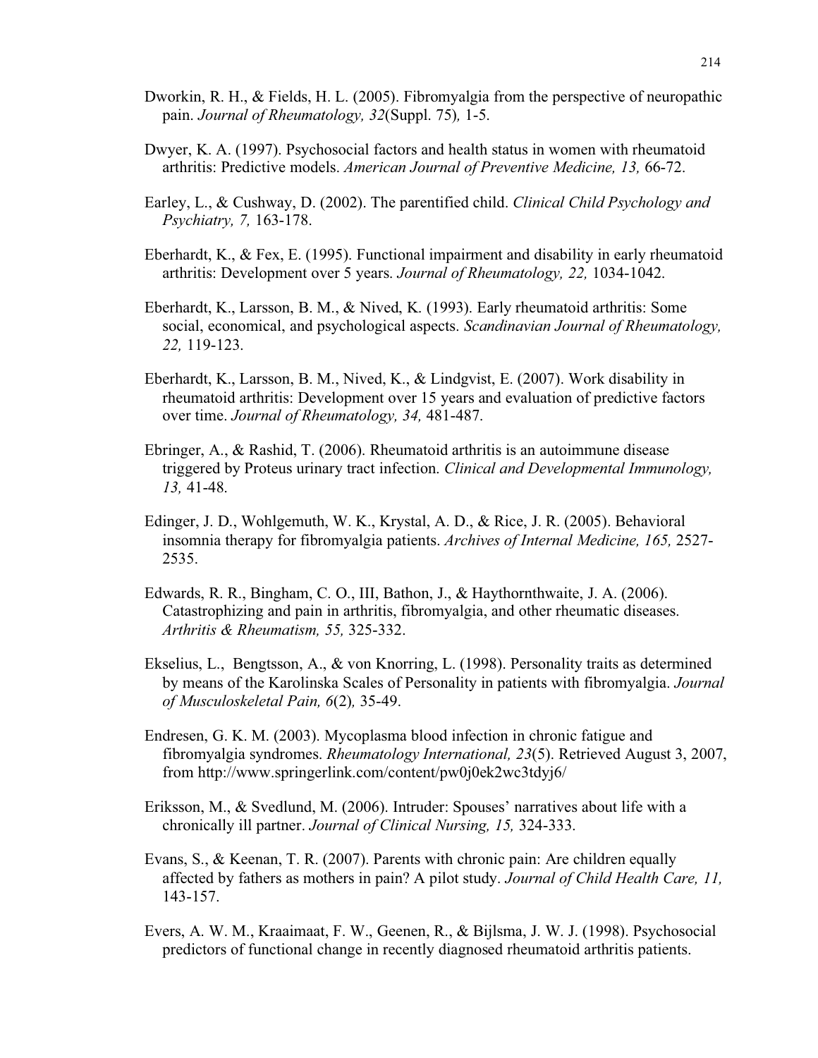Dworkin, R. H., & Fields, H. L. (2005). Fibromyalgia from the perspective of neuropathic pain. *Journal of Rheumatology, 32*(Suppl. 75)*,* 1-5.

Dwyer, K. A. (1997). Psychosocial factors and health status in women with rheumatoid arthritis: Predictive models. *American Journal of Preventive Medicine, 13,* 66-72.

Earley, L., & Cushway, D. (2002). The parentified child. *Clinical Child Psychology and Psychiatry, 7,* 163-178.

Eberhardt, K., & Fex, E. (1995). Functional impairment and disability in early rheumatoid arthritis: Development over 5 years. *Journal of Rheumatology, 22,* 1034-1042.

Eberhardt, K., Larsson, B. M., & Nived, K. (1993). Early rheumatoid arthritis: Some social, economical, and psychological aspects. *Scandinavian Journal of Rheumatology, 22,* 119-123.

Eberhardt, K., Larsson, B. M., Nived, K., & Lindgvist, E. (2007). Work disability in rheumatoid arthritis: Development over 15 years and evaluation of predictive factors over time. *Journal of Rheumatology, 34,* 481-487.

Ebringer, A., & Rashid, T. (2006). Rheumatoid arthritis is an autoimmune disease triggered by Proteus urinary tract infection. *Clinical and Developmental Immunology, 13,* 41-48.

Edinger, J. D., Wohlgemuth, W. K., Krystal, A. D., & Rice, J. R. (2005). Behavioral insomnia therapy for fibromyalgia patients. *Archives of Internal Medicine, 165,* 2527-2535.

Edwards, R. R., Bingham, C. O., III, Bathon, J., & Haythornthwaite, J. A. (2006). Catastrophizing and pain in arthritis, fibromyalgia, and other rheumatic diseases. *Arthritis & Rheumatism, 55,* 325-332.

Ekselius, L., Bengtsson, A., & von Knorring, L. (1998). Personality traits as determined by means of the Karolinska Scales of Personality in patients with fibromyalgia. *Journal of Musculoskeletal Pain, 6*(2)*,* 35-49.

Endresen, G. K. M. (2003). Mycoplasma blood infection in chronic fatigue and fibromyalgia syndromes. *Rheumatology International, 23*(5). Retrieved August 3, 2007, from http://www.springerlink.com/content/pw0j0ek2wc3tdyj6/

Eriksson, M., & Svedlund, M. (2006). Intruder: Spouses' narratives about life with a chronically ill partner. *Journal of Clinical Nursing, 15,* 324-333.

Evans, S., & Keenan, T. R. (2007). Parents with chronic pain: Are children equally affected by fathers as mothers in pain? A pilot study. *Journal of Child Health Care, 11,* 143-157.

Evers, A. W. M., Kraaimaat, F. W., Geenen, R., & Bijlsma, J. W. J. (1998). Psychosocial predictors of functional change in recently diagnosed rheumatoid arthritis patients.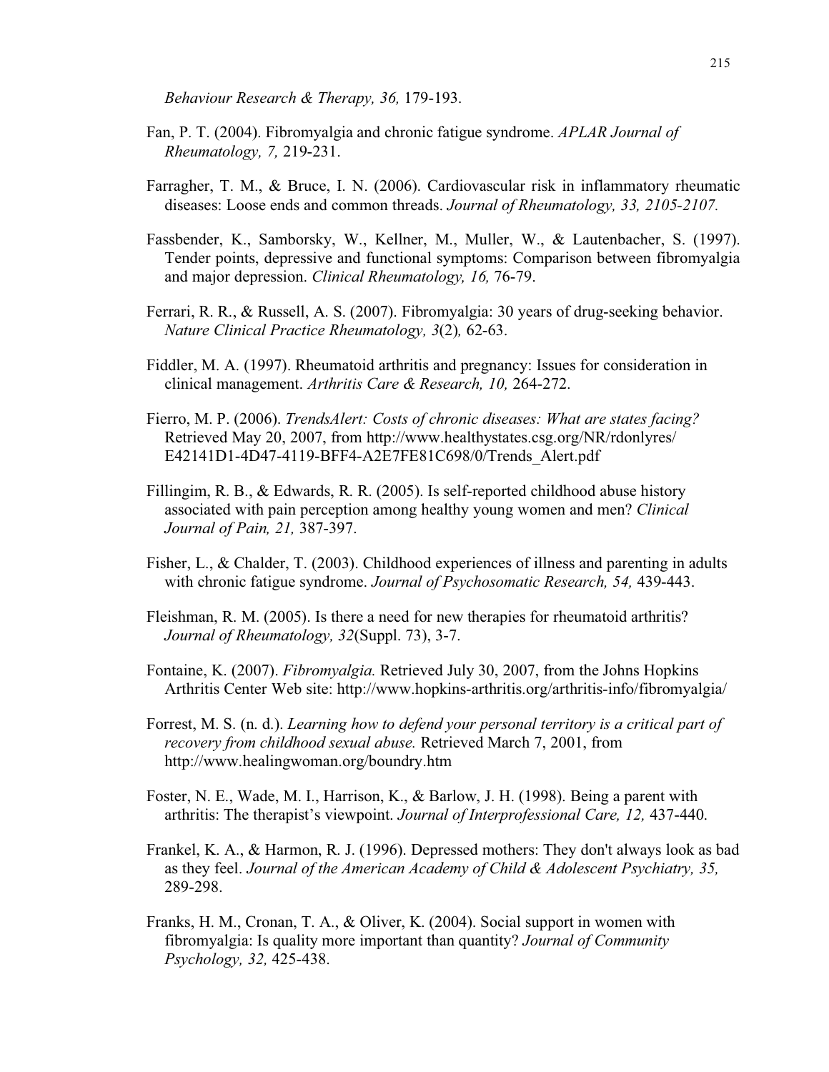*Behaviour Research & Therapy, 36,* 179-193.

Fan, P. T. (2004). Fibromyalgia and chronic fatigue syndrome. *APLAR Journal of Rheumatology, 7,* 219-231.

Farragher, T. M., & Bruce, I. N. (2006). Cardiovascular risk in inflammatory rheumatic diseases: Loose ends and common threads. *Journal of Rheumatology, 33, 2105-2107.*

Fassbender, K., Samborsky, W., Kellner, M., Muller, W., & Lautenbacher, S. (1997). Tender points, depressive and functional symptoms: Comparison between fibromyalgia and major depression. *Clinical Rheumatology, 16,* 76-79.

Ferrari, R. R., & Russell, A. S. (2007). Fibromyalgia: 30 years of drug-seeking behavior. *Nature Clinical Practice Rheumatology, 3*(2)*,* 62-63.

Fiddler, M. A. (1997). Rheumatoid arthritis and pregnancy: Issues for consideration in clinical management. *Arthritis Care & Research, 10,* 264-272.

Fierro, M. P. (2006). *TrendsAlert: Costs of chronic diseases: What are states facing?* Retrieved May 20, 2007, from http://www.healthystates.csg.org/NR/rdonlyres/E42141D1-4D47-4119-BFF4-A2E7FE81C698/0/Trends_Alert.pdf

Fillingim, R. B., & Edwards, R. R. (2005). Is self-reported childhood abuse history associated with pain perception among healthy young women and men? *Clinical Journal of Pain, 21,* 387-397.

Fisher, L., & Chalder, T. (2003). Childhood experiences of illness and parenting in adults with chronic fatigue syndrome. *Journal of Psychosomatic Research, 54,* 439-443.

Fleishman, R. M. (2005). Is there a need for new therapies for rheumatoid arthritis? *Journal of Rheumatology, 32*(Suppl. 73), 3-7.

Fontaine, K. (2007). *Fibromyalgia.* Retrieved July 30, 2007, from the Johns Hopkins Arthritis Center Web site: http://www.hopkins-arthritis.org/arthritis-info/fibromyalgia/

Forrest, M. S. (n. d.). *Learning how to defend your personal territory is a critical part of recovery from childhood sexual abuse.* Retrieved March 7, 2001, from http://www.healingwoman.org/boundry.htm

Foster, N. E., Wade, M. I., Harrison, K., & Barlow, J. H. (1998). Being a parent with arthritis: The therapist's viewpoint. *Journal of Interprofessional Care, 12,* 437-440.

Frankel, K. A., & Harmon, R. J. (1996). Depressed mothers: They don't always look as bad as they feel. *Journal of the American Academy of Child & Adolescent Psychiatry, 35,* 289-298.

Franks, H. M., Cronan, T. A., & Oliver, K. (2004). Social support in women with fibromyalgia: Is quality more important than quantity? *Journal of Community Psychology, 32,* 425-438.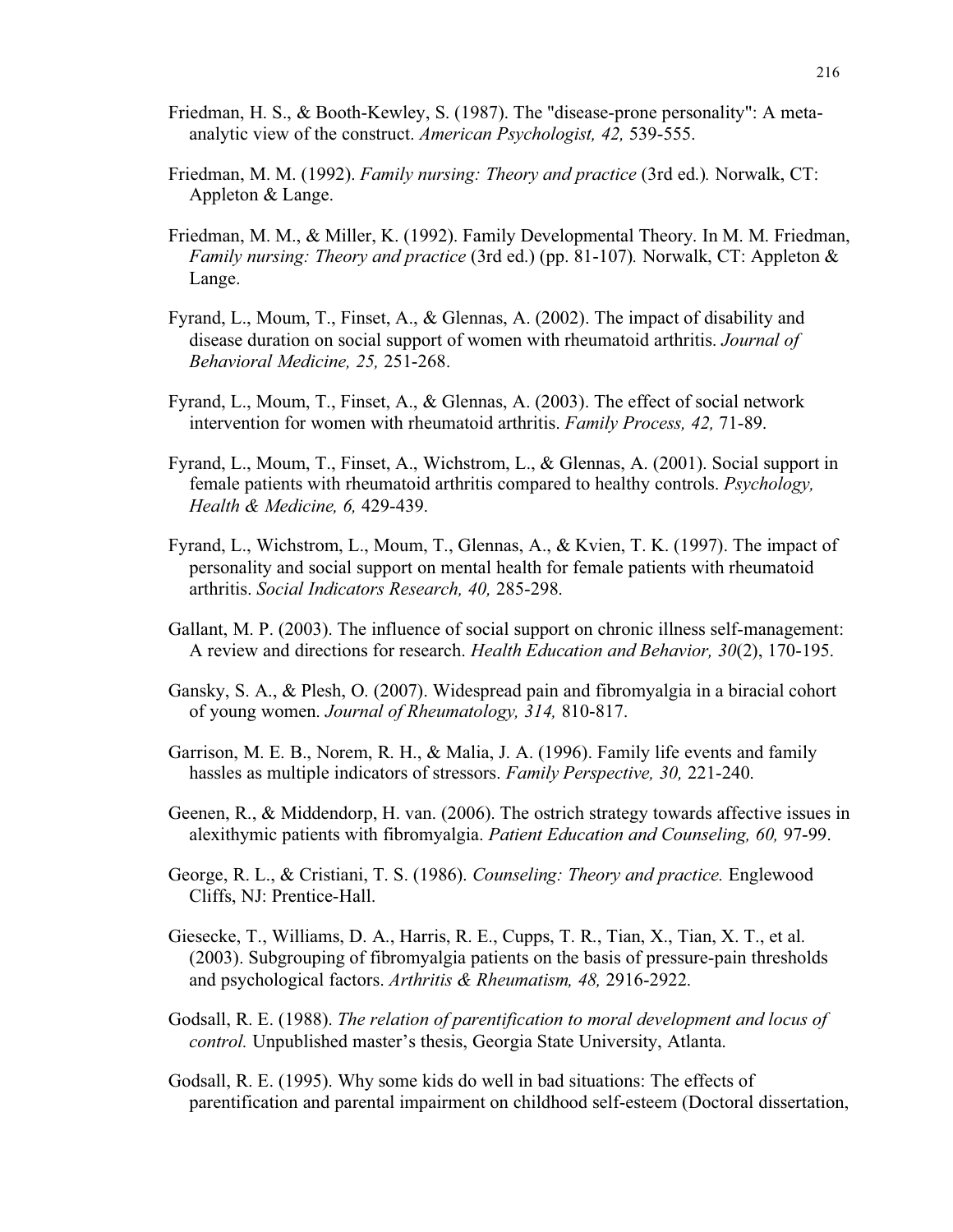Friedman, H. S., & Booth-Kewley, S. (1987). The "disease-prone personality": A meta-analytic view of the construct. *American Psychologist, 42,* 539-555.

Friedman, M. M. (1992). *Family nursing: Theory and practice* (3rd ed.)*.* Norwalk, CT: Appleton & Lange.

Friedman, M. M., & Miller, K. (1992). Family Developmental Theory. In M. M. Friedman, *Family nursing: Theory and practice* (3rd ed.) (pp. 81-107)*.* Norwalk, CT: Appleton & Lange.

Fyrand, L., Moum, T., Finset, A., & Glennas, A. (2002). The impact of disability and disease duration on social support of women with rheumatoid arthritis. *Journal of Behavioral Medicine, 25,* 251-268.

Fyrand, L., Moum, T., Finset, A., & Glennas, A. (2003). The effect of social network intervention for women with rheumatoid arthritis. *Family Process, 42,* 71-89.

Fyrand, L., Moum, T., Finset, A., Wichstrom, L., & Glennas, A. (2001). Social support in female patients with rheumatoid arthritis compared to healthy controls. *Psychology, Health & Medicine, 6,* 429-439.

Fyrand, L., Wichstrom, L., Moum, T., Glennas, A., & Kvien, T. K. (1997). The impact of personality and social support on mental health for female patients with rheumatoid arthritis. *Social Indicators Research, 40,* 285-298.

Gallant, M. P. (2003). The influence of social support on chronic illness self-management: A review and directions for research. *Health Education and Behavior, 30*(2), 170-195.

Gansky, S. A., & Plesh, O. (2007). Widespread pain and fibromyalgia in a biracial cohort of young women. *Journal of Rheumatology, 314,* 810-817.

Garrison, M. E. B., Norem, R. H., & Malia, J. A. (1996). Family life events and family hassles as multiple indicators of stressors. *Family Perspective, 30,* 221-240.

Geenen, R., & Middendorp, H. van. (2006). The ostrich strategy towards affective issues in alexithymic patients with fibromyalgia. *Patient Education and Counseling, 60,* 97-99.

George, R. L., & Cristiani, T. S. (1986). *Counseling: Theory and practice.* Englewood Cliffs, NJ: Prentice-Hall.

Giesecke, T., Williams, D. A., Harris, R. E., Cupps, T. R., Tian, X., Tian, X. T., et al. (2003). Subgrouping of fibromyalgia patients on the basis of pressure-pain thresholds and psychological factors. *Arthritis & Rheumatism, 48,* 2916-2922.

Godsall, R. E. (1988). *The relation of parentification to moral development and locus of control.* Unpublished master's thesis, Georgia State University, Atlanta.

Godsall, R. E. (1995). Why some kids do well in bad situations: The effects of parentification and parental impairment on childhood self-esteem (Doctoral dissertation,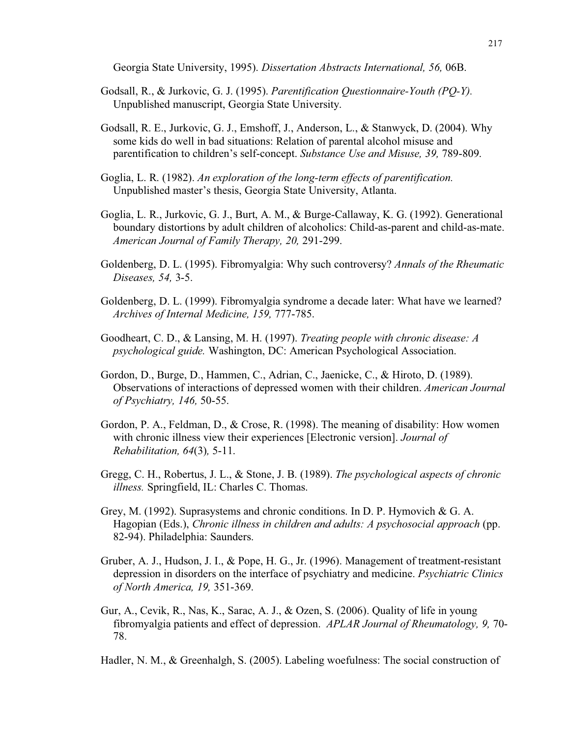Georgia State University, 1995). *Dissertation Abstracts International, 56,* 06B.

Godsall, R., & Jurkovic, G. J. (1995). *Parentification Questionnaire-Youth (PQ-Y).* Unpublished manuscript, Georgia State University.

Godsall, R. E., Jurkovic, G. J., Emshoff, J., Anderson, L., & Stanwyck, D. (2004). Why some kids do well in bad situations: Relation of parental alcohol misuse and parentification to children's self-concept. *Substance Use and Misuse, 39,* 789-809.

Goglia, L. R. (1982). *An exploration of the long-term effects of parentification.* Unpublished master's thesis, Georgia State University, Atlanta.

Goglia, L. R., Jurkovic, G. J., Burt, A. M., & Burge-Callaway, K. G. (1992). Generational boundary distortions by adult children of alcoholics: Child-as-parent and child-as-mate. *American Journal of Family Therapy, 20,* 291-299.

Goldenberg, D. L. (1995). Fibromyalgia: Why such controversy? *Annals of the Rheumatic Diseases, 54,* 3-5.

Goldenberg, D. L. (1999). Fibromyalgia syndrome a decade later: What have we learned? *Archives of Internal Medicine, 159,* 777-785.

Goodheart, C. D., & Lansing, M. H. (1997). *Treating people with chronic disease: A psychological guide.* Washington, DC: American Psychological Association.

Gordon, D., Burge, D., Hammen, C., Adrian, C., Jaenicke, C., & Hiroto, D. (1989). Observations of interactions of depressed women with their children. *American Journal of Psychiatry, 146,* 50-55.

Gordon, P. A., Feldman, D., & Crose, R. (1998). The meaning of disability: How women with chronic illness view their experiences [Electronic version]. *Journal of Rehabilitation, 64*(3)*,* 5-11.

Gregg, C. H., Robertus, J. L., & Stone, J. B. (1989). *The psychological aspects of chronic illness.* Springfield, IL: Charles C. Thomas.

Grey, M. (1992). Suprasystems and chronic conditions. In D. P. Hymovich & G. A. Hagopian (Eds.), *Chronic illness in children and adults: A psychosocial approach* (pp. 82-94). Philadelphia: Saunders.

Gruber, A. J., Hudson, J. I., & Pope, H. G., Jr. (1996). Management of treatment-resistant depression in disorders on the interface of psychiatry and medicine. *Psychiatric Clinics of North America, 19,* 351-369.

Gur, A., Cevik, R., Nas, K., Sarac, A. J., & Ozen, S. (2006). Quality of life in young fibromyalgia patients and effect of depression. *APLAR Journal of Rheumatology, 9,* 70-78.

Hadler, N. M., & Greenhalgh, S. (2005). Labeling woefulness: The social construction of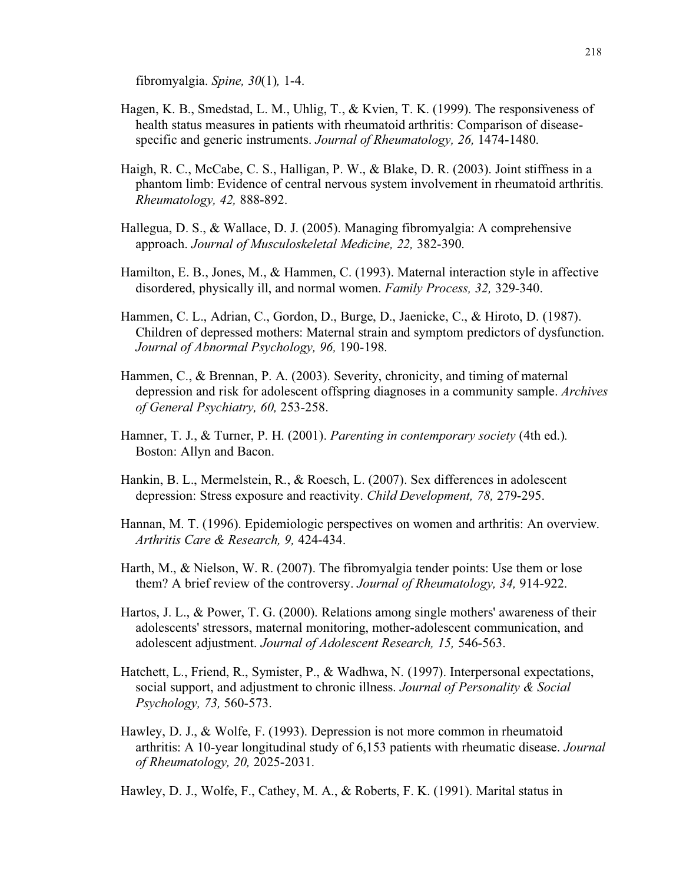fibromyalgia. *Spine, 30*(1)*,* 1-4.

Hagen, K. B., Smedstad, L. M., Uhlig, T., & Kvien, T. K. (1999). The responsiveness of health status measures in patients with rheumatoid arthritis: Comparison of disease-specific and generic instruments. *Journal of Rheumatology, 26,* 1474-1480.

Haigh, R. C., McCabe, C. S., Halligan, P. W., & Blake, D. R. (2003). Joint stiffness in a phantom limb: Evidence of central nervous system involvement in rheumatoid arthritis. *Rheumatology, 42,* 888-892.

Hallegua, D. S., & Wallace, D. J. (2005). Managing fibromyalgia: A comprehensive approach. *Journal of Musculoskeletal Medicine, 22,* 382-390.

Hamilton, E. B., Jones, M., & Hammen, C. (1993). Maternal interaction style in affective disordered, physically ill, and normal women. *Family Process, 32,* 329-340.

Hammen, C. L., Adrian, C., Gordon, D., Burge, D., Jaenicke, C., & Hiroto, D. (1987). Children of depressed mothers: Maternal strain and symptom predictors of dysfunction. *Journal of Abnormal Psychology, 96,* 190-198.

Hammen, C., & Brennan, P. A. (2003). Severity, chronicity, and timing of maternal depression and risk for adolescent offspring diagnoses in a community sample. *Archives of General Psychiatry, 60,* 253-258.

Hamner, T. J., & Turner, P. H. (2001). *Parenting in contemporary society* (4th ed.)*.* Boston: Allyn and Bacon.

Hankin, B. L., Mermelstein, R., & Roesch, L. (2007). Sex differences in adolescent depression: Stress exposure and reactivity. *Child Development, 78,* 279-295.

Hannan, M. T. (1996). Epidemiologic perspectives on women and arthritis: An overview. *Arthritis Care & Research, 9,* 424-434.

Harth, M., & Nielson, W. R. (2007). The fibromyalgia tender points: Use them or lose them? A brief review of the controversy. *Journal of Rheumatology, 34,* 914-922.

Hartos, J. L., & Power, T. G. (2000). Relations among single mothers' awareness of their adolescents' stressors, maternal monitoring, mother-adolescent communication, and adolescent adjustment. *Journal of Adolescent Research, 15,* 546-563.

Hatchett, L., Friend, R., Symister, P., & Wadhwa, N. (1997). Interpersonal expectations, social support, and adjustment to chronic illness. *Journal of Personality & Social Psychology, 73,* 560-573.

Hawley, D. J., & Wolfe, F. (1993). Depression is not more common in rheumatoid arthritis: A 10-year longitudinal study of 6,153 patients with rheumatic disease. *Journal of Rheumatology, 20,* 2025-2031.

Hawley, D. J., Wolfe, F., Cathey, M. A., & Roberts, F. K. (1991). Marital status in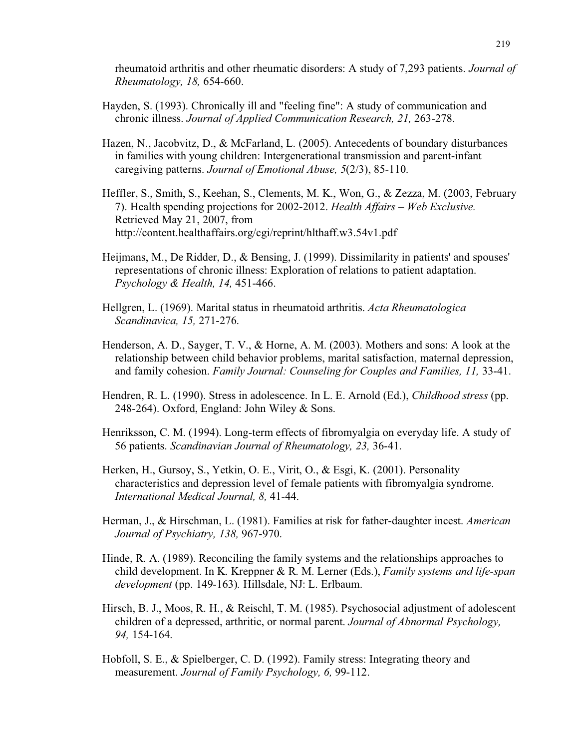rheumatoid arthritis and other rheumatic disorders: A study of 7,293 patients. *Journal of Rheumatology, 18,* 654-660.

Hayden, S. (1993). Chronically ill and "feeling fine": A study of communication and chronic illness. *Journal of Applied Communication Research, 21,* 263-278.

Hazen, N., Jacobvitz, D., & McFarland, L. (2005). Antecedents of boundary disturbances in families with young children: Intergenerational transmission and parent-infant caregiving patterns. *Journal of Emotional Abuse, 5*(2/3), 85-110.

Heffler, S., Smith, S., Keehan, S., Clements, M. K., Won, G., & Zezza, M. (2003, February 7). Health spending projections for 2002-2012. *Health Affairs – Web Exclusive.* Retrieved May 21, 2007, from http://content.healthaffairs.org/cgi/reprint/hlthaff.w3.54v1.pdf

Heijmans, M., De Ridder, D., & Bensing, J. (1999). Dissimilarity in patients' and spouses' representations of chronic illness: Exploration of relations to patient adaptation. *Psychology & Health, 14,* 451-466.

Hellgren, L. (1969). Marital status in rheumatoid arthritis. *Acta Rheumatologica Scandinavica, 15,* 271-276.

Henderson, A. D., Sayger, T. V., & Horne, A. M. (2003). Mothers and sons: A look at the relationship between child behavior problems, marital satisfaction, maternal depression, and family cohesion. *Family Journal: Counseling for Couples and Families, 11,* 33-41.

Hendren, R. L. (1990). Stress in adolescence. In L. E. Arnold (Ed.), *Childhood stress* (pp. 248-264). Oxford, England: John Wiley & Sons.

Henriksson, C. M. (1994). Long-term effects of fibromyalgia on everyday life. A study of 56 patients. *Scandinavian Journal of Rheumatology, 23,* 36-41.

Herken, H., Gursoy, S., Yetkin, O. E., Virit, O., & Esgi, K. (2001). Personality characteristics and depression level of female patients with fibromyalgia syndrome. *International Medical Journal, 8,* 41-44.

Herman, J., & Hirschman, L. (1981). Families at risk for father-daughter incest. *American Journal of Psychiatry, 138,* 967-970.

Hinde, R. A. (1989). Reconciling the family systems and the relationships approaches to child development. In K. Kreppner & R. M. Lerner (Eds.), *Family systems and life-span development* (pp. 149-163)*.* Hillsdale, NJ: L. Erlbaum.

Hirsch, B. J., Moos, R. H., & Reischl, T. M. (1985). Psychosocial adjustment of adolescent children of a depressed, arthritic, or normal parent. *Journal of Abnormal Psychology, 94,* 154-164.

Hobfoll, S. E., & Spielberger, C. D. (1992). Family stress: Integrating theory and measurement. *Journal of Family Psychology, 6,* 99-112.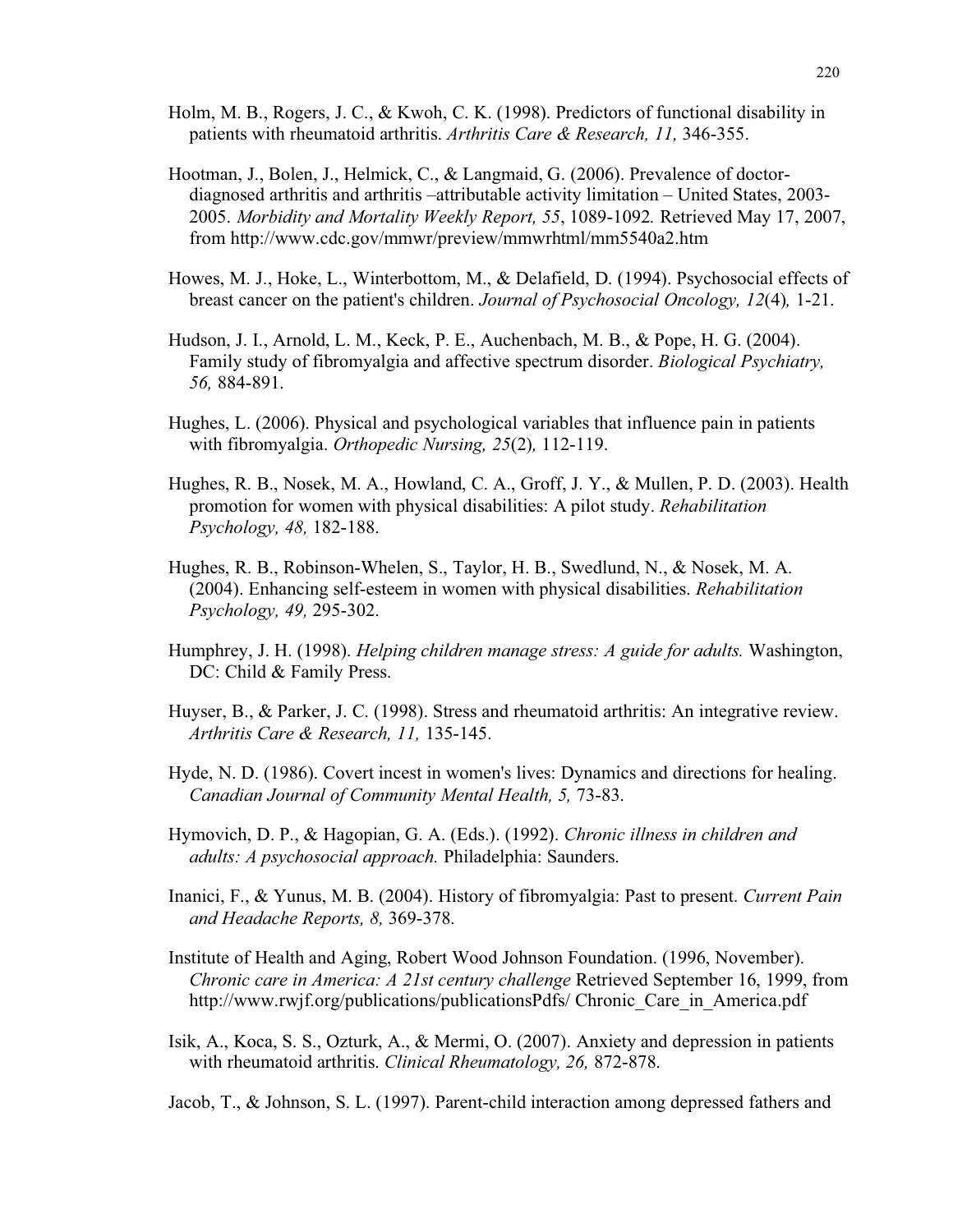Holm, M. B., Rogers, J. C., & Kwoh, C. K. (1998). Predictors of functional disability in patients with rheumatoid arthritis. *Arthritis Care & Research, 11,* 346-355.

Hootman, J., Bolen, J., Helmick, C., & Langmaid, G. (2006). Prevalence of doctor-diagnosed arthritis and arthritis –attributable activity limitation – United States, 2003-2005. *Morbidity and Mortality Weekly Report, 55*, 1089-1092*.* Retrieved May 17, 2007, from http://www.cdc.gov/mmwr/preview/mmwrhtml/mm5540a2.htm

Howes, M. J., Hoke, L., Winterbottom, M., & Delafield, D. (1994). Psychosocial effects of breast cancer on the patient's children. *Journal of Psychosocial Oncology, 12*(4)*,* 1-21.

Hudson, J. I., Arnold, L. M., Keck, P. E., Auchenbach, M. B., & Pope, H. G. (2004). Family study of fibromyalgia and affective spectrum disorder. *Biological Psychiatry, 56,* 884-891.

Hughes, L. (2006). Physical and psychological variables that influence pain in patients with fibromyalgia. *Orthopedic Nursing, 25*(2)*,* 112-119.

Hughes, R. B., Nosek, M. A., Howland, C. A., Groff, J. Y., & Mullen, P. D. (2003). Health promotion for women with physical disabilities: A pilot study. *Rehabilitation Psychology, 48,* 182-188.

Hughes, R. B., Robinson-Whelen, S., Taylor, H. B., Swedlund, N., & Nosek, M. A. (2004). Enhancing self-esteem in women with physical disabilities. *Rehabilitation Psychology, 49,* 295-302.

Humphrey, J. H. (1998). *Helping children manage stress: A guide for adults.* Washington, DC: Child & Family Press.

Huyser, B., & Parker, J. C. (1998). Stress and rheumatoid arthritis: An integrative review. *Arthritis Care & Research, 11,* 135-145.

Hyde, N. D. (1986). Covert incest in women's lives: Dynamics and directions for healing. *Canadian Journal of Community Mental Health, 5,* 73-83.

Hymovich, D. P., & Hagopian, G. A. (Eds.). (1992). *Chronic illness in children and adults: A psychosocial approach.* Philadelphia: Saunders.

Inanici, F., & Yunus, M. B. (2004). History of fibromyalgia: Past to present. *Current Pain and Headache Reports, 8,* 369-378.

Institute of Health and Aging, Robert Wood Johnson Foundation. (1996, November). *Chronic care in America: A 21st century challenge* Retrieved September 16, 1999, from http://www.rwjf.org/publications/publicationsPdfs/ Chronic_Care_in_America.pdf

Isik, A., Koca, S. S., Ozturk, A., & Mermi, O. (2007). Anxiety and depression in patients with rheumatoid arthritis. *Clinical Rheumatology, 26,* 872-878.

Jacob, T., & Johnson, S. L. (1997). Parent-child interaction among depressed fathers and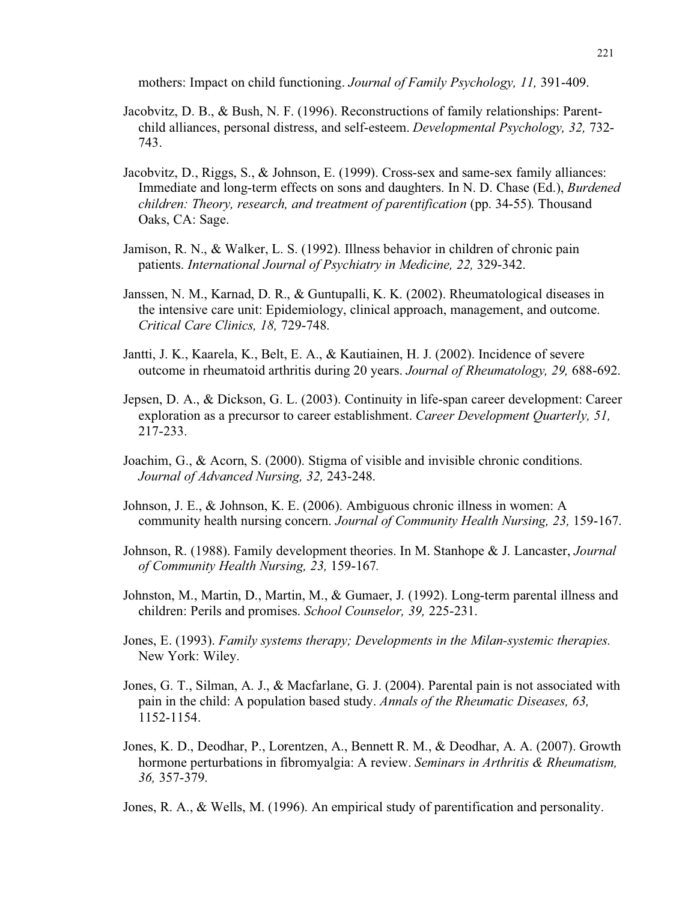mothers: Impact on child functioning. *Journal of Family Psychology, 11,* 391-409.

Jacobvitz, D. B., & Bush, N. F. (1996). Reconstructions of family relationships: Parent-child alliances, personal distress, and self-esteem. *Developmental Psychology, 32,* 732-743.

Jacobvitz, D., Riggs, S., & Johnson, E. (1999). Cross-sex and same-sex family alliances: Immediate and long-term effects on sons and daughters. In N. D. Chase (Ed.), *Burdened children: Theory, research, and treatment of parentification* (pp. 34-55)*.* Thousand Oaks, CA: Sage.

Jamison, R. N., & Walker, L. S. (1992). Illness behavior in children of chronic pain patients. *International Journal of Psychiatry in Medicine, 22,* 329-342.

Janssen, N. M., Karnad, D. R., & Guntupalli, K. K. (2002). Rheumatological diseases in the intensive care unit: Epidemiology, clinical approach, management, and outcome. *Critical Care Clinics, 18,* 729-748.

Jantti, J. K., Kaarela, K., Belt, E. A., & Kautiainen, H. J. (2002). Incidence of severe outcome in rheumatoid arthritis during 20 years. *Journal of Rheumatology, 29,* 688-692.

Jepsen, D. A., & Dickson, G. L. (2003). Continuity in life-span career development: Career exploration as a precursor to career establishment. *Career Development Quarterly, 51,* 217-233.

Joachim, G., & Acorn, S. (2000). Stigma of visible and invisible chronic conditions. *Journal of Advanced Nursing, 32,* 243-248.

Johnson, J. E., & Johnson, K. E. (2006). Ambiguous chronic illness in women: A community health nursing concern. *Journal of Community Health Nursing, 23,* 159-167.

Johnson, R. (1988). Family development theories. In M. Stanhope & J. Lancaster, *Journal of Community Health Nursing, 23,* 159-167*.*

Johnston, M., Martin, D., Martin, M., & Gumaer, J. (1992). Long-term parental illness and children: Perils and promises. *School Counselor, 39,* 225-231.

Jones, E. (1993). *Family systems therapy; Developments in the Milan-systemic therapies.* New York: Wiley.

Jones, G. T., Silman, A. J., & Macfarlane, G. J. (2004). Parental pain is not associated with pain in the child: A population based study. *Annals of the Rheumatic Diseases, 63,* 1152-1154.

Jones, K. D., Deodhar, P., Lorentzen, A., Bennett R. M., & Deodhar, A. A. (2007). Growth hormone perturbations in fibromyalgia: A review. *Seminars in Arthritis & Rheumatism, 36,* 357-379.

Jones, R. A., & Wells, M. (1996). An empirical study of parentification and personality.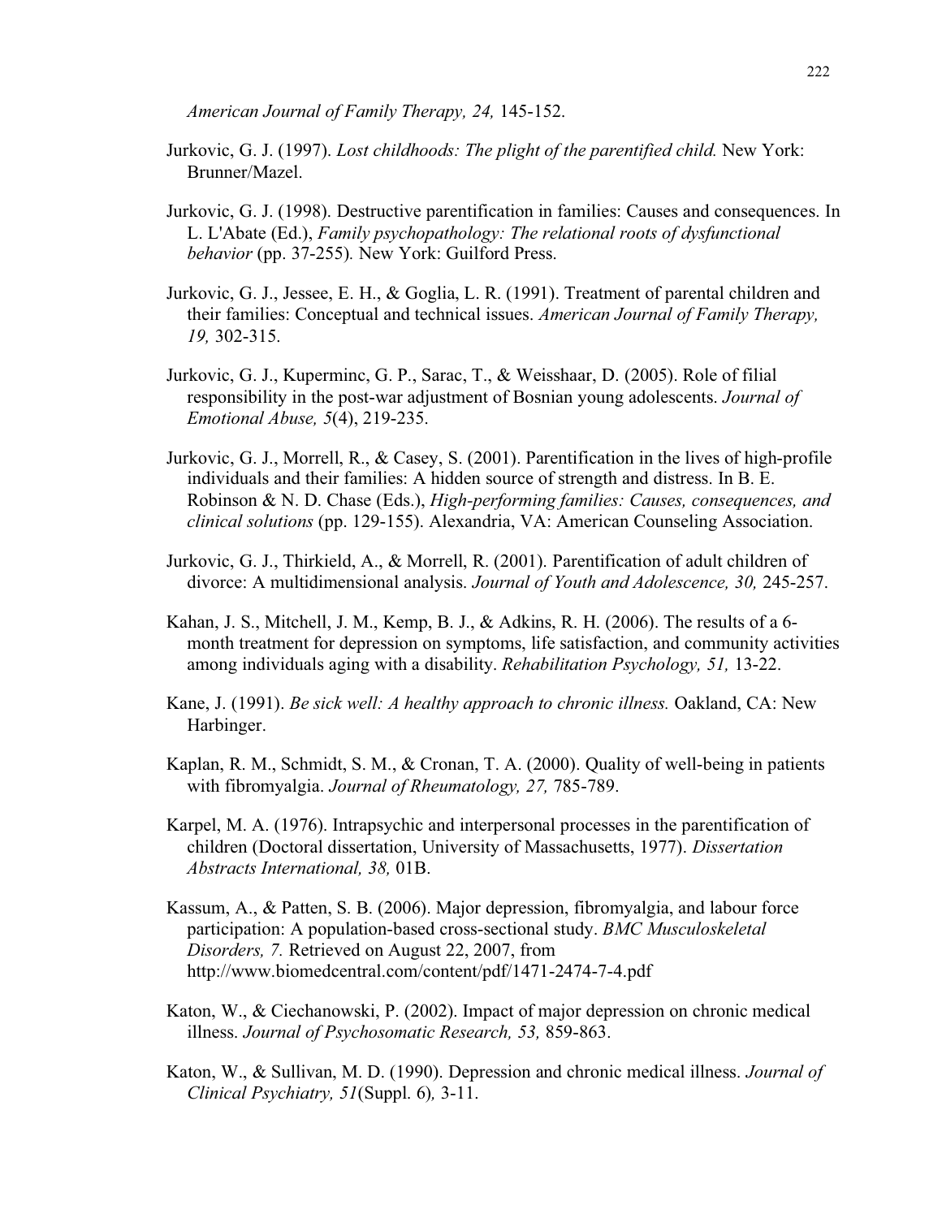*American Journal of Family Therapy, 24,* 145-152.

Jurkovic, G. J. (1997). *Lost childhoods: The plight of the parentified child.* New York: Brunner/Mazel.

Jurkovic, G. J. (1998). Destructive parentification in families: Causes and consequences. In L. L'Abate (Ed.), *Family psychopathology: The relational roots of dysfunctional behavior* (pp. 37-255)*.* New York: Guilford Press.

Jurkovic, G. J., Jessee, E. H., & Goglia, L. R. (1991). Treatment of parental children and their families: Conceptual and technical issues. *American Journal of Family Therapy, 19,* 302-315.

Jurkovic, G. J., Kuperminc, G. P., Sarac, T., & Weisshaar, D. (2005). Role of filial responsibility in the post-war adjustment of Bosnian young adolescents. *Journal of Emotional Abuse, 5*(4), 219-235.

Jurkovic, G. J., Morrell, R., & Casey, S. (2001). Parentification in the lives of high-profile individuals and their families: A hidden source of strength and distress. In B. E. Robinson & N. D. Chase (Eds.), *High-performing families: Causes, consequences, and clinical solutions* (pp. 129-155). Alexandria, VA: American Counseling Association.

Jurkovic, G. J., Thirkield, A., & Morrell, R. (2001). Parentification of adult children of divorce: A multidimensional analysis. *Journal of Youth and Adolescence, 30,* 245-257.

Kahan, J. S., Mitchell, J. M., Kemp, B. J., & Adkins, R. H. (2006). The results of a 6-month treatment for depression on symptoms, life satisfaction, and community activities among individuals aging with a disability. *Rehabilitation Psychology, 51,* 13-22.

Kane, J. (1991). *Be sick well: A healthy approach to chronic illness.* Oakland, CA: New Harbinger.

Kaplan, R. M., Schmidt, S. M., & Cronan, T. A. (2000). Quality of well-being in patients with fibromyalgia. *Journal of Rheumatology, 27,* 785-789.

Karpel, M. A. (1976). Intrapsychic and interpersonal processes in the parentification of children (Doctoral dissertation, University of Massachusetts, 1977). *Dissertation Abstracts International, 38,* 01B.

Kassum, A., & Patten, S. B. (2006). Major depression, fibromyalgia, and labour force participation: A population-based cross-sectional study. *BMC Musculoskeletal Disorders, 7.* Retrieved on August 22, 2007, from http://www.biomedcentral.com/content/pdf/1471-2474-7-4.pdf

Katon, W., & Ciechanowski, P. (2002). Impact of major depression on chronic medical illness. *Journal of Psychosomatic Research, 53,* 859-863.

Katon, W., & Sullivan, M. D. (1990). Depression and chronic medical illness. *Journal of Clinical Psychiatry, 51*(Suppl. 6)*,* 3-11.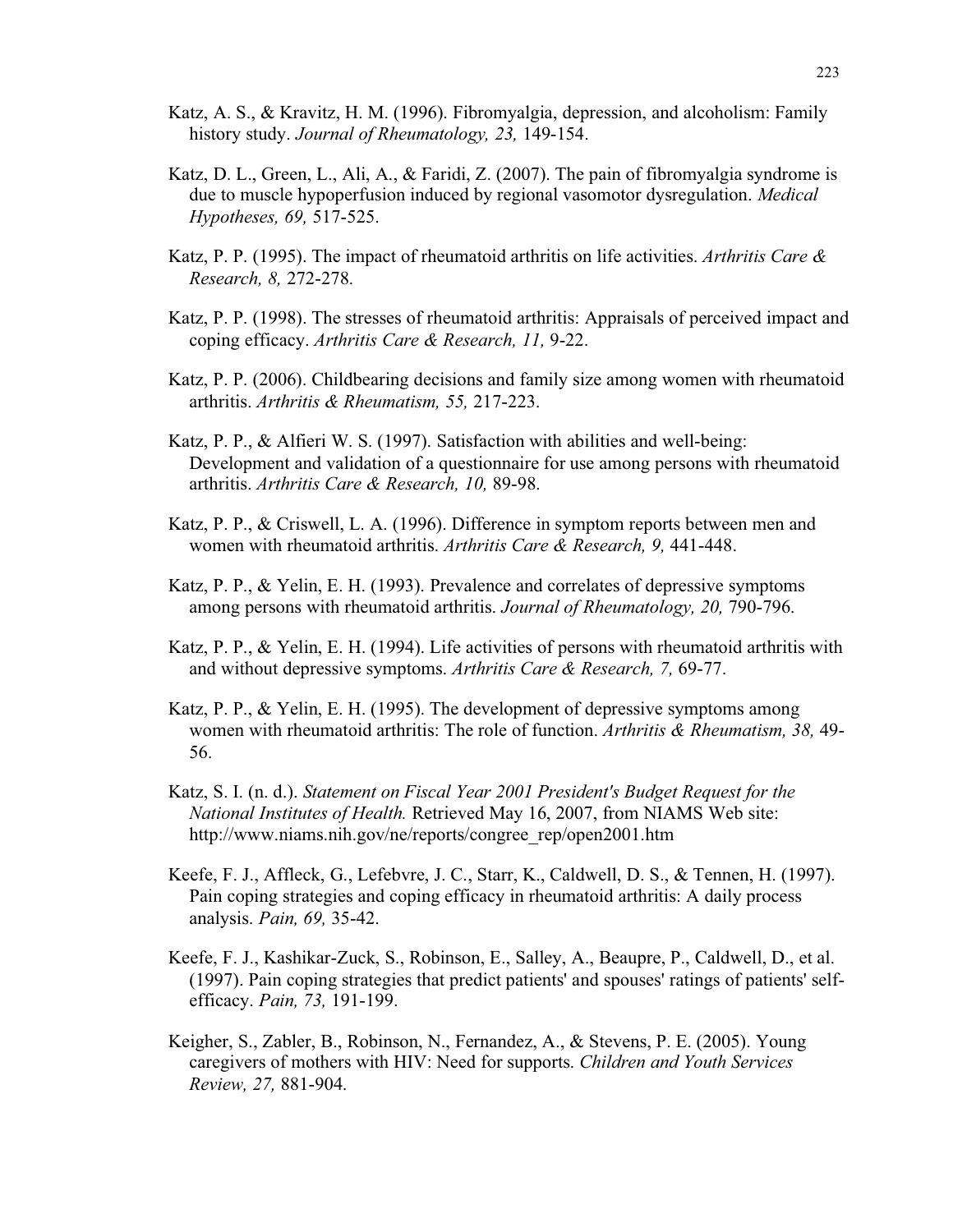Katz, A. S., & Kravitz, H. M. (1996). Fibromyalgia, depression, and alcoholism: Family history study. *Journal of Rheumatology, 23,* 149-154.

Katz, D. L., Green, L., Ali, A., & Faridi, Z. (2007). The pain of fibromyalgia syndrome is due to muscle hypoperfusion induced by regional vasomotor dysregulation. *Medical Hypotheses, 69,* 517-525.

Katz, P. P. (1995). The impact of rheumatoid arthritis on life activities. *Arthritis Care & Research, 8,* 272-278.

Katz, P. P. (1998). The stresses of rheumatoid arthritis: Appraisals of perceived impact and coping efficacy. *Arthritis Care & Research, 11,* 9-22.

Katz, P. P. (2006). Childbearing decisions and family size among women with rheumatoid arthritis. *Arthritis & Rheumatism, 55,* 217-223.

Katz, P. P., & Alfieri W. S. (1997). Satisfaction with abilities and well-being: Development and validation of a questionnaire for use among persons with rheumatoid arthritis. *Arthritis Care & Research, 10,* 89-98.

Katz, P. P., & Criswell, L. A. (1996). Difference in symptom reports between men and women with rheumatoid arthritis. *Arthritis Care & Research, 9,* 441-448.

Katz, P. P., & Yelin, E. H. (1993). Prevalence and correlates of depressive symptoms among persons with rheumatoid arthritis. *Journal of Rheumatology, 20,* 790-796.

Katz, P. P., & Yelin, E. H. (1994). Life activities of persons with rheumatoid arthritis with and without depressive symptoms. *Arthritis Care & Research, 7,* 69-77.

Katz, P. P., & Yelin, E. H. (1995). The development of depressive symptoms among women with rheumatoid arthritis: The role of function. *Arthritis & Rheumatism, 38,* 49-56.

Katz, S. I. (n. d.). *Statement on Fiscal Year 2001 President's Budget Request for the National Institutes of Health.* Retrieved May 16, 2007, from NIAMS Web site: http://www.niams.nih.gov/ne/reports/congree_rep/open2001.htm

Keefe, F. J., Affleck, G., Lefebvre, J. C., Starr, K., Caldwell, D. S., & Tennen, H. (1997). Pain coping strategies and coping efficacy in rheumatoid arthritis: A daily process analysis. *Pain, 69,* 35-42.

Keefe, F. J., Kashikar-Zuck, S., Robinson, E., Salley, A., Beaupre, P., Caldwell, D., et al. (1997). Pain coping strategies that predict patients' and spouses' ratings of patients' self-efficacy. *Pain, 73,* 191-199.

Keigher, S., Zabler, B., Robinson, N., Fernandez, A., & Stevens, P. E. (2005). Young caregivers of mothers with HIV: Need for supports. *Children and Youth Services Review, 27,* 881-904.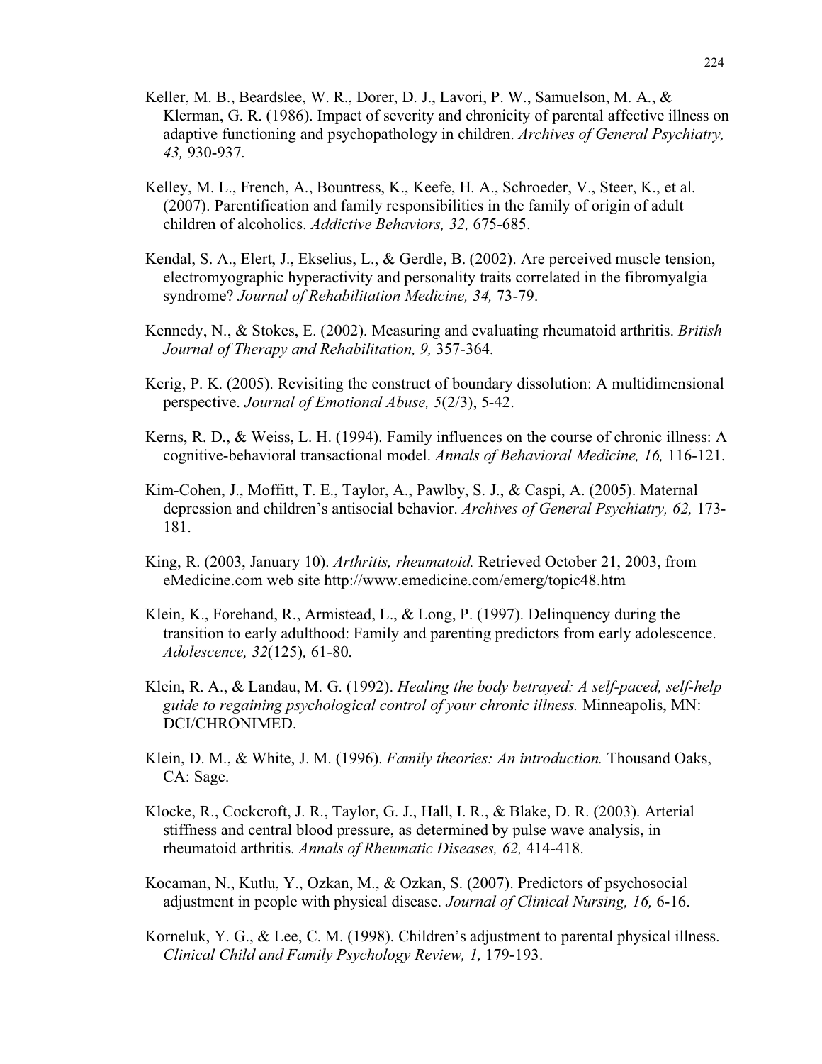Keller, M. B., Beardslee, W. R., Dorer, D. J., Lavori, P. W., Samuelson, M. A., & Klerman, G. R. (1986). Impact of severity and chronicity of parental affective illness on adaptive functioning and psychopathology in children. *Archives of General Psychiatry, 43,* 930-937.

Kelley, M. L., French, A., Bountress, K., Keefe, H. A., Schroeder, V., Steer, K., et al. (2007). Parentification and family responsibilities in the family of origin of adult children of alcoholics. *Addictive Behaviors, 32,* 675-685.

Kendal, S. A., Elert, J., Ekselius, L., & Gerdle, B. (2002). Are perceived muscle tension, electromyographic hyperactivity and personality traits correlated in the fibromyalgia syndrome? *Journal of Rehabilitation Medicine, 34,* 73-79.

Kennedy, N., & Stokes, E. (2002). Measuring and evaluating rheumatoid arthritis. *British Journal of Therapy and Rehabilitation, 9,* 357-364.

Kerig, P. K. (2005). Revisiting the construct of boundary dissolution: A multidimensional perspective. *Journal of Emotional Abuse, 5*(2/3), 5-42.

Kerns, R. D., & Weiss, L. H. (1994). Family influences on the course of chronic illness: A cognitive-behavioral transactional model. *Annals of Behavioral Medicine, 16,* 116-121.

Kim-Cohen, J., Moffitt, T. E., Taylor, A., Pawlby, S. J., & Caspi, A. (2005). Maternal depression and children's antisocial behavior. *Archives of General Psychiatry, 62,* 173-181.

King, R. (2003, January 10). *Arthritis, rheumatoid.* Retrieved October 21, 2003, from eMedicine.com web site http://www.emedicine.com/emerg/topic48.htm

Klein, K., Forehand, R., Armistead, L., & Long, P. (1997). Delinquency during the transition to early adulthood: Family and parenting predictors from early adolescence. *Adolescence, 32*(125)*,* 61-80.

Klein, R. A., & Landau, M. G. (1992). *Healing the body betrayed: A self-paced, self-help guide to regaining psychological control of your chronic illness.* Minneapolis, MN: DCI/CHRONIMED.

Klein, D. M., & White, J. M. (1996). *Family theories: An introduction.* Thousand Oaks, CA: Sage.

Klocke, R., Cockcroft, J. R., Taylor, G. J., Hall, I. R., & Blake, D. R. (2003). Arterial stiffness and central blood pressure, as determined by pulse wave analysis, in rheumatoid arthritis. *Annals of Rheumatic Diseases, 62,* 414-418.

Kocaman, N., Kutlu, Y., Ozkan, M., & Ozkan, S. (2007). Predictors of psychosocial adjustment in people with physical disease. *Journal of Clinical Nursing, 16,* 6-16.

Korneluk, Y. G., & Lee, C. M. (1998). Children's adjustment to parental physical illness. *Clinical Child and Family Psychology Review, 1,* 179-193.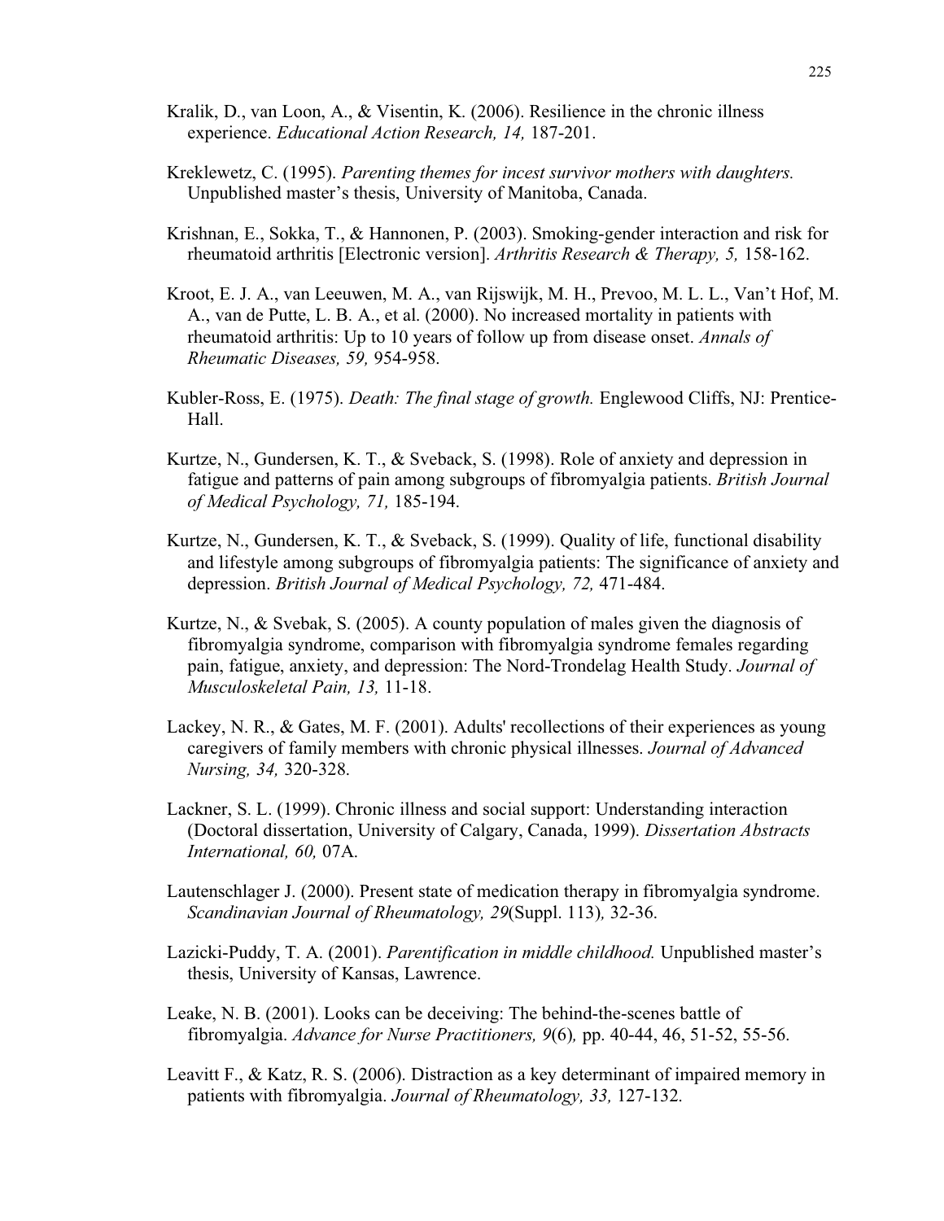Kralik, D., van Loon, A., & Visentin, K. (2006). Resilience in the chronic illness experience. *Educational Action Research, 14,* 187-201.

Kreklewetz, C. (1995). *Parenting themes for incest survivor mothers with daughters.* Unpublished master's thesis, University of Manitoba, Canada.

Krishnan, E., Sokka, T., & Hannonen, P. (2003). Smoking-gender interaction and risk for rheumatoid arthritis [Electronic version]. *Arthritis Research & Therapy, 5,* 158-162.

Kroot, E. J. A., van Leeuwen, M. A., van Rijswijk, M. H., Prevoo, M. L. L., Van't Hof, M. A., van de Putte, L. B. A., et al. (2000). No increased mortality in patients with rheumatoid arthritis: Up to 10 years of follow up from disease onset. *Annals of Rheumatic Diseases, 59,* 954-958.

Kubler-Ross, E. (1975). *Death: The final stage of growth.* Englewood Cliffs, NJ: Prentice-Hall.

Kurtze, N., Gundersen, K. T., & Sveback, S. (1998). Role of anxiety and depression in fatigue and patterns of pain among subgroups of fibromyalgia patients. *British Journal of Medical Psychology, 71,* 185-194.

Kurtze, N., Gundersen, K. T., & Sveback, S. (1999). Quality of life, functional disability and lifestyle among subgroups of fibromyalgia patients: The significance of anxiety and depression. *British Journal of Medical Psychology, 72,* 471-484.

Kurtze, N., & Svebak, S. (2005). A county population of males given the diagnosis of fibromyalgia syndrome, comparison with fibromyalgia syndrome females regarding pain, fatigue, anxiety, and depression: The Nord-Trondelag Health Study. *Journal of Musculoskeletal Pain, 13,* 11-18.

Lackey, N. R., & Gates, M. F. (2001). Adults' recollections of their experiences as young caregivers of family members with chronic physical illnesses. *Journal of Advanced Nursing, 34,* 320-328.

Lackner, S. L. (1999). Chronic illness and social support: Understanding interaction (Doctoral dissertation, University of Calgary, Canada, 1999). *Dissertation Abstracts International, 60,* 07A.

Lautenschlager J. (2000). Present state of medication therapy in fibromyalgia syndrome. *Scandinavian Journal of Rheumatology, 29*(Suppl. 113)*,* 32-36.

Lazicki-Puddy, T. A. (2001). *Parentification in middle childhood.* Unpublished master's thesis, University of Kansas, Lawrence.

Leake, N. B. (2001). Looks can be deceiving: The behind-the-scenes battle of fibromyalgia. *Advance for Nurse Practitioners, 9*(6)*,* pp. 40-44, 46, 51-52, 55-56.

Leavitt F., & Katz, R. S. (2006). Distraction as a key determinant of impaired memory in patients with fibromyalgia. *Journal of Rheumatology, 33,* 127-132.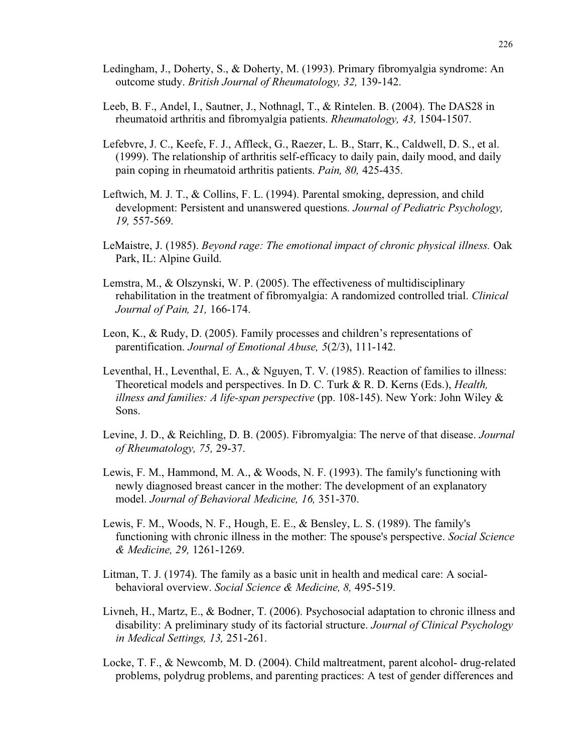Ledingham, J., Doherty, S., & Doherty, M. (1993). Primary fibromyalgia syndrome: An outcome study. *British Journal of Rheumatology, 32,* 139-142.

Leeb, B. F., Andel, I., Sautner, J., Nothnagl, T., & Rintelen. B. (2004). The DAS28 in rheumatoid arthritis and fibromyalgia patients. *Rheumatology, 43,* 1504-1507.

Lefebvre, J. C., Keefe, F. J., Affleck, G., Raezer, L. B., Starr, K., Caldwell, D. S., et al. (1999). The relationship of arthritis self-efficacy to daily pain, daily mood, and daily pain coping in rheumatoid arthritis patients. *Pain, 80,* 425-435.

Leftwich, M. J. T., & Collins, F. L. (1994). Parental smoking, depression, and child development: Persistent and unanswered questions. *Journal of Pediatric Psychology, 19,* 557-569.

LeMaistre, J. (1985). *Beyond rage: The emotional impact of chronic physical illness.* Oak Park, IL: Alpine Guild.

Lemstra, M., & Olszynski, W. P. (2005). The effectiveness of multidisciplinary rehabilitation in the treatment of fibromyalgia: A randomized controlled trial. *Clinical Journal of Pain, 21,* 166-174.

Leon, K., & Rudy, D. (2005). Family processes and children's representations of parentification. *Journal of Emotional Abuse, 5*(2/3), 111-142.

Leventhal, H., Leventhal, E. A., & Nguyen, T. V. (1985). Reaction of families to illness: Theoretical models and perspectives. In D. C. Turk & R. D. Kerns (Eds.), *Health, illness and families: A life-span perspective* (pp. 108-145). New York: John Wiley & Sons.

Levine, J. D., & Reichling, D. B. (2005). Fibromyalgia: The nerve of that disease. *Journal of Rheumatology, 75,* 29-37.

Lewis, F. M., Hammond, M. A., & Woods, N. F. (1993). The family's functioning with newly diagnosed breast cancer in the mother: The development of an explanatory model. *Journal of Behavioral Medicine, 16,* 351-370.

Lewis, F. M., Woods, N. F., Hough, E. E., & Bensley, L. S. (1989). The family's functioning with chronic illness in the mother: The spouse's perspective. *Social Science & Medicine, 29,* 1261-1269.

Litman, T. J. (1974). The family as a basic unit in health and medical care: A social-behavioral overview. *Social Science & Medicine, 8,* 495-519.

Livneh, H., Martz, E., & Bodner, T. (2006). Psychosocial adaptation to chronic illness and disability: A preliminary study of its factorial structure. *Journal of Clinical Psychology in Medical Settings, 13,* 251-261.

Locke, T. F., & Newcomb, M. D. (2004). Child maltreatment, parent alcohol- drug-related problems, polydrug problems, and parenting practices: A test of gender differences and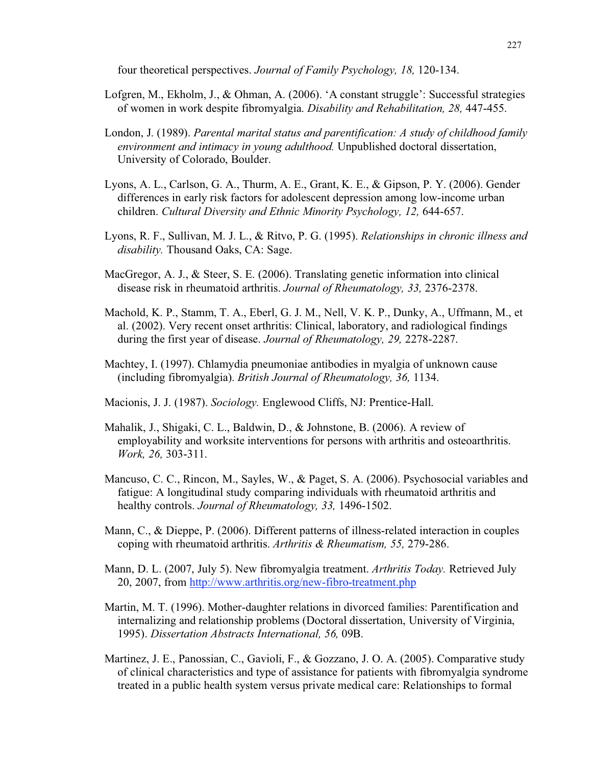four theoretical perspectives. *Journal of Family Psychology, 18,* 120-134.

Lofgren, M., Ekholm, J., & Ohman, A. (2006). 'A constant struggle': Successful strategies of women in work despite fibromyalgia. *Disability and Rehabilitation, 28,* 447-455.

London, J. (1989). *Parental marital status and parentification: A study of childhood family environment and intimacy in young adulthood.* Unpublished doctoral dissertation, University of Colorado, Boulder.

Lyons, A. L., Carlson, G. A., Thurm, A. E., Grant, K. E., & Gipson, P. Y. (2006). Gender differences in early risk factors for adolescent depression among low-income urban children. *Cultural Diversity and Ethnic Minority Psychology, 12,* 644-657.

Lyons, R. F., Sullivan, M. J. L., & Ritvo, P. G. (1995). *Relationships in chronic illness and disability.* Thousand Oaks, CA: Sage.

MacGregor, A. J., & Steer, S. E. (2006). Translating genetic information into clinical disease risk in rheumatoid arthritis. *Journal of Rheumatology, 33,* 2376-2378.

Machold, K. P., Stamm, T. A., Eberl, G. J. M., Nell, V. K. P., Dunky, A., Uffmann, M., et al. (2002). Very recent onset arthritis: Clinical, laboratory, and radiological findings during the first year of disease. *Journal of Rheumatology, 29,* 2278-2287.

Machtey, I. (1997). Chlamydia pneumoniae antibodies in myalgia of unknown cause (including fibromyalgia). *British Journal of Rheumatology, 36,* 1134.

Macionis, J. J. (1987). *Sociology.* Englewood Cliffs, NJ: Prentice-Hall.

Mahalik, J., Shigaki, C. L., Baldwin, D., & Johnstone, B. (2006). A review of employability and worksite interventions for persons with arthritis and osteoarthritis. *Work, 26,* 303-311.

Mancuso, C. C., Rincon, M., Sayles, W., & Paget, S. A. (2006). Psychosocial variables and fatigue: A longitudinal study comparing individuals with rheumatoid arthritis and healthy controls. *Journal of Rheumatology, 33,* 1496-1502.

Mann, C., & Dieppe, P. (2006). Different patterns of illness-related interaction in couples coping with rheumatoid arthritis. *Arthritis & Rheumatism, 55,* 279-286.

Mann, D. L. (2007, July 5). New fibromyalgia treatment. *Arthritis Today.* Retrieved July 20, 2007, from http://www.arthritis.org/new-fibro-treatment.php

Martin, M. T. (1996). Mother-daughter relations in divorced families: Parentification and internalizing and relationship problems (Doctoral dissertation, University of Virginia, 1995). *Dissertation Abstracts International, 56,* 09B.

Martinez, J. E., Panossian, C., Gavioli, F., & Gozzano, J. O. A. (2005). Comparative study of clinical characteristics and type of assistance for patients with fibromyalgia syndrome treated in a public health system versus private medical care: Relationships to formal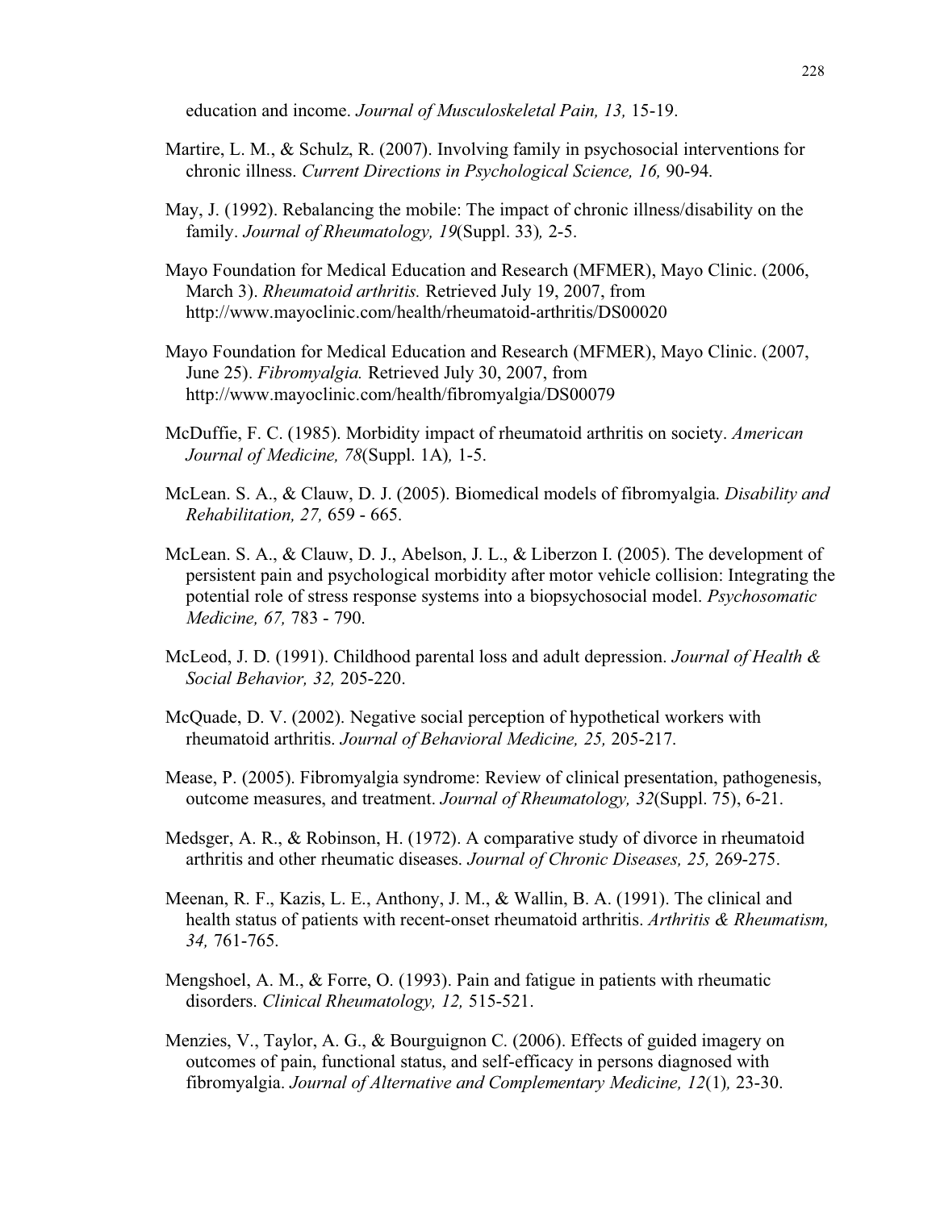education and income. *Journal of Musculoskeletal Pain, 13,* 15-19.

Martire, L. M., & Schulz, R. (2007). Involving family in psychosocial interventions for chronic illness. *Current Directions in Psychological Science, 16,* 90-94.

May, J. (1992). Rebalancing the mobile: The impact of chronic illness/disability on the family. *Journal of Rheumatology, 19*(Suppl. 33)*,* 2-5.

Mayo Foundation for Medical Education and Research (MFMER), Mayo Clinic. (2006, March 3). *Rheumatoid arthritis.* Retrieved July 19, 2007, from http://www.mayoclinic.com/health/rheumatoid-arthritis/DS00020

Mayo Foundation for Medical Education and Research (MFMER), Mayo Clinic. (2007, June 25). *Fibromyalgia.* Retrieved July 30, 2007, from http://www.mayoclinic.com/health/fibromyalgia/DS00079

McDuffie, F. C. (1985). Morbidity impact of rheumatoid arthritis on society. *American Journal of Medicine, 78*(Suppl. 1A)*,* 1-5.

McLean. S. A., & Clauw, D. J. (2005). Biomedical models of fibromyalgia*. Disability and Rehabilitation, 27,* 659 - 665.

McLean. S. A., & Clauw, D. J., Abelson, J. L., & Liberzon I. (2005). The development of persistent pain and psychological morbidity after motor vehicle collision: Integrating the potential role of stress response systems into a biopsychosocial model. *Psychosomatic Medicine, 67,* 783 - 790.

McLeod, J. D. (1991). Childhood parental loss and adult depression. *Journal of Health & Social Behavior, 32,* 205-220.

McQuade, D. V. (2002). Negative social perception of hypothetical workers with rheumatoid arthritis. *Journal of Behavioral Medicine, 25,* 205-217.

Mease, P. (2005). Fibromyalgia syndrome: Review of clinical presentation, pathogenesis, outcome measures, and treatment. *Journal of Rheumatology, 32*(Suppl. 75), 6-21.

Medsger, A. R., & Robinson, H. (1972). A comparative study of divorce in rheumatoid arthritis and other rheumatic diseases. *Journal of Chronic Diseases, 25,* 269-275.

Meenan, R. F., Kazis, L. E., Anthony, J. M., & Wallin, B. A. (1991). The clinical and health status of patients with recent-onset rheumatoid arthritis. *Arthritis & Rheumatism, 34,* 761-765.

Mengshoel, A. M., & Forre, O. (1993). Pain and fatigue in patients with rheumatic disorders. *Clinical Rheumatology, 12,* 515-521.

Menzies, V., Taylor, A. G., & Bourguignon C. (2006). Effects of guided imagery on outcomes of pain, functional status, and self-efficacy in persons diagnosed with fibromyalgia. *Journal of Alternative and Complementary Medicine, 12*(1)*,* 23-30.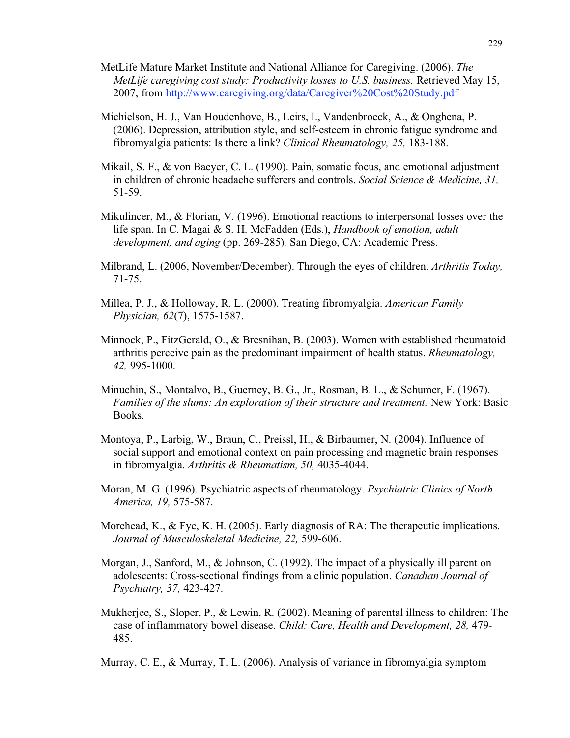MetLife Mature Market Institute and National Alliance for Caregiving. (2006). *The MetLife caregiving cost study: Productivity losses to U.S. business.* Retrieved May 15, 2007, from http://www.caregiving.org/data/Caregiver%20Cost%20Study.pdf

Michielson, H. J., Van Houdenhove, B., Leirs, I., Vandenbroeck, A., & Onghena, P. (2006). Depression, attribution style, and self-esteem in chronic fatigue syndrome and fibromyalgia patients: Is there a link? *Clinical Rheumatology, 25,* 183-188.

Mikail, S. F., & von Baeyer, C. L. (1990). Pain, somatic focus, and emotional adjustment in children of chronic headache sufferers and controls. *Social Science & Medicine, 31,* 51-59.

Mikulincer, M., & Florian, V. (1996). Emotional reactions to interpersonal losses over the life span. In C. Magai & S. H. McFadden (Eds.), *Handbook of emotion, adult development, and aging* (pp. 269-285)*.* San Diego, CA: Academic Press.

Milbrand, L. (2006, November/December). Through the eyes of children. *Arthritis Today,* 71-75.

Millea, P. J., & Holloway, R. L. (2000). Treating fibromyalgia. *American Family Physician, 62*(7), 1575-1587.

Minnock, P., FitzGerald, O., & Bresnihan, B. (2003). Women with established rheumatoid arthritis perceive pain as the predominant impairment of health status. *Rheumatology, 42,* 995-1000.

Minuchin, S., Montalvo, B., Guerney, B. G., Jr., Rosman, B. L., & Schumer, F. (1967). *Families of the slums: An exploration of their structure and treatment.* New York: Basic Books.

Montoya, P., Larbig, W., Braun, C., Preissl, H., & Birbaumer, N. (2004). Influence of social support and emotional context on pain processing and magnetic brain responses in fibromyalgia. *Arthritis & Rheumatism, 50,* 4035-4044.

Moran, M. G. (1996). Psychiatric aspects of rheumatology. *Psychiatric Clinics of North America, 19,* 575-587.

Morehead, K., & Fye, K. H. (2005). Early diagnosis of RA: The therapeutic implications. *Journal of Musculoskeletal Medicine, 22,* 599-606.

Morgan, J., Sanford, M., & Johnson, C. (1992). The impact of a physically ill parent on adolescents: Cross-sectional findings from a clinic population. *Canadian Journal of Psychiatry, 37,* 423-427.

Mukherjee, S., Sloper, P., & Lewin, R. (2002). Meaning of parental illness to children: The case of inflammatory bowel disease. *Child: Care, Health and Development, 28,* 479-485.

Murray, C. E., & Murray, T. L. (2006). Analysis of variance in fibromyalgia symptom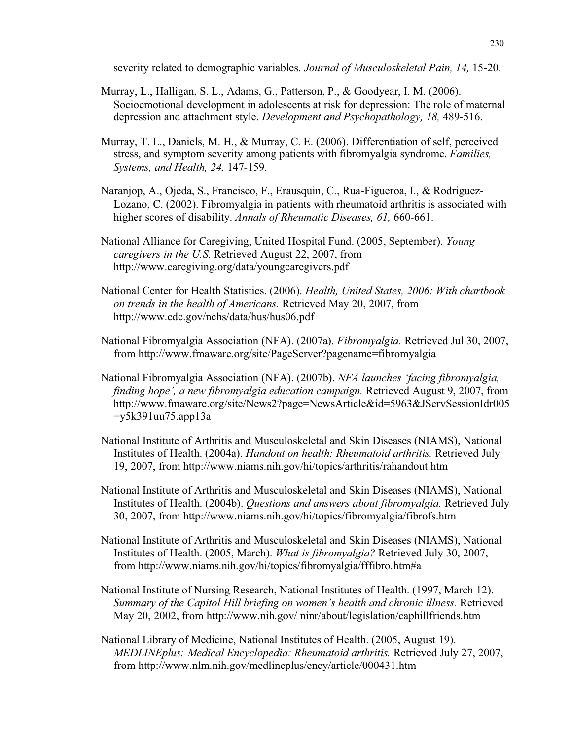severity related to demographic variables. *Journal of Musculoskeletal Pain, 14,* 15-20.

Murray, L., Halligan, S. L., Adams, G., Patterson, P., & Goodyear, I. M. (2006). Socioemotional development in adolescents at risk for depression: The role of maternal depression and attachment style. *Development and Psychopathology, 18,* 489-516.

Murray, T. L., Daniels, M. H., & Murray, C. E. (2006). Differentiation of self, perceived stress, and symptom severity among patients with fibromyalgia syndrome. *Families, Systems, and Health, 24,* 147-159.

Naranjop, A., Ojeda, S., Francisco, F., Erausquin, C., Rua-Figueroa, I., & Rodriguez-Lozano, C. (2002). Fibromyalgia in patients with rheumatoid arthritis is associated with higher scores of disability. *Annals of Rheumatic Diseases, 61,* 660-661.

National Alliance for Caregiving, United Hospital Fund. (2005, September). *Young caregivers in the U.S.* Retrieved August 22, 2007, from http://www.caregiving.org/data/youngcaregivers.pdf

National Center for Health Statistics. (2006). *Health, United States, 2006: With chartbook on trends in the health of Americans.* Retrieved May 20, 2007, from http://www.cdc.gov/nchs/data/hus/hus06.pdf

National Fibromyalgia Association (NFA). (2007a). *Fibromyalgia.* Retrieved Jul 30, 2007, from http://www.fmaware.org/site/PageServer?pagename=fibromyalgia

National Fibromyalgia Association (NFA). (2007b). *NFA launches 'facing fibromyalgia, finding hope', a new fibromyalgia education campaign.* Retrieved August 9, 2007, from http://www.fmaware.org/site/News2?page=NewsArticle&id=5963&JServSessionIdr005=y5k391uu75.app13a

National Institute of Arthritis and Musculoskeletal and Skin Diseases (NIAMS), National Institutes of Health. (2004a). *Handout on health: Rheumatoid arthritis.* Retrieved July 19, 2007, from http://www.niams.nih.gov/hi/topics/arthritis/rahandout.htm

National Institute of Arthritis and Musculoskeletal and Skin Diseases (NIAMS), National Institutes of Health. (2004b). *Questions and answers about fibromyalgia.* Retrieved July 30, 2007, from http://www.niams.nih.gov/hi/topics/fibromyalgia/fibrofs.htm

National Institute of Arthritis and Musculoskeletal and Skin Diseases (NIAMS), National Institutes of Health. (2005, March). *What is fibromyalgia?* Retrieved July 30, 2007, from http://www.niams.nih.gov/hi/topics/fibromyalgia/fffibro.htm#a

National Institute of Nursing Research, National Institutes of Health. (1997, March 12). *Summary of the Capitol Hill briefing on women's health and chronic illness.* Retrieved May 20, 2002, from http://www.nih.gov/ ninr/about/legislation/caphillfriends.htm

National Library of Medicine, National Institutes of Health. (2005, August 19). *MEDLINEplus: Medical Encyclopedia: Rheumatoid arthritis.* Retrieved July 27, 2007, from http://www.nlm.nih.gov/medlineplus/ency/article/000431.htm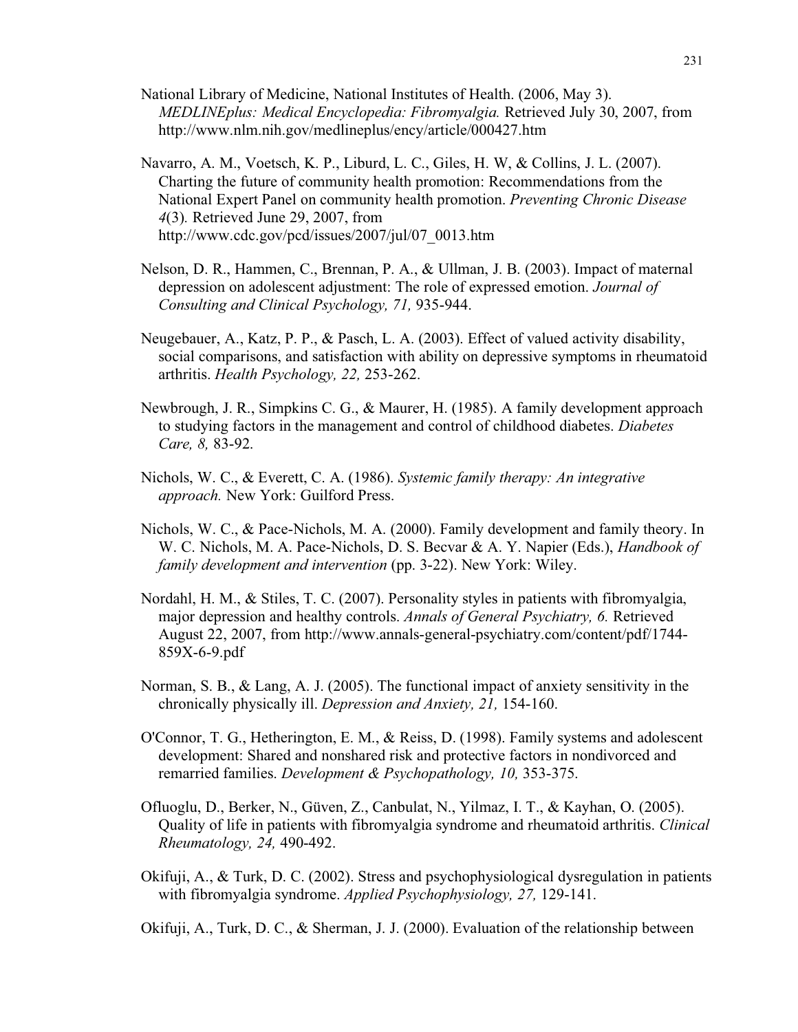National Library of Medicine, National Institutes of Health. (2006, May 3). *MEDLINEplus: Medical Encyclopedia: Fibromyalgia.* Retrieved July 30, 2007, from http://www.nlm.nih.gov/medlineplus/ency/article/000427.htm

Navarro, A. M., Voetsch, K. P., Liburd, L. C., Giles, H. W, & Collins, J. L. (2007). Charting the future of community health promotion: Recommendations from the National Expert Panel on community health promotion. *Preventing Chronic Disease 4*(3). Retrieved June 29, 2007, from http://www.cdc.gov/pcd/issues/2007/jul/07_0013.htm

Nelson, D. R., Hammen, C., Brennan, P. A., & Ullman, J. B. (2003). Impact of maternal depression on adolescent adjustment: The role of expressed emotion. *Journal of Consulting and Clinical Psychology, 71,* 935-944.

Neugebauer, A., Katz, P. P., & Pasch, L. A. (2003). Effect of valued activity disability, social comparisons, and satisfaction with ability on depressive symptoms in rheumatoid arthritis. *Health Psychology, 22,* 253-262.

Newbrough, J. R., Simpkins C. G., & Maurer, H. (1985). A family development approach to studying factors in the management and control of childhood diabetes. *Diabetes Care, 8,* 83-92.

Nichols, W. C., & Everett, C. A. (1986). *Systemic family therapy: An integrative approach.* New York: Guilford Press.

Nichols, W. C., & Pace-Nichols, M. A. (2000). Family development and family theory. In W. C. Nichols, M. A. Pace-Nichols, D. S. Becvar & A. Y. Napier (Eds.), *Handbook of family development and intervention* (pp. 3-22). New York: Wiley.

Nordahl, H. M., & Stiles, T. C. (2007). Personality styles in patients with fibromyalgia, major depression and healthy controls. *Annals of General Psychiatry, 6.* Retrieved August 22, 2007, from http://www.annals-general-psychiatry.com/content/pdf/1744-859X-6-9.pdf

Norman, S. B., & Lang, A. J. (2005). The functional impact of anxiety sensitivity in the chronically physically ill. *Depression and Anxiety, 21,* 154-160.

O'Connor, T. G., Hetherington, E. M., & Reiss, D. (1998). Family systems and adolescent development: Shared and nonshared risk and protective factors in nondivorced and remarried families. *Development & Psychopathology, 10,* 353-375.

Ofluoglu, D., Berker, N., Güven, Z., Canbulat, N., Yilmaz, I. T., & Kayhan, O. (2005). Quality of life in patients with fibromyalgia syndrome and rheumatoid arthritis. *Clinical Rheumatology, 24,* 490-492.

Okifuji, A., & Turk, D. C. (2002). Stress and psychophysiological dysregulation in patients with fibromyalgia syndrome. *Applied Psychophysiology, 27,* 129-141.

Okifuji, A., Turk, D. C., & Sherman, J. J. (2000). Evaluation of the relationship between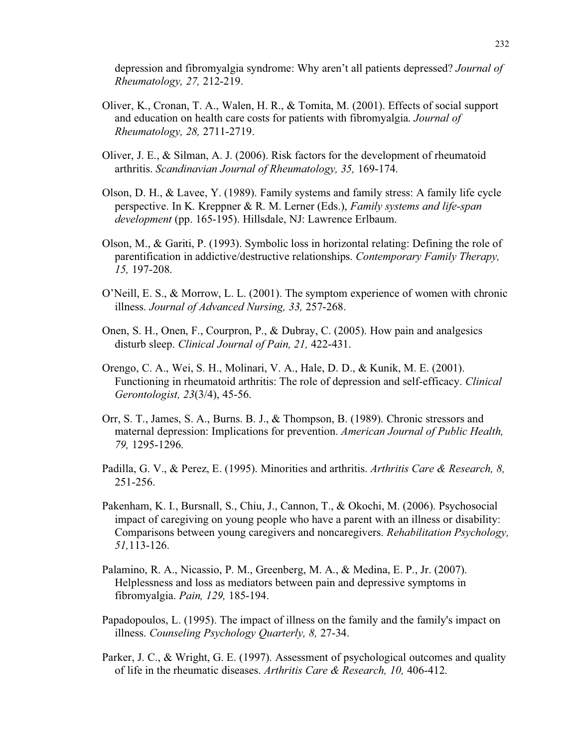depression and fibromyalgia syndrome: Why aren't all patients depressed? *Journal of Rheumatology, 27,* 212-219.

Oliver, K., Cronan, T. A., Walen, H. R., & Tomita, M. (2001). Effects of social support and education on health care costs for patients with fibromyalgia. *Journal of Rheumatology, 28,* 2711-2719.

Oliver, J. E., & Silman, A. J. (2006). Risk factors for the development of rheumatoid arthritis. *Scandinavian Journal of Rheumatology, 35,* 169-174.

Olson, D. H., & Lavee, Y. (1989). Family systems and family stress: A family life cycle perspective. In K. Kreppner & R. M. Lerner (Eds.), *Family systems and life-span development* (pp. 165-195). Hillsdale, NJ: Lawrence Erlbaum.

Olson, M., & Gariti, P. (1993). Symbolic loss in horizontal relating: Defining the role of parentification in addictive/destructive relationships. *Contemporary Family Therapy, 15,* 197-208.

O'Neill, E. S., & Morrow, L. L. (2001). The symptom experience of women with chronic illness. *Journal of Advanced Nursing, 33,* 257-268.

Onen, S. H., Onen, F., Courpron, P., & Dubray, C. (2005). How pain and analgesics disturb sleep. *Clinical Journal of Pain, 21,* 422-431.

Orengo, C. A., Wei, S. H., Molinari, V. A., Hale, D. D., & Kunik, M. E. (2001). Functioning in rheumatoid arthritis: The role of depression and self-efficacy. *Clinical Gerontologist, 23*(3/4), 45-56.

Orr, S. T., James, S. A., Burns. B. J., & Thompson, B. (1989). Chronic stressors and maternal depression: Implications for prevention. *American Journal of Public Health, 79,* 1295-1296.

Padilla, G. V., & Perez, E. (1995). Minorities and arthritis. *Arthritis Care & Research, 8,* 251-256.

Pakenham, K. I., Bursnall, S., Chiu, J., Cannon, T., & Okochi, M. (2006). Psychosocial impact of caregiving on young people who have a parent with an illness or disability: Comparisons between young caregivers and noncaregivers. *Rehabilitation Psychology, 51,*113-126.

Palamino, R. A., Nicassio, P. M., Greenberg, M. A., & Medina, E. P., Jr. (2007). Helplessness and loss as mediators between pain and depressive symptoms in fibromyalgia. *Pain, 129,* 185-194.

Papadopoulos, L. (1995). The impact of illness on the family and the family's impact on illness. *Counseling Psychology Quarterly, 8,* 27-34.

Parker, J. C., & Wright, G. E. (1997). Assessment of psychological outcomes and quality of life in the rheumatic diseases. *Arthritis Care & Research, 10,* 406-412.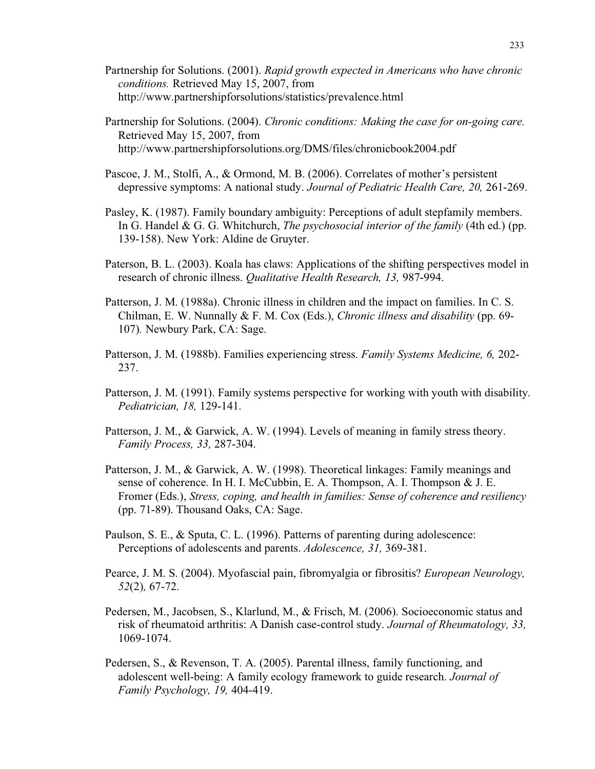Partnership for Solutions. (2001). *Rapid growth expected in Americans who have chronic conditions.* Retrieved May 15, 2007, from http://www.partnershipforsolutions/statistics/prevalence.html

Partnership for Solutions. (2004). *Chronic conditions: Making the case for on-going care.* Retrieved May 15, 2007, from http://www.partnershipforsolutions.org/DMS/files/chronicbook2004.pdf

Pascoe, J. M., Stolfi, A., & Ormond, M. B. (2006). Correlates of mother's persistent depressive symptoms: A national study. *Journal of Pediatric Health Care, 20,* 261-269.

Pasley, K. (1987). Family boundary ambiguity: Perceptions of adult stepfamily members. In G. Handel & G. G. Whitchurch, *The psychosocial interior of the family* (4th ed.) (pp. 139-158). New York: Aldine de Gruyter.

Paterson, B. L. (2003). Koala has claws: Applications of the shifting perspectives model in research of chronic illness. *Qualitative Health Research, 13,* 987-994.

Patterson, J. M. (1988a). Chronic illness in children and the impact on families. In C. S. Chilman, E. W. Nunnally & F. M. Cox (Eds.), *Chronic illness and disability* (pp. 69-107). Newbury Park, CA: Sage.

Patterson, J. M. (1988b). Families experiencing stress. *Family Systems Medicine, 6,* 202-237.

Patterson, J. M. (1991). Family systems perspective for working with youth with disability. *Pediatrician, 18,* 129-141.

Patterson, J. M., & Garwick, A. W. (1994). Levels of meaning in family stress theory. *Family Process, 33,* 287-304.

Patterson, J. M., & Garwick, A. W. (1998). Theoretical linkages: Family meanings and sense of coherence. In H. I. McCubbin, E. A. Thompson, A. I. Thompson & J. E. Fromer (Eds.), *Stress, coping, and health in families: Sense of coherence and resiliency* (pp. 71-89). Thousand Oaks, CA: Sage.

Paulson, S. E., & Sputa, C. L. (1996). Patterns of parenting during adolescence: Perceptions of adolescents and parents. *Adolescence, 31,* 369-381.

Pearce, J. M. S. (2004). Myofascial pain, fibromyalgia or fibrositis? *European Neurology, 52*(2), 67-72.

Pedersen, M., Jacobsen, S., Klarlund, M., & Frisch, M. (2006). Socioeconomic status and risk of rheumatoid arthritis: A Danish case-control study. *Journal of Rheumatology, 33,* 1069-1074.

Pedersen, S., & Revenson, T. A. (2005). Parental illness, family functioning, and adolescent well-being: A family ecology framework to guide research. *Journal of Family Psychology, 19,* 404-419.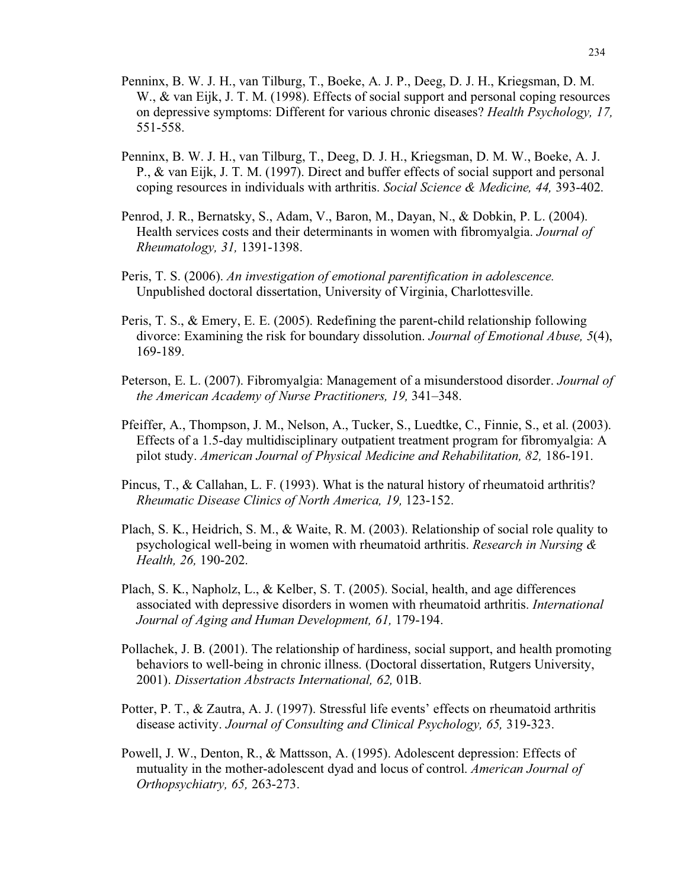Penninx, B. W. J. H., van Tilburg, T., Boeke, A. J. P., Deeg, D. J. H., Kriegsman, D. M. W., & van Eijk, J. T. M. (1998). Effects of social support and personal coping resources on depressive symptoms: Different for various chronic diseases? *Health Psychology, 17,* 551-558.

Penninx, B. W. J. H., van Tilburg, T., Deeg, D. J. H., Kriegsman, D. M. W., Boeke, A. J. P., & van Eijk, J. T. M. (1997). Direct and buffer effects of social support and personal coping resources in individuals with arthritis. *Social Science & Medicine, 44,* 393-402.

Penrod, J. R., Bernatsky, S., Adam, V., Baron, M., Dayan, N., & Dobkin, P. L. (2004). Health services costs and their determinants in women with fibromyalgia. *Journal of Rheumatology, 31,* 1391-1398.

Peris, T. S. (2006). *An investigation of emotional parentification in adolescence.* Unpublished doctoral dissertation, University of Virginia, Charlottesville.

Peris, T. S., & Emery, E. E. (2005). Redefining the parent-child relationship following divorce: Examining the risk for boundary dissolution. *Journal of Emotional Abuse, 5*(4), 169-189.

Peterson, E. L. (2007). Fibromyalgia: Management of a misunderstood disorder. *Journal of the American Academy of Nurse Practitioners, 19,* 341–348.

Pfeiffer, A., Thompson, J. M., Nelson, A., Tucker, S., Luedtke, C., Finnie, S., et al. (2003). Effects of a 1.5-day multidisciplinary outpatient treatment program for fibromyalgia: A pilot study. *American Journal of Physical Medicine and Rehabilitation, 82,* 186-191.

Pincus, T., & Callahan, L. F. (1993). What is the natural history of rheumatoid arthritis? *Rheumatic Disease Clinics of North America, 19,* 123-152.

Plach, S. K., Heidrich, S. M., & Waite, R. M. (2003). Relationship of social role quality to psychological well-being in women with rheumatoid arthritis. *Research in Nursing & Health, 26,* 190-202.

Plach, S. K., Napholz, L., & Kelber, S. T. (2005). Social, health, and age differences associated with depressive disorders in women with rheumatoid arthritis. *International Journal of Aging and Human Development, 61,* 179-194.

Pollachek, J. B. (2001). The relationship of hardiness, social support, and health promoting behaviors to well-being in chronic illness. (Doctoral dissertation, Rutgers University, 2001). *Dissertation Abstracts International, 62,* 01B.

Potter, P. T., & Zautra, A. J. (1997). Stressful life events' effects on rheumatoid arthritis disease activity. *Journal of Consulting and Clinical Psychology, 65,* 319-323.

Powell, J. W., Denton, R., & Mattsson, A. (1995). Adolescent depression: Effects of mutuality in the mother-adolescent dyad and locus of control. *American Journal of Orthopsychiatry, 65,* 263-273.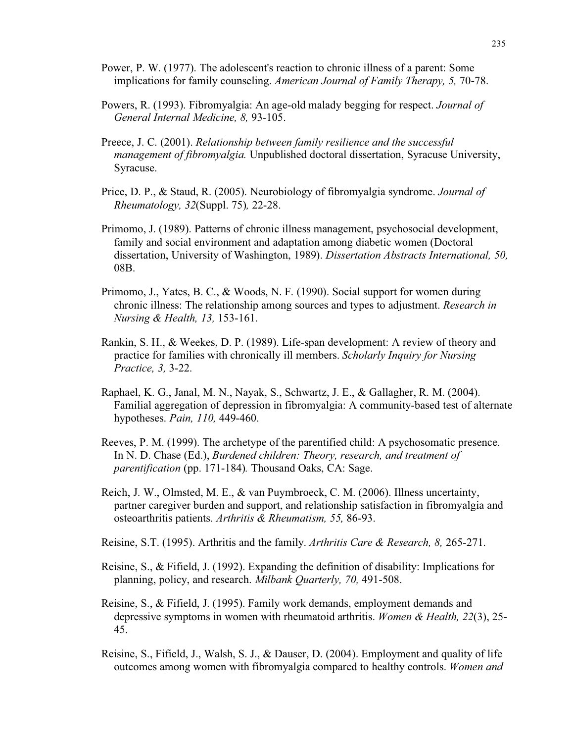Power, P. W. (1977). The adolescent's reaction to chronic illness of a parent: Some implications for family counseling. *American Journal of Family Therapy, 5,* 70-78.

Powers, R. (1993). Fibromyalgia: An age-old malady begging for respect. *Journal of General Internal Medicine, 8,* 93-105.

Preece, J. C. (2001). *Relationship between family resilience and the successful management of fibromyalgia.* Unpublished doctoral dissertation, Syracuse University, Syracuse.

Price, D. P., & Staud, R. (2005). Neurobiology of fibromyalgia syndrome. *Journal of Rheumatology, 32*(Suppl. 75)*,* 22-28.

Primomo, J. (1989). Patterns of chronic illness management, psychosocial development, family and social environment and adaptation among diabetic women (Doctoral dissertation, University of Washington, 1989). *Dissertation Abstracts International, 50,* 08B.

Primomo, J., Yates, B. C., & Woods, N. F. (1990). Social support for women during chronic illness: The relationship among sources and types to adjustment. *Research in Nursing & Health, 13,* 153-161.

Rankin, S. H., & Weekes, D. P. (1989). Life-span development: A review of theory and practice for families with chronically ill members. *Scholarly Inquiry for Nursing Practice, 3,* 3-22.

Raphael, K. G., Janal, M. N., Nayak, S., Schwartz, J. E., & Gallagher, R. M. (2004). Familial aggregation of depression in fibromyalgia: A community-based test of alternate hypotheses. *Pain, 110,* 449-460.

Reeves, P. M. (1999). The archetype of the parentified child: A psychosomatic presence. In N. D. Chase (Ed.), *Burdened children: Theory, research, and treatment of parentification* (pp. 171-184)*.* Thousand Oaks, CA: Sage.

Reich, J. W., Olmsted, M. E., & van Puymbroeck, C. M. (2006). Illness uncertainty, partner caregiver burden and support, and relationship satisfaction in fibromyalgia and osteoarthritis patients. *Arthritis & Rheumatism, 55,* 86-93.

Reisine, S.T. (1995). Arthritis and the family. *Arthritis Care & Research, 8,* 265-271.

Reisine, S., & Fifield, J. (1992). Expanding the definition of disability: Implications for planning, policy, and research. *Milbank Quarterly, 70,* 491-508.

Reisine, S., & Fifield, J. (1995). Family work demands, employment demands and depressive symptoms in women with rheumatoid arthritis. *Women & Health, 22*(3), 25-45.

Reisine, S., Fifield, J., Walsh, S. J., & Dauser, D. (2004). Employment and quality of life outcomes among women with fibromyalgia compared to healthy controls. *Women and*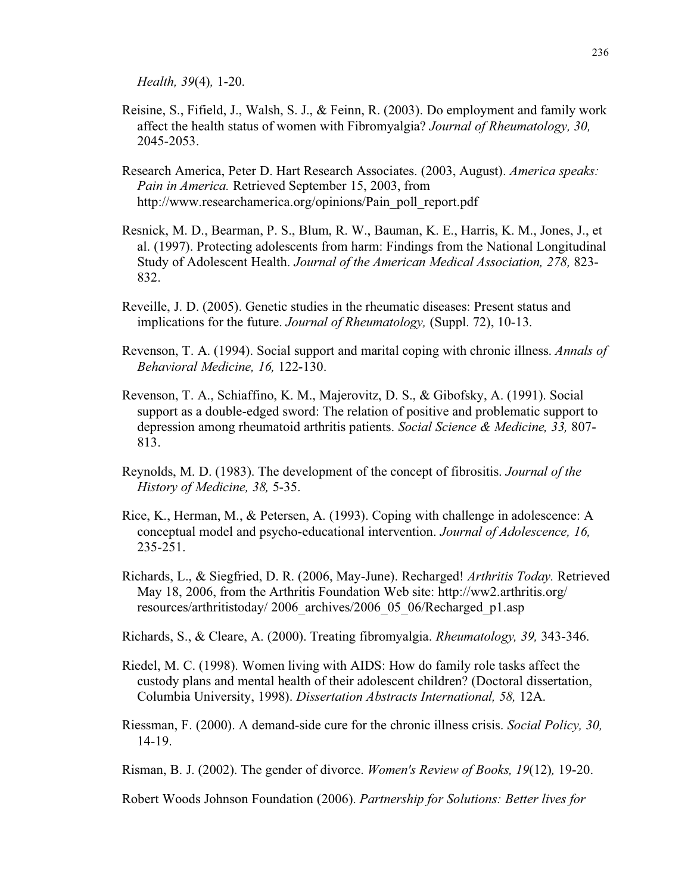*Health, 39*(4)*,* 1-20.

Reisine, S., Fifield, J., Walsh, S. J., & Feinn, R. (2003). Do employment and family work affect the health status of women with Fibromyalgia? *Journal of Rheumatology, 30,* 2045-2053.

Research America, Peter D. Hart Research Associates. (2003, August). *America speaks: Pain in America.* Retrieved September 15, 2003, from http://www.researchamerica.org/opinions/Pain_poll_report.pdf

Resnick, M. D., Bearman, P. S., Blum, R. W., Bauman, K. E., Harris, K. M., Jones, J., et al. (1997). Protecting adolescents from harm: Findings from the National Longitudinal Study of Adolescent Health. *Journal of the American Medical Association, 278,* 823-832.

Reveille, J. D. (2005). Genetic studies in the rheumatic diseases: Present status and implications for the future. *Journal of Rheumatology,* (Suppl. 72), 10-13.

Revenson, T. A. (1994). Social support and marital coping with chronic illness. *Annals of Behavioral Medicine, 16,* 122-130.

Revenson, T. A., Schiaffino, K. M., Majerovitz, D. S., & Gibofsky, A. (1991). Social support as a double-edged sword: The relation of positive and problematic support to depression among rheumatoid arthritis patients. *Social Science & Medicine, 33,* 807-813.

Reynolds, M. D. (1983). The development of the concept of fibrositis. *Journal of the History of Medicine, 38,* 5-35.

Rice, K., Herman, M., & Petersen, A. (1993). Coping with challenge in adolescence: A conceptual model and psycho-educational intervention. *Journal of Adolescence, 16,* 235-251.

Richards, L., & Siegfried, D. R. (2006, May-June). Recharged! *Arthritis Today.* Retrieved May 18, 2006, from the Arthritis Foundation Web site: http://ww2.arthritis.org/ resources/arthritistoday/ 2006_archives/2006_05_06/Recharged_p1.asp

Richards, S., & Cleare, A. (2000). Treating fibromyalgia. *Rheumatology, 39,* 343-346.

Riedel, M. C. (1998). Women living with AIDS: How do family role tasks affect the custody plans and mental health of their adolescent children? (Doctoral dissertation, Columbia University, 1998). *Dissertation Abstracts International, 58,* 12A.

Riessman, F. (2000). A demand-side cure for the chronic illness crisis. *Social Policy, 30,* 14-19.

Risman, B. J. (2002). The gender of divorce. *Women's Review of Books, 19*(12)*,* 19-20.

Robert Woods Johnson Foundation (2006). *Partnership for Solutions: Better lives for*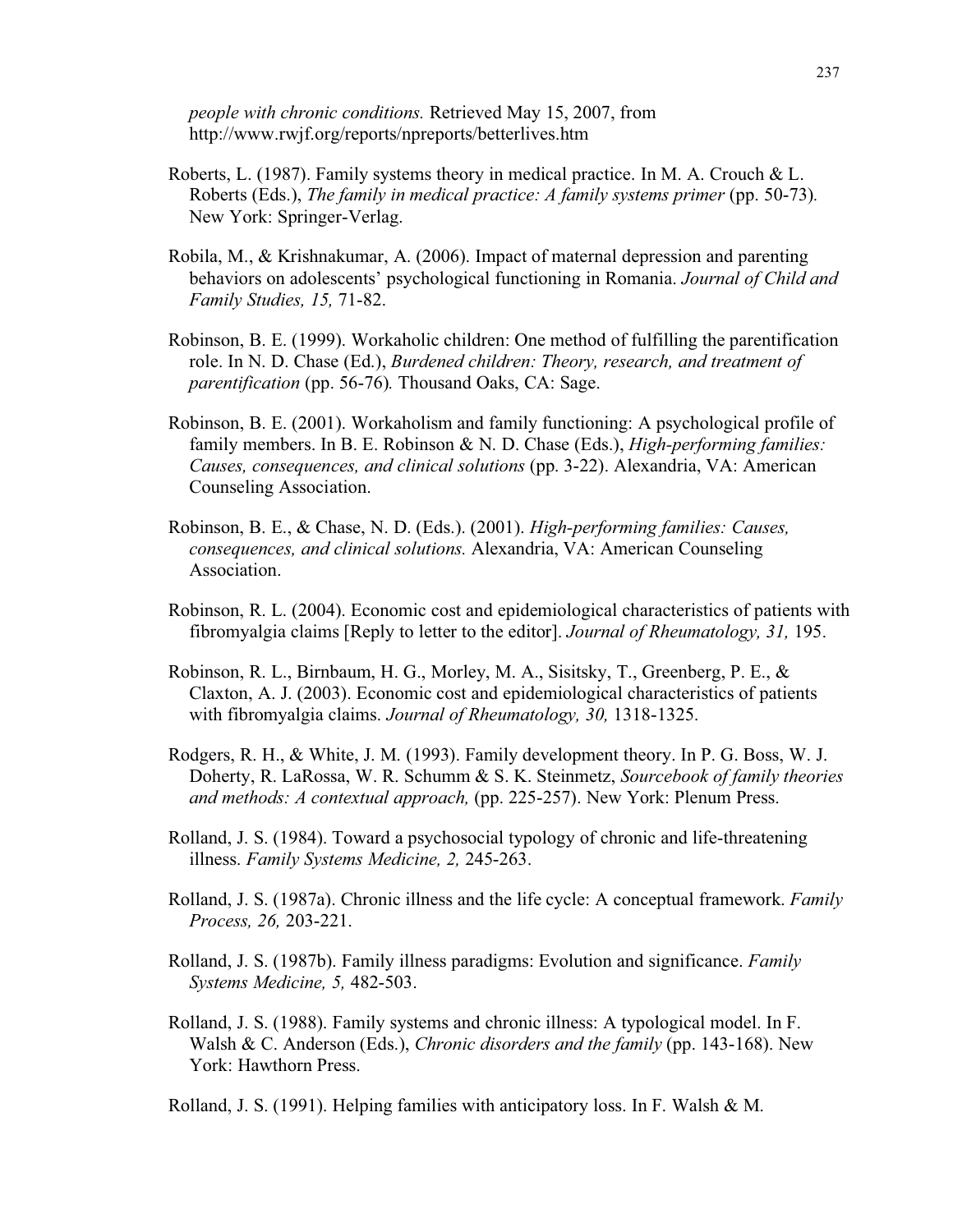*people with chronic conditions.* Retrieved May 15, 2007, from http://www.rwjf.org/reports/npreports/betterlives.htm

Roberts, L. (1987). Family systems theory in medical practice. In M. A. Crouch & L. Roberts (Eds.), *The family in medical practice: A family systems primer* (pp. 50-73). New York: Springer-Verlag.

Robila, M., & Krishnakumar, A. (2006). Impact of maternal depression and parenting behaviors on adolescents' psychological functioning in Romania. *Journal of Child and Family Studies, 15,* 71-82.

Robinson, B. E. (1999). Workaholic children: One method of fulfilling the parentification role. In N. D. Chase (Ed.), *Burdened children: Theory, research, and treatment of parentification* (pp. 56-76). Thousand Oaks, CA: Sage.

Robinson, B. E. (2001). Workaholism and family functioning: A psychological profile of family members. In B. E. Robinson & N. D. Chase (Eds.), *High-performing families: Causes, consequences, and clinical solutions* (pp. 3-22). Alexandria, VA: American Counseling Association.

Robinson, B. E., & Chase, N. D. (Eds.). (2001). *High-performing families: Causes, consequences, and clinical solutions.* Alexandria, VA: American Counseling Association.

Robinson, R. L. (2004). Economic cost and epidemiological characteristics of patients with fibromyalgia claims [Reply to letter to the editor]. *Journal of Rheumatology, 31,* 195.

Robinson, R. L., Birnbaum, H. G., Morley, M. A., Sisitsky, T., Greenberg, P. E., & Claxton, A. J. (2003). Economic cost and epidemiological characteristics of patients with fibromyalgia claims. *Journal of Rheumatology, 30,* 1318-1325.

Rodgers, R. H., & White, J. M. (1993). Family development theory. In P. G. Boss, W. J. Doherty, R. LaRossa, W. R. Schumm & S. K. Steinmetz, *Sourcebook of family theories and methods: A contextual approach,* (pp. 225-257). New York: Plenum Press.

Rolland, J. S. (1984). Toward a psychosocial typology of chronic and life-threatening illness. *Family Systems Medicine, 2,* 245-263.

Rolland, J. S. (1987a). Chronic illness and the life cycle: A conceptual framework. *Family Process, 26,* 203-221.

Rolland, J. S. (1987b). Family illness paradigms: Evolution and significance. *Family Systems Medicine, 5,* 482-503.

Rolland, J. S. (1988). Family systems and chronic illness: A typological model. In F. Walsh & C. Anderson (Eds.), *Chronic disorders and the family* (pp. 143-168). New York: Hawthorn Press.

Rolland, J. S. (1991). Helping families with anticipatory loss. In F. Walsh & M.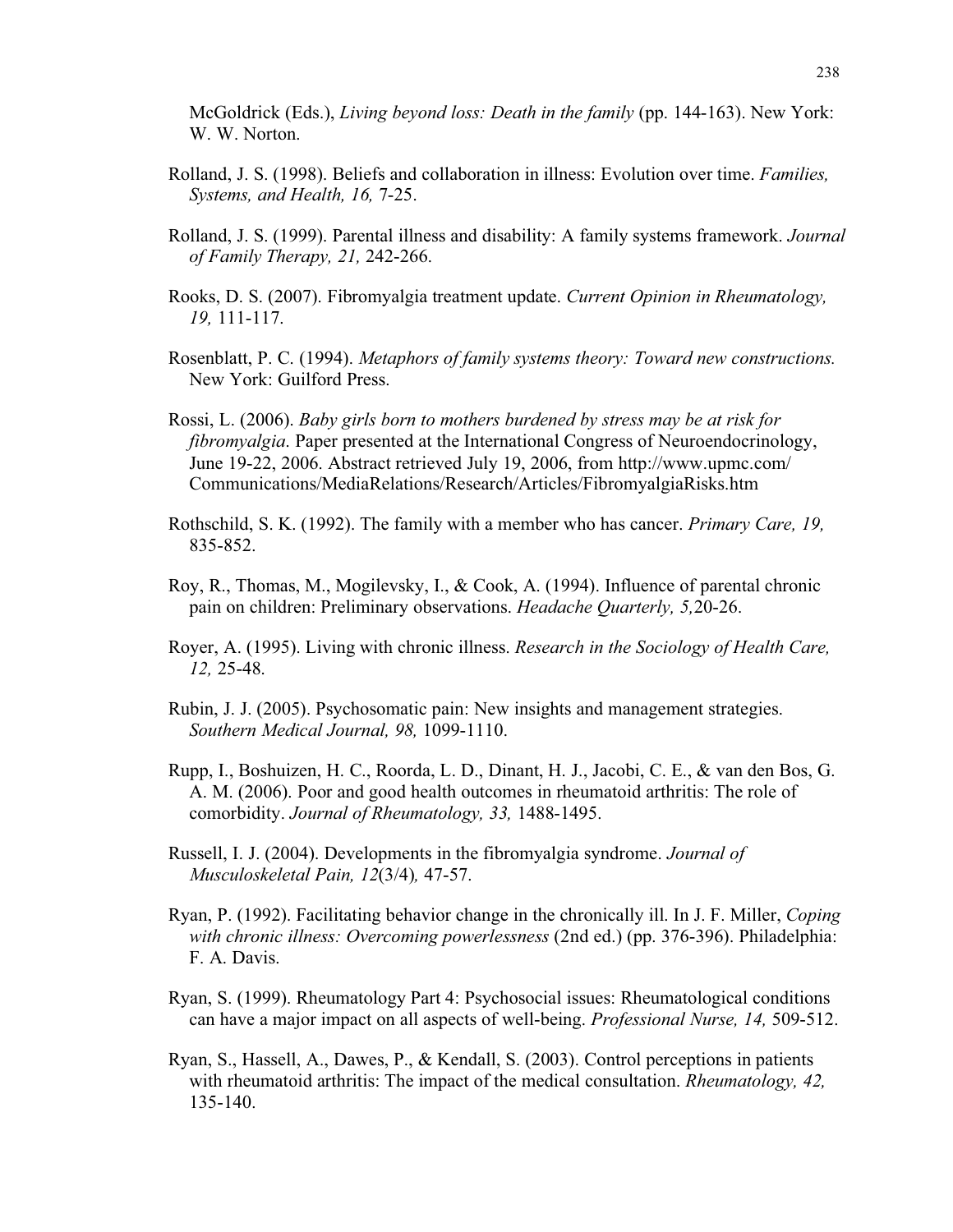McGoldrick (Eds.), *Living beyond loss: Death in the family* (pp. 144-163). New York: W. W. Norton.

Rolland, J. S. (1998). Beliefs and collaboration in illness: Evolution over time. *Families, Systems, and Health, 16,* 7-25.

Rolland, J. S. (1999). Parental illness and disability: A family systems framework. *Journal of Family Therapy, 21,* 242-266.

Rooks, D. S. (2007). Fibromyalgia treatment update. *Current Opinion in Rheumatology, 19,* 111-117.

Rosenblatt, P. C. (1994). *Metaphors of family systems theory: Toward new constructions.* New York: Guilford Press.

Rossi, L. (2006). *Baby girls born to mothers burdened by stress may be at risk for fibromyalgia*. Paper presented at the International Congress of Neuroendocrinology, June 19-22, 2006. Abstract retrieved July 19, 2006, from http://www.upmc.com/Communications/MediaRelations/Research/Articles/FibromyalgiaRisks.htm

Rothschild, S. K. (1992). The family with a member who has cancer. *Primary Care, 19,* 835-852.

Roy, R., Thomas, M., Mogilevsky, I., & Cook, A. (1994). Influence of parental chronic pain on children: Preliminary observations. *Headache Quarterly, 5,*20-26.

Royer, A. (1995). Living with chronic illness. *Research in the Sociology of Health Care, 12,* 25-48.

Rubin, J. J. (2005). Psychosomatic pain: New insights and management strategies. *Southern Medical Journal, 98,* 1099-1110.

Rupp, I., Boshuizen, H. C., Roorda, L. D., Dinant, H. J., Jacobi, C. E., & van den Bos, G. A. M. (2006). Poor and good health outcomes in rheumatoid arthritis: The role of comorbidity. *Journal of Rheumatology, 33,* 1488-1495.

Russell, I. J. (2004). Developments in the fibromyalgia syndrome. *Journal of Musculoskeletal Pain, 12*(3/4)*,* 47-57.

Ryan, P. (1992). Facilitating behavior change in the chronically ill. In J. F. Miller, *Coping with chronic illness: Overcoming powerlessness* (2nd ed.) (pp. 376-396). Philadelphia: F. A. Davis.

Ryan, S. (1999). Rheumatology Part 4: Psychosocial issues: Rheumatological conditions can have a major impact on all aspects of well-being. *Professional Nurse, 14,* 509-512.

Ryan, S., Hassell, A., Dawes, P., & Kendall, S. (2003). Control perceptions in patients with rheumatoid arthritis: The impact of the medical consultation. *Rheumatology, 42,* 135-140.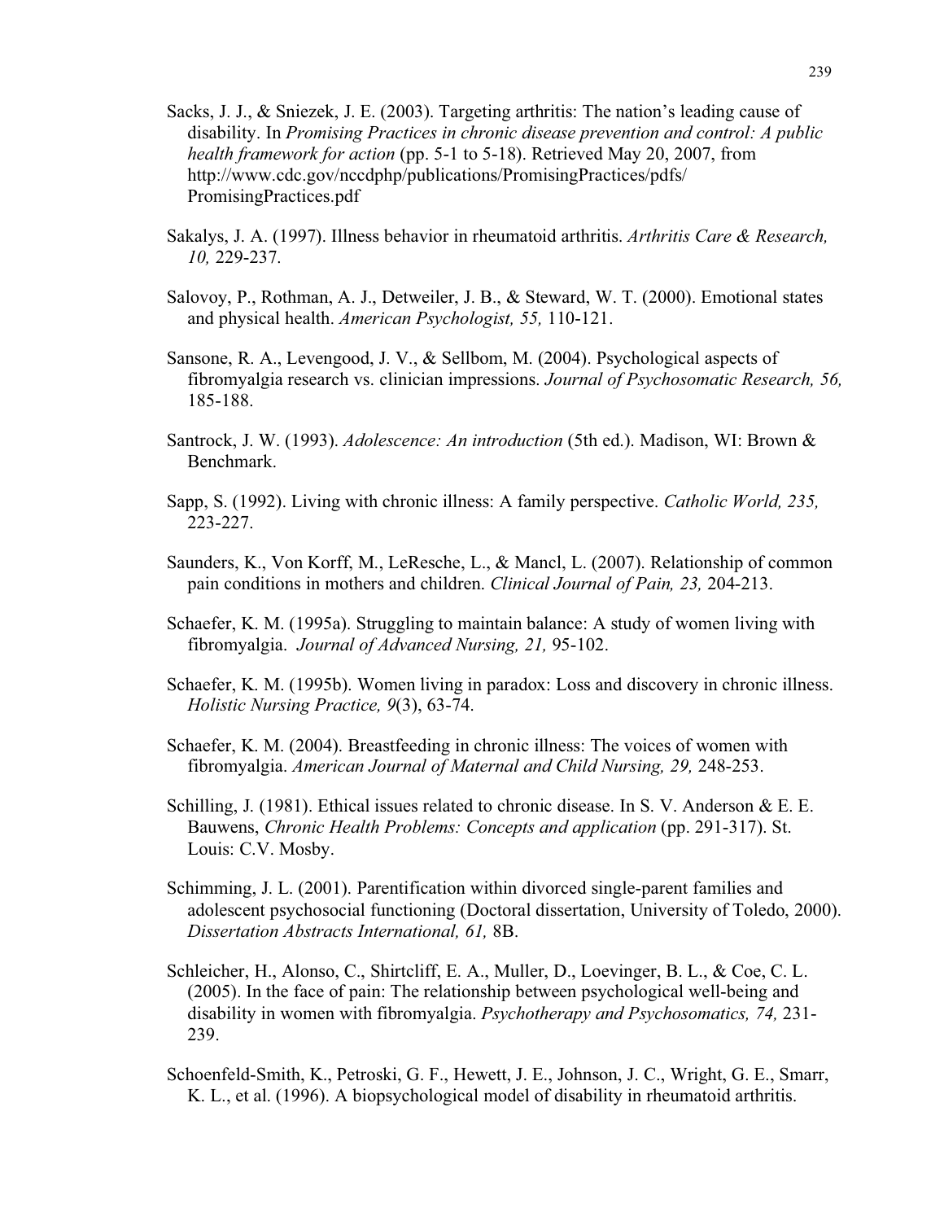Sacks, J. J., & Sniezek, J. E. (2003). Targeting arthritis: The nation's leading cause of disability. In *Promising Practices in chronic disease prevention and control: A public health framework for action* (pp. 5-1 to 5-18). Retrieved May 20, 2007, from http://www.cdc.gov/nccdphp/publications/PromisingPractices/pdfs/PromisingPractices.pdf

Sakalys, J. A. (1997). Illness behavior in rheumatoid arthritis. *Arthritis Care & Research, 10,* 229-237.

Salovoy, P., Rothman, A. J., Detweiler, J. B., & Steward, W. T. (2000). Emotional states and physical health. *American Psychologist, 55,* 110-121.

Sansone, R. A., Levengood, J. V., & Sellbom, M. (2004). Psychological aspects of fibromyalgia research vs. clinician impressions. *Journal of Psychosomatic Research, 56,* 185-188.

Santrock, J. W. (1993). *Adolescence: An introduction* (5th ed.). Madison, WI: Brown & Benchmark.

Sapp, S. (1992). Living with chronic illness: A family perspective. *Catholic World, 235,* 223-227.

Saunders, K., Von Korff, M., LeResche, L., & Mancl, L. (2007). Relationship of common pain conditions in mothers and children. *Clinical Journal of Pain, 23,* 204-213.

Schaefer, K. M. (1995a). Struggling to maintain balance: A study of women living with fibromyalgia. *Journal of Advanced Nursing, 21,* 95-102.

Schaefer, K. M. (1995b). Women living in paradox: Loss and discovery in chronic illness. *Holistic Nursing Practice, 9*(3), 63-74.

Schaefer, K. M. (2004). Breastfeeding in chronic illness: The voices of women with fibromyalgia. *American Journal of Maternal and Child Nursing, 29,* 248-253.

Schilling, J. (1981). Ethical issues related to chronic disease. In S. V. Anderson & E. E. Bauwens, *Chronic Health Problems: Concepts and application* (pp. 291-317). St. Louis: C.V. Mosby.

Schimming, J. L. (2001). Parentification within divorced single-parent families and adolescent psychosocial functioning (Doctoral dissertation, University of Toledo, 2000). *Dissertation Abstracts International, 61,* 8B.

Schleicher, H., Alonso, C., Shirtcliff, E. A., Muller, D., Loevinger, B. L., & Coe, C. L. (2005). In the face of pain: The relationship between psychological well-being and disability in women with fibromyalgia. *Psychotherapy and Psychosomatics, 74,* 231-239.

Schoenfeld-Smith, K., Petroski, G. F., Hewett, J. E., Johnson, J. C., Wright, G. E., Smarr, K. L., et al. (1996). A biopsychological model of disability in rheumatoid arthritis.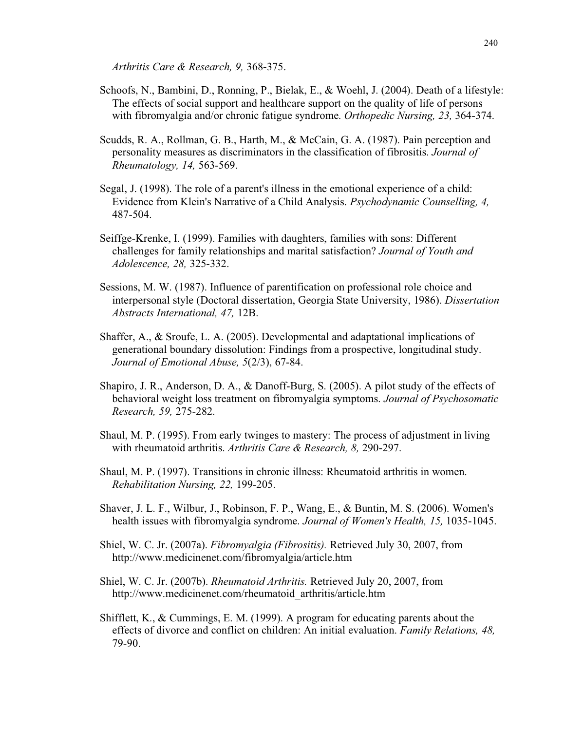*Arthritis Care & Research, 9,* 368-375.

Schoofs, N., Bambini, D., Ronning, P., Bielak, E., & Woehl, J. (2004). Death of a lifestyle: The effects of social support and healthcare support on the quality of life of persons with fibromyalgia and/or chronic fatigue syndrome. *Orthopedic Nursing, 23,* 364-374.

Scudds, R. A., Rollman, G. B., Harth, M., & McCain, G. A. (1987). Pain perception and personality measures as discriminators in the classification of fibrositis. *Journal of Rheumatology, 14,* 563-569.

Segal, J. (1998). The role of a parent's illness in the emotional experience of a child: Evidence from Klein's Narrative of a Child Analysis. *Psychodynamic Counselling, 4,* 487-504.

Seiffge-Krenke, I. (1999). Families with daughters, families with sons: Different challenges for family relationships and marital satisfaction? *Journal of Youth and Adolescence, 28,* 325-332.

Sessions, M. W. (1987). Influence of parentification on professional role choice and interpersonal style (Doctoral dissertation, Georgia State University, 1986). *Dissertation Abstracts International, 47,* 12B.

Shaffer, A., & Sroufe, L. A. (2005). Developmental and adaptational implications of generational boundary dissolution: Findings from a prospective, longitudinal study. *Journal of Emotional Abuse, 5*(2/3), 67-84.

Shapiro, J. R., Anderson, D. A., & Danoff-Burg, S. (2005). A pilot study of the effects of behavioral weight loss treatment on fibromyalgia symptoms. *Journal of Psychosomatic Research, 59,* 275-282.

Shaul, M. P. (1995). From early twinges to mastery: The process of adjustment in living with rheumatoid arthritis. *Arthritis Care & Research, 8,* 290-297.

Shaul, M. P. (1997). Transitions in chronic illness: Rheumatoid arthritis in women. *Rehabilitation Nursing, 22,* 199-205.

Shaver, J. L. F., Wilbur, J., Robinson, F. P., Wang, E., & Buntin, M. S. (2006). Women's health issues with fibromyalgia syndrome. *Journal of Women's Health, 15,* 1035-1045.

Shiel, W. C. Jr. (2007a). *Fibromyalgia (Fibrositis).* Retrieved July 30, 2007, from http://www.medicinenet.com/fibromyalgia/article.htm

Shiel, W. C. Jr. (2007b). *Rheumatoid Arthritis.* Retrieved July 20, 2007, from http://www.medicinenet.com/rheumatoid_arthritis/article.htm

Shifflett, K., & Cummings, E. M. (1999). A program for educating parents about the effects of divorce and conflict on children: An initial evaluation. *Family Relations, 48,* 79-90.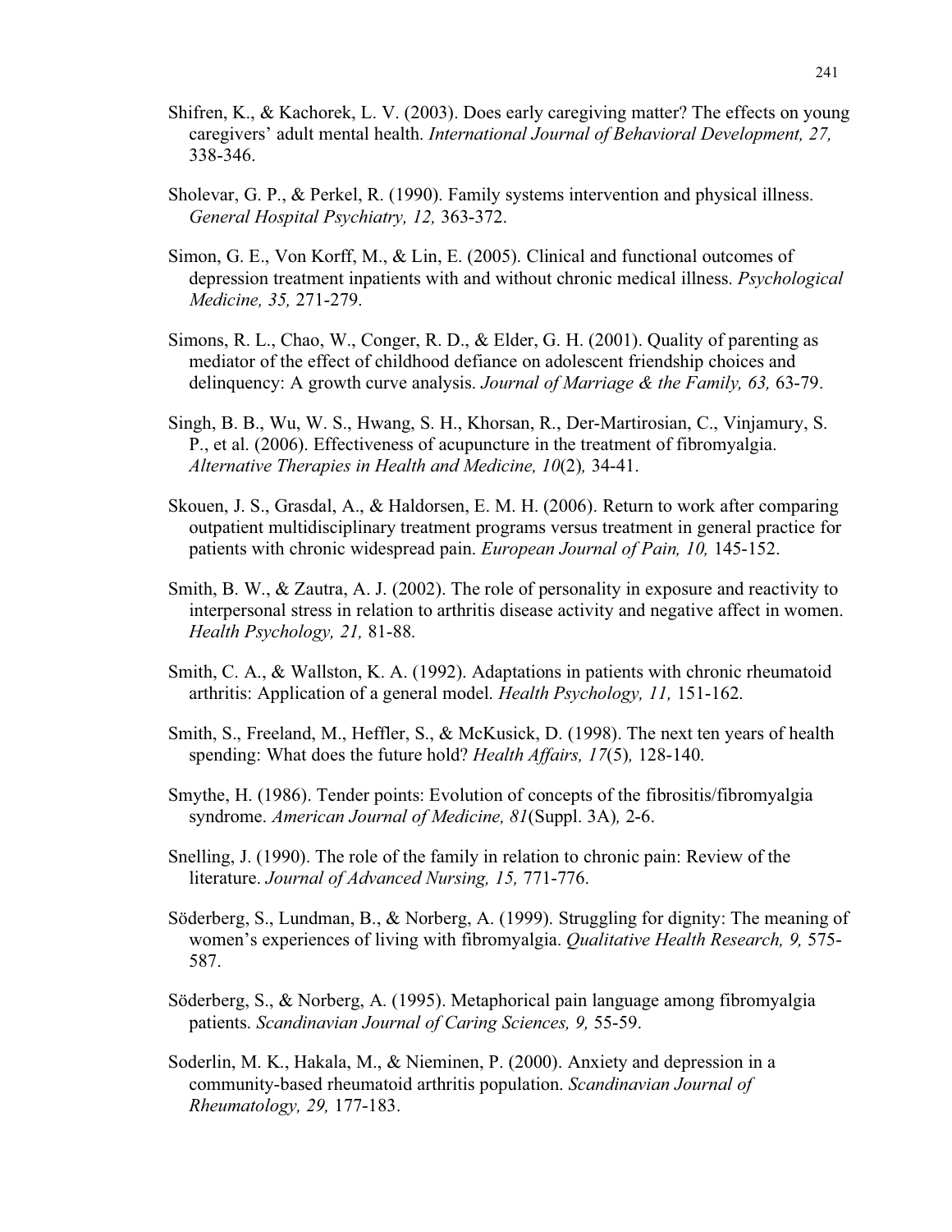Shifren, K., & Kachorek, L. V. (2003). Does early caregiving matter? The effects on young caregivers' adult mental health. *International Journal of Behavioral Development, 27,* 338-346.

Sholevar, G. P., & Perkel, R. (1990). Family systems intervention and physical illness. *General Hospital Psychiatry, 12,* 363-372.

Simon, G. E., Von Korff, M., & Lin, E. (2005). Clinical and functional outcomes of depression treatment inpatients with and without chronic medical illness. *Psychological Medicine, 35,* 271-279.

Simons, R. L., Chao, W., Conger, R. D., & Elder, G. H. (2001). Quality of parenting as mediator of the effect of childhood defiance on adolescent friendship choices and delinquency: A growth curve analysis. *Journal of Marriage & the Family, 63,* 63-79.

Singh, B. B., Wu, W. S., Hwang, S. H., Khorsan, R., Der-Martirosian, C., Vinjamury, S. P., et al. (2006). Effectiveness of acupuncture in the treatment of fibromyalgia. *Alternative Therapies in Health and Medicine, 10*(2)*,* 34-41.

Skouen, J. S., Grasdal, A., & Haldorsen, E. M. H. (2006). Return to work after comparing outpatient multidisciplinary treatment programs versus treatment in general practice for patients with chronic widespread pain. *European Journal of Pain, 10,* 145-152.

Smith, B. W., & Zautra, A. J. (2002). The role of personality in exposure and reactivity to interpersonal stress in relation to arthritis disease activity and negative affect in women. *Health Psychology, 21,* 81-88.

Smith, C. A., & Wallston, K. A. (1992). Adaptations in patients with chronic rheumatoid arthritis: Application of a general model. *Health Psychology, 11,* 151-162.

Smith, S., Freeland, M., Heffler, S., & McKusick, D. (1998). The next ten years of health spending: What does the future hold? *Health Affairs, 17*(5)*,* 128-140.

Smythe, H. (1986). Tender points: Evolution of concepts of the fibrositis/fibromyalgia syndrome. *American Journal of Medicine, 81*(Suppl. 3A)*,* 2-6.

Snelling, J. (1990). The role of the family in relation to chronic pain: Review of the literature. *Journal of Advanced Nursing, 15,* 771-776.

Söderberg, S., Lundman, B., & Norberg, A. (1999). Struggling for dignity: The meaning of women's experiences of living with fibromyalgia. *Qualitative Health Research, 9,* 575-587.

Söderberg, S., & Norberg, A. (1995). Metaphorical pain language among fibromyalgia patients. *Scandinavian Journal of Caring Sciences, 9,* 55-59.

Soderlin, M. K., Hakala, M., & Nieminen, P. (2000). Anxiety and depression in a community-based rheumatoid arthritis population. *Scandinavian Journal of Rheumatology, 29,* 177-183.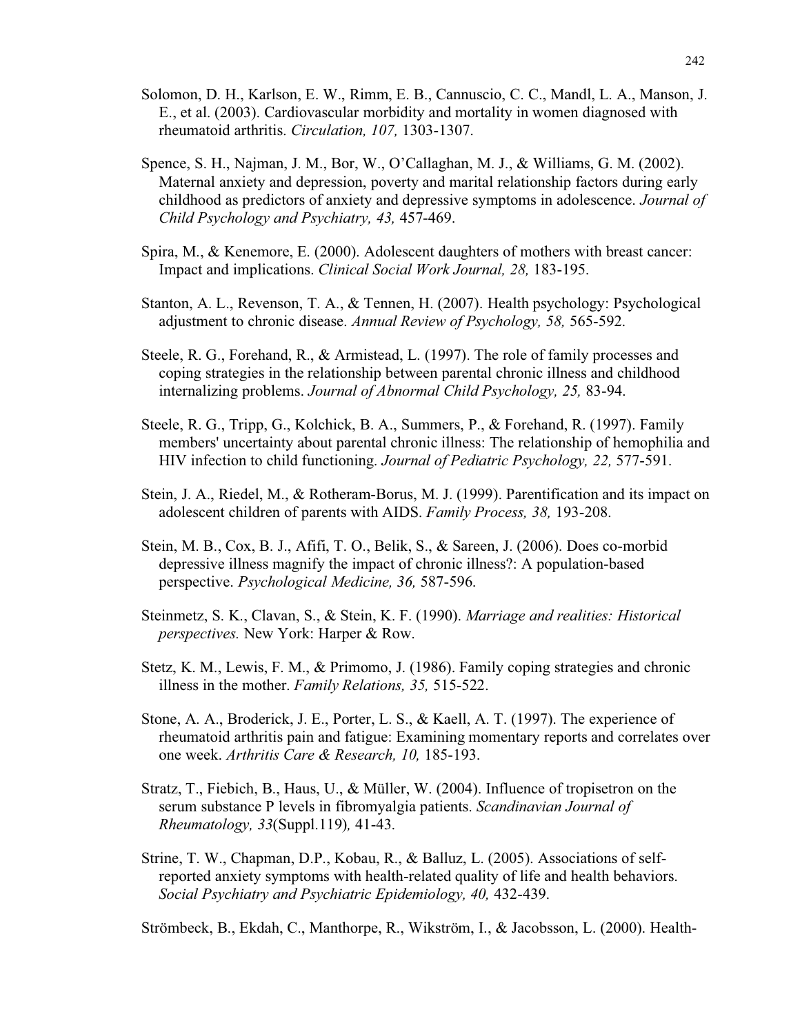Solomon, D. H., Karlson, E. W., Rimm, E. B., Cannuscio, C. C., Mandl, L. A., Manson, J. E., et al. (2003). Cardiovascular morbidity and mortality in women diagnosed with rheumatoid arthritis. *Circulation, 107,* 1303-1307.

Spence, S. H., Najman, J. M., Bor, W., O'Callaghan, M. J., & Williams, G. M. (2002). Maternal anxiety and depression, poverty and marital relationship factors during early childhood as predictors of anxiety and depressive symptoms in adolescence. *Journal of Child Psychology and Psychiatry, 43,* 457-469.

Spira, M., & Kenemore, E. (2000). Adolescent daughters of mothers with breast cancer: Impact and implications. *Clinical Social Work Journal, 28,* 183-195.

Stanton, A. L., Revenson, T. A., & Tennen, H. (2007). Health psychology: Psychological adjustment to chronic disease. *Annual Review of Psychology, 58,* 565-592.

Steele, R. G., Forehand, R., & Armistead, L. (1997). The role of family processes and coping strategies in the relationship between parental chronic illness and childhood internalizing problems. *Journal of Abnormal Child Psychology, 25,* 83-94.

Steele, R. G., Tripp, G., Kolchick, B. A., Summers, P., & Forehand, R. (1997). Family members' uncertainty about parental chronic illness: The relationship of hemophilia and HIV infection to child functioning. *Journal of Pediatric Psychology, 22,* 577-591.

Stein, J. A., Riedel, M., & Rotheram-Borus, M. J. (1999). Parentification and its impact on adolescent children of parents with AIDS. *Family Process, 38,* 193-208.

Stein, M. B., Cox, B. J., Afifi, T. O., Belik, S., & Sareen, J. (2006). Does co-morbid depressive illness magnify the impact of chronic illness?: A population-based perspective. *Psychological Medicine, 36,* 587-596.

Steinmetz, S. K., Clavan, S., & Stein, K. F. (1990). *Marriage and realities: Historical perspectives.* New York: Harper & Row.

Stetz, K. M., Lewis, F. M., & Primomo, J. (1986). Family coping strategies and chronic illness in the mother. *Family Relations, 35,* 515-522.

Stone, A. A., Broderick, J. E., Porter, L. S., & Kaell, A. T. (1997). The experience of rheumatoid arthritis pain and fatigue: Examining momentary reports and correlates over one week. *Arthritis Care & Research, 10,* 185-193.

Stratz, T., Fiebich, B., Haus, U., & Müller, W. (2004). Influence of tropisetron on the serum substance P levels in fibromyalgia patients. *Scandinavian Journal of Rheumatology, 33*(Suppl.119)*,* 41-43.

Strine, T. W., Chapman, D.P., Kobau, R., & Balluz, L. (2005). Associations of self-reported anxiety symptoms with health-related quality of life and health behaviors. *Social Psychiatry and Psychiatric Epidemiology, 40,* 432-439.

Strömbeck, B., Ekdah, C., Manthorpe, R., Wikström, I., & Jacobsson, L. (2000). Health-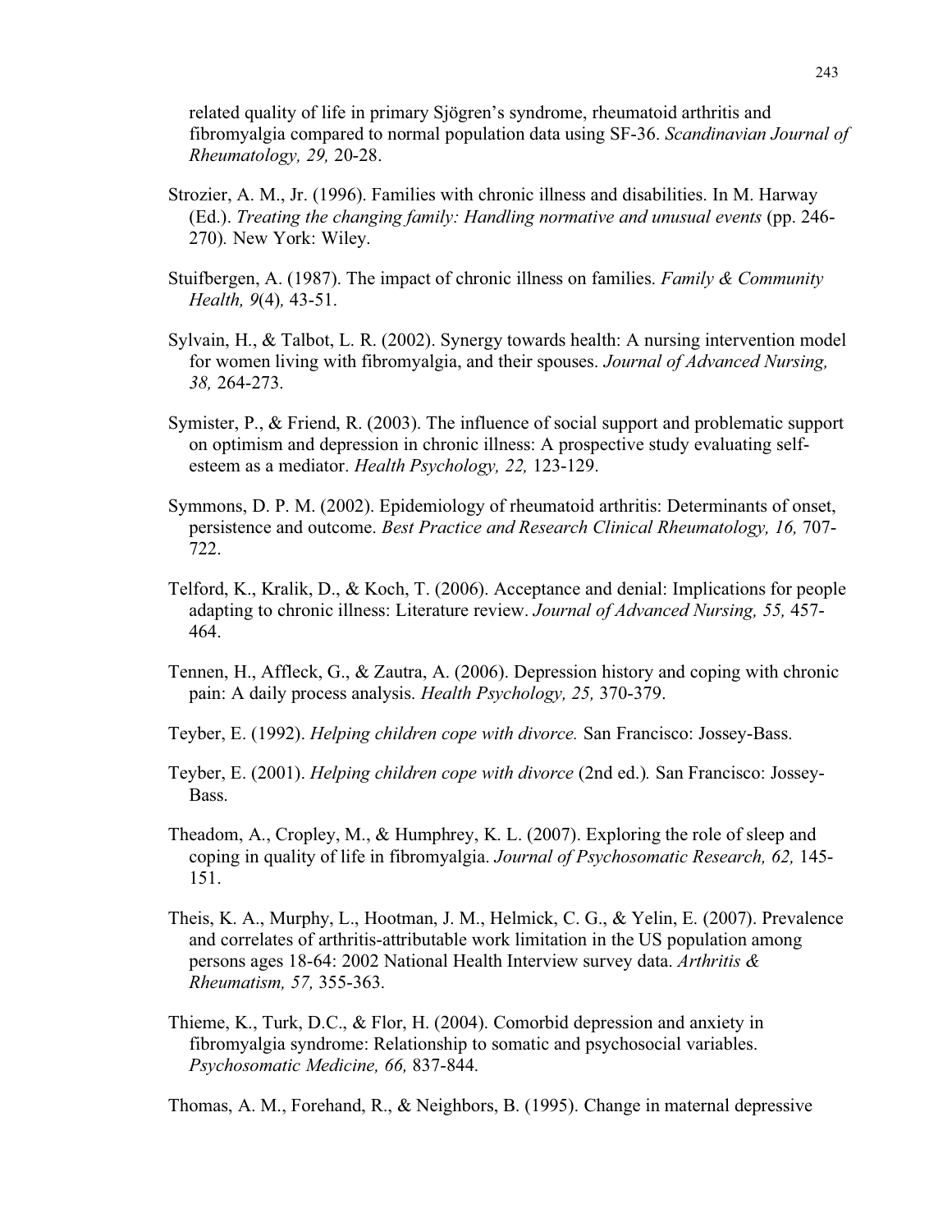related quality of life in primary Sjögren's syndrome, rheumatoid arthritis and fibromyalgia compared to normal population data using SF-36. *Scandinavian Journal of Rheumatology, 29,* 20-28.

Strozier, A. M., Jr. (1996). Families with chronic illness and disabilities. In M. Harway (Ed.). *Treating the changing family: Handling normative and unusual events* (pp. 246-270)*.* New York: Wiley.

Stuifbergen, A. (1987). The impact of chronic illness on families. *Family & Community Health, 9*(4)*,* 43-51.

Sylvain, H., & Talbot, L. R. (2002). Synergy towards health: A nursing intervention model for women living with fibromyalgia, and their spouses. *Journal of Advanced Nursing, 38,* 264-273.

Symister, P., & Friend, R. (2003). The influence of social support and problematic support on optimism and depression in chronic illness: A prospective study evaluating self-esteem as a mediator. *Health Psychology, 22,* 123-129.

Symmons, D. P. M. (2002). Epidemiology of rheumatoid arthritis: Determinants of onset, persistence and outcome. *Best Practice and Research Clinical Rheumatology, 16,* 707-722.

Telford, K., Kralik, D., & Koch, T. (2006). Acceptance and denial: Implications for people adapting to chronic illness: Literature review. *Journal of Advanced Nursing, 55,* 457-464.

Tennen, H., Affleck, G., & Zautra, A. (2006). Depression history and coping with chronic pain: A daily process analysis. *Health Psychology, 25,* 370-379.

Teyber, E. (1992). *Helping children cope with divorce.* San Francisco: Jossey-Bass.

Teyber, E. (2001). *Helping children cope with divorce* (2nd ed.)*.* San Francisco: Jossey-Bass.

Theadom, A., Cropley, M., & Humphrey, K. L. (2007). Exploring the role of sleep and coping in quality of life in fibromyalgia. *Journal of Psychosomatic Research, 62,* 145-151.

Theis, K. A., Murphy, L., Hootman, J. M., Helmick, C. G., & Yelin, E. (2007). Prevalence and correlates of arthritis-attributable work limitation in the US population among persons ages 18-64: 2002 National Health Interview survey data. *Arthritis & Rheumatism, 57,* 355-363.

Thieme, K., Turk, D.C., & Flor, H. (2004). Comorbid depression and anxiety in fibromyalgia syndrome: Relationship to somatic and psychosocial variables. *Psychosomatic Medicine, 66,* 837-844.

Thomas, A. M., Forehand, R., & Neighbors, B. (1995). Change in maternal depressive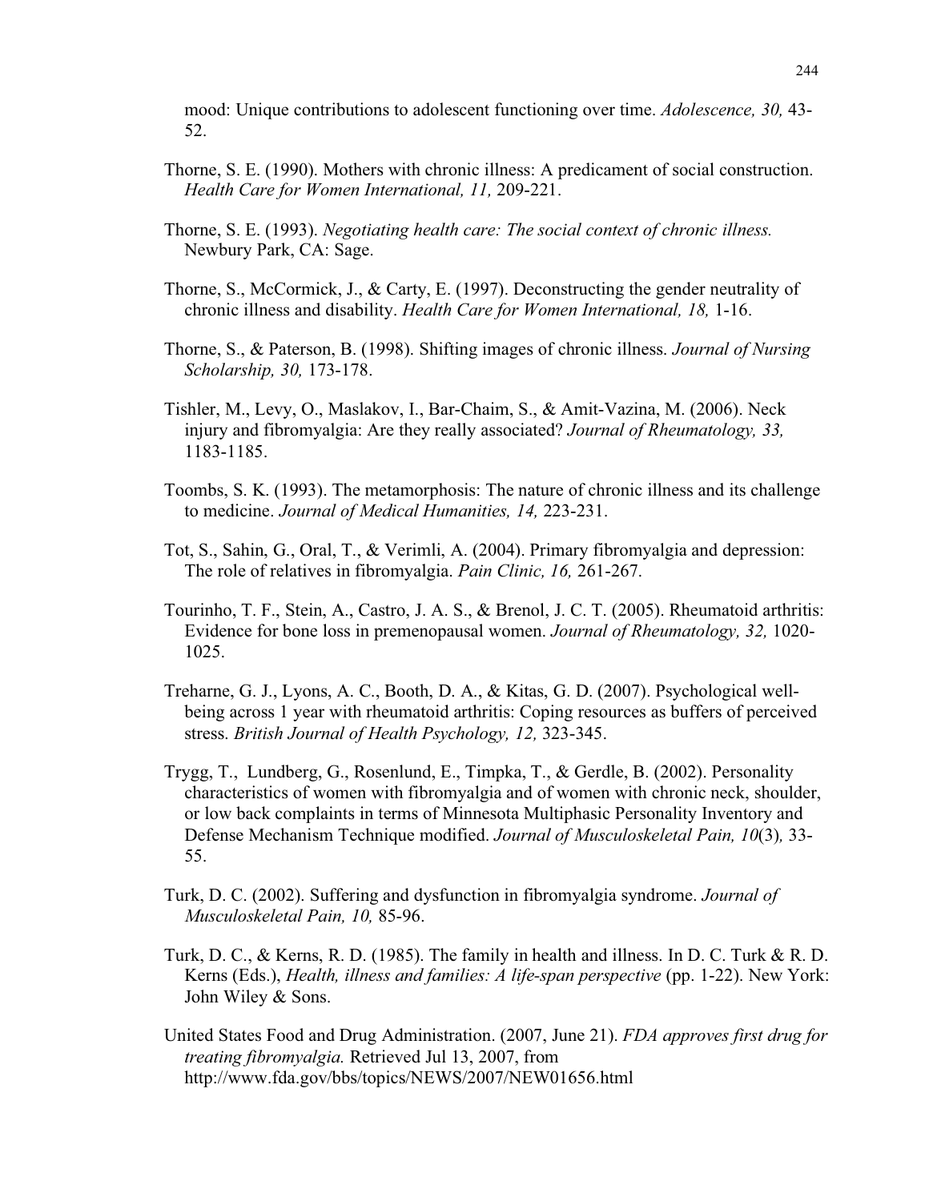mood: Unique contributions to adolescent functioning over time. *Adolescence, 30,* 43-52.

Thorne, S. E. (1990). Mothers with chronic illness: A predicament of social construction. *Health Care for Women International, 11,* 209-221.

Thorne, S. E. (1993). *Negotiating health care: The social context of chronic illness.* Newbury Park, CA: Sage.

Thorne, S., McCormick, J., & Carty, E. (1997). Deconstructing the gender neutrality of chronic illness and disability. *Health Care for Women International, 18,* 1-16.

Thorne, S., & Paterson, B. (1998). Shifting images of chronic illness. *Journal of Nursing Scholarship, 30,* 173-178.

Tishler, M., Levy, O., Maslakov, I., Bar-Chaim, S., & Amit-Vazina, M. (2006). Neck injury and fibromyalgia: Are they really associated? *Journal of Rheumatology, 33,* 1183-1185.

Toombs, S. K. (1993). The metamorphosis: The nature of chronic illness and its challenge to medicine. *Journal of Medical Humanities, 14,* 223-231.

Tot, S., Sahin, G., Oral, T., & Verimli, A. (2004). Primary fibromyalgia and depression: The role of relatives in fibromyalgia. *Pain Clinic, 16,* 261-267.

Tourinho, T. F., Stein, A., Castro, J. A. S., & Brenol, J. C. T. (2005). Rheumatoid arthritis: Evidence for bone loss in premenopausal women. *Journal of Rheumatology, 32,* 1020-1025.

Treharne, G. J., Lyons, A. C., Booth, D. A., & Kitas, G. D. (2007). Psychological well-being across 1 year with rheumatoid arthritis: Coping resources as buffers of perceived stress. *British Journal of Health Psychology, 12,* 323-345.

Trygg, T., Lundberg, G., Rosenlund, E., Timpka, T., & Gerdle, B. (2002). Personality characteristics of women with fibromyalgia and of women with chronic neck, shoulder, or low back complaints in terms of Minnesota Multiphasic Personality Inventory and Defense Mechanism Technique modified. *Journal of Musculoskeletal Pain, 10*(3)*,* 33-55.

Turk, D. C. (2002). Suffering and dysfunction in fibromyalgia syndrome. *Journal of Musculoskeletal Pain, 10,* 85-96.

Turk, D. C., & Kerns, R. D. (1985). The family in health and illness. In D. C. Turk & R. D. Kerns (Eds.), *Health, illness and families: A life-span perspective* (pp. 1-22). New York: John Wiley & Sons.

United States Food and Drug Administration. (2007, June 21). *FDA approves first drug for treating fibromyalgia.* Retrieved Jul 13, 2007, from http://www.fda.gov/bbs/topics/NEWS/2007/NEW01656.html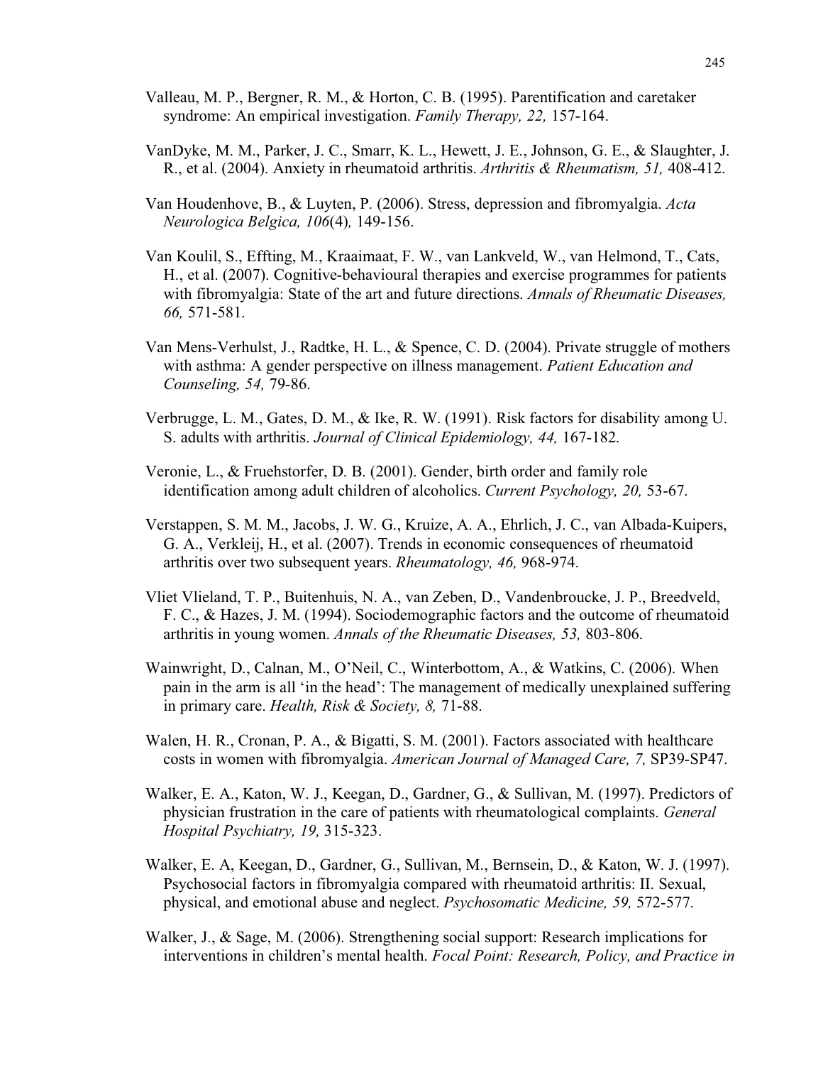Valleau, M. P., Bergner, R. M., & Horton, C. B. (1995). Parentification and caretaker syndrome: An empirical investigation. *Family Therapy, 22,* 157-164.

VanDyke, M. M., Parker, J. C., Smarr, K. L., Hewett, J. E., Johnson, G. E., & Slaughter, J. R., et al. (2004). Anxiety in rheumatoid arthritis. *Arthritis & Rheumatism, 51,* 408-412.

Van Houdenhove, B., & Luyten, P. (2006). Stress, depression and fibromyalgia. *Acta Neurologica Belgica, 106*(4)*,* 149-156.

Van Koulil, S., Effting, M., Kraaimaat, F. W., van Lankveld, W., van Helmond, T., Cats, H., et al. (2007). Cognitive-behavioural therapies and exercise programmes for patients with fibromyalgia: State of the art and future directions. *Annals of Rheumatic Diseases, 66,* 571-581.

Van Mens-Verhulst, J., Radtke, H. L., & Spence, C. D. (2004). Private struggle of mothers with asthma: A gender perspective on illness management. *Patient Education and Counseling, 54,* 79-86.

Verbrugge, L. M., Gates, D. M., & Ike, R. W. (1991). Risk factors for disability among U. S. adults with arthritis. *Journal of Clinical Epidemiology, 44,* 167-182.

Veronie, L., & Fruehstorfer, D. B. (2001). Gender, birth order and family role identification among adult children of alcoholics. *Current Psychology, 20,* 53-67.

Verstappen, S. M. M., Jacobs, J. W. G., Kruize, A. A., Ehrlich, J. C., van Albada-Kuipers, G. A., Verkleij, H., et al. (2007). Trends in economic consequences of rheumatoid arthritis over two subsequent years. *Rheumatology, 46,* 968-974.

Vliet Vlieland, T. P., Buitenhuis, N. A., van Zeben, D., Vandenbroucke, J. P., Breedveld, F. C., & Hazes, J. M. (1994). Sociodemographic factors and the outcome of rheumatoid arthritis in young women. *Annals of the Rheumatic Diseases, 53,* 803-806.

Wainwright, D., Calnan, M., O'Neil, C., Winterbottom, A., & Watkins, C. (2006). When pain in the arm is all 'in the head': The management of medically unexplained suffering in primary care. *Health, Risk & Society, 8,* 71-88.

Walen, H. R., Cronan, P. A., & Bigatti, S. M. (2001). Factors associated with healthcare costs in women with fibromyalgia. *American Journal of Managed Care, 7,* SP39-SP47.

Walker, E. A., Katon, W. J., Keegan, D., Gardner, G., & Sullivan, M. (1997). Predictors of physician frustration in the care of patients with rheumatological complaints. *General Hospital Psychiatry, 19,* 315-323.

Walker, E. A, Keegan, D., Gardner, G., Sullivan, M., Bernsein, D., & Katon, W. J. (1997). Psychosocial factors in fibromyalgia compared with rheumatoid arthritis: II. Sexual, physical, and emotional abuse and neglect. *Psychosomatic Medicine, 59,* 572-577.

Walker, J., & Sage, M. (2006). Strengthening social support: Research implications for interventions in children's mental health. *Focal Point: Research, Policy, and Practice in*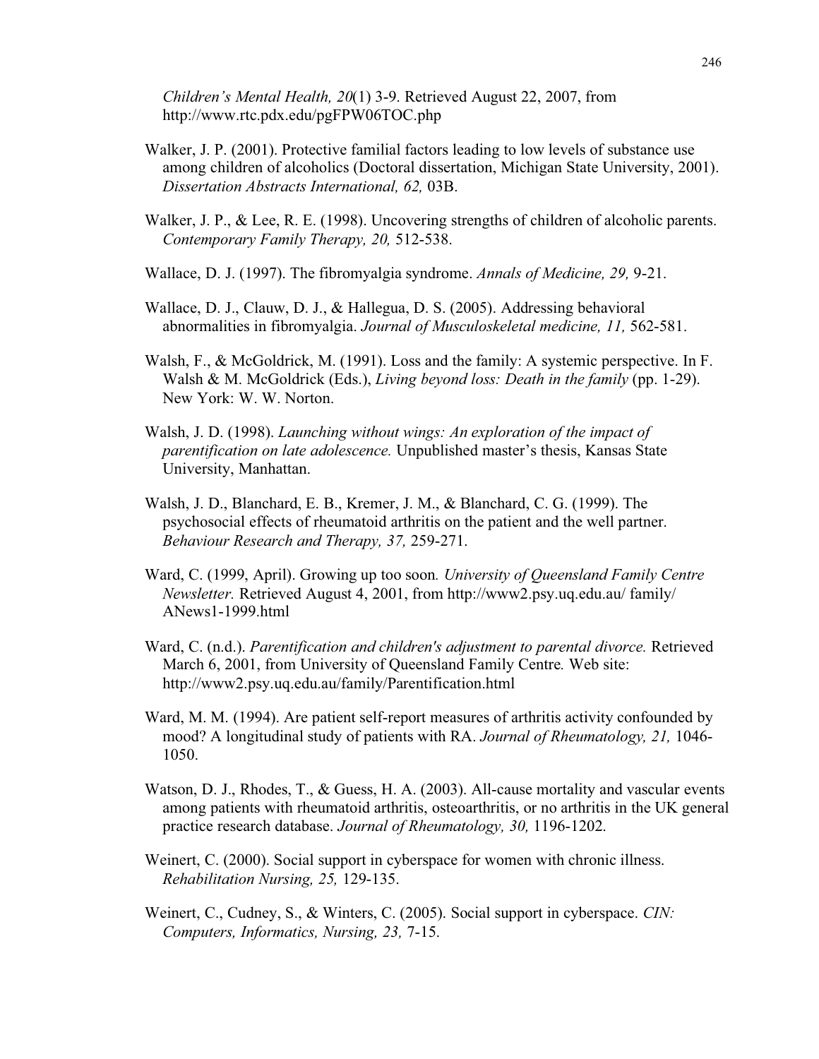*Children's Mental Health, 20*(1) 3-9. Retrieved August 22, 2007, from http://www.rtc.pdx.edu/pgFPW06TOC.php

Walker, J. P. (2001). Protective familial factors leading to low levels of substance use among children of alcoholics (Doctoral dissertation, Michigan State University, 2001). *Dissertation Abstracts International, 62,* 03B.

Walker, J. P., & Lee, R. E. (1998). Uncovering strengths of children of alcoholic parents. *Contemporary Family Therapy, 20,* 512-538.

Wallace, D. J. (1997). The fibromyalgia syndrome. *Annals of Medicine, 29,* 9-21.

Wallace, D. J., Clauw, D. J., & Hallegua, D. S. (2005). Addressing behavioral abnormalities in fibromyalgia. *Journal of Musculoskeletal medicine, 11,* 562-581.

Walsh, F., & McGoldrick, M. (1991). Loss and the family: A systemic perspective. In F. Walsh & M. McGoldrick (Eds.), *Living beyond loss: Death in the family* (pp. 1-29). New York: W. W. Norton.

Walsh, J. D. (1998). *Launching without wings: An exploration of the impact of parentification on late adolescence.* Unpublished master's thesis, Kansas State University, Manhattan.

Walsh, J. D., Blanchard, E. B., Kremer, J. M., & Blanchard, C. G. (1999). The psychosocial effects of rheumatoid arthritis on the patient and the well partner. *Behaviour Research and Therapy, 37,* 259-271.

Ward, C. (1999, April). Growing up too soon*. University of Queensland Family Centre Newsletter.* Retrieved August 4, 2001, from http://www2.psy.uq.edu.au/ family/ ANews1-1999.html

Ward, C. (n.d.). *Parentification and children's adjustment to parental divorce.* Retrieved March 6, 2001, from University of Queensland Family Centre*.* Web site: http://www2.psy.uq.edu.au/family/Parentification.html

Ward, M. M. (1994). Are patient self-report measures of arthritis activity confounded by mood? A longitudinal study of patients with RA. *Journal of Rheumatology, 21,* 1046-1050.

Watson, D. J., Rhodes, T., & Guess, H. A. (2003). All-cause mortality and vascular events among patients with rheumatoid arthritis, osteoarthritis, or no arthritis in the UK general practice research database. *Journal of Rheumatology, 30,* 1196-1202.

Weinert, C. (2000). Social support in cyberspace for women with chronic illness. *Rehabilitation Nursing, 25,* 129-135.

Weinert, C., Cudney, S., & Winters, C. (2005). Social support in cyberspace. *CIN: Computers, Informatics, Nursing, 23,* 7-15.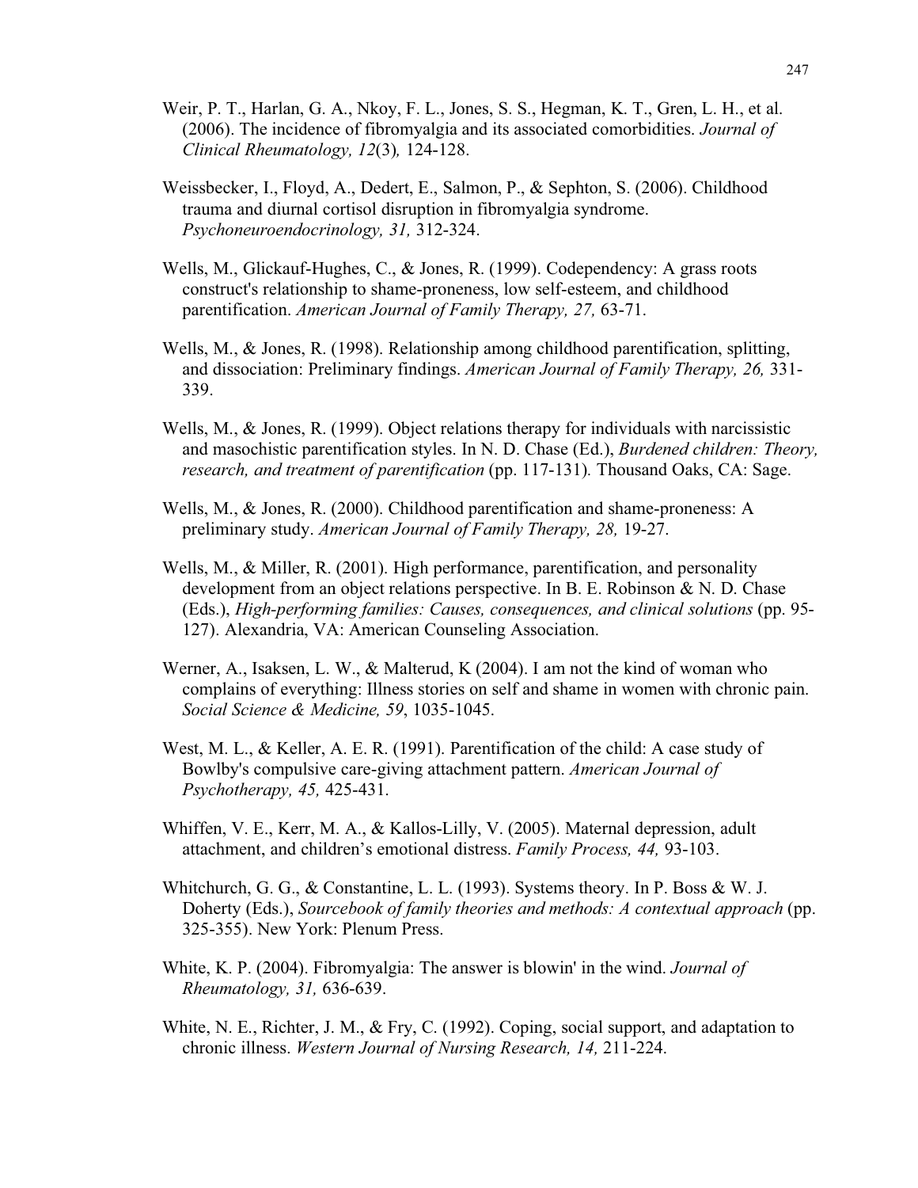Weir, P. T., Harlan, G. A., Nkoy, F. L., Jones, S. S., Hegman, K. T., Gren, L. H., et al. (2006). The incidence of fibromyalgia and its associated comorbidities. *Journal of Clinical Rheumatology, 12*(3)*,* 124-128.

Weissbecker, I., Floyd, A., Dedert, E., Salmon, P., & Sephton, S. (2006). Childhood trauma and diurnal cortisol disruption in fibromyalgia syndrome. *Psychoneuroendocrinology, 31,* 312-324.

Wells, M., Glickauf-Hughes, C., & Jones, R. (1999). Codependency: A grass roots construct's relationship to shame-proneness, low self-esteem, and childhood parentification. *American Journal of Family Therapy, 27,* 63-71.

Wells, M., & Jones, R. (1998). Relationship among childhood parentification, splitting, and dissociation: Preliminary findings. *American Journal of Family Therapy, 26,* 331-339.

Wells, M., & Jones, R. (1999). Object relations therapy for individuals with narcissistic and masochistic parentification styles. In N. D. Chase (Ed.), *Burdened children: Theory, research, and treatment of parentification* (pp. 117-131)*.* Thousand Oaks, CA: Sage.

Wells, M., & Jones, R. (2000). Childhood parentification and shame-proneness: A preliminary study. *American Journal of Family Therapy, 28,* 19-27.

Wells, M., & Miller, R. (2001). High performance, parentification, and personality development from an object relations perspective. In B. E. Robinson & N. D. Chase (Eds.), *High-performing families: Causes, consequences, and clinical solutions* (pp. 95-127). Alexandria, VA: American Counseling Association.

Werner, A., Isaksen, L. W., & Malterud, K (2004). I am not the kind of woman who complains of everything: Illness stories on self and shame in women with chronic pain. *Social Science & Medicine, 59*, 1035-1045.

West, M. L., & Keller, A. E. R. (1991). Parentification of the child: A case study of Bowlby's compulsive care-giving attachment pattern. *American Journal of Psychotherapy, 45,* 425-431.

Whiffen, V. E., Kerr, M. A., & Kallos-Lilly, V. (2005). Maternal depression, adult attachment, and children's emotional distress. *Family Process, 44,* 93-103.

Whitchurch, G. G., & Constantine, L. L. (1993). Systems theory. In P. Boss & W. J. Doherty (Eds.), *Sourcebook of family theories and methods: A contextual approach* (pp. 325-355). New York: Plenum Press.

White, K. P. (2004). Fibromyalgia: The answer is blowin' in the wind. *Journal of Rheumatology, 31,* 636-639.

White, N. E., Richter, J. M., & Fry, C. (1992). Coping, social support, and adaptation to chronic illness. *Western Journal of Nursing Research, 14,* 211-224.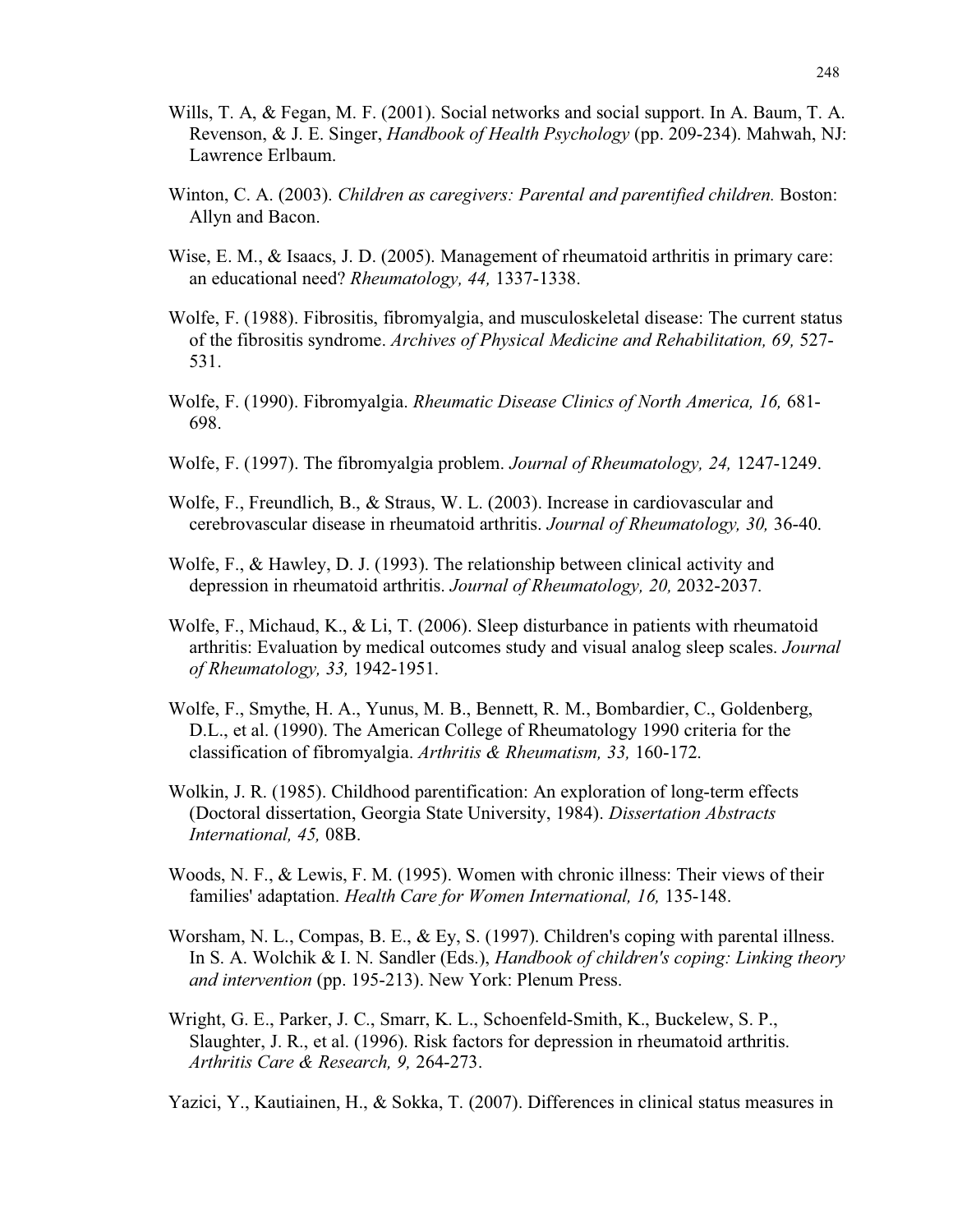Wills, T. A, & Fegan, M. F. (2001). Social networks and social support. In A. Baum, T. A. Revenson, & J. E. Singer, *Handbook of Health Psychology* (pp. 209-234). Mahwah, NJ: Lawrence Erlbaum.

Winton, C. A. (2003). *Children as caregivers: Parental and parentified children.* Boston: Allyn and Bacon.

Wise, E. M., & Isaacs, J. D. (2005). Management of rheumatoid arthritis in primary care: an educational need? *Rheumatology, 44,* 1337-1338.

Wolfe, F. (1988). Fibrositis, fibromyalgia, and musculoskeletal disease: The current status of the fibrositis syndrome. *Archives of Physical Medicine and Rehabilitation, 69,* 527-531.

Wolfe, F. (1990). Fibromyalgia. *Rheumatic Disease Clinics of North America, 16,* 681-698.

Wolfe, F. (1997). The fibromyalgia problem. *Journal of Rheumatology, 24,* 1247-1249.

Wolfe, F., Freundlich, B., & Straus, W. L. (2003). Increase in cardiovascular and cerebrovascular disease in rheumatoid arthritis. *Journal of Rheumatology, 30,* 36-40.

Wolfe, F., & Hawley, D. J. (1993). The relationship between clinical activity and depression in rheumatoid arthritis. *Journal of Rheumatology, 20,* 2032-2037.

Wolfe, F., Michaud, K., & Li, T. (2006). Sleep disturbance in patients with rheumatoid arthritis: Evaluation by medical outcomes study and visual analog sleep scales. *Journal of Rheumatology, 33,* 1942-1951.

Wolfe, F., Smythe, H. A., Yunus, M. B., Bennett, R. M., Bombardier, C., Goldenberg, D.L., et al. (1990). The American College of Rheumatology 1990 criteria for the classification of fibromyalgia. *Arthritis & Rheumatism, 33,* 160-172.

Wolkin, J. R. (1985). Childhood parentification: An exploration of long-term effects (Doctoral dissertation, Georgia State University, 1984). *Dissertation Abstracts International, 45,* 08B.

Woods, N. F., & Lewis, F. M. (1995). Women with chronic illness: Their views of their families' adaptation. *Health Care for Women International, 16,* 135-148.

Worsham, N. L., Compas, B. E., & Ey, S. (1997). Children's coping with parental illness. In S. A. Wolchik & I. N. Sandler (Eds.), *Handbook of children's coping: Linking theory and intervention* (pp. 195-213). New York: Plenum Press.

Wright, G. E., Parker, J. C., Smarr, K. L., Schoenfeld-Smith, K., Buckelew, S. P., Slaughter, J. R., et al. (1996). Risk factors for depression in rheumatoid arthritis. *Arthritis Care & Research, 9,* 264-273.

Yazici, Y., Kautiainen, H., & Sokka, T. (2007). Differences in clinical status measures in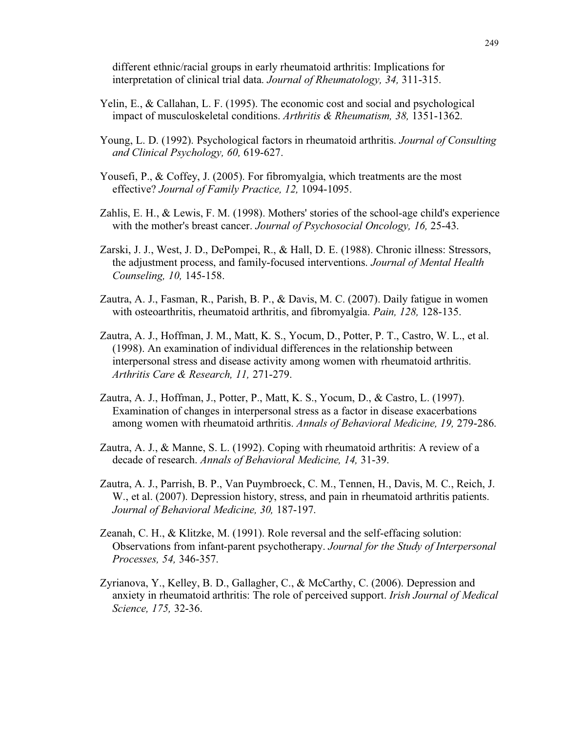different ethnic/racial groups in early rheumatoid arthritis: Implications for interpretation of clinical trial data. *Journal of Rheumatology, 34,* 311-315.

Yelin, E., & Callahan, L. F. (1995). The economic cost and social and psychological impact of musculoskeletal conditions. *Arthritis & Rheumatism, 38,* 1351-1362.

Young, L. D. (1992). Psychological factors in rheumatoid arthritis. *Journal of Consulting and Clinical Psychology, 60,* 619-627.

Yousefi, P., & Coffey, J. (2005). For fibromyalgia, which treatments are the most effective? *Journal of Family Practice, 12,* 1094-1095.

Zahlis, E. H., & Lewis, F. M. (1998). Mothers' stories of the school-age child's experience with the mother's breast cancer. *Journal of Psychosocial Oncology, 16,* 25-43.

Zarski, J. J., West, J. D., DePompei, R., & Hall, D. E. (1988). Chronic illness: Stressors, the adjustment process, and family-focused interventions. *Journal of Mental Health Counseling, 10,* 145-158.

Zautra, A. J., Fasman, R., Parish, B. P., & Davis, M. C. (2007). Daily fatigue in women with osteoarthritis, rheumatoid arthritis, and fibromyalgia. *Pain, 128,* 128-135.

Zautra, A. J., Hoffman, J. M., Matt, K. S., Yocum, D., Potter, P. T., Castro, W. L., et al. (1998). An examination of individual differences in the relationship between interpersonal stress and disease activity among women with rheumatoid arthritis. *Arthritis Care & Research, 11,* 271-279.

Zautra, A. J., Hoffman, J., Potter, P., Matt, K. S., Yocum, D., & Castro, L. (1997). Examination of changes in interpersonal stress as a factor in disease exacerbations among women with rheumatoid arthritis. *Annals of Behavioral Medicine, 19,* 279-286.

Zautra, A. J., & Manne, S. L. (1992). Coping with rheumatoid arthritis: A review of a decade of research. *Annals of Behavioral Medicine, 14,* 31-39.

Zautra, A. J., Parrish, B. P., Van Puymbroeck, C. M., Tennen, H., Davis, M. C., Reich, J. W., et al. (2007). Depression history, stress, and pain in rheumatoid arthritis patients. *Journal of Behavioral Medicine, 30,* 187-197.

Zeanah, C. H., & Klitzke, M. (1991). Role reversal and the self-effacing solution: Observations from infant-parent psychotherapy. *Journal for the Study of Interpersonal Processes, 54,* 346-357.

Zyrianova, Y., Kelley, B. D., Gallagher, C., & McCarthy, C. (2006). Depression and anxiety in rheumatoid arthritis: The role of perceived support. *Irish Journal of Medical Science, 175,* 32-36.